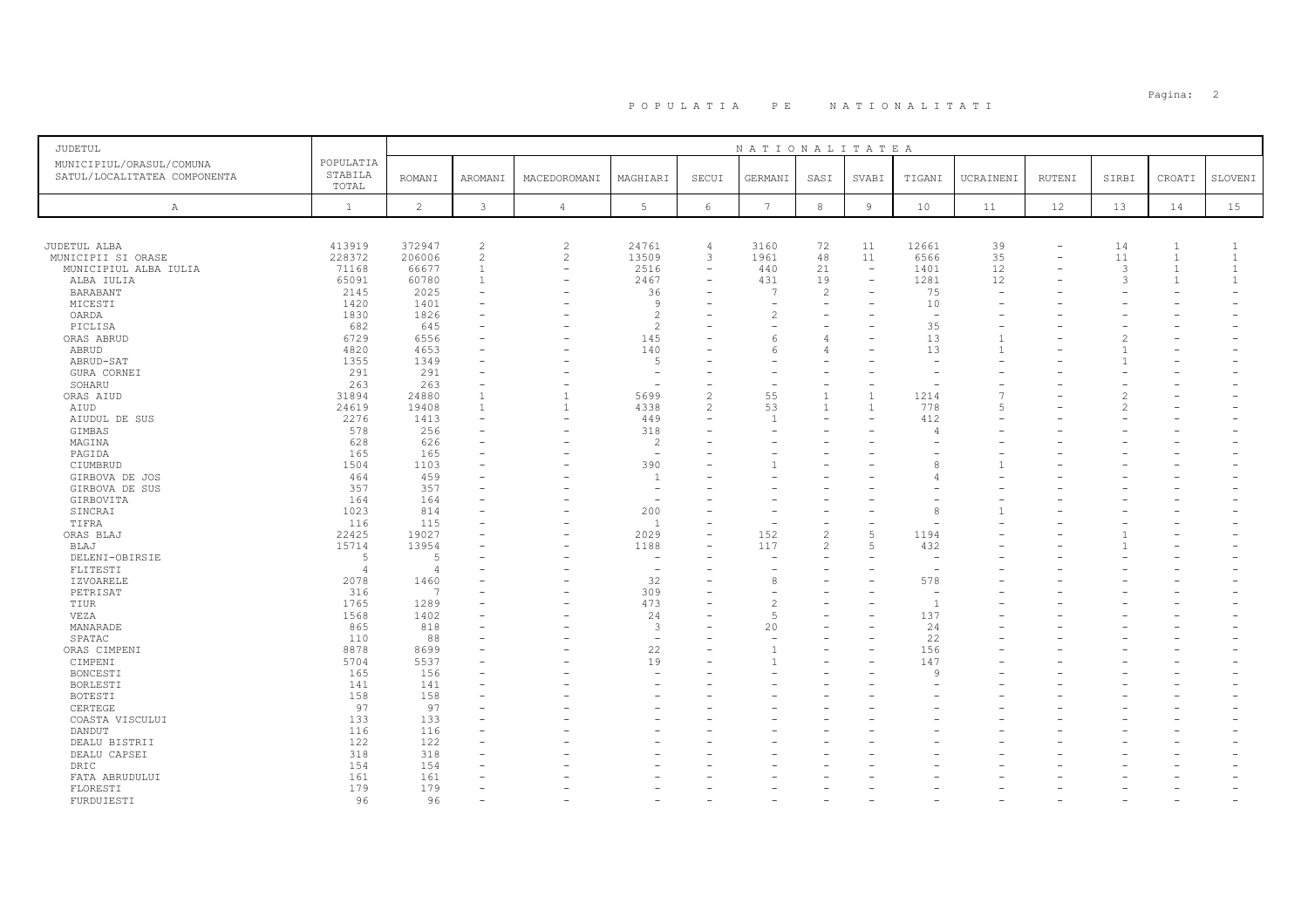# P O P U L A T I A   P E   N A T I O N A L I T A T I

| JUDETUL<br>MUNICIPIUL/ORASUL/COMUNA<br>SATUL/LOCALITATEA COMPONENTA | POPULATIA STABILA TOTAL | NATIONALITATEA | | | | | | | | | | | | | |
|---|---|---|---|---|---|---|---|---|---|---|---|---|---|---|---|
| | | ROMANI | AROMANI | MACEDOROMANI | MAGHIARI | SECUI | GERMANI | SASI | SVABI | TIGANI | UCRAINENI | RUTENI | SIRBI | CROATI | SLOVENI |
| A | 1 | 2 | 3 | 4 | 5 | 6 | 7 | 8 | 9 | 10 | 11 | 12 | 13 | 14 | 15 |
| JUDETUL ALBA | 413919 | 372947 | 2 | 2 | 24761 | 4 | 3160 | 72 | 11 | 12661 | 39 | - | 14 | 1 | 1 |
| MUNICIPII SI ORASE | 228372 | 206006 | 2 | 2 | 13509 | 3 | 1961 | 48 | 11 | 6566 | 35 | - | 11 | 1 | 1 |
| MUNICIPIUL ALBA IULIA | 71168 | 66677 | 1 | - | 2516 | - | 440 | 21 | - | 1401 | 12 | - | 3 | 1 | 1 |
| ALBA IULIA | 65091 | 60780 | 1 | - | 2467 | - | 431 | 19 | - | 1281 | 12 | - | 3 | 1 | 1 |
| BARABANT | 2145 | 2025 | - | - | 36 | - | 7 | 2 | - | 75 | - | - | - | - | - |
| MICESTI | 1420 | 1401 | - | - | 9 | - | - | - | - | 10 | - | - | - | - | - |
| OARDA | 1830 | 1826 | - | - | 2 | - | 2 | - | - | - | - | - | - | - | - |
| PICLISA | 682 | 645 | - | - | 2 | - | - | - | - | 35 | - | - | - | - | - |
| ORAS ABRUD | 6729 | 6556 | - | - | 145 | - | 6 | 4 | - | 13 | 1 | - | 2 | - | - |
| ABRUD | 4820 | 4653 | - | - | 140 | - | 6 | 4 | - | 13 | 1 | - | 1 | - | - |
| ABRUD-SAT | 1355 | 1349 | - | - | 5 | - | - | - | - | - | - | - | 1 | - | - |
| GURA CORNEI | 291 | 291 | - | - | - | - | - | - | - | - | - | - | - | - | - |
| SOHARU | 263 | 263 | - | - | - | - | - | - | - | - | - | - | - | - | - |
| ORAS AIUD | 31894 | 24880 | 1 | 1 | 5699 | 2 | 55 | 1 | 1 | 1214 | 7 | - | 2 | - | - |
| AIUD | 24619 | 19408 | 1 | 1 | 4338 | 2 | 53 | 1 | 1 | 778 | 5 | - | 2 | - | - |
| AIUDUL DE SUS | 2276 | 1413 | - | - | 449 | - | 1 | - | - | 412 | - | - | - | - | - |
| GIMBAS | 578 | 256 | - | - | 318 | - | - | - | - | 4 | - | - | - | - | - |
| MAGINA | 628 | 626 | - | - | 2 | - | - | - | - | - | - | - | - | - | - |
| PAGIDA | 165 | 165 | - | - | - | - | - | - | - | - | - | - | - | - | - |
| CIUMBRUD | 1504 | 1103 | - | - | 390 | - | 1 | - | - | 8 | 1 | - | - | - | - |
| GIRBOVA DE JOS | 464 | 459 | - | - | 1 | - | - | - | - | 4 | - | - | - | - | - |
| GIRBOVA DE SUS | 357 | 357 | - | - | - | - | - | - | - | - | - | - | - | - | - |
| GIRBOVITA | 164 | 164 | - | - | - | - | - | - | - | - | - | - | - | - | - |
| SINCRAI | 1023 | 814 | - | - | 200 | - | - | - | - | 8 | 1 | - | - | - | - |
| TIFRA | 116 | 115 | - | - | 1 | - | - | - | - | - | - | - | - | - | - |
| ORAS BLAJ | 22425 | 19027 | - | - | 2029 | - | 152 | 2 | 5 | 1194 | - | - | 1 | - | - |
| BLAJ | 15714 | 13954 | - | - | 1188 | - | 117 | 2 | 5 | 432 | - | - | 1 | - | - |
| DELENI-OBIRSIE | 5 | 5 | - | - | - | - | - | - | - | - | - | - | - | - | - |
| FLITESTI | 4 | 4 | - | - | - | - | - | - | - | - | - | - | - | - | - |
| IZVOARELE | 2078 | 1460 | - | - | 32 | - | 8 | - | - | 578 | - | - | - | - | - |
| PETRISAT | 316 | 7 | - | - | 309 | - | - | - | - | - | - | - | - | - | - |
| TIUR | 1765 | 1289 | - | - | 473 | - | 2 | - | - | 1 | - | - | - | - | - |
| VEZA | 1568 | 1402 | - | - | 24 | - | 5 | - | - | 137 | - | - | - | - | - |
| MANARADE | 865 | 818 | - | - | 3 | - | 20 | - | - | 24 | - | - | - | - | - |
| SPATAC | 110 | 88 | - | - | - | - | - | - | - | 22 | - | - | - | - | - |
| ORAS CIMPENI | 8878 | 8699 | - | - | 22 | - | 1 | - | - | 156 | - | - | - | - | - |
| CIMPENI | 5704 | 5537 | - | - | 19 | - | 1 | - | - | 147 | - | - | - | - | - |
| BONCESTI | 165 | 156 | - | - | - | - | - | - | - | 9 | - | - | - | - | - |
| BORLESTI | 141 | 141 | - | - | - | - | - | - | - | - | - | - | - | - | - |
| BOTESTI | 158 | 158 | - | - | - | - | - | - | - | - | - | - | - | - | - |
| CERTEGE | 97 | 97 | - | - | - | - | - | - | - | - | - | - | - | - | - |
| COASTA VISCULUI | 133 | 133 | - | - | - | - | - | - | - | - | - | - | - | - | - |
| DANDUT | 116 | 116 | - | - | - | - | - | - | - | - | - | - | - | - | - |
| DEALU BISTRII | 122 | 122 | - | - | - | - | - | - | - | - | - | - | - | - | - |
| DEALU CAPSEI | 318 | 318 | - | - | - | - | - | - | - | - | - | - | - | - | - |
| DRIC | 154 | 154 | - | - | - | - | - | - | - | - | - | - | - | - | - |
| FATA ABRUDULUI | 161 | 161 | - | - | - | - | - | - | - | - | - | - | - | - | - |
| FLORESTI | 179 | 179 | - | - | - | - | - | - | - | - | - | - | - | - | - |
| FURDUIESTI | 96 | 96 | - | - | - | - | - | - | - | - | - | - | - | - | - |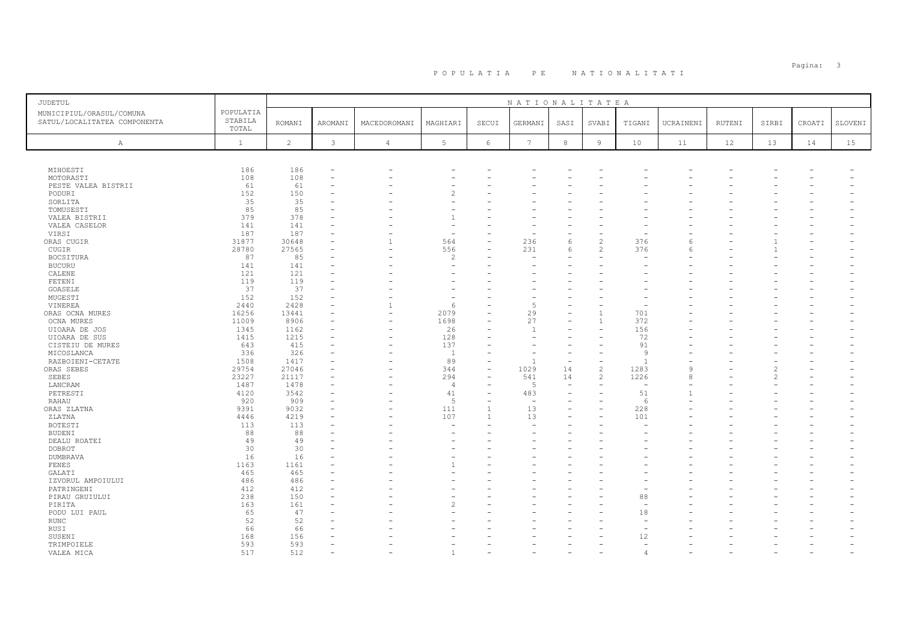# POPULATIA PE NATIONALITATI

| JUDETUL<br>MUNICIPIUL/ORASUL/COMUNA<br>SATUL/LOCALITATEA COMPONENTA | POPULATIA STABILA TOTAL | NATIONALITATEA | | | | | | | | | | | | | | |
|---|---|---|---|---|---|---|---|---|---|---|---|---|---|---|---|---|
| | | ROMANI | AROMANI | MACEDOROMANI | MAGHIARI | SECUI | GERMANI | SASI | SVABI | TIGANI | UCRAINENI | RUTENI | SIRBI | CROATI | SLOVENI |
| A | 1 | 2 | 3 | 4 | 5 | 6 | 7 | 8 | 9 | 10 | 11 | 12 | 13 | 14 | 15 |
| MIHOESTI | 186 | 186 | - | - | - | - | - | - | - | - | - | - | - | - | - |
| MOTORASTI | 108 | 108 | - | - | - | - | - | - | - | - | - | - | - | - | - |
| PESTE VALEA BISTRII | 61 | 61 | - | - | - | - | - | - | - | - | - | - | - | - | - |
| PODURI | 152 | 150 | - | - | 2 | - | - | - | - | - | - | - | - | - | - |
| SORLITA | 35 | 35 | - | - | - | - | - | - | - | - | - | - | - | - | - |
| TOMUSESTI | 85 | 85 | - | - | - | - | - | - | - | - | - | - | - | - | - |
| VALEA BISTRII | 379 | 378 | - | - | 1 | - | - | - | - | - | - | - | - | - | - |
| VALEA CASELOR | 141 | 141 | - | - | - | - | - | - | - | - | - | - | - | - | - |
| VIRSI | 187 | 187 | - | - | - | - | - | - | - | - | - | - | - | - | - |
| ORAS CUGIR | 31877 | 30648 | - | 1 | 564 | - | 236 | 6 | 2 | 376 | 6 | - | 1 | - | - |
| CUGIR | 28780 | 27565 | - | - | 556 | - | 231 | 6 | 2 | 376 | 6 | - | 1 | - | - |
| BOCSITURA | 87 | 85 | - | - | 2 | - | - | - | - | - | - | - | - | - | - |
| BUCURU | 141 | 141 | - | - | - | - | - | - | - | - | - | - | - | - | - |
| CALENE | 121 | 121 | - | - | - | - | - | - | - | - | - | - | - | - | - |
| FETENI | 119 | 119 | - | - | - | - | - | - | - | - | - | - | - | - | - |
| GOASELE | 37 | 37 | - | - | - | - | - | - | - | - | - | - | - | - | - |
| MUGESTI | 152 | 152 | - | - | - | - | - | - | - | - | - | - | - | - | - |
| VINEREA | 2440 | 2428 | - | 1 | 6 | - | 5 | - | - | - | - | - | - | - | - |
| ORAS OCNA MURES | 16256 | 13441 | - | - | 2079 | - | 29 | - | 1 | 701 | - | - | - | - | - |
| OCNA MURES | 11009 | 8906 | - | - | 1698 | - | 27 | - | 1 | 372 | - | - | - | - | - |
| UIOARA DE JOS | 1345 | 1162 | - | - | 26 | - | 1 | - | - | 156 | - | - | - | - | - |
| UIOARA DE SUS | 1415 | 1215 | - | - | 128 | - | - | - | - | 72 | - | - | - | - | - |
| CISTEIU DE MURES | 643 | 415 | - | - | 137 | - | - | - | - | 91 | - | - | - | - | - |
| MICOSLANCA | 336 | 326 | - | - | 1 | - | - | - | - | 9 | - | - | - | - | - |
| RAZBOIENI-CETATE | 1508 | 1417 | - | - | 89 | - | 1 | - | - | 1 | - | - | - | - | - |
| ORAS SEBES | 29754 | 27046 | - | - | 344 | - | 1029 | 14 | 2 | 1283 | 9 | - | 2 | - | - |
| SEBES | 23227 | 21117 | - | - | 294 | - | 541 | 14 | 2 | 1226 | 8 | - | 2 | - | - |
| LANCRAM | 1487 | 1478 | - | - | 4 | - | 5 | - | - | - | - | - | - | - | - |
| PETRESTI | 4120 | 3542 | - | - | 41 | - | 483 | - | - | 51 | 1 | - | - | - | - |
| RAHAU | 920 | 909 | - | - | 5 | - | - | - | - | 6 | - | - | - | - | - |
| ORAS ZLATNA | 9391 | 9032 | - | - | 111 | 1 | 13 | - | - | 228 | - | - | - | - | - |
| ZLATNA | 4446 | 4219 | - | - | 107 | 1 | 13 | - | - | 101 | - | - | - | - | - |
| BOTESTI | 113 | 113 | - | - | - | - | - | - | - | - | - | - | - | - | - |
| BUDENI | 88 | 88 | - | - | - | - | - | - | - | - | - | - | - | - | - |
| DEALU ROATEI | 49 | 49 | - | - | - | - | - | - | - | - | - | - | - | - | - |
| DOBROT | 30 | 30 | - | - | - | - | - | - | - | - | - | - | - | - | - |
| DUMBRAVA | 16 | 16 | - | - | - | - | - | - | - | - | - | - | - | - | - |
| FENES | 1163 | 1161 | - | - | 1 | - | - | - | - | - | - | - | - | - | - |
| GALATI | 465 | 465 | - | - | - | - | - | - | - | - | - | - | - | - | - |
| IZVORUL AMPOIULUI | 486 | 486 | - | - | - | - | - | - | - | - | - | - | - | - | - |
| PATRINGENI | 412 | 412 | - | - | - | - | - | - | - | - | - | - | - | - | - |
| PIRAU GRUIULUI | 238 | 150 | - | - | - | - | - | - | - | 88 | - | - | - | - | - |
| PIRITA | 163 | 161 | - | - | 2 | - | - | - | - | - | - | - | - | - | - |
| PODU LUI PAUL | 65 | 47 | - | - | - | - | - | - | - | 18 | - | - | - | - | - |
| RUNC | 52 | 52 | - | - | - | - | - | - | - | - | - | - | - | - | - |
| RUSI | 66 | 66 | - | - | - | - | - | - | - | - | - | - | - | - | - |
| SUSENI | 168 | 156 | - | - | - | - | - | - | - | 12 | - | - | - | - | - |
| TRIMPOIELE | 593 | 593 | - | - | - | - | - | - | - | - | - | - | - | - | - |
| VALEA MICA | 517 | 512 | - | - | 1 | - | - | - | - | 4 | - | - | - | - | - |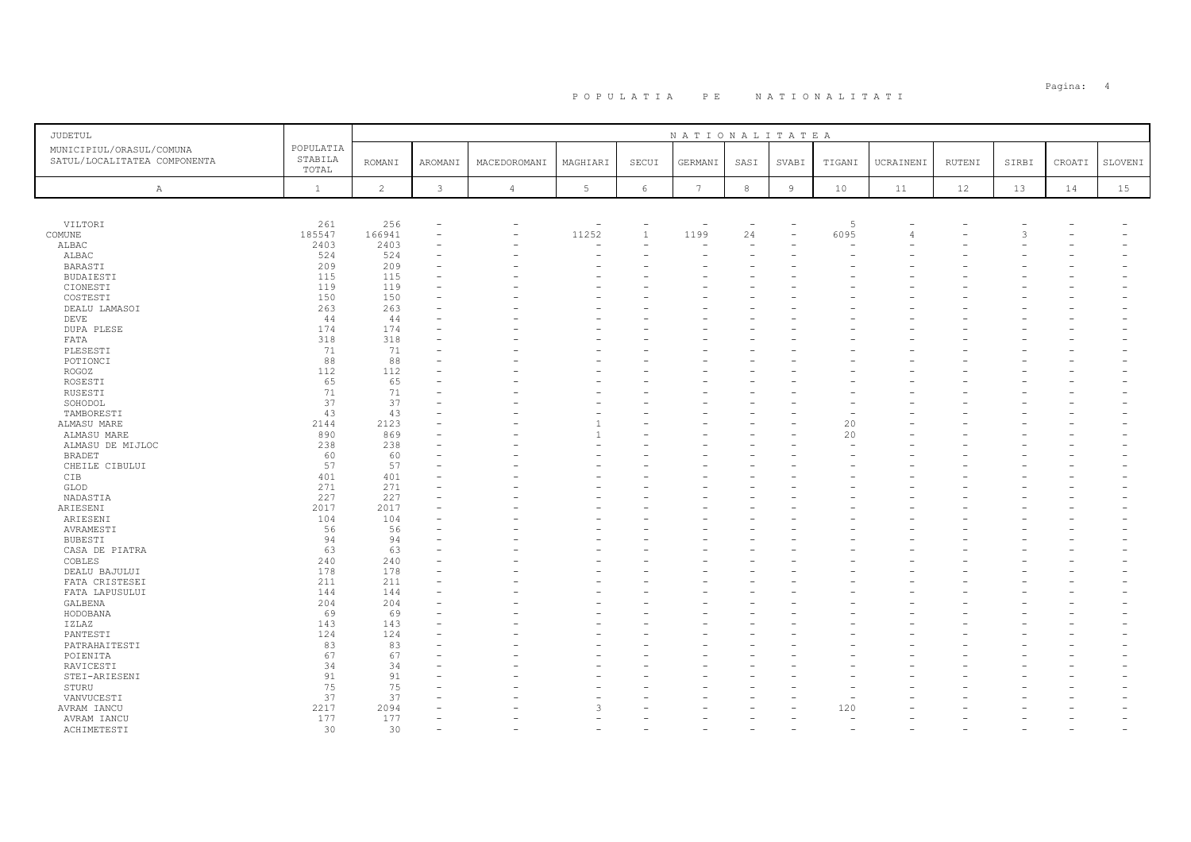# P O P U L A T I A   P E   N A T I O N A L I T A T I

| JUDETUL MUNICIPIUL/ORASUL/COMUNA SATUL/LOCALITATEA COMPONENTA | POPULATIA STABILA TOTAL | N A T I O N A L I T A T E A | | | | | | | | | | | | | |
|---|---|---|---|---|---|---|---|---|---|---|---|---|---|---|---|
| | | ROMANI | AROMANI | MACEDOROMANI | MAGHIARI | SECUI | GERMANI | SASI | SVABI | TIGANI | UCRAINENI | RUTENI | SIRBI | CROATI | SLOVENI |
| A | 1 | 2 | 3 | 4 | 5 | 6 | 7 | 8 | 9 | 10 | 11 | 12 | 13 | 14 | 15 |
| VILTORI | 261 | 256 | - | - | - | - | - | - | - | 5 | - | - | - | - | - |
| COMUNE | 185547 | 166941 | - | - | 11252 | 1 | 1199 | 24 | - | 6095 | 4 | - | 3 | - | - |
| ALBAC | 2403 | 2403 | - | - | - | - | - | - | - | - | - | - | - | - | - |
| ALBAC | 524 | 524 | - | - | - | - | - | - | - | - | - | - | - | - | - |
| BARASTI | 209 | 209 | - | - | - | - | - | - | - | - | - | - | - | - | - |
| BUDAIESTI | 115 | 115 | - | - | - | - | - | - | - | - | - | - | - | - | - |
| CIONESTI | 119 | 119 | - | - | - | - | - | - | - | - | - | - | - | - | - |
| COSTESTI | 150 | 150 | - | - | - | - | - | - | - | - | - | - | - | - | - |
| DEALU LAMASOI | 263 | 263 | - | - | - | - | - | - | - | - | - | - | - | - | - |
| DEVE | 44 | 44 | - | - | - | - | - | - | - | - | - | - | - | - | - |
| DUPA PLESE | 174 | 174 | - | - | - | - | - | - | - | - | - | - | - | - | - |
| FATA | 318 | 318 | - | - | - | - | - | - | - | - | - | - | - | - | - |
| PLESESTI | 71 | 71 | - | - | - | - | - | - | - | - | - | - | - | - | - |
| POTIONCI | 88 | 88 | - | - | - | - | - | - | - | - | - | - | - | - | - |
| ROGOZ | 112 | 112 | - | - | - | - | - | - | - | - | - | - | - | - | - |
| ROSESTI | 65 | 65 | - | - | - | - | - | - | - | - | - | - | - | - | - |
| RUSESTI | 71 | 71 | - | - | - | - | - | - | - | - | - | - | - | - | - |
| SOHODOL | 37 | 37 | - | - | - | - | - | - | - | - | - | - | - | - | - |
| TAMBORESTI | 43 | 43 | - | - | - | - | - | - | - | - | - | - | - | - | - |
| ALMASU MARE | 2144 | 2123 | - | - | 1 | - | - | - | - | 20 | - | - | - | - | - |
| ALMASU MARE | 890 | 869 | - | - | 1 | - | - | - | - | 20 | - | - | - | - | - |
| ALMASU DE MIJLOC | 238 | 238 | - | - | - | - | - | - | - | - | - | - | - | - | - |
| BRADET | 60 | 60 | - | - | - | - | - | - | - | - | - | - | - | - | - |
| CHEILE CIBULUI | 57 | 57 | - | - | - | - | - | - | - | - | - | - | - | - | - |
| CIB | 401 | 401 | - | - | - | - | - | - | - | - | - | - | - | - | - |
| GLOD | 271 | 271 | - | - | - | - | - | - | - | - | - | - | - | - | - |
| NADASTIA | 227 | 227 | - | - | - | - | - | - | - | - | - | - | - | - | - |
| ARIESENI | 2017 | 2017 | - | - | - | - | - | - | - | - | - | - | - | - | - |
| ARIESENI | 104 | 104 | - | - | - | - | - | - | - | - | - | - | - | - | - |
| AVRAMESTI | 56 | 56 | - | - | - | - | - | - | - | - | - | - | - | - | - |
| BUBESTI | 94 | 94 | - | - | - | - | - | - | - | - | - | - | - | - | - |
| CASA DE PIATRA | 63 | 63 | - | - | - | - | - | - | - | - | - | - | - | - | - |
| COBLES | 240 | 240 | - | - | - | - | - | - | - | - | - | - | - | - | - |
| DEALU BAJULUI | 178 | 178 | - | - | - | - | - | - | - | - | - | - | - | - | - |
| FATA CRISTESEI | 211 | 211 | - | - | - | - | - | - | - | - | - | - | - | - | - |
| FATA LAPUSULUI | 144 | 144 | - | - | - | - | - | - | - | - | - | - | - | - | - |
| GALBENA | 204 | 204 | - | - | - | - | - | - | - | - | - | - | - | - | - |
| HODOBANA | 69 | 69 | - | - | - | - | - | - | - | - | - | - | - | - | - |
| IZLAZ | 143 | 143 | - | - | - | - | - | - | - | - | - | - | - | - | - |
| PANTESTI | 124 | 124 | - | - | - | - | - | - | - | - | - | - | - | - | - |
| PATRAHAITESTI | 83 | 83 | - | - | - | - | - | - | - | - | - | - | - | - | - |
| POIENITA | 67 | 67 | - | - | - | - | - | - | - | - | - | - | - | - | - |
| RAVICESTI | 34 | 34 | - | - | - | - | - | - | - | - | - | - | - | - | - |
| STEI-ARIESENI | 91 | 91 | - | - | - | - | - | - | - | - | - | - | - | - | - |
| STURU | 75 | 75 | - | - | - | - | - | - | - | - | - | - | - | - | - |
| VANVUCESTI | 37 | 37 | - | - | - | - | - | - | - | - | - | - | - | - | - |
| AVRAM IANCU | 2217 | 2094 | - | - | 3 | - | - | - | - | 120 | - | - | - | - | - |
| AVRAM IANCU | 177 | 177 | - | - | - | - | - | - | - | - | - | - | - | - | - |
| ACHIMETESTI | 30 | 30 | - | - | - | - | - | - | - | - | - | - | - | - | - |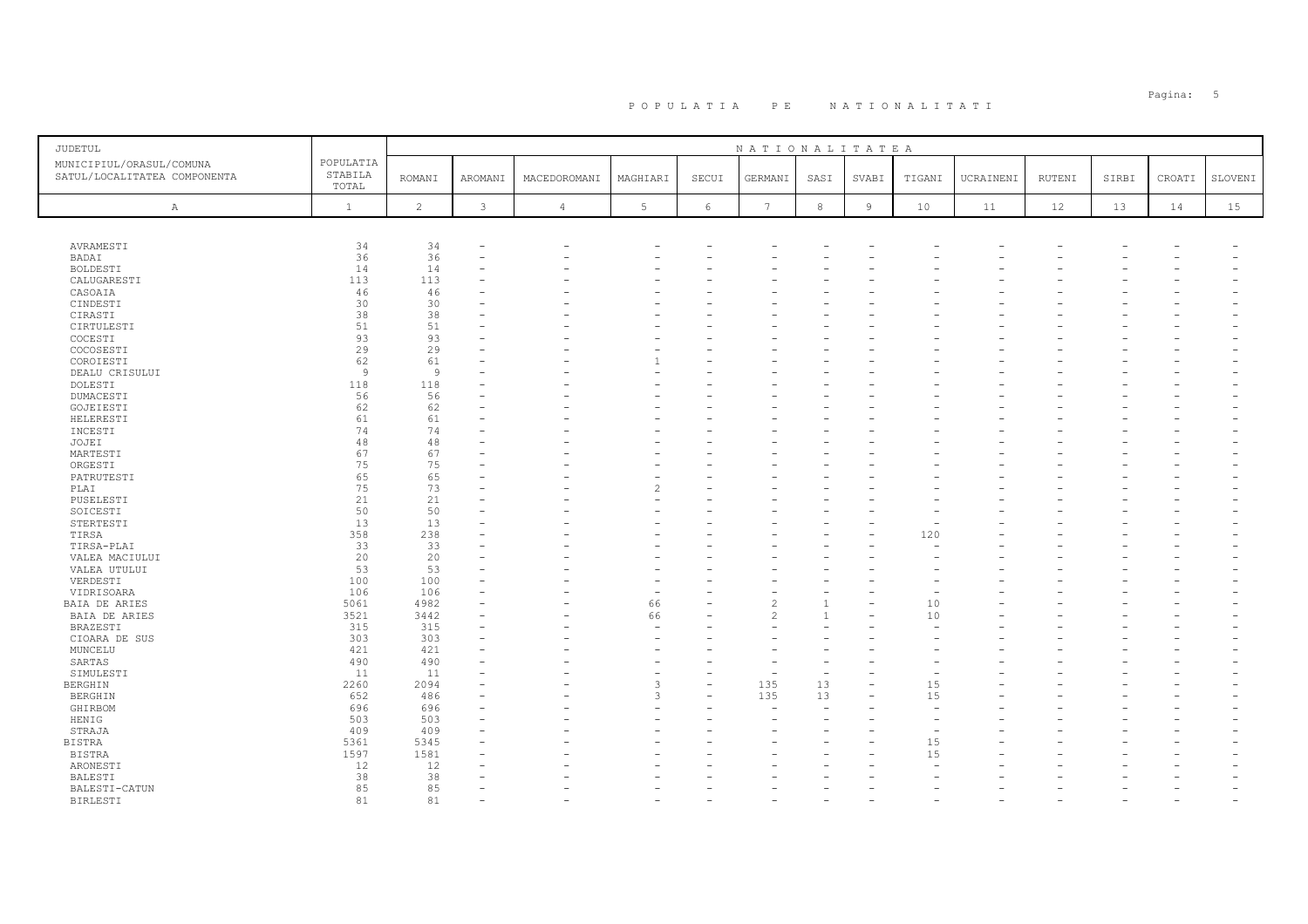# P O P U L A T I A   P E   N A T I O N A L I T A T I

| JUDETUL<br>MUNICIPIUL/ORASUL/COMUNA<br>SATUL/LOCALITATEA COMPONENTA | POPULATIA STABILA TOTAL | N A T I O N A L I T A T E A | | | | | | | | | | | | | |
|---|---|---|---|---|---|---|---|---|---|---|---|---|---|---|---|
| | | ROMANI | AROMANI | MACEDOROMANI | MAGHIARI | SECUI | GERMANI | SASI | SVABI | TIGANI | UCRAINENI | RUTENI | SIRBI | CROATI | SLOVENI |
| A | 1 | 2 | 3 | 4 | 5 | 6 | 7 | 8 | 9 | 10 | 11 | 12 | 13 | 14 | 15 |
| AVRAMESTI | 34 | 34 | - | - | - | - | - | - | - | - | - | - | - | - | - |
| BADAI | 36 | 36 | - | - | - | - | - | - | - | - | - | - | - | - | - |
| BOLDESTI | 14 | 14 | - | - | - | - | - | - | - | - | - | - | - | - | - |
| CALUGARESTI | 113 | 113 | - | - | - | - | - | - | - | - | - | - | - | - | - |
| CASOAIA | 46 | 46 | - | - | - | - | - | - | - | - | - | - | - | - | - |
| CINDESTI | 30 | 30 | - | - | - | - | - | - | - | - | - | - | - | - | - |
| CIRASTI | 38 | 38 | - | - | - | - | - | - | - | - | - | - | - | - | - |
| CIRTULESTI | 51 | 51 | - | - | - | - | - | - | - | - | - | - | - | - | - |
| COCESTI | 93 | 93 | - | - | - | - | - | - | - | - | - | - | - | - | - |
| COCOSESTI | 29 | 29 | - | - | - | - | - | - | - | - | - | - | - | - | - |
| COROIESTI | 62 | 61 | - | - | 1 | - | - | - | - | - | - | - | - | - | - |
| DEALU CRISULUI | 9 | 9 | - | - | - | - | - | - | - | - | - | - | - | - | - |
| DOLESTI | 118 | 118 | - | - | - | - | - | - | - | - | - | - | - | - | - |
| DUMACESTI | 56 | 56 | - | - | - | - | - | - | - | - | - | - | - | - | - |
| GOJEIESTI | 62 | 62 | - | - | - | - | - | - | - | - | - | - | - | - | - |
| HELERESTI | 61 | 61 | - | - | - | - | - | - | - | - | - | - | - | - | - |
| INCESTI | 74 | 74 | - | - | - | - | - | - | - | - | - | - | - | - | - |
| JOJEI | 48 | 48 | - | - | - | - | - | - | - | - | - | - | - | - | - |
| MARTESTI | 67 | 67 | - | - | - | - | - | - | - | - | - | - | - | - | - |
| ORGESTI | 75 | 75 | - | - | - | - | - | - | - | - | - | - | - | - | - |
| PATRUTESTI | 65 | 65 | - | - | - | - | - | - | - | - | - | - | - | - | - |
| PLAI | 75 | 73 | - | - | 2 | - | - | - | - | - | - | - | - | - | - |
| PUSELESTI | 21 | 21 | - | - | - | - | - | - | - | - | - | - | - | - | - |
| SOICESTI | 50 | 50 | - | - | - | - | - | - | - | - | - | - | - | - | - |
| STERTESTI | 13 | 13 | - | - | - | - | - | - | - | - | - | - | - | - | - |
| TIRSA | 358 | 238 | - | - | - | - | - | - | - | 120 | - | - | - | - | - |
| TIRSA-PLAI | 33 | 33 | - | - | - | - | - | - | - | - | - | - | - | - | - |
| VALEA MACIULUI | 20 | 20 | - | - | - | - | - | - | - | - | - | - | - | - | - |
| VALEA UTULUI | 53 | 53 | - | - | - | - | - | - | - | - | - | - | - | - | - |
| VERDESTI | 100 | 100 | - | - | - | - | - | - | - | - | - | - | - | - | - |
| VIDRISOARA | 106 | 106 | - | - | - | - | - | - | - | - | - | - | - | - | - |
| BAIA DE ARIES | 5061 | 4982 | - | - | 66 | - | 2 | 1 | - | 10 | - | - | - | - | - |
| BAIA DE ARIES | 3521 | 3442 | - | - | 66 | - | 2 | 1 | - | 10 | - | - | - | - | - |
| BRAZESTI | 315 | 315 | - | - | - | - | - | - | - | - | - | - | - | - | - |
| CIOARA DE SUS | 303 | 303 | - | - | - | - | - | - | - | - | - | - | - | - | - |
| MUNCELU | 421 | 421 | - | - | - | - | - | - | - | - | - | - | - | - | - |
| SARTAS | 490 | 490 | - | - | - | - | - | - | - | - | - | - | - | - | - |
| SIMULESTI | 11 | 11 | - | - | - | - | - | - | - | - | - | - | - | - | - |
| BERGHIN | 2260 | 2094 | - | - | 3 | - | 135 | 13 | - | 15 | - | - | - | - | - |
| BERGHIN | 652 | 486 | - | - | 3 | - | 135 | 13 | - | 15 | - | - | - | - | - |
| GHIRBOM | 696 | 696 | - | - | - | - | - | - | - | - | - | - | - | - | - |
| HENIG | 503 | 503 | - | - | - | - | - | - | - | - | - | - | - | - | - |
| STRAJA | 409 | 409 | - | - | - | - | - | - | - | - | - | - | - | - | - |
| BISTRA | 5361 | 5345 | - | - | - | - | - | - | - | 15 | - | - | - | - | - |
| BISTRA | 1597 | 1581 | - | - | - | - | - | - | - | 15 | - | - | - | - | - |
| ARONESTI | 12 | 12 | - | - | - | - | - | - | - | - | - | - | - | - | - |
| BALESTI | 38 | 38 | - | - | - | - | - | - | - | - | - | - | - | - | - |
| BALESTI-CATUN | 85 | 85 | - | - | - | - | - | - | - | - | - | - | - | - | - |
| BIRLESTI | 81 | 81 | - | - | - | - | - | - | - | - | - | - | - | - | - |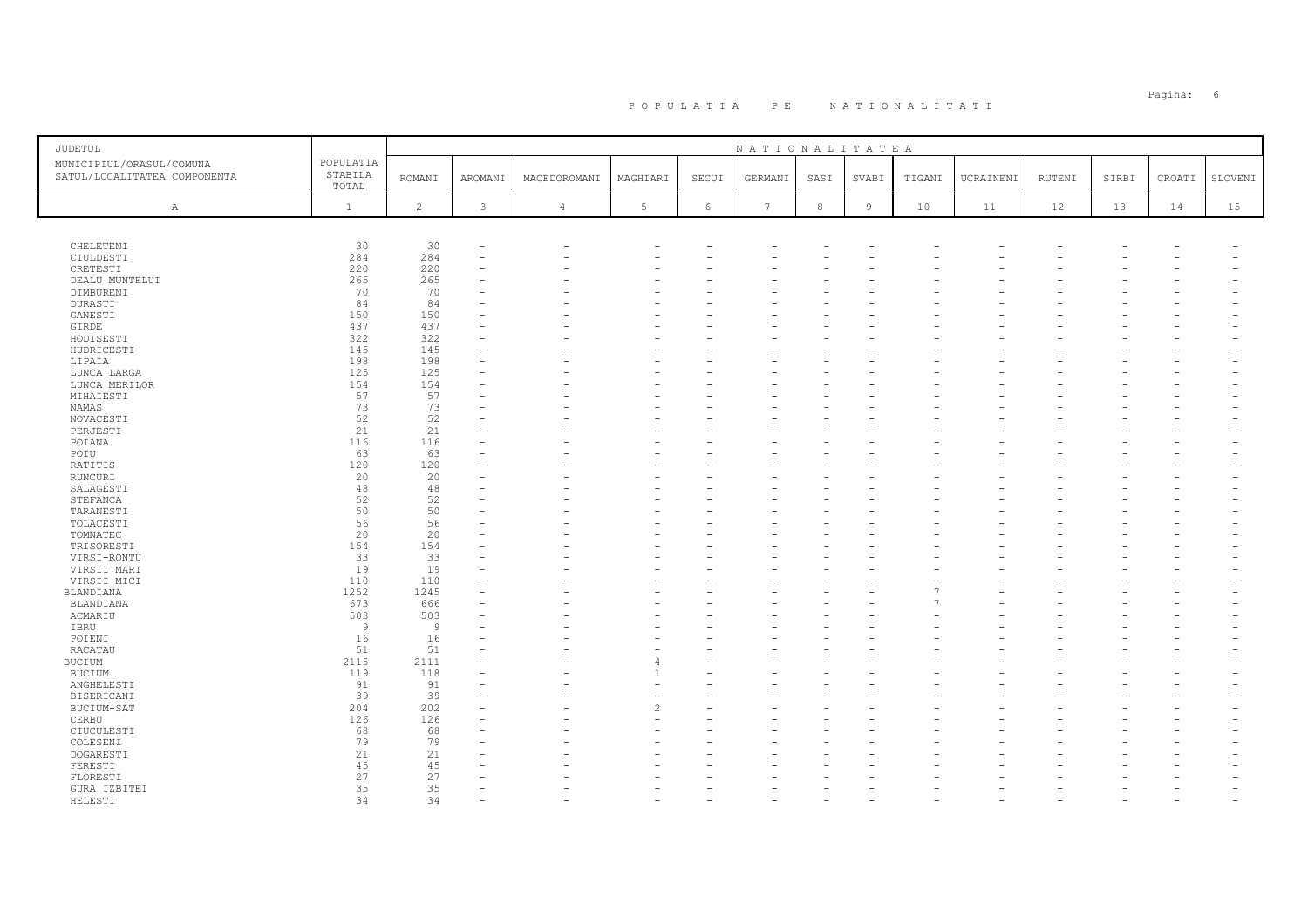# POPULATIA PE NATIONALITATI

| JUDETUL<br>MUNICIPIUL/ORASUL/COMUNA<br>SATUL/LOCALITATEA COMPONENTA | POPULATIA STABILA TOTAL | NATIONALITATEA | | | | | | | | | | | | | | |
|---|---|---|---|---|---|---|---|---|---|---|---|---|---|---|---|---|
| | | ROMANI | AROMANI | MACEDOROMANI | MAGHIARI | SECUI | GERMANI | SASI | SVABI | TIGANI | UCRAINENI | RUTENI | SIRBI | CROATI | SLOVENI |
| A | 1 | 2 | 3 | 4 | 5 | 6 | 7 | 8 | 9 | 10 | 11 | 12 | 13 | 14 | 15 |
| CHELETENI | 30 | 30 | - | - | - | - | - | - | - | - | - | - | - | - | - |
| CIULDESTI | 284 | 284 | - | - | - | - | - | - | - | - | - | - | - | - | - |
| CRETESTI | 220 | 220 | - | - | - | - | - | - | - | - | - | - | - | - | - |
| DEALU MUNTELUI | 265 | 265 | - | - | - | - | - | - | - | - | - | - | - | - | - |
| DIMBURENI | 70 | 70 | - | - | - | - | - | - | - | - | - | - | - | - | - |
| DURASTI | 84 | 84 | - | - | - | - | - | - | - | - | - | - | - | - | - |
| GANESTI | 150 | 150 | - | - | - | - | - | - | - | - | - | - | - | - | - |
| GIRDE | 437 | 437 | - | - | - | - | - | - | - | - | - | - | - | - | - |
| HODISESTI | 322 | 322 | - | - | - | - | - | - | - | - | - | - | - | - | - |
| HUDRICESTI | 145 | 145 | - | - | - | - | - | - | - | - | - | - | - | - | - |
| LIPAIA | 198 | 198 | - | - | - | - | - | - | - | - | - | - | - | - | - |
| LUNCA LARGA | 125 | 125 | - | - | - | - | - | - | - | - | - | - | - | - | - |
| LUNCA MERILOR | 154 | 154 | - | - | - | - | - | - | - | - | - | - | - | - | - |
| MIHAIESTI | 57 | 57 | - | - | - | - | - | - | - | - | - | - | - | - | - |
| NAMAS | 73 | 73 | - | - | - | - | - | - | - | - | - | - | - | - | - |
| NOVACESTI | 52 | 52 | - | - | - | - | - | - | - | - | - | - | - | - | - |
| PERJESTI | 21 | 21 | - | - | - | - | - | - | - | - | - | - | - | - | - |
| POIANA | 116 | 116 | - | - | - | - | - | - | - | - | - | - | - | - | - |
| POIU | 63 | 63 | - | - | - | - | - | - | - | - | - | - | - | - | - |
| RATITIS | 120 | 120 | - | - | - | - | - | - | - | - | - | - | - | - | - |
| RUNCURI | 20 | 20 | - | - | - | - | - | - | - | - | - | - | - | - | - |
| SALAGESTI | 48 | 48 | - | - | - | - | - | - | - | - | - | - | - | - | - |
| STEFANCA | 52 | 52 | - | - | - | - | - | - | - | - | - | - | - | - | - |
| TARANESTI | 50 | 50 | - | - | - | - | - | - | - | - | - | - | - | - | - |
| TOLACESTI | 56 | 56 | - | - | - | - | - | - | - | - | - | - | - | - | - |
| TOMNATEC | 20 | 20 | - | - | - | - | - | - | - | - | - | - | - | - | - |
| TRISORESTI | 154 | 154 | - | - | - | - | - | - | - | - | - | - | - | - | - |
| VIRSI-RONTU | 33 | 33 | - | - | - | - | - | - | - | - | - | - | - | - | - |
| VIRSII MARI | 19 | 19 | - | - | - | - | - | - | - | - | - | - | - | - | - |
| VIRSII MICI | 110 | 110 | - | - | - | - | - | - | - | - | - | - | - | - | - |
| BLANDIANA | 1252 | 1245 | - | - | - | - | - | - | - | 7 | - | - | - | - | - |
| BLANDIANA | 673 | 666 | - | - | - | - | - | - | - | 7 | - | - | - | - | - |
| ACMARIU | 503 | 503 | - | - | - | - | - | - | - | - | - | - | - | - | - |
| IBRU | 9 | 9 | - | - | - | - | - | - | - | - | - | - | - | - | - |
| POIENI | 16 | 16 | - | - | - | - | - | - | - | - | - | - | - | - | - |
| RACATAU | 51 | 51 | - | - | - | - | - | - | - | - | - | - | - | - | - |
| BUCIUM | 2115 | 2111 | - | - | 4 | - | - | - | - | - | - | - | - | - | - |
| BUCIUM | 119 | 118 | - | - | 1 | - | - | - | - | - | - | - | - | - | - |
| ANGHELESTI | 91 | 91 | - | - | - | - | - | - | - | - | - | - | - | - | - |
| BISERICANI | 39 | 39 | - | - | - | - | - | - | - | - | - | - | - | - | - |
| BUCIUM-SAT | 204 | 202 | - | - | 2 | - | - | - | - | - | - | - | - | - | - |
| CERBU | 126 | 126 | - | - | - | - | - | - | - | - | - | - | - | - | - |
| CIUCULESTI | 68 | 68 | - | - | - | - | - | - | - | - | - | - | - | - | - |
| COLESENI | 79 | 79 | - | - | - | - | - | - | - | - | - | - | - | - | - |
| DOGARESTI | 21 | 21 | - | - | - | - | - | - | - | - | - | - | - | - | - |
| FERESTI | 45 | 45 | - | - | - | - | - | - | - | - | - | - | - | - | - |
| FLORESTI | 27 | 27 | - | - | - | - | - | - | - | - | - | - | - | - | - |
| GURA IZBITEI | 35 | 35 | - | - | - | - | - | - | - | - | - | - | - | - | - |
| HELESTI | 34 | 34 | - | - | - | - | - | - | - | - | - | - | - | - | - |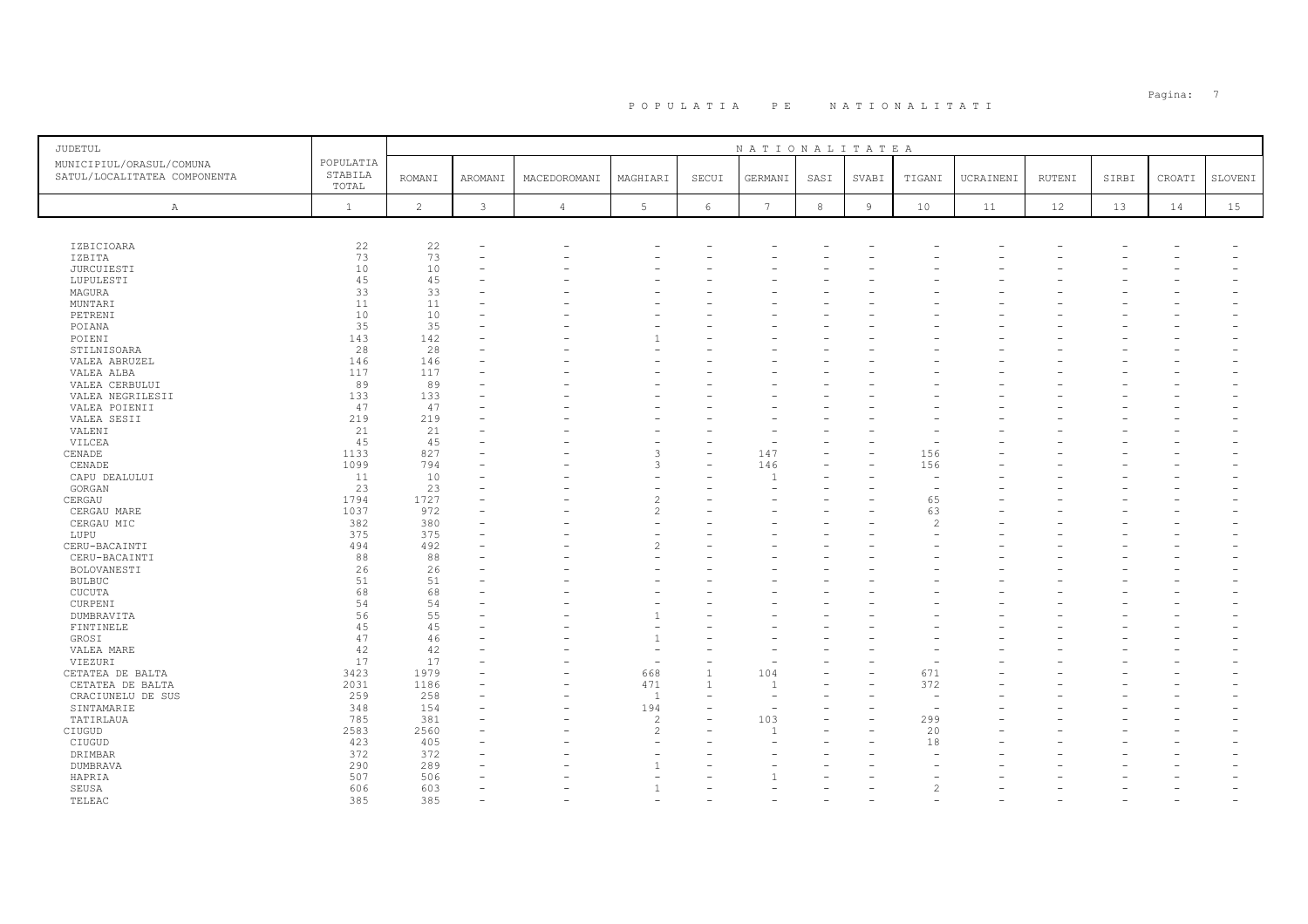# P O P U L A T I A   P E   N A T I O N A L I T A T I

| JUDETUL<br>MUNICIPIUL/ORASUL/COMUNA<br>SATUL/LOCALITATEA COMPONENTA | POPULATIA STABILA TOTAL | NATIONALITATEA | | | | | | | | | | | | | | |
|---|---|---|---|---|---|---|---|---|---|---|---|---|---|---|---|---|
| | | ROMANI | AROMANI | MACEDOROMANI | MAGHIARI | SECUI | GERMANI | SASI | SVABI | TIGANI | UCRAINENI | RUTENI | SIRBI | CROATI | SLOVENI |
| A | 1 | 2 | 3 | 4 | 5 | 6 | 7 | 8 | 9 | 10 | 11 | 12 | 13 | 14 | 15 |
| IZBICIOARA | 22 | 22 | - | - | - | - | - | - | - | - | - | - | - | - | - |
| IZBITA | 73 | 73 | - | - | - | - | - | - | - | - | - | - | - | - | - |
| JURCUIESTI | 10 | 10 | - | - | - | - | - | - | - | - | - | - | - | - | - |
| LUPULESTI | 45 | 45 | - | - | - | - | - | - | - | - | - | - | - | - | - |
| MAGURA | 33 | 33 | - | - | - | - | - | - | - | - | - | - | - | - | - |
| MUNTARI | 11 | 11 | - | - | - | - | - | - | - | - | - | - | - | - | - |
| PETRENI | 10 | 10 | - | - | - | - | - | - | - | - | - | - | - | - | - |
| POIANA | 35 | 35 | - | - | - | - | - | - | - | - | - | - | - | - | - |
| POIENI | 143 | 142 | - | - | 1 | - | - | - | - | - | - | - | - | - | - |
| STILNISOARA | 28 | 28 | - | - | - | - | - | - | - | - | - | - | - | - | - |
| VALEA ABRUZEL | 146 | 146 | - | - | - | - | - | - | - | - | - | - | - | - | - |
| VALEA ALBA | 117 | 117 | - | - | - | - | - | - | - | - | - | - | - | - | - |
| VALEA CERBULUI | 89 | 89 | - | - | - | - | - | - | - | - | - | - | - | - | - |
| VALEA NEGRILESII | 133 | 133 | - | - | - | - | - | - | - | - | - | - | - | - | - |
| VALEA POIENII | 47 | 47 | - | - | - | - | - | - | - | - | - | - | - | - | - |
| VALEA SESII | 219 | 219 | - | - | - | - | - | - | - | - | - | - | - | - | - |
| VALENI | 21 | 21 | - | - | - | - | - | - | - | - | - | - | - | - | - |
| VILCEA | 45 | 45 | - | - | - | - | - | - | - | - | - | - | - | - | - |
| CENADE | 1133 | 827 | - | - | 3 | - | 147 | - | - | 156 | - | - | - | - | - |
| CENADE | 1099 | 794 | - | - | 3 | - | 146 | - | - | 156 | - | - | - | - | - |
| CAPU DEALULUI | 11 | 10 | - | - | - | - | 1 | - | - | - | - | - | - | - | - |
| GORGAN | 23 | 23 | - | - | - | - | - | - | - | - | - | - | - | - | - |
| CERGAU | 1794 | 1727 | - | - | 2 | - | - | - | - | 65 | - | - | - | - | - |
| CERGAU MARE | 1037 | 972 | - | - | 2 | - | - | - | - | 63 | - | - | - | - | - |
| CERGAU MIC | 382 | 380 | - | - | - | - | - | - | - | 2 | - | - | - | - | - |
| LUPU | 375 | 375 | - | - | - | - | - | - | - | - | - | - | - | - | - |
| CERU-BACAINTI | 494 | 492 | - | - | 2 | - | - | - | - | - | - | - | - | - | - |
| CERU-BACAINTI | 88 | 88 | - | - | - | - | - | - | - | - | - | - | - | - | - |
| BOLOVANESTI | 26 | 26 | - | - | - | - | - | - | - | - | - | - | - | - | - |
| BULBUC | 51 | 51 | - | - | - | - | - | - | - | - | - | - | - | - | - |
| CUCUTA | 68 | 68 | - | - | - | - | - | - | - | - | - | - | - | - | - |
| CURPENI | 54 | 54 | - | - | - | - | - | - | - | - | - | - | - | - | - |
| DUMBRAVITA | 56 | 55 | - | - | 1 | - | - | - | - | - | - | - | - | - | - |
| FINTINELE | 45 | 45 | - | - | - | - | - | - | - | - | - | - | - | - | - |
| GROSI | 47 | 46 | - | - | 1 | - | - | - | - | - | - | - | - | - | - |
| VALEA MARE | 42 | 42 | - | - | - | - | - | - | - | - | - | - | - | - | - |
| VIEZURI | 17 | 17 | - | - | - | - | - | - | - | - | - | - | - | - | - |
| CETATEA DE BALTA | 3423 | 1979 | - | - | 668 | 1 | 104 | - | - | 671 | - | - | - | - | - |
| CETATEA DE BALTA | 2031 | 1186 | - | - | 471 | 1 | 1 | - | - | 372 | - | - | - | - | - |
| CRACIUNELU DE SUS | 259 | 258 | - | - | 1 | - | - | - | - | - | - | - | - | - | - |
| SINTAMARIE | 348 | 154 | - | - | 194 | - | - | - | - | - | - | - | - | - | - |
| TATIRLAUA | 785 | 381 | - | - | 2 | - | 103 | - | - | 299 | - | - | - | - | - |
| CIUGUD | 2583 | 2560 | - | - | 2 | - | 1 | - | - | 20 | - | - | - | - | - |
| CIUGUD | 423 | 405 | - | - | - | - | - | - | - | 18 | - | - | - | - | - |
| DRIMBAR | 372 | 372 | - | - | - | - | - | - | - | - | - | - | - | - | - |
| DUMBRAVA | 290 | 289 | - | - | 1 | - | - | - | - | - | - | - | - | - | - |
| HAPRIA | 507 | 506 | - | - | - | - | 1 | - | - | - | - | - | - | - | - |
| SEUSA | 606 | 603 | - | - | 1 | - | - | - | - | 2 | - | - | - | - | - |
| TELEAC | 385 | 385 | - | - | - | - | - | - | - | - | - | - | - | - | - |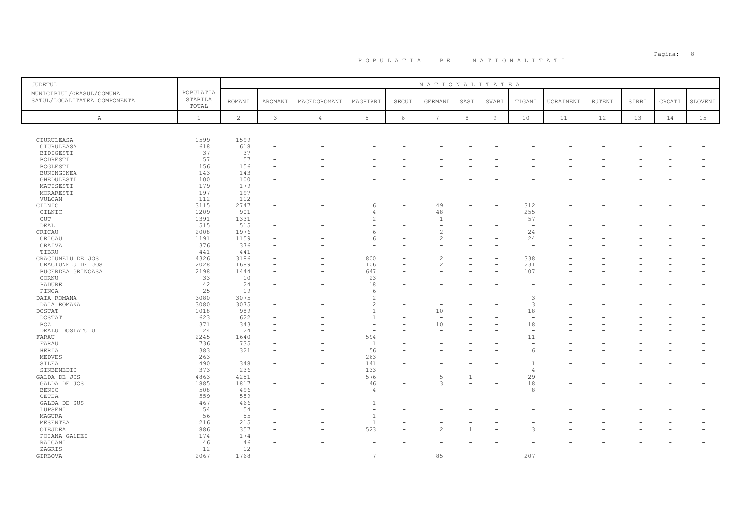# P O P U L A T I A   P E   N A T I O N A L I T A T I

| JUDETUL<br>MUNICIPIUL/ORASUL/COMUNA<br>SATUL/LOCALITATEA COMPONENTA | POPULATIA STABILA TOTAL | NATIONALITATEA | | | | | | | | | | | | | | |
|---|---|---|---|---|---|---|---|---|---|---|---|---|---|---|---|---|
| | | ROMANI | AROMANI | MACEDOROMANI | MAGHIARI | SECUI | GERMANI | SASI | SVABI | TIGANI | UCRAINENI | RUTENI | SIRBI | CROATI | SLOVENI |
| A | 1 | 2 | 3 | 4 | 5 | 6 | 7 | 8 | 9 | 10 | 11 | 12 | 13 | 14 | 15 |
| CIURULEASA | 1599 | 1599 | - | - | - | - | - | - | - | - | - | - | - | - | - |
| CIURULEASA | 618 | 618 | - | - | - | - | - | - | - | - | - | - | - | - | - |
| BIDIGESTI | 37 | 37 | - | - | - | - | - | - | - | - | - | - | - | - | - |
| BODRESTI | 57 | 57 | - | - | - | - | - | - | - | - | - | - | - | - | - |
| BOGLESTI | 156 | 156 | - | - | - | - | - | - | - | - | - | - | - | - | - |
| BUNINGINEA | 143 | 143 | - | - | - | - | - | - | - | - | - | - | - | - | - |
| GHEDULESTI | 100 | 100 | - | - | - | - | - | - | - | - | - | - | - | - | - |
| MATISESTI | 179 | 179 | - | - | - | - | - | - | - | - | - | - | - | - | - |
| MORARESTI | 197 | 197 | - | - | - | - | - | - | - | - | - | - | - | - | - |
| VULCAN | 112 | 112 | - | - | - | - | - | - | - | - | - | - | - | - | - |
| CILNIC | 3115 | 2747 | - | - | 6 | - | 49 | - | - | 312 | - | - | - | - | - |
| CILNIC | 1209 | 901 | - | - | 4 | - | 48 | - | - | 255 | - | - | - | - | - |
| CUT | 1391 | 1331 | - | - | 2 | - | 1 | - | - | 57 | - | - | - | - | - |
| DEAL | 515 | 515 | - | - | - | - | - | - | - | - | - | - | - | - | - |
| CRICAU | 2008 | 1976 | - | - | 6 | - | 2 | - | - | 24 | - | - | - | - | - |
| CRICAU | 1191 | 1159 | - | - | 6 | - | 2 | - | - | 24 | - | - | - | - | - |
| CRAIVA | 376 | 376 | - | - | - | - | - | - | - | - | - | - | - | - | - |
| TIBRU | 441 | 441 | - | - | - | - | - | - | - | - | - | - | - | - | - |
| CRACIUNELU DE JOS | 4326 | 3186 | - | - | 800 | - | 2 | - | - | 338 | - | - | - | - | - |
| CRACIUNELU DE JOS | 2028 | 1689 | - | - | 106 | - | 2 | - | - | 231 | - | - | - | - | - |
| BUCERDEA GRINOASA | 2198 | 1444 | - | - | 647 | - | - | - | - | 107 | - | - | - | - | - |
| CORNU | 33 | 10 | - | - | 23 | - | - | - | - | - | - | - | - | - | - |
| PADURE | 42 | 24 | - | - | 18 | - | - | - | - | - | - | - | - | - | - |
| PINCA | 25 | 19 | - | - | 6 | - | - | - | - | - | - | - | - | - | - |
| DAIA ROMANA | 3080 | 3075 | - | - | 2 | - | - | - | - | 3 | - | - | - | - | - |
| DAIA ROMANA | 3080 | 3075 | - | - | 2 | - | - | - | - | 3 | - | - | - | - | - |
| DOSTAT | 1018 | 989 | - | - | 1 | - | 10 | - | - | 18 | - | - | - | - | - |
| DOSTAT | 623 | 622 | - | - | 1 | - | - | - | - | - | - | - | - | - | - |
| BOZ | 371 | 343 | - | - | - | - | 10 | - | - | 18 | - | - | - | - | - |
| DEALU DOSTATULUI | 24 | 24 | - | - | - | - | - | - | - | - | - | - | - | - | - |
| FARAU | 2245 | 1640 | - | - | 594 | - | - | - | - | 11 | - | - | - | - | - |
| FARAU | 736 | 735 | - | - | 1 | - | - | - | - | - | - | - | - | - | - |
| HERIA | 383 | 321 | - | - | 56 | - | - | - | - | 6 | - | - | - | - | - |
| MEDVES | 263 | - | - | - | 263 | - | - | - | - | - | - | - | - | - | - |
| SILEA | 490 | 348 | - | - | 141 | - | - | - | - | 1 | - | - | - | - | - |
| SINBENEDIC | 373 | 236 | - | - | 133 | - | - | - | - | 4 | - | - | - | - | - |
| GALDA DE JOS | 4863 | 4251 | - | - | 576 | - | 5 | 1 | - | 29 | - | - | - | - | - |
| GALDA DE JOS | 1885 | 1817 | - | - | 46 | - | 3 | - | - | 18 | - | - | - | - | - |
| BENIC | 508 | 496 | - | - | 4 | - | - | - | - | 8 | - | - | - | - | - |
| CETEA | 559 | 559 | - | - | - | - | - | - | - | - | - | - | - | - | - |
| GALDA DE SUS | 467 | 466 | - | - | 1 | - | - | - | - | - | - | - | - | - | - |
| LUPSENI | 54 | 54 | - | - | - | - | - | - | - | - | - | - | - | - | - |
| MAGURA | 56 | 55 | - | - | 1 | - | - | - | - | - | - | - | - | - | - |
| MESENTEA | 216 | 215 | - | - | 1 | - | - | - | - | - | - | - | - | - | - |
| OIEJDEA | 886 | 357 | - | - | 523 | - | 2 | 1 | - | 3 | - | - | - | - | - |
| POIANA GALDEI | 174 | 174 | - | - | - | - | - | - | - | - | - | - | - | - | - |
| RAICANI | 46 | 46 | - | - | - | - | - | - | - | - | - | - | - | - | - |
| ZAGRIS | 12 | 12 | - | - | - | - | - | - | - | - | - | - | - | - | - |
| GIRBOVA | 2067 | 1768 | - | - | 7 | - | 85 | - | - | 207 | - | - | - | - | - |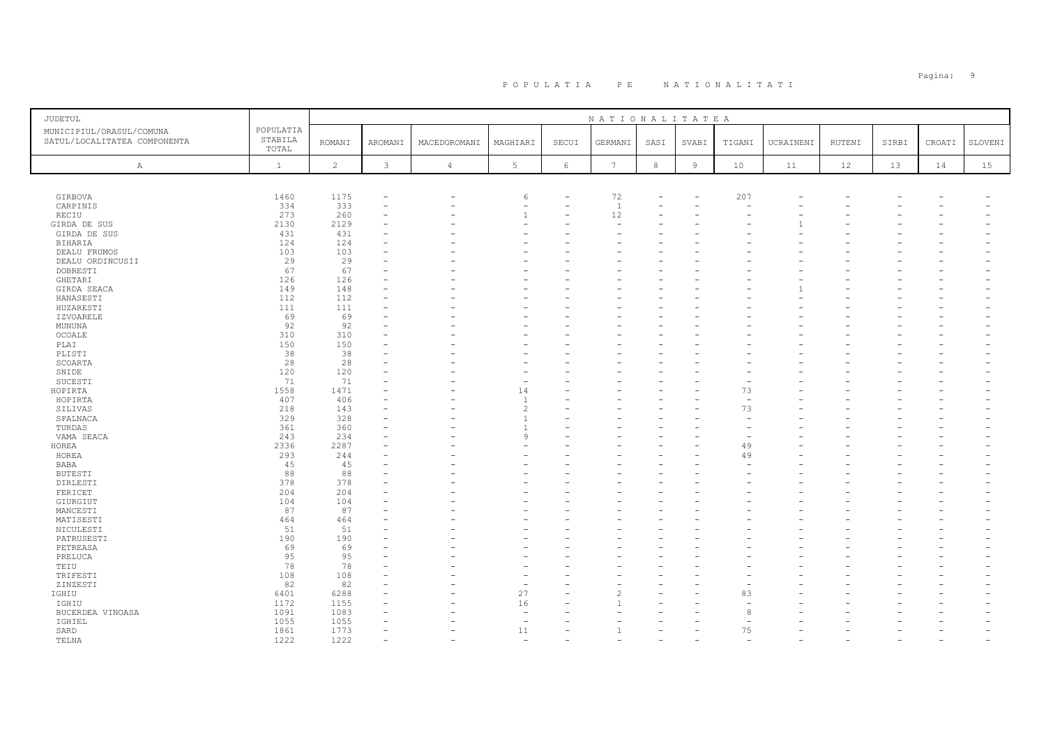# POPULATIA PE NATIONALITATI

| JUDETUL MUNICIPIUL/ORASUL/COMUNA SATUL/LOCALITATEA COMPONENTA | POPULATIA STABILA TOTAL | NATIONALITATEA ROMANI | AROMANI | MACEDOROMANI | MAGHIARI | SECUI | GERMANI | SASI | SVABI | TIGANI | UCRAINENI | RUTENI | SIRBI | CROATI | SLOVENI |
|---|---|---|---|---|---|---|---|---|---|---|---|---|---|---|---|
| A | 1 | 2 | 3 | 4 | 5 | 6 | 7 | 8 | 9 | 10 | 11 | 12 | 13 | 14 | 15 |
| GIRBOVA | 1460 | 1175 | - | - | 6 | - | 72 | - | - | 207 | - | - | - | - | - |
| CARPINIS | 334 | 333 | - | - | - | - | 1 | - | - | - | - | - | - | - | - |
| RECIU | 273 | 260 | - | - | 1 | - | 12 | - | - | - | - | - | - | - | - |
| GIRDA DE SUS | 2130 | 2129 | - | - | - | - | - | - | - | - | 1 | - | - | - | - |
| GIRDA DE SUS | 431 | 431 | - | - | - | - | - | - | - | - | - | - | - | - | - |
| BIHARIA | 124 | 124 | - | - | - | - | - | - | - | - | - | - | - | - | - |
| DEALU FRUMOS | 103 | 103 | - | - | - | - | - | - | - | - | - | - | - | - | - |
| DEALU ORDINCUSII | 29 | 29 | - | - | - | - | - | - | - | - | - | - | - | - | - |
| DOBRESTI | 67 | 67 | - | - | - | - | - | - | - | - | - | - | - | - | - |
| GHETARI | 126 | 126 | - | - | - | - | - | - | - | - | - | - | - | - | - |
| GIRDA SEACA | 149 | 148 | - | - | - | - | - | - | - | - | 1 | - | - | - | - |
| HANASESTI | 112 | 112 | - | - | - | - | - | - | - | - | - | - | - | - | - |
| HUZARESTI | 111 | 111 | - | - | - | - | - | - | - | - | - | - | - | - | - |
| IZVOARELE | 69 | 69 | - | - | - | - | - | - | - | - | - | - | - | - | - |
| MUNUNA | 92 | 92 | - | - | - | - | - | - | - | - | - | - | - | - | - |
| OCOALE | 310 | 310 | - | - | - | - | - | - | - | - | - | - | - | - | - |
| PLAI | 150 | 150 | - | - | - | - | - | - | - | - | - | - | - | - | - |
| PLISTI | 38 | 38 | - | - | - | - | - | - | - | - | - | - | - | - | - |
| SCOARTA | 28 | 28 | - | - | - | - | - | - | - | - | - | - | - | - | - |
| SNIDE | 120 | 120 | - | - | - | - | - | - | - | - | - | - | - | - | - |
| SUCESTI | 71 | 71 | - | - | - | - | - | - | - | - | - | - | - | - | - |
| HOPIRTA | 1558 | 1471 | - | - | 14 | - | - | - | - | 73 | - | - | - | - | - |
| HOPIRTA | 407 | 406 | - | - | 1 | - | - | - | - | - | - | - | - | - | - |
| SILIVAS | 218 | 143 | - | - | 2 | - | - | - | - | 73 | - | - | - | - | - |
| SPALNACA | 329 | 328 | - | - | 1 | - | - | - | - | - | - | - | - | - | - |
| TURDAS | 361 | 360 | - | - | 1 | - | - | - | - | - | - | - | - | - | - |
| VAMA SEACA | 243 | 234 | - | - | 9 | - | - | - | - | - | - | - | - | - | - |
| HOREA | 2336 | 2287 | - | - | - | - | - | - | - | 49 | - | - | - | - | - |
| HOREA | 293 | 244 | - | - | - | - | - | - | - | 49 | - | - | - | - | - |
| BABA | 45 | 45 | - | - | - | - | - | - | - | - | - | - | - | - | - |
| BUTESTI | 88 | 88 | - | - | - | - | - | - | - | - | - | - | - | - | - |
| DIRLESTI | 378 | 378 | - | - | - | - | - | - | - | - | - | - | - | - | - |
| FERICET | 204 | 204 | - | - | - | - | - | - | - | - | - | - | - | - | - |
| GIURGIUT | 104 | 104 | - | - | - | - | - | - | - | - | - | - | - | - | - |
| MANCESTI | 87 | 87 | - | - | - | - | - | - | - | - | - | - | - | - | - |
| MATISESTI | 464 | 464 | - | - | - | - | - | - | - | - | - | - | - | - | - |
| NICULESTI | 51 | 51 | - | - | - | - | - | - | - | - | - | - | - | - | - |
| PATRUSESTI | 190 | 190 | - | - | - | - | - | - | - | - | - | - | - | - | - |
| PETREASA | 69 | 69 | - | - | - | - | - | - | - | - | - | - | - | - | - |
| PRELUCA | 95 | 95 | - | - | - | - | - | - | - | - | - | - | - | - | - |
| TEIU | 78 | 78 | - | - | - | - | - | - | - | - | - | - | - | - | - |
| TRIFESTI | 108 | 108 | - | - | - | - | - | - | - | - | - | - | - | - | - |
| ZINZESTI | 82 | 82 | - | - | - | - | - | - | - | - | - | - | - | - | - |
| IGHIU | 6401 | 6288 | - | - | 27 | - | 2 | - | - | 83 | - | - | - | - | - |
| IGHIU | 1172 | 1155 | - | - | 16 | - | 1 | - | - | - | - | - | - | - | - |
| BUCERDEA VINOASA | 1091 | 1083 | - | - | - | - | - | - | - | 8 | - | - | - | - | - |
| IGHIEL | 1055 | 1055 | - | - | - | - | - | - | - | - | - | - | - | - | - |
| SARD | 1861 | 1773 | - | - | 11 | - | 1 | - | - | 75 | - | - | - | - | - |
| TELNA | 1222 | 1222 | - | - | - | - | - | - | - | - | - | - | - | - | - |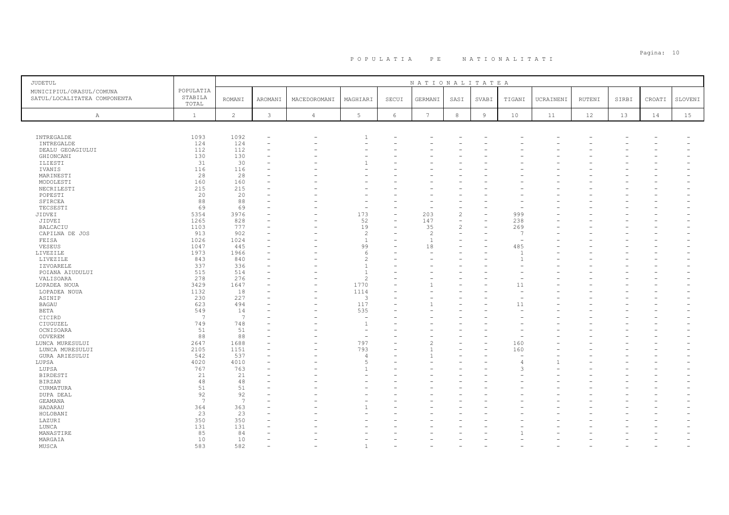# POPULATIA PE NATIONALITATI

| JUDETUL MUNICIPIUL/ORASUL/COMUNA SATUL/LOCALITATEA COMPONENTA | POPULATIA STABILA TOTAL | NATIONALITATEA | | | | | | | | | | | | | | |
|---|---|---|---|---|---|---|---|---|---|---|---|---|---|---|---|---|
| | | ROMANI | AROMANI | MACEDOROMANI | MAGHIARI | SECUI | GERMANI | SASI | SVABI | TIGANI | UCRAINENI | RUTENI | SIRBI | CROATI | SLOVENI |
| A | 1 | 2 | 3 | 4 | 5 | 6 | 7 | 8 | 9 | 10 | 11 | 12 | 13 | 14 | 15 |
| INTREGALDE | 1093 | 1092 | - | - | 1 | - | - | - | - | - | - | - | - | - | - |
| INTREGALDE | 124 | 124 | - | - | - | - | - | - | - | - | - | - | - | - | - |
| DEALU GEOAGIULUI | 112 | 112 | - | - | - | - | - | - | - | - | - | - | - | - | - |
| GHIONCANI | 130 | 130 | - | - | - | - | - | - | - | - | - | - | - | - | - |
| ILIESTI | 31 | 30 | - | - | 1 | - | - | - | - | - | - | - | - | - | - |
| IVANIS | 116 | 116 | - | - | - | - | - | - | - | - | - | - | - | - | - |
| MARINESTI | 28 | 28 | - | - | - | - | - | - | - | - | - | - | - | - | - |
| MODOLESTI | 160 | 160 | - | - | - | - | - | - | - | - | - | - | - | - | - |
| NECRILESTI | 215 | 215 | - | - | - | - | - | - | - | - | - | - | - | - | - |
| POPESTI | 20 | 20 | - | - | - | - | - | - | - | - | - | - | - | - | - |
| SFIRCEA | 88 | 88 | - | - | - | - | - | - | - | - | - | - | - | - | - |
| TECSESTI | 69 | 69 | - | - | - | - | - | - | - | - | - | - | - | - | - |
| JIDVEI | 5354 | 3976 | - | - | 173 | - | 203 | 2 | - | 999 | - | - | - | - | - |
| JIDVEI | 1265 | 828 | - | - | 52 | - | 147 | - | - | 238 | - | - | - | - | - |
| BALCACIU | 1103 | 777 | - | - | 19 | - | 35 | 2 | - | 269 | - | - | - | - | - |
| CAPILNA DE JOS | 913 | 902 | - | - | 2 | - | 2 | - | - | 7 | - | - | - | - | - |
| FEISA | 1026 | 1024 | - | - | 1 | - | 1 | - | - | - | - | - | - | - | - |
| VESEUS | 1047 | 445 | - | - | 99 | - | 18 | - | - | 485 | - | - | - | - | - |
| LIVEZILE | 1973 | 1966 | - | - | 6 | - | - | - | - | 1 | - | - | - | - | - |
| LIVEZILE | 843 | 840 | - | - | 2 | - | - | - | - | 1 | - | - | - | - | - |
| IZVOARELE | 337 | 336 | - | - | 1 | - | - | - | - | - | - | - | - | - | - |
| POIANA AIUDULUI | 515 | 514 | - | - | 1 | - | - | - | - | - | - | - | - | - | - |
| VALISOARA | 278 | 276 | - | - | 2 | - | - | - | - | - | - | - | - | - | - |
| LOPADEA NOUA | 3429 | 1647 | - | - | 1770 | - | 1 | - | - | 11 | - | - | - | - | - |
| LOPADEA NOUA | 1132 | 18 | - | - | 1114 | - | - | - | - | - | - | - | - | - | - |
| ASINIP | 230 | 227 | - | - | 3 | - | - | - | - | - | - | - | - | - | - |
| BAGAU | 623 | 494 | - | - | 117 | - | 1 | - | - | 11 | - | - | - | - | - |
| BETA | 549 | 14 | - | - | 535 | - | - | - | - | - | - | - | - | - | - |
| CICIRD | 7 | 7 | - | - | - | - | - | - | - | - | - | - | - | - | - |
| CIUGUZEL | 749 | 748 | - | - | 1 | - | - | - | - | - | - | - | - | - | - |
| OCNISOARA | 51 | 51 | - | - | - | - | - | - | - | - | - | - | - | - | - |
| ODVEREM | 88 | 88 | - | - | - | - | - | - | - | - | - | - | - | - | - |
| LUNCA MURESULUI | 2647 | 1688 | - | - | 797 | - | 2 | - | - | 160 | - | - | - | - | - |
| LUNCA MURESULUI | 2105 | 1151 | - | - | 793 | - | 1 | - | - | 160 | - | - | - | - | - |
| GURA ARIESULUI | 542 | 537 | - | - | 4 | - | 1 | - | - | - | - | - | - | - | - |
| LUPSA | 4020 | 4010 | - | - | 5 | - | - | - | - | 4 | 1 | - | - | - | - |
| LUPSA | 767 | 763 | - | - | 1 | - | - | - | - | 3 | - | - | - | - | - |
| BIRDESTI | 21 | 21 | - | - | - | - | - | - | - | - | - | - | - | - | - |
| BIRZAN | 48 | 48 | - | - | - | - | - | - | - | - | - | - | - | - | - |
| CURMATURA | 51 | 51 | - | - | - | - | - | - | - | - | - | - | - | - | - |
| DUPA DEAL | 92 | 92 | - | - | - | - | - | - | - | - | - | - | - | - | - |
| GEAMANA | 7 | 7 | - | - | - | - | - | - | - | - | - | - | - | - | - |
| HADARAU | 364 | 363 | - | - | 1 | - | - | - | - | - | - | - | - | - | - |
| HOLOBANI | 23 | 23 | - | - | - | - | - | - | - | - | - | - | - | - | - |
| LAZURI | 350 | 350 | - | - | - | - | - | - | - | - | - | - | - | - | - |
| LUNCA | 131 | 131 | - | - | - | - | - | - | - | - | - | - | - | - | - |
| MANASTIRE | 85 | 84 | - | - | - | - | - | - | - | 1 | - | - | - | - | - |
| MARGAIA | 10 | 10 | - | - | - | - | - | - | - | - | - | - | - | - | - |
| MUSCA | 583 | 582 | - | - | 1 | - | - | - | - | - | - | - | - | - | - |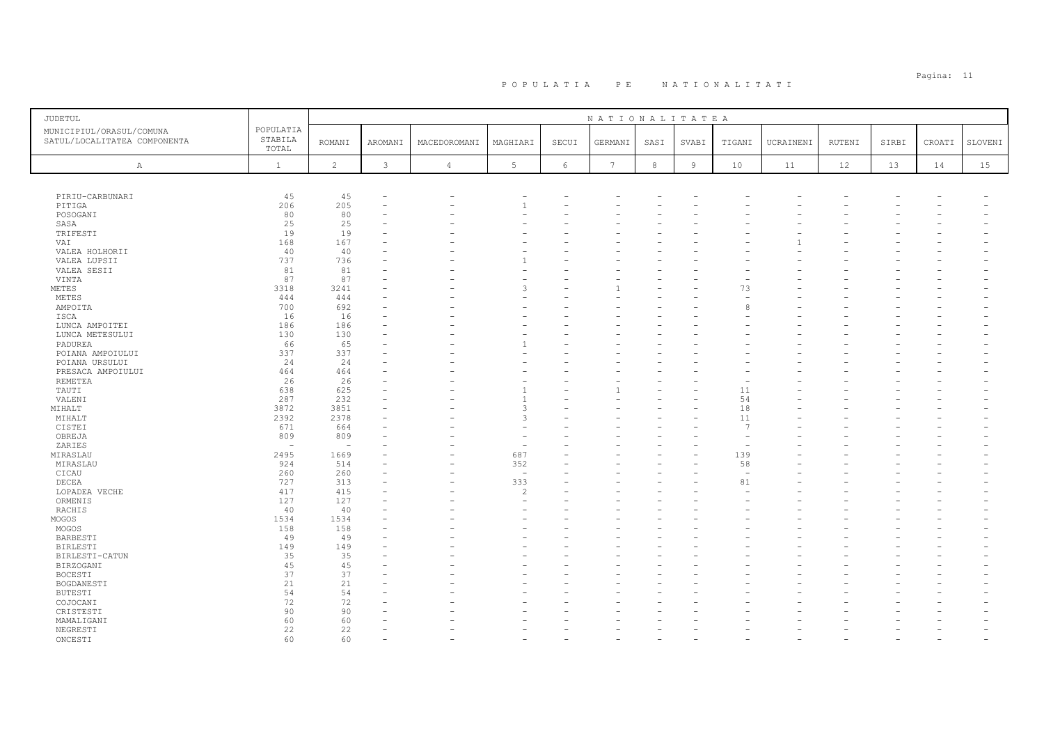# P O P U L A T I A   P E   N A T I O N A L I T A T I

| JUDETUL<br>MUNICIPIUL/ORASUL/COMUNA<br>SATUL/LOCALITATEA COMPONENTA | POPULATIA STABILA TOTAL | NATIONALITATEA | | | | | | | | | | | | | | |
|---|---|---|---|---|---|---|---|---|---|---|---|---|---|---|---|---|
| | | ROMANI | AROMANI | MACEDOROMANI | MAGHIARI | SECUI | GERMANI | SASI | SVABI | TIGANI | UCRAINENI | RUTENI | SIRBI | CROATI | SLOVENI |
| A | 1 | 2 | 3 | 4 | 5 | 6 | 7 | 8 | 9 | 10 | 11 | 12 | 13 | 14 | 15 |
| PIRIU-CARBUNARI | 45 | 45 | - | - | - | - | - | - | - | - | - | - | - | - | - |
| PITIGA | 206 | 205 | - | - | 1 | - | - | - | - | - | - | - | - | - | - |
| POSOGANI | 80 | 80 | - | - | - | - | - | - | - | - | - | - | - | - | - |
| SASA | 25 | 25 | - | - | - | - | - | - | - | - | - | - | - | - | - |
| TRIFESTI | 19 | 19 | - | - | - | - | - | - | - | - | - | - | - | - | - |
| VAI | 168 | 167 | - | - | - | - | - | - | - | - | 1 | - | - | - | - |
| VALEA HOLHORII | 40 | 40 | - | - | - | - | - | - | - | - | - | - | - | - | - |
| VALEA LUPSII | 737 | 736 | - | - | 1 | - | - | - | - | - | - | - | - | - | - |
| VALEA SESII | 81 | 81 | - | - | - | - | - | - | - | - | - | - | - | - | - |
| VINTA | 87 | 87 | - | - | - | - | - | - | - | - | - | - | - | - | - |
| METES | 3318 | 3241 | - | - | 3 | - | 1 | - | - | 73 | - | - | - | - | - |
| METES | 444 | 444 | - | - | - | - | - | - | - | - | - | - | - | - | - |
| AMPOITA | 700 | 692 | - | - | - | - | - | - | - | 8 | - | - | - | - | - |
| ISCA | 16 | 16 | - | - | - | - | - | - | - | - | - | - | - | - | - |
| LUNCA AMPOITEI | 186 | 186 | - | - | - | - | - | - | - | - | - | - | - | - | - |
| LUNCA METESULUI | 130 | 130 | - | - | - | - | - | - | - | - | - | - | - | - | - |
| PADUREA | 66 | 65 | - | - | 1 | - | - | - | - | - | - | - | - | - | - |
| POIANA AMPOIULUI | 337 | 337 | - | - | - | - | - | - | - | - | - | - | - | - | - |
| POIANA URSULUI | 24 | 24 | - | - | - | - | - | - | - | - | - | - | - | - | - |
| PRESACA AMPOIULUI | 464 | 464 | - | - | - | - | - | - | - | - | - | - | - | - | - |
| REMETEA | 26 | 26 | - | - | - | - | - | - | - | - | - | - | - | - | - |
| TAUTI | 638 | 625 | - | - | 1 | - | 1 | - | - | 11 | - | - | - | - | - |
| VALENI | 287 | 232 | - | - | 1 | - | - | - | - | 54 | - | - | - | - | - |
| MIHALT | 3872 | 3851 | - | - | 3 | - | - | - | - | 18 | - | - | - | - | - |
| MIHALT | 2392 | 2378 | - | - | 3 | - | - | - | - | 11 | - | - | - | - | - |
| CISTEI | 671 | 664 | - | - | - | - | - | - | - | 7 | - | - | - | - | - |
| OBREJA | 809 | 809 | - | - | - | - | - | - | - | - | - | - | - | - | - |
| ZARIES | - | - | - | - | - | - | - | - | - | - | - | - | - | - | - |
| MIRASLAU | 2495 | 1669 | - | - | 687 | - | - | - | - | 139 | - | - | - | - | - |
| MIRASLAU | 924 | 514 | - | - | 352 | - | - | - | - | 58 | - | - | - | - | - |
| CICAU | 260 | 260 | - | - | - | - | - | - | - | - | - | - | - | - | - |
| DECEA | 727 | 313 | - | - | 333 | - | - | - | - | 81 | - | - | - | - | - |
| LOPADEA VECHE | 417 | 415 | - | - | 2 | - | - | - | - | - | - | - | - | - | - |
| ORMENIS | 127 | 127 | - | - | - | - | - | - | - | - | - | - | - | - | - |
| RACHIS | 40 | 40 | - | - | - | - | - | - | - | - | - | - | - | - | - |
| MOGOS | 1534 | 1534 | - | - | - | - | - | - | - | - | - | - | - | - | - |
| MOGOS | 158 | 158 | - | - | - | - | - | - | - | - | - | - | - | - | - |
| BARBESTI | 49 | 49 | - | - | - | - | - | - | - | - | - | - | - | - | - |
| BIRLESTI | 149 | 149 | - | - | - | - | - | - | - | - | - | - | - | - | - |
| BIRLESTI-CATUN | 35 | 35 | - | - | - | - | - | - | - | - | - | - | - | - | - |
| BIRZOGANI | 45 | 45 | - | - | - | - | - | - | - | - | - | - | - | - | - |
| BOCESTI | 37 | 37 | - | - | - | - | - | - | - | - | - | - | - | - | - |
| BOGDANESTI | 21 | 21 | - | - | - | - | - | - | - | - | - | - | - | - | - |
| BUTESTI | 54 | 54 | - | - | - | - | - | - | - | - | - | - | - | - | - |
| COJOCANI | 72 | 72 | - | - | - | - | - | - | - | - | - | - | - | - | - |
| CRISTESTI | 90 | 90 | - | - | - | - | - | - | - | - | - | - | - | - | - |
| MAMALIGANI | 60 | 60 | - | - | - | - | - | - | - | - | - | - | - | - | - |
| NEGRESTI | 22 | 22 | - | - | - | - | - | - | - | - | - | - | - | - | - |
| ONCESTI | 60 | 60 | - | - | - | - | - | - | - | - | - | - | - | - | - |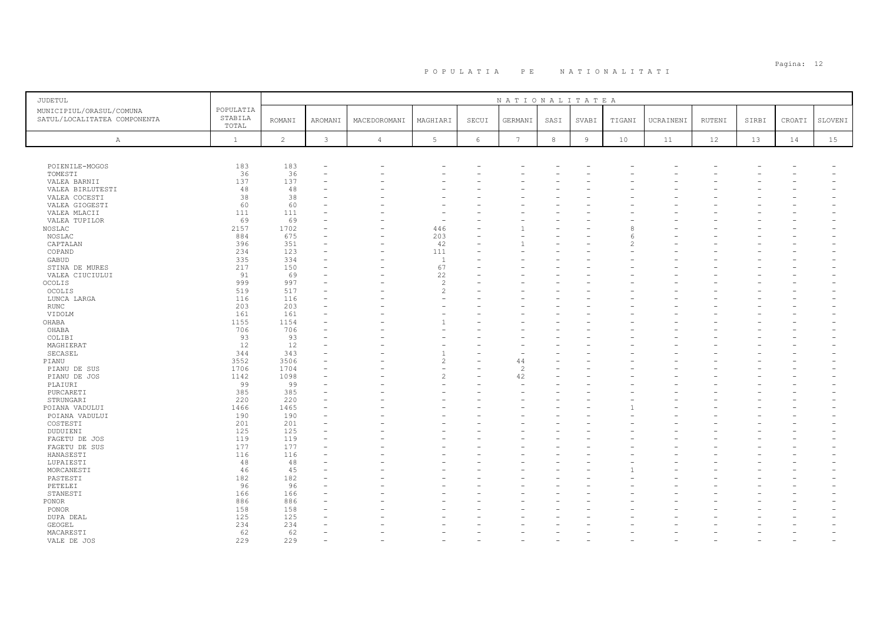# P O P U L A T I A   P E   N A T I O N A L I T A T I

| JUDETUL MUNICIPIUL/ORASUL/COMUNA SATUL/LOCALITATEA COMPONENTA | POPULATIA STABILA TOTAL | NATIONALITATEA | | | | | | | | | | | | | | |
|---|---|---|---|---|---|---|---|---|---|---|---|---|---|---|---|---|
| | | ROMANI | AROMANI | MACEDOROMANI | MAGHIARI | SECUI | GERMANI | SASI | SVABI | TIGANI | UCRAINENI | RUTENI | SIRBI | CROATI | SLOVENI |
| A | 1 | 2 | 3 | 4 | 5 | 6 | 7 | 8 | 9 | 10 | 11 | 12 | 13 | 14 | 15 |
| POIENILE-MOGOS | 183 | 183 | - | - | - | - | - | - | - | - | - | - | - | - | - |
| TOMESTI | 36 | 36 | - | - | - | - | - | - | - | - | - | - | - | - | - |
| VALEA BARNII | 137 | 137 | - | - | - | - | - | - | - | - | - | - | - | - | - |
| VALEA BIRLUTESTI | 48 | 48 | - | - | - | - | - | - | - | - | - | - | - | - | - |
| VALEA COCESTI | 38 | 38 | - | - | - | - | - | - | - | - | - | - | - | - | - |
| VALEA GIOGESTI | 60 | 60 | - | - | - | - | - | - | - | - | - | - | - | - | - |
| VALEA MLACII | 111 | 111 | - | - | - | - | - | - | - | - | - | - | - | - | - |
| VALEA TUPILOR | 69 | 69 | - | - | - | - | - | - | - | - | - | - | - | - | - |
| NOSLAC | 2157 | 1702 | - | - | 446 | - | 1 | - | - | 8 | - | - | - | - | - |
| NOSLAC | 884 | 675 | - | - | 203 | - | - | - | - | 6 | - | - | - | - | - |
| CAPTALAN | 396 | 351 | - | - | 42 | - | 1 | - | - | 2 | - | - | - | - | - |
| COPAND | 234 | 123 | - | - | 111 | - | - | - | - | - | - | - | - | - | - |
| GABUD | 335 | 334 | - | - | 1 | - | - | - | - | - | - | - | - | - | - |
| STINA DE MURES | 217 | 150 | - | - | 67 | - | - | - | - | - | - | - | - | - | - |
| VALEA CIUCIULUI | 91 | 69 | - | - | 22 | - | - | - | - | - | - | - | - | - | - |
| OCOLIS | 999 | 997 | - | - | 2 | - | - | - | - | - | - | - | - | - | - |
| OCOLIS | 519 | 517 | - | - | 2 | - | - | - | - | - | - | - | - | - | - |
| LUNCA LARGA | 116 | 116 | - | - | - | - | - | - | - | - | - | - | - | - | - |
| RUNC | 203 | 203 | - | - | - | - | - | - | - | - | - | - | - | - | - |
| VIDOLM | 161 | 161 | - | - | - | - | - | - | - | - | - | - | - | - | - |
| OHABA | 1155 | 1154 | - | - | 1 | - | - | - | - | - | - | - | - | - | - |
| OHABA | 706 | 706 | - | - | - | - | - | - | - | - | - | - | - | - | - |
| COLIBI | 93 | 93 | - | - | - | - | - | - | - | - | - | - | - | - | - |
| MAGHIERAT | 12 | 12 | - | - | - | - | - | - | - | - | - | - | - | - | - |
| SECASEL | 344 | 343 | - | - | 1 | - | - | - | - | - | - | - | - | - | - |
| PIANU | 3552 | 3506 | - | - | 2 | - | 44 | - | - | - | - | - | - | - | - |
| PIANU DE SUS | 1706 | 1704 | - | - | - | - | 2 | - | - | - | - | - | - | - | - |
| PIANU DE JOS | 1142 | 1098 | - | - | 2 | - | 42 | - | - | - | - | - | - | - | - |
| PLAIURI | 99 | 99 | - | - | - | - | - | - | - | - | - | - | - | - | - |
| PURCARETI | 385 | 385 | - | - | - | - | - | - | - | - | - | - | - | - | - |
| STRUNGARI | 220 | 220 | - | - | - | - | - | - | - | - | - | - | - | - | - |
| POIANA VADULUI | 1466 | 1465 | - | - | - | - | - | - | - | 1 | - | - | - | - | - |
| POIANA VADULUI | 190 | 190 | - | - | - | - | - | - | - | - | - | - | - | - | - |
| COSTESTI | 201 | 201 | - | - | - | - | - | - | - | - | - | - | - | - | - |
| DUDUIENI | 125 | 125 | - | - | - | - | - | - | - | - | - | - | - | - | - |
| FAGETU DE JOS | 119 | 119 | - | - | - | - | - | - | - | - | - | - | - | - | - |
| FAGETU DE SUS | 177 | 177 | - | - | - | - | - | - | - | - | - | - | - | - | - |
| HANASESTI | 116 | 116 | - | - | - | - | - | - | - | - | - | - | - | - | - |
| LUPAIESTI | 48 | 48 | - | - | - | - | - | - | - | - | - | - | - | - | - |
| MORCANESTI | 46 | 45 | - | - | - | - | - | - | - | 1 | - | - | - | - | - |
| PASTESTI | 182 | 182 | - | - | - | - | - | - | - | - | - | - | - | - | - |
| PETELEI | 96 | 96 | - | - | - | - | - | - | - | - | - | - | - | - | - |
| STANESTI | 166 | 166 | - | - | - | - | - | - | - | - | - | - | - | - | - |
| PONOR | 886 | 886 | - | - | - | - | - | - | - | - | - | - | - | - | - |
| PONOR | 158 | 158 | - | - | - | - | - | - | - | - | - | - | - | - | - |
| DUPA DEAL | 125 | 125 | - | - | - | - | - | - | - | - | - | - | - | - | - |
| GEOGEL | 234 | 234 | - | - | - | - | - | - | - | - | - | - | - | - | - |
| MACARESTI | 62 | 62 | - | - | - | - | - | - | - | - | - | - | - | - | - |
| VALE DE JOS | 229 | 229 | - | - | - | - | - | - | - | - | - | - | - | - | - |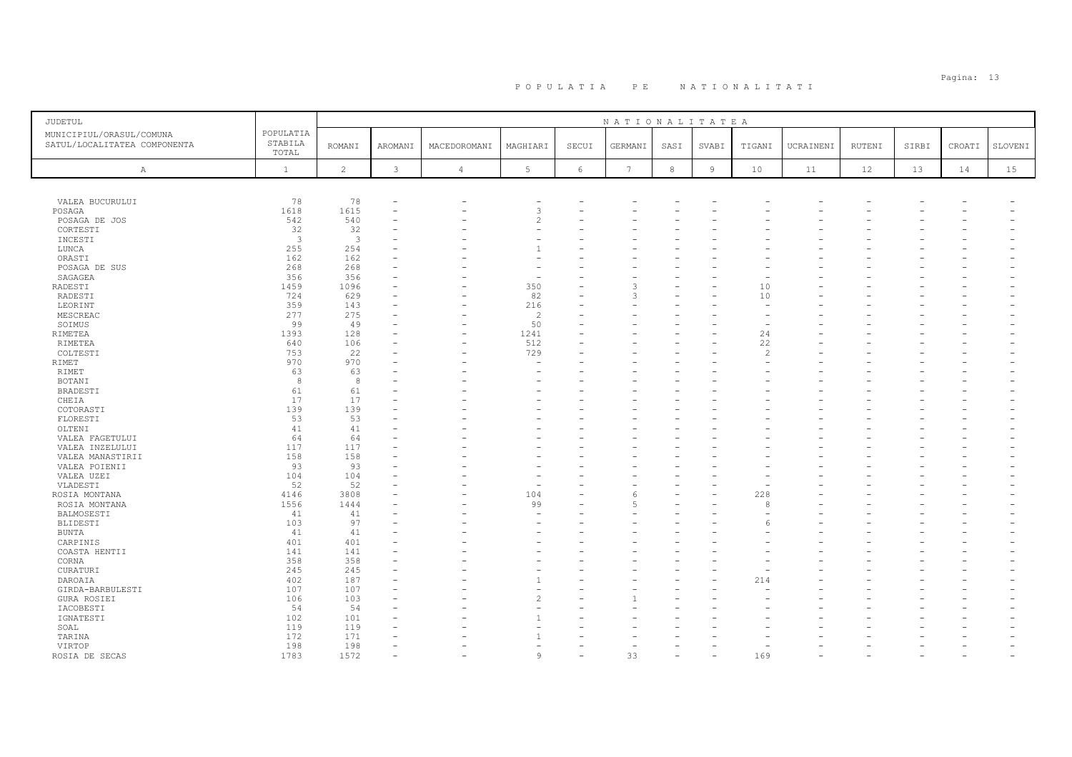# POPULATIA PE NATIONALITATI

| JUDETUL MUNICIPIUL/ORASUL/COMUNA SATUL/LOCALITATEA COMPONENTA | POPULATIA STABILA TOTAL | NATIONALITATEA ROMANI | AROMANI | MACEDOROMANI | MAGHIARI | SECUI | GERMANI | SASI | SVABI | TIGANI | UCRAINENI | RUTENI | SIRBI | CROATI | SLOVENI |
|---|---|---|---|---|---|---|---|---|---|---|---|---|---|---|---|
| A | 1 | 2 | 3 | 4 | 5 | 6 | 7 | 8 | 9 | 10 | 11 | 12 | 13 | 14 | 15 |
| VALEA BUCURULUI | 78 | 78 | - | - | - | - | - | - | - | - | - | - | - | - | - |
| POSAGA | 1618 | 1615 | - | - | 3 | - | - | - | - | - | - | - | - | - | - |
| POSAGA DE JOS | 542 | 540 | - | - | 2 | - | - | - | - | - | - | - | - | - | - |
| CORTESTI | 32 | 32 | - | - | - | - | - | - | - | - | - | - | - | - | - |
| INCESTI | 3 | 3 | - | - | - | - | - | - | - | - | - | - | - | - | - |
| LUNCA | 255 | 254 | - | - | 1 | - | - | - | - | - | - | - | - | - | - |
| ORASTI | 162 | 162 | - | - | - | - | - | - | - | - | - | - | - | - | - |
| POSAGA DE SUS | 268 | 268 | - | - | - | - | - | - | - | - | - | - | - | - | - |
| SAGAGEA | 356 | 356 | - | - | - | - | - | - | - | - | - | - | - | - | - |
| RADESTI | 1459 | 1096 | - | - | 350 | - | 3 | - | - | 10 | - | - | - | - | - |
| RADESTI | 724 | 629 | - | - | 82 | - | 3 | - | - | 10 | - | - | - | - | - |
| LEORINT | 359 | 143 | - | - | 216 | - | - | - | - | - | - | - | - | - | - |
| MESCREAC | 277 | 275 | - | - | 2 | - | - | - | - | - | - | - | - | - | - |
| SOIMUS | 99 | 49 | - | - | 50 | - | - | - | - | - | - | - | - | - | - |
| RIMETEA | 1393 | 128 | - | - | 1241 | - | - | - | - | 24 | - | - | - | - | - |
| RIMETEA | 640 | 106 | - | - | 512 | - | - | - | - | 22 | - | - | - | - | - |
| COLTESTI | 753 | 22 | - | - | 729 | - | - | - | - | 2 | - | - | - | - | - |
| RIMET | 970 | 970 | - | - | - | - | - | - | - | - | - | - | - | - | - |
| RIMET | 63 | 63 | - | - | - | - | - | - | - | - | - | - | - | - | - |
| BOTANI | 8 | 8 | - | - | - | - | - | - | - | - | - | - | - | - | - |
| BRADESTI | 61 | 61 | - | - | - | - | - | - | - | - | - | - | - | - | - |
| CHEIA | 17 | 17 | - | - | - | - | - | - | - | - | - | - | - | - | - |
| COTORASTI | 139 | 139 | - | - | - | - | - | - | - | - | - | - | - | - | - |
| FLORESTI | 53 | 53 | - | - | - | - | - | - | - | - | - | - | - | - | - |
| OLTENI | 41 | 41 | - | - | - | - | - | - | - | - | - | - | - | - | - |
| VALEA FAGETULUI | 64 | 64 | - | - | - | - | - | - | - | - | - | - | - | - | - |
| VALEA INZELULUI | 117 | 117 | - | - | - | - | - | - | - | - | - | - | - | - | - |
| VALEA MANASTIRII | 158 | 158 | - | - | - | - | - | - | - | - | - | - | - | - | - |
| VALEA POIENII | 93 | 93 | - | - | - | - | - | - | - | - | - | - | - | - | - |
| VALEA UZEI | 104 | 104 | - | - | - | - | - | - | - | - | - | - | - | - | - |
| VLADESTI | 52 | 52 | - | - | - | - | - | - | - | - | - | - | - | - | - |
| ROSIA MONTANA | 4146 | 3808 | - | - | 104 | - | 6 | - | - | 228 | - | - | - | - | - |
| ROSIA MONTANA | 1556 | 1444 | - | - | 99 | - | 5 | - | - | 8 | - | - | - | - | - |
| BALMOSESTI | 41 | 41 | - | - | - | - | - | - | - | - | - | - | - | - | - |
| BLIDESTI | 103 | 97 | - | - | - | - | - | - | - | 6 | - | - | - | - | - |
| BUNTA | 41 | 41 | - | - | - | - | - | - | - | - | - | - | - | - | - |
| CARPINIS | 401 | 401 | - | - | - | - | - | - | - | - | - | - | - | - | - |
| COASTA HENTII | 141 | 141 | - | - | - | - | - | - | - | - | - | - | - | - | - |
| CORNA | 358 | 358 | - | - | - | - | - | - | - | - | - | - | - | - | - |
| CURATURI | 245 | 245 | - | - | - | - | - | - | - | - | - | - | - | - | - |
| DAROAIA | 402 | 187 | - | - | 1 | - | - | - | - | 214 | - | - | - | - | - |
| GIRDA-BARBULESTI | 107 | 107 | - | - | - | - | - | - | - | - | - | - | - | - | - |
| GURA ROSIEI | 106 | 103 | - | - | 2 | - | 1 | - | - | - | - | - | - | - | - |
| IACOBESTI | 54 | 54 | - | - | - | - | - | - | - | - | - | - | - | - | - |
| IGNATESTI | 102 | 101 | - | - | 1 | - | - | - | - | - | - | - | - | - | - |
| SOAL | 119 | 119 | - | - | - | - | - | - | - | - | - | - | - | - | - |
| TARINA | 172 | 171 | - | - | 1 | - | - | - | - | - | - | - | - | - | - |
| VIRTOP | 198 | 198 | - | - | - | - | - | - | - | - | - | - | - | - | - |
| ROSIA DE SECAS | 1783 | 1572 | - | - | 9 | - | 33 | - | - | 169 | - | - | - | - | - |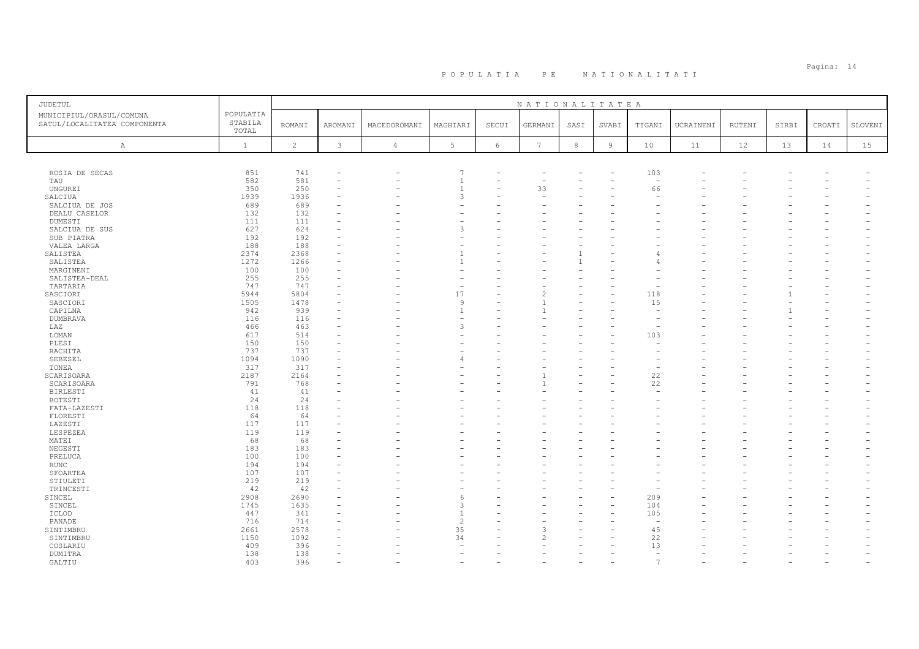# POPULATIA PE NATIONALITATI

| JUDETUL MUNICIPIUL/ORASUL/COMUNA SATUL/LOCALITATEA COMPONENTA | POPULATIA STABILA TOTAL | NATIONALITATEA | | | | | | | | | | | | | | |
|---|---|---|---|---|---|---|---|---|---|---|---|---|---|---|---|---|
| | | ROMANI | AROMANI | MACEDOROMANI | MAGHIARI | SECUI | GERMANI | SASI | SVABI | TIGANI | UCRAINENI | RUTENI | SIRBI | CROATI | SLOVENI |
| A | 1 | 2 | 3 | 4 | 5 | 6 | 7 | 8 | 9 | 10 | 11 | 12 | 13 | 14 | 15 |
| ROSIA DE SECAS | 851 | 741 | - | - | 7 | - | - | - | - | 103 | - | - | - | - | - |
| TAU | 582 | 581 | - | - | 1 | - | - | - | - | - | - | - | - | - | - |
| UNGUREI | 350 | 250 | - | - | 1 | - | 33 | - | - | 66 | - | - | - | - | - |
| SALCIUA | 1939 | 1936 | - | - | 3 | - | - | - | - | - | - | - | - | - | - |
| SALCIUA DE JOS | 689 | 689 | - | - | - | - | - | - | - | - | - | - | - | - | - |
| DEALU CASELOR | 132 | 132 | - | - | - | - | - | - | - | - | - | - | - | - | - |
| DUMESTI | 111 | 111 | - | - | - | - | - | - | - | - | - | - | - | - | - |
| SALCIUA DE SUS | 627 | 624 | - | - | 3 | - | - | - | - | - | - | - | - | - | - |
| SUB PIATRA | 192 | 192 | - | - | - | - | - | - | - | - | - | - | - | - | - |
| VALEA LARGA | 188 | 188 | - | - | - | - | - | - | - | - | - | - | - | - | - |
| SALISTEA | 2374 | 2368 | - | - | 1 | - | - | 1 | - | 4 | - | - | - | - | - |
| SALISTEA | 1272 | 1266 | - | - | 1 | - | - | 1 | - | 4 | - | - | - | - | - |
| MARGINENI | 100 | 100 | - | - | - | - | - | - | - | - | - | - | - | - | - |
| SALISTEA-DEAL | 255 | 255 | - | - | - | - | - | - | - | - | - | - | - | - | - |
| TARTARIA | 747 | 747 | - | - | - | - | - | - | - | - | - | - | - | - | - |
| SASCIORI | 5944 | 5804 | - | - | 17 | - | 2 | - | - | 118 | - | - | 1 | - | - |
| SASCIORI | 1505 | 1478 | - | - | 9 | - | 1 | - | - | 15 | - | - | - | - | - |
| CAPILNA | 942 | 939 | - | - | 1 | - | 1 | - | - | - | - | - | 1 | - | - |
| DUMBRAVA | 116 | 116 | - | - | - | - | - | - | - | - | - | - | - | - | - |
| LAZ | 466 | 463 | - | - | 3 | - | - | - | - | - | - | - | - | - | - |
| LOMAN | 617 | 514 | - | - | - | - | - | - | - | 103 | - | - | - | - | - |
| PLESI | 150 | 150 | - | - | - | - | - | - | - | - | - | - | - | - | - |
| RACHITA | 737 | 737 | - | - | - | - | - | - | - | - | - | - | - | - | - |
| SEBESEL | 1094 | 1090 | - | - | 4 | - | - | - | - | - | - | - | - | - | - |
| TONEA | 317 | 317 | - | - | - | - | - | - | - | - | - | - | - | - | - |
| SCARISOARA | 2187 | 2164 | - | - | - | - | 1 | - | - | 22 | - | - | - | - | - |
| SCARISOARA | 791 | 768 | - | - | - | - | 1 | - | - | 22 | - | - | - | - | - |
| BIRLESTI | 41 | 41 | - | - | - | - | - | - | - | - | - | - | - | - | - |
| BOTESTI | 24 | 24 | - | - | - | - | - | - | - | - | - | - | - | - | - |
| FATA-LAZESTI | 118 | 118 | - | - | - | - | - | - | - | - | - | - | - | - | - |
| FLORESTI | 64 | 64 | - | - | - | - | - | - | - | - | - | - | - | - | - |
| LAZESTI | 117 | 117 | - | - | - | - | - | - | - | - | - | - | - | - | - |
| LESPEZEA | 119 | 119 | - | - | - | - | - | - | - | - | - | - | - | - | - |
| MATEI | 68 | 68 | - | - | - | - | - | - | - | - | - | - | - | - | - |
| NEGESTI | 183 | 183 | - | - | - | - | - | - | - | - | - | - | - | - | - |
| PRELUCA | 100 | 100 | - | - | - | - | - | - | - | - | - | - | - | - | - |
| RUNC | 194 | 194 | - | - | - | - | - | - | - | - | - | - | - | - | - |
| SFOARTEA | 107 | 107 | - | - | - | - | - | - | - | - | - | - | - | - | - |
| STIULETI | 219 | 219 | - | - | - | - | - | - | - | - | - | - | - | - | - |
| TRINCESTI | 42 | 42 | - | - | - | - | - | - | - | - | - | - | - | - | - |
| SINCEL | 2908 | 2690 | - | - | 6 | - | - | - | - | 209 | - | - | - | - | - |
| SINCEL | 1745 | 1635 | - | - | 3 | - | - | - | - | 104 | - | - | - | - | - |
| ICLOD | 447 | 341 | - | - | 1 | - | - | - | - | 105 | - | - | - | - | - |
| PANADE | 716 | 714 | - | - | 2 | - | - | - | - | - | - | - | - | - | - |
| SINTIMBRU | 2661 | 2578 | - | - | 35 | - | 3 | - | - | 45 | - | - | - | - | - |
| SINTIMBRU | 1150 | 1092 | - | - | 34 | - | 2 | - | - | 22 | - | - | - | - | - |
| COSLARIU | 409 | 396 | - | - | - | - | - | - | - | 13 | - | - | - | - | - |
| DUMITRA | 138 | 138 | - | - | - | - | - | - | - | - | - | - | - | - | - |
| GALTIU | 403 | 396 | - | - | - | - | - | - | - | 7 | - | - | - | - | - |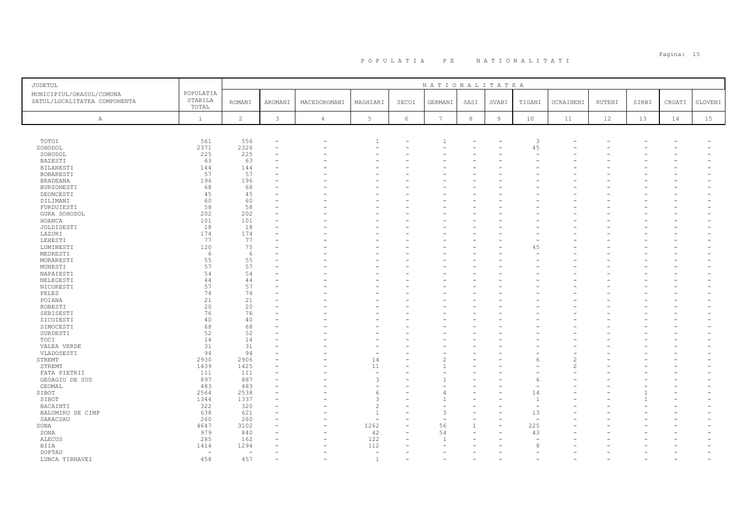# P O P U L A T I A   P E   N A T I O N A L I T A T I

| JUDETUL<br>MUNICIPIUL/ORASUL/COMUNA<br>SATUL/LOCALITATEA COMPONENTA | POPULATIA STABILA TOTAL | N A T I O N A L I T A T E A | | | | | | | | | | | | | |
|---|---|---|---|---|---|---|---|---|---|---|---|---|---|---|---|
| | | ROMANI | AROMANI | MACEDOROMANI | MAGHIARI | SECUI | GERMANI | SASI | SVABI | TIGANI | UCRAINENI | RUTENI | SIRBI | CROATI | SLOVENI |
| A | 1 | 2 | 3 | 4 | 5 | 6 | 7 | 8 | 9 | 10 | 11 | 12 | 13 | 14 | 15 |
| TOTOI | 561 | 556 | - | - | 1 | - | 1 | - | - | 3 | - | - | - | - | - |
| SOHODOL | 2371 | 2326 | - | - | - | - | - | - | - | 45 | - | - | - | - | - |
| SOHODOL | 225 | 225 | - | - | - | - | - | - | - | - | - | - | - | - | - |
| BAZESTI | 63 | 63 | - | - | - | - | - | - | - | - | - | - | - | - | - |
| BILANESTI | 144 | 144 | - | - | - | - | - | - | - | - | - | - | - | - | - |
| BOBARESTI | 57 | 57 | - | - | - | - | - | - | - | - | - | - | - | - | - |
| BRADEANA | 196 | 196 | - | - | - | - | - | - | - | - | - | - | - | - | - |
| BURZONESTI | 68 | 68 | - | - | - | - | - | - | - | - | - | - | - | - | - |
| DEONCESTI | 45 | 45 | - | - | - | - | - | - | - | - | - | - | - | - | - |
| DILIMANI | 60 | 60 | - | - | - | - | - | - | - | - | - | - | - | - | - |
| FURDUIESTI | 58 | 58 | - | - | - | - | - | - | - | - | - | - | - | - | - |
| GURA SOHODOL | 202 | 202 | - | - | - | - | - | - | - | - | - | - | - | - | - |
| HOANCA | 101 | 101 | - | - | - | - | - | - | - | - | - | - | - | - | - |
| JOLDISESTI | 18 | 18 | - | - | - | - | - | - | - | - | - | - | - | - | - |
| LAZURI | 174 | 174 | - | - | - | - | - | - | - | - | - | - | - | - | - |
| LEHESTI | 77 | 77 | - | - | - | - | - | - | - | - | - | - | - | - | - |
| LUMINESTI | 120 | 75 | - | - | - | - | - | - | - | 45 | - | - | - | - | - |
| MEDRESTI | 6 | 6 | - | - | - | - | - | - | - | - | - | - | - | - | - |
| MORARESTI | 55 | 55 | - | - | - | - | - | - | - | - | - | - | - | - | - |
| MUNESTI | 57 | 57 | - | - | - | - | - | - | - | - | - | - | - | - | - |
| NAPAIESTI | 54 | 54 | - | - | - | - | - | - | - | - | - | - | - | - | - |
| NELEGESTI | 44 | 44 | - | - | - | - | - | - | - | - | - | - | - | - | - |
| NICORESTI | 57 | 57 | - | - | - | - | - | - | - | - | - | - | - | - | - |
| PELES | 74 | 74 | - | - | - | - | - | - | - | - | - | - | - | - | - |
| POIANA | 21 | 21 | - | - | - | - | - | - | - | - | - | - | - | - | - |
| ROBESTI | 20 | 20 | - | - | - | - | - | - | - | - | - | - | - | - | - |
| SEBISESTI | 76 | 76 | - | - | - | - | - | - | - | - | - | - | - | - | - |
| SICOIESTI | 40 | 40 | - | - | - | - | - | - | - | - | - | - | - | - | - |
| SIMOCESTI | 68 | 68 | - | - | - | - | - | - | - | - | - | - | - | - | - |
| SURDESTI | 52 | 52 | - | - | - | - | - | - | - | - | - | - | - | - | - |
| TOCI | 14 | 14 | - | - | - | - | - | - | - | - | - | - | - | - | - |
| VALEA VERDE | 31 | 31 | - | - | - | - | - | - | - | - | - | - | - | - | - |
| VLADOSESTI | 94 | 94 | - | - | - | - | - | - | - | - | - | - | - | - | - |
| STREMT | 2930 | 2906 | - | - | 14 | - | 2 | - | - | 6 | 2 | - | - | - | - |
| STREMT | 1439 | 1425 | - | - | 11 | - | 1 | - | - | - | 2 | - | - | - | - |
| FATA PIETRII | 111 | 111 | - | - | - | - | - | - | - | - | - | - | - | - | - |
| GEOAGIU DE SUS | 897 | 887 | - | - | 3 | - | 1 | - | - | 6 | - | - | - | - | - |
| GEOMAL | 483 | 483 | - | - | - | - | - | - | - | - | - | - | - | - | - |
| SIBOT | 2564 | 2538 | - | - | 6 | - | 4 | - | - | 14 | - | - | 1 | - | - |
| SIBOT | 1344 | 1337 | - | - | 3 | - | 1 | - | - | 1 | - | - | 1 | - | - |
| BACAINTI | 322 | 320 | - | - | 2 | - | - | - | - | - | - | - | - | - | - |
| BALOMIRU DE CIMP | 638 | 621 | - | - | 1 | - | 3 | - | - | 13 | - | - | - | - | - |
| SARACSAU | 260 | 260 | - | - | - | - | - | - | - | - | - | - | - | - | - |
| SONA | 4647 | 3102 | - | - | 1262 | - | 56 | 1 | - | 225 | - | - | - | - | - |
| SONA | 979 | 840 | - | - | 42 | - | 54 | - | - | 43 | - | - | - | - | - |
| ALECUS | 285 | 162 | - | - | 122 | - | 1 | - | - | - | - | - | - | - | - |
| BIIA | 1414 | 1294 | - | - | 112 | - | - | - | - | 8 | - | - | - | - | - |
| DOPTAU | - | - | - | - | - | - | - | - | - | - | - | - | - | - | - |
| LUNCA TIRNAVEI | 458 | 457 | - | - | 1 | - | - | - | - | - | - | - | - | - | - |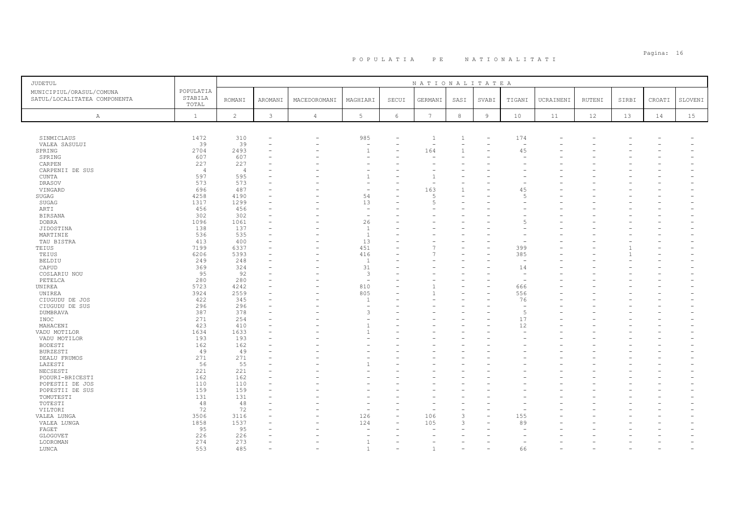# P O P U L A T I A   P E   N A T I O N A L I T A T I

| JUDETUL<br>MUNICIPIUL/ORASUL/COMUNA<br>SATUL/LOCALITATEA COMPONENTA | POPULATIA STABILA TOTAL | NATIONALITATEA<br>ROMANI | AROMANI | MACEDOROMANI | MAGHIARI | SECUI | GERMANI | SASI | SVABI | TIGANI | UCRAINENI | RUTENI | SIRBI | CROATI | SLOVENI |
|---|---|---|---|---|---|---|---|---|---|---|---|---|---|---|---|
| A | 1 | 2 | 3 | 4 | 5 | 6 | 7 | 8 | 9 | 10 | 11 | 12 | 13 | 14 | 15 |
| SINMICLAUS | 1472 | 310 | - | - | 985 | - | 1 | 1 | - | 174 | - | - | - | - | - |
| VALEA SASULUI | 39 | 39 | - | - | - | - | - | - | - | - | - | - | - | - | - |
| SPRING | 2704 | 2493 | - | - | 1 | - | 164 | 1 | - | 45 | - | - | - | - | - |
| SPRING | 607 | 607 | - | - | - | - | - | - | - | - | - | - | - | - | - |
| CARPEN | 227 | 227 | - | - | - | - | - | - | - | - | - | - | - | - | - |
| CARPENII DE SUS | 4 | 4 | - | - | - | - | - | - | - | - | - | - | - | - | - |
| CUNTA | 597 | 595 | - | - | 1 | - | 1 | - | - | - | - | - | - | - | - |
| DRASOV | 573 | 573 | - | - | - | - | - | - | - | - | - | - | - | - | - |
| VINGARD | 696 | 487 | - | - | - | - | 163 | 1 | - | 45 | - | - | - | - | - |
| SUGAG | 4258 | 4190 | - | - | 54 | - | 5 | - | - | 5 | - | - | - | - | - |
| SUGAG | 1317 | 1299 | - | - | 13 | - | 5 | - | - | - | - | - | - | - | - |
| ARTI | 456 | 456 | - | - | - | - | - | - | - | - | - | - | - | - | - |
| BIRSANA | 302 | 302 | - | - | - | - | - | - | - | - | - | - | - | - | - |
| DOBRA | 1096 | 1061 | - | - | 26 | - | - | - | - | 5 | - | - | - | - | - |
| JIDOSTINA | 138 | 137 | - | - | 1 | - | - | - | - | - | - | - | - | - | - |
| MARTINIE | 536 | 535 | - | - | 1 | - | - | - | - | - | - | - | - | - | - |
| TAU BISTRA | 413 | 400 | - | - | 13 | - | - | - | - | - | - | - | - | - | - |
| TEIUS | 7199 | 6337 | - | - | 451 | - | 7 | - | - | 399 | - | - | 1 | - | - |
| TEIUS | 6206 | 5393 | - | - | 416 | - | 7 | - | - | 385 | - | - | 1 | - | - |
| BELDIU | 249 | 248 | - | - | 1 | - | - | - | - | - | - | - | - | - | - |
| CAPUD | 369 | 324 | - | - | 31 | - | - | - | - | 14 | - | - | - | - | - |
| COSLARIU NOU | 95 | 92 | - | - | 3 | - | - | - | - | - | - | - | - | - | - |
| PETELCA | 280 | 280 | - | - | - | - | - | - | - | - | - | - | - | - | - |
| UNIREA | 5723 | 4242 | - | - | 810 | - | 1 | - | - | 666 | - | - | - | - | - |
| UNIREA | 3924 | 2559 | - | - | 805 | - | 1 | - | - | 556 | - | - | - | - | - |
| CIUGUDU DE JOS | 422 | 345 | - | - | 1 | - | - | - | - | 76 | - | - | - | - | - |
| CIUGUDU DE SUS | 296 | 296 | - | - | - | - | - | - | - | - | - | - | - | - | - |
| DUMBRAVA | 387 | 378 | - | - | 3 | - | - | - | - | 5 | - | - | - | - | - |
| INOC | 271 | 254 | - | - | - | - | - | - | - | 17 | - | - | - | - | - |
| MAHACENI | 423 | 410 | - | - | 1 | - | - | - | - | 12 | - | - | - | - | - |
| VADU MOTILOR | 1634 | 1633 | - | - | 1 | - | - | - | - | - | - | - | - | - | - |
| VADU MOTILOR | 193 | 193 | - | - | - | - | - | - | - | - | - | - | - | - | - |
| BODESTI | 162 | 162 | - | - | - | - | - | - | - | - | - | - | - | - | - |
| BURZESTI | 49 | 49 | - | - | - | - | - | - | - | - | - | - | - | - | - |
| DEALU FRUMOS | 271 | 271 | - | - | - | - | - | - | - | - | - | - | - | - | - |
| LAZESTI | 56 | 55 | - | - | 1 | - | - | - | - | - | - | - | - | - | - |
| NECSESTI | 221 | 221 | - | - | - | - | - | - | - | - | - | - | - | - | - |
| PODURI-BRICESTI | 162 | 162 | - | - | - | - | - | - | - | - | - | - | - | - | - |
| POPESTII DE JOS | 110 | 110 | - | - | - | - | - | - | - | - | - | - | - | - | - |
| POPESTII DE SUS | 159 | 159 | - | - | - | - | - | - | - | - | - | - | - | - | - |
| TOMUTESTI | 131 | 131 | - | - | - | - | - | - | - | - | - | - | - | - | - |
| TOTESTI | 48 | 48 | - | - | - | - | - | - | - | - | - | - | - | - | - |
| VILTORI | 72 | 72 | - | - | - | - | - | - | - | - | - | - | - | - | - |
| VALEA LUNGA | 3506 | 3116 | - | - | 126 | - | 106 | 3 | - | 155 | - | - | - | - | - |
| VALEA LUNGA | 1858 | 1537 | - | - | 124 | - | 105 | 3 | - | 89 | - | - | - | - | - |
| FAGET | 95 | 95 | - | - | - | - | - | - | - | - | - | - | - | - | - |
| GLOGOVET | 226 | 226 | - | - | - | - | - | - | - | - | - | - | - | - | - |
| LODROMAN | 274 | 273 | - | - | 1 | - | - | - | - | - | - | - | - | - | - |
| LUNCA | 553 | 485 | - | - | 1 | - | 1 | - | - | 66 | - | - | - | - | - |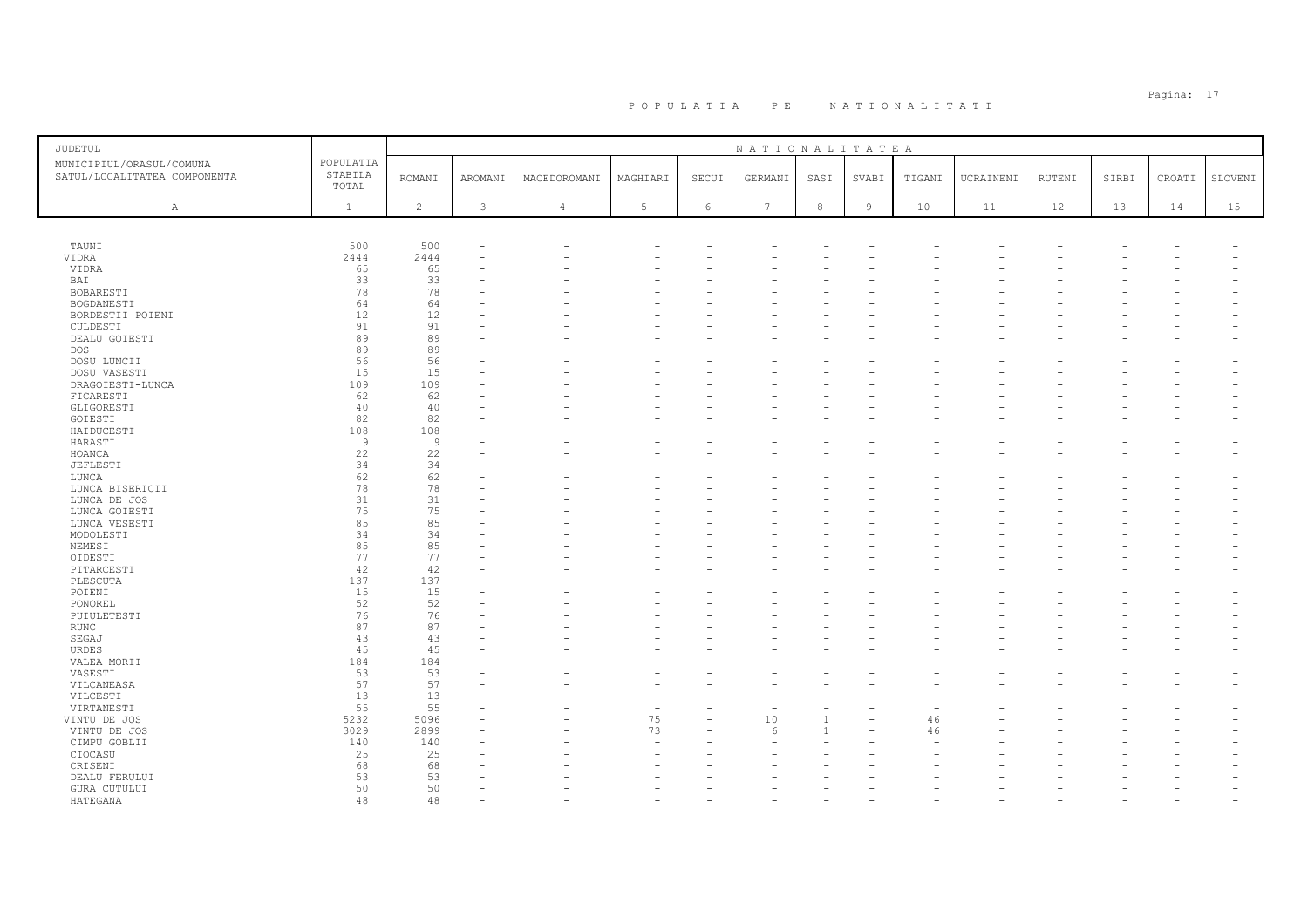# P O P U L A T I A   P E   N A T I O N A L I T A T I

| JUDETUL<br>MUNICIPIUL/ORASUL/COMUNA<br>SATUL/LOCALITATEA COMPONENTA | POPULATIA STABILA TOTAL | NATIONALITATEA | | | | | | | | | | | | | |
|---|---|---|---|---|---|---|---|---|---|---|---|---|---|---|---|
| | | ROMANI | AROMANI | MACEDOROMANI | MAGHIARI | SECUI | GERMANI | SASI | SVABI | TIGANI | UCRAINENI | RUTENI | SIRBI | CROATI | SLOVENI |
| A | 1 | 2 | 3 | 4 | 5 | 6 | 7 | 8 | 9 | 10 | 11 | 12 | 13 | 14 | 15 |
| TAUNI | 500 | 500 | - | - | - | - | - | - | - | - | - | - | - | - | - |
| VIDRA | 2444 | 2444 | - | - | - | - | - | - | - | - | - | - | - | - | - |
| VIDRA | 65 | 65 | - | - | - | - | - | - | - | - | - | - | - | - | - |
| BAI | 33 | 33 | - | - | - | - | - | - | - | - | - | - | - | - | - |
| BOBARESTI | 78 | 78 | - | - | - | - | - | - | - | - | - | - | - | - | - |
| BOGDANESTI | 64 | 64 | - | - | - | - | - | - | - | - | - | - | - | - | - |
| BORDESTII POIENI | 12 | 12 | - | - | - | - | - | - | - | - | - | - | - | - | - |
| CULDESTI | 91 | 91 | - | - | - | - | - | - | - | - | - | - | - | - | - |
| DEALU GOIESTI | 89 | 89 | - | - | - | - | - | - | - | - | - | - | - | - | - |
| DOS | 89 | 89 | - | - | - | - | - | - | - | - | - | - | - | - | - |
| DOSU LUNCII | 56 | 56 | - | - | - | - | - | - | - | - | - | - | - | - | - |
| DOSU VASESTI | 15 | 15 | - | - | - | - | - | - | - | - | - | - | - | - | - |
| DRAGOIESTI-LUNCA | 109 | 109 | - | - | - | - | - | - | - | - | - | - | - | - | - |
| FICARESTI | 62 | 62 | - | - | - | - | - | - | - | - | - | - | - | - | - |
| GLIGORESTI | 40 | 40 | - | - | - | - | - | - | - | - | - | - | - | - | - |
| GOIESTI | 82 | 82 | - | - | - | - | - | - | - | - | - | - | - | - | - |
| HAIDUCESTI | 108 | 108 | - | - | - | - | - | - | - | - | - | - | - | - | - |
| HARASTI | 9 | 9 | - | - | - | - | - | - | - | - | - | - | - | - | - |
| HOANCA | 22 | 22 | - | - | - | - | - | - | - | - | - | - | - | - | - |
| JEFLESTI | 34 | 34 | - | - | - | - | - | - | - | - | - | - | - | - | - |
| LUNCA | 62 | 62 | - | - | - | - | - | - | - | - | - | - | - | - | - |
| LUNCA BISERICII | 78 | 78 | - | - | - | - | - | - | - | - | - | - | - | - | - |
| LUNCA DE JOS | 31 | 31 | - | - | - | - | - | - | - | - | - | - | - | - | - |
| LUNCA GOIESTI | 75 | 75 | - | - | - | - | - | - | - | - | - | - | - | - | - |
| LUNCA VESESTI | 85 | 85 | - | - | - | - | - | - | - | - | - | - | - | - | - |
| MODOLESTI | 34 | 34 | - | - | - | - | - | - | - | - | - | - | - | - | - |
| NEMESI | 85 | 85 | - | - | - | - | - | - | - | - | - | - | - | - | - |
| OIDESTI | 77 | 77 | - | - | - | - | - | - | - | - | - | - | - | - | - |
| PITARCESTI | 42 | 42 | - | - | - | - | - | - | - | - | - | - | - | - | - |
| PLESCUTA | 137 | 137 | - | - | - | - | - | - | - | - | - | - | - | - | - |
| POIENI | 15 | 15 | - | - | - | - | - | - | - | - | - | - | - | - | - |
| PONOREL | 52 | 52 | - | - | - | - | - | - | - | - | - | - | - | - | - |
| PUIULETESTI | 76 | 76 | - | - | - | - | - | - | - | - | - | - | - | - | - |
| RUNC | 87 | 87 | - | - | - | - | - | - | - | - | - | - | - | - | - |
| SEGAJ | 43 | 43 | - | - | - | - | - | - | - | - | - | - | - | - | - |
| URDES | 45 | 45 | - | - | - | - | - | - | - | - | - | - | - | - | - |
| VALEA MORII | 184 | 184 | - | - | - | - | - | - | - | - | - | - | - | - | - |
| VASESTI | 53 | 53 | - | - | - | - | - | - | - | - | - | - | - | - | - |
| VILCANEASA | 57 | 57 | - | - | - | - | - | - | - | - | - | - | - | - | - |
| VILCESTI | 13 | 13 | - | - | - | - | - | - | - | - | - | - | - | - | - |
| VIRTANESTI | 55 | 55 | - | - | - | - | - | - | - | - | - | - | - | - | - |
| VINTU DE JOS | 5232 | 5096 | - | - | 75 | - | 10 | 1 | - | 46 | - | - | - | - | - |
| VINTU DE JOS | 3029 | 2899 | - | - | 73 | - | 6 | 1 | - | 46 | - | - | - | - | - |
| CIMPU GOBLII | 140 | 140 | - | - | - | - | - | - | - | - | - | - | - | - | - |
| CIOCASU | 25 | 25 | - | - | - | - | - | - | - | - | - | - | - | - | - |
| CRISENI | 68 | 68 | - | - | - | - | - | - | - | - | - | - | - | - | - |
| DEALU FERULUI | 53 | 53 | - | - | - | - | - | - | - | - | - | - | - | - | - |
| GURA CUTULUI | 50 | 50 | - | - | - | - | - | - | - | - | - | - | - | - | - |
| HATEGANA | 48 | 48 | - | - | - | - | - | - | - | - | - | - | - | - | - |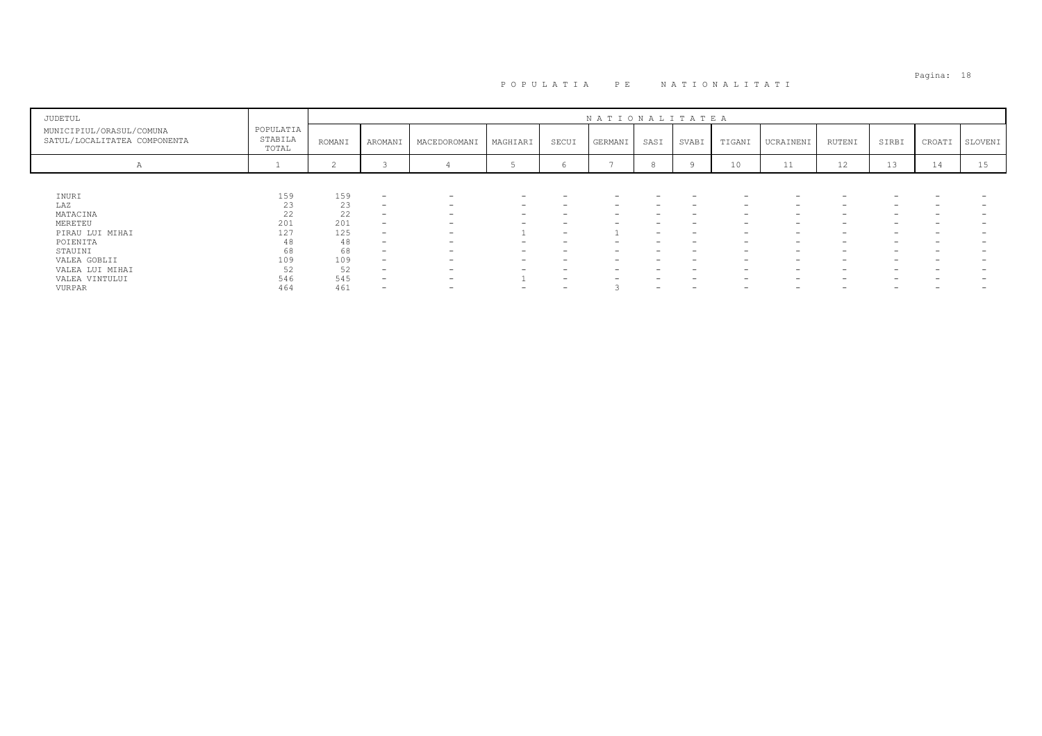# P O P U L A T I A   P E   N A T I O N A L I T A T I

| JUDETUL<br>MUNICIPIUL/ORASUL/COMUNA<br>SATUL/LOCALITATEA COMPONENTA | POPULATIA STABILA TOTAL | N A T I O N A L I T A T E A | | | | | | | | | | | | | |
|---|---|---|---|---|---|---|---|---|---|---|---|---|---|---|---|
| | | ROMANI | AROMANI | MACEDOROMANI | MAGHIARI | SECUI | GERMANI | SASI | SVABI | TIGANI | UCRAINENI | RUTENI | SIRBI | CROATI | SLOVENI |
| A | 1 | 2 | 3 | 4 | 5 | 6 | 7 | 8 | 9 | 10 | 11 | 12 | 13 | 14 | 15 |
| INURI | 159 | 159 | - | - | - | - | - | - | - | - | - | - | - | - | - |
| LAZ | 23 | 23 | - | - | - | - | - | - | - | - | - | - | - | - | - |
| MATACINA | 22 | 22 | - | - | - | - | - | - | - | - | - | - | - | - | - |
| MERETEU | 201 | 201 | - | - | - | - | - | - | - | - | - | - | - | - | - |
| PIRAU LUI MIHAI | 127 | 125 | - | - | 1 | - | 1 | - | - | - | - | - | - | - | - |
| POIENITA | 48 | 48 | - | - | - | - | - | - | - | - | - | - | - | - | - |
| STAUINI | 68 | 68 | - | - | - | - | - | - | - | - | - | - | - | - | - |
| VALEA GOBLII | 109 | 109 | - | - | - | - | - | - | - | - | - | - | - | - | - |
| VALEA LUI MIHAI | 52 | 52 | - | - | - | - | - | - | - | - | - | - | - | - | - |
| VALEA VINTULUI | 546 | 545 | - | - | 1 | - | - | - | - | - | - | - | - | - | - |
| VURPAR | 464 | 461 | - | - | - | - | 3 | - | - | - | - | - | - | - | - |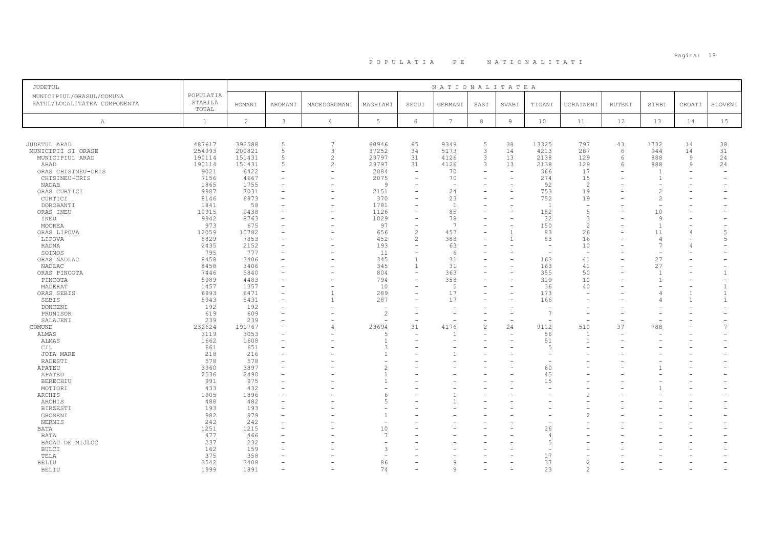# POPULATIA PE NATIONALITATI

| JUDETUL<br>MUNICIPIUL/ORASUL/COMUNA<br>SATUL/LOCALITATEA COMPONENTA | POPULATIA STABILA TOTAL | NATIONALITATEA | | | | | | | | | | | | | |
|---|---|---|---|---|---|---|---|---|---|---|---|---|---|---|---|
| | | ROMANI | AROMANI | MACEDOROMANI | MAGHIARI | SECUI | GERMANI | SASI | SVABI | TIGANI | UCRAINENI | RUTENI | SIRBI | CROATI | SLOVENI |
| A | 1 | 2 | 3 | 4 | 5 | 6 | 7 | 8 | 9 | 10 | 11 | 12 | 13 | 14 | 15 |
| JUDETUL ARAD | 487617 | 392588 | 5 | 7 | 60946 | 65 | 9349 | 5 | 38 | 13325 | 797 | 43 | 1732 | 14 | 38 |
| MUNICIPII SI ORASE | 254993 | 200821 | 5 | 3 | 37252 | 34 | 5173 | 3 | 14 | 4213 | 287 | 6 | 944 | 14 | 31 |
| MUNICIPIUL ARAD | 190114 | 151431 | 5 | 2 | 29797 | 31 | 4126 | 3 | 13 | 2138 | 129 | 6 | 888 | 9 | 24 |
| ARAD | 190114 | 151431 | 5 | 2 | 29797 | 31 | 4126 | 3 | 13 | 2138 | 129 | 6 | 888 | 9 | 24 |
| ORAS CHISINEU-CRIS | 9021 | 6422 | - | - | 2084 | - | 70 | - | - | 366 | 17 | - | 1 | - | - |
| CHISINEU-CRIS | 7156 | 4667 | - | - | 2075 | - | 70 | - | - | 274 | 15 | - | 1 | - | - |
| NADAB | 1865 | 1755 | - | - | 9 | - | - | - | - | 92 | 2 | - | - | - | - |
| ORAS CURTICI | 9987 | 7031 | - | - | 2151 | - | 24 | - | - | 753 | 19 | - | 2 | - | - |
| CURTICI | 8146 | 6973 | - | - | 370 | - | 23 | - | - | 752 | 19 | - | 2 | - | - |
| DOROBANTI | 1841 | 58 | - | - | 1781 | - | 1 | - | - | 1 | - | - | - | - | - |
| ORAS INEU | 10915 | 9438 | - | - | 1126 | - | 85 | - | - | 182 | 5 | - | 10 | - | - |
| INEU | 9942 | 8763 | - | - | 1029 | - | 78 | - | - | 32 | 3 | - | 9 | - | - |
| MOCREA | 973 | 675 | - | - | 97 | - | 7 | - | - | 150 | 2 | - | 1 | - | - |
| ORAS LIPOVA | 12059 | 10782 | - | - | 656 | 2 | 457 | - | 1 | 83 | 26 | - | 11 | 4 | 5 |
| LIPOVA | 8829 | 7853 | - | - | 452 | 2 | 388 | - | 1 | 83 | 16 | - | 4 | - | 5 |
| RADNA | 2435 | 2152 | - | - | 193 | - | 63 | - | - | - | 10 | - | 7 | 4 | - |
| SOIMOS | 795 | 777 | - | - | 11 | - | 6 | - | - | - | - | - | - | - | - |
| ORAS NADLAC | 8458 | 3406 | - | - | 345 | 1 | 31 | - | - | 163 | 41 | - | 27 | - | - |
| NADLAC | 8458 | 3406 | - | - | 345 | 1 | 31 | - | - | 163 | 41 | - | 27 | - | - |
| ORAS PINCOTA | 7446 | 5840 | - | - | 804 | - | 363 | - | - | 355 | 50 | - | 1 | - | 1 |
| PINCOTA | 5989 | 4483 | - | - | 794 | - | 358 | - | - | 319 | 10 | - | 1 | - | - |
| MADERAT | 1457 | 1357 | - | - | 10 | - | 5 | - | - | 36 | 40 | - | - | - | 1 |
| ORAS SEBIS | 6993 | 6471 | - | 1 | 289 | - | 17 | - | - | 173 | - | - | 4 | 1 | 1 |
| SEBIS | 5943 | 5431 | - | 1 | 287 | - | 17 | - | - | 166 | - | - | 4 | 1 | 1 |
| DONCENI | 192 | 192 | - | - | - | - | - | - | - | - | - | - | - | - | - |
| PRUNISOR | 619 | 609 | - | - | 2 | - | - | - | - | 7 | - | - | - | - | - |
| SALAJENI | 239 | 239 | - | - | - | - | - | - | - | - | - | - | - | - | - |
| COMUNE | 232624 | 191767 | - | 4 | 23694 | 31 | 4176 | 2 | 24 | 9112 | 510 | 37 | 788 | - | 7 |
| ALMAS | 3119 | 3053 | - | - | 5 | - | 1 | - | - | 56 | 1 | - | - | - | - |
| ALMAS | 1662 | 1608 | - | - | 1 | - | - | - | - | 51 | 1 | - | - | - | - |
| CIL | 661 | 651 | - | - | 3 | - | - | - | - | 5 | - | - | - | - | - |
| JOIA MARE | 218 | 216 | - | - | 1 | - | 1 | - | - | - | - | - | - | - | - |
| RADESTI | 578 | 578 | - | - | - | - | - | - | - | - | - | - | - | - | - |
| APATEU | 3960 | 3897 | - | - | 2 | - | - | - | - | 60 | - | - | 1 | - | - |
| APATEU | 2536 | 2490 | - | - | 1 | - | - | - | - | 45 | - | - | - | - | - |
| BERECHIU | 991 | 975 | - | - | 1 | - | - | - | - | 15 | - | - | - | - | - |
| MOTIORI | 433 | 432 | - | - | - | - | - | - | - | - | - | - | 1 | - | - |
| ARCHIS | 1905 | 1896 | - | - | 6 | - | 1 | - | - | - | 2 | - | - | - | - |
| ARCHIS | 488 | 482 | - | - | 5 | - | 1 | - | - | - | - | - | - | - | - |
| BIRZESTI | 193 | 193 | - | - | - | - | - | - | - | - | - | - | - | - | - |
| GROSENI | 982 | 979 | - | - | 1 | - | - | - | - | - | 2 | - | - | - | - |
| NERMIS | 242 | 242 | - | - | - | - | - | - | - | - | - | - | - | - | - |
| BATA | 1251 | 1215 | - | - | 10 | - | - | - | - | 26 | - | - | - | - | - |
| BATA | 477 | 466 | - | - | 7 | - | - | - | - | 4 | - | - | - | - | - |
| BACAU DE MIJLOC | 237 | 232 | - | - | - | - | - | - | - | 5 | - | - | - | - | - |
| BULCI | 162 | 159 | - | - | 3 | - | - | - | - | - | - | - | - | - | - |
| TELA | 375 | 358 | - | - | - | - | - | - | - | 17 | - | - | - | - | - |
| BELIU | 3542 | 3408 | - | - | 86 | - | 9 | - | - | 37 | 2 | - | - | - | - |
| BELIU | 1999 | 1891 | - | - | 74 | - | 9 | - | - | 23 | 2 | - | - | - | - |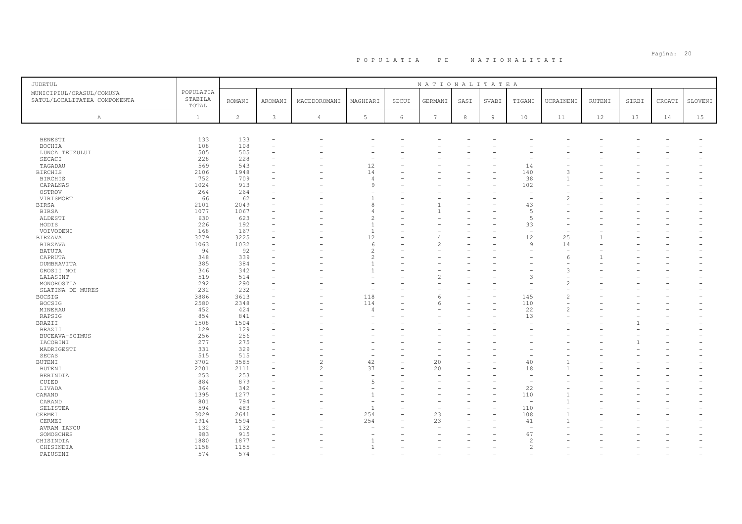# P O P U L A T I A   P E   N A T I O N A L I T A T I

| JUDETUL MUNICIPIUL/ORASUL/COMUNA SATUL/LOCALITATEA COMPONENTA | POPULATIA STABILA TOTAL | NATIONALITATEA | | | | | | | | | | | | | |
|---|---|---|---|---|---|---|---|---|---|---|---|---|---|---|---|
| | | ROMANI | AROMANI | MACEDOROMANI | MAGHIARI | SECUI | GERMANI | SASI | SVABI | TIGANI | UCRAINENI | RUTENI | SIRBI | CROATI | SLOVENI |
| A | 1 | 2 | 3 | 4 | 5 | 6 | 7 | 8 | 9 | 10 | 11 | 12 | 13 | 14 | 15 |
| BENESTI | 133 | 133 | - | - | - | - | - | - | - | - | - | - | - | - | - |
| BOCHIA | 108 | 108 | - | - | - | - | - | - | - | - | - | - | - | - | - |
| LUNCA TEUZULUI | 505 | 505 | - | - | - | - | - | - | - | - | - | - | - | - | - |
| SECACI | 228 | 228 | - | - | - | - | - | - | - | - | - | - | - | - | - |
| TAGADAU | 569 | 543 | - | - | 12 | - | - | - | - | 14 | - | - | - | - | - |
| BIRCHIS | 2106 | 1948 | - | - | 14 | - | - | - | - | 140 | 3 | - | - | - | - |
| BIRCHIS | 752 | 709 | - | - | 4 | - | - | - | - | 38 | 1 | - | - | - | - |
| CAPALNAS | 1024 | 913 | - | - | 9 | - | - | - | - | 102 | - | - | - | - | - |
| OSTROV | 264 | 264 | - | - | - | - | - | - | - | - | - | - | - | - | - |
| VIRISMORT | 66 | 62 | - | - | 1 | - | - | - | - | - | 2 | - | - | - | - |
| BIRSA | 2101 | 2049 | - | - | 8 | - | 1 | - | - | 43 | - | - | - | - | - |
| BIRSA | 1077 | 1067 | - | - | 4 | - | 1 | - | - | 5 | - | - | - | - | - |
| ALDESTI | 630 | 623 | - | - | 2 | - | - | - | - | 5 | - | - | - | - | - |
| HODIS | 226 | 192 | - | - | 1 | - | - | - | - | 33 | - | - | - | - | - |
| VOIVODENI | 168 | 167 | - | - | 1 | - | - | - | - | - | - | - | - | - | - |
| BIRZAVA | 3279 | 3225 | - | - | 12 | - | 4 | - | - | 12 | 25 | 1 | - | - | - |
| BIRZAVA | 1063 | 1032 | - | - | 6 | - | 2 | - | - | 9 | 14 | - | - | - | - |
| BATUTA | 94 | 92 | - | - | 2 | - | - | - | - | - | - | - | - | - | - |
| CAPRUTA | 348 | 339 | - | - | 2 | - | - | - | - | - | 6 | 1 | - | - | - |
| DUMBRAVITA | 385 | 384 | - | - | 1 | - | - | - | - | - | - | - | - | - | - |
| GROSII NOI | 346 | 342 | - | - | 1 | - | - | - | - | - | 3 | - | - | - | - |
| LALASINT | 519 | 514 | - | - | - | - | 2 | - | - | 3 | - | - | - | - | - |
| MONOROSTIA | 292 | 290 | - | - | - | - | - | - | - | - | 2 | - | - | - | - |
| SLATINA DE MURES | 232 | 232 | - | - | - | - | - | - | - | - | - | - | - | - | - |
| BOCSIG | 3886 | 3613 | - | - | 118 | - | 6 | - | - | 145 | 2 | - | - | - | - |
| BOCSIG | 2580 | 2348 | - | - | 114 | - | 6 | - | - | 110 | - | - | - | - | - |
| MINERAU | 452 | 424 | - | - | 4 | - | - | - | - | 22 | 2 | - | - | - | - |
| RAPSIG | 854 | 841 | - | - | - | - | - | - | - | 13 | - | - | - | - | - |
| BRAZII | 1508 | 1504 | - | - | - | - | - | - | - | - | - | - | 1 | - | - |
| BRAZII | 129 | 129 | - | - | - | - | - | - | - | - | - | - | - | - | - |
| BUCEAVA-SOIMUS | 256 | 256 | - | - | - | - | - | - | - | - | - | - | - | - | - |
| IACOBINI | 277 | 275 | - | - | - | - | - | - | - | - | - | - | 1 | - | - |
| MADRIGESTI | 331 | 329 | - | - | - | - | - | - | - | - | - | - | - | - | - |
| SECAS | 515 | 515 | - | - | - | - | - | - | - | - | - | - | - | - | - |
| BUTENI | 3702 | 3585 | - | 2 | 42 | - | 20 | - | - | 40 | 1 | - | - | - | - |
| BUTENI | 2201 | 2111 | - | 2 | 37 | - | 20 | - | - | 18 | 1 | - | - | - | - |
| BERINDIA | 253 | 253 | - | - | - | - | - | - | - | - | - | - | - | - | - |
| CUIED | 884 | 879 | - | - | 5 | - | - | - | - | - | - | - | - | - | - |
| LIVADA | 364 | 342 | - | - | - | - | - | - | - | 22 | - | - | - | - | - |
| CARAND | 1395 | 1277 | - | - | 1 | - | - | - | - | 110 | 1 | - | - | - | - |
| CARAND | 801 | 794 | - | - | - | - | - | - | - | - | 1 | - | - | - | - |
| SELISTEA | 594 | 483 | - | - | 1 | - | - | - | - | 110 | - | - | - | - | - |
| CERMEI | 3029 | 2641 | - | - | 254 | - | 23 | - | - | 108 | 1 | - | - | - | - |
| CERMEI | 1914 | 1594 | - | - | 254 | - | 23 | - | - | 41 | 1 | - | - | - | - |
| AVRAM IANCU | 132 | 132 | - | - | - | - | - | - | - | - | - | - | - | - | - |
| SOMOSCHES | 983 | 915 | - | - | - | - | - | - | - | 67 | - | - | - | - | - |
| CHISINDIA | 1880 | 1877 | - | - | 1 | - | - | - | - | 2 | - | - | - | - | - |
| CHISINDIA | 1158 | 1155 | - | - | 1 | - | - | - | - | 2 | - | - | - | - | - |
| PAIUSENI | 574 | 574 | - | - | - | - | - | - | - | - | - | - | - | - | - |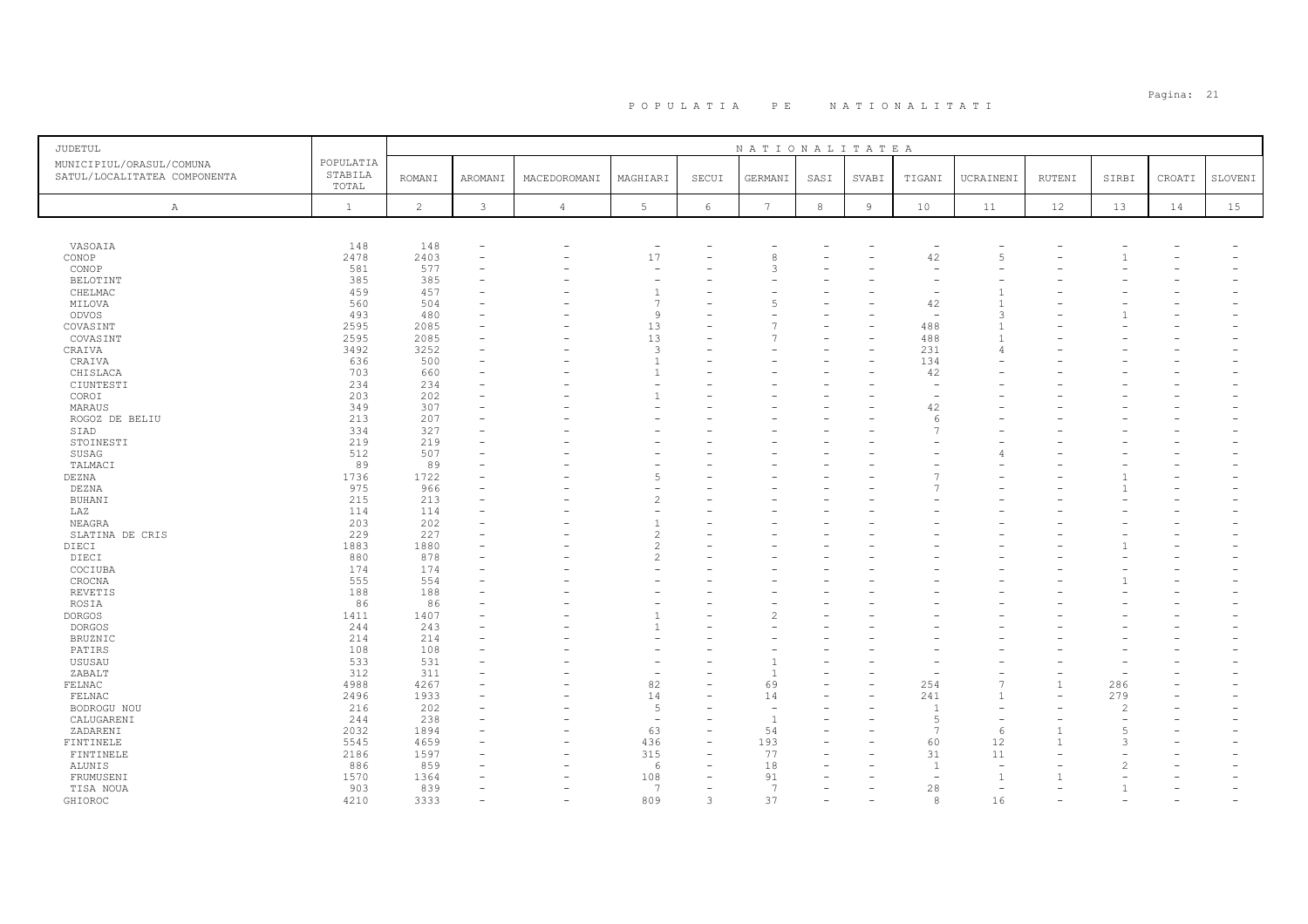# POPULATIA PE NATIONALITATI

| JUDETUL MUNICIPIUL/ORASUL/COMUNA SATUL/LOCALITATEA COMPONENTA | POPULATIA STABILA TOTAL | NATIONALITATEA | | | | | | | | | | | | | |
|---|---|---|---|---|---|---|---|---|---|---|---|---|---|---|---|
| | | ROMANI | AROMANI | MACEDOROMANI | MAGHIARI | SECUI | GERMANI | SASI | SVABI | TIGANI | UCRAINENI | RUTENI | SIRBI | CROATI | SLOVENI |
| A | 1 | 2 | 3 | 4 | 5 | 6 | 7 | 8 | 9 | 10 | 11 | 12 | 13 | 14 | 15 |
| VASOAIA | 148 | 148 | - | - | - | - | - | - | - | - | - | - | - | - | - |
| CONOP | 2478 | 2403 | - | - | 17 | - | 8 | - | - | 42 | 5 | - | 1 | - | - |
| CONOP | 581 | 577 | - | - | - | - | 3 | - | - | - | - | - | - | - | - |
| BELOTINT | 385 | 385 | - | - | - | - | - | - | - | - | - | - | - | - | - |
| CHELMAC | 459 | 457 | - | - | 1 | - | - | - | - | - | 1 | - | - | - | - |
| MILOVA | 560 | 504 | - | - | 7 | - | 5 | - | - | 42 | 1 | - | - | - | - |
| ODVOS | 493 | 480 | - | - | 9 | - | - | - | - | - | 3 | - | 1 | - | - |
| COVASINT | 2595 | 2085 | - | - | 13 | - | 7 | - | - | 488 | 1 | - | - | - | - |
| COVASINT | 2595 | 2085 | - | - | 13 | - | 7 | - | - | 488 | 1 | - | - | - | - |
| CRAIVA | 3492 | 3252 | - | - | 3 | - | - | - | - | 231 | 4 | - | - | - | - |
| CRAIVA | 636 | 500 | - | - | 1 | - | - | - | - | 134 | - | - | - | - | - |
| CHISLACA | 703 | 660 | - | - | 1 | - | - | - | - | 42 | - | - | - | - | - |
| CIUNTESTI | 234 | 234 | - | - | - | - | - | - | - | - | - | - | - | - | - |
| COROI | 203 | 202 | - | - | 1 | - | - | - | - | - | - | - | - | - | - |
| MARAUS | 349 | 307 | - | - | - | - | - | - | - | 42 | - | - | - | - | - |
| ROGOZ DE BELIU | 213 | 207 | - | - | - | - | - | - | - | 6 | - | - | - | - | - |
| SIAD | 334 | 327 | - | - | - | - | - | - | - | 7 | - | - | - | - | - |
| STOINESTI | 219 | 219 | - | - | - | - | - | - | - | - | - | - | - | - | - |
| SUSAG | 512 | 507 | - | - | - | - | - | - | - | - | 4 | - | - | - | - |
| TALMACI | 89 | 89 | - | - | - | - | - | - | - | - | - | - | - | - | - |
| DEZNA | 1736 | 1722 | - | - | 5 | - | - | - | - | 7 | - | - | 1 | - | - |
| DEZNA | 975 | 966 | - | - | - | - | - | - | - | 7 | - | - | 1 | - | - |
| BUHANI | 215 | 213 | - | - | 2 | - | - | - | - | - | - | - | - | - | - |
| LAZ | 114 | 114 | - | - | - | - | - | - | - | - | - | - | - | - | - |
| NEAGRA | 203 | 202 | - | - | 1 | - | - | - | - | - | - | - | - | - | - |
| SLATINA DE CRIS | 229 | 227 | - | - | 2 | - | - | - | - | - | - | - | - | - | - |
| DIECI | 1883 | 1880 | - | - | 2 | - | - | - | - | - | - | - | 1 | - | - |
| DIECI | 880 | 878 | - | - | 2 | - | - | - | - | - | - | - | - | - | - |
| COCIUBA | 174 | 174 | - | - | - | - | - | - | - | - | - | - | - | - | - |
| CROCNA | 555 | 554 | - | - | - | - | - | - | - | - | - | - | 1 | - | - |
| REVETIS | 188 | 188 | - | - | - | - | - | - | - | - | - | - | - | - | - |
| ROSIA | 86 | 86 | - | - | - | - | - | - | - | - | - | - | - | - | - |
| DORGOS | 1411 | 1407 | - | - | 1 | - | 2 | - | - | - | - | - | - | - | - |
| DORGOS | 244 | 243 | - | - | 1 | - | - | - | - | - | - | - | - | - | - |
| BRUZNIC | 214 | 214 | - | - | - | - | - | - | - | - | - | - | - | - | - |
| PATIRS | 108 | 108 | - | - | - | - | - | - | - | - | - | - | - | - | - |
| USUSAU | 533 | 531 | - | - | - | - | 1 | - | - | - | - | - | - | - | - |
| ZABALT | 312 | 311 | - | - | - | - | 1 | - | - | - | - | - | - | - | - |
| FELNAC | 4988 | 4267 | - | - | 82 | - | 69 | - | - | 254 | 7 | 1 | 286 | - | - |
| FELNAC | 2496 | 1933 | - | - | 14 | - | 14 | - | - | 241 | 1 | - | 279 | - | - |
| BODROGU NOU | 216 | 202 | - | - | 5 | - | - | - | - | 1 | - | - | 2 | - | - |
| CALUGARENI | 244 | 238 | - | - | - | - | 1 | - | - | 5 | - | - | - | - | - |
| ZADARENI | 2032 | 1894 | - | - | 63 | - | 54 | - | - | 7 | 6 | 1 | 5 | - | - |
| FINTINELE | 5545 | 4659 | - | - | 436 | - | 193 | - | - | 60 | 12 | 1 | 3 | - | - |
| FINTINELE | 2186 | 1597 | - | - | 315 | - | 77 | - | - | 31 | 11 | - | - | - | - |
| ALUNIS | 886 | 859 | - | - | 6 | - | 18 | - | - | 1 | - | - | 2 | - | - |
| FRUMUSENI | 1570 | 1364 | - | - | 108 | - | 91 | - | - | - | 1 | 1 | - | - | - |
| TISA NOUA | 903 | 839 | - | - | 7 | - | 7 | - | - | 28 | - | - | 1 | - | - |
| GHIOROC | 4210 | 3333 | - | - | 809 | 3 | 37 | - | - | 8 | 16 | - | - | - | - |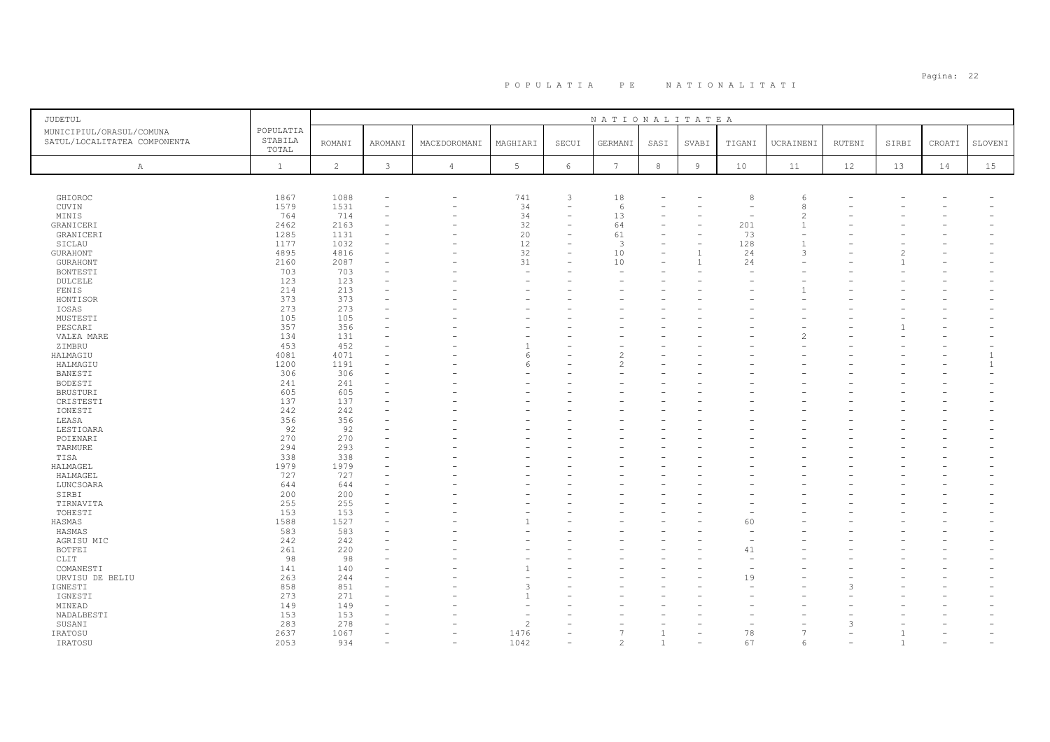# POPULATIA PE NATIONALITATI

| JUDETUL<br>MUNICIPIUL/ORASUL/COMUNA<br>SATUL/LOCALITATEA COMPONENTA | POPULATIA STABILA TOTAL | NATIONALITATEA | | | | | | | | | | | | | | |
|---|---|---|---|---|---|---|---|---|---|---|---|---|---|---|---|---|
| | | ROMANI | AROMANI | MACEDOROMANI | MAGHIARI | SECUI | GERMANI | SASI | SVABI | TIGANI | UCRAINENI | RUTENI | SIRBI | CROATI | SLOVENI |
| A | 1 | 2 | 3 | 4 | 5 | 6 | 7 | 8 | 9 | 10 | 11 | 12 | 13 | 14 | 15 |
| GHIOROC | 1867 | 1088 | - | - | 741 | 3 | 18 | - | - | 8 | 6 | - | - | - | - |
| CUVIN | 1579 | 1531 | - | - | 34 | - | 6 | - | - | - | 8 | - | - | - | - |
| MINIS | 764 | 714 | - | - | 34 | - | 13 | - | - | - | 2 | - | - | - | - |
| GRANICERI | 2462 | 2163 | - | - | 32 | - | 64 | - | - | 201 | 1 | - | - | - | - |
| GRANICERI | 1285 | 1131 | - | - | 20 | - | 61 | - | - | 73 | - | - | - | - | - |
| SICLAU | 1177 | 1032 | - | - | 12 | - | 3 | - | - | 128 | 1 | - | - | - | - |
| GURAHONT | 4895 | 4816 | - | - | 32 | - | 10 | - | 1 | 24 | 3 | - | 2 | - | - |
| GURAHONT | 2160 | 2087 | - | - | 31 | - | 10 | - | 1 | 24 | - | - | 1 | - | - |
| BONTESTI | 703 | 703 | - | - | - | - | - | - | - | - | - | - | - | - | - |
| DULCELE | 123 | 123 | - | - | - | - | - | - | - | - | - | - | - | - | - |
| FENIS | 214 | 213 | - | - | - | - | - | - | - | - | 1 | - | - | - | - |
| HONTISOR | 373 | 373 | - | - | - | - | - | - | - | - | - | - | - | - | - |
| IOSAS | 273 | 273 | - | - | - | - | - | - | - | - | - | - | - | - | - |
| MUSTESTI | 105 | 105 | - | - | - | - | - | - | - | - | - | - | - | - | - |
| PESCARI | 357 | 356 | - | - | - | - | - | - | - | - | - | - | 1 | - | - |
| VALEA MARE | 134 | 131 | - | - | - | - | - | - | - | - | 2 | - | - | - | - |
| ZIMBRU | 453 | 452 | - | - | 1 | - | - | - | - | - | - | - | - | - | - |
| HALMAGIU | 4081 | 4071 | - | - | 6 | - | 2 | - | - | - | - | - | - | - | 1 |
| HALMAGIU | 1200 | 1191 | - | - | 6 | - | 2 | - | - | - | - | - | - | - | 1 |
| BANESTI | 306 | 306 | - | - | - | - | - | - | - | - | - | - | - | - | - |
| BODESTI | 241 | 241 | - | - | - | - | - | - | - | - | - | - | - | - | - |
| BRUSTURI | 605 | 605 | - | - | - | - | - | - | - | - | - | - | - | - | - |
| CRISTESTI | 137 | 137 | - | - | - | - | - | - | - | - | - | - | - | - | - |
| IONESTI | 242 | 242 | - | - | - | - | - | - | - | - | - | - | - | - | - |
| LEASA | 356 | 356 | - | - | - | - | - | - | - | - | - | - | - | - | - |
| LESTIOARA | 92 | 92 | - | - | - | - | - | - | - | - | - | - | - | - | - |
| POIENARI | 270 | 270 | - | - | - | - | - | - | - | - | - | - | - | - | - |
| TARMURE | 294 | 293 | - | - | - | - | - | - | - | - | - | - | - | - | - |
| TISA | 338 | 338 | - | - | - | - | - | - | - | - | - | - | - | - | - |
| HALMAGEL | 1979 | 1979 | - | - | - | - | - | - | - | - | - | - | - | - | - |
| HALMAGEL | 727 | 727 | - | - | - | - | - | - | - | - | - | - | - | - | - |
| LUNCSOARA | 644 | 644 | - | - | - | - | - | - | - | - | - | - | - | - | - |
| SIRBI | 200 | 200 | - | - | - | - | - | - | - | - | - | - | - | - | - |
| TIRNAVITA | 255 | 255 | - | - | - | - | - | - | - | - | - | - | - | - | - |
| TOHESTI | 153 | 153 | - | - | - | - | - | - | - | - | - | - | - | - | - |
| HASMAS | 1588 | 1527 | - | - | 1 | - | - | - | - | 60 | - | - | - | - | - |
| HASMAS | 583 | 583 | - | - | - | - | - | - | - | - | - | - | - | - | - |
| AGRISU MIC | 242 | 242 | - | - | - | - | - | - | - | - | - | - | - | - | - |
| BOTFEI | 261 | 220 | - | - | - | - | - | - | - | 41 | - | - | - | - | - |
| CLIT | 98 | 98 | - | - | - | - | - | - | - | - | - | - | - | - | - |
| COMANESTI | 141 | 140 | - | - | 1 | - | - | - | - | - | - | - | - | - | - |
| URVISU DE BELIU | 263 | 244 | - | - | - | - | - | - | - | 19 | - | - | - | - | - |
| IGNESTI | 858 | 851 | - | - | 3 | - | - | - | - | - | - | 3 | - | - | - |
| IGNESTI | 273 | 271 | - | - | 1 | - | - | - | - | - | - | - | - | - | - |
| MINEAD | 149 | 149 | - | - | - | - | - | - | - | - | - | - | - | - | - |
| NADALBESTI | 153 | 153 | - | - | - | - | - | - | - | - | - | - | - | - | - |
| SUSANI | 283 | 278 | - | - | 2 | - | - | - | - | - | - | 3 | - | - | - |
| IRATOSU | 2637 | 1067 | - | - | 1476 | - | 7 | 1 | - | 78 | 7 | - | 1 | - | - |
| IRATOSU | 2053 | 934 | - | - | 1042 | - | 2 | 1 | - | 67 | 6 | - | 1 | - | - |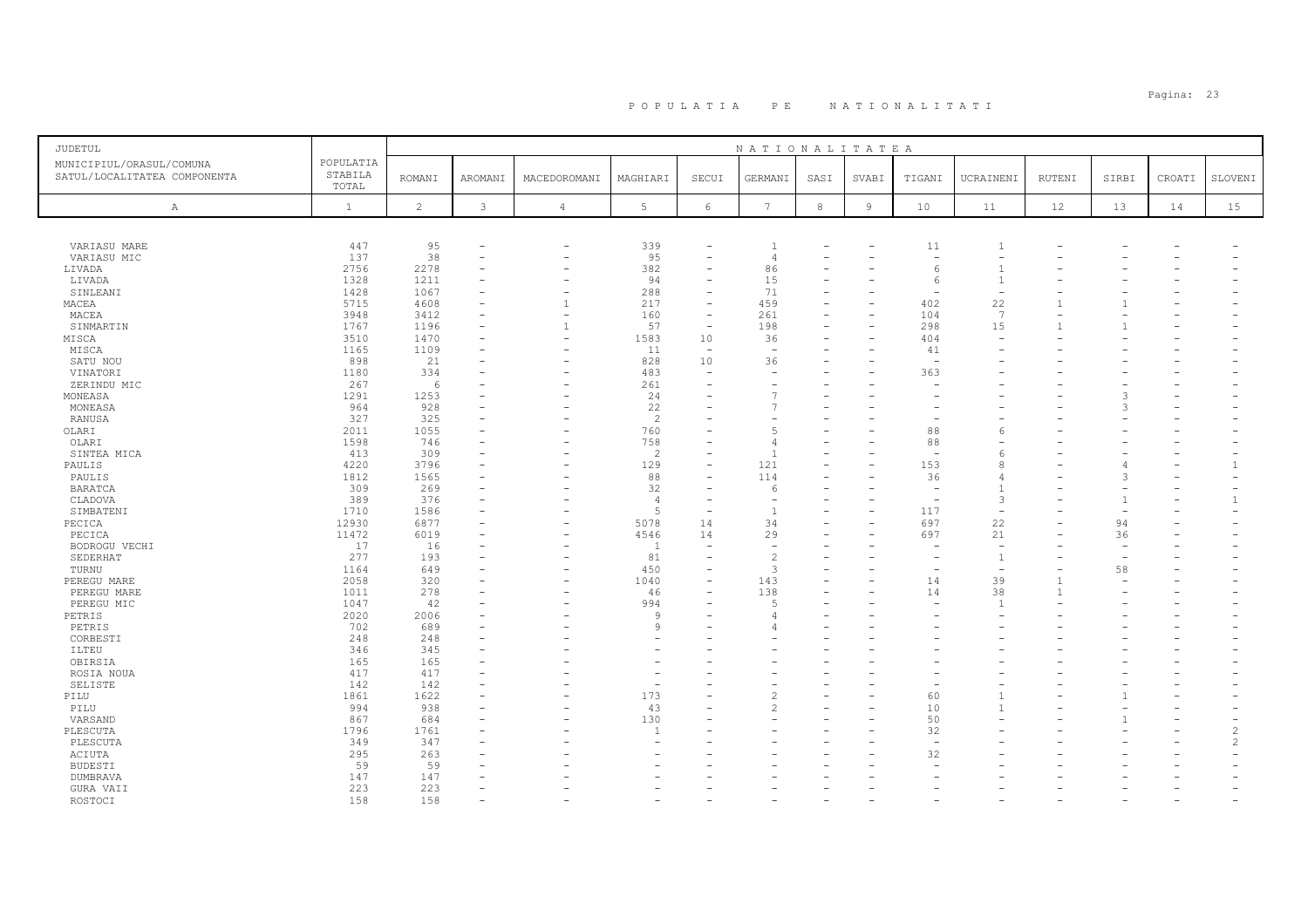# P O P U L A T I A   P E   N A T I O N A L I T A T I

| JUDETUL<br>MUNICIPIUL/ORASUL/COMUNA<br>SATUL/LOCALITATEA COMPONENTA | POPULATIA STABILA TOTAL | NATIONALITATEA | | | | | | | | | | | | | |
|---|---|---|---|---|---|---|---|---|---|---|---|---|---|---|---|
| | | ROMANI | AROMANI | MACEDOROMANI | MAGHIARI | SECUI | GERMANI | SASI | SVABI | TIGANI | UCRAINENI | RUTENI | SIRBI | CROATI | SLOVENI |
| A | 1 | 2 | 3 | 4 | 5 | 6 | 7 | 8 | 9 | 10 | 11 | 12 | 13 | 14 | 15 |
| VARIASU MARE | 447 | 95 | - | - | 339 | - | 1 | - | - | 11 | 1 | - | - | - | - |
| VARIASU MIC | 137 | 38 | - | - | 95 | - | 4 | - | - | - | - | - | - | - | - |
| LIVADA | 2756 | 2278 | - | - | 382 | - | 86 | - | - | 6 | 1 | - | - | - | - |
| LIVADA | 1328 | 1211 | - | - | 94 | - | 15 | - | - | 6 | 1 | - | - | - | - |
| SINLEANI | 1428 | 1067 | - | - | 288 | - | 71 | - | - | - | - | - | - | - | - |
| MACEA | 5715 | 4608 | - | 1 | 217 | - | 459 | - | - | 402 | 22 | 1 | 1 | - | - |
| MACEA | 3948 | 3412 | - | - | 160 | - | 261 | - | - | 104 | 7 | - | - | - | - |
| SINMARTIN | 1767 | 1196 | - | 1 | 57 | - | 198 | - | - | 298 | 15 | 1 | 1 | - | - |
| MISCA | 3510 | 1470 | - | - | 1583 | 10 | 36 | - | - | 404 | - | - | - | - | - |
| MISCA | 1165 | 1109 | - | - | 11 | - | - | - | - | 41 | - | - | - | - | - |
| SATU NOU | 898 | 21 | - | - | 828 | 10 | 36 | - | - | - | - | - | - | - | - |
| VINATORI | 1180 | 334 | - | - | 483 | - | - | - | - | 363 | - | - | - | - | - |
| ZERINDU MIC | 267 | 6 | - | - | 261 | - | - | - | - | - | - | - | - | - | - |
| MONEASA | 1291 | 1253 | - | - | 24 | - | 7 | - | - | - | - | - | 3 | - | - |
| MONEASA | 964 | 928 | - | - | 22 | - | 7 | - | - | - | - | - | 3 | - | - |
| RANUSA | 327 | 325 | - | - | 2 | - | - | - | - | - | - | - | - | - | - |
| OLARI | 2011 | 1055 | - | - | 760 | - | 5 | - | - | 88 | 6 | - | - | - | - |
| OLARI | 1598 | 746 | - | - | 758 | - | 4 | - | - | 88 | - | - | - | - | - |
| SINTEA MICA | 413 | 309 | - | - | 2 | - | 1 | - | - | - | 6 | - | - | - | - |
| PAULIS | 4220 | 3796 | - | - | 129 | - | 121 | - | - | 153 | 8 | - | 4 | - | 1 |
| PAULIS | 1812 | 1565 | - | - | 88 | - | 114 | - | - | 36 | 4 | - | 3 | - | - |
| BARATCA | 309 | 269 | - | - | 32 | - | 6 | - | - | - | 1 | - | - | - | - |
| CLADOVA | 389 | 376 | - | - | 4 | - | - | - | - | - | 3 | - | 1 | - | 1 |
| SIMBATENI | 1710 | 1586 | - | - | 5 | - | 1 | - | - | 117 | - | - | - | - | - |
| PECICA | 12930 | 6877 | - | - | 5078 | 14 | 34 | - | - | 697 | 22 | - | 94 | - | - |
| PECICA | 11472 | 6019 | - | - | 4546 | 14 | 29 | - | - | 697 | 21 | - | 36 | - | - |
| BODROGU VECHI | 17 | 16 | - | - | 1 | - | - | - | - | - | - | - | - | - | - |
| SEDERHAT | 277 | 193 | - | - | 81 | - | 2 | - | - | - | 1 | - | - | - | - |
| TURNU | 1164 | 649 | - | - | 450 | - | 3 | - | - | - | - | - | 58 | - | - |
| PEREGU MARE | 2058 | 320 | - | - | 1040 | - | 143 | - | - | 14 | 39 | 1 | - | - | - |
| PEREGU MARE | 1011 | 278 | - | - | 46 | - | 138 | - | - | 14 | 38 | 1 | - | - | - |
| PEREGU MIC | 1047 | 42 | - | - | 994 | - | 5 | - | - | - | 1 | - | - | - | - |
| PETRIS | 2020 | 2006 | - | - | 9 | - | 4 | - | - | - | - | - | - | - | - |
| PETRIS | 702 | 689 | - | - | 9 | - | 4 | - | - | - | - | - | - | - | - |
| CORBESTI | 248 | 248 | - | - | - | - | - | - | - | - | - | - | - | - | - |
| ILTEU | 346 | 345 | - | - | - | - | - | - | - | - | - | - | - | - | - |
| OBIRSIA | 165 | 165 | - | - | - | - | - | - | - | - | - | - | - | - | - |
| ROSIA NOUA | 417 | 417 | - | - | - | - | - | - | - | - | - | - | - | - | - |
| SELISTE | 142 | 142 | - | - | - | - | - | - | - | - | - | - | - | - | - |
| PILU | 1861 | 1622 | - | - | 173 | - | 2 | - | - | 60 | 1 | - | 1 | - | - |
| PILU | 994 | 938 | - | - | 43 | - | 2 | - | - | 10 | 1 | - | - | - | - |
| VARSAND | 867 | 684 | - | - | 130 | - | - | - | - | 50 | - | - | 1 | - | - |
| PLESCUTA | 1796 | 1761 | - | - | 1 | - | - | - | - | 32 | - | - | - | - | 2 |
| PLESCUTA | 349 | 347 | - | - | - | - | - | - | - | - | - | - | - | - | 2 |
| ACIUTA | 295 | 263 | - | - | - | - | - | - | - | 32 | - | - | - | - | - |
| BUDESTI | 59 | 59 | - | - | - | - | - | - | - | - | - | - | - | - | - |
| DUMBRAVA | 147 | 147 | - | - | - | - | - | - | - | - | - | - | - | - | - |
| GURA VAII | 223 | 223 | - | - | - | - | - | - | - | - | - | - | - | - | - |
| ROSTOCI | 158 | 158 | - | - | - | - | - | - | - | - | - | - | - | - | - |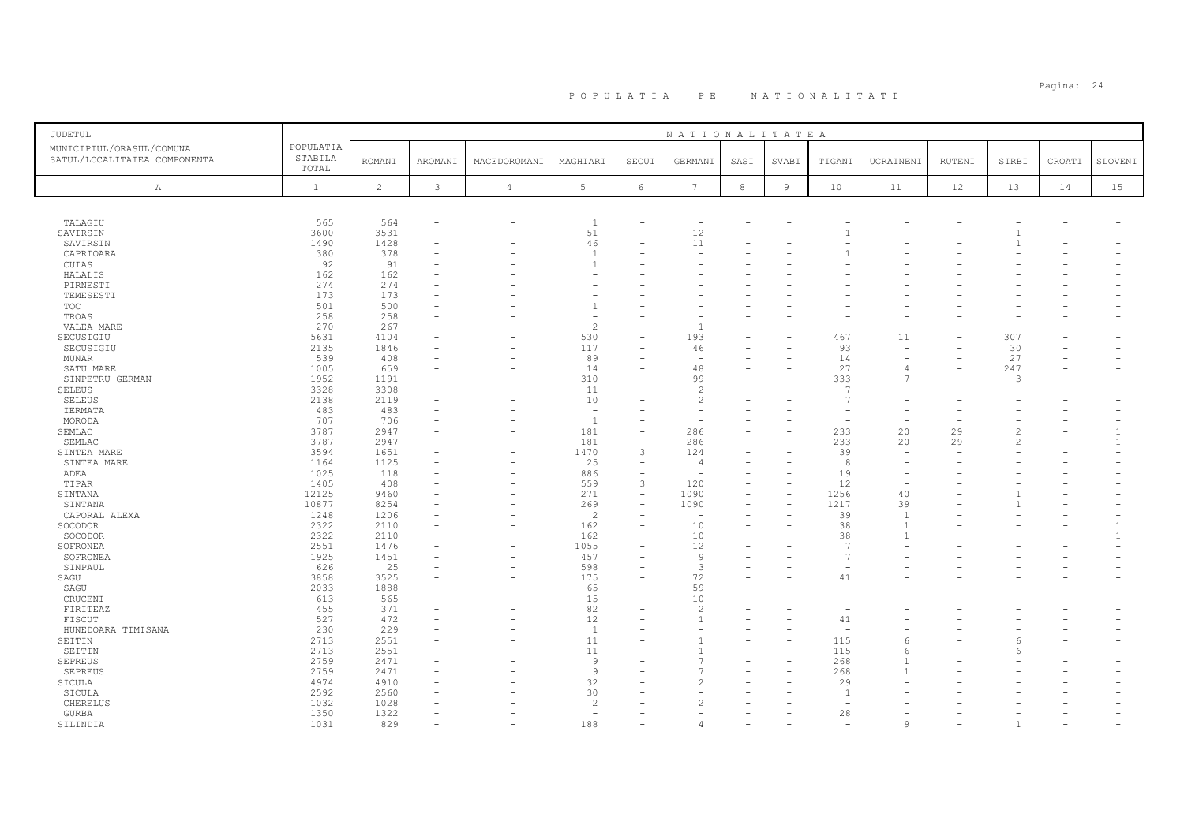# P O P U L A T I A   P E   N A T I O N A L I T A T I

| JUDETUL<br>MUNICIPIUL/ORASUL/COMUNA<br>SATUL/LOCALITATEA COMPONENTA | POPULATIA STABILA TOTAL | NATIONALITATEA | | | | | | | | | | | | | |
|---|---|---|---|---|---|---|---|---|---|---|---|---|---|---|---|
| | | ROMANI | AROMANI | MACEDOROMANI | MAGHIARI | SECUI | GERMANI | SASI | SVABI | TIGANI | UCRAINENI | RUTENI | SIRBI | CROATI | SLOVENI |
| A | 1 | 2 | 3 | 4 | 5 | 6 | 7 | 8 | 9 | 10 | 11 | 12 | 13 | 14 | 15 |
| TALAGIU | 565 | 564 | - | - | 1 | - | - | - | - | - | - | - | - | - | - |
| SAVIRSIN | 3600 | 3531 | - | - | 51 | - | 12 | - | - | 1 | - | - | 1 | - | - |
| SAVIRSIN | 1490 | 1428 | - | - | 46 | - | 11 | - | - | - | - | - | 1 | - | - |
| CAPRIOARA | 380 | 378 | - | - | 1 | - | - | - | - | 1 | - | - | - | - | - |
| CUIAS | 92 | 91 | - | - | 1 | - | - | - | - | - | - | - | - | - | - |
| HALALIS | 162 | 162 | - | - | - | - | - | - | - | - | - | - | - | - | - |
| PIRNESTI | 274 | 274 | - | - | - | - | - | - | - | - | - | - | - | - | - |
| TEMESESTI | 173 | 173 | - | - | - | - | - | - | - | - | - | - | - | - | - |
| TOC | 501 | 500 | - | - | 1 | - | - | - | - | - | - | - | - | - | - |
| TROAS | 258 | 258 | - | - | - | - | - | - | - | - | - | - | - | - | - |
| VALEA MARE | 270 | 267 | - | - | 2 | - | 1 | - | - | - | - | - | - | - | - |
| SECUSIGIU | 5631 | 4104 | - | - | 530 | - | 193 | - | - | 467 | 11 | - | 307 | - | - |
| SECUSIGIU | 2135 | 1846 | - | - | 117 | - | 46 | - | - | 93 | - | - | 30 | - | - |
| MUNAR | 539 | 408 | - | - | 89 | - | - | - | - | 14 | - | - | 27 | - | - |
| SATU MARE | 1005 | 659 | - | - | 14 | - | 48 | - | - | 27 | 4 | - | 247 | - | - |
| SINPETRU GERMAN | 1952 | 1191 | - | - | 310 | - | 99 | - | - | 333 | 7 | - | 3 | - | - |
| SELEUS | 3328 | 3308 | - | - | 11 | - | 2 | - | - | 7 | - | - | - | - | - |
| SELEUS | 2138 | 2119 | - | - | 10 | - | 2 | - | - | 7 | - | - | - | - | - |
| IERMATA | 483 | 483 | - | - | - | - | - | - | - | - | - | - | - | - | - |
| MORODA | 707 | 706 | - | - | 1 | - | - | - | - | - | - | - | - | - | - |
| SEMLAC | 3787 | 2947 | - | - | 181 | - | 286 | - | - | 233 | 20 | 29 | 2 | - | 1 |
| SEMLAC | 3787 | 2947 | - | - | 181 | - | 286 | - | - | 233 | 20 | 29 | 2 | - | 1 |
| SINTEA MARE | 3594 | 1651 | - | - | 1470 | 3 | 124 | - | - | 39 | - | - | - | - | - |
| SINTEA MARE | 1164 | 1125 | - | - | 25 | - | 4 | - | - | 8 | - | - | - | - | - |
| ADEA | 1025 | 118 | - | - | 886 | - | - | - | - | 19 | - | - | - | - | - |
| TIPAR | 1405 | 408 | - | - | 559 | 3 | 120 | - | - | 12 | - | - | - | - | - |
| SINTANA | 12125 | 9460 | - | - | 271 | - | 1090 | - | - | 1256 | 40 | - | 1 | - | - |
| SINTANA | 10877 | 8254 | - | - | 269 | - | 1090 | - | - | 1217 | 39 | - | 1 | - | - |
| CAPORAL ALEXA | 1248 | 1206 | - | - | 2 | - | - | - | - | 39 | 1 | - | - | - | - |
| SOCODOR | 2322 | 2110 | - | - | 162 | - | 10 | - | - | 38 | 1 | - | - | - | 1 |
| SOCODOR | 2322 | 2110 | - | - | 162 | - | 10 | - | - | 38 | 1 | - | - | - | 1 |
| SOFRONEA | 2551 | 1476 | - | - | 1055 | - | 12 | - | - | 7 | - | - | - | - | - |
| SOFRONEA | 1925 | 1451 | - | - | 457 | - | 9 | - | - | 7 | - | - | - | - | - |
| SINPAUL | 626 | 25 | - | - | 598 | - | 3 | - | - | - | - | - | - | - | - |
| SAGU | 3858 | 3525 | - | - | 175 | - | 72 | - | - | 41 | - | - | - | - | - |
| SAGU | 2033 | 1888 | - | - | 65 | - | 59 | - | - | - | - | - | - | - | - |
| CRUCENI | 613 | 565 | - | - | 15 | - | 10 | - | - | - | - | - | - | - | - |
| FIRITEAZ | 455 | 371 | - | - | 82 | - | 2 | - | - | - | - | - | - | - | - |
| FISCUT | 527 | 472 | - | - | 12 | - | 1 | - | - | 41 | - | - | - | - | - |
| HUNEDOARA TIMISANA | 230 | 229 | - | - | 1 | - | - | - | - | - | - | - | - | - | - |
| SEITIN | 2713 | 2551 | - | - | 11 | - | 1 | - | - | 115 | 6 | - | 6 | - | - |
| SEITIN | 2713 | 2551 | - | - | 11 | - | 1 | - | - | 115 | 6 | - | 6 | - | - |
| SEPREUS | 2759 | 2471 | - | - | 9 | - | 7 | - | - | 268 | 1 | - | - | - | - |
| SEPREUS | 2759 | 2471 | - | - | 9 | - | 7 | - | - | 268 | 1 | - | - | - | - |
| SICULA | 4974 | 4910 | - | - | 32 | - | 2 | - | - | 29 | - | - | - | - | - |
| SICULA | 2592 | 2560 | - | - | 30 | - | - | - | - | 1 | - | - | - | - | - |
| CHERELUS | 1032 | 1028 | - | - | 2 | - | 2 | - | - | - | - | - | - | - | - |
| GURBA | 1350 | 1322 | - | - | - | - | - | - | - | 28 | - | - | - | - | - |
| SILINDIA | 1031 | 829 | - | - | 188 | - | 4 | - | - | - | 9 | - | 1 | - | - |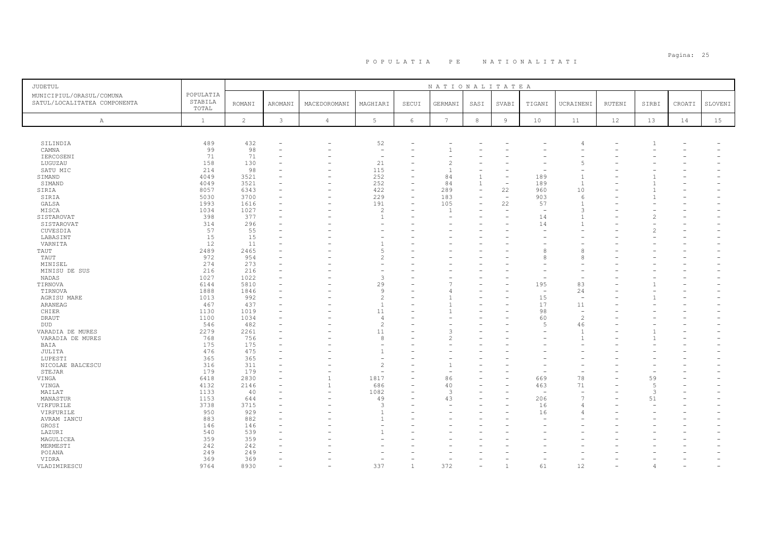# P O P U L A T I A   P E   N A T I O N A L I T A T I

| JUDETUL<br>MUNICIPIUL/ORASUL/COMUNA<br>SATUL/LOCALITATEA COMPONENTA | POPULATIA STABILA TOTAL | NATIONALITATEA | | | | | | | | | | | | | |
|---|---|---|---|---|---|---|---|---|---|---|---|---|---|---|---|
| | | ROMANI | AROMANI | MACEDOROMANI | MAGHIARI | SECUI | GERMANI | SASI | SVABI | TIGANI | UCRAINENI | RUTENI | SIRBI | CROATI | SLOVENI |
| A | 1 | 2 | 3 | 4 | 5 | 6 | 7 | 8 | 9 | 10 | 11 | 12 | 13 | 14 | 15 |
| SILINDIA | 489 | 432 | - | - | 52 | - | - | - | - | - | 4 | - | 1 | - | - |
| CAMNA | 99 | 98 | - | - | - | - | 1 | - | - | - | - | - | - | - | - |
| IERCOSENI | 71 | 71 | - | - | - | - | - | - | - | - | - | - | - | - | - |
| LUGUZAU | 158 | 130 | - | - | 21 | - | 2 | - | - | - | 5 | - | - | - | - |
| SATU MIC | 214 | 98 | - | - | 115 | - | 1 | - | - | - | - | - | - | - | - |
| SIMAND | 4049 | 3521 | - | - | 252 | - | 84 | 1 | - | 189 | 1 | - | 1 | - | - |
| SIMAND | 4049 | 3521 | - | - | 252 | - | 84 | 1 | - | 189 | 1 | - | 1 | - | - |
| SIRIA | 8057 | 6343 | - | - | 422 | - | 289 | - | 22 | 960 | 10 | - | 1 | - | - |
| SIRIA | 5030 | 3700 | - | - | 229 | - | 183 | - | - | 903 | 6 | - | 1 | - | - |
| GALSA | 1993 | 1616 | - | - | 191 | - | 105 | - | 22 | 57 | 1 | - | - | - | - |
| MISCA | 1034 | 1027 | - | - | 2 | - | 1 | - | - | - | 3 | - | - | - | - |
| SISTAROVAT | 398 | 377 | - | - | 1 | - | - | - | - | 14 | 1 | - | 2 | - | - |
| SISTAROVAT | 314 | 296 | - | - | - | - | - | - | - | 14 | 1 | - | - | - | - |
| CUVESDIA | 57 | 55 | - | - | - | - | - | - | - | - | - | - | 2 | - | - |
| LABASINT | 15 | 15 | - | - | - | - | - | - | - | - | - | - | - | - | - |
| VARNITA | 12 | 11 | - | - | 1 | - | - | - | - | - | - | - | - | - | - |
| TAUT | 2489 | 2465 | - | - | 5 | - | - | - | - | 8 | 8 | - | - | - | - |
| TAUT | 972 | 954 | - | - | 2 | - | - | - | - | 8 | 8 | - | - | - | - |
| MINISEL | 274 | 273 | - | - | - | - | - | - | - | - | - | - | - | - | - |
| MINISU DE SUS | 216 | 216 | - | - | - | - | - | - | - | - | - | - | - | - | - |
| NADAS | 1027 | 1022 | - | - | 3 | - | - | - | - | - | - | - | - | - | - |
| TIRNOVA | 6144 | 5810 | - | - | 29 | - | 7 | - | - | 195 | 83 | - | 1 | - | - |
| TIRNOVA | 1888 | 1846 | - | - | 9 | - | 4 | - | - | - | 24 | - | - | - | - |
| AGRISU MARE | 1013 | 992 | - | - | 2 | - | 1 | - | - | 15 | - | - | 1 | - | - |
| ARANEAG | 467 | 437 | - | - | 1 | - | 1 | - | - | 17 | 11 | - | - | - | - |
| CHIER | 1130 | 1019 | - | - | 11 | - | 1 | - | - | 98 | - | - | - | - | - |
| DRAUT | 1100 | 1034 | - | - | 4 | - | - | - | - | 60 | 2 | - | - | - | - |
| DUD | 546 | 482 | - | - | 2 | - | - | - | - | 5 | 46 | - | - | - | - |
| VARADIA DE MURES | 2279 | 2261 | - | - | 11 | - | 3 | - | - | - | 1 | - | 1 | - | - |
| VARADIA DE MURES | 768 | 756 | - | - | 8 | - | 2 | - | - | - | 1 | - | 1 | - | - |
| BAIA | 175 | 175 | - | - | - | - | - | - | - | - | - | - | - | - | - |
| JULITA | 476 | 475 | - | - | 1 | - | - | - | - | - | - | - | - | - | - |
| LUPESTI | 365 | 365 | - | - | - | - | - | - | - | - | - | - | - | - | - |
| NICOLAE BALCESCU | 316 | 311 | - | - | 2 | - | 1 | - | - | - | - | - | - | - | - |
| STEJAR | 179 | 179 | - | - | - | - | - | - | - | - | - | - | - | - | - |
| VINGA | 6418 | 2830 | - | 1 | 1817 | - | 86 | - | - | 669 | 78 | - | 59 | - | - |
| VINGA | 4132 | 2146 | - | 1 | 686 | - | 40 | - | - | 463 | 71 | - | 5 | - | - |
| MAILAT | 1133 | 40 | - | - | 1082 | - | 3 | - | - | - | - | - | 3 | - | - |
| MANASTUR | 1153 | 644 | - | - | 49 | - | 43 | - | - | 206 | 7 | - | 51 | - | - |
| VIRFURILE | 3738 | 3715 | - | - | 3 | - | - | - | - | 16 | 4 | - | - | - | - |
| VIRFURILE | 950 | 929 | - | - | 1 | - | - | - | - | 16 | 4 | - | - | - | - |
| AVRAM IANCU | 883 | 882 | - | - | 1 | - | - | - | - | - | - | - | - | - | - |
| GROSI | 146 | 146 | - | - | - | - | - | - | - | - | - | - | - | - | - |
| LAZURI | 540 | 539 | - | - | 1 | - | - | - | - | - | - | - | - | - | - |
| MAGULICEA | 359 | 359 | - | - | - | - | - | - | - | - | - | - | - | - | - |
| MERMESTI | 242 | 242 | - | - | - | - | - | - | - | - | - | - | - | - | - |
| POIANA | 249 | 249 | - | - | - | - | - | - | - | - | - | - | - | - | - |
| VIDRA | 369 | 369 | - | - | - | - | - | - | - | - | - | - | - | - | - |
| VLADIMIRESCU | 9764 | 8930 | - | - | 337 | 1 | 372 | - | 1 | 61 | 12 | - | 4 | - | - |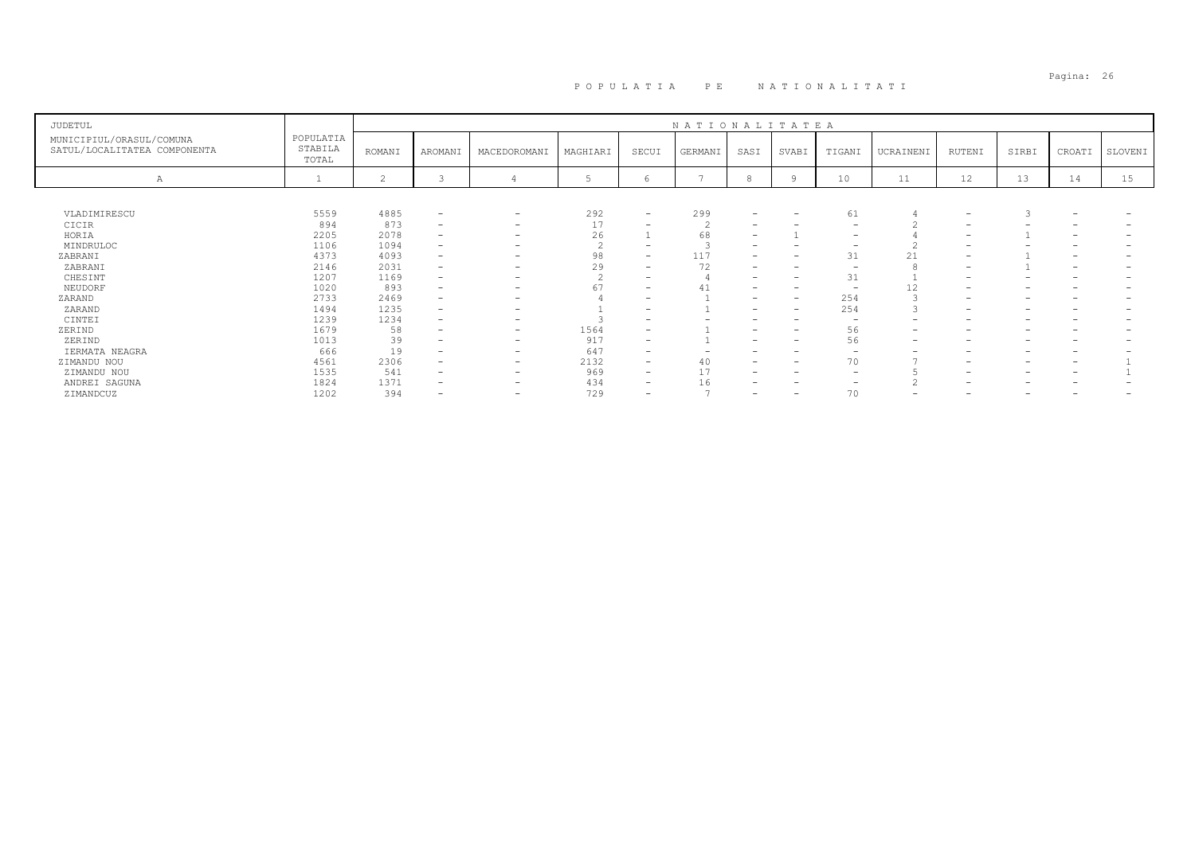# P O P U L A T I A   P E   N A T I O N A L I T A T I

| JUDETUL<br>MUNICIPIUL/ORASUL/COMUNA<br>SATUL/LOCALITATEA COMPONENTA | POPULATIA STABILA TOTAL | N A T I O N A L I T A T E A | | | | | | | | | | | | | |
|---|---|---|---|---|---|---|---|---|---|---|---|---|---|---|---|
| | | ROMANI | AROMANI | MACEDOROMANI | MAGHIARI | SECUI | GERMANI | SASI | SVABI | TIGANI | UCRAINENI | RUTENI | SIRBI | CROATI | SLOVENI |
| A | 1 | 2 | 3 | 4 | 5 | 6 | 7 | 8 | 9 | 10 | 11 | 12 | 13 | 14 | 15 |
| VLADIMIRESCU | 5559 | 4885 | - | - | 292 | - | 299 | - | - | 61 | 4 | - | 3 | - | - |
| CICIR | 894 | 873 | - | - | 17 | - | 2 | - | - | - | 2 | - | - | - | - |
| HORIA | 2205 | 2078 | - | - | 26 | 1 | 68 | - | 1 | - | 4 | - | 1 | - | - |
| MINDRULOC | 1106 | 1094 | - | - | 2 | - | 3 | - | - | - | 2 | - | - | - | - |
| ZABRANI | 4373 | 4093 | - | - | 98 | - | 117 | - | - | 31 | 21 | - | 1 | - | - |
| ZABRANI | 2146 | 2031 | - | - | 29 | - | 72 | - | - | - | 8 | - | 1 | - | - |
| CHESINT | 1207 | 1169 | - | - | 2 | - | 4 | - | - | 31 | 1 | - | - | - | - |
| NEUDORF | 1020 | 893 | - | - | 67 | - | 41 | - | - | - | 12 | - | - | - | - |
| ZARAND | 2733 | 2469 | - | - | 4 | - | 1 | - | - | 254 | 3 | - | - | - | - |
| ZARAND | 1494 | 1235 | - | - | 1 | - | 1 | - | - | 254 | 3 | - | - | - | - |
| CINTEI | 1239 | 1234 | - | - | 3 | - | - | - | - | - | - | - | - | - | - |
| ZERIND | 1679 | 58 | - | - | 1564 | - | 1 | - | - | 56 | - | - | - | - | - |
| ZERIND | 1013 | 39 | - | - | 917 | - | 1 | - | - | 56 | - | - | - | - | - |
| IERMATA NEAGRA | 666 | 19 | - | - | 647 | - | - | - | - | - | - | - | - | - | - |
| ZIMANDU NOU | 4561 | 2306 | - | - | 2132 | - | 40 | - | - | 70 | 7 | - | - | - | 1 |
| ZIMANDU NOU | 1535 | 541 | - | - | 969 | - | 17 | - | - | - | 5 | - | - | - | 1 |
| ANDREI SAGUNA | 1824 | 1371 | - | - | 434 | - | 16 | - | - | - | 2 | - | - | - | - |
| ZIMANDCUZ | 1202 | 394 | - | - | 729 | - | 7 | - | - | 70 | - | - | - | - | - |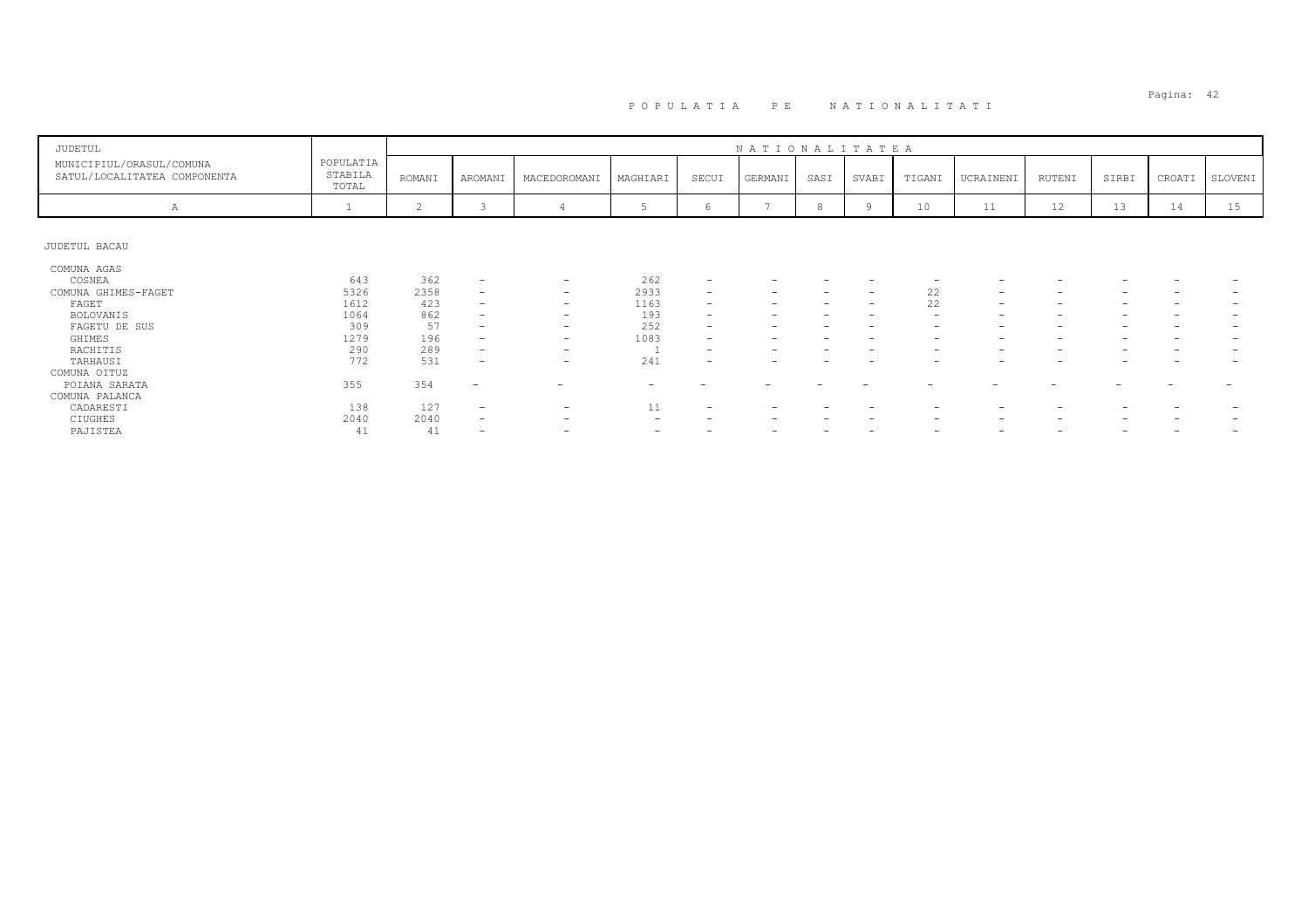# POPULATIA PE NATIONALITATI

| JUDETUL<br>MUNICIPIUL/ORASUL/COMUNA<br>SATUL/LOCALITATEA COMPONENTA | POPULATIA STABILA TOTAL | ROMANI | AROMANI | MACEDOROMANI | MAGHIARI | SECUI | GERMANI | SASI | SVABI | TIGANI | UCRAINENI | RUTENI | SIRBI | CROATI | SLOVENI |
|---|---|---|---|---|---|---|---|---|---|---|---|---|---|---|---|
| A | 1 | 2 | 3 | 4 | 5 | 6 | 7 | 8 | 9 | 10 | 11 | 12 | 13 | 14 | 15 |
| JUDETUL BACAU | | | | | | | | | | | | | | | |
| COMUNA AGAS | | | | | | | | | | | | | | | |
| COSNEA | 643 | 362 | - | - | 262 | - | - | - | - | - | - | - | - | - | - |
| COMUNA GHIMES-FAGET | 5326 | 2358 | - | - | 2933 | - | - | - | - | 22 | - | - | - | - | - |
| FAGET | 1612 | 423 | - | - | 1163 | - | - | - | - | 22 | - | - | - | - | - |
| BOLOVANIS | 1064 | 862 | - | - | 193 | - | - | - | - | - | - | - | - | - | - |
| FAGETU DE SUS | 309 | 57 | - | - | 252 | - | - | - | - | - | - | - | - | - | - |
| GHIMES | 1279 | 196 | - | - | 1083 | - | - | - | - | - | - | - | - | - | - |
| RACHITIS | 290 | 289 | - | - | 1 | - | - | - | - | - | - | - | - | - | - |
| TARHAUSI | 772 | 531 | - | - | 241 | - | - | - | - | - | - | - | - | - | - |
| COMUNA OITUZ | | | | | | | | | | | | | | | |
| POIANA SARATA | 355 | 354 | - | - | - | - | - | - | - | - | - | - | - | - | - |
| COMUNA PALANCA | | | | | | | | | | | | | | | |
| CADARESTI | 138 | 127 | - | - | 11 | - | - | - | - | - | - | - | - | - | - |
| CIUGHES | 2040 | 2040 | - | - | - | - | - | - | - | - | - | - | - | - | - |
| PAJISTEA | 41 | 41 | - | - | - | - | - | - | - | - | - | - | - | - | - |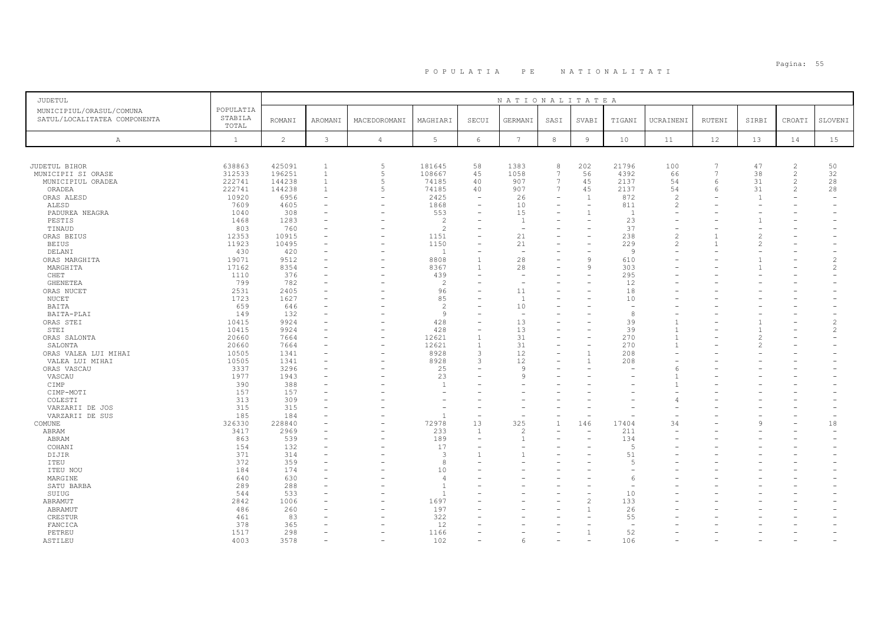# P O P U L A T I A   P E   N A T I O N A L I T A T I

| JUDETUL<br>MUNICIPIUL/ORASUL/COMUNA<br>SATUL/LOCALITATEA COMPONENTA | POPULATIA STABILA TOTAL | NATIONALITATEA | | | | | | | | | | | | | |
|---|---|---|---|---|---|---|---|---|---|---|---|---|---|---|---|
| | | ROMANI | AROMANI | MACEDOROMANI | MAGHIARI | SECUI | GERMANI | SASI | SVABI | TIGANI | UCRAINENI | RUTENI | SIRBI | CROATI | SLOVENI |
| A | 1 | 2 | 3 | 4 | 5 | 6 | 7 | 8 | 9 | 10 | 11 | 12 | 13 | 14 | 15 |
| JUDETUL BIHOR | 638863 | 425091 | 1 | 5 | 181645 | 58 | 1383 | 8 | 202 | 21796 | 100 | 7 | 47 | 2 | 50 |
| MUNICIPII SI ORASE | 312533 | 196251 | 1 | 5 | 108667 | 45 | 1058 | 7 | 56 | 4392 | 66 | 7 | 38 | 2 | 32 |
| MUNICIPIUL ORADEA | 222741 | 144238 | 1 | 5 | 74185 | 40 | 907 | 7 | 45 | 2137 | 54 | 6 | 31 | 2 | 28 |
| ORADEA | 222741 | 144238 | 1 | 5 | 74185 | 40 | 907 | 7 | 45 | 2137 | 54 | 6 | 31 | 2 | 28 |
| ORAS ALESD | 10920 | 6956 | - | - | 2425 | - | 26 | - | 1 | 872 | 2 | - | 1 | - | - |
| ALESD | 7609 | 4605 | - | - | 1868 | - | 10 | - | - | 811 | 2 | - | - | - | - |
| PADUREA NEAGRA | 1040 | 308 | - | - | 553 | - | 15 | - | 1 | 1 | - | - | - | - | - |
| PESTIS | 1468 | 1283 | - | - | 2 | - | 1 | - | - | 23 | - | - | 1 | - | - |
| TINAUD | 803 | 760 | - | - | 2 | - | - | - | - | 37 | - | - | - | - | - |
| ORAS BEIUS | 12353 | 10915 | - | - | 1151 | - | 21 | - | - | 238 | 2 | 1 | 2 | - | - |
| BEIUS | 11923 | 10495 | - | - | 1150 | - | 21 | - | - | 229 | 2 | 1 | 2 | - | - |
| DELANI | 430 | 420 | - | - | 1 | - | - | - | - | 9 | - | - | - | - | - |
| ORAS MARGHITA | 19071 | 9512 | - | - | 8808 | 1 | 28 | - | 9 | 610 | - | - | 1 | - | 2 |
| MARGHITA | 17162 | 8354 | - | - | 8367 | 1 | 28 | - | 9 | 303 | - | - | 1 | - | 2 |
| CHET | 1110 | 376 | - | - | 439 | - | - | - | - | 295 | - | - | - | - | - |
| GHENETEA | 799 | 782 | - | - | 2 | - | - | - | - | 12 | - | - | - | - | - |
| ORAS NUCET | 2531 | 2405 | - | - | 96 | - | 11 | - | - | 18 | - | - | - | - | - |
| NUCET | 1723 | 1627 | - | - | 85 | - | 1 | - | - | 10 | - | - | - | - | - |
| BAITA | 659 | 646 | - | - | 2 | - | 10 | - | - | - | - | - | - | - | - |
| BAITA-PLAI | 149 | 132 | - | - | 9 | - | - | - | - | 8 | - | - | - | - | - |
| ORAS STEI | 10415 | 9924 | - | - | 428 | - | 13 | - | - | 39 | 1 | - | 1 | - | 2 |
| STEI | 10415 | 9924 | - | - | 428 | - | 13 | - | - | 39 | 1 | - | 1 | - | 2 |
| ORAS SALONTA | 20660 | 7664 | - | - | 12621 | 1 | 31 | - | - | 270 | 1 | - | 2 | - | - |
| SALONTA | 20660 | 7664 | - | - | 12621 | 1 | 31 | - | - | 270 | 1 | - | 2 | - | - |
| ORAS VALEA LUI MIHAI | 10505 | 1341 | - | - | 8928 | 3 | 12 | - | 1 | 208 | - | - | - | - | - |
| VALEA LUI MIHAI | 10505 | 1341 | - | - | 8928 | 3 | 12 | - | 1 | 208 | - | - | - | - | - |
| ORAS VASCAU | 3337 | 3296 | - | - | 25 | - | 9 | - | - | - | 6 | - | - | - | - |
| VASCAU | 1977 | 1943 | - | - | 23 | - | 9 | - | - | - | 1 | - | - | - | - |
| CIMP | 390 | 388 | - | - | 1 | - | - | - | - | - | 1 | - | - | - | - |
| CIMP-MOTI | 157 | 157 | - | - | - | - | - | - | - | - | - | - | - | - | - |
| COLESTI | 313 | 309 | - | - | - | - | - | - | - | - | 4 | - | - | - | - |
| VARZARII DE JOS | 315 | 315 | - | - | - | - | - | - | - | - | - | - | - | - | - |
| VARZARII DE SUS | 185 | 184 | - | - | 1 | - | - | - | - | - | - | - | - | - | - |
| COMUNE | 326330 | 228840 | - | - | 72978 | 13 | 325 | 1 | 146 | 17404 | 34 | - | 9 | - | 18 |
| ABRAM | 3417 | 2969 | - | - | 233 | 1 | 2 | - | - | 211 | - | - | - | - | - |
| ABRAM | 863 | 539 | - | - | 189 | - | 1 | - | - | 134 | - | - | - | - | - |
| COHANI | 154 | 132 | - | - | 17 | - | - | - | - | 5 | - | - | - | - | - |
| DIJIR | 371 | 314 | - | - | 3 | 1 | 1 | - | - | 51 | - | - | - | - | - |
| ITEU | 372 | 359 | - | - | 8 | - | - | - | - | 5 | - | - | - | - | - |
| ITEU NOU | 184 | 174 | - | - | 10 | - | - | - | - | - | - | - | - | - | - |
| MARGINE | 640 | 630 | - | - | 4 | - | - | - | - | 6 | - | - | - | - | - |
| SATU BARBA | 289 | 288 | - | - | 1 | - | - | - | - | - | - | - | - | - | - |
| SUIUG | 544 | 533 | - | - | 1 | - | - | - | - | 10 | - | - | - | - | - |
| ABRAMUT | 2842 | 1006 | - | - | 1697 | - | - | - | 2 | 133 | - | - | - | - | - |
| ABRAMUT | 486 | 260 | - | - | 197 | - | - | - | 1 | 26 | - | - | - | - | - |
| CRESTUR | 461 | 83 | - | - | 322 | - | - | - | - | 55 | - | - | - | - | - |
| FANCICA | 378 | 365 | - | - | 12 | - | - | - | - | - | - | - | - | - | - |
| PETREU | 1517 | 298 | - | - | 1166 | - | - | - | 1 | 52 | - | - | - | - | - |
| ASTILEU | 4003 | 3578 | - | - | 102 | - | 6 | - | - | 106 | - | - | - | - | - |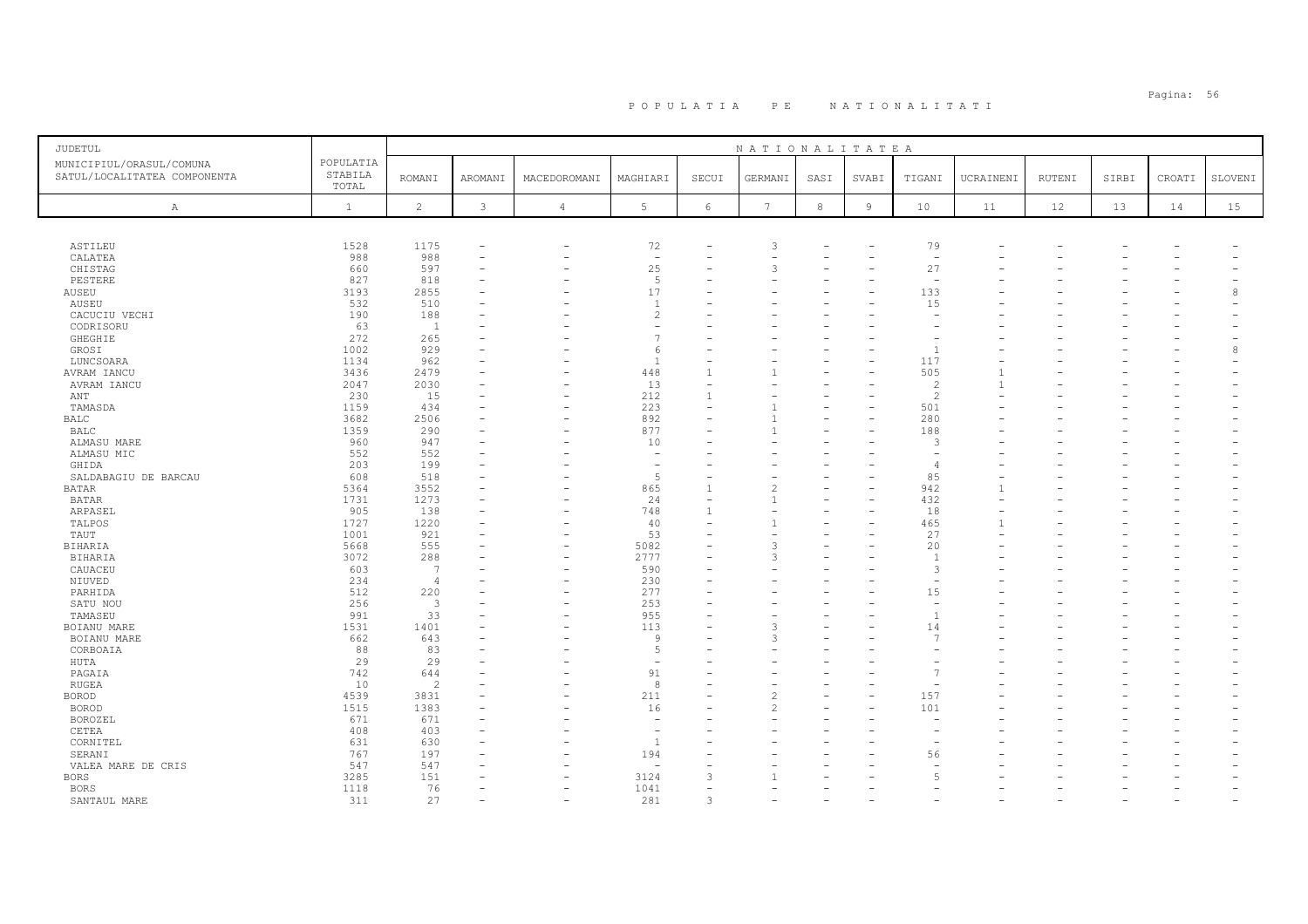# P O P U L A T I A   P E   N A T I O N A L I T A T I

| JUDETUL<br>MUNICIPIUL/ORASUL/COMUNA<br>SATUL/LOCALITATEA COMPONENTA | POPULATIA STABILA TOTAL | NATIONALITATEA | | | | | | | | | | | | | |
|---|---|---|---|---|---|---|---|---|---|---|---|---|---|---|---|
| | | ROMANI | AROMANI | MACEDOROMANI | MAGHIARI | SECUI | GERMANI | SASI | SVABI | TIGANI | UCRAINENI | RUTENI | SIRBI | CROATI | SLOVENI |
| A | 1 | 2 | 3 | 4 | 5 | 6 | 7 | 8 | 9 | 10 | 11 | 12 | 13 | 14 | 15 |
| ASTILEU | 1528 | 1175 | - | - | 72 | - | 3 | - | - | 79 | - | - | - | - | - |
| CALATEA | 988 | 988 | - | - | - | - | - | - | - | - | - | - | - | - | - |
| CHISTAG | 660 | 597 | - | - | 25 | - | 3 | - | - | 27 | - | - | - | - | - |
| PESTERE | 827 | 818 | - | - | 5 | - | - | - | - | - | - | - | - | - | - |
| AUSEU | 3193 | 2855 | - | - | 17 | - | - | - | - | 133 | - | - | - | - | 8 |
| AUSEU | 532 | 510 | - | - | 1 | - | - | - | - | 15 | - | - | - | - | - |
| CACUCIU VECHI | 190 | 188 | - | - | 2 | - | - | - | - | - | - | - | - | - | - |
| CODRISORU | 63 | 1 | - | - | - | - | - | - | - | - | - | - | - | - | - |
| GHEGHIE | 272 | 265 | - | - | 7 | - | - | - | - | - | - | - | - | - | - |
| GROSI | 1002 | 929 | - | - | 6 | - | - | - | - | 1 | - | - | - | - | 8 |
| LUNCSOARA | 1134 | 962 | - | - | 1 | - | - | - | - | 117 | - | - | - | - | - |
| AVRAM IANCU | 3436 | 2479 | - | - | 448 | 1 | 1 | - | - | 505 | 1 | - | - | - | - |
| AVRAM IANCU | 2047 | 2030 | - | - | 13 | - | - | - | - | 2 | 1 | - | - | - | - |
| ANT | 230 | 15 | - | - | 212 | 1 | - | - | - | 2 | - | - | - | - | - |
| TAMASDA | 1159 | 434 | - | - | 223 | - | 1 | - | - | 501 | - | - | - | - | - |
| BALC | 3682 | 2506 | - | - | 892 | - | 1 | - | - | 280 | - | - | - | - | - |
| BALC | 1359 | 290 | - | - | 877 | - | 1 | - | - | 188 | - | - | - | - | - |
| ALMASU MARE | 960 | 947 | - | - | 10 | - | - | - | - | 3 | - | - | - | - | - |
| ALMASU MIC | 552 | 552 | - | - | - | - | - | - | - | - | - | - | - | - | - |
| GHIDA | 203 | 199 | - | - | - | - | - | - | - | 4 | - | - | - | - | - |
| SALDABAGIU DE BARCAU | 608 | 518 | - | - | 5 | - | - | - | - | 85 | - | - | - | - | - |
| BATAR | 5364 | 3552 | - | - | 865 | 1 | 2 | - | - | 942 | 1 | - | - | - | - |
| BATAR | 1731 | 1273 | - | - | 24 | - | 1 | - | - | 432 | - | - | - | - | - |
| ARPASEL | 905 | 138 | - | - | 748 | 1 | - | - | - | 18 | - | - | - | - | - |
| TALPOS | 1727 | 1220 | - | - | 40 | - | 1 | - | - | 465 | 1 | - | - | - | - |
| TAUT | 1001 | 921 | - | - | 53 | - | - | - | - | 27 | - | - | - | - | - |
| BIHARIA | 5668 | 555 | - | - | 5082 | - | 3 | - | - | 20 | - | - | - | - | - |
| BIHARIA | 3072 | 288 | - | - | 2777 | - | 3 | - | - | 1 | - | - | - | - | - |
| CAUACEU | 603 | 7 | - | - | 590 | - | - | - | - | 3 | - | - | - | - | - |
| NIUVED | 234 | 4 | - | - | 230 | - | - | - | - | - | - | - | - | - | - |
| PARHIDA | 512 | 220 | - | - | 277 | - | - | - | - | 15 | - | - | - | - | - |
| SATU NOU | 256 | 3 | - | - | 253 | - | - | - | - | - | - | - | - | - | - |
| TAMASEU | 991 | 33 | - | - | 955 | - | - | - | - | 1 | - | - | - | - | - |
| BOIANU MARE | 1531 | 1401 | - | - | 113 | - | 3 | - | - | 14 | - | - | - | - | - |
| BOIANU MARE | 662 | 643 | - | - | 9 | - | 3 | - | - | 7 | - | - | - | - | - |
| CORBOAIA | 88 | 83 | - | - | 5 | - | - | - | - | - | - | - | - | - | - |
| HUTA | 29 | 29 | - | - | - | - | - | - | - | - | - | - | - | - | - |
| PAGAIA | 742 | 644 | - | - | 91 | - | - | - | - | 7 | - | - | - | - | - |
| RUGEA | 10 | 2 | - | - | 8 | - | - | - | - | - | - | - | - | - | - |
| BOROD | 4539 | 3831 | - | - | 211 | - | 2 | - | - | 157 | - | - | - | - | - |
| BOROD | 1515 | 1383 | - | - | 16 | - | 2 | - | - | 101 | - | - | - | - | - |
| BOROZEL | 671 | 671 | - | - | - | - | - | - | - | - | - | - | - | - | - |
| CETEA | 408 | 403 | - | - | - | - | - | - | - | - | - | - | - | - | - |
| CORNITEL | 631 | 630 | - | - | 1 | - | - | - | - | - | - | - | - | - | - |
| SERANI | 767 | 197 | - | - | 194 | - | - | - | - | 56 | - | - | - | - | - |
| VALEA MARE DE CRIS | 547 | 547 | - | - | - | - | - | - | - | - | - | - | - | - | - |
| BORS | 3285 | 151 | - | - | 3124 | 3 | 1 | - | - | 5 | - | - | - | - | - |
| BORS | 1118 | 76 | - | - | 1041 | - | - | - | - | - | - | - | - | - | - |
| SANTAUL MARE | 311 | 27 | - | - | 281 | 3 | - | - | - | - | - | - | - | - | - |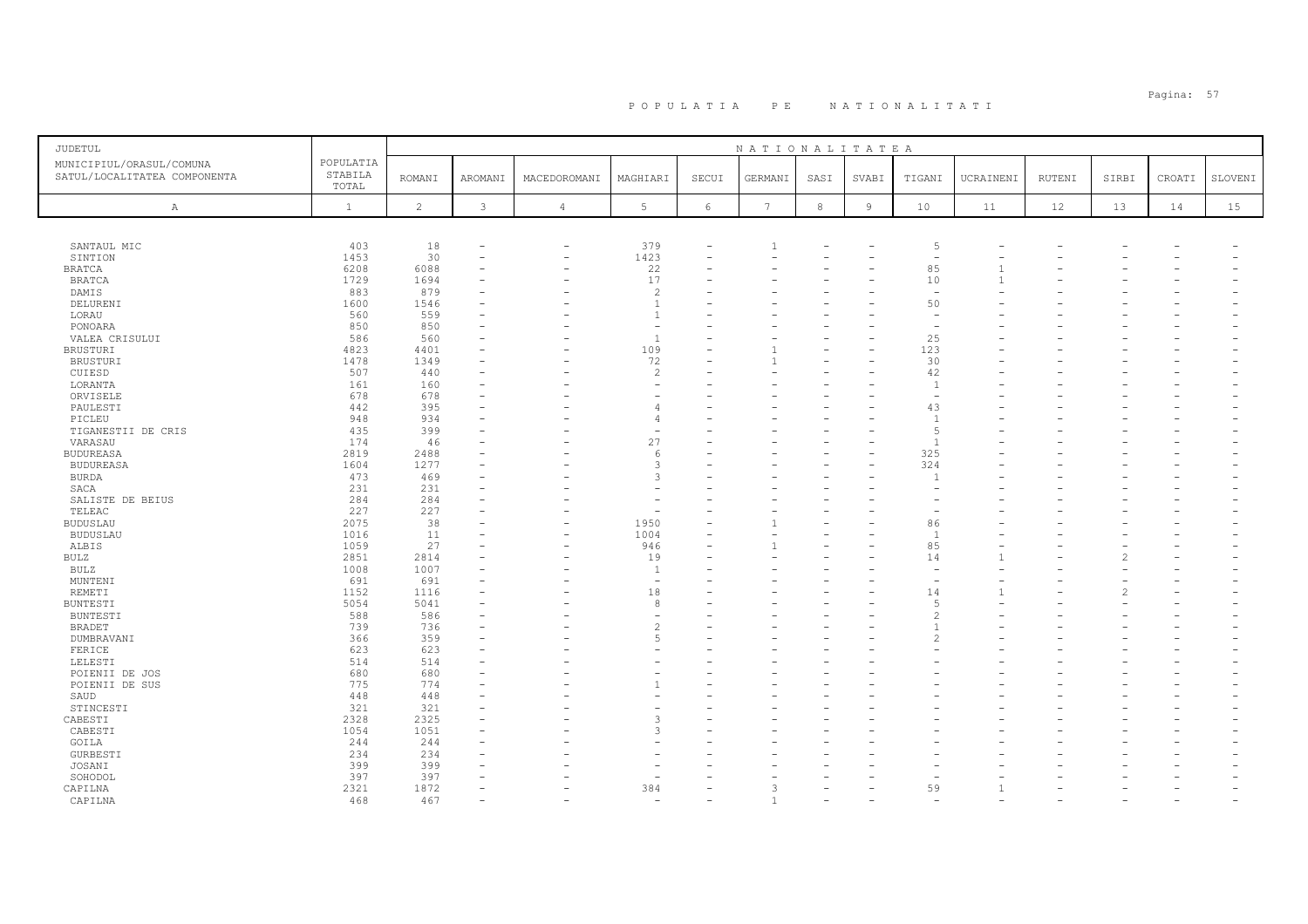# P O P U L A T I A   P E   N A T I O N A L I T A T I

| JUDETUL<br>MUNICIPIUL/ORASUL/COMUNA<br>SATUL/LOCALITATEA COMPONENTA | POPULATIA STABILA TOTAL | NATIONALITATEA | | | | | | | | | | | | | |
|---|---|---|---|---|---|---|---|---|---|---|---|---|---|---|---|
| | | ROMANI | AROMANI | MACEDOROMANI | MAGHIARI | SECUI | GERMANI | SASI | SVABI | TIGANI | UCRAINENI | RUTENI | SIRBI | CROATI | SLOVENI |
| A | 1 | 2 | 3 | 4 | 5 | 6 | 7 | 8 | 9 | 10 | 11 | 12 | 13 | 14 | 15 |
| SANTAUL MIC | 403 | 18 | - | - | 379 | - | 1 | - | - | 5 | - | - | - | - | - |
| SINTION | 1453 | 30 | - | - | 1423 | - | - | - | - | - | - | - | - | - | - |
| BRATCA | 6208 | 6088 | - | - | 22 | - | - | - | - | 85 | 1 | - | - | - | - |
| BRATCA | 1729 | 1694 | - | - | 17 | - | - | - | - | 10 | 1 | - | - | - | - |
| DAMIS | 883 | 879 | - | - | 2 | - | - | - | - | - | - | - | - | - | - |
| DELURENI | 1600 | 1546 | - | - | 1 | - | - | - | - | 50 | - | - | - | - | - |
| LORAU | 560 | 559 | - | - | 1 | - | - | - | - | - | - | - | - | - | - |
| PONOARA | 850 | 850 | - | - | - | - | - | - | - | - | - | - | - | - | - |
| VALEA CRISULUI | 586 | 560 | - | - | 1 | - | - | - | - | 25 | - | - | - | - | - |
| BRUSTURI | 4823 | 4401 | - | - | 109 | - | 1 | - | - | 123 | - | - | - | - | - |
| BRUSTURI | 1478 | 1349 | - | - | 72 | - | 1 | - | - | 30 | - | - | - | - | - |
| CUIESD | 507 | 440 | - | - | 2 | - | - | - | - | 42 | - | - | - | - | - |
| LORANTA | 161 | 160 | - | - | - | - | - | - | - | 1 | - | - | - | - | - |
| ORVISELE | 678 | 678 | - | - | - | - | - | - | - | - | - | - | - | - | - |
| PAULESTI | 442 | 395 | - | - | 4 | - | - | - | - | 43 | - | - | - | - | - |
| PICLEU | 948 | 934 | - | - | 4 | - | - | - | - | 1 | - | - | - | - | - |
| TIGANESTII DE CRIS | 435 | 399 | - | - | - | - | - | - | - | 5 | - | - | - | - | - |
| VARASAU | 174 | 46 | - | - | 27 | - | - | - | - | 1 | - | - | - | - | - |
| BUDUREASA | 2819 | 2488 | - | - | 6 | - | - | - | - | 325 | - | - | - | - | - |
| BUDUREASA | 1604 | 1277 | - | - | 3 | - | - | - | - | 324 | - | - | - | - | - |
| BURDA | 473 | 469 | - | - | 3 | - | - | - | - | 1 | - | - | - | - | - |
| SACA | 231 | 231 | - | - | - | - | - | - | - | - | - | - | - | - | - |
| SALISTE DE BEIUS | 284 | 284 | - | - | - | - | - | - | - | - | - | - | - | - | - |
| TELEAC | 227 | 227 | - | - | - | - | - | - | - | - | - | - | - | - | - |
| BUDUSLAU | 2075 | 38 | - | - | 1950 | - | 1 | - | - | 86 | - | - | - | - | - |
| BUDUSLAU | 1016 | 11 | - | - | 1004 | - | - | - | - | 1 | - | - | - | - | - |
| ALBIS | 1059 | 27 | - | - | 946 | - | 1 | - | - | 85 | - | - | - | - | - |
| BULZ | 2851 | 2814 | - | - | 19 | - | - | - | - | 14 | 1 | - | 2 | - | - |
| BULZ | 1008 | 1007 | - | - | 1 | - | - | - | - | - | - | - | - | - | - |
| MUNTENI | 691 | 691 | - | - | - | - | - | - | - | - | - | - | - | - | - |
| REMETI | 1152 | 1116 | - | - | 18 | - | - | - | - | 14 | 1 | - | 2 | - | - |
| BUNTESTI | 5054 | 5041 | - | - | 8 | - | - | - | - | 5 | - | - | - | - | - |
| BUNTESTI | 588 | 586 | - | - | - | - | - | - | - | 2 | - | - | - | - | - |
| BRADET | 739 | 736 | - | - | 2 | - | - | - | - | 1 | - | - | - | - | - |
| DUMBRAVANI | 366 | 359 | - | - | 5 | - | - | - | - | 2 | - | - | - | - | - |
| FERICE | 623 | 623 | - | - | - | - | - | - | - | - | - | - | - | - | - |
| LELESTI | 514 | 514 | - | - | - | - | - | - | - | - | - | - | - | - | - |
| POIENII DE JOS | 680 | 680 | - | - | - | - | - | - | - | - | - | - | - | - | - |
| POIENII DE SUS | 775 | 774 | - | - | 1 | - | - | - | - | - | - | - | - | - | - |
| SAUD | 448 | 448 | - | - | - | - | - | - | - | - | - | - | - | - | - |
| STINCESTI | 321 | 321 | - | - | - | - | - | - | - | - | - | - | - | - | - |
| CABESTI | 2328 | 2325 | - | - | 3 | - | - | - | - | - | - | - | - | - | - |
| CABESTI | 1054 | 1051 | - | - | 3 | - | - | - | - | - | - | - | - | - | - |
| GOILA | 244 | 244 | - | - | - | - | - | - | - | - | - | - | - | - | - |
| GURBESTI | 234 | 234 | - | - | - | - | - | - | - | - | - | - | - | - | - |
| JOSANI | 399 | 399 | - | - | - | - | - | - | - | - | - | - | - | - | - |
| SOHODOL | 397 | 397 | - | - | - | - | - | - | - | - | - | - | - | - | - |
| CAPILNA | 2321 | 1872 | - | - | 384 | - | 3 | - | - | 59 | 1 | - | - | - | - |
| CAPILNA | 468 | 467 | - | - | - | - | 1 | - | - | - | - | - | - | - | - |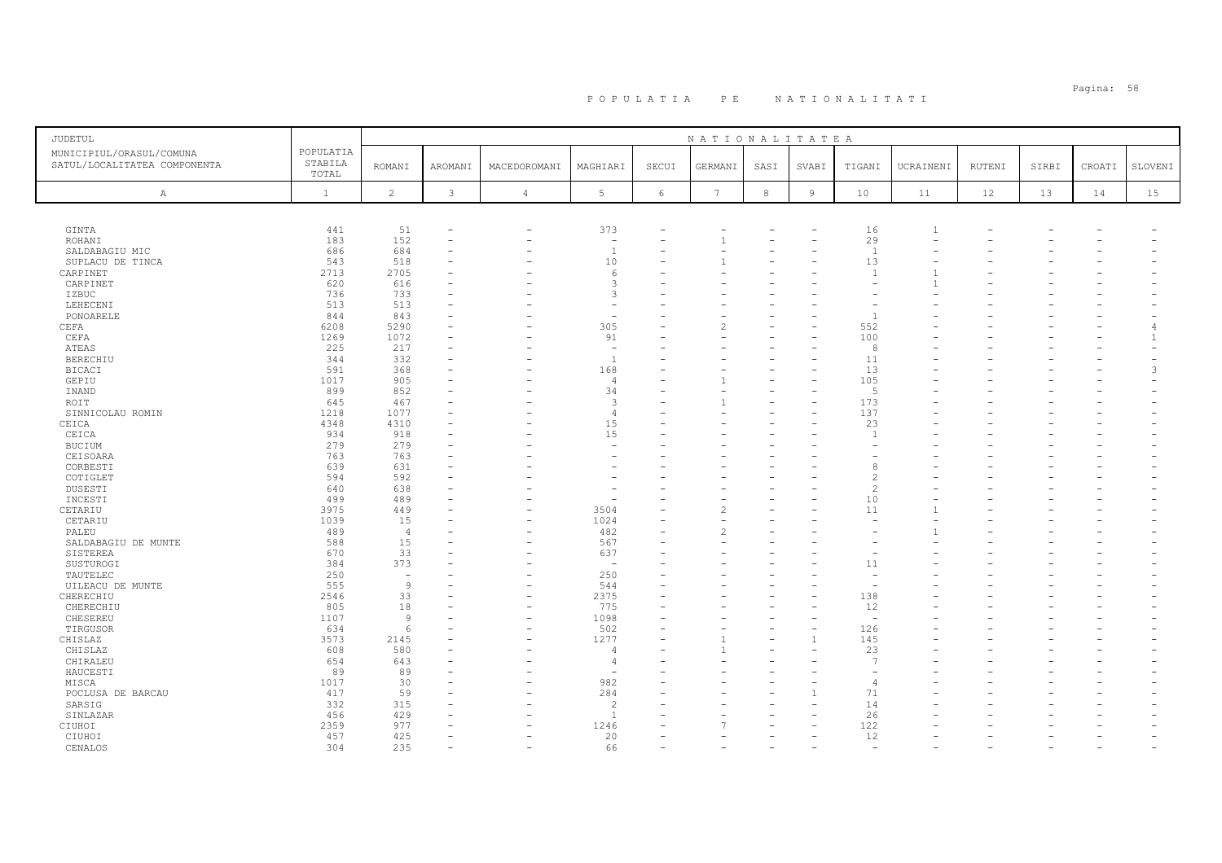# P O P U L A T I A   P E   N A T I O N A L I T A T I

| JUDETUL MUNICIPIUL/ORASUL/COMUNA SATUL/LOCALITATEA COMPONENTA | POPULATIA STABILA TOTAL | NATIONALITATEA | | | | | | | | | | | | | | |
|---|---|---|---|---|---|---|---|---|---|---|---|---|---|---|---|---|
| | | ROMANI | AROMANI | MACEDOROMANI | MAGHIARI | SECUI | GERMANI | SASI | SVABI | TIGANI | UCRAINENI | RUTENI | SIRBI | CROATI | SLOVENI |
| A | 1 | 2 | 3 | 4 | 5 | 6 | 7 | 8 | 9 | 10 | 11 | 12 | 13 | 14 | 15 |
| GINTA | 441 | 51 | - | - | 373 | - | - | - | - | 16 | 1 | - | - | - | - |
| ROHANI | 183 | 152 | - | - | - | - | 1 | - | - | 29 | - | - | - | - | - |
| SALDABAGIU MIC | 686 | 684 | - | - | 1 | - | - | - | - | 1 | - | - | - | - | - |
| SUPLACU DE TINCA | 543 | 518 | - | - | 10 | - | 1 | - | - | 13 | - | - | - | - | - |
| CARPINET | 2713 | 2705 | - | - | 6 | - | - | - | - | 1 | 1 | - | - | - | - |
| CARPINET | 620 | 616 | - | - | 3 | - | - | - | - | - | 1 | - | - | - | - |
| IZBUC | 736 | 733 | - | - | 3 | - | - | - | - | - | - | - | - | - | - |
| LEHECENI | 513 | 513 | - | - | - | - | - | - | - | - | - | - | - | - | - |
| PONOARELE | 844 | 843 | - | - | - | - | - | - | - | 1 | - | - | - | - | - |
| CEFA | 6208 | 5290 | - | - | 305 | - | 2 | - | - | 552 | - | - | - | - | 4 |
| CEFA | 1269 | 1072 | - | - | 91 | - | - | - | - | 100 | - | - | - | - | 1 |
| ATEAS | 225 | 217 | - | - | - | - | - | - | - | 8 | - | - | - | - | - |
| BERECHIU | 344 | 332 | - | - | 1 | - | - | - | - | 11 | - | - | - | - | - |
| BICACI | 591 | 368 | - | - | 168 | - | - | - | - | 13 | - | - | - | - | 3 |
| GEPIU | 1017 | 905 | - | - | 4 | - | 1 | - | - | 105 | - | - | - | - | - |
| INAND | 899 | 852 | - | - | 34 | - | - | - | - | 5 | - | - | - | - | - |
| ROIT | 645 | 467 | - | - | 3 | - | 1 | - | - | 173 | - | - | - | - | - |
| SINNICOLAU ROMIN | 1218 | 1077 | - | - | 4 | - | - | - | - | 137 | - | - | - | - | - |
| CEICA | 4348 | 4310 | - | - | 15 | - | - | - | - | 23 | - | - | - | - | - |
| CEICA | 934 | 918 | - | - | 15 | - | - | - | - | 1 | - | - | - | - | - |
| BUCIUM | 279 | 279 | - | - | - | - | - | - | - | - | - | - | - | - | - |
| CEISOARA | 763 | 763 | - | - | - | - | - | - | - | - | - | - | - | - | - |
| CORBESTI | 639 | 631 | - | - | - | - | - | - | - | 8 | - | - | - | - | - |
| COTIGLET | 594 | 592 | - | - | - | - | - | - | - | 2 | - | - | - | - | - |
| DUSESTI | 640 | 638 | - | - | - | - | - | - | - | 2 | - | - | - | - | - |
| INCESTI | 499 | 489 | - | - | - | - | - | - | - | 10 | - | - | - | - | - |
| CETARIU | 3975 | 449 | - | - | 3504 | - | 2 | - | - | 11 | 1 | - | - | - | - |
| CETARIU | 1039 | 15 | - | - | 1024 | - | - | - | - | - | - | - | - | - | - |
| PALEU | 489 | 4 | - | - | 482 | - | 2 | - | - | - | 1 | - | - | - | - |
| SALDABAGIU DE MUNTE | 588 | 15 | - | - | 567 | - | - | - | - | - | - | - | - | - | - |
| SISTEREA | 670 | 33 | - | - | 637 | - | - | - | - | - | - | - | - | - | - |
| SUSTUROGI | 384 | 373 | - | - | - | - | - | - | - | 11 | - | - | - | - | - |
| TAUTELEC | 250 | - | - | - | 250 | - | - | - | - | - | - | - | - | - | - |
| UILEACU DE MUNTE | 555 | 9 | - | - | 544 | - | - | - | - | - | - | - | - | - | - |
| CHERECHIU | 2546 | 33 | - | - | 2375 | - | - | - | - | 138 | - | - | - | - | - |
| CHERECHIU | 805 | 18 | - | - | 775 | - | - | - | - | 12 | - | - | - | - | - |
| CHESEREU | 1107 | 9 | - | - | 1098 | - | - | - | - | - | - | - | - | - | - |
| TIRGUSOR | 634 | 6 | - | - | 502 | - | - | - | - | 126 | - | - | - | - | - |
| CHISLAZ | 3573 | 2145 | - | - | 1277 | - | 1 | - | 1 | 145 | - | - | - | - | - |
| CHISLAZ | 608 | 580 | - | - | 4 | - | 1 | - | - | 23 | - | - | - | - | - |
| CHIRALEU | 654 | 643 | - | - | 4 | - | - | - | - | 7 | - | - | - | - | - |
| HAUCESTI | 89 | 89 | - | - | - | - | - | - | - | - | - | - | - | - | - |
| MISCA | 1017 | 30 | - | - | 982 | - | - | - | - | 4 | - | - | - | - | - |
| POCLUSA DE BARCAU | 417 | 59 | - | - | 284 | - | - | - | 1 | 71 | - | - | - | - | - |
| SARSIG | 332 | 315 | - | - | 2 | - | - | - | - | 14 | - | - | - | - | - |
| SINLAZAR | 456 | 429 | - | - | 1 | - | - | - | - | 26 | - | - | - | - | - |
| CIUHOI | 2359 | 977 | - | - | 1246 | - | 7 | - | - | 122 | - | - | - | - | - |
| CIUHOI | 457 | 425 | - | - | 20 | - | - | - | - | 12 | - | - | - | - | - |
| CENALOS | 304 | 235 | - | - | 66 | - | - | - | - | - | - | - | - | - | - |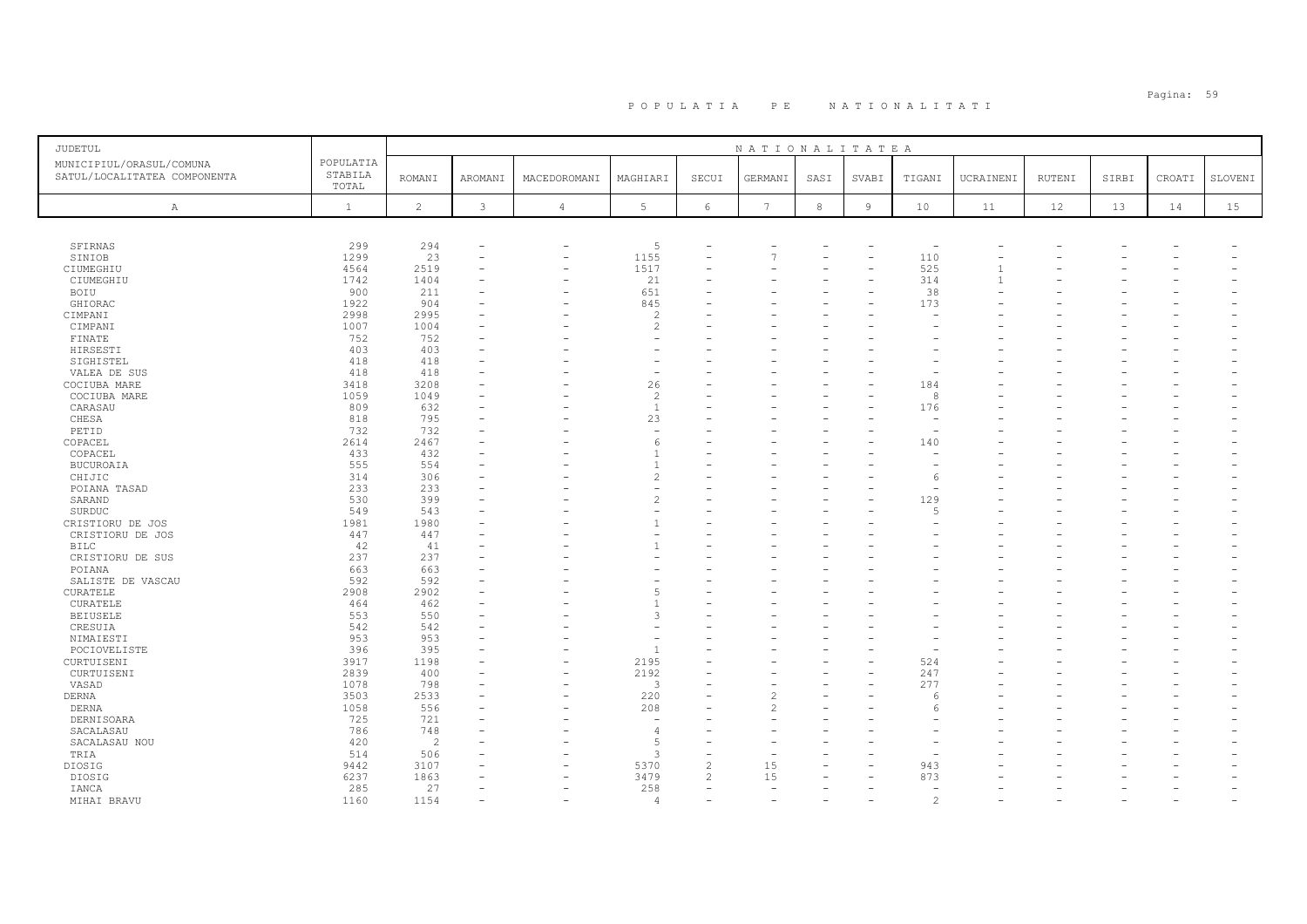# P O P U L A T I A   P E   N A T I O N A L I T A T I

| JUDETUL<br>MUNICIPIUL/ORASUL/COMUNA<br>SATUL/LOCALITATEA COMPONENTA | POPULATIA STABILA TOTAL | N A T I O N A L I T A T E A | | | | | | | | | | | | | |
|---|---|---|---|---|---|---|---|---|---|---|---|---|---|---|---|
| | | ROMANI | AROMANI | MACEDOROMANI | MAGHIARI | SECUI | GERMANI | SASI | SVABI | TIGANI | UCRAINENI | RUTENI | SIRBI | CROATI | SLOVENI |
| A | 1 | 2 | 3 | 4 | 5 | 6 | 7 | 8 | 9 | 10 | 11 | 12 | 13 | 14 | 15 |
| SFIRNAS | 299 | 294 | - | - | 5 | - | - | - | - | - | - | - | - | - | - |
| SINIOB | 1299 | 23 | - | - | 1155 | - | 7 | - | - | 110 | - | - | - | - | - |
| CIUMEGHIU | 4564 | 2519 | - | - | 1517 | - | - | - | - | 525 | 1 | - | - | - | - |
| CIUMEGHIU | 1742 | 1404 | - | - | 21 | - | - | - | - | 314 | 1 | - | - | - | - |
| BOIU | 900 | 211 | - | - | 651 | - | - | - | - | 38 | - | - | - | - | - |
| GHIORAC | 1922 | 904 | - | - | 845 | - | - | - | - | 173 | - | - | - | - | - |
| CIMPANI | 2998 | 2995 | - | - | 2 | - | - | - | - | - | - | - | - | - | - |
| CIMPANI | 1007 | 1004 | - | - | 2 | - | - | - | - | - | - | - | - | - | - |
| FINATE | 752 | 752 | - | - | - | - | - | - | - | - | - | - | - | - | - |
| HIRSESTI | 403 | 403 | - | - | - | - | - | - | - | - | - | - | - | - | - |
| SIGHISTEL | 418 | 418 | - | - | - | - | - | - | - | - | - | - | - | - | - |
| VALEA DE SUS | 418 | 418 | - | - | - | - | - | - | - | - | - | - | - | - | - |
| COCIUBA MARE | 3418 | 3208 | - | - | 26 | - | - | - | - | 184 | - | - | - | - | - |
| COCIUBA MARE | 1059 | 1049 | - | - | 2 | - | - | - | - | 8 | - | - | - | - | - |
| CARASAU | 809 | 632 | - | - | 1 | - | - | - | - | 176 | - | - | - | - | - |
| CHESA | 818 | 795 | - | - | 23 | - | - | - | - | - | - | - | - | - | - |
| PETID | 732 | 732 | - | - | - | - | - | - | - | - | - | - | - | - | - |
| COPACEL | 2614 | 2467 | - | - | 6 | - | - | - | - | 140 | - | - | - | - | - |
| COPACEL | 433 | 432 | - | - | 1 | - | - | - | - | - | - | - | - | - | - |
| BUCUROAIA | 555 | 554 | - | - | 1 | - | - | - | - | - | - | - | - | - | - |
| CHIJIC | 314 | 306 | - | - | 2 | - | - | - | - | 6 | - | - | - | - | - |
| POIANA TASAD | 233 | 233 | - | - | - | - | - | - | - | - | - | - | - | - | - |
| SARAND | 530 | 399 | - | - | 2 | - | - | - | - | 129 | - | - | - | - | - |
| SURDUC | 549 | 543 | - | - | - | - | - | - | - | 5 | - | - | - | - | - |
| CRISTIORU DE JOS | 1981 | 1980 | - | - | 1 | - | - | - | - | - | - | - | - | - | - |
| CRISTIORU DE JOS | 447 | 447 | - | - | - | - | - | - | - | - | - | - | - | - | - |
| BILC | 42 | 41 | - | - | 1 | - | - | - | - | - | - | - | - | - | - |
| CRISTIORU DE SUS | 237 | 237 | - | - | - | - | - | - | - | - | - | - | - | - | - |
| POIANA | 663 | 663 | - | - | - | - | - | - | - | - | - | - | - | - | - |
| SALISTE DE VASCAU | 592 | 592 | - | - | - | - | - | - | - | - | - | - | - | - | - |
| CURATELE | 2908 | 2902 | - | - | 5 | - | - | - | - | - | - | - | - | - | - |
| CURATELE | 464 | 462 | - | - | 1 | - | - | - | - | - | - | - | - | - | - |
| BEIUSELE | 553 | 550 | - | - | 3 | - | - | - | - | - | - | - | - | - | - |
| CRESUIA | 542 | 542 | - | - | - | - | - | - | - | - | - | - | - | - | - |
| NIMAIESTI | 953 | 953 | - | - | - | - | - | - | - | - | - | - | - | - | - |
| POCIOVELISTE | 396 | 395 | - | - | 1 | - | - | - | - | - | - | - | - | - | - |
| CURTUISENI | 3917 | 1198 | - | - | 2195 | - | - | - | - | 524 | - | - | - | - | - |
| CURTUISENI | 2839 | 400 | - | - | 2192 | - | - | - | - | 247 | - | - | - | - | - |
| VASAD | 1078 | 798 | - | - | 3 | - | - | - | - | 277 | - | - | - | - | - |
| DERNA | 3503 | 2533 | - | - | 220 | - | 2 | - | - | 6 | - | - | - | - | - |
| DERNA | 1058 | 556 | - | - | 208 | - | 2 | - | - | 6 | - | - | - | - | - |
| DERNISOARA | 725 | 721 | - | - | - | - | - | - | - | - | - | - | - | - | - |
| SACALASAU | 786 | 748 | - | - | 4 | - | - | - | - | - | - | - | - | - | - |
| SACALASAU NOU | 420 | 2 | - | - | 5 | - | - | - | - | - | - | - | - | - | - |
| TRIA | 514 | 506 | - | - | 3 | - | - | - | - | - | - | - | - | - | - |
| DIOSIG | 9442 | 3107 | - | - | 5370 | 2 | 15 | - | - | 943 | - | - | - | - | - |
| DIOSIG | 6237 | 1863 | - | - | 3479 | 2 | 15 | - | - | 873 | - | - | - | - | - |
| IANCA | 285 | 27 | - | - | 258 | - | - | - | - | - | - | - | - | - | - |
| MIHAI BRAVU | 1160 | 1154 | - | - | 4 | - | - | - | - | 2 | - | - | - | - | - |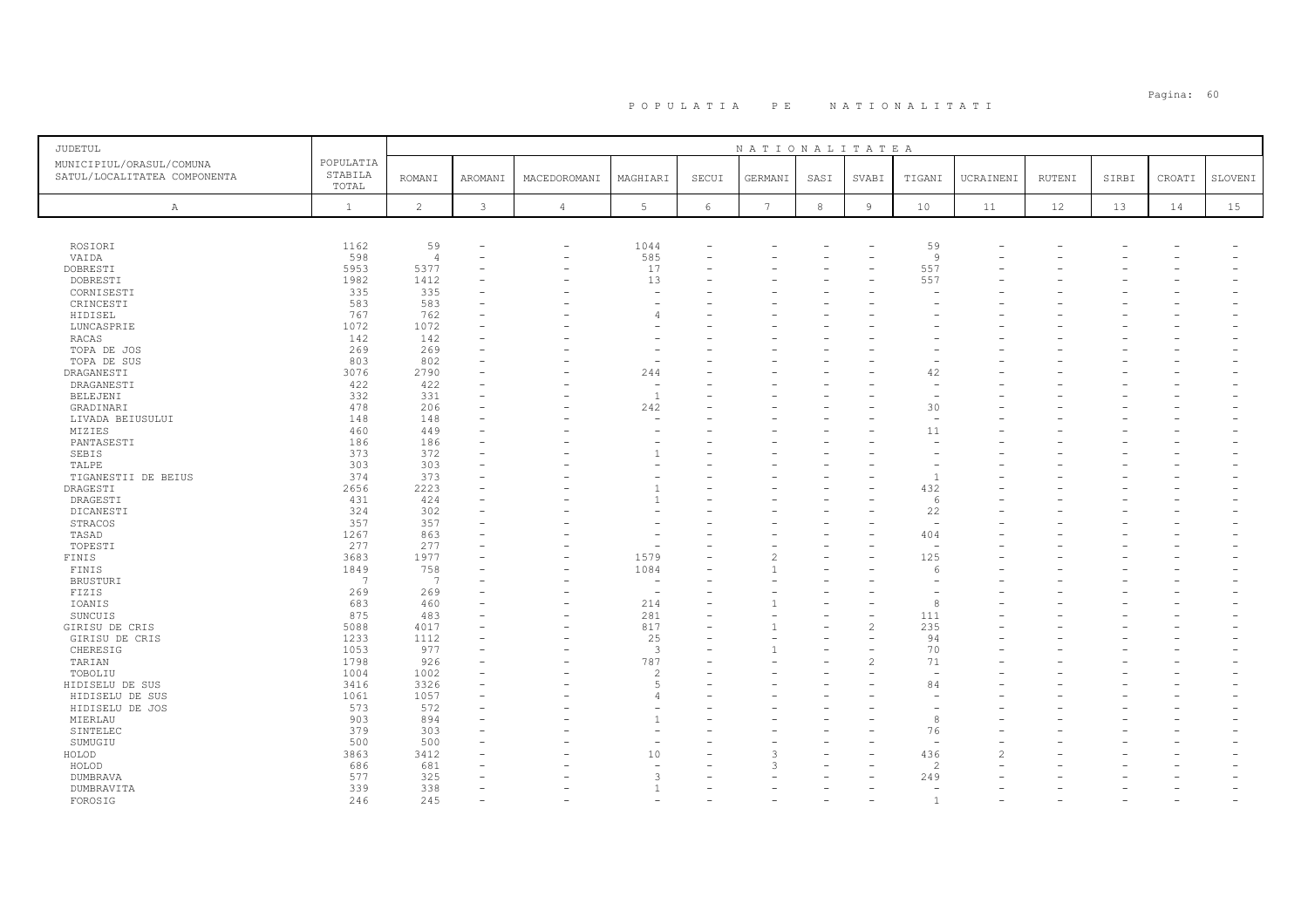# P O P U L A T I A   P E   N A T I O N A L I T A T I

| JUDETUL MUNICIPIUL/ORASUL/COMUNA SATUL/LOCALITATEA COMPONENTA | POPULATIA STABILA TOTAL | NATIONALITATEA | | | | | | | | | | | | | |
|---|---|---|---|---|---|---|---|---|---|---|---|---|---|---|---|
| | | ROMANI | AROMANI | MACEDOROMANI | MAGHIARI | SECUI | GERMANI | SASI | SVABI | TIGANI | UCRAINENI | RUTENI | SIRBI | CROATI | SLOVENI |
| A | 1 | 2 | 3 | 4 | 5 | 6 | 7 | 8 | 9 | 10 | 11 | 12 | 13 | 14 | 15 |
| ROSIORI | 1162 | 59 | - | - | 1044 | - | - | - | - | 59 | - | - | - | - | - |
| VAIDA | 598 | 4 | - | - | 585 | - | - | - | - | 9 | - | - | - | - | - |
| DOBRESTI | 5953 | 5377 | - | - | 17 | - | - | - | - | 557 | - | - | - | - | - |
| DOBRESTI | 1982 | 1412 | - | - | 13 | - | - | - | - | 557 | - | - | - | - | - |
| CORNISESTI | 335 | 335 | - | - | - | - | - | - | - | - | - | - | - | - | - |
| CRINCESTI | 583 | 583 | - | - | - | - | - | - | - | - | - | - | - | - | - |
| HIDISEL | 767 | 762 | - | - | 4 | - | - | - | - | - | - | - | - | - | - |
| LUNCASPRIE | 1072 | 1072 | - | - | - | - | - | - | - | - | - | - | - | - | - |
| RACAS | 142 | 142 | - | - | - | - | - | - | - | - | - | - | - | - | - |
| TOPA DE JOS | 269 | 269 | - | - | - | - | - | - | - | - | - | - | - | - | - |
| TOPA DE SUS | 803 | 802 | - | - | - | - | - | - | - | - | - | - | - | - | - |
| DRAGANESTI | 3076 | 2790 | - | - | 244 | - | - | - | - | 42 | - | - | - | - | - |
| DRAGANESTI | 422 | 422 | - | - | - | - | - | - | - | - | - | - | - | - | - |
| BELEJENI | 332 | 331 | - | - | 1 | - | - | - | - | - | - | - | - | - | - |
| GRADINARI | 478 | 206 | - | - | 242 | - | - | - | - | 30 | - | - | - | - | - |
| LIVADA BEIUSULUI | 148 | 148 | - | - | - | - | - | - | - | - | - | - | - | - | - |
| MIZIES | 460 | 449 | - | - | - | - | - | - | - | 11 | - | - | - | - | - |
| PANTASESTI | 186 | 186 | - | - | - | - | - | - | - | - | - | - | - | - | - |
| SEBIS | 373 | 372 | - | - | 1 | - | - | - | - | - | - | - | - | - | - |
| TALPE | 303 | 303 | - | - | - | - | - | - | - | - | - | - | - | - | - |
| TIGANESTII DE BEIUS | 374 | 373 | - | - | - | - | - | - | - | 1 | - | - | - | - | - |
| DRAGESTI | 2656 | 2223 | - | - | 1 | - | - | - | - | 432 | - | - | - | - | - |
| DRAGESTI | 431 | 424 | - | - | 1 | - | - | - | - | 6 | - | - | - | - | - |
| DICANESTI | 324 | 302 | - | - | - | - | - | - | - | 22 | - | - | - | - | - |
| STRACOS | 357 | 357 | - | - | - | - | - | - | - | - | - | - | - | - | - |
| TASAD | 1267 | 863 | - | - | - | - | - | - | - | 404 | - | - | - | - | - |
| TOPESTI | 277 | 277 | - | - | - | - | - | - | - | - | - | - | - | - | - |
| FINIS | 3683 | 1977 | - | - | 1579 | - | 2 | - | - | 125 | - | - | - | - | - |
| FINIS | 1849 | 758 | - | - | 1084 | - | 1 | - | - | 6 | - | - | - | - | - |
| BRUSTURI | 7 | 7 | - | - | - | - | - | - | - | - | - | - | - | - | - |
| FIZIS | 269 | 269 | - | - | - | - | - | - | - | - | - | - | - | - | - |
| IOANIS | 683 | 460 | - | - | 214 | - | 1 | - | - | 8 | - | - | - | - | - |
| SUNCUIS | 875 | 483 | - | - | 281 | - | - | - | - | 111 | - | - | - | - | - |
| GIRISU DE CRIS | 5088 | 4017 | - | - | 817 | - | 1 | - | 2 | 235 | - | - | - | - | - |
| GIRISU DE CRIS | 1233 | 1112 | - | - | 25 | - | - | - | - | 94 | - | - | - | - | - |
| CHERESIG | 1053 | 977 | - | - | 3 | - | 1 | - | - | 70 | - | - | - | - | - |
| TARIAN | 1798 | 926 | - | - | 787 | - | - | - | 2 | 71 | - | - | - | - | - |
| TOBOLIU | 1004 | 1002 | - | - | 2 | - | - | - | - | - | - | - | - | - | - |
| HIDISELU DE SUS | 3416 | 3326 | - | - | 5 | - | - | - | - | 84 | - | - | - | - | - |
| HIDISELU DE SUS | 1061 | 1057 | - | - | 4 | - | - | - | - | - | - | - | - | - | - |
| HIDISELU DE JOS | 573 | 572 | - | - | - | - | - | - | - | - | - | - | - | - | - |
| MIERLAU | 903 | 894 | - | - | 1 | - | - | - | - | 8 | - | - | - | - | - |
| SINTELEC | 379 | 303 | - | - | - | - | - | - | - | 76 | - | - | - | - | - |
| SUMUGIU | 500 | 500 | - | - | - | - | - | - | - | - | - | - | - | - | - |
| HOLOD | 3863 | 3412 | - | - | 10 | - | 3 | - | - | 436 | 2 | - | - | - | - |
| HOLOD | 686 | 681 | - | - | - | - | 3 | - | - | 2 | - | - | - | - | - |
| DUMBRAVA | 577 | 325 | - | - | 3 | - | - | - | - | 249 | - | - | - | - | - |
| DUMBRAVITA | 339 | 338 | - | - | 1 | - | - | - | - | - | - | - | - | - | - |
| FOROSIG | 246 | 245 | - | - | - | - | - | - | - | 1 | - | - | - | - | - |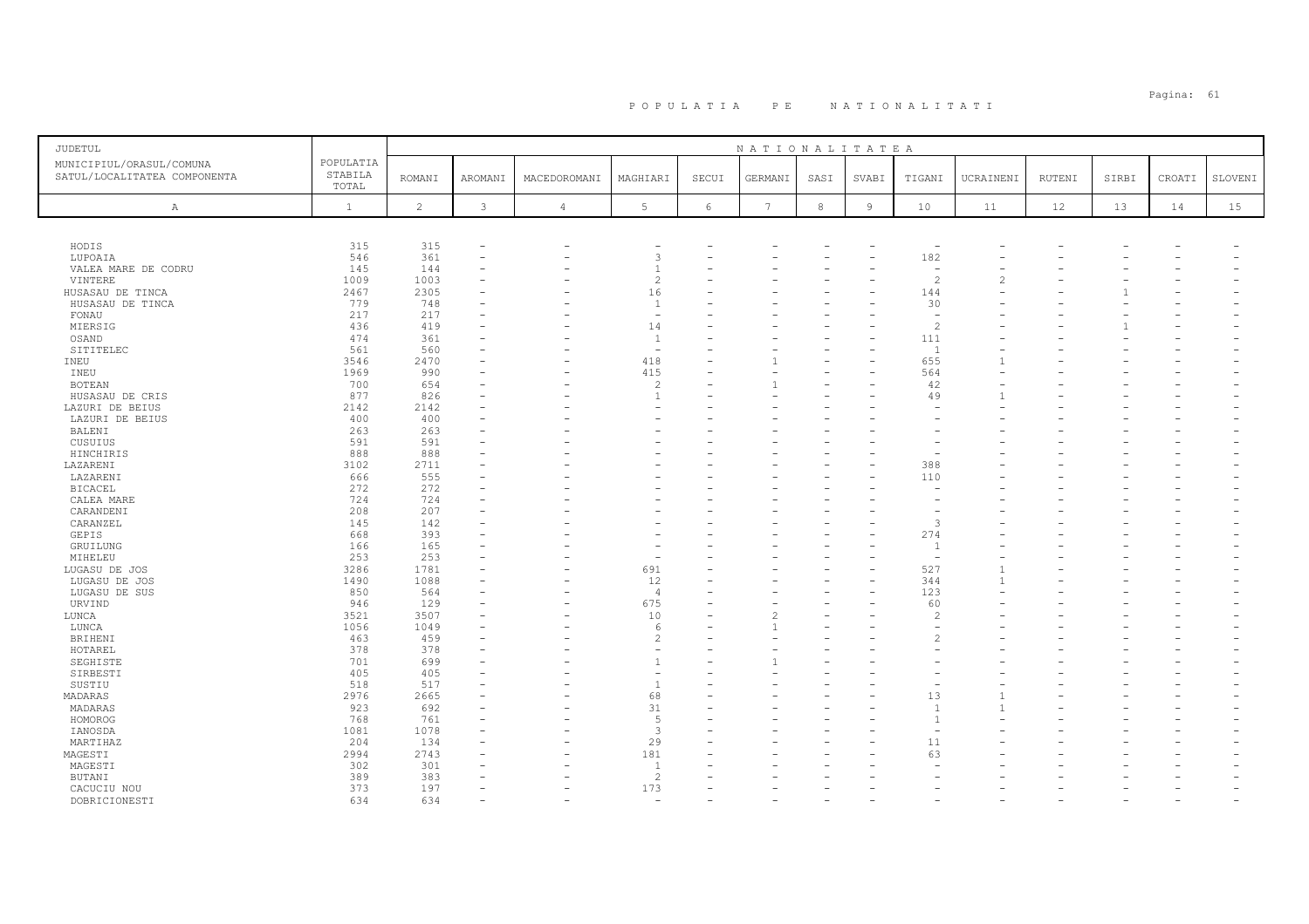# POPULATIA PE NATIONALITATI

| JUDETUL MUNICIPIUL/ORASUL/COMUNA SATUL/LOCALITATEA COMPONENTA | POPULATIA STABILA TOTAL | NATIONALITATEA | | | | | | | | | | | | | | |
|---|---|---|---|---|---|---|---|---|---|---|---|---|---|---|---|---|
| | | ROMANI | AROMANI | MACEDOROMANI | MAGHIARI | SECUI | GERMANI | SASI | SVABI | TIGANI | UCRAINENI | RUTENI | SIRBI | CROATI | SLOVENI |
| A | 1 | 2 | 3 | 4 | 5 | 6 | 7 | 8 | 9 | 10 | 11 | 12 | 13 | 14 | 15 |
| HODIS | 315 | 315 | - | - | - | - | - | - | - | - | - | - | - | - | - |
| LUPOAIA | 546 | 361 | - | - | 3 | - | - | - | - | 182 | - | - | - | - | - |
| VALEA MARE DE CODRU | 145 | 144 | - | - | 1 | - | - | - | - | - | - | - | - | - | - |
| VINTERE | 1009 | 1003 | - | - | 2 | - | - | - | - | 2 | 2 | - | - | - | - |
| HUSASAU DE TINCA | 2467 | 2305 | - | - | 16 | - | - | - | - | 144 | - | - | 1 | - | - |
| HUSASAU DE TINCA | 779 | 748 | - | - | 1 | - | - | - | - | 30 | - | - | - | - | - |
| FONAU | 217 | 217 | - | - | - | - | - | - | - | - | - | - | - | - | - |
| MIERSIG | 436 | 419 | - | - | 14 | - | - | - | - | 2 | - | - | 1 | - | - |
| OSAND | 474 | 361 | - | - | 1 | - | - | - | - | 111 | - | - | - | - | - |
| SITITELEC | 561 | 560 | - | - | - | - | - | - | - | 1 | - | - | - | - | - |
| INEU | 3546 | 2470 | - | - | 418 | - | 1 | - | - | 655 | 1 | - | - | - | - |
| INEU | 1969 | 990 | - | - | 415 | - | - | - | - | 564 | - | - | - | - | - |
| BOTEAN | 700 | 654 | - | - | 2 | - | 1 | - | - | 42 | - | - | - | - | - |
| HUSASAU DE CRIS | 877 | 826 | - | - | 1 | - | - | - | - | 49 | 1 | - | - | - | - |
| LAZURI DE BEIUS | 2142 | 2142 | - | - | - | - | - | - | - | - | - | - | - | - | - |
| LAZURI DE BEIUS | 400 | 400 | - | - | - | - | - | - | - | - | - | - | - | - | - |
| BALENI | 263 | 263 | - | - | - | - | - | - | - | - | - | - | - | - | - |
| CUSUIUS | 591 | 591 | - | - | - | - | - | - | - | - | - | - | - | - | - |
| HINCHIRIS | 888 | 888 | - | - | - | - | - | - | - | - | - | - | - | - | - |
| LAZARENI | 3102 | 2711 | - | - | - | - | - | - | - | 388 | - | - | - | - | - |
| LAZARENI | 666 | 555 | - | - | - | - | - | - | - | 110 | - | - | - | - | - |
| BICACEL | 272 | 272 | - | - | - | - | - | - | - | - | - | - | - | - | - |
| CALEA MARE | 724 | 724 | - | - | - | - | - | - | - | - | - | - | - | - | - |
| CARANDENI | 208 | 207 | - | - | - | - | - | - | - | - | - | - | - | - | - |
| CARANZEL | 145 | 142 | - | - | - | - | - | - | - | 3 | - | - | - | - | - |
| GEPIS | 668 | 393 | - | - | - | - | - | - | - | 274 | - | - | - | - | - |
| GRUILUNG | 166 | 165 | - | - | - | - | - | - | - | 1 | - | - | - | - | - |
| MIHELEU | 253 | 253 | - | - | - | - | - | - | - | - | - | - | - | - | - |
| LUGASU DE JOS | 3286 | 1781 | - | - | 691 | - | - | - | - | 527 | 1 | - | - | - | - |
| LUGASU DE JOS | 1490 | 1088 | - | - | 12 | - | - | - | - | 344 | 1 | - | - | - | - |
| LUGASU DE SUS | 850 | 564 | - | - | 4 | - | - | - | - | 123 | - | - | - | - | - |
| URVIND | 946 | 129 | - | - | 675 | - | - | - | - | 60 | - | - | - | - | - |
| LUNCA | 3521 | 3507 | - | - | 10 | - | 2 | - | - | 2 | - | - | - | - | - |
| LUNCA | 1056 | 1049 | - | - | 6 | - | 1 | - | - | - | - | - | - | - | - |
| BRIHENI | 463 | 459 | - | - | 2 | - | - | - | - | 2 | - | - | - | - | - |
| HOTAREL | 378 | 378 | - | - | - | - | - | - | - | - | - | - | - | - | - |
| SEGHISTE | 701 | 699 | - | - | 1 | - | 1 | - | - | - | - | - | - | - | - |
| SIRBESTI | 405 | 405 | - | - | - | - | - | - | - | - | - | - | - | - | - |
| SUSTIU | 518 | 517 | - | - | 1 | - | - | - | - | - | - | - | - | - | - |
| MADARAS | 2976 | 2665 | - | - | 68 | - | - | - | - | 13 | 1 | - | - | - | - |
| MADARAS | 923 | 692 | - | - | 31 | - | - | - | - | 1 | 1 | - | - | - | - |
| HOMOROG | 768 | 761 | - | - | 5 | - | - | - | - | 1 | - | - | - | - | - |
| IANOSDA | 1081 | 1078 | - | - | 3 | - | - | - | - | - | - | - | - | - | - |
| MARTIHAZ | 204 | 134 | - | - | 29 | - | - | - | - | 11 | - | - | - | - | - |
| MAGESTI | 2994 | 2743 | - | - | 181 | - | - | - | - | 63 | - | - | - | - | - |
| MAGESTI | 302 | 301 | - | - | 1 | - | - | - | - | - | - | - | - | - | - |
| BUTANI | 389 | 383 | - | - | 2 | - | - | - | - | - | - | - | - | - | - |
| CACUCIU NOU | 373 | 197 | - | - | 173 | - | - | - | - | - | - | - | - | - | - |
| DOBRICIONESTI | 634 | 634 | - | - | - | - | - | - | - | - | - | - | - | - | - |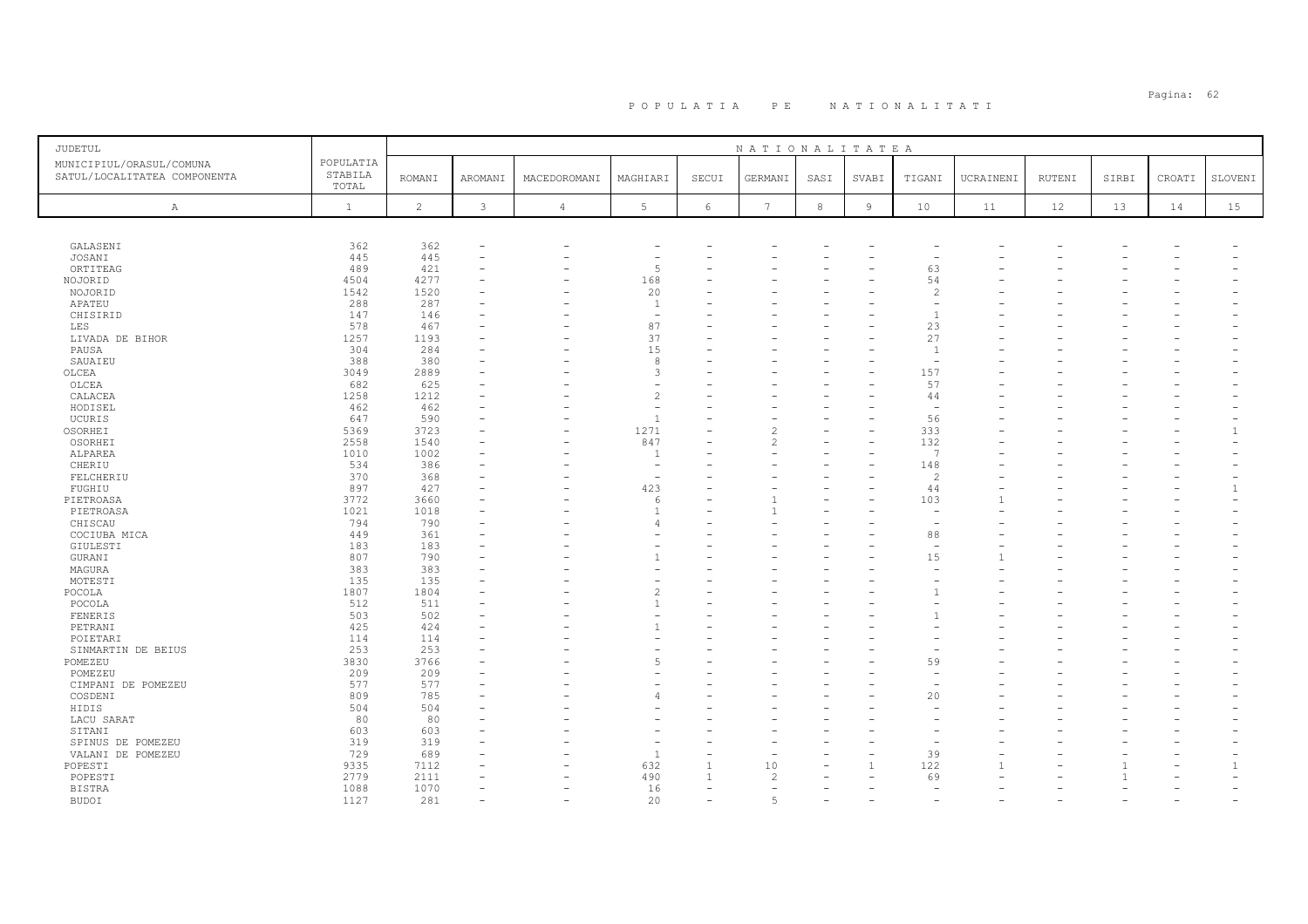# P O P U L A T I A   P E   N A T I O N A L I T A T I

| JUDETUL<br>MUNICIPIUL/ORASUL/COMUNA<br>SATUL/LOCALITATEA COMPONENTA | POPULATIA STABILA TOTAL | NATIONALITATEA | | | | | | | | | | | | | |
|---|---|---|---|---|---|---|---|---|---|---|---|---|---|---|---|
| | | ROMANI | AROMANI | MACEDOROMANI | MAGHIARI | SECUI | GERMANI | SASI | SVABI | TIGANI | UCRAINENI | RUTENI | SIRBI | CROATI | SLOVENI |
| A | 1 | 2 | 3 | 4 | 5 | 6 | 7 | 8 | 9 | 10 | 11 | 12 | 13 | 14 | 15 |
| GALASENI | 362 | 362 | - | - | - | - | - | - | - | - | - | - | - | - | - |
| JOSANI | 445 | 445 | - | - | - | - | - | - | - | - | - | - | - | - | - |
| ORTITEAG | 489 | 421 | - | - | 5 | - | - | - | - | 63 | - | - | - | - | - |
| NOJORID | 4504 | 4277 | - | - | 168 | - | - | - | - | 54 | - | - | - | - | - |
| NOJORID | 1542 | 1520 | - | - | 20 | - | - | - | - | 2 | - | - | - | - | - |
| APATEU | 288 | 287 | - | - | 1 | - | - | - | - | - | - | - | - | - | - |
| CHISIRID | 147 | 146 | - | - | - | - | - | - | - | 1 | - | - | - | - | - |
| LES | 578 | 467 | - | - | 87 | - | - | - | - | 23 | - | - | - | - | - |
| LIVADA DE BIHOR | 1257 | 1193 | - | - | 37 | - | - | - | - | 27 | - | - | - | - | - |
| PAUSA | 304 | 284 | - | - | 15 | - | - | - | - | 1 | - | - | - | - | - |
| SAUAIEU | 388 | 380 | - | - | 8 | - | - | - | - | - | - | - | - | - | - |
| OLCEA | 3049 | 2889 | - | - | 3 | - | - | - | - | 157 | - | - | - | - | - |
| OLCEA | 682 | 625 | - | - | - | - | - | - | - | 57 | - | - | - | - | - |
| CALACEA | 1258 | 1212 | - | - | 2 | - | - | - | - | 44 | - | - | - | - | - |
| HODISEL | 462 | 462 | - | - | - | - | - | - | - | - | - | - | - | - | - |
| UCURIS | 647 | 590 | - | - | 1 | - | - | - | - | 56 | - | - | - | - | - |
| OSORHEI | 5369 | 3723 | - | - | 1271 | - | 2 | - | - | 333 | - | - | - | - | 1 |
| OSORHEI | 2558 | 1540 | - | - | 847 | - | 2 | - | - | 132 | - | - | - | - | - |
| ALPAREA | 1010 | 1002 | - | - | 1 | - | - | - | - | 7 | - | - | - | - | - |
| CHERIU | 534 | 386 | - | - | - | - | - | - | - | 148 | - | - | - | - | - |
| FELCHERIU | 370 | 368 | - | - | - | - | - | - | - | 2 | - | - | - | - | - |
| FUGHIU | 897 | 427 | - | - | 423 | - | - | - | - | 44 | - | - | - | - | 1 |
| PIETROASA | 3772 | 3660 | - | - | 6 | - | 1 | - | - | 103 | 1 | - | - | - | - |
| PIETROASA | 1021 | 1018 | - | - | 1 | - | 1 | - | - | - | - | - | - | - | - |
| CHISCAU | 794 | 790 | - | - | 4 | - | - | - | - | - | - | - | - | - | - |
| COCIUBA MICA | 449 | 361 | - | - | - | - | - | - | - | 88 | - | - | - | - | - |
| GIULESTI | 183 | 183 | - | - | - | - | - | - | - | - | - | - | - | - | - |
| GURANI | 807 | 790 | - | - | 1 | - | - | - | - | 15 | 1 | - | - | - | - |
| MAGURA | 383 | 383 | - | - | - | - | - | - | - | - | - | - | - | - | - |
| MOTESTI | 135 | 135 | - | - | - | - | - | - | - | - | - | - | - | - | - |
| POCOLA | 1807 | 1804 | - | - | 2 | - | - | - | - | 1 | - | - | - | - | - |
| POCOLA | 512 | 511 | - | - | 1 | - | - | - | - | - | - | - | - | - | - |
| FENERIS | 503 | 502 | - | - | - | - | - | - | - | 1 | - | - | - | - | - |
| PETRANI | 425 | 424 | - | - | 1 | - | - | - | - | - | - | - | - | - | - |
| POIETARI | 114 | 114 | - | - | - | - | - | - | - | - | - | - | - | - | - |
| SINMARTIN DE BEIUS | 253 | 253 | - | - | - | - | - | - | - | - | - | - | - | - | - |
| POMEZEU | 3830 | 3766 | - | - | 5 | - | - | - | - | 59 | - | - | - | - | - |
| POMEZEU | 209 | 209 | - | - | - | - | - | - | - | - | - | - | - | - | - |
| CIMPANI DE POMEZEU | 577 | 577 | - | - | - | - | - | - | - | - | - | - | - | - | - |
| COSDENI | 809 | 785 | - | - | 4 | - | - | - | - | 20 | - | - | - | - | - |
| HIDIS | 504 | 504 | - | - | - | - | - | - | - | - | - | - | - | - | - |
| LACU SARAT | 80 | 80 | - | - | - | - | - | - | - | - | - | - | - | - | - |
| SITANI | 603 | 603 | - | - | - | - | - | - | - | - | - | - | - | - | - |
| SPINUS DE POMEZEU | 319 | 319 | - | - | - | - | - | - | - | - | - | - | - | - | - |
| VALANI DE POMEZEU | 729 | 689 | - | - | 1 | - | - | - | - | 39 | - | - | - | - | - |
| POPESTI | 9335 | 7112 | - | - | 632 | 1 | 10 | - | 1 | 122 | 1 | - | 1 | - | 1 |
| POPESTI | 2779 | 2111 | - | - | 490 | 1 | 2 | - | - | 69 | - | - | 1 | - | - |
| BISTRA | 1088 | 1070 | - | - | 16 | - | - | - | - | - | - | - | - | - | - |
| BUDOI | 1127 | 281 | - | - | 20 | - | 5 | - | - | - | - | - | - | - | - |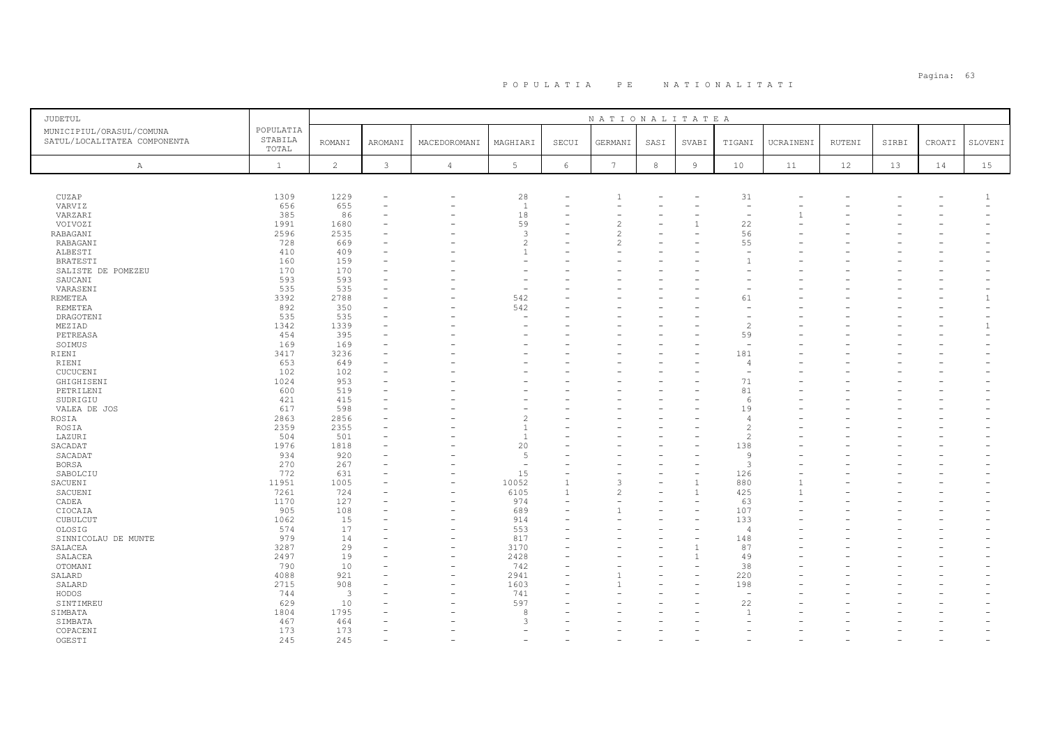# P O P U L A T I A   P E   N A T I O N A L I T A T I

| JUDETUL<br>MUNICIPIUL/ORASUL/COMUNA<br>SATUL/LOCALITATEA COMPONENTA | POPULATIA STABILA TOTAL | NATIONALITATEA | | | | | | | | | | | | | |
|---|---|---|---|---|---|---|---|---|---|---|---|---|---|---|---|
| | | ROMANI | AROMANI | MACEDOROMANI | MAGHIARI | SECUI | GERMANI | SASI | SVABI | TIGANI | UCRAINENI | RUTENI | SIRBI | CROATI | SLOVENI |
| A | 1 | 2 | 3 | 4 | 5 | 6 | 7 | 8 | 9 | 10 | 11 | 12 | 13 | 14 | 15 |
| CUZAP | 1309 | 1229 | - | - | 28 | - | 1 | - | - | 31 | - | - | - | - | 1 |
| VARVIZ | 656 | 655 | - | - | 1 | - | - | - | - | - | - | - | - | - | - |
| VARZARI | 385 | 86 | - | - | 18 | - | - | - | - | - | 1 | - | - | - | - |
| VOIVOZI | 1991 | 1680 | - | - | 59 | - | 2 | - | 1 | 22 | - | - | - | - | - |
| RABAGANI | 2596 | 2535 | - | - | 3 | - | 2 | - | - | 56 | - | - | - | - | - |
| RABAGANI | 728 | 669 | - | - | 2 | - | 2 | - | - | 55 | - | - | - | - | - |
| ALBESTI | 410 | 409 | - | - | 1 | - | - | - | - | - | - | - | - | - | - |
| BRATESTI | 160 | 159 | - | - | - | - | - | - | - | 1 | - | - | - | - | - |
| SALISTE DE POMEZEU | 170 | 170 | - | - | - | - | - | - | - | - | - | - | - | - | - |
| SAUCANI | 593 | 593 | - | - | - | - | - | - | - | - | - | - | - | - | - |
| VARASENI | 535 | 535 | - | - | - | - | - | - | - | - | - | - | - | - | - |
| REMETEA | 3392 | 2788 | - | - | 542 | - | - | - | - | 61 | - | - | - | - | 1 |
| REMETEA | 892 | 350 | - | - | 542 | - | - | - | - | - | - | - | - | - | - |
| DRAGOTENI | 535 | 535 | - | - | - | - | - | - | - | - | - | - | - | - | - |
| MEZIAD | 1342 | 1339 | - | - | - | - | - | - | - | 2 | - | - | - | - | 1 |
| PETREASA | 454 | 395 | - | - | - | - | - | - | - | 59 | - | - | - | - | - |
| SOIMUS | 169 | 169 | - | - | - | - | - | - | - | - | - | - | - | - | - |
| RIENI | 3417 | 3236 | - | - | - | - | - | - | - | 181 | - | - | - | - | - |
| RIENI | 653 | 649 | - | - | - | - | - | - | - | 4 | - | - | - | - | - |
| CUCUCENI | 102 | 102 | - | - | - | - | - | - | - | - | - | - | - | - | - |
| GHIGHISENI | 1024 | 953 | - | - | - | - | - | - | - | 71 | - | - | - | - | - |
| PETRILENI | 600 | 519 | - | - | - | - | - | - | - | 81 | - | - | - | - | - |
| SUDRIGIU | 421 | 415 | - | - | - | - | - | - | - | 6 | - | - | - | - | - |
| VALEA DE JOS | 617 | 598 | - | - | - | - | - | - | - | 19 | - | - | - | - | - |
| ROSIA | 2863 | 2856 | - | - | 2 | - | - | - | - | 4 | - | - | - | - | - |
| ROSIA | 2359 | 2355 | - | - | 1 | - | - | - | - | 2 | - | - | - | - | - |
| LAZURI | 504 | 501 | - | - | 1 | - | - | - | - | 2 | - | - | - | - | - |
| SACADAT | 1976 | 1818 | - | - | 20 | - | - | - | - | 138 | - | - | - | - | - |
| SACADAT | 934 | 920 | - | - | 5 | - | - | - | - | 9 | - | - | - | - | - |
| BORSA | 270 | 267 | - | - | - | - | - | - | - | 3 | - | - | - | - | - |
| SABOLCIU | 772 | 631 | - | - | 15 | - | - | - | - | 126 | - | - | - | - | - |
| SACUENI | 11951 | 1005 | - | - | 10052 | 1 | 3 | - | 1 | 880 | 1 | - | - | - | - |
| SACUENI | 7261 | 724 | - | - | 6105 | 1 | 2 | - | 1 | 425 | 1 | - | - | - | - |
| CADEA | 1170 | 127 | - | - | 974 | - | - | - | - | 63 | - | - | - | - | - |
| CIOCAIA | 905 | 108 | - | - | 689 | - | 1 | - | - | 107 | - | - | - | - | - |
| CUBULCUT | 1062 | 15 | - | - | 914 | - | - | - | - | 133 | - | - | - | - | - |
| OLOSIG | 574 | 17 | - | - | 553 | - | - | - | - | 4 | - | - | - | - | - |
| SINNICOLAU DE MUNTE | 979 | 14 | - | - | 817 | - | - | - | - | 148 | - | - | - | - | - |
| SALACEA | 3287 | 29 | - | - | 3170 | - | - | - | 1 | 87 | - | - | - | - | - |
| SALACEA | 2497 | 19 | - | - | 2428 | - | - | - | 1 | 49 | - | - | - | - | - |
| OTOMANI | 790 | 10 | - | - | 742 | - | - | - | - | 38 | - | - | - | - | - |
| SALARD | 4088 | 921 | - | - | 2941 | - | 1 | - | - | 220 | - | - | - | - | - |
| SALARD | 2715 | 908 | - | - | 1603 | - | 1 | - | - | 198 | - | - | - | - | - |
| HODOS | 744 | 3 | - | - | 741 | - | - | - | - | - | - | - | - | - | - |
| SINTIMREU | 629 | 10 | - | - | 597 | - | - | - | - | 22 | - | - | - | - | - |
| SIMBATA | 1804 | 1795 | - | - | 8 | - | - | - | - | 1 | - | - | - | - | - |
| SIMBATA | 467 | 464 | - | - | 3 | - | - | - | - | - | - | - | - | - | - |
| COPACENI | 173 | 173 | - | - | - | - | - | - | - | - | - | - | - | - | - |
| OGESTI | 245 | 245 | - | - | - | - | - | - | - | - | - | - | - | - | - |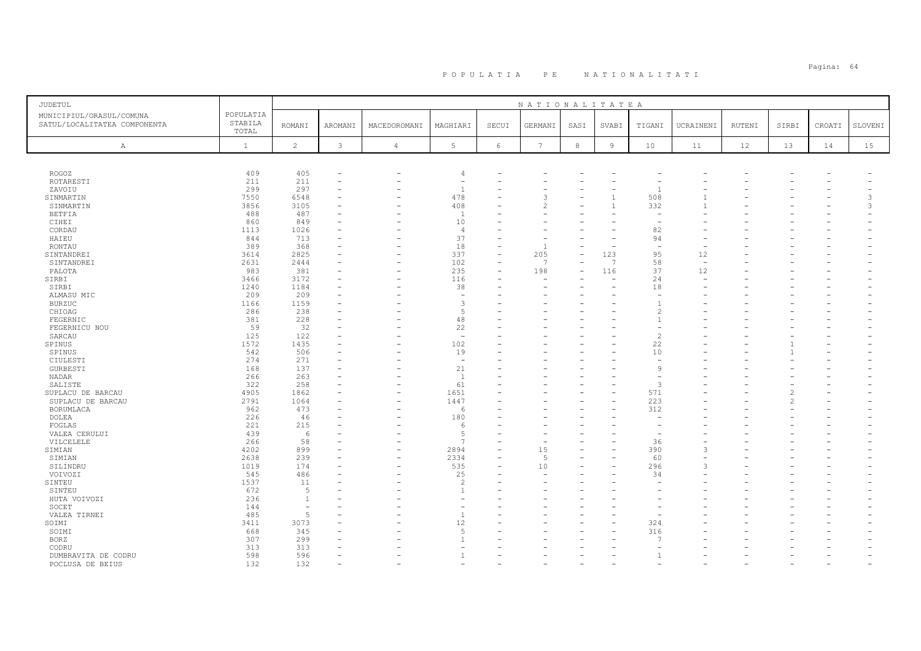# POPULATIA PE NATIONALITATI

| JUDETUL<br>MUNICIPIUL/ORASUL/COMUNA<br>SATUL/LOCALITATEA COMPONENTA | POPULATIA STABILA TOTAL | NATIONALITATEA<br>ROMANI | AROMANI | MACEDOROMANI | MAGHIARI | SECUI | GERMANI | SASI | SVABI | TIGANI | UCRAINENI | RUTENI | SIRBI | CROATI | SLOVENI |
|---|---|---|---|---|---|---|---|---|---|---|---|---|---|---|---|
| A | 1 | 2 | 3 | 4 | 5 | 6 | 7 | 8 | 9 | 10 | 11 | 12 | 13 | 14 | 15 |
| ROGOZ | 409 | 405 | - | - | 4 | - | - | - | - | - | - | - | - | - | - |
| ROTARESTI | 211 | 211 | - | - | - | - | - | - | - | - | - | - | - | - | - |
| ZAVOIU | 299 | 297 | - | - | 1 | - | - | - | - | 1 | - | - | - | - | - |
| SINMARTIN | 7550 | 6548 | - | - | 478 | - | 3 | - | 1 | 508 | 1 | - | - | - | 3 |
| SINMARTIN | 3856 | 3105 | - | - | 408 | - | 2 | - | 1 | 332 | 1 | - | - | - | 3 |
| BETFIA | 488 | 487 | - | - | 1 | - | - | - | - | - | - | - | - | - | - |
| CIHEI | 860 | 849 | - | - | 10 | - | - | - | - | - | - | - | - | - | - |
| CORDAU | 1113 | 1026 | - | - | 4 | - | - | - | - | 82 | - | - | - | - | - |
| HAIEU | 844 | 713 | - | - | 37 | - | - | - | - | 94 | - | - | - | - | - |
| RONTAU | 389 | 368 | - | - | 18 | - | 1 | - | - | - | - | - | - | - | - |
| SINTANDREI | 3614 | 2825 | - | - | 337 | - | 205 | - | 123 | 95 | 12 | - | - | - | - |
| SINTANDREI | 2631 | 2444 | - | - | 102 | - | 7 | - | 7 | 58 | - | - | - | - | - |
| PALOTA | 983 | 381 | - | - | 235 | - | 198 | - | 116 | 37 | 12 | - | - | - | - |
| SIRBI | 3466 | 3172 | - | - | 116 | - | - | - | - | 24 | - | - | - | - | - |
| SIRBI | 1240 | 1184 | - | - | 38 | - | - | - | - | 18 | - | - | - | - | - |
| ALMASU MIC | 209 | 209 | - | - | - | - | - | - | - | - | - | - | - | - | - |
| BURZUC | 1166 | 1159 | - | - | 3 | - | - | - | - | 1 | - | - | - | - | - |
| CHIOAG | 286 | 238 | - | - | 5 | - | - | - | - | 2 | - | - | - | - | - |
| FEGERNIC | 381 | 228 | - | - | 48 | - | - | - | - | 1 | - | - | - | - | - |
| FEGERNICU NOU | 59 | 32 | - | - | 22 | - | - | - | - | - | - | - | - | - | - |
| SARCAU | 125 | 122 | - | - | - | - | - | - | - | 2 | - | - | - | - | - |
| SPINUS | 1572 | 1435 | - | - | 102 | - | - | - | - | 22 | - | - | 1 | - | - |
| SPINUS | 542 | 506 | - | - | 19 | - | - | - | - | 10 | - | - | 1 | - | - |
| CIULESTI | 274 | 271 | - | - | - | - | - | - | - | - | - | - | - | - | - |
| GURBESTI | 168 | 137 | - | - | 21 | - | - | - | - | 9 | - | - | - | - | - |
| NADAR | 266 | 263 | - | - | 1 | - | - | - | - | - | - | - | - | - | - |
| SALISTE | 322 | 258 | - | - | 61 | - | - | - | - | 3 | - | - | - | - | - |
| SUPLACU DE BARCAU | 4905 | 1862 | - | - | 1651 | - | - | - | - | 571 | - | - | 2 | - | - |
| SUPLACU DE BARCAU | 2791 | 1064 | - | - | 1447 | - | - | - | - | 223 | - | - | 2 | - | - |
| BORUMLACA | 962 | 473 | - | - | 6 | - | - | - | - | 312 | - | - | - | - | - |
| DOLEA | 226 | 46 | - | - | 180 | - | - | - | - | - | - | - | - | - | - |
| FOGLAS | 221 | 215 | - | - | 6 | - | - | - | - | - | - | - | - | - | - |
| VALEA CERULUI | 439 | 6 | - | - | 5 | - | - | - | - | - | - | - | - | - | - |
| VILCELELE | 266 | 58 | - | - | 7 | - | - | - | - | 36 | - | - | - | - | - |
| SIMIAN | 4202 | 899 | - | - | 2894 | - | 15 | - | - | 390 | 3 | - | - | - | - |
| SIMIAN | 2638 | 239 | - | - | 2334 | - | 5 | - | - | 60 | - | - | - | - | - |
| SILINDRU | 1019 | 174 | - | - | 535 | - | 10 | - | - | 296 | 3 | - | - | - | - |
| VOIVOZI | 545 | 486 | - | - | 25 | - | - | - | - | 34 | - | - | - | - | - |
| SINTEU | 1537 | 11 | - | - | 2 | - | - | - | - | - | - | - | - | - | - |
| SINTEU | 672 | 5 | - | - | 1 | - | - | - | - | - | - | - | - | - | - |
| HUTA VOIVOZI | 236 | 1 | - | - | - | - | - | - | - | - | - | - | - | - | - |
| SOCET | 144 | - | - | - | - | - | - | - | - | - | - | - | - | - | - |
| VALEA TIRNEI | 485 | 5 | - | - | 1 | - | - | - | - | - | - | - | - | - | - |
| SOIMI | 3411 | 3073 | - | - | 12 | - | - | - | - | 324 | - | - | - | - | - |
| SOIMI | 668 | 345 | - | - | 5 | - | - | - | - | 316 | - | - | - | - | - |
| BORZ | 307 | 299 | - | - | 1 | - | - | - | - | 7 | - | - | - | - | - |
| CODRU | 313 | 313 | - | - | - | - | - | - | - | - | - | - | - | - | - |
| DUMBRAVITA DE CODRU | 598 | 596 | - | - | 1 | - | - | - | - | 1 | - | - | - | - | - |
| POCLUSA DE BEIUS | 132 | 132 | - | - | - | - | - | - | - | - | - | - | - | - | - |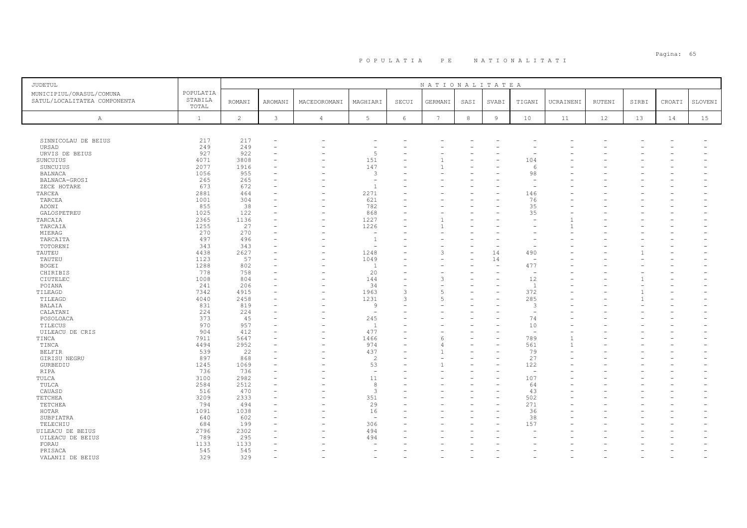# POPULATIA PE NATIONALITATI

| JUDETUL MUNICIPIUL/ORASUL/COMUNA SATUL/LOCALITATEA COMPONENTA | POPULATIA STABILA TOTAL | NATIONALITATEA | | | | | | | | | | | | | | |
|---|---|---|---|---|---|---|---|---|---|---|---|---|---|---|---|---|
| | | ROMANI | AROMANI | MACEDOROMANI | MAGHIARI | SECUI | GERMANI | SASI | SVABI | TIGANI | UCRAINENI | RUTENI | SIRBI | CROATI | SLOVENI |
| A | 1 | 2 | 3 | 4 | 5 | 6 | 7 | 8 | 9 | 10 | 11 | 12 | 13 | 14 | 15 |
| SINNICOLAU DE BEIUS | 217 | 217 | - | - | - | - | - | - | - | - | - | - | - | - | - |
| URSAD | 249 | 249 | - | - | - | - | - | - | - | - | - | - | - | - | - |
| URVIS DE BEIUS | 927 | 922 | - | - | 5 | - | - | - | - | - | - | - | - | - | - |
| SUNCUIUS | 4071 | 3808 | - | - | 151 | - | 1 | - | - | 104 | - | - | - | - | - |
| SUNCUIUS | 2077 | 1916 | - | - | 147 | - | 1 | - | - | 6 | - | - | - | - | - |
| BALNACA | 1056 | 955 | - | - | 3 | - | - | - | - | 98 | - | - | - | - | - |
| BALNACA-GROSI | 265 | 265 | - | - | - | - | - | - | - | - | - | - | - | - | - |
| ZECE HOTARE | 673 | 672 | - | - | 1 | - | - | - | - | - | - | - | - | - | - |
| TARCEA | 2881 | 464 | - | - | 2271 | - | - | - | - | 146 | - | - | - | - | - |
| TARCEA | 1001 | 304 | - | - | 621 | - | - | - | - | 76 | - | - | - | - | - |
| ADONI | 855 | 38 | - | - | 782 | - | - | - | - | 35 | - | - | - | - | - |
| GALOSPETREU | 1025 | 122 | - | - | 868 | - | - | - | - | 35 | - | - | - | - | - |
| TARCAIA | 2365 | 1136 | - | - | 1227 | - | 1 | - | - | - | 1 | - | - | - | - |
| TARCAIA | 1255 | 27 | - | - | 1226 | - | 1 | - | - | - | 1 | - | - | - | - |
| MIERAG | 270 | 270 | - | - | - | - | - | - | - | - | - | - | - | - | - |
| TARCAITA | 497 | 496 | - | - | 1 | - | - | - | - | - | - | - | - | - | - |
| TOTORENI | 343 | 343 | - | - | - | - | - | - | - | - | - | - | - | - | - |
| TAUTEU | 4438 | 2627 | - | - | 1248 | - | 3 | - | 14 | 490 | - | - | 1 | - | - |
| TAUTEU | 1123 | 57 | - | - | 1049 | - | - | - | 14 | - | - | - | - | - | - |
| BOGEI | 1288 | 802 | - | - | 1 | - | - | - | - | 477 | - | - | - | - | - |
| CHIRIBIS | 778 | 758 | - | - | 20 | - | - | - | - | - | - | - | - | - | - |
| CIUTELEC | 1008 | 804 | - | - | 144 | - | 3 | - | - | 12 | - | - | 1 | - | - |
| POIANA | 241 | 206 | - | - | 34 | - | - | - | - | 1 | - | - | - | - | - |
| TILEAGD | 7342 | 4915 | - | - | 1963 | 3 | 5 | - | - | 372 | - | - | 1 | - | - |
| TILEAGD | 4040 | 2458 | - | - | 1231 | 3 | 5 | - | - | 285 | - | - | 1 | - | - |
| BALAIA | 831 | 819 | - | - | 9 | - | - | - | - | 3 | - | - | - | - | - |
| CALATANI | 224 | 224 | - | - | - | - | - | - | - | - | - | - | - | - | - |
| POSOLOACA | 373 | 45 | - | - | 245 | - | - | - | - | 74 | - | - | - | - | - |
| TILECUS | 970 | 957 | - | - | 1 | - | - | - | - | 10 | - | - | - | - | - |
| UILEACU DE CRIS | 904 | 412 | - | - | 477 | - | - | - | - | - | - | - | - | - | - |
| TINCA | 7911 | 5647 | - | - | 1466 | - | 6 | - | - | 789 | 1 | - | - | - | - |
| TINCA | 4494 | 2952 | - | - | 974 | - | 4 | - | - | 561 | 1 | - | - | - | - |
| BELFIR | 539 | 22 | - | - | 437 | - | 1 | - | - | 79 | - | - | - | - | - |
| GIRISU NEGRU | 897 | 868 | - | - | 2 | - | - | - | - | 27 | - | - | - | - | - |
| GURBEDIU | 1245 | 1069 | - | - | 53 | - | 1 | - | - | 122 | - | - | - | - | - |
| RIPA | 736 | 736 | - | - | - | - | - | - | - | - | - | - | - | - | - |
| TULCA | 3100 | 2982 | - | - | 11 | - | - | - | - | 107 | - | - | - | - | - |
| TULCA | 2584 | 2512 | - | - | 8 | - | - | - | - | 64 | - | - | - | - | - |
| CAUASD | 516 | 470 | - | - | 3 | - | - | - | - | 43 | - | - | - | - | - |
| TETCHEA | 3209 | 2333 | - | - | 351 | - | - | - | - | 502 | - | - | - | - | - |
| TETCHEA | 794 | 494 | - | - | 29 | - | - | - | - | 271 | - | - | - | - | - |
| HOTAR | 1091 | 1038 | - | - | 16 | - | - | - | - | 36 | - | - | - | - | - |
| SUBPIATRA | 640 | 602 | - | - | - | - | - | - | - | 38 | - | - | - | - | - |
| TELECHIU | 684 | 199 | - | - | 306 | - | - | - | - | 157 | - | - | - | - | - |
| UILEACU DE BEIUS | 2796 | 2302 | - | - | 494 | - | - | - | - | - | - | - | - | - | - |
| UILEACU DE BEIUS | 789 | 295 | - | - | 494 | - | - | - | - | - | - | - | - | - | - |
| FORAU | 1133 | 1133 | - | - | - | - | - | - | - | - | - | - | - | - | - |
| PRISACA | 545 | 545 | - | - | - | - | - | - | - | - | - | - | - | - | - |
| VALANII DE BEIUS | 329 | 329 | - | - | - | - | - | - | - | - | - | - | - | - | - |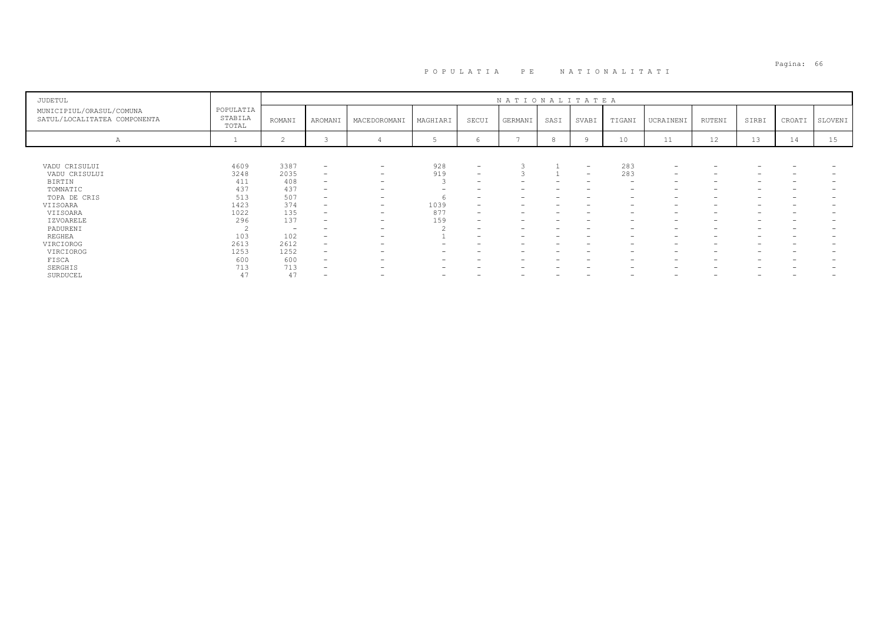# POPULATIA PE NATIONALITATI

| JUDETUL<br>MUNICIPIUL/ORASUL/COMUNA<br>SATUL/LOCALITATEA COMPONENTA | POPULATIA STABILA TOTAL | NATIONALITATEA | | | | | | | | | | | | | |
|---|---|---|---|---|---|---|---|---|---|---|---|---|---|---|---|
| | | ROMANI | AROMANI | MACEDOROMANI | MAGHIARI | SECUI | GERMANI | SASI | SVABI | TIGANI | UCRAINENI | RUTENI | SIRBI | CROATI | SLOVENI |
| A | 1 | 2 | 3 | 4 | 5 | 6 | 7 | 8 | 9 | 10 | 11 | 12 | 13 | 14 | 15 |
| VADU CRISULUI | 4609 | 3387 | - | - | 928 | - | 3 | 1 | - | 283 | - | - | - | - | - |
| VADU CRISULUI | 3248 | 2035 | - | - | 919 | - | 3 | 1 | - | 283 | - | - | - | - | - |
| BIRTIN | 411 | 408 | - | - | 3 | - | - | - | - | - | - | - | - | - | - |
| TOMNATIC | 437 | 437 | - | - | - | - | - | - | - | - | - | - | - | - | - |
| TOPA DE CRIS | 513 | 507 | - | - | 6 | - | - | - | - | - | - | - | - | - | - |
| VIISOARA | 1423 | 374 | - | - | 1039 | - | - | - | - | - | - | - | - | - | - |
| VIISOARA | 1022 | 135 | - | - | 877 | - | - | - | - | - | - | - | - | - | - |
| IZVOARELE | 296 | 137 | - | - | 159 | - | - | - | - | - | - | - | - | - | - |
| PADURENI | 2 | - | - | - | 2 | - | - | - | - | - | - | - | - | - | - |
| REGHEA | 103 | 102 | - | - | 1 | - | - | - | - | - | - | - | - | - | - |
| VIRCIOROG | 2613 | 2612 | - | - | - | - | - | - | - | - | - | - | - | - | - |
| VIRCIOROG | 1253 | 1252 | - | - | - | - | - | - | - | - | - | - | - | - | - |
| FISCA | 600 | 600 | - | - | - | - | - | - | - | - | - | - | - | - | - |
| SERGHIS | 713 | 713 | - | - | - | - | - | - | - | - | - | - | - | - | - |
| SURDUCEL | 47 | 47 | - | - | - | - | - | - | - | - | - | - | - | - | - |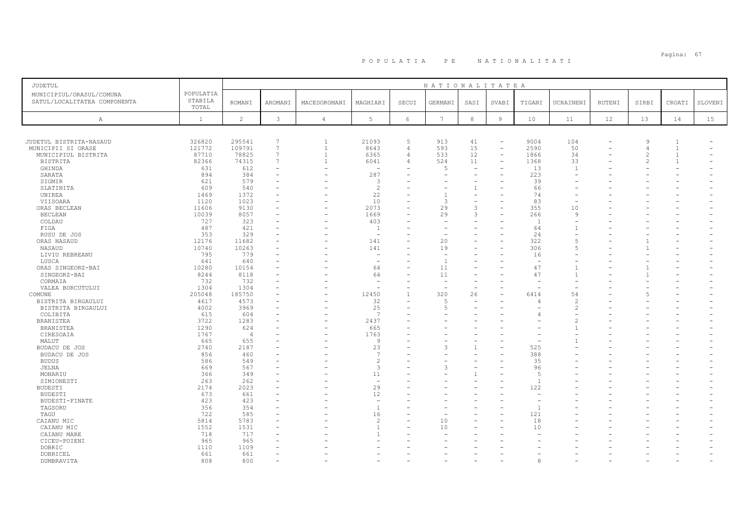# POPULATIA PE NATIONALITATI

| JUDETUL<br>MUNICIPIUL/ORASUL/COMUNA<br>SATUL/LOCALITATEA COMPONENTA | POPULATIA STABILA TOTAL | NATIONALITATEA | | | | | | | | | | | | | |
|---|---|---|---|---|---|---|---|---|---|---|---|---|---|---|---|
| | | ROMANI | AROMANI | MACEDOROMANI | MAGHIARI | SECUI | GERMANI | SASI | SVABI | TIGANI | UCRAINENI | RUTENI | SIRBI | CROATI | SLOVENI |
| A | 1 | 2 | 3 | 4 | 5 | 6 | 7 | 8 | 9 | 10 | 11 | 12 | 13 | 14 | 15 |
| JUDETUL BISTRITA-NASAUD | 326820 | 295541 | 7 | 1 | 21093 | 5 | 913 | 41 | - | 9004 | 104 | - | 9 | 1 | - |
| MUNICIPII SI ORASE | 121772 | 109791 | 7 | 1 | 8643 | 4 | 593 | 15 | - | 2590 | 50 | - | 4 | 1 | - |
| MUNICIPIUL BISTRITA | 87710 | 78825 | 7 | 1 | 6365 | 4 | 533 | 12 | - | 1866 | 34 | - | 2 | 1 | - |
| BISTRITA | 82366 | 74315 | 7 | 1 | 6041 | 4 | 524 | 11 | - | 1368 | 33 | - | 2 | 1 | - |
| GHINDA | 631 | 612 | - | - | - | - | 5 | - | - | 13 | 1 | - | - | - | - |
| SARATA | 894 | 384 | - | - | 287 | - | - | - | - | 223 | - | - | - | - | - |
| SIGMIR | 621 | 579 | - | - | 3 | - | - | - | - | 39 | - | - | - | - | - |
| SLATINITA | 609 | 540 | - | - | 2 | - | - | 1 | - | 66 | - | - | - | - | - |
| UNIREA | 1469 | 1372 | - | - | 22 | - | 1 | - | - | 74 | - | - | - | - | - |
| VIISOARA | 1120 | 1023 | - | - | 10 | - | 3 | - | - | 83 | - | - | - | - | - |
| ORAS BECLEAN | 11606 | 9130 | - | - | 2073 | - | 29 | 3 | - | 355 | 10 | - | - | - | - |
| BECLEAN | 10039 | 8057 | - | - | 1669 | - | 29 | 3 | - | 266 | 9 | - | - | - | - |
| COLDAU | 727 | 323 | - | - | 403 | - | - | - | - | 1 | - | - | - | - | - |
| FIGA | 487 | 421 | - | - | 1 | - | - | - | - | 64 | 1 | - | - | - | - |
| RUSU DE JOS | 353 | 329 | - | - | - | - | - | - | - | 24 | - | - | - | - | - |
| ORAS NASAUD | 12176 | 11682 | - | - | 141 | - | 20 | - | - | 322 | 5 | - | 1 | - | - |
| NASAUD | 10740 | 10263 | - | - | 141 | - | 19 | - | - | 306 | 5 | - | 1 | - | - |
| LIVIU REBREANU | 795 | 779 | - | - | - | - | - | - | - | 16 | - | - | - | - | - |
| LUSCA | 641 | 640 | - | - | - | - | 1 | - | - | - | - | - | - | - | - |
| ORAS SINGEORZ-BAI | 10280 | 10154 | - | - | 64 | - | 11 | - | - | 47 | 1 | - | 1 | - | - |
| SINGEORZ-BAI | 8244 | 8118 | - | - | 64 | - | 11 | - | - | 47 | 1 | - | 1 | - | - |
| CORMAIA | 732 | 732 | - | - | - | - | - | - | - | - | - | - | - | - | - |
| VALEA BORCUTULUI | 1304 | 1304 | - | - | - | - | - | - | - | - | - | - | - | - | - |
| COMUNE | 205048 | 185750 | - | - | 12450 | 1 | 320 | 26 | - | 6414 | 54 | - | 5 | - | - |
| BISTRITA BIRGAULUI | 4617 | 4573 | - | - | 32 | - | 5 | - | - | 4 | 2 | - | - | - | - |
| BISTRITA BIRGAULUI | 4002 | 3969 | - | - | 25 | - | 5 | - | - | - | 2 | - | - | - | - |
| COLIBITA | 615 | 604 | - | - | 7 | - | - | - | - | 4 | - | - | - | - | - |
| BRANISTEA | 3722 | 1283 | - | - | 2437 | - | - | - | - | - | 2 | - | - | - | - |
| BRANISTEA | 1290 | 624 | - | - | 665 | - | - | - | - | - | 1 | - | - | - | - |
| CIRESOAIA | 1767 | 4 | - | - | 1763 | - | - | - | - | - | - | - | - | - | - |
| MALUT | 665 | 655 | - | - | 9 | - | - | - | - | - | 1 | - | - | - | - |
| BUDACU DE JOS | 2740 | 2187 | - | - | 23 | - | 3 | 1 | - | 525 | - | - | - | - | - |
| BUDACU DE JOS | 856 | 460 | - | - | 7 | - | - | - | - | 388 | - | - | - | - | - |
| BUDUS | 586 | 549 | - | - | 2 | - | - | - | - | 35 | - | - | - | - | - |
| JELNA | 669 | 567 | - | - | 3 | - | 3 | - | - | 96 | - | - | - | - | - |
| MONARIU | 366 | 349 | - | - | 11 | - | - | 1 | - | 5 | - | - | - | - | - |
| SIMIONESTI | 263 | 262 | - | - | - | - | - | - | - | 1 | - | - | - | - | - |
| BUDESTI | 2174 | 2023 | - | - | 29 | - | - | - | - | 122 | - | - | - | - | - |
| BUDESTI | 673 | 661 | - | - | 12 | - | - | - | - | - | - | - | - | - | - |
| BUDESTI-FINATE | 423 | 423 | - | - | - | - | - | - | - | - | - | - | - | - | - |
| TAGSORU | 356 | 354 | - | - | 1 | - | - | - | - | 1 | - | - | - | - | - |
| TAGU | 722 | 585 | - | - | 16 | - | - | - | - | 121 | - | - | - | - | - |
| CAIANU MIC | 5814 | 5783 | - | - | 2 | - | 10 | - | - | 18 | - | - | - | - | - |
| CAIANU MIC | 1552 | 1531 | - | - | 1 | - | 10 | - | - | 10 | - | - | - | - | - |
| CAIANU MARE | 718 | 717 | - | - | 1 | - | - | - | - | - | - | - | - | - | - |
| CICEU-POIENI | 965 | 965 | - | - | - | - | - | - | - | - | - | - | - | - | - |
| DOBRIC | 1110 | 1109 | - | - | - | - | - | - | - | - | - | - | - | - | - |
| DOBRICEL | 661 | 661 | - | - | - | - | - | - | - | - | - | - | - | - | - |
| DUMBRAVITA | 808 | 800 | - | - | - | - | - | - | - | 8 | - | - | - | - | - |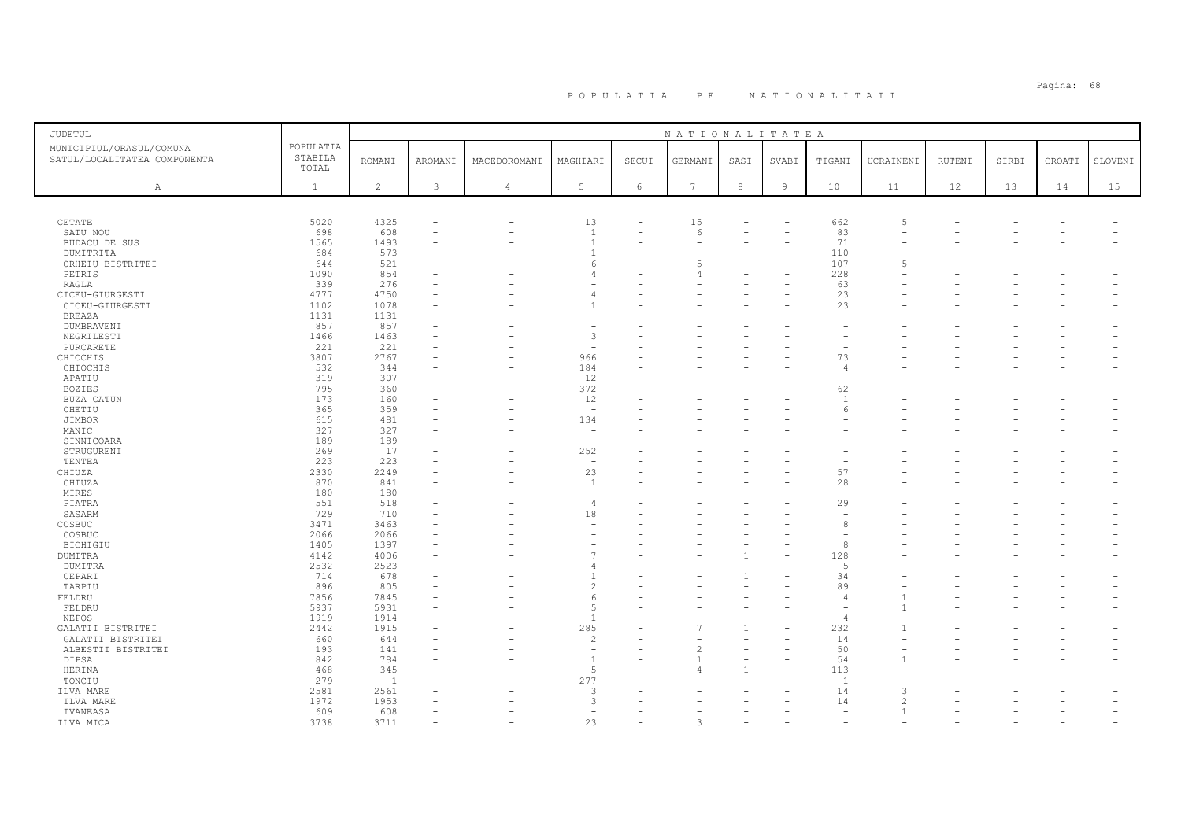# P O P U L A T I A   P E   N A T I O N A L I T A T I

| JUDETUL MUNICIPIUL/ORASUL/COMUNA SATUL/LOCALITATEA COMPONENTA | POPULATIA STABILA TOTAL | NATIONALITATEA | | | | | | | | | | | | | |
|---|---|---|---|---|---|---|---|---|---|---|---|---|---|---|---|
| | | ROMANI | AROMANI | MACEDOROMANI | MAGHIARI | SECUI | GERMANI | SASI | SVABI | TIGANI | UCRAINENI | RUTENI | SIRBI | CROATI | SLOVENI |
| A | 1 | 2 | 3 | 4 | 5 | 6 | 7 | 8 | 9 | 10 | 11 | 12 | 13 | 14 | 15 |
| CETATE | 5020 | 4325 | - | - | 13 | - | 15 | - | - | 662 | 5 | - | - | - | - |
| SATU NOU | 698 | 608 | - | - | 1 | - | 6 | - | - | 83 | - | - | - | - | - |
| BUDACU DE SUS | 1565 | 1493 | - | - | 1 | - | - | - | - | 71 | - | - | - | - | - |
| DUMITRITA | 684 | 573 | - | - | 1 | - | - | - | - | 110 | - | - | - | - | - |
| ORHEIU BISTRITEI | 644 | 521 | - | - | 6 | - | 5 | - | - | 107 | 5 | - | - | - | - |
| PETRIS | 1090 | 854 | - | - | 4 | - | 4 | - | - | 228 | - | - | - | - | - |
| RAGLA | 339 | 276 | - | - | - | - | - | - | - | 63 | - | - | - | - | - |
| CICEU-GIURGESTI | 4777 | 4750 | - | - | 4 | - | - | - | - | 23 | - | - | - | - | - |
| CICEU-GIURGESTI | 1102 | 1078 | - | - | 1 | - | - | - | - | 23 | - | - | - | - | - |
| BREAZA | 1131 | 1131 | - | - | - | - | - | - | - | - | - | - | - | - | - |
| DUMBRAVENI | 857 | 857 | - | - | - | - | - | - | - | - | - | - | - | - | - |
| NEGRILESTI | 1466 | 1463 | - | - | 3 | - | - | - | - | - | - | - | - | - | - |
| PURCARETE | 221 | 221 | - | - | - | - | - | - | - | - | - | - | - | - | - |
| CHIOCHIS | 3807 | 2767 | - | - | 966 | - | - | - | - | 73 | - | - | - | - | - |
| CHIOCHIS | 532 | 344 | - | - | 184 | - | - | - | - | 4 | - | - | - | - | - |
| APATIU | 319 | 307 | - | - | 12 | - | - | - | - | - | - | - | - | - | - |
| BOZIES | 795 | 360 | - | - | 372 | - | - | - | - | 62 | - | - | - | - | - |
| BUZA CATUN | 173 | 160 | - | - | 12 | - | - | - | - | 1 | - | - | - | - | - |
| CHETIU | 365 | 359 | - | - | - | - | - | - | - | 6 | - | - | - | - | - |
| JIMBOR | 615 | 481 | - | - | 134 | - | - | - | - | - | - | - | - | - | - |
| MANIC | 327 | 327 | - | - | - | - | - | - | - | - | - | - | - | - | - |
| SINNICOARA | 189 | 189 | - | - | - | - | - | - | - | - | - | - | - | - | - |
| STRUGURENI | 269 | 17 | - | - | 252 | - | - | - | - | - | - | - | - | - | - |
| TENTEA | 223 | 223 | - | - | - | - | - | - | - | - | - | - | - | - | - |
| CHIUZA | 2330 | 2249 | - | - | 23 | - | - | - | - | 57 | - | - | - | - | - |
| CHIUZA | 870 | 841 | - | - | 1 | - | - | - | - | 28 | - | - | - | - | - |
| MIRES | 180 | 180 | - | - | - | - | - | - | - | - | - | - | - | - | - |
| PIATRA | 551 | 518 | - | - | 4 | - | - | - | - | 29 | - | - | - | - | - |
| SASARM | 729 | 710 | - | - | 18 | - | - | - | - | - | - | - | - | - | - |
| COSBUC | 3471 | 3463 | - | - | - | - | - | - | - | 8 | - | - | - | - | - |
| COSBUC | 2066 | 2066 | - | - | - | - | - | - | - | - | - | - | - | - | - |
| BICHIGIU | 1405 | 1397 | - | - | - | - | - | - | - | 8 | - | - | - | - | - |
| DUMITRA | 4142 | 4006 | - | - | 7 | - | - | 1 | - | 128 | - | - | - | - | - |
| DUMITRA | 2532 | 2523 | - | - | 4 | - | - | - | - | 5 | - | - | - | - | - |
| CEPARI | 714 | 678 | - | - | 1 | - | - | 1 | - | 34 | - | - | - | - | - |
| TARPIU | 896 | 805 | - | - | 2 | - | - | - | - | 89 | - | - | - | - | - |
| FELDRU | 7856 | 7845 | - | - | 6 | - | - | - | - | 4 | 1 | - | - | - | - |
| FELDRU | 5937 | 5931 | - | - | 5 | - | - | - | - | - | 1 | - | - | - | - |
| NEPOS | 1919 | 1914 | - | - | 1 | - | - | - | - | 4 | - | - | - | - | - |
| GALATII BISTRITEI | 2442 | 1915 | - | - | 285 | - | 7 | 1 | - | 232 | 1 | - | - | - | - |
| GALATII BISTRITEI | 660 | 644 | - | - | 2 | - | - | - | - | 14 | - | - | - | - | - |
| ALBESTII BISTRITEI | 193 | 141 | - | - | - | - | 2 | - | - | 50 | - | - | - | - | - |
| DIPSA | 842 | 784 | - | - | 1 | - | 1 | - | - | 54 | 1 | - | - | - | - |
| HERINA | 468 | 345 | - | - | 5 | - | 4 | 1 | - | 113 | - | - | - | - | - |
| TONCIU | 279 | 1 | - | - | 277 | - | - | - | - | 1 | - | - | - | - | - |
| ILVA MARE | 2581 | 2561 | - | - | 3 | - | - | - | - | 14 | 3 | - | - | - | - |
| ILVA MARE | 1972 | 1953 | - | - | 3 | - | - | - | - | 14 | 2 | - | - | - | - |
| IVANEASA | 609 | 608 | - | - | - | - | - | - | - | - | 1 | - | - | - | - |
| ILVA MICA | 3738 | 3711 | - | - | 23 | - | 3 | - | - | - | - | - | - | - | - |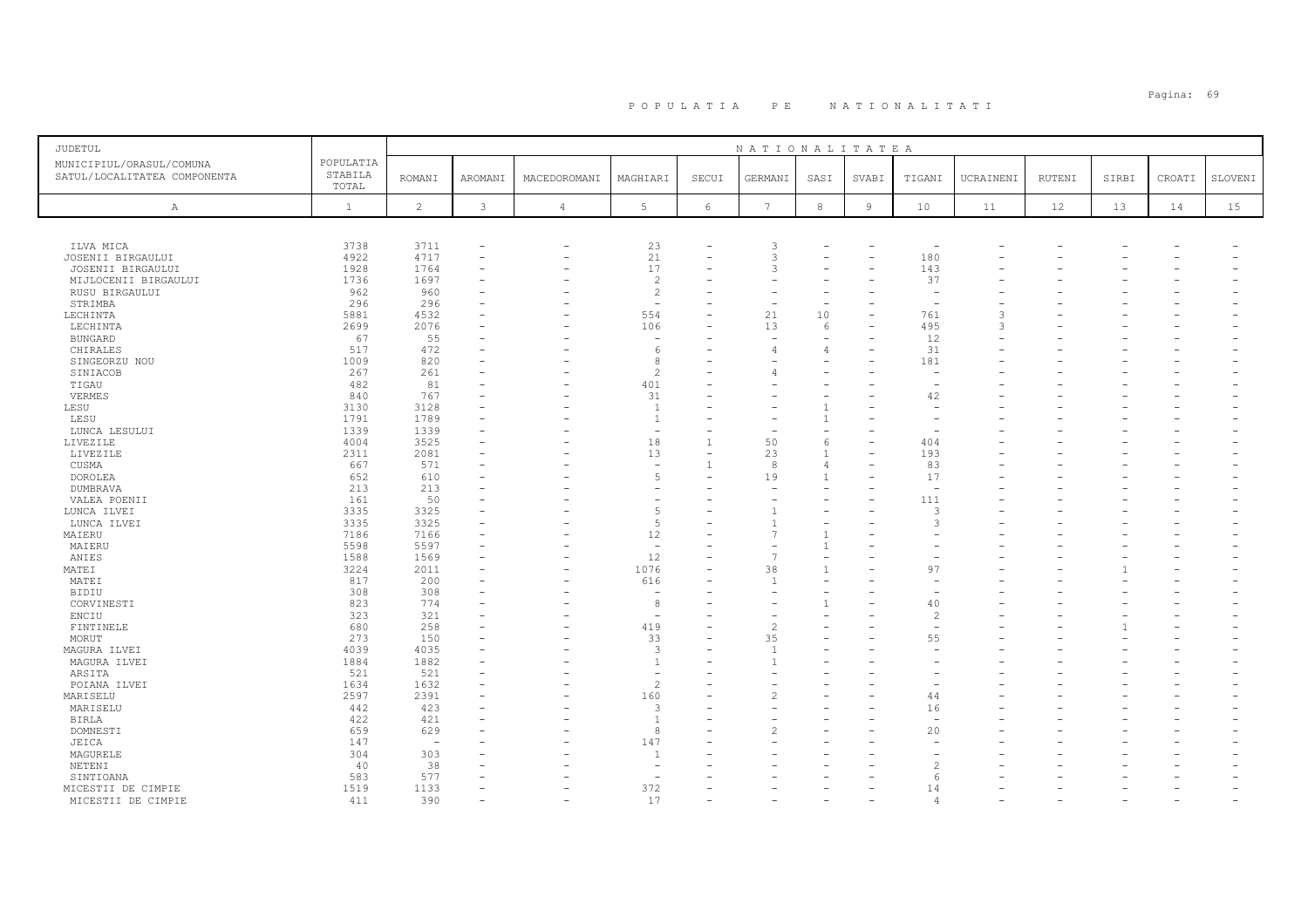# P O P U L A T I A   P E   N A T I O N A L I T A T I

| JUDETUL<br>MUNICIPIUL/ORASUL/COMUNA<br>SATUL/LOCALITATEA COMPONENTA | POPULATIA STABILA TOTAL | NATIONALITATEA | | | | | | | | | | | | | |
|---|---|---|---|---|---|---|---|---|---|---|---|---|---|---|---|
| | | ROMANI | AROMANI | MACEDOROMANI | MAGHIARI | SECUI | GERMANI | SASI | SVABI | TIGANI | UCRAINENI | RUTENI | SIRBI | CROATI | SLOVENI |
| A | 1 | 2 | 3 | 4 | 5 | 6 | 7 | 8 | 9 | 10 | 11 | 12 | 13 | 14 | 15 |
| ILVA MICA | 3738 | 3711 | - | - | 23 | - | 3 | - | - | - | - | - | - | - | - |
| JOSENII BIRGAULUI | 4922 | 4717 | - | - | 21 | - | 3 | - | - | 180 | - | - | - | - | - |
| JOSENII BIRGAULUI | 1928 | 1764 | - | - | 17 | - | 3 | - | - | 143 | - | - | - | - | - |
| MIJLOCENII BIRGAULUI | 1736 | 1697 | - | - | 2 | - | - | - | - | 37 | - | - | - | - | - |
| RUSU BIRGAULUI | 962 | 960 | - | - | 2 | - | - | - | - | - | - | - | - | - | - |
| STRIMBA | 296 | 296 | - | - | - | - | - | - | - | - | - | - | - | - | - |
| LECHINTA | 5881 | 4532 | - | - | 554 | - | 21 | 10 | - | 761 | 3 | - | - | - | - |
| LECHINTA | 2699 | 2076 | - | - | 106 | - | 13 | 6 | - | 495 | 3 | - | - | - | - |
| BUNGARD | 67 | 55 | - | - | - | - | - | - | - | 12 | - | - | - | - | - |
| CHIRALES | 517 | 472 | - | - | 6 | - | 4 | 4 | - | 31 | - | - | - | - | - |
| SINGEORZU NOU | 1009 | 820 | - | - | 8 | - | - | - | - | 181 | - | - | - | - | - |
| SINIACOB | 267 | 261 | - | - | 2 | - | 4 | - | - | - | - | - | - | - | - |
| TIGAU | 482 | 81 | - | - | 401 | - | - | - | - | - | - | - | - | - | - |
| VERMES | 840 | 767 | - | - | 31 | - | - | - | - | 42 | - | - | - | - | - |
| LESU | 3130 | 3128 | - | - | 1 | - | - | 1 | - | - | - | - | - | - | - |
| LESU | 1791 | 1789 | - | - | 1 | - | - | 1 | - | - | - | - | - | - | - |
| LUNCA LESULUI | 1339 | 1339 | - | - | - | - | - | - | - | - | - | - | - | - | - |
| LIVEZILE | 4004 | 3525 | - | - | 18 | 1 | 50 | 6 | - | 404 | - | - | - | - | - |
| LIVEZILE | 2311 | 2081 | - | - | 13 | - | 23 | 1 | - | 193 | - | - | - | - | - |
| CUSMA | 667 | 571 | - | - | - | 1 | 8 | 4 | - | 83 | - | - | - | - | - |
| DOROLEA | 652 | 610 | - | - | 5 | - | 19 | 1 | - | 17 | - | - | - | - | - |
| DUMBRAVA | 213 | 213 | - | - | - | - | - | - | - | - | - | - | - | - | - |
| VALEA POENII | 161 | 50 | - | - | - | - | - | - | - | 111 | - | - | - | - | - |
| LUNCA ILVEI | 3335 | 3325 | - | - | 5 | - | 1 | - | - | 3 | - | - | - | - | - |
| LUNCA ILVEI | 3335 | 3325 | - | - | 5 | - | 1 | - | - | 3 | - | - | - | - | - |
| MAIERU | 7186 | 7166 | - | - | 12 | - | 7 | 1 | - | - | - | - | - | - | - |
| MAIERU | 5598 | 5597 | - | - | - | - | - | 1 | - | - | - | - | - | - | - |
| ANIES | 1588 | 1569 | - | - | 12 | - | 7 | - | - | - | - | - | - | - | - |
| MATEI | 3224 | 2011 | - | - | 1076 | - | 38 | 1 | - | 97 | - | - | 1 | - | - |
| MATEI | 817 | 200 | - | - | 616 | - | 1 | - | - | - | - | - | - | - | - |
| BIDIU | 308 | 308 | - | - | - | - | - | - | - | - | - | - | - | - | - |
| CORVINESTI | 823 | 774 | - | - | 8 | - | - | 1 | - | 40 | - | - | - | - | - |
| ENCIU | 323 | 321 | - | - | - | - | - | - | - | 2 | - | - | - | - | - |
| FINTINELE | 680 | 258 | - | - | 419 | - | 2 | - | - | - | - | - | 1 | - | - |
| MORUT | 273 | 150 | - | - | 33 | - | 35 | - | - | 55 | - | - | - | - | - |
| MAGURA ILVEI | 4039 | 4035 | - | - | 3 | - | 1 | - | - | - | - | - | - | - | - |
| MAGURA ILVEI | 1884 | 1882 | - | - | 1 | - | 1 | - | - | - | - | - | - | - | - |
| ARSITA | 521 | 521 | - | - | - | - | - | - | - | - | - | - | - | - | - |
| POIANA ILVEI | 1634 | 1632 | - | - | 2 | - | - | - | - | - | - | - | - | - | - |
| MARISELU | 2597 | 2391 | - | - | 160 | - | 2 | - | - | 44 | - | - | - | - | - |
| MARISELU | 442 | 423 | - | - | 3 | - | - | - | - | 16 | - | - | - | - | - |
| BIRLA | 422 | 421 | - | - | 1 | - | - | - | - | - | - | - | - | - | - |
| DOMNESTI | 659 | 629 | - | - | 8 | - | 2 | - | - | 20 | - | - | - | - | - |
| JEICA | 147 | - | - | - | 147 | - | - | - | - | - | - | - | - | - | - |
| MAGURELE | 304 | 303 | - | - | 1 | - | - | - | - | - | - | - | - | - | - |
| NETENI | 40 | 38 | - | - | - | - | - | - | - | 2 | - | - | - | - | - |
| SINTIOANA | 583 | 577 | - | - | - | - | - | - | - | 6 | - | - | - | - | - |
| MICESTII DE CIMPIE | 1519 | 1133 | - | - | 372 | - | - | - | - | 14 | - | - | - | - | - |
| MICESTII DE CIMPIE | 411 | 390 | - | - | 17 | - | - | - | - | 4 | - | - | - | - | - |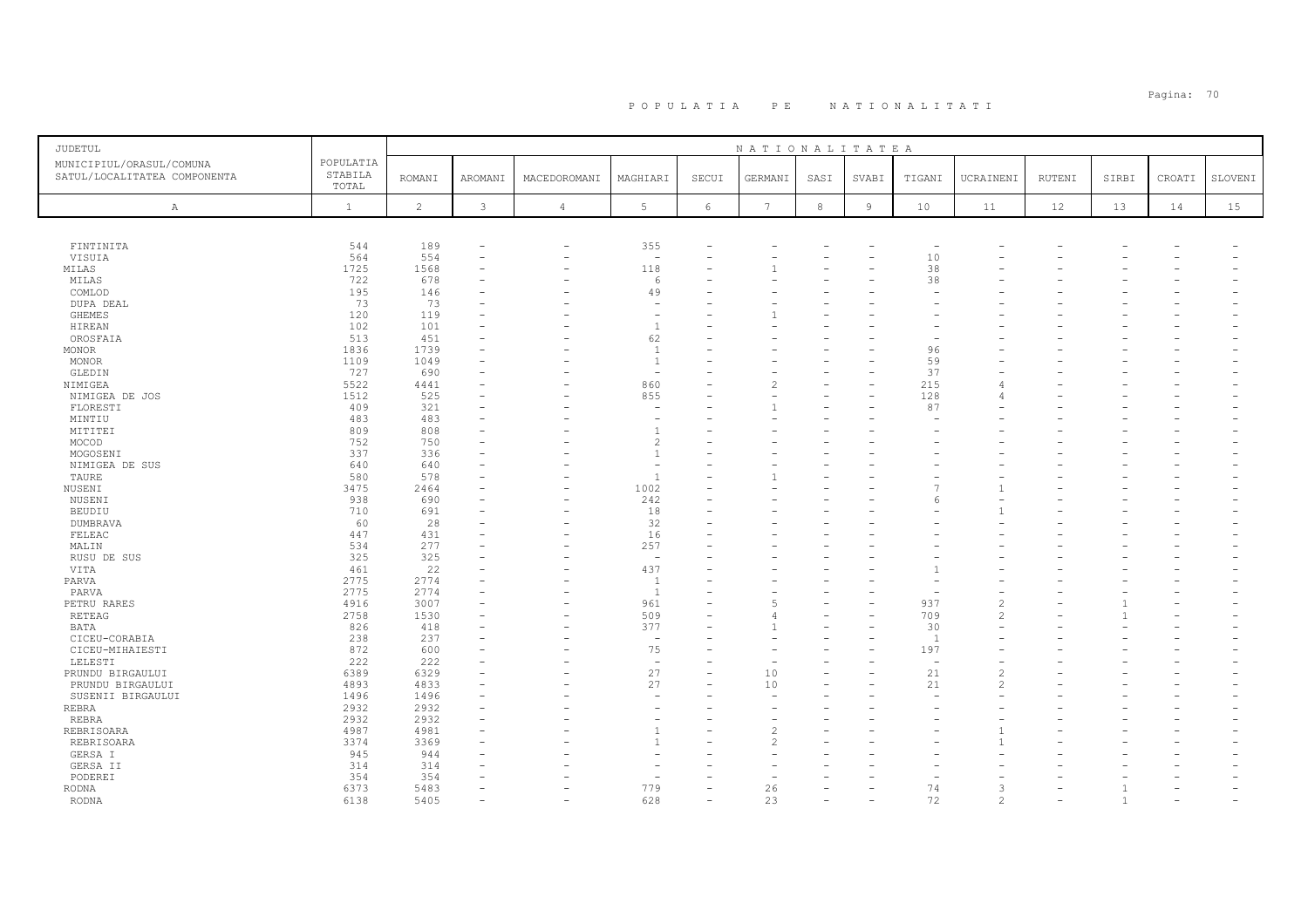# POPULATIA PE NATIONALITATI

| JUDETUL<br>MUNICIPIUL/ORASUL/COMUNA<br>SATUL/LOCALITATEA COMPONENTA | POPULATIA STABILA TOTAL | NATIONALITATEA | | | | | | | | | | | | | | |
|---|---|---|---|---|---|---|---|---|---|---|---|---|---|---|---|---|
| | | ROMANI | AROMANI | MACEDOROMANI | MAGHIARI | SECUI | GERMANI | SASI | SVABI | TIGANI | UCRAINENI | RUTENI | SIRBI | CROATI | SLOVENI |
| A | 1 | 2 | 3 | 4 | 5 | 6 | 7 | 8 | 9 | 10 | 11 | 12 | 13 | 14 | 15 |
| FINTINITA | 544 | 189 | - | - | 355 | - | - | - | - | - | - | - | - | - | - |
| VISUIA | 564 | 554 | - | - | - | - | - | - | - | 10 | - | - | - | - | - |
| MILAS | 1725 | 1568 | - | - | 118 | - | 1 | - | - | 38 | - | - | - | - | - |
| MILAS | 722 | 678 | - | - | 6 | - | - | - | - | 38 | - | - | - | - | - |
| COMLOD | 195 | 146 | - | - | 49 | - | - | - | - | - | - | - | - | - | - |
| DUPA DEAL | 73 | 73 | - | - | - | - | - | - | - | - | - | - | - | - | - |
| GHEMES | 120 | 119 | - | - | - | - | 1 | - | - | - | - | - | - | - | - |
| HIREAN | 102 | 101 | - | - | 1 | - | - | - | - | - | - | - | - | - | - |
| OROSFAIA | 513 | 451 | - | - | 62 | - | - | - | - | - | - | - | - | - | - |
| MONOR | 1836 | 1739 | - | - | 1 | - | - | - | - | 96 | - | - | - | - | - |
| MONOR | 1109 | 1049 | - | - | 1 | - | - | - | - | 59 | - | - | - | - | - |
| GLEDIN | 727 | 690 | - | - | - | - | - | - | - | 37 | - | - | - | - | - |
| NIMIGEA | 5522 | 4441 | - | - | 860 | - | 2 | - | - | 215 | 4 | - | - | - | - |
| NIMIGEA DE JOS | 1512 | 525 | - | - | 855 | - | - | - | - | 128 | 4 | - | - | - | - |
| FLORESTI | 409 | 321 | - | - | - | - | 1 | - | - | 87 | - | - | - | - | - |
| MINTIU | 483 | 483 | - | - | - | - | - | - | - | - | - | - | - | - | - |
| MITITEI | 809 | 808 | - | - | 1 | - | - | - | - | - | - | - | - | - | - |
| MOCOD | 752 | 750 | - | - | 2 | - | - | - | - | - | - | - | - | - | - |
| MOGOSENI | 337 | 336 | - | - | 1 | - | - | - | - | - | - | - | - | - | - |
| NIMIGEA DE SUS | 640 | 640 | - | - | - | - | - | - | - | - | - | - | - | - | - |
| TAURE | 580 | 578 | - | - | 1 | - | 1 | - | - | - | - | - | - | - | - |
| NUSENI | 3475 | 2464 | - | - | 1002 | - | - | - | - | 7 | 1 | - | - | - | - |
| NUSENI | 938 | 690 | - | - | 242 | - | - | - | - | 6 | - | - | - | - | - |
| BEUDIU | 710 | 691 | - | - | 18 | - | - | - | - | - | 1 | - | - | - | - |
| DUMBRAVA | 60 | 28 | - | - | 32 | - | - | - | - | - | - | - | - | - | - |
| FELEAC | 447 | 431 | - | - | 16 | - | - | - | - | - | - | - | - | - | - |
| MALIN | 534 | 277 | - | - | 257 | - | - | - | - | - | - | - | - | - | - |
| RUSU DE SUS | 325 | 325 | - | - | - | - | - | - | - | - | - | - | - | - | - |
| VITA | 461 | 22 | - | - | 437 | - | - | - | - | 1 | - | - | - | - | - |
| PARVA | 2775 | 2774 | - | - | 1 | - | - | - | - | - | - | - | - | - | - |
| PARVA | 2775 | 2774 | - | - | 1 | - | - | - | - | - | - | - | - | - | - |
| PETRU RARES | 4916 | 3007 | - | - | 961 | - | 5 | - | - | 937 | 2 | - | 1 | - | - |
| RETEAG | 2758 | 1530 | - | - | 509 | - | 4 | - | - | 709 | 2 | - | 1 | - | - |
| BATA | 826 | 418 | - | - | 377 | - | 1 | - | - | 30 | - | - | - | - | - |
| CICEU-CORABIA | 238 | 237 | - | - | - | - | - | - | - | 1 | - | - | - | - | - |
| CICEU-MIHAIESTI | 872 | 600 | - | - | 75 | - | - | - | - | 197 | - | - | - | - | - |
| LELESTI | 222 | 222 | - | - | - | - | - | - | - | - | - | - | - | - | - |
| PRUNDU BIRGAULUI | 6389 | 6329 | - | - | 27 | - | 10 | - | - | 21 | 2 | - | - | - | - |
| PRUNDU BIRGAULUI | 4893 | 4833 | - | - | 27 | - | 10 | - | - | 21 | 2 | - | - | - | - |
| SUSENII BIRGAULUI | 1496 | 1496 | - | - | - | - | - | - | - | - | - | - | - | - | - |
| REBRA | 2932 | 2932 | - | - | - | - | - | - | - | - | - | - | - | - | - |
| REBRA | 2932 | 2932 | - | - | - | - | - | - | - | - | - | - | - | - | - |
| REBRISOARA | 4987 | 4981 | - | - | 1 | - | 2 | - | - | - | 1 | - | - | - | - |
| REBRISOARA | 3374 | 3369 | - | - | 1 | - | 2 | - | - | - | 1 | - | - | - | - |
| GERSA I | 945 | 944 | - | - | - | - | - | - | - | - | - | - | - | - | - |
| GERSA II | 314 | 314 | - | - | - | - | - | - | - | - | - | - | - | - | - |
| PODEREI | 354 | 354 | - | - | - | - | - | - | - | - | - | - | - | - | - |
| RODNA | 6373 | 5483 | - | - | 779 | - | 26 | - | - | 74 | 3 | - | 1 | - | - |
| RODNA | 6138 | 5405 | - | - | 628 | - | 23 | - | - | 72 | 2 | - | 1 | - | - |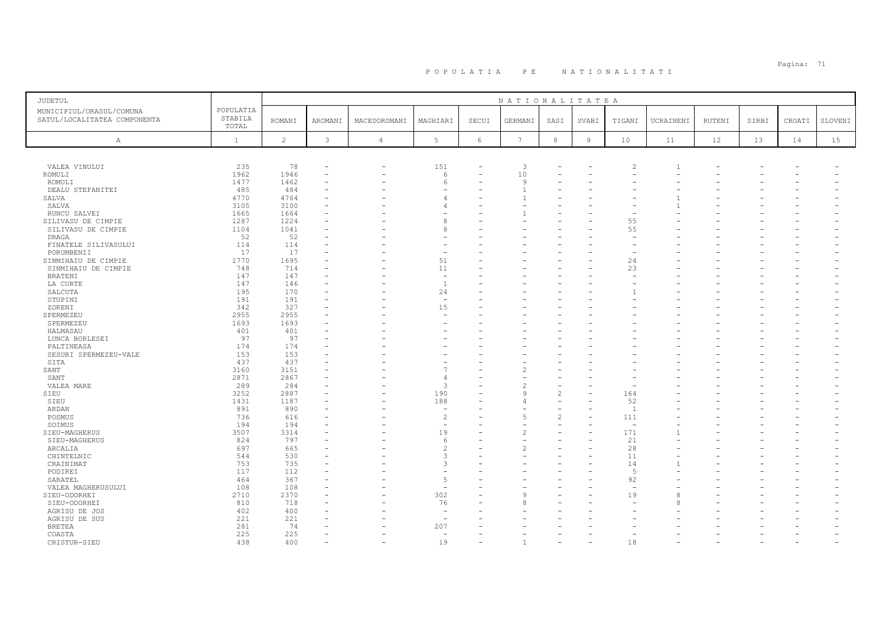# POPULATIA PE NATIONALITATI

| JUDETUL<br>MUNICIPIUL/ORASUL/COMUNA<br>SATUL/LOCALITATEA COMPONENTA | POPULATIA STABILA TOTAL | NATIONALITATEA | | | | | | | | | | | | | | |
|---|---|---|---|---|---|---|---|---|---|---|---|---|---|---|---|---|
| | | ROMANI | AROMANI | MACEDOROMANI | MAGHIARI | SECUI | GERMANI | SASI | SVABI | TIGANI | UCRAINENI | RUTENI | SIRBI | CROATI | SLOVENI |
| A | 1 | 2 | 3 | 4 | 5 | 6 | 7 | 8 | 9 | 10 | 11 | 12 | 13 | 14 | 15 |
| VALEA VINULUI | 235 | 78 | - | - | 151 | - | 3 | - | - | 2 | 1 | - | - | - | - |
| ROMULI | 1962 | 1946 | - | - | 6 | - | 10 | - | - | - | - | - | - | - | - |
| ROMULI | 1477 | 1462 | - | - | 6 | - | 9 | - | - | - | - | - | - | - | - |
| DEALU STEFANITEI | 485 | 484 | - | - | - | - | 1 | - | - | - | - | - | - | - | - |
| SALVA | 4770 | 4764 | - | - | 4 | - | 1 | - | - | - | 1 | - | - | - | - |
| SALVA | 3105 | 3100 | - | - | 4 | - | - | - | - | - | 1 | - | - | - | - |
| RUNCU SALVEI | 1665 | 1664 | - | - | - | - | 1 | - | - | - | - | - | - | - | - |
| SILIVASU DE CIMPIE | 1287 | 1224 | - | - | 8 | - | - | - | - | 55 | - | - | - | - | - |
| SILIVASU DE CIMPIE | 1104 | 1041 | - | - | 8 | - | - | - | - | 55 | - | - | - | - | - |
| DRAGA | 52 | 52 | - | - | - | - | - | - | - | - | - | - | - | - | - |
| FINATELE SILIVASULUI | 114 | 114 | - | - | - | - | - | - | - | - | - | - | - | - | - |
| PORUMBENII | 17 | 17 | - | - | - | - | - | - | - | - | - | - | - | - | - |
| SINMIHAIU DE CIMPIE | 1770 | 1695 | - | - | 51 | - | - | - | - | 24 | - | - | - | - | - |
| SINMIHAIU DE CIMPIE | 748 | 714 | - | - | 11 | - | - | - | - | 23 | - | - | - | - | - |
| BRATENI | 147 | 147 | - | - | - | - | - | - | - | - | - | - | - | - | - |
| LA CURTE | 147 | 146 | - | - | 1 | - | - | - | - | - | - | - | - | - | - |
| SALCUTA | 195 | 170 | - | - | 24 | - | - | - | - | 1 | - | - | - | - | - |
| STUPINI | 191 | 191 | - | - | - | - | - | - | - | - | - | - | - | - | - |
| ZORENI | 342 | 327 | - | - | 15 | - | - | - | - | - | - | - | - | - | - |
| SPERMEZEU | 2955 | 2955 | - | - | - | - | - | - | - | - | - | - | - | - | - |
| SPERMEZEU | 1693 | 1693 | - | - | - | - | - | - | - | - | - | - | - | - | - |
| HALMASAU | 401 | 401 | - | - | - | - | - | - | - | - | - | - | - | - | - |
| LUNCA BORLESEI | 97 | 97 | - | - | - | - | - | - | - | - | - | - | - | - | - |
| PALTINEASA | 174 | 174 | - | - | - | - | - | - | - | - | - | - | - | - | - |
| SESURI SPERMEZEU-VALE | 153 | 153 | - | - | - | - | - | - | - | - | - | - | - | - | - |
| SITA | 437 | 437 | - | - | - | - | - | - | - | - | - | - | - | - | - |
| SANT | 3160 | 3151 | - | - | 7 | - | 2 | - | - | - | - | - | - | - | - |
| SANT | 2871 | 2867 | - | - | 4 | - | - | - | - | - | - | - | - | - | - |
| VALEA MARE | 289 | 284 | - | - | 3 | - | 2 | - | - | - | - | - | - | - | - |
| SIEU | 3252 | 2887 | - | - | 190 | - | 9 | 2 | - | 164 | - | - | - | - | - |
| SIEU | 1431 | 1187 | - | - | 188 | - | 4 | - | - | 52 | - | - | - | - | - |
| ARDAN | 891 | 890 | - | - | - | - | - | - | - | 1 | - | - | - | - | - |
| POSMUS | 736 | 616 | - | - | 2 | - | 5 | 2 | - | 111 | - | - | - | - | - |
| SOIMUS | 194 | 194 | - | - | - | - | - | - | - | - | - | - | - | - | - |
| SIEU-MAGHERUS | 3507 | 3314 | - | - | 19 | - | 2 | - | - | 171 | 1 | - | - | - | - |
| SIEU-MAGHERUS | 824 | 797 | - | - | 6 | - | - | - | - | 21 | - | - | - | - | - |
| ARCALIA | 697 | 665 | - | - | 2 | - | 2 | - | - | 28 | - | - | - | - | - |
| CHINTELNIC | 544 | 530 | - | - | 3 | - | - | - | - | 11 | - | - | - | - | - |
| CRAINIMAT | 753 | 735 | - | - | 3 | - | - | - | - | 14 | 1 | - | - | - | - |
| PODIREI | 117 | 112 | - | - | - | - | - | - | - | 5 | - | - | - | - | - |
| SARATEL | 464 | 367 | - | - | 5 | - | - | - | - | 92 | - | - | - | - | - |
| VALEA MAGHERUSULUI | 108 | 108 | - | - | - | - | - | - | - | - | - | - | - | - | - |
| SIEU-ODORHEI | 2710 | 2370 | - | - | 302 | - | 9 | - | - | 19 | 8 | - | - | - | - |
| SIEU-ODORHEI | 810 | 718 | - | - | 76 | - | 8 | - | - | - | 8 | - | - | - | - |
| AGRISU DE JOS | 402 | 400 | - | - | - | - | - | - | - | - | - | - | - | - | - |
| AGRISU DE SUS | 221 | 221 | - | - | - | - | - | - | - | - | - | - | - | - | - |
| BRETEA | 281 | 74 | - | - | 207 | - | - | - | - | - | - | - | - | - | - |
| COASTA | 225 | 225 | - | - | - | - | - | - | - | - | - | - | - | - | - |
| CRISTUR-SIEU | 438 | 400 | - | - | 19 | - | 1 | - | - | 18 | - | - | - | - | - |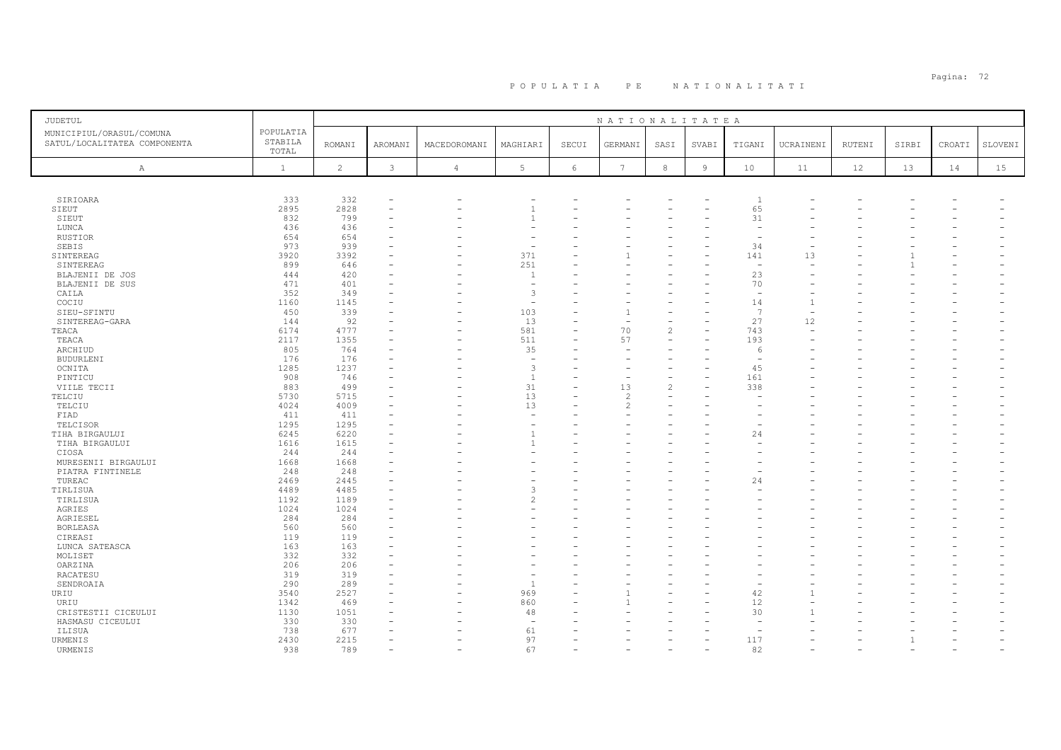# P O P U L A T I A   P E   N A T I O N A L I T A T I

| JUDETUL<br>MUNICIPIUL/ORASUL/COMUNA<br>SATUL/LOCALITATEA COMPONENTA | POPULATIA STABILA TOTAL | NATIONALITATEA | | | | | | | | | | | | | | |
|---|---|---|---|---|---|---|---|---|---|---|---|---|---|---|---|---|
| | | ROMANI | AROMANI | MACEDOROMANI | MAGHIARI | SECUI | GERMANI | SASI | SVABI | TIGANI | UCRAINENI | RUTENI | SIRBI | CROATI | SLOVENI |
| A | 1 | 2 | 3 | 4 | 5 | 6 | 7 | 8 | 9 | 10 | 11 | 12 | 13 | 14 | 15 |
| SIRIOARA | 333 | 332 | - | - | - | - | - | - | - | 1 | - | - | - | - | - |
| SIEUT | 2895 | 2828 | - | - | 1 | - | - | - | - | 65 | - | - | - | - | - |
| SIEUT | 832 | 799 | - | - | 1 | - | - | - | - | 31 | - | - | - | - | - |
| LUNCA | 436 | 436 | - | - | - | - | - | - | - | - | - | - | - | - | - |
| RUSTIOR | 654 | 654 | - | - | - | - | - | - | - | - | - | - | - | - | - |
| SEBIS | 973 | 939 | - | - | - | - | - | - | - | 34 | - | - | - | - | - |
| SINTEREAG | 3920 | 3392 | - | - | 371 | - | 1 | - | - | 141 | 13 | - | 1 | - | - |
| SINTEREAG | 899 | 646 | - | - | 251 | - | - | - | - | - | - | - | 1 | - | - |
| BLAJENII DE JOS | 444 | 420 | - | - | 1 | - | - | - | - | 23 | - | - | - | - | - |
| BLAJENII DE SUS | 471 | 401 | - | - | - | - | - | - | - | 70 | - | - | - | - | - |
| CAILA | 352 | 349 | - | - | 3 | - | - | - | - | - | - | - | - | - | - |
| COCIU | 1160 | 1145 | - | - | - | - | - | - | - | 14 | 1 | - | - | - | - |
| SIEU-SFINTU | 450 | 339 | - | - | 103 | - | 1 | - | - | 7 | - | - | - | - | - |
| SINTEREAG-GARA | 144 | 92 | - | - | 13 | - | - | - | - | 27 | 12 | - | - | - | - |
| TEACA | 6174 | 4777 | - | - | 581 | - | 70 | 2 | - | 743 | - | - | - | - | - |
| TEACA | 2117 | 1355 | - | - | 511 | - | 57 | - | - | 193 | - | - | - | - | - |
| ARCHIUD | 805 | 764 | - | - | 35 | - | - | - | - | 6 | - | - | - | - | - |
| BUDURLENI | 176 | 176 | - | - | - | - | - | - | - | - | - | - | - | - | - |
| OCNITA | 1285 | 1237 | - | - | 3 | - | - | - | - | 45 | - | - | - | - | - |
| PINTICU | 908 | 746 | - | - | 1 | - | - | - | - | 161 | - | - | - | - | - |
| VIILE TECII | 883 | 499 | - | - | 31 | - | 13 | 2 | - | 338 | - | - | - | - | - |
| TELCIU | 5730 | 5715 | - | - | 13 | - | 2 | - | - | - | - | - | - | - | - |
| TELCIU | 4024 | 4009 | - | - | 13 | - | 2 | - | - | - | - | - | - | - | - |
| FIAD | 411 | 411 | - | - | - | - | - | - | - | - | - | - | - | - | - |
| TELCISOR | 1295 | 1295 | - | - | - | - | - | - | - | - | - | - | - | - | - |
| TIHA BIRGAULUI | 6245 | 6220 | - | - | 1 | - | - | - | - | 24 | - | - | - | - | - |
| TIHA BIRGAULUI | 1616 | 1615 | - | - | 1 | - | - | - | - | - | - | - | - | - | - |
| CIOSA | 244 | 244 | - | - | - | - | - | - | - | - | - | - | - | - | - |
| MURESENII BIRGAULUI | 1668 | 1668 | - | - | - | - | - | - | - | - | - | - | - | - | - |
| PIATRA FINTINELE | 248 | 248 | - | - | - | - | - | - | - | - | - | - | - | - | - |
| TUREAC | 2469 | 2445 | - | - | - | - | - | - | - | 24 | - | - | - | - | - |
| TIRLISUA | 4489 | 4485 | - | - | 3 | - | - | - | - | - | - | - | - | - | - |
| TIRLISUA | 1192 | 1189 | - | - | 2 | - | - | - | - | - | - | - | - | - | - |
| AGRIES | 1024 | 1024 | - | - | - | - | - | - | - | - | - | - | - | - | - |
| AGRIESEL | 284 | 284 | - | - | - | - | - | - | - | - | - | - | - | - | - |
| BORLEASA | 560 | 560 | - | - | - | - | - | - | - | - | - | - | - | - | - |
| CIREASI | 119 | 119 | - | - | - | - | - | - | - | - | - | - | - | - | - |
| LUNCA SATEASCA | 163 | 163 | - | - | - | - | - | - | - | - | - | - | - | - | - |
| MOLISET | 332 | 332 | - | - | - | - | - | - | - | - | - | - | - | - | - |
| OARZINA | 206 | 206 | - | - | - | - | - | - | - | - | - | - | - | - | - |
| RACATESU | 319 | 319 | - | - | - | - | - | - | - | - | - | - | - | - | - |
| SENDROAIA | 290 | 289 | - | - | 1 | - | - | - | - | - | - | - | - | - | - |
| URIU | 3540 | 2527 | - | - | 969 | - | 1 | - | - | 42 | 1 | - | - | - | - |
| URIU | 1342 | 469 | - | - | 860 | - | 1 | - | - | 12 | - | - | - | - | - |
| CRISTESTII CICEULUI | 1130 | 1051 | - | - | 48 | - | - | - | - | 30 | 1 | - | - | - | - |
| HASMASU CICEULUI | 330 | 330 | - | - | - | - | - | - | - | - | - | - | - | - | - |
| ILISUA | 738 | 677 | - | - | 61 | - | - | - | - | - | - | - | - | - | - |
| URMENIS | 2430 | 2215 | - | - | 97 | - | - | - | - | 117 | - | - | 1 | - | - |
| URMENIS | 938 | 789 | - | - | 67 | - | - | - | - | 82 | - | - | - | - | - |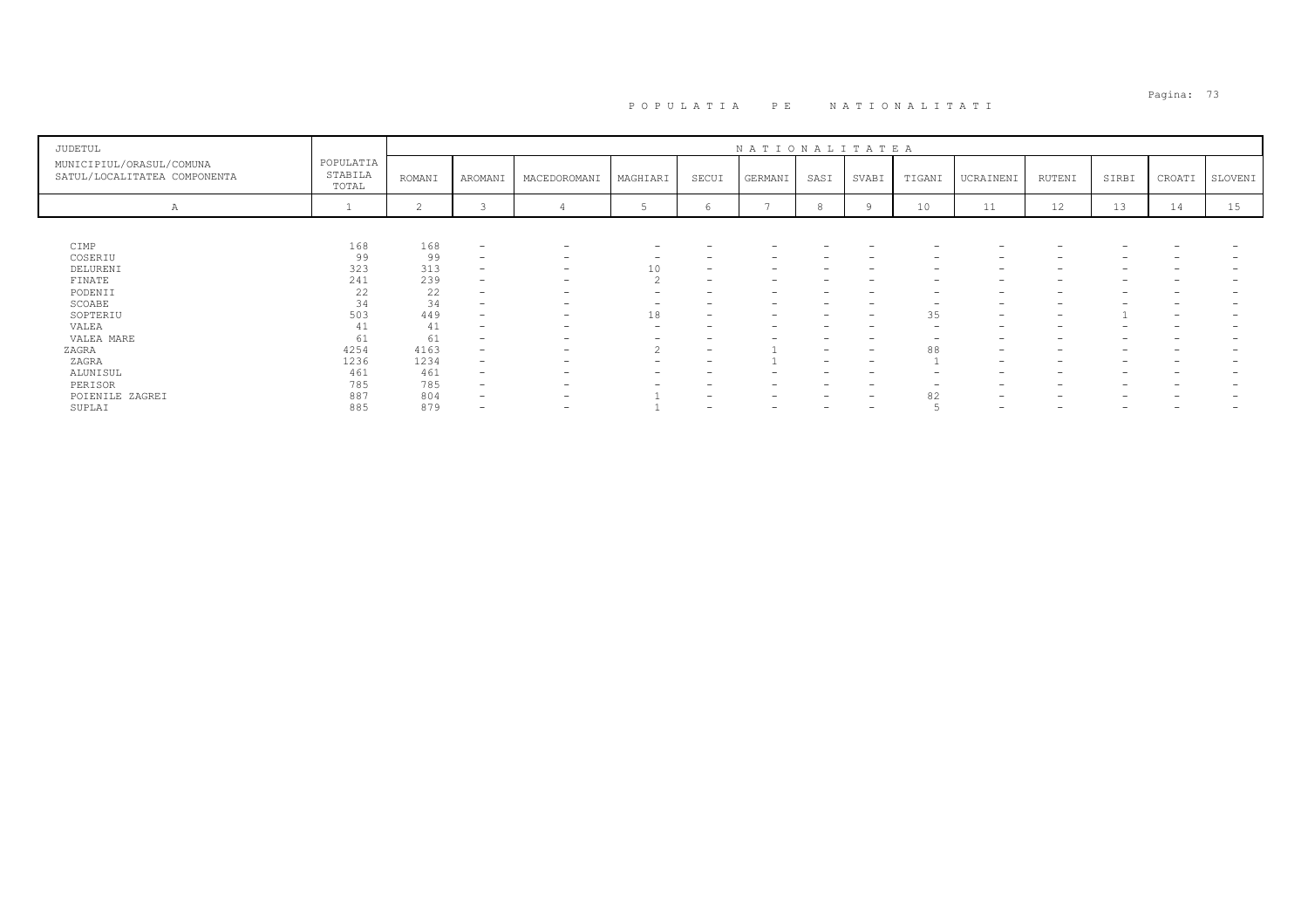# POPULATIA PE NATIONALITATI

| JUDETUL<br>MUNICIPIUL/ORASUL/COMUNA<br>SATUL/LOCALITATEA COMPONENTA | POPULATIA STABILA TOTAL | NATIONALITATEA | | | | | | | | | | | | | |
|---|---|---|---|---|---|---|---|---|---|---|---|---|---|---|---|
| | | ROMANI | AROMANI | MACEDOROMANI | MAGHIARI | SECUI | GERMANI | SASI | SVABI | TIGANI | UCRAINENI | RUTENI | SIRBI | CROATI | SLOVENI |
| A | 1 | 2 | 3 | 4 | 5 | 6 | 7 | 8 | 9 | 10 | 11 | 12 | 13 | 14 | 15 |
| CIMP | 168 | 168 | - | - | - | - | - | - | - | - | - | - | - | - | - |
| COSERIU | 99 | 99 | - | - | - | - | - | - | - | - | - | - | - | - | - |
| DELURENI | 323 | 313 | - | - | 10 | - | - | - | - | - | - | - | - | - | - |
| FINATE | 241 | 239 | - | - | 2 | - | - | - | - | - | - | - | - | - | - |
| PODENII | 22 | 22 | - | - | - | - | - | - | - | - | - | - | - | - | - |
| SCOABE | 34 | 34 | - | - | - | - | - | - | - | - | - | - | - | - | - |
| SOPTERIU | 503 | 449 | - | - | 18 | - | - | - | - | 35 | - | - | 1 | - | - |
| VALEA | 41 | 41 | - | - | - | - | - | - | - | - | - | - | - | - | - |
| VALEA MARE | 61 | 61 | - | - | - | - | - | - | - | - | - | - | - | - | - |
| ZAGRA | 4254 | 4163 | - | - | 2 | - | 1 | - | - | 88 | - | - | - | - | - |
| ZAGRA | 1236 | 1234 | - | - | - | - | 1 | - | - | 1 | - | - | - | - | - |
| ALUNISUL | 461 | 461 | - | - | - | - | - | - | - | - | - | - | - | - | - |
| PERISOR | 785 | 785 | - | - | - | - | - | - | - | - | - | - | - | - | - |
| POIENILE ZAGREI | 887 | 804 | - | - | 1 | - | - | - | - | 82 | - | - | - | - | - |
| SUPLAI | 885 | 879 | - | - | 1 | - | - | - | - | 5 | - | - | - | - | - |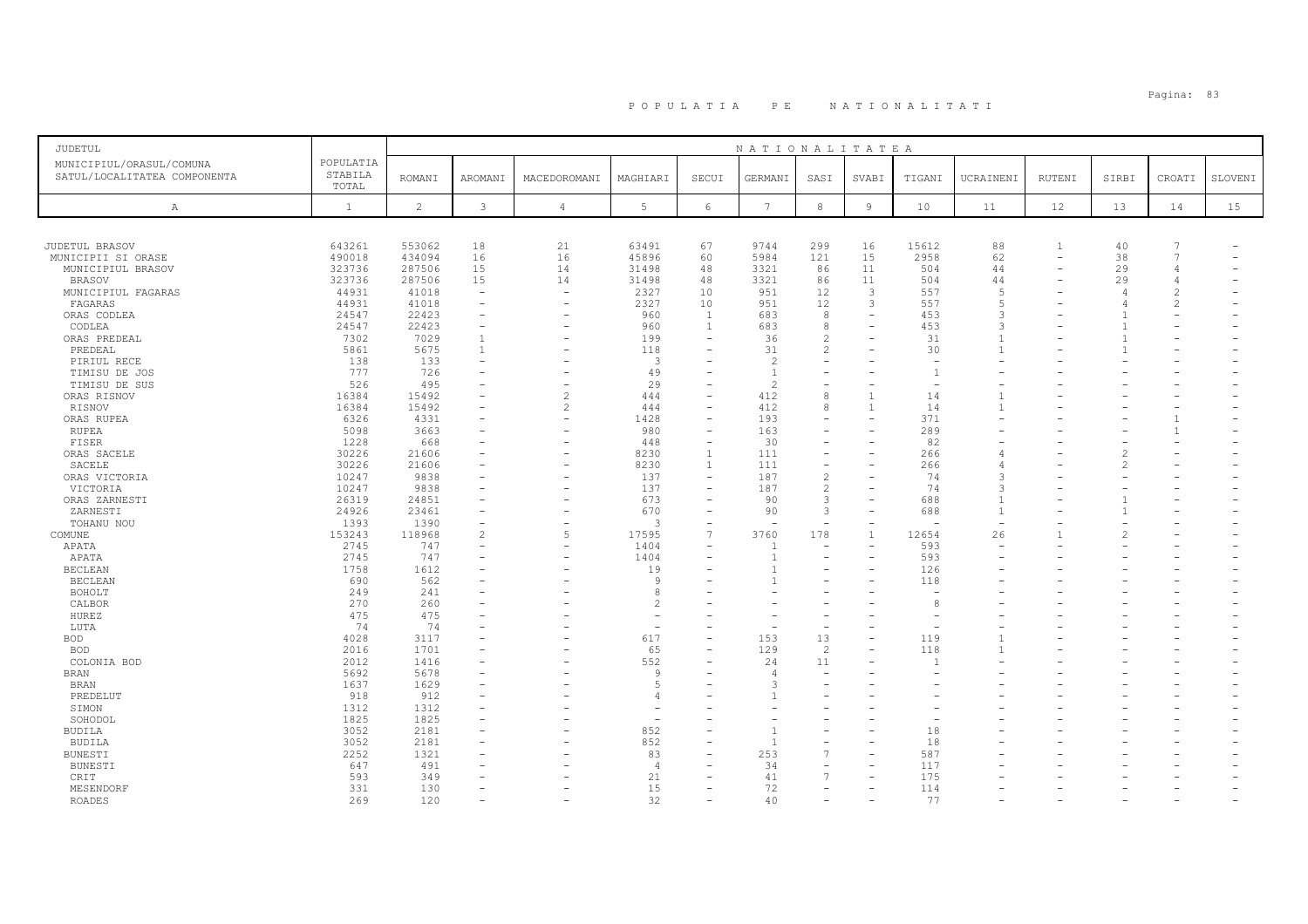# P O P U L A T I A   P E   N A T I O N A L I T A T I

| JUDETUL<br>MUNICIPIUL/ORASUL/COMUNA<br>SATUL/LOCALITATEA COMPONENTA | POPULATIA STABILA TOTAL | NATIONALITATEA | | | | | | | | | | | | | |
|---|---|---|---|---|---|---|---|---|---|---|---|---|---|---|---|
| | | ROMANI | AROMANI | MACEDOROMANI | MAGHIARI | SECUI | GERMANI | SASI | SVABI | TIGANI | UCRAINENI | RUTENI | SIRBI | CROATI | SLOVENI |
| A | 1 | 2 | 3 | 4 | 5 | 6 | 7 | 8 | 9 | 10 | 11 | 12 | 13 | 14 | 15 |
| JUDETUL BRASOV | 643261 | 553062 | 18 | 21 | 63491 | 67 | 9744 | 299 | 16 | 15612 | 88 | 1 | 40 | 7 | - |
| MUNICIPII SI ORASE | 490018 | 434094 | 16 | 16 | 45896 | 60 | 5984 | 121 | 15 | 2958 | 62 | - | 38 | 7 | - |
| MUNICIPIUL BRASOV | 323736 | 287506 | 15 | 14 | 31498 | 48 | 3321 | 86 | 11 | 504 | 44 | - | 29 | 4 | - |
| BRASOV | 323736 | 287506 | 15 | 14 | 31498 | 48 | 3321 | 86 | 11 | 504 | 44 | - | 29 | 4 | - |
| MUNICIPIUL FAGARAS | 44931 | 41018 | - | - | 2327 | 10 | 951 | 12 | 3 | 557 | 5 | - | 4 | 2 | - |
| FAGARAS | 44931 | 41018 | - | - | 2327 | 10 | 951 | 12 | 3 | 557 | 5 | - | 4 | 2 | - |
| ORAS CODLEA | 24547 | 22423 | - | - | 960 | 1 | 683 | 8 | - | 453 | 3 | - | 1 | - | - |
| CODLEA | 24547 | 22423 | - | - | 960 | 1 | 683 | 8 | - | 453 | 3 | - | 1 | - | - |
| ORAS PREDEAL | 7302 | 7029 | 1 | - | 199 | - | 36 | 2 | - | 31 | 1 | - | 1 | - | - |
| PREDEAL | 5861 | 5675 | 1 | - | 118 | - | 31 | 2 | - | 30 | 1 | - | 1 | - | - |
| PIRIUL RECE | 138 | 133 | - | - | 3 | - | 2 | - | - | - | - | - | - | - | - |
| TIMISU DE JOS | 777 | 726 | - | - | 49 | - | 1 | - | - | 1 | - | - | - | - | - |
| TIMISU DE SUS | 526 | 495 | - | - | 29 | - | 2 | - | - | - | - | - | - | - | - |
| ORAS RISNOV | 16384 | 15492 | - | 2 | 444 | - | 412 | 8 | 1 | 14 | 1 | - | - | - | - |
| RISNOV | 16384 | 15492 | - | 2 | 444 | - | 412 | 8 | 1 | 14 | 1 | - | - | - | - |
| ORAS RUPEA | 6326 | 4331 | - | - | 1428 | - | 193 | - | - | 371 | - | - | - | 1 | - |
| RUPEA | 5098 | 3663 | - | - | 980 | - | 163 | - | - | 289 | - | - | - | 1 | - |
| FISER | 1228 | 668 | - | - | 448 | - | 30 | - | - | 82 | - | - | - | - | - |
| ORAS SACELE | 30226 | 21606 | - | - | 8230 | 1 | 111 | - | - | 266 | 4 | - | 2 | - | - |
| SACELE | 30226 | 21606 | - | - | 8230 | 1 | 111 | - | - | 266 | 4 | - | 2 | - | - |
| ORAS VICTORIA | 10247 | 9838 | - | - | 137 | - | 187 | 2 | - | 74 | 3 | - | - | - | - |
| VICTORIA | 10247 | 9838 | - | - | 137 | - | 187 | 2 | - | 74 | 3 | - | - | - | - |
| ORAS ZARNESTI | 26319 | 24851 | - | - | 673 | - | 90 | 3 | - | 688 | 1 | - | 1 | - | - |
| ZARNESTI | 24926 | 23461 | - | - | 670 | - | 90 | 3 | - | 688 | 1 | - | 1 | - | - |
| TOHANU NOU | 1393 | 1390 | - | - | 3 | - | - | - | - | - | - | - | - | - | - |
| COMUNE | 153243 | 118968 | 2 | 5 | 17595 | 7 | 3760 | 178 | 1 | 12654 | 26 | 1 | 2 | - | - |
| APATA | 2745 | 747 | - | - | 1404 | - | 1 | - | - | 593 | - | - | - | - | - |
| APATA | 2745 | 747 | - | - | 1404 | - | 1 | - | - | 593 | - | - | - | - | - |
| BECLEAN | 1758 | 1612 | - | - | 19 | - | 1 | - | - | 126 | - | - | - | - | - |
| BECLEAN | 690 | 562 | - | - | 9 | - | 1 | - | - | 118 | - | - | - | - | - |
| BOHOLT | 249 | 241 | - | - | 8 | - | - | - | - | - | - | - | - | - | - |
| CALBOR | 270 | 260 | - | - | 2 | - | - | - | - | 8 | - | - | - | - | - |
| HUREZ | 475 | 475 | - | - | - | - | - | - | - | - | - | - | - | - | - |
| LUTA | 74 | 74 | - | - | - | - | - | - | - | - | - | - | - | - | - |
| BOD | 4028 | 3117 | - | - | 617 | - | 153 | 13 | - | 119 | 1 | - | - | - | - |
| BOD | 2016 | 1701 | - | - | 65 | - | 129 | 2 | - | 118 | 1 | - | - | - | - |
| COLONIA BOD | 2012 | 1416 | - | - | 552 | - | 24 | 11 | - | 1 | - | - | - | - | - |
| BRAN | 5692 | 5678 | - | - | 9 | - | 4 | - | - | - | - | - | - | - | - |
| BRAN | 1637 | 1629 | - | - | 5 | - | 3 | - | - | - | - | - | - | - | - |
| PREDELUT | 918 | 912 | - | - | 4 | - | 1 | - | - | - | - | - | - | - | - |
| SIMON | 1312 | 1312 | - | - | - | - | - | - | - | - | - | - | - | - | - |
| SOHODOL | 1825 | 1825 | - | - | - | - | - | - | - | - | - | - | - | - | - |
| BUDILA | 3052 | 2181 | - | - | 852 | - | 1 | - | - | 18 | - | - | - | - | - |
| BUDILA | 3052 | 2181 | - | - | 852 | - | 1 | - | - | 18 | - | - | - | - | - |
| BUNESTI | 2252 | 1321 | - | - | 83 | - | 253 | 7 | - | 587 | - | - | - | - | - |
| BUNESTI | 647 | 491 | - | - | 4 | - | 34 | - | - | 117 | - | - | - | - | - |
| CRIT | 593 | 349 | - | - | 21 | - | 41 | 7 | - | 175 | - | - | - | - | - |
| MESENDORF | 331 | 130 | - | - | 15 | - | 72 | - | - | 114 | - | - | - | - | - |
| ROADES | 269 | 120 | - | - | 32 | - | 40 | - | - | 77 | - | - | - | - | - |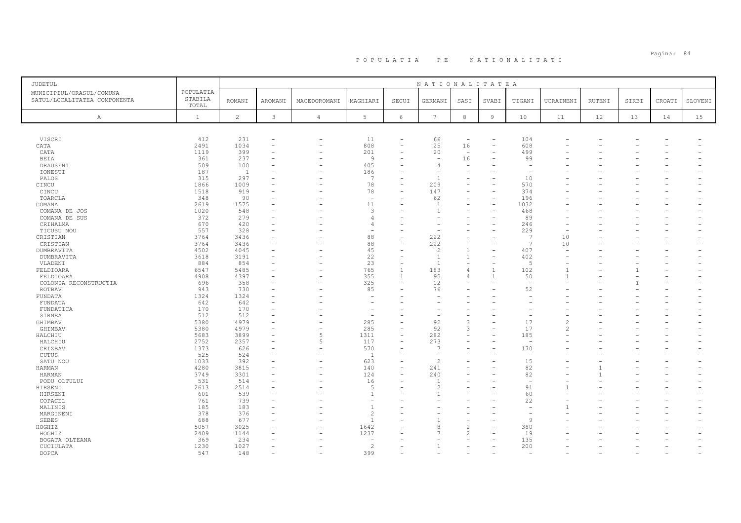# P O P U L A T I A   P E   N A T I O N A L I T A T I

| JUDETUL<br>MUNICIPIUL/ORASUL/COMUNA<br>SATUL/LOCALITATEA COMPONENTA | POPULATIA STABILA TOTAL | NATIONALITATEA | | | | | | | | | | | | | |
|---|---|---|---|---|---|---|---|---|---|---|---|---|---|---|---|
| | | ROMANI | AROMANI | MACEDOROMANI | MAGHIARI | SECUI | GERMANI | SASI | SVABI | TIGANI | UCRAINENI | RUTENI | SIRBI | CROATI | SLOVENI |
| A | 1 | 2 | 3 | 4 | 5 | 6 | 7 | 8 | 9 | 10 | 11 | 12 | 13 | 14 | 15 |
| VISCRI | 412 | 231 | - | - | 11 | - | 66 | - | - | 104 | - | - | - | - | - |
| CATA | 2491 | 1034 | - | - | 808 | - | 25 | 16 | - | 608 | - | - | - | - | - |
| CATA | 1119 | 399 | - | - | 201 | - | 20 | - | - | 499 | - | - | - | - | - |
| BEIA | 361 | 237 | - | - | 9 | - | - | 16 | - | 99 | - | - | - | - | - |
| DRAUSENI | 509 | 100 | - | - | 405 | - | 4 | - | - | - | - | - | - | - | - |
| IONESTI | 187 | 1 | - | - | 186 | - | - | - | - | - | - | - | - | - | - |
| PALOS | 315 | 297 | - | - | 7 | - | 1 | - | - | 10 | - | - | - | - | - |
| CINCU | 1866 | 1009 | - | - | 78 | - | 209 | - | - | 570 | - | - | - | - | - |
| CINCU | 1518 | 919 | - | - | 78 | - | 147 | - | - | 374 | - | - | - | - | - |
| TOARCLA | 348 | 90 | - | - | - | - | 62 | - | - | 196 | - | - | - | - | - |
| COMANA | 2619 | 1575 | - | - | 11 | - | 1 | - | - | 1032 | - | - | - | - | - |
| COMANA DE JOS | 1020 | 548 | - | - | 3 | - | 1 | - | - | 468 | - | - | - | - | - |
| COMANA DE SUS | 372 | 279 | - | - | 4 | - | - | - | - | 89 | - | - | - | - | - |
| CRIHALMA | 670 | 420 | - | - | 4 | - | - | - | - | 246 | - | - | - | - | - |
| TICUSU NOU | 557 | 328 | - | - | - | - | - | - | - | 229 | - | - | - | - | - |
| CRISTIAN | 3764 | 3436 | - | - | 88 | - | 222 | - | - | 7 | 10 | - | - | - | - |
| CRISTIAN | 3764 | 3436 | - | - | 88 | - | 222 | - | - | 7 | 10 | - | - | - | - |
| DUMBRAVITA | 4502 | 4045 | - | - | 45 | - | 2 | 1 | - | 407 | - | - | - | - | - |
| DUMBRAVITA | 3618 | 3191 | - | - | 22 | - | 1 | 1 | - | 402 | - | - | - | - | - |
| VLADENI | 884 | 854 | - | - | 23 | - | 1 | - | - | 5 | - | - | - | - | - |
| FELDIOARA | 6547 | 5485 | - | - | 765 | 1 | 183 | 4 | 1 | 102 | 1 | - | 1 | - | - |
| FELDIOARA | 4908 | 4397 | - | - | 355 | 1 | 95 | 4 | 1 | 50 | 1 | - | - | - | - |
| COLONIA RECONSTRUCTIA | 696 | 358 | - | - | 325 | - | 12 | - | - | - | - | - | 1 | - | - |
| ROTBAV | 943 | 730 | - | - | 85 | - | 76 | - | - | 52 | - | - | - | - | - |
| FUNDATA | 1324 | 1324 | - | - | - | - | - | - | - | - | - | - | - | - | - |
| FUNDATA | 642 | 642 | - | - | - | - | - | - | - | - | - | - | - | - | - |
| FUNDATICA | 170 | 170 | - | - | - | - | - | - | - | - | - | - | - | - | - |
| SIRNEA | 512 | 512 | - | - | - | - | - | - | - | - | - | - | - | - | - |
| GHIMBAV | 5380 | 4979 | - | - | 285 | - | 92 | 3 | - | 17 | 2 | - | - | - | - |
| GHIMBAV | 5380 | 4979 | - | - | 285 | - | 92 | 3 | - | 17 | 2 | - | - | - | - |
| HALCHIU | 5683 | 3899 | - | 5 | 1311 | - | 282 | - | - | 185 | - | - | - | - | - |
| HALCHIU | 2752 | 2357 | - | 5 | 117 | - | 273 | - | - | - | - | - | - | - | - |
| CRIZBAV | 1373 | 626 | - | - | 570 | - | 7 | - | - | 170 | - | - | - | - | - |
| CUTUS | 525 | 524 | - | - | 1 | - | - | - | - | - | - | - | - | - | - |
| SATU NOU | 1033 | 392 | - | - | 623 | - | 2 | - | - | 15 | - | - | - | - | - |
| HARMAN | 4280 | 3815 | - | - | 140 | - | 241 | - | - | 82 | - | 1 | - | - | - |
| HARMAN | 3749 | 3301 | - | - | 124 | - | 240 | - | - | 82 | - | 1 | - | - | - |
| PODU OLTULUI | 531 | 514 | - | - | 16 | - | 1 | - | - | - | - | - | - | - | - |
| HIRSENI | 2613 | 2514 | - | - | 5 | - | 2 | - | - | 91 | 1 | - | - | - | - |
| HIRSENI | 601 | 539 | - | - | 1 | - | 1 | - | - | 60 | - | - | - | - | - |
| COPACEL | 761 | 739 | - | - | - | - | - | - | - | 22 | - | - | - | - | - |
| MALINIS | 185 | 183 | - | - | 1 | - | - | - | - | - | 1 | - | - | - | - |
| MARGINENI | 378 | 376 | - | - | 2 | - | - | - | - | - | - | - | - | - | - |
| SEBES | 688 | 677 | - | - | 1 | - | 1 | - | - | 9 | - | - | - | - | - |
| HOGHIZ | 5057 | 3025 | - | - | 1642 | - | 8 | 2 | - | 380 | - | - | - | - | - |
| HOGHIZ | 2409 | 1144 | - | - | 1237 | - | 7 | 2 | - | 19 | - | - | - | - | - |
| BOGATA OLTEANA | 369 | 234 | - | - | - | - | - | - | - | 135 | - | - | - | - | - |
| CUCIULATA | 1230 | 1027 | - | - | 2 | - | 1 | - | - | 200 | - | - | - | - | - |
| DOPCA | 547 | 148 | - | - | 399 | - | - | - | - | - | - | - | - | - | - |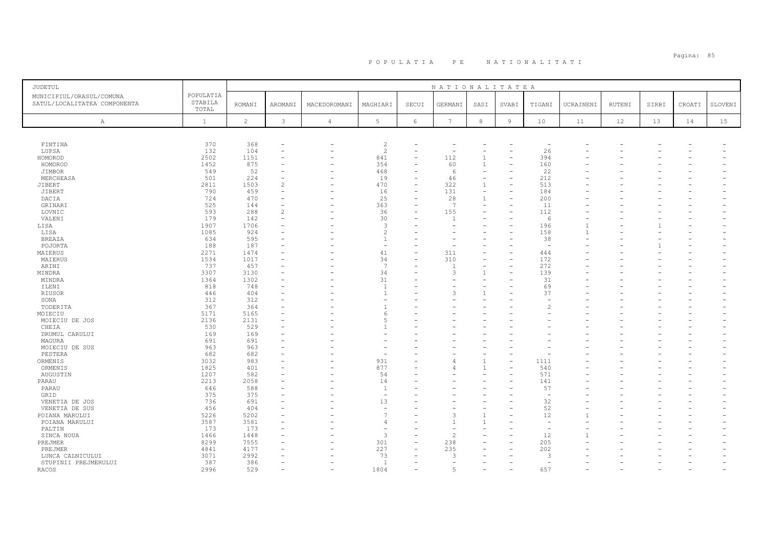# P O P U L A T I A   P E   N A T I O N A L I T A T I

| JUDETUL<br>MUNICIPIUL/ORASUL/COMUNA<br>SATUL/LOCALITATEA COMPONENTA | POPULATIA STABILA TOTAL | N A T I O N A L I T A T E A | | | | | | | | | | | | | |
|---|---|---|---|---|---|---|---|---|---|---|---|---|---|---|---|
| | | ROMANI | AROMANI | MACEDOROMANI | MAGHIARI | SECUI | GERMANI | SASI | SVABI | TIGANI | UCRAINENI | RUTENI | SIRBI | CROATI | SLOVENI |
| A | 1 | 2 | 3 | 4 | 5 | 6 | 7 | 8 | 9 | 10 | 11 | 12 | 13 | 14 | 15 |
| FINTINA | 370 | 368 | - | - | 2 | - | - | - | - | - | - | - | - | - | - |
| LUPSA | 132 | 104 | - | - | 2 | - | - | - | - | 26 | - | - | - | - | - |
| HOMOROD | 2502 | 1151 | - | - | 841 | - | 112 | 1 | - | 394 | - | - | - | - | - |
| HOMOROD | 1452 | 875 | - | - | 354 | - | 60 | 1 | - | 160 | - | - | - | - | - |
| JIMBOR | 549 | 52 | - | - | 468 | - | 6 | - | - | 22 | - | - | - | - | - |
| MERCHEASA | 501 | 224 | - | - | 19 | - | 46 | - | - | 212 | - | - | - | - | - |
| JIBERT | 2811 | 1503 | 2 | - | 470 | - | 322 | 1 | - | 513 | - | - | - | - | - |
| JIBERT | 790 | 459 | - | - | 16 | - | 131 | - | - | 184 | - | - | - | - | - |
| DACIA | 724 | 470 | - | - | 25 | - | 28 | 1 | - | 200 | - | - | - | - | - |
| GRINARI | 525 | 144 | - | - | 363 | - | 7 | - | - | 11 | - | - | - | - | - |
| LOVNIC | 593 | 288 | 2 | - | 36 | - | 155 | - | - | 112 | - | - | - | - | - |
| VALENI | 179 | 142 | - | - | 30 | - | 1 | - | - | 6 | - | - | - | - | - |
| LISA | 1907 | 1706 | - | - | 3 | - | - | - | - | 196 | 1 | - | 1 | - | - |
| LISA | 1085 | 924 | - | - | 2 | - | - | - | - | 158 | 1 | - | - | - | - |
| BREAZA | 634 | 595 | - | - | 1 | - | - | - | - | 38 | - | - | - | - | - |
| POJORTA | 188 | 187 | - | - | - | - | - | - | - | - | - | - | 1 | - | - |
| MAIERUS | 2271 | 1474 | - | - | 41 | - | 311 | - | - | 444 | - | - | - | - | - |
| MAIERUS | 1534 | 1017 | - | - | 34 | - | 310 | - | - | 172 | - | - | - | - | - |
| ARINI | 737 | 457 | - | - | 7 | - | 1 | - | - | 272 | - | - | - | - | - |
| MINDRA | 3307 | 3130 | - | - | 34 | - | 3 | 1 | - | 139 | - | - | - | - | - |
| MINDRA | 1364 | 1302 | - | - | 31 | - | - | - | - | 31 | - | - | - | - | - |
| ILENI | 818 | 748 | - | - | 1 | - | - | - | - | 69 | - | - | - | - | - |
| RIUSOR | 446 | 404 | - | - | 1 | - | 3 | 1 | - | 37 | - | - | - | - | - |
| SONA | 312 | 312 | - | - | - | - | - | - | - | - | - | - | - | - | - |
| TODERITA | 367 | 364 | - | - | 1 | - | - | - | - | 2 | - | - | - | - | - |
| MOIECIU | 5171 | 5165 | - | - | 6 | - | - | - | - | - | - | - | - | - | - |
| MOIECIU DE JOS | 2136 | 2131 | - | - | 5 | - | - | - | - | - | - | - | - | - | - |
| CHEIA | 530 | 529 | - | - | 1 | - | - | - | - | - | - | - | - | - | - |
| DRUMUL CARULUI | 169 | 169 | - | - | - | - | - | - | - | - | - | - | - | - | - |
| MAGURA | 691 | 691 | - | - | - | - | - | - | - | - | - | - | - | - | - |
| MOIECIU DE SUS | 963 | 963 | - | - | - | - | - | - | - | - | - | - | - | - | - |
| PESTERA | 682 | 682 | - | - | - | - | - | - | - | - | - | - | - | - | - |
| ORMENIS | 3032 | 983 | - | - | 931 | - | 4 | 1 | - | 1111 | - | - | - | - | - |
| ORMENIS | 1825 | 401 | - | - | 877 | - | 4 | 1 | - | 540 | - | - | - | - | - |
| AUGUSTIN | 1207 | 582 | - | - | 54 | - | - | - | - | 571 | - | - | - | - | - |
| PARAU | 2213 | 2058 | - | - | 14 | - | - | - | - | 141 | - | - | - | - | - |
| PARAU | 646 | 588 | - | - | 1 | - | - | - | - | 57 | - | - | - | - | - |
| GRID | 375 | 375 | - | - | - | - | - | - | - | - | - | - | - | - | - |
| VENETIA DE JOS | 736 | 691 | - | - | 13 | - | - | - | - | 32 | - | - | - | - | - |
| VENETIA DE SUS | 456 | 404 | - | - | - | - | - | - | - | 52 | - | - | - | - | - |
| POIANA MARULUI | 5226 | 5202 | - | - | 7 | - | 3 | 1 | - | 12 | 1 | - | - | - | - |
| POIANA MARULUI | 3587 | 3581 | - | - | 4 | - | 1 | 1 | - | - | - | - | - | - | - |
| PALTIN | 173 | 173 | - | - | - | - | - | - | - | - | - | - | - | - | - |
| SINCA NOUA | 1466 | 1448 | - | - | 3 | - | 2 | - | - | 12 | 1 | - | - | - | - |
| PREJMER | 8299 | 7555 | - | - | 301 | - | 238 | - | - | 205 | - | - | - | - | - |
| PREJMER | 4841 | 4177 | - | - | 227 | - | 235 | - | - | 202 | - | - | - | - | - |
| LUNCA CALNICULUI | 3071 | 2992 | - | - | 73 | - | 3 | - | - | 3 | - | - | - | - | - |
| STUPINII PREJMERULUI | 387 | 386 | - | - | 1 | - | - | - | - | - | - | - | - | - | - |
| RACOS | 2996 | 529 | - | - | 1804 | - | 5 | - | - | 657 | - | - | - | - | - |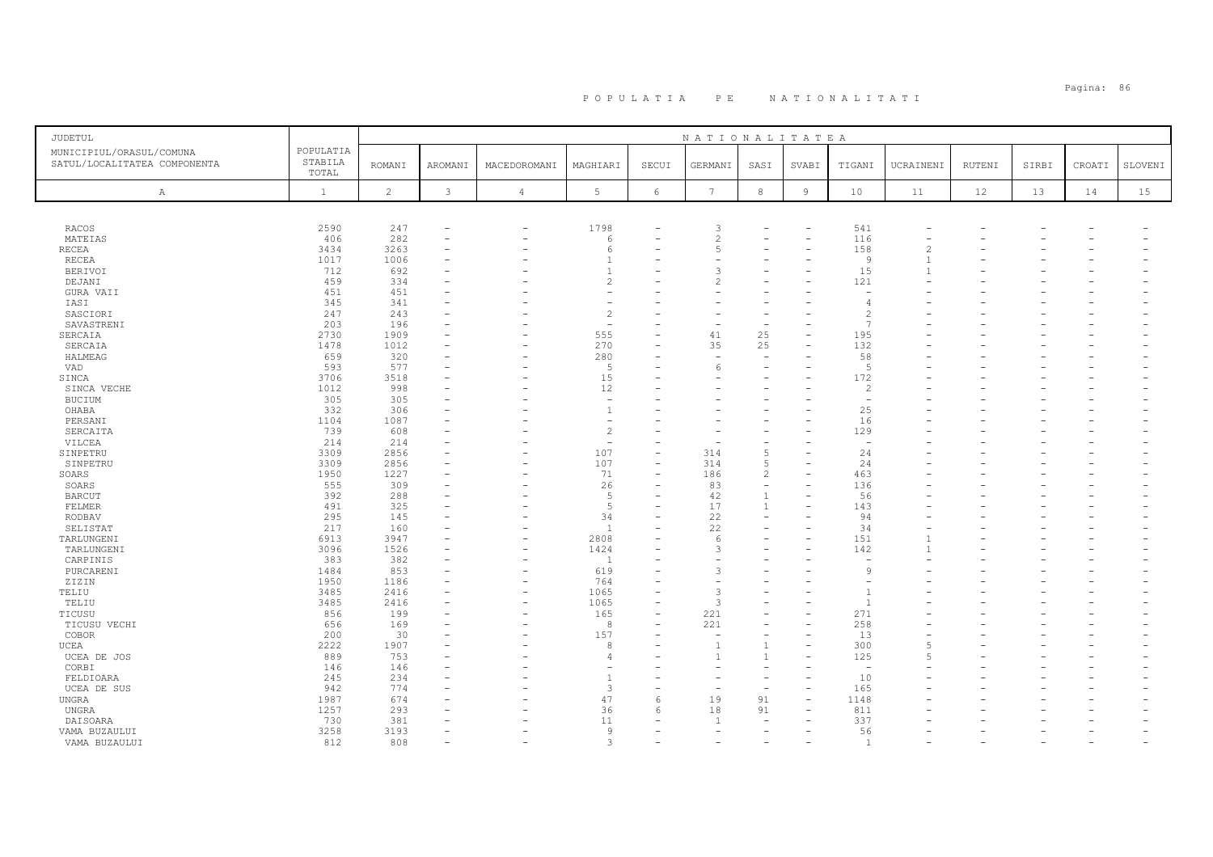# P O P U L A T I A  P E  N A T I O N A L I T A T I

| JUDETUL<br>MUNICIPIUL/ORASUL/COMUNA<br>SATUL/LOCALITATEA COMPONENTA | POPULATIA STABILA TOTAL | NATIONALITATEA | | | | | | | | | | | | | | |
|---|---|---|---|---|---|---|---|---|---|---|---|---|---|---|---|---|
| | | ROMANI | AROMANI | MACEDOROMANI | MAGHIARI | SECUI | GERMANI | SASI | SVABI | TIGANI | UCRAINENI | RUTENI | SIRBI | CROATI | SLOVENI |
| A | 1 | 2 | 3 | 4 | 5 | 6 | 7 | 8 | 9 | 10 | 11 | 12 | 13 | 14 | 15 |
| RACOS | 2590 | 247 | - | - | 1798 | - | 3 | - | - | 541 | - | - | - | - | - |
| MATEIAS | 406 | 282 | - | - | 6 | - | 2 | - | - | 116 | - | - | - | - | - |
| RECEA | 3434 | 3263 | - | - | 6 | - | 5 | - | - | 158 | 2 | - | - | - | - |
| RECEA | 1017 | 1006 | - | - | 1 | - | - | - | - | 9 | 1 | - | - | - | - |
| BERIVOI | 712 | 692 | - | - | 1 | - | 3 | - | - | 15 | 1 | - | - | - | - |
| DEJANI | 459 | 334 | - | - | 2 | - | 2 | - | - | 121 | - | - | - | - | - |
| GURA VAII | 451 | 451 | - | - | - | - | - | - | - | - | - | - | - | - | - |
| IASI | 345 | 341 | - | - | - | - | - | - | - | 4 | - | - | - | - | - |
| SASCIORI | 247 | 243 | - | - | 2 | - | - | - | - | 2 | - | - | - | - | - |
| SAVASTRENI | 203 | 196 | - | - | - | - | - | - | - | 7 | - | - | - | - | - |
| SERCAIA | 2730 | 1909 | - | - | 555 | - | 41 | 25 | - | 195 | - | - | - | - | - |
| SERCAIA | 1478 | 1012 | - | - | 270 | - | 35 | 25 | - | 132 | - | - | - | - | - |
| HALMEAG | 659 | 320 | - | - | 280 | - | - | - | - | 58 | - | - | - | - | - |
| VAD | 593 | 577 | - | - | 5 | - | 6 | - | - | 5 | - | - | - | - | - |
| SINCA | 3706 | 3518 | - | - | 15 | - | - | - | - | 172 | - | - | - | - | - |
| SINCA VECHE | 1012 | 998 | - | - | 12 | - | - | - | - | 2 | - | - | - | - | - |
| BUCIUM | 305 | 305 | - | - | - | - | - | - | - | - | - | - | - | - | - |
| OHABA | 332 | 306 | - | - | 1 | - | - | - | - | 25 | - | - | - | - | - |
| PERSANI | 1104 | 1087 | - | - | - | - | - | - | - | 16 | - | - | - | - | - |
| SERCAITA | 739 | 608 | - | - | 2 | - | - | - | - | 129 | - | - | - | - | - |
| VILCEA | 214 | 214 | - | - | - | - | - | - | - | - | - | - | - | - | - |
| SINPETRU | 3309 | 2856 | - | - | 107 | - | 314 | 5 | - | 24 | - | - | - | - | - |
| SINPETRU | 3309 | 2856 | - | - | 107 | - | 314 | 5 | - | 24 | - | - | - | - | - |
| SOARS | 1950 | 1227 | - | - | 71 | - | 186 | 2 | - | 463 | - | - | - | - | - |
| SOARS | 555 | 309 | - | - | 26 | - | 83 | - | - | 136 | - | - | - | - | - |
| BARCUT | 392 | 288 | - | - | 5 | - | 42 | 1 | - | 56 | - | - | - | - | - |
| FELMER | 491 | 325 | - | - | 5 | - | 17 | 1 | - | 143 | - | - | - | - | - |
| RODBAV | 295 | 145 | - | - | 34 | - | 22 | - | - | 94 | - | - | - | - | - |
| SELISTAT | 217 | 160 | - | - | 1 | - | 22 | - | - | 34 | - | - | - | - | - |
| TARLUNGENI | 6913 | 3947 | - | - | 2808 | - | 6 | - | - | 151 | 1 | - | - | - | - |
| TARLUNGENI | 3096 | 1526 | - | - | 1424 | - | 3 | - | - | 142 | 1 | - | - | - | - |
| CARPINIS | 383 | 382 | - | - | 1 | - | - | - | - | - | - | - | - | - | - |
| PURCARENI | 1484 | 853 | - | - | 619 | - | 3 | - | - | 9 | - | - | - | - | - |
| ZIZIN | 1950 | 1186 | - | - | 764 | - | - | - | - | - | - | - | - | - | - |
| TELIU | 3485 | 2416 | - | - | 1065 | - | 3 | - | - | 1 | - | - | - | - | - |
| TELIU | 3485 | 2416 | - | - | 1065 | - | 3 | - | - | 1 | - | - | - | - | - |
| TICUSU | 856 | 199 | - | - | 165 | - | 221 | - | - | 271 | - | - | - | - | - |
| TICUSU VECHI | 656 | 169 | - | - | 8 | - | 221 | - | - | 258 | - | - | - | - | - |
| COBOR | 200 | 30 | - | - | 157 | - | - | - | - | 13 | - | - | - | - | - |
| UCEA | 2222 | 1907 | - | - | 8 | - | 1 | 1 | - | 300 | 5 | - | - | - | - |
| UCEA DE JOS | 889 | 753 | - | - | 4 | - | 1 | 1 | - | 125 | 5 | - | - | - | - |
| CORBI | 146 | 146 | - | - | - | - | - | - | - | - | - | - | - | - | - |
| FELDIOARA | 245 | 234 | - | - | 1 | - | - | - | - | 10 | - | - | - | - | - |
| UCEA DE SUS | 942 | 774 | - | - | 3 | - | - | - | - | 165 | - | - | - | - | - |
| UNGRA | 1987 | 674 | - | - | 47 | 6 | 19 | 91 | - | 1148 | - | - | - | - | - |
| UNGRA | 1257 | 293 | - | - | 36 | 6 | 18 | 91 | - | 811 | - | - | - | - | - |
| DAISOARA | 730 | 381 | - | - | 11 | - | 1 | - | - | 337 | - | - | - | - | - |
| VAMA BUZAULUI | 3258 | 3193 | - | - | 9 | - | - | - | - | 56 | - | - | - | - | - |
| VAMA BUZAULUI | 812 | 808 | - | - | 3 | - | - | - | - | 1 | - | - | - | - | - |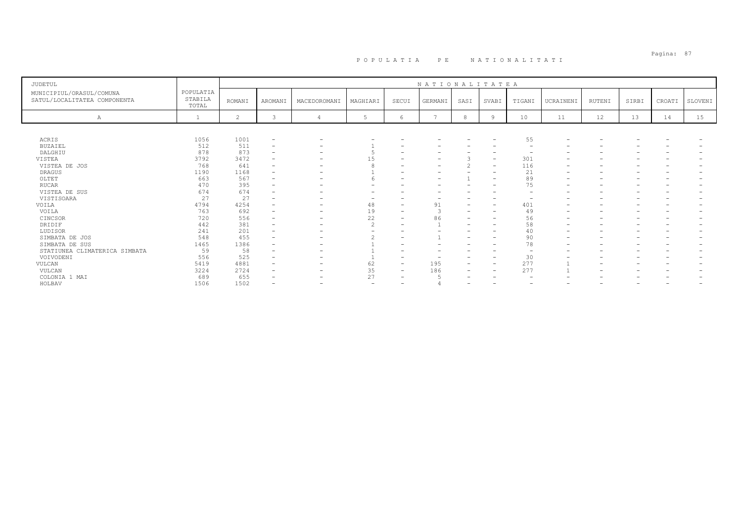# P O P U L A T I A   P E   N A T I O N A L I T A T I

| JUDETUL<br>MUNICIPIUL/ORASUL/COMUNA<br>SATUL/LOCALITATEA COMPONENTA | POPULATIA STABILA TOTAL | NATIONALITATEA | | | | | | | | | | | | | |
|---|---|---|---|---|---|---|---|---|---|---|---|---|---|---|---|
| | | ROMANI | AROMANI | MACEDOROMANI | MAGHIARI | SECUI | GERMANI | SASI | SVABI | TIGANI | UCRAINENI | RUTENI | SIRBI | CROATI | SLOVENI |
| A | 1 | 2 | 3 | 4 | 5 | 6 | 7 | 8 | 9 | 10 | 11 | 12 | 13 | 14 | 15 |
| ACRIS | 1056 | 1001 | - | - | - | - | - | - | - | 55 | - | - | - | - | - |
| BUZAIEL | 512 | 511 | - | - | 1 | - | - | - | - | - | - | - | - | - | - |
| DALGHIU | 878 | 873 | - | - | 5 | - | - | - | - | - | - | - | - | - | - |
| VISTEA | 3792 | 3472 | - | - | 15 | - | - | 3 | - | 301 | - | - | - | - | - |
| VISTEA DE JOS | 768 | 641 | - | - | 8 | - | - | 2 | - | 116 | - | - | - | - | - |
| DRAGUS | 1190 | 1168 | - | - | 1 | - | - | - | - | 21 | - | - | - | - | - |
| OLTET | 663 | 567 | - | - | 6 | - | - | 1 | - | 89 | - | - | - | - | - |
| RUCAR | 470 | 395 | - | - | - | - | - | - | - | 75 | - | - | - | - | - |
| VISTEA DE SUS | 674 | 674 | - | - | - | - | - | - | - | - | - | - | - | - | - |
| VISTISOARA | 27 | 27 | - | - | - | - | - | - | - | - | - | - | - | - | - |
| VOILA | 4794 | 4254 | - | - | 48 | - | 91 | - | - | 401 | - | - | - | - | - |
| VOILA | 763 | 692 | - | - | 19 | - | 3 | - | - | 49 | - | - | - | - | - |
| CINCSOR | 720 | 556 | - | - | 22 | - | 86 | - | - | 56 | - | - | - | - | - |
| DRIDIF | 442 | 381 | - | - | 2 | - | 1 | - | - | 58 | - | - | - | - | - |
| LUDISOR | 241 | 201 | - | - | - | - | - | - | - | 40 | - | - | - | - | - |
| SIMBATA DE JOS | 548 | 455 | - | - | 2 | - | 1 | - | - | 90 | - | - | - | - | - |
| SIMBATA DE SUS | 1465 | 1386 | - | - | 1 | - | - | - | - | 78 | - | - | - | - | - |
| STATIUNEA CLIMATERICA SIMBATA | 59 | 58 | - | - | 1 | - | - | - | - | - | - | - | - | - | - |
| VOIVODENI | 556 | 525 | - | - | 1 | - | - | - | - | 30 | - | - | - | - | - |
| VULCAN | 5419 | 4881 | - | - | 62 | - | 195 | - | - | 277 | 1 | - | - | - | - |
| VULCAN | 3224 | 2724 | - | - | 35 | - | 186 | - | - | 277 | 1 | - | - | - | - |
| COLONIA 1 MAI | 689 | 655 | - | - | 27 | - | 5 | - | - | - | - | - | - | - | - |
| HOLBAV | 1506 | 1502 | - | - | - | - | 4 | - | - | - | - | - | - | - | - |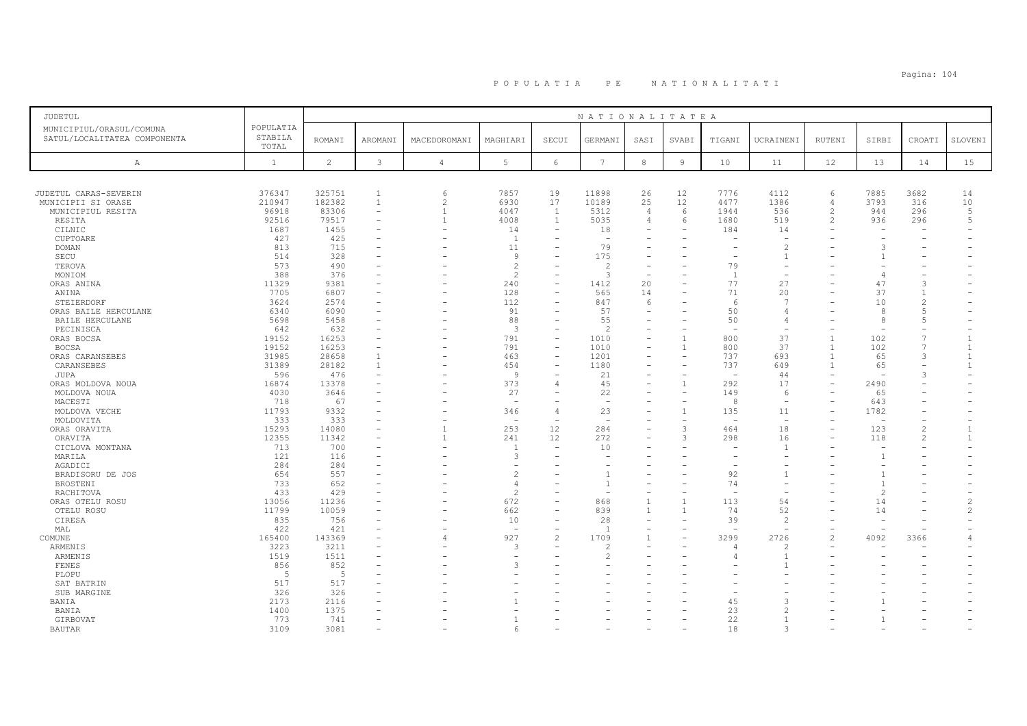# POPULATIA PE NATIONALITATI

| JUDETUL<br>MUNICIPIUL/ORASUL/COMUNA<br>SATUL/LOCALITATEA COMPONENTA | POPULATIA STABILA TOTAL | NATIONALITATEA | | | | | | | | | | | | | | |
|---|---|---|---|---|---|---|---|---|---|---|---|---|---|---|---|---|
| | | ROMANI | AROMANI | MACEDOROMANI | MAGHIARI | SECUI | GERMANI | SASI | SVABI | TIGANI | UCRAINENI | RUTENI | SIRBI | CROATI | SLOVENI |
| A | 1 | 2 | 3 | 4 | 5 | 6 | 7 | 8 | 9 | 10 | 11 | 12 | 13 | 14 | 15 |
| JUDETUL CARAS-SEVERIN | 376347 | 325751 | 1 | 6 | 7857 | 19 | 11898 | 26 | 12 | 7776 | 4112 | 6 | 7885 | 3682 | 14 |
| MUNICIPII SI ORASE | 210947 | 182382 | 1 | 2 | 6930 | 17 | 10189 | 25 | 12 | 4477 | 1386 | 4 | 3793 | 316 | 10 |
| MUNICIPIUL RESITA | 96918 | 83306 | - | 1 | 4047 | 1 | 5312 | 4 | 6 | 1944 | 536 | 2 | 944 | 296 | 5 |
| RESITA | 92516 | 79517 | - | 1 | 4008 | 1 | 5035 | 4 | 6 | 1680 | 519 | 2 | 936 | 296 | 5 |
| CILNIC | 1687 | 1455 | - | - | 14 | - | 18 | - | - | 184 | 14 | - | - | - | - |
| CUPTOARE | 427 | 425 | - | - | 1 | - | - | - | - | - | - | - | - | - | - |
| DOMAN | 813 | 715 | - | - | 11 | - | 79 | - | - | - | 2 | - | 3 | - | - |
| SECU | 514 | 328 | - | - | 9 | - | 175 | - | - | - | 1 | - | 1 | - | - |
| TEROVA | 573 | 490 | - | - | 2 | - | 2 | - | - | 79 | - | - | - | - | - |
| MONIOM | 388 | 376 | - | - | 2 | - | 3 | - | - | 1 | - | - | 4 | - | - |
| ORAS ANINA | 11329 | 9381 | - | - | 240 | - | 1412 | 20 | - | 77 | 27 | - | 47 | 3 | - |
| ANINA | 7705 | 6807 | - | - | 128 | - | 565 | 14 | - | 71 | 20 | - | 37 | 1 | - |
| STEIERDORF | 3624 | 2574 | - | - | 112 | - | 847 | 6 | - | 6 | 7 | - | 10 | 2 | - |
| ORAS BAILE HERCULANE | 6340 | 6090 | - | - | 91 | - | 57 | - | - | 50 | 4 | - | 8 | 5 | - |
| BAILE HERCULANE | 5698 | 5458 | - | - | 88 | - | 55 | - | - | 50 | 4 | - | 8 | 5 | - |
| PECINISCA | 642 | 632 | - | - | 3 | - | 2 | - | - | - | - | - | - | - | - |
| ORAS BOCSA | 19152 | 16253 | - | - | 791 | - | 1010 | - | 1 | 800 | 37 | 1 | 102 | 7 | 1 |
| BOCSA | 19152 | 16253 | - | - | 791 | - | 1010 | - | 1 | 800 | 37 | 1 | 102 | 7 | 1 |
| ORAS CARANSEBES | 31985 | 28658 | 1 | - | 463 | - | 1201 | - | - | 737 | 693 | 1 | 65 | 3 | 1 |
| CARANSEBES | 31389 | 28182 | 1 | - | 454 | - | 1180 | - | - | 737 | 649 | 1 | 65 | - | 1 |
| JUPA | 596 | 476 | - | - | 9 | - | 21 | - | - | - | 44 | - | - | 3 | - |
| ORAS MOLDOVA NOUA | 16874 | 13378 | - | - | 373 | 4 | 45 | - | 1 | 292 | 17 | - | 2490 | - | - |
| MOLDOVA NOUA | 4030 | 3646 | - | - | 27 | - | 22 | - | - | 149 | 6 | - | 65 | - | - |
| MACESTI | 718 | 67 | - | - | - | - | - | - | - | 8 | - | - | 643 | - | - |
| MOLDOVA VECHE | 11793 | 9332 | - | - | 346 | 4 | 23 | - | 1 | 135 | 11 | - | 1782 | - | - |
| MOLDOVITA | 333 | 333 | - | - | - | - | - | - | - | - | - | - | - | - | - |
| ORAS ORAVITA | 15293 | 14080 | - | 1 | 253 | 12 | 284 | - | 3 | 464 | 18 | - | 123 | 2 | 1 |
| ORAVITA | 12355 | 11342 | - | 1 | 241 | 12 | 272 | - | 3 | 298 | 16 | - | 118 | 2 | 1 |
| CICLOVA MONTANA | 713 | 700 | - | - | 1 | - | 10 | - | - | - | 1 | - | - | - | - |
| MARILA | 121 | 116 | - | - | 3 | - | - | - | - | - | - | - | 1 | - | - |
| AGADICI | 284 | 284 | - | - | - | - | - | - | - | - | - | - | - | - | - |
| BRADISORU DE JOS | 654 | 557 | - | - | 2 | - | 1 | - | - | 92 | 1 | - | 1 | - | - |
| BROSTENI | 733 | 652 | - | - | 4 | - | 1 | - | - | 74 | - | - | 1 | - | - |
| RACHITOVA | 433 | 429 | - | - | 2 | - | - | - | - | - | - | - | 2 | - | - |
| ORAS OTELU ROSU | 13056 | 11236 | - | - | 672 | - | 868 | 1 | 1 | 113 | 54 | - | 14 | - | 2 |
| OTELU ROSU | 11799 | 10059 | - | - | 662 | - | 839 | 1 | 1 | 74 | 52 | - | 14 | - | 2 |
| CIRESA | 835 | 756 | - | - | 10 | - | 28 | - | - | 39 | 2 | - | - | - | - |
| MAL | 422 | 421 | - | - | - | - | 1 | - | - | - | - | - | - | - | - |
| COMUNE | 165400 | 143369 | - | 4 | 927 | 2 | 1709 | 1 | - | 3299 | 2726 | 2 | 4092 | 3366 | 4 |
| ARMENIS | 3223 | 3211 | - | - | 3 | - | 2 | - | - | 4 | 2 | - | - | - | - |
| ARMENIS | 1519 | 1511 | - | - | - | - | 2 | - | - | 4 | 1 | - | - | - | - |
| FENES | 856 | 852 | - | - | 3 | - | - | - | - | - | 1 | - | - | - | - |
| PLOPU | 5 | 5 | - | - | - | - | - | - | - | - | - | - | - | - | - |
| SAT BATRIN | 517 | 517 | - | - | - | - | - | - | - | - | - | - | - | - | - |
| SUB MARGINE | 326 | 326 | - | - | - | - | - | - | - | - | - | - | - | - | - |
| BANIA | 2173 | 2116 | - | - | 1 | - | - | - | - | 45 | 3 | - | 1 | - | - |
| BANIA | 1400 | 1375 | - | - | - | - | - | - | - | 23 | 2 | - | - | - | - |
| GIRBOVAT | 773 | 741 | - | - | 1 | - | - | - | - | 22 | 1 | - | 1 | - | - |
| BAUTAR | 3109 | 3081 | - | - | 6 | - | - | - | - | 18 | 3 | - | - | - | - |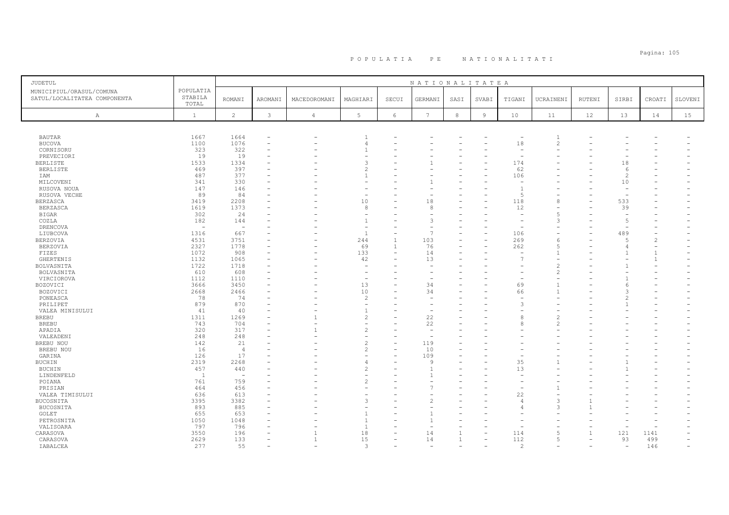# POPULATIA PE NATIONALITATI

| JUDETUL MUNICIPIUL/ORASUL/COMUNA SATUL/LOCALITATEA COMPONENTA | POPULATIA STABILA TOTAL | NATIONALITATEA | | | | | | | | | | | | | | |
|---|---|---|---|---|---|---|---|---|---|---|---|---|---|---|---|---|
| | | ROMANI | AROMANI | MACEDOROMANI | MAGHIARI | SECUI | GERMANI | SASI | SVABI | TIGANI | UCRAINENI | RUTENI | SIRBI | CROATI | SLOVENI |
| A | 1 | 2 | 3 | 4 | 5 | 6 | 7 | 8 | 9 | 10 | 11 | 12 | 13 | 14 | 15 |
| BAUTAR | 1667 | 1664 | - | - | 1 | - | - | - | - | - | 1 | - | - | - | - |
| BUCOVA | 1100 | 1076 | - | - | 4 | - | - | - | - | 18 | 2 | - | - | - | - |
| CORNISORU | 323 | 322 | - | - | 1 | - | - | - | - | - | - | - | - | - | - |
| PREVECIORI | 19 | 19 | - | - | - | - | - | - | - | - | - | - | - | - | - |
| BERLISTE | 1533 | 1334 | - | - | 3 | - | 1 | - | - | 174 | - | - | 18 | - | - |
| BERLISTE | 469 | 397 | - | - | 2 | - | - | - | - | 62 | - | - | 6 | - | - |
| IAM | 487 | 377 | - | - | 1 | - | - | - | - | 106 | - | - | 2 | - | - |
| MILCOVENI | 341 | 330 | - | - | - | - | 1 | - | - | - | - | - | 10 | - | - |
| RUSOVA NOUA | 147 | 146 | - | - | - | - | - | - | - | 1 | - | - | - | - | - |
| RUSOVA VECHE | 89 | 84 | - | - | - | - | - | - | - | 5 | - | - | - | - | - |
| BERZASCA | 3419 | 2208 | - | - | 10 | - | 18 | - | - | 118 | 8 | - | 533 | - | - |
| BERZASCA | 1619 | 1373 | - | - | 8 | - | 8 | - | - | 12 | - | - | 39 | - | - |
| BIGAR | 302 | 24 | - | - | - | - | - | - | - | - | 5 | - | - | - | - |
| COZLA | 182 | 144 | - | - | 1 | - | 3 | - | - | - | 3 | - | 5 | - | - |
| DRENCOVA | - | - | - | - | - | - | - | - | - | - | - | - | - | - | - |
| LIUBCOVA | 1316 | 667 | - | - | 1 | - | 7 | - | - | 106 | - | - | 489 | - | - |
| BERZOVIA | 4531 | 3751 | - | - | 244 | 1 | 103 | - | - | 269 | 6 | - | 5 | 2 | - |
| BERZOVIA | 2327 | 1778 | - | - | 69 | 1 | 76 | - | - | 262 | 5 | - | 4 | - | - |
| FIZES | 1072 | 908 | - | - | 133 | - | 14 | - | - | - | 1 | - | 1 | 1 | - |
| GHERTENIS | 1132 | 1065 | - | - | 42 | - | 13 | - | - | 7 | - | - | - | 1 | - |
| BOLVASNITA | 1722 | 1718 | - | - | - | - | - | - | - | - | 2 | - | 1 | - | - |
| BOLVASNITA | 610 | 608 | - | - | - | - | - | - | - | - | 2 | - | - | - | - |
| VIRCIOROVA | 1112 | 1110 | - | - | - | - | - | - | - | - | - | - | 1 | - | - |
| BOZOVICI | 3666 | 3450 | - | - | 13 | - | 34 | - | - | 69 | 1 | - | 6 | - | - |
| BOZOVICI | 2668 | 2466 | - | - | 10 | - | 34 | - | - | 66 | 1 | - | 3 | - | - |
| PONEASCA | 78 | 74 | - | - | 2 | - | - | - | - | - | - | - | 2 | - | - |
| PRILIPET | 879 | 870 | - | - | - | - | - | - | - | 3 | - | - | 1 | - | - |
| VALEA MINISULUI | 41 | 40 | - | - | 1 | - | - | - | - | - | - | - | - | - | - |
| BREBU | 1311 | 1269 | - | 1 | 2 | - | 22 | - | - | 8 | 2 | - | - | - | - |
| BREBU | 743 | 704 | - | - | - | - | 22 | - | - | 8 | 2 | - | - | - | - |
| APADIA | 320 | 317 | - | 1 | 2 | - | - | - | - | - | - | - | - | - | - |
| VALEADENI | 248 | 248 | - | - | - | - | - | - | - | - | - | - | - | - | - |
| BREBU NOU | 142 | 21 | - | - | 2 | - | 119 | - | - | - | - | - | - | - | - |
| BREBU NOU | 16 | 4 | - | - | 2 | - | 10 | - | - | - | - | - | - | - | - |
| GARINA | 126 | 17 | - | - | - | - | 109 | - | - | - | - | - | - | - | - |
| BUCHIN | 2319 | 2268 | - | - | 4 | - | 9 | - | - | 35 | 1 | - | 1 | - | - |
| BUCHIN | 457 | 440 | - | - | 2 | - | 1 | - | - | 13 | - | - | 1 | - | - |
| LINDENFELD | 1 | - | - | - | - | - | 1 | - | - | - | - | - | - | - | - |
| POIANA | 761 | 759 | - | - | 2 | - | - | - | - | - | - | - | - | - | - |
| PRISIAN | 464 | 456 | - | - | - | - | 7 | - | - | - | 1 | - | - | - | - |
| VALEA TIMISULUI | 636 | 613 | - | - | - | - | - | - | - | 22 | - | - | - | - | - |
| BUCOSNITA | 3395 | 3382 | - | - | 3 | - | 2 | - | - | 4 | 3 | 1 | - | - | - |
| BUCOSNITA | 893 | 885 | - | - | - | - | - | - | - | 4 | 3 | 1 | - | - | - |
| GOLET | 655 | 653 | - | - | 1 | - | 1 | - | - | - | - | - | - | - | - |
| PETROSNITA | 1050 | 1048 | - | - | 1 | - | 1 | - | - | - | - | - | - | - | - |
| VALISOARA | 797 | 796 | - | - | 1 | - | - | - | - | - | - | - | - | - | - |
| CARASOVA | 3550 | 196 | - | 1 | 18 | - | 14 | 1 | - | 114 | 5 | 1 | 121 | 1141 | - |
| CARASOVA | 2629 | 133 | - | 1 | 15 | - | 14 | 1 | - | 112 | 5 | - | 93 | 499 | - |
| IABALCEA | 277 | 55 | - | - | 3 | - | - | - | - | 2 | - | - | - | 146 | - |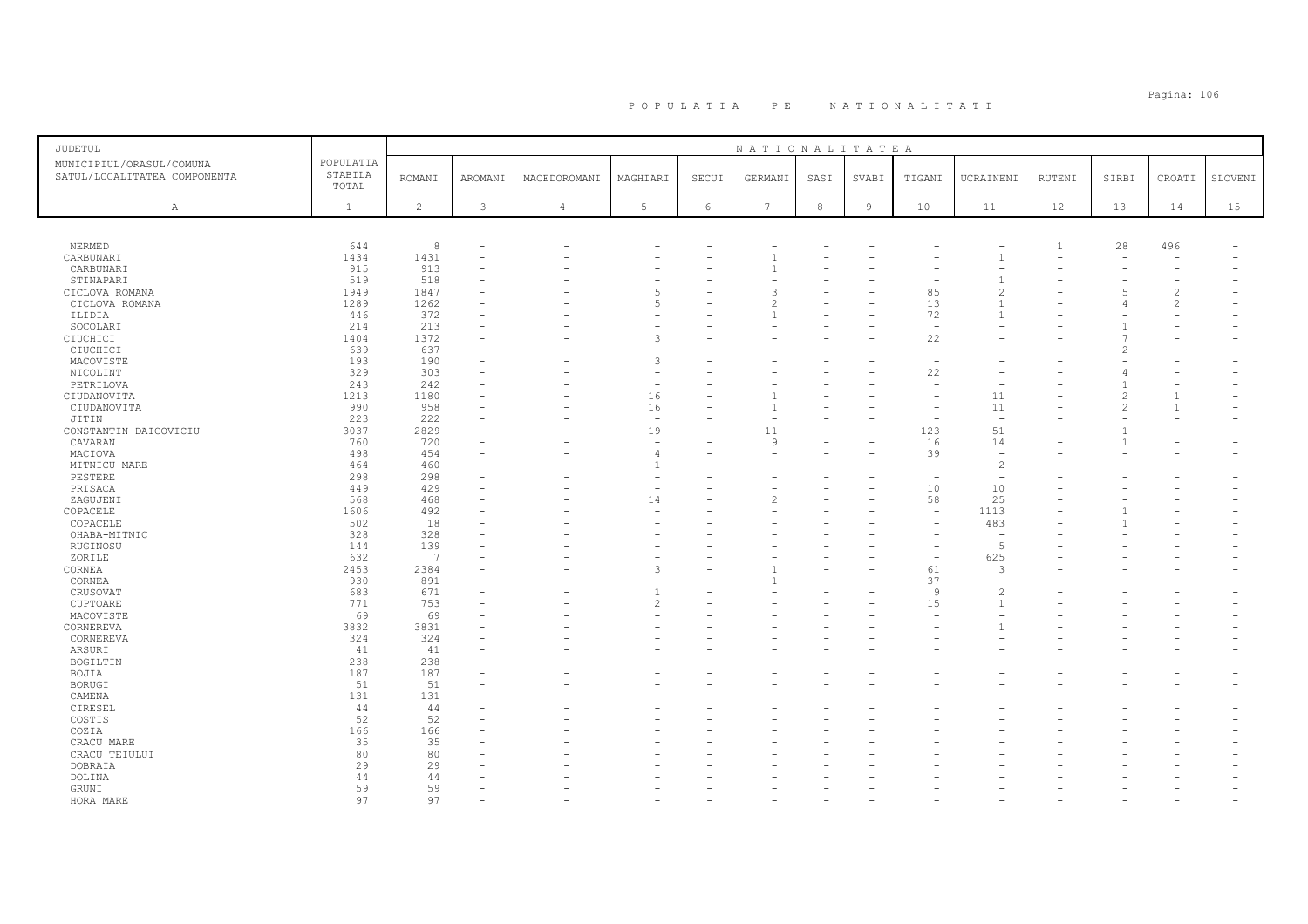# P O P U L A T I A   P E   N A T I O N A L I T A T I

| JUDETUL<br>MUNICIPIUL/ORASUL/COMUNA<br>SATUL/LOCALITATEA COMPONENTA | POPULATIA STABILA TOTAL | NATIONALITATEA | | | | | | | | | | | | | |
|---|---|---|---|---|---|---|---|---|---|---|---|---|---|---|---|
| | | ROMANI | AROMANI | MACEDOROMANI | MAGHIARI | SECUI | GERMANI | SASI | SVABI | TIGANI | UCRAINENI | RUTENI | SIRBI | CROATI | SLOVENI |
| A | 1 | 2 | 3 | 4 | 5 | 6 | 7 | 8 | 9 | 10 | 11 | 12 | 13 | 14 | 15 |
| NERMED | 644 | 8 | - | - | - | - | - | - | - | - | - | 1 | 28 | 496 | - |
| CARBUNARI | 1434 | 1431 | - | - | - | - | 1 | - | - | - | 1 | - | - | - | - |
| CARBUNARI | 915 | 913 | - | - | - | - | 1 | - | - | - | - | - | - | - | - |
| STINAPARI | 519 | 518 | - | - | - | - | - | - | - | - | 1 | - | - | - | - |
| CICLOVA ROMANA | 1949 | 1847 | - | - | 5 | - | 3 | - | - | 85 | 2 | - | 5 | 2 | - |
| CICLOVA ROMANA | 1289 | 1262 | - | - | 5 | - | 2 | - | - | 13 | 1 | - | 4 | 2 | - |
| ILIDIA | 446 | 372 | - | - | - | - | 1 | - | - | 72 | 1 | - | - | - | - |
| SOCOLARI | 214 | 213 | - | - | - | - | - | - | - | - | - | - | 1 | - | - |
| CIUCHICI | 1404 | 1372 | - | - | 3 | - | - | - | - | 22 | - | - | 7 | - | - |
| CIUCHICI | 639 | 637 | - | - | - | - | - | - | - | - | - | - | 2 | - | - |
| MACOVISTE | 193 | 190 | - | - | 3 | - | - | - | - | - | - | - | - | - | - |
| NICOLINT | 329 | 303 | - | - | - | - | - | - | - | 22 | - | - | 4 | - | - |
| PETRILOVA | 243 | 242 | - | - | - | - | - | - | - | - | - | - | 1 | - | - |
| CIUDANOVITA | 1213 | 1180 | - | - | 16 | - | 1 | - | - | - | 11 | - | 2 | 1 | - |
| CIUDANOVITA | 990 | 958 | - | - | 16 | - | 1 | - | - | - | 11 | - | 2 | 1 | - |
| JITIN | 223 | 222 | - | - | - | - | - | - | - | - | - | - | - | - | - |
| CONSTANTIN DAICOVICIU | 3037 | 2829 | - | - | 19 | - | 11 | - | - | 123 | 51 | - | 1 | - | - |
| CAVARAN | 760 | 720 | - | - | - | - | 9 | - | - | 16 | 14 | - | 1 | - | - |
| MACIOVA | 498 | 454 | - | - | 4 | - | - | - | - | 39 | - | - | - | - | - |
| MITNICU MARE | 464 | 460 | - | - | 1 | - | - | - | - | - | 2 | - | - | - | - |
| PESTERE | 298 | 298 | - | - | - | - | - | - | - | - | - | - | - | - | - |
| PRISACA | 449 | 429 | - | - | - | - | - | - | - | 10 | 10 | - | - | - | - |
| ZAGUJENI | 568 | 468 | - | - | 14 | - | 2 | - | - | 58 | 25 | - | - | - | - |
| COPACELE | 1606 | 492 | - | - | - | - | - | - | - | - | 1113 | - | 1 | - | - |
| COPACELE | 502 | 18 | - | - | - | - | - | - | - | - | 483 | - | 1 | - | - |
| OHABA-MITNIC | 328 | 328 | - | - | - | - | - | - | - | - | - | - | - | - | - |
| RUGINOSU | 144 | 139 | - | - | - | - | - | - | - | - | 5 | - | - | - | - |
| ZORILE | 632 | 7 | - | - | - | - | - | - | - | - | 625 | - | - | - | - |
| CORNEA | 2453 | 2384 | - | - | 3 | - | 1 | - | - | 61 | 3 | - | - | - | - |
| CORNEA | 930 | 891 | - | - | - | - | 1 | - | - | 37 | - | - | - | - | - |
| CRUSOVAT | 683 | 671 | - | - | 1 | - | - | - | - | 9 | 2 | - | - | - | - |
| CUPTOARE | 771 | 753 | - | - | 2 | - | - | - | - | 15 | 1 | - | - | - | - |
| MACOVISTE | 69 | 69 | - | - | - | - | - | - | - | - | - | - | - | - | - |
| CORNEREVA | 3832 | 3831 | - | - | - | - | - | - | - | - | 1 | - | - | - | - |
| CORNEREVA | 324 | 324 | - | - | - | - | - | - | - | - | - | - | - | - | - |
| ARSURI | 41 | 41 | - | - | - | - | - | - | - | - | - | - | - | - | - |
| BOGILTIN | 238 | 238 | - | - | - | - | - | - | - | - | - | - | - | - | - |
| BOJIA | 187 | 187 | - | - | - | - | - | - | - | - | - | - | - | - | - |
| BORUGI | 51 | 51 | - | - | - | - | - | - | - | - | - | - | - | - | - |
| CAMENA | 131 | 131 | - | - | - | - | - | - | - | - | - | - | - | - | - |
| CIRESEL | 44 | 44 | - | - | - | - | - | - | - | - | - | - | - | - | - |
| COSTIS | 52 | 52 | - | - | - | - | - | - | - | - | - | - | - | - | - |
| COZIA | 166 | 166 | - | - | - | - | - | - | - | - | - | - | - | - | - |
| CRACU MARE | 35 | 35 | - | - | - | - | - | - | - | - | - | - | - | - | - |
| CRACU TEIULUI | 80 | 80 | - | - | - | - | - | - | - | - | - | - | - | - | - |
| DOBRAIA | 29 | 29 | - | - | - | - | - | - | - | - | - | - | - | - | - |
| DOLINA | 44 | 44 | - | - | - | - | - | - | - | - | - | - | - | - | - |
| GRUNI | 59 | 59 | - | - | - | - | - | - | - | - | - | - | - | - | - |
| HORA MARE | 97 | 97 | - | - | - | - | - | - | - | - | - | - | - | - | - |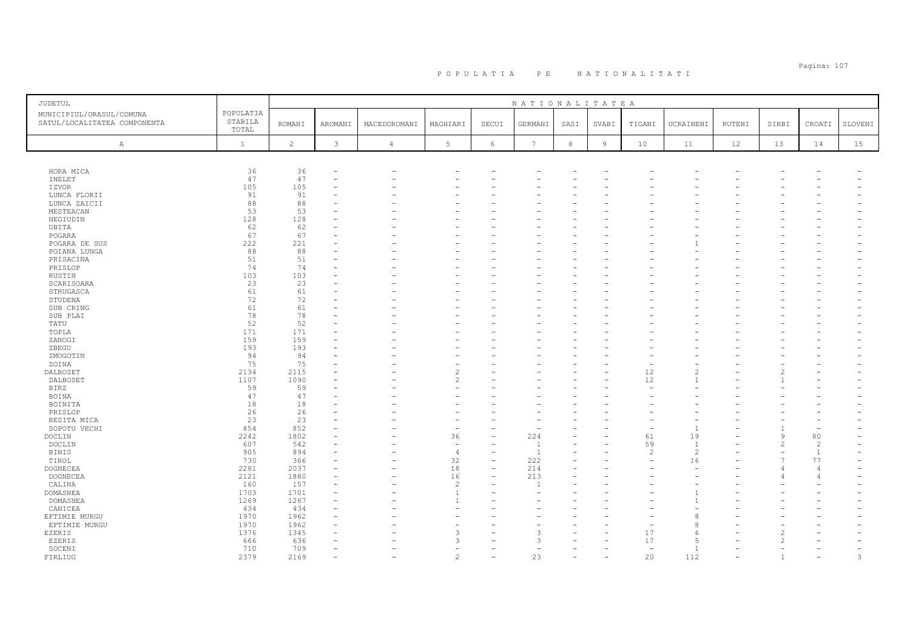# POPULATIA PE NATIONALITATI

| JUDETUL<br>MUNICIPIUL/ORASUL/COMUNA<br>SATUL/LOCALITATEA COMPONENTA | POPULATIA STABILA TOTAL | NATIONALITATEA | | | | | | | | | | | | | | |
|---|---|---|---|---|---|---|---|---|---|---|---|---|---|---|---|---|
| | | ROMANI | AROMANI | MACEDOROMANI | MAGHIARI | SECUI | GERMANI | SASI | SVABI | TIGANI | UCRAINENI | RUTENI | SIRBI | CROATI | SLOVENI |
| A | 1 | 2 | 3 | 4 | 5 | 6 | 7 | 8 | 9 | 10 | 11 | 12 | 13 | 14 | 15 |
| HORA MICA | 36 | 36 | - | - | - | - | - | - | - | - | - | - | - | - | - |
| INELET | 47 | 47 | - | - | - | - | - | - | - | - | - | - | - | - | - |
| IZVOR | 105 | 105 | - | - | - | - | - | - | - | - | - | - | - | - | - |
| LUNCA FLORII | 91 | 91 | - | - | - | - | - | - | - | - | - | - | - | - | - |
| LUNCA ZAICII | 88 | 88 | - | - | - | - | - | - | - | - | - | - | - | - | - |
| MESTEACAN | 53 | 53 | - | - | - | - | - | - | - | - | - | - | - | - | - |
| NEGIUDIN | 128 | 128 | - | - | - | - | - | - | - | - | - | - | - | - | - |
| OBITA | 62 | 62 | - | - | - | - | - | - | - | - | - | - | - | - | - |
| POGARA | 67 | 67 | - | - | - | - | - | - | - | - | - | - | - | - | - |
| POGARA DE SUS | 222 | 221 | - | - | - | - | - | - | - | - | 1 | - | - | - | - |
| POIANA LUNGA | 88 | 88 | - | - | - | - | - | - | - | - | - | - | - | - | - |
| PRISACINA | 51 | 51 | - | - | - | - | - | - | - | - | - | - | - | - | - |
| PRISLOP | 74 | 74 | - | - | - | - | - | - | - | - | - | - | - | - | - |
| RUSTIN | 103 | 103 | - | - | - | - | - | - | - | - | - | - | - | - | - |
| SCARISOARA | 23 | 23 | - | - | - | - | - | - | - | - | - | - | - | - | - |
| STRUGASCA | 61 | 61 | - | - | - | - | - | - | - | - | - | - | - | - | - |
| STUDENA | 72 | 72 | - | - | - | - | - | - | - | - | - | - | - | - | - |
| SUB CRING | 61 | 61 | - | - | - | - | - | - | - | - | - | - | - | - | - |
| SUB PLAI | 78 | 78 | - | - | - | - | - | - | - | - | - | - | - | - | - |
| TATU | 52 | 52 | - | - | - | - | - | - | - | - | - | - | - | - | - |
| TOPLA | 171 | 171 | - | - | - | - | - | - | - | - | - | - | - | - | - |
| ZANOGI | 159 | 159 | - | - | - | - | - | - | - | - | - | - | - | - | - |
| ZBEGU | 193 | 193 | - | - | - | - | - | - | - | - | - | - | - | - | - |
| ZMOGOTIN | 94 | 94 | - | - | - | - | - | - | - | - | - | - | - | - | - |
| ZOINA | 75 | 75 | - | - | - | - | - | - | - | - | - | - | - | - | - |
| DALBOSET | 2134 | 2115 | - | - | 2 | - | - | - | - | 12 | 2 | - | 2 | - | - |
| DALBOSET | 1107 | 1090 | - | - | 2 | - | - | - | - | 12 | 1 | - | 1 | - | - |
| BIRZ | 59 | 59 | - | - | - | - | - | - | - | - | - | - | - | - | - |
| BOINA | 47 | 47 | - | - | - | - | - | - | - | - | - | - | - | - | - |
| BOINITA | 18 | 18 | - | - | - | - | - | - | - | - | - | - | - | - | - |
| PRISLOP | 26 | 26 | - | - | - | - | - | - | - | - | - | - | - | - | - |
| RESITA MICA | 23 | 23 | - | - | - | - | - | - | - | - | - | - | - | - | - |
| SOPOTU VECHI | 854 | 852 | - | - | - | - | - | - | - | - | 1 | - | 1 | - | - |
| DOCLIN | 2242 | 1802 | - | - | 36 | - | 224 | - | - | 61 | 19 | - | 9 | 80 | - |
| DOCLIN | 607 | 542 | - | - | - | - | 1 | - | - | 59 | 1 | - | 2 | 2 | - |
| BINIS | 905 | 894 | - | - | 4 | - | 1 | - | - | 2 | 2 | - | - | 1 | - |
| TIROL | 730 | 366 | - | - | 32 | - | 222 | - | - | - | 16 | - | 7 | 77 | - |
| DOGNECEA | 2281 | 2037 | - | - | 18 | - | 214 | - | - | - | - | - | 4 | 4 | - |
| DOGNECEA | 2121 | 1880 | - | - | 16 | - | 213 | - | - | - | - | - | 4 | 4 | - |
| CALINA | 160 | 157 | - | - | 2 | - | 1 | - | - | - | - | - | - | - | - |
| DOMASNEA | 1703 | 1701 | - | - | 1 | - | - | - | - | - | 1 | - | - | - | - |
| DOMASNEA | 1269 | 1267 | - | - | 1 | - | - | - | - | - | 1 | - | - | - | - |
| CANICEA | 434 | 434 | - | - | - | - | - | - | - | - | - | - | - | - | - |
| EFTIMIE MURGU | 1970 | 1962 | - | - | - | - | - | - | - | - | 8 | - | - | - | - |
| EFTIMIE MURGU | 1970 | 1962 | - | - | - | - | - | - | - | - | 8 | - | - | - | - |
| EZERIS | 1376 | 1345 | - | - | 3 | - | 3 | - | - | 17 | 6 | - | 2 | - | - |
| EZERIS | 666 | 636 | - | - | 3 | - | 3 | - | - | 17 | 5 | - | 2 | - | - |
| SOCENI | 710 | 709 | - | - | - | - | - | - | - | - | 1 | - | - | - | - |
| FIRLIUG | 2379 | 2169 | - | - | 2 | - | 23 | - | - | 20 | 112 | - | 1 | - | 3 |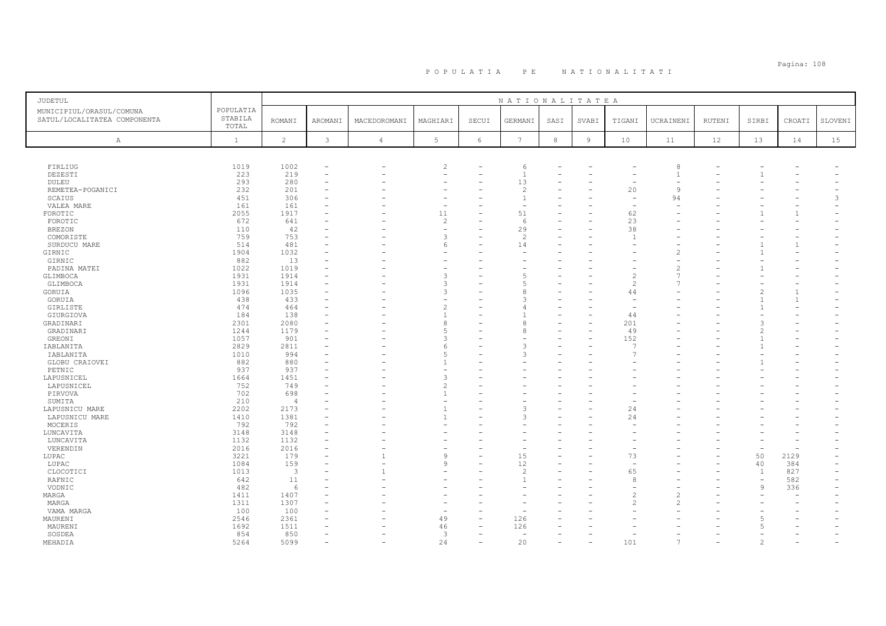# P O P U L A T I A   P E   N A T I O N A L I T A T I

| JUDETUL<br>MUNICIPIUL/ORASUL/COMUNA<br>SATUL/LOCALITATEA COMPONENTA | POPULATIA STABILA TOTAL | NATIONALITATEA<br>ROMANI | AROMANI | MACEDOROMANI | MAGHIARI | SECUI | GERMANI | SASI | SVABI | TIGANI | UCRAINENI | RUTENI | SIRBI | CROATI | SLOVENI |
|---|---|---|---|---|---|---|---|---|---|---|---|---|---|---|---|
| A | 1 | 2 | 3 | 4 | 5 | 6 | 7 | 8 | 9 | 10 | 11 | 12 | 13 | 14 | 15 |
| FIRLIUG | 1019 | 1002 | - | - | 2 | - | 6 | - | - | - | 8 | - | - | - | - |
| DEZESTI | 223 | 219 | - | - | - | - | 1 | - | - | - | 1 | - | 1 | - | - |
| DULEU | 293 | 280 | - | - | - | - | 13 | - | - | - | - | - | - | - | - |
| REMETEA-POGANICI | 232 | 201 | - | - | - | - | 2 | - | - | 20 | 9 | - | - | - | - |
| SCAIUS | 451 | 306 | - | - | - | - | 1 | - | - | - | 94 | - | - | - | 3 |
| VALEA MARE | 161 | 161 | - | - | - | - | - | - | - | - | - | - | - | - | - |
| FOROTIC | 2055 | 1917 | - | - | 11 | - | 51 | - | - | 62 | - | - | 1 | 1 | - |
| FOROTIC | 672 | 641 | - | - | 2 | - | 6 | - | - | 23 | - | - | - | - | - |
| BREZON | 110 | 42 | - | - | - | - | 29 | - | - | 38 | - | - | - | - | - |
| COMORISTE | 759 | 753 | - | - | 3 | - | 2 | - | - | 1 | - | - | - | - | - |
| SURDUCU MARE | 514 | 481 | - | - | 6 | - | 14 | - | - | - | - | - | 1 | 1 | - |
| GIRNIC | 1904 | 1032 | - | - | - | - | - | - | - | - | 2 | - | 1 | - | - |
| GIRNIC | 882 | 13 | - | - | - | - | - | - | - | - | - | - | - | - | - |
| PADINA MATEI | 1022 | 1019 | - | - | - | - | - | - | - | - | 2 | - | 1 | - | - |
| GLIMBOCA | 1931 | 1914 | - | - | 3 | - | 5 | - | - | 2 | 7 | - | - | - | - |
| GLIMBOCA | 1931 | 1914 | - | - | 3 | - | 5 | - | - | 2 | 7 | - | - | - | - |
| GORUIA | 1096 | 1035 | - | - | 3 | - | 8 | - | - | 44 | - | - | 2 | 1 | - |
| GORUIA | 438 | 433 | - | - | - | - | 3 | - | - | - | - | - | 1 | 1 | - |
| GIRLISTE | 474 | 464 | - | - | 2 | - | 4 | - | - | - | - | - | 1 | - | - |
| GIURGIOVA | 184 | 138 | - | - | 1 | - | 1 | - | - | 44 | - | - | - | - | - |
| GRADINARI | 2301 | 2080 | - | - | 8 | - | 8 | - | - | 201 | - | - | 3 | - | - |
| GRADINARI | 1244 | 1179 | - | - | 5 | - | 8 | - | - | 49 | - | - | 2 | - | - |
| GREONI | 1057 | 901 | - | - | 3 | - | - | - | - | 152 | - | - | 1 | - | - |
| IABLANITA | 2829 | 2811 | - | - | 6 | - | 3 | - | - | 7 | - | - | 1 | - | - |
| IABLANITA | 1010 | 994 | - | - | 5 | - | 3 | - | - | 7 | - | - | - | - | - |
| GLOBU CRAIOVEI | 882 | 880 | - | - | 1 | - | - | - | - | - | - | - | 1 | - | - |
| PETNIC | 937 | 937 | - | - | - | - | - | - | - | - | - | - | - | - | - |
| LAPUSNICEL | 1664 | 1451 | - | - | 3 | - | - | - | - | - | - | - | - | - | - |
| LAPUSNICEL | 752 | 749 | - | - | 2 | - | - | - | - | - | - | - | - | - | - |
| PIRVOVA | 702 | 698 | - | - | 1 | - | - | - | - | - | - | - | - | - | - |
| SUMITA | 210 | 4 | - | - | - | - | - | - | - | - | - | - | - | - | - |
| LAPUSNICU MARE | 2202 | 2173 | - | - | 1 | - | 3 | - | - | 24 | - | - | - | - | - |
| LAPUSNICU MARE | 1410 | 1381 | - | - | 1 | - | 3 | - | - | 24 | - | - | - | - | - |
| MOCERIS | 792 | 792 | - | - | - | - | - | - | - | - | - | - | - | - | - |
| LUNCAVITA | 3148 | 3148 | - | - | - | - | - | - | - | - | - | - | - | - | - |
| LUNCAVITA | 1132 | 1132 | - | - | - | - | - | - | - | - | - | - | - | - | - |
| VERENDIN | 2016 | 2016 | - | - | - | - | - | - | - | - | - | - | - | - | - |
| LUPAC | 3221 | 179 | - | 1 | 9 | - | 15 | - | - | 73 | - | - | 50 | 2129 | - |
| LUPAC | 1084 | 159 | - | - | 9 | - | 12 | - | - | - | - | - | 40 | 384 | - |
| CLOCOTICI | 1013 | 3 | - | 1 | - | - | 2 | - | - | 65 | - | - | 1 | 827 | - |
| RAFNIC | 642 | 11 | - | - | - | - | 1 | - | - | 8 | - | - | - | 582 | - |
| VODNIC | 482 | 6 | - | - | - | - | - | - | - | - | - | - | 9 | 336 | - |
| MARGA | 1411 | 1407 | - | - | - | - | - | - | - | 2 | 2 | - | - | - | - |
| MARGA | 1311 | 1307 | - | - | - | - | - | - | - | 2 | 2 | - | - | - | - |
| VAMA MARGA | 100 | 100 | - | - | - | - | - | - | - | - | - | - | - | - | - |
| MAURENI | 2546 | 2361 | - | - | 49 | - | 126 | - | - | - | - | - | 5 | - | - |
| MAURENI | 1692 | 1511 | - | - | 46 | - | 126 | - | - | - | - | - | 5 | - | - |
| SOSDEA | 854 | 850 | - | - | 3 | - | - | - | - | - | - | - | - | - | - |
| MEHADIA | 5264 | 5099 | - | - | 24 | - | 20 | - | - | 101 | 7 | - | 2 | - | - |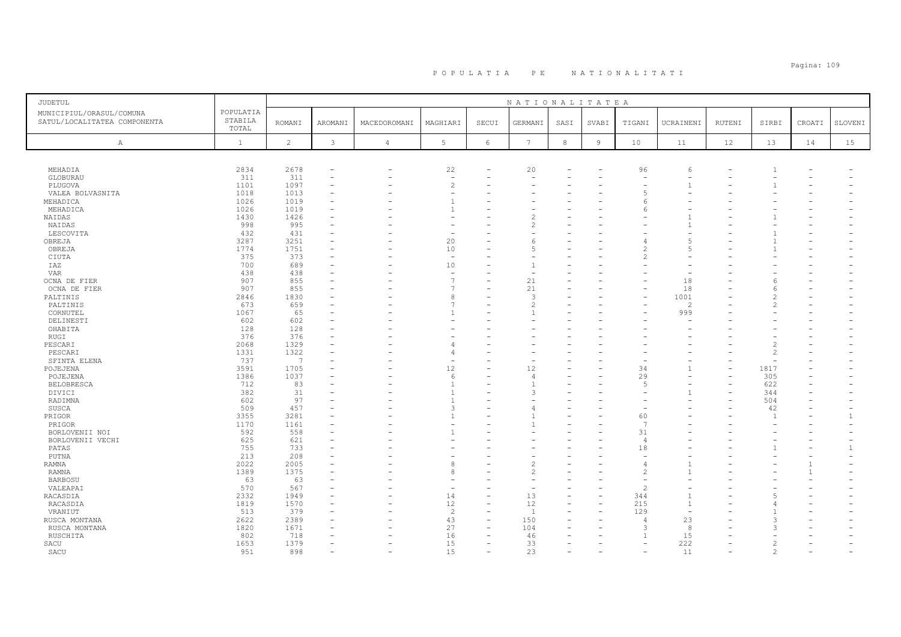# P O P U L A T I A   P E   N A T I O N A L I T A T I

| JUDETUL<br>MUNICIPIUL/ORASUL/COMUNA<br>SATUL/LOCALITATEA COMPONENTA | POPULATIA STABILA TOTAL | NATIONALITATEA | | | | | | | | | | | | | |
|---|---|---|---|---|---|---|---|---|---|---|---|---|---|---|---|
| | | ROMANI | AROMANI | MACEDOROMANI | MAGHIARI | SECUI | GERMANI | SASI | SVABI | TIGANI | UCRAINENI | RUTENI | SIRBI | CROATI | SLOVENI |
| A | 1 | 2 | 3 | 4 | 5 | 6 | 7 | 8 | 9 | 10 | 11 | 12 | 13 | 14 | 15 |
| MEHADIA | 2834 | 2678 | - | - | 22 | - | 20 | - | - | 96 | 6 | - | 1 | - | - |
| GLOBURAU | 311 | 311 | - | - | - | - | - | - | - | - | - | - | - | - | - |
| PLUGOVA | 1101 | 1097 | - | - | 2 | - | - | - | - | - | 1 | - | 1 | - | - |
| VALEA BOLVASNITA | 1018 | 1013 | - | - | - | - | - | - | - | 5 | - | - | - | - | - |
| MEHADICA | 1026 | 1019 | - | - | 1 | - | - | - | - | 6 | - | - | - | - | - |
| MEHADICA | 1026 | 1019 | - | - | 1 | - | - | - | - | 6 | - | - | - | - | - |
| NAIDAS | 1430 | 1426 | - | - | - | - | 2 | - | - | - | 1 | - | 1 | - | - |
| NAIDAS | 998 | 995 | - | - | - | - | 2 | - | - | - | 1 | - | - | - | - |
| LESCOVITA | 432 | 431 | - | - | - | - | - | - | - | - | - | - | 1 | - | - |
| OBREJA | 3287 | 3251 | - | - | 20 | - | 6 | - | - | 4 | 5 | - | 1 | - | - |
| OBREJA | 1774 | 1751 | - | - | 10 | - | 5 | - | - | 2 | 5 | - | 1 | - | - |
| CIUTA | 375 | 373 | - | - | - | - | - | - | - | 2 | - | - | - | - | - |
| IAZ | 700 | 689 | - | - | 10 | - | 1 | - | - | - | - | - | - | - | - |
| VAR | 438 | 438 | - | - | - | - | - | - | - | - | - | - | - | - | - |
| OCNA DE FIER | 907 | 855 | - | - | 7 | - | 21 | - | - | - | 18 | - | 6 | - | - |
| OCNA DE FIER | 907 | 855 | - | - | 7 | - | 21 | - | - | - | 18 | - | 6 | - | - |
| PALTINIS | 2846 | 1830 | - | - | 8 | - | 3 | - | - | - | 1001 | - | 2 | - | - |
| PALTINIS | 673 | 659 | - | - | 7 | - | 2 | - | - | - | 2 | - | 2 | - | - |
| CORNUTEL | 1067 | 65 | - | - | 1 | - | 1 | - | - | - | 999 | - | - | - | - |
| DELINESTI | 602 | 602 | - | - | - | - | - | - | - | - | - | - | - | - | - |
| OHABITA | 128 | 128 | - | - | - | - | - | - | - | - | - | - | - | - | - |
| RUGI | 376 | 376 | - | - | - | - | - | - | - | - | - | - | - | - | - |
| PESCARI | 2068 | 1329 | - | - | 4 | - | - | - | - | - | - | - | 2 | - | - |
| PESCARI | 1331 | 1322 | - | - | 4 | - | - | - | - | - | - | - | 2 | - | - |
| SFINTA ELENA | 737 | 7 | - | - | - | - | - | - | - | - | - | - | - | - | - |
| POJEJENA | 3591 | 1705 | - | - | 12 | - | 12 | - | - | 34 | 1 | - | 1817 | - | - |
| POJEJENA | 1386 | 1037 | - | - | 6 | - | 4 | - | - | 29 | - | - | 305 | - | - |
| BELOBRESCA | 712 | 83 | - | - | 1 | - | 1 | - | - | 5 | - | - | 622 | - | - |
| DIVICI | 382 | 31 | - | - | 1 | - | 3 | - | - | - | 1 | - | 344 | - | - |
| RADIMNA | 602 | 97 | - | - | 1 | - | - | - | - | - | - | - | 504 | - | - |
| SUSCA | 509 | 457 | - | - | 3 | - | 4 | - | - | - | - | - | 42 | - | - |
| PRIGOR | 3355 | 3281 | - | - | 1 | - | 1 | - | - | 60 | - | - | 1 | - | 1 |
| PRIGOR | 1170 | 1161 | - | - | - | - | 1 | - | - | 7 | - | - | - | - | - |
| BORLOVENII NOI | 592 | 558 | - | - | 1 | - | - | - | - | 31 | - | - | - | - | - |
| BORLOVENII VECHI | 625 | 621 | - | - | - | - | - | - | - | 4 | - | - | - | - | - |
| PATAS | 755 | 733 | - | - | - | - | - | - | - | 18 | - | - | 1 | - | 1 |
| PUTNA | 213 | 208 | - | - | - | - | - | - | - | - | - | - | - | - | - |
| RAMNA | 2022 | 2005 | - | - | 8 | - | 2 | - | - | 4 | 1 | - | - | 1 | - |
| RAMNA | 1389 | 1375 | - | - | 8 | - | 2 | - | - | 2 | 1 | - | - | 1 | - |
| BARBOSU | 63 | 63 | - | - | - | - | - | - | - | - | - | - | - | - | - |
| VALEAPAI | 570 | 567 | - | - | - | - | - | - | - | 2 | - | - | - | - | - |
| RACASDIA | 2332 | 1949 | - | - | 14 | - | 13 | - | - | 344 | 1 | - | 5 | - | - |
| RACASDIA | 1819 | 1570 | - | - | 12 | - | 12 | - | - | 215 | 1 | - | 4 | - | - |
| VRANIUT | 513 | 379 | - | - | 2 | - | 1 | - | - | 129 | - | - | 1 | - | - |
| RUSCA MONTANA | 2622 | 2389 | - | - | 43 | - | 150 | - | - | 4 | 23 | - | 3 | - | - |
| RUSCA MONTANA | 1820 | 1671 | - | - | 27 | - | 104 | - | - | 3 | 8 | - | 3 | - | - |
| RUSCHITA | 802 | 718 | - | - | 16 | - | 46 | - | - | 1 | 15 | - | - | - | - |
| SACU | 1653 | 1379 | - | - | 15 | - | 33 | - | - | - | 222 | - | 2 | - | - |
| SACU | 951 | 898 | - | - | 15 | - | 23 | - | - | - | 11 | - | 2 | - | - |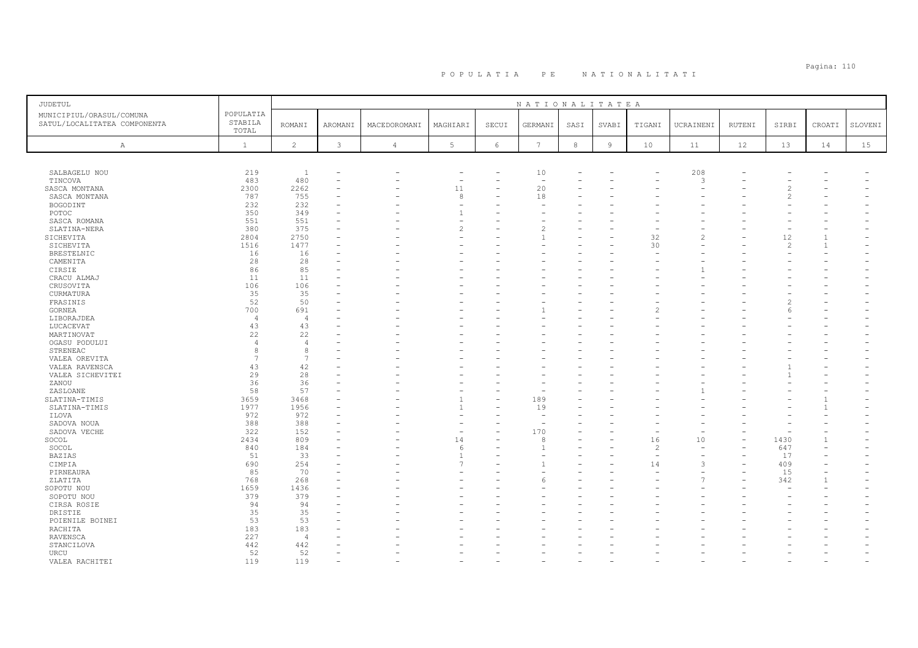# POPULATIA PE NATIONALITATI

| JUDETUL<br>MUNICIPIUL/ORASUL/COMUNA<br>SATUL/LOCALITATEA COMPONENTA | POPULATIA STABILA TOTAL | NATIONALITATEA | | | | | | | | | | | | | | |
|---|---|---|---|---|---|---|---|---|---|---|---|---|---|---|---|---|
| | | ROMANI | AROMANI | MACEDOROMANI | MAGHIARI | SECUI | GERMANI | SASI | SVABI | TIGANI | UCRAINENI | RUTENI | SIRBI | CROATI | SLOVENI |
| A | 1 | 2 | 3 | 4 | 5 | 6 | 7 | 8 | 9 | 10 | 11 | 12 | 13 | 14 | 15 |
| SALBAGELU NOU | 219 | 1 | - | - | - | - | 10 | - | - | - | 208 | - | - | - | - |
| TINCOVA | 483 | 480 | - | - | - | - | - | - | - | - | 3 | - | - | - | - |
| SASCA MONTANA | 2300 | 2262 | - | - | 11 | - | 20 | - | - | - | - | - | 2 | - | - |
| SASCA MONTANA | 787 | 755 | - | - | 8 | - | 18 | - | - | - | - | - | 2 | - | - |
| BOGODINT | 232 | 232 | - | - | - | - | - | - | - | - | - | - | - | - | - |
| POTOC | 350 | 349 | - | - | 1 | - | - | - | - | - | - | - | - | - | - |
| SASCA ROMANA | 551 | 551 | - | - | - | - | - | - | - | - | - | - | - | - | - |
| SLATINA-NERA | 380 | 375 | - | - | 2 | - | 2 | - | - | - | - | - | - | - | - |
| SICHEVITA | 2804 | 2750 | - | - | - | - | 1 | - | - | 32 | 2 | - | 12 | 1 | - |
| SICHEVITA | 1516 | 1477 | - | - | - | - | - | - | - | 30 | - | - | 2 | 1 | - |
| BRESTELNIC | 16 | 16 | - | - | - | - | - | - | - | - | - | - | - | - | - |
| CAMENITA | 28 | 28 | - | - | - | - | - | - | - | - | - | - | - | - | - |
| CIRSIE | 86 | 85 | - | - | - | - | - | - | - | - | 1 | - | - | - | - |
| CRACU ALMAJ | 11 | 11 | - | - | - | - | - | - | - | - | - | - | - | - | - |
| CRUSOVITA | 106 | 106 | - | - | - | - | - | - | - | - | - | - | - | - | - |
| CURMATURA | 35 | 35 | - | - | - | - | - | - | - | - | - | - | - | - | - |
| FRASINIS | 52 | 50 | - | - | - | - | - | - | - | - | - | - | 2 | - | - |
| GORNEA | 700 | 691 | - | - | - | - | 1 | - | - | 2 | - | - | 6 | - | - |
| LIBORAJDEA | 4 | 4 | - | - | - | - | - | - | - | - | - | - | - | - | - |
| LUCACEVAT | 43 | 43 | - | - | - | - | - | - | - | - | - | - | - | - | - |
| MARTINOVAT | 22 | 22 | - | - | - | - | - | - | - | - | - | - | - | - | - |
| OGASU PODULUI | 4 | 4 | - | - | - | - | - | - | - | - | - | - | - | - | - |
| STRENEAC | 8 | 8 | - | - | - | - | - | - | - | - | - | - | - | - | - |
| VALEA OREVITA | 7 | 7 | - | - | - | - | - | - | - | - | - | - | - | - | - |
| VALEA RAVENSCA | 43 | 42 | - | - | - | - | - | - | - | - | - | - | 1 | - | - |
| VALEA SICHEVITEI | 29 | 28 | - | - | - | - | - | - | - | - | - | - | 1 | - | - |
| ZANOU | 36 | 36 | - | - | - | - | - | - | - | - | - | - | - | - | - |
| ZASLOANE | 58 | 57 | - | - | - | - | - | - | - | - | 1 | - | - | - | - |
| SLATINA-TIMIS | 3659 | 3468 | - | - | 1 | - | 189 | - | - | - | - | - | - | 1 | - |
| SLATINA-TIMIS | 1977 | 1956 | - | - | 1 | - | 19 | - | - | - | - | - | - | 1 | - |
| ILOVA | 972 | 972 | - | - | - | - | - | - | - | - | - | - | - | - | - |
| SADOVA NOUA | 388 | 388 | - | - | - | - | - | - | - | - | - | - | - | - | - |
| SADOVA VECHE | 322 | 152 | - | - | - | - | 170 | - | - | - | - | - | - | - | - |
| SOCOL | 2434 | 809 | - | - | 14 | - | 8 | - | - | 16 | 10 | - | 1430 | 1 | - |
| SOCOL | 840 | 184 | - | - | 6 | - | 1 | - | - | 2 | - | - | 647 | - | - |
| BAZIAS | 51 | 33 | - | - | 1 | - | - | - | - | - | - | - | 17 | - | - |
| CIMPIA | 690 | 254 | - | - | 7 | - | 1 | - | - | 14 | 3 | - | 409 | - | - |
| PIRNEAURA | 85 | 70 | - | - | - | - | - | - | - | - | - | - | 15 | - | - |
| ZLATITA | 768 | 268 | - | - | - | - | 6 | - | - | - | 7 | - | 342 | 1 | - |
| SOPOTU NOU | 1659 | 1436 | - | - | - | - | - | - | - | - | - | - | - | - | - |
| SOPOTU NOU | 379 | 379 | - | - | - | - | - | - | - | - | - | - | - | - | - |
| CIRSA ROSIE | 94 | 94 | - | - | - | - | - | - | - | - | - | - | - | - | - |
| DRISTIE | 35 | 35 | - | - | - | - | - | - | - | - | - | - | - | - | - |
| POIENILE BOINEI | 53 | 53 | - | - | - | - | - | - | - | - | - | - | - | - | - |
| RACHITA | 183 | 183 | - | - | - | - | - | - | - | - | - | - | - | - | - |
| RAVENSCA | 227 | 4 | - | - | - | - | - | - | - | - | - | - | - | - | - |
| STANCILOVA | 442 | 442 | - | - | - | - | - | - | - | - | - | - | - | - | - |
| URCU | 52 | 52 | - | - | - | - | - | - | - | - | - | - | - | - | - |
| VALEA RACHITEI | 119 | 119 | - | - | - | - | - | - | - | - | - | - | - | - | - |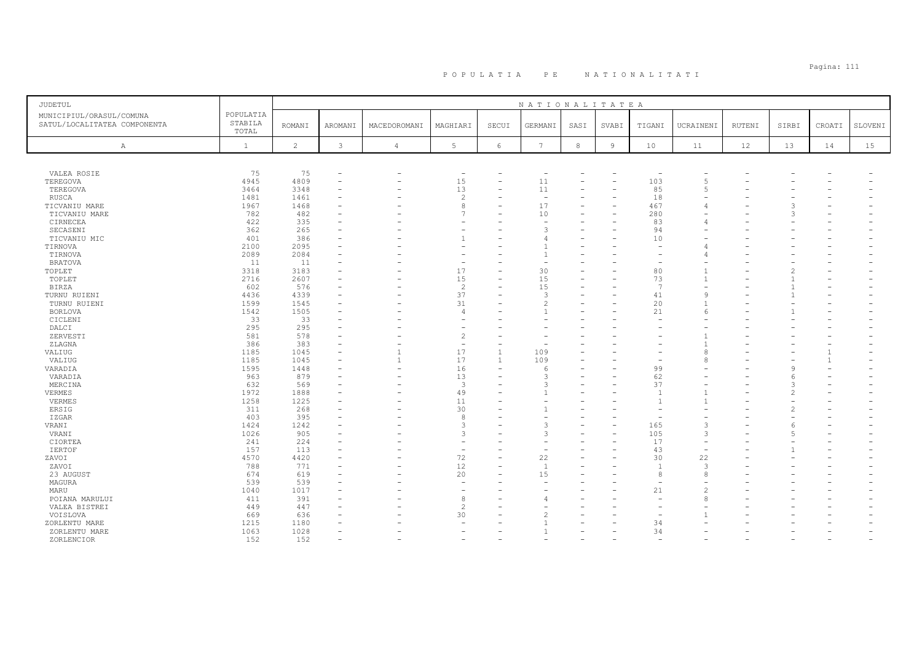## POPULATIA PE NATIONALITATI

| JUDETUL<br>MUNICIPIUL/ORASUL/COMUNA<br>SATUL/LOCALITATEA COMPONENTA | POPULATIA STABILA TOTAL | NATIONALITATEA<br>ROMANI | AROMANI | MACEDOROMANI | MAGHIARI | SECUI | GERMANI | SASI | SVABI | TIGANI | UCRAINENI | RUTENI | SIRBI | CROATI | SLOVENI |
|---|---|---|---|---|---|---|---|---|---|---|---|---|---|---|---|
| A | 1 | 2 | 3 | 4 | 5 | 6 | 7 | 8 | 9 | 10 | 11 | 12 | 13 | 14 | 15 |
| VALEA ROSIE | 75 | 75 | - | - | - | - | - | - | - | - | - | - | - | - | - |
| TEREGOVA | 4945 | 4809 | - | - | 15 | - | 11 | - | - | 103 | 5 | - | - | - | - |
| TEREGOVA | 3464 | 3348 | - | - | 13 | - | 11 | - | - | 85 | 5 | - | - | - | - |
| RUSCA | 1481 | 1461 | - | - | 2 | - | - | - | - | 18 | - | - | - | - | - |
| TICVANIU MARE | 1967 | 1468 | - | - | 8 | - | 17 | - | - | 467 | 4 | - | 3 | - | - |
| TICVANIU MARE | 782 | 482 | - | - | 7 | - | 10 | - | - | 280 | - | - | 3 | - | - |
| CIRNECEA | 422 | 335 | - | - | - | - | - | - | - | 83 | 4 | - | - | - | - |
| SECASENI | 362 | 265 | - | - | - | - | 3 | - | - | 94 | - | - | - | - | - |
| TICVANIU MIC | 401 | 386 | - | - | 1 | - | 4 | - | - | 10 | - | - | - | - | - |
| TIRNOVA | 2100 | 2095 | - | - | - | - | 1 | - | - | - | 4 | - | - | - | - |
| TIRNOVA | 2089 | 2084 | - | - | - | - | 1 | - | - | - | 4 | - | - | - | - |
| BRATOVA | 11 | 11 | - | - | - | - | - | - | - | - | - | - | - | - | - |
| TOPLET | 3318 | 3183 | - | - | 17 | - | 30 | - | - | 80 | 1 | - | 2 | - | - |
| TOPLET | 2716 | 2607 | - | - | 15 | - | 15 | - | - | 73 | 1 | - | 1 | - | - |
| BIRZA | 602 | 576 | - | - | 2 | - | 15 | - | - | 7 | - | - | 1 | - | - |
| TURNU RUIENI | 4436 | 4339 | - | - | 37 | - | 3 | - | - | 41 | 9 | - | 1 | - | - |
| TURNU RUIENI | 1599 | 1545 | - | - | 31 | - | 2 | - | - | 20 | 1 | - | - | - | - |
| BORLOVA | 1542 | 1505 | - | - | 4 | - | 1 | - | - | 21 | 6 | - | 1 | - | - |
| CICLENI | 33 | 33 | - | - | - | - | - | - | - | - | - | - | - | - | - |
| DALCI | 295 | 295 | - | - | - | - | - | - | - | - | - | - | - | - | - |
| ZERVESTI | 581 | 578 | - | - | 2 | - | - | - | - | - | 1 | - | - | - | - |
| ZLAGNA | 386 | 383 | - | - | - | - | - | - | - | - | 1 | - | - | - | - |
| VALIUG | 1185 | 1045 | - | 1 | 17 | 1 | 109 | - | - | - | 8 | - | - | 1 | - |
| VALIUG | 1185 | 1045 | - | 1 | 17 | 1 | 109 | - | - | - | 8 | - | - | 1 | - |
| VARADIA | 1595 | 1448 | - | - | 16 | - | 6 | - | - | 99 | - | - | 9 | - | - |
| VARADIA | 963 | 879 | - | - | 13 | - | 3 | - | - | 62 | - | - | 6 | - | - |
| MERCINA | 632 | 569 | - | - | 3 | - | 3 | - | - | 37 | - | - | 3 | - | - |
| VERMES | 1972 | 1888 | - | - | 49 | - | 1 | - | - | 1 | 1 | - | 2 | - | - |
| VERMES | 1258 | 1225 | - | - | 11 | - | - | - | - | 1 | 1 | - | - | - | - |
| ERSIG | 311 | 268 | - | - | 30 | - | 1 | - | - | - | - | - | 2 | - | - |
| IZGAR | 403 | 395 | - | - | 8 | - | - | - | - | - | - | - | - | - | - |
| VRANI | 1424 | 1242 | - | - | 3 | - | 3 | - | - | 165 | 3 | - | 6 | - | - |
| VRANI | 1026 | 905 | - | - | 3 | - | 3 | - | - | 105 | 3 | - | 5 | - | - |
| CIORTEA | 241 | 224 | - | - | - | - | - | - | - | 17 | - | - | - | - | - |
| IERTOF | 157 | 113 | - | - | - | - | - | - | - | 43 | - | - | 1 | - | - |
| ZAVOI | 4570 | 4420 | - | - | 72 | - | 22 | - | - | 30 | 22 | - | - | - | - |
| ZAVOI | 788 | 771 | - | - | 12 | - | 1 | - | - | 1 | 3 | - | - | - | - |
| 23 AUGUST | 674 | 619 | - | - | 20 | - | 15 | - | - | 8 | 8 | - | - | - | - |
| MAGURA | 539 | 539 | - | - | - | - | - | - | - | - | - | - | - | - | - |
| MARU | 1040 | 1017 | - | - | - | - | - | - | - | 21 | 2 | - | - | - | - |
| POIANA MARULUI | 411 | 391 | - | - | 8 | - | 4 | - | - | - | 8 | - | - | - | - |
| VALEA BISTREI | 449 | 447 | - | - | 2 | - | - | - | - | - | - | - | - | - | - |
| VOISLOVA | 669 | 636 | - | - | 30 | - | 2 | - | - | - | 1 | - | - | - | - |
| ZORLENTU MARE | 1215 | 1180 | - | - | - | - | 1 | - | - | 34 | - | - | - | - | - |
| ZORLENTU MARE | 1063 | 1028 | - | - | - | - | 1 | - | - | 34 | - | - | - | - | - |
| ZORLENCIOR | 152 | 152 | - | - | - | - | - | - | - | - | - | - | - | - | - |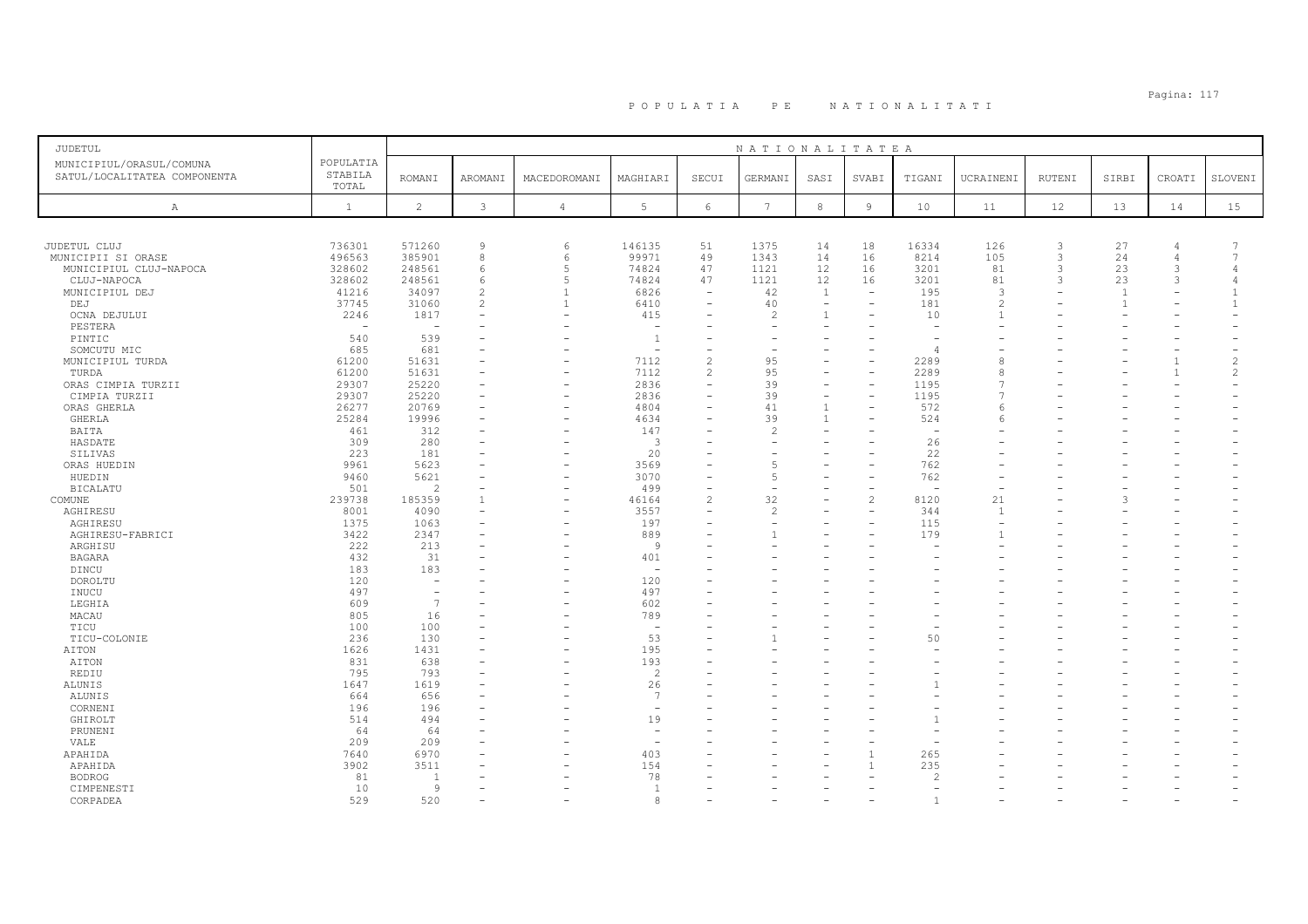# P O P U L A T I A   P E   N A T I O N A L I T A T I

| JUDETUL<br>MUNICIPIUL/ORASUL/COMUNA<br>SATUL/LOCALITATEA COMPONENTA | POPULATIA STABILA TOTAL | NATIONALITATEA | | | | | | | | | | | | | |
|---|---|---|---|---|---|---|---|---|---|---|---|---|---|---|---|
| | | ROMANI | AROMANI | MACEDOROMANI | MAGHIARI | SECUI | GERMANI | SASI | SVABI | TIGANI | UCRAINENI | RUTENI | SIRBI | CROATI | SLOVENI |
| A | 1 | 2 | 3 | 4 | 5 | 6 | 7 | 8 | 9 | 10 | 11 | 12 | 13 | 14 | 15 |
| JUDETUL CLUJ | 736301 | 571260 | 9 | 6 | 146135 | 51 | 1375 | 14 | 18 | 16334 | 126 | 3 | 27 | 4 | 7 |
| MUNICIPII SI ORASE | 496563 | 385901 | 8 | 6 | 99971 | 49 | 1343 | 14 | 16 | 8214 | 105 | 3 | 24 | 4 | 7 |
| MUNICIPIUL CLUJ-NAPOCA | 328602 | 248561 | 6 | 5 | 74824 | 47 | 1121 | 12 | 16 | 3201 | 81 | 3 | 23 | 3 | 4 |
| CLUJ-NAPOCA | 328602 | 248561 | 6 | 5 | 74824 | 47 | 1121 | 12 | 16 | 3201 | 81 | 3 | 23 | 3 | 4 |
| MUNICIPIUL DEJ | 41216 | 34097 | 2 | 1 | 6826 | - | 42 | 1 | - | 195 | 3 | - | 1 | - | 1 |
| DEJ | 37745 | 31060 | 2 | 1 | 6410 | - | 40 | - | - | 181 | 2 | - | 1 | - | 1 |
| OCNA DEJULUI | 2246 | 1817 | - | - | 415 | - | 2 | 1 | - | 10 | 1 | - | - | - | - |
| PESTERA | - | - | - | - | - | - | - | - | - | - | - | - | - | - | - |
| PINTIC | 540 | 539 | - | - | 1 | - | - | - | - | - | - | - | - | - | - |
| SOMCUTU MIC | 685 | 681 | - | - | - | - | - | - | - | 4 | - | - | - | - | - |
| MUNICIPIUL TURDA | 61200 | 51631 | - | - | 7112 | 2 | 95 | - | - | 2289 | 8 | - | - | 1 | 2 |
| TURDA | 61200 | 51631 | - | - | 7112 | 2 | 95 | - | - | 2289 | 8 | - | - | 1 | 2 |
| ORAS CIMPIA TURZII | 29307 | 25220 | - | - | 2836 | - | 39 | - | - | 1195 | 7 | - | - | - | - |
| CIMPIA TURZII | 29307 | 25220 | - | - | 2836 | - | 39 | - | - | 1195 | 7 | - | - | - | - |
| ORAS GHERLA | 26277 | 20769 | - | - | 4804 | - | 41 | 1 | - | 572 | 6 | - | - | - | - |
| GHERLA | 25284 | 19996 | - | - | 4634 | - | 39 | 1 | - | 524 | 6 | - | - | - | - |
| BAITA | 461 | 312 | - | - | 147 | - | 2 | - | - | - | - | - | - | - | - |
| HASDATE | 309 | 280 | - | - | 3 | - | - | - | - | 26 | - | - | - | - | - |
| SILIVAS | 223 | 181 | - | - | 20 | - | - | - | - | 22 | - | - | - | - | - |
| ORAS HUEDIN | 9961 | 5623 | - | - | 3569 | - | 5 | - | - | 762 | - | - | - | - | - |
| HUEDIN | 9460 | 5621 | - | - | 3070 | - | 5 | - | - | 762 | - | - | - | - | - |
| BICALATU | 501 | 2 | - | - | 499 | - | - | - | - | - | - | - | - | - | - |
| COMUNE | 239738 | 185359 | 1 | - | 46164 | 2 | 32 | - | 2 | 8120 | 21 | - | 3 | - | - |
| AGHIRESU | 8001 | 4090 | - | - | 3557 | - | 2 | - | - | 344 | 1 | - | - | - | - |
| AGHIRESU | 1375 | 1063 | - | - | 197 | - | - | - | - | 115 | - | - | - | - | - |
| AGHIRESU-FABRICI | 3422 | 2347 | - | - | 889 | - | 1 | - | - | 179 | 1 | - | - | - | - |
| ARGHISU | 222 | 213 | - | - | 9 | - | - | - | - | - | - | - | - | - | - |
| BAGARA | 432 | 31 | - | - | 401 | - | - | - | - | - | - | - | - | - | - |
| DINCU | 183 | 183 | - | - | - | - | - | - | - | - | - | - | - | - | - |
| DOROLTU | 120 | - | - | - | 120 | - | - | - | - | - | - | - | - | - | - |
| INUCU | 497 | - | - | - | 497 | - | - | - | - | - | - | - | - | - | - |
| LEGHIA | 609 | 7 | - | - | 602 | - | - | - | - | - | - | - | - | - | - |
| MACAU | 805 | 16 | - | - | 789 | - | - | - | - | - | - | - | - | - | - |
| TICU | 100 | 100 | - | - | - | - | - | - | - | - | - | - | - | - | - |
| TICU-COLONIE | 236 | 130 | - | - | 53 | - | 1 | - | - | 50 | - | - | - | - | - |
| AITON | 1626 | 1431 | - | - | 195 | - | - | - | - | - | - | - | - | - | - |
| AITON | 831 | 638 | - | - | 193 | - | - | - | - | - | - | - | - | - | - |
| REDIU | 795 | 793 | - | - | 2 | - | - | - | - | - | - | - | - | - | - |
| ALUNIS | 1647 | 1619 | - | - | 26 | - | - | - | - | 1 | - | - | - | - | - |
| ALUNIS | 664 | 656 | - | - | 7 | - | - | - | - | - | - | - | - | - | - |
| CORNENI | 196 | 196 | - | - | - | - | - | - | - | - | - | - | - | - | - |
| GHIROLT | 514 | 494 | - | - | 19 | - | - | - | - | 1 | - | - | - | - | - |
| PRUNENI | 64 | 64 | - | - | - | - | - | - | - | - | - | - | - | - | - |
| VALE | 209 | 209 | - | - | - | - | - | - | - | - | - | - | - | - | - |
| APAHIDA | 7640 | 6970 | - | - | 403 | - | - | - | 1 | 265 | - | - | - | - | - |
| APAHIDA | 3902 | 3511 | - | - | 154 | - | - | - | 1 | 235 | - | - | - | - | - |
| BODROG | 81 | 1 | - | - | 78 | - | - | - | - | 2 | - | - | - | - | - |
| CIMPENESTI | 10 | 9 | - | - | 1 | - | - | - | - | - | - | - | - | - | - |
| CORPADEA | 529 | 520 | - | - | 8 | - | - | - | - | 1 | - | - | - | - | - |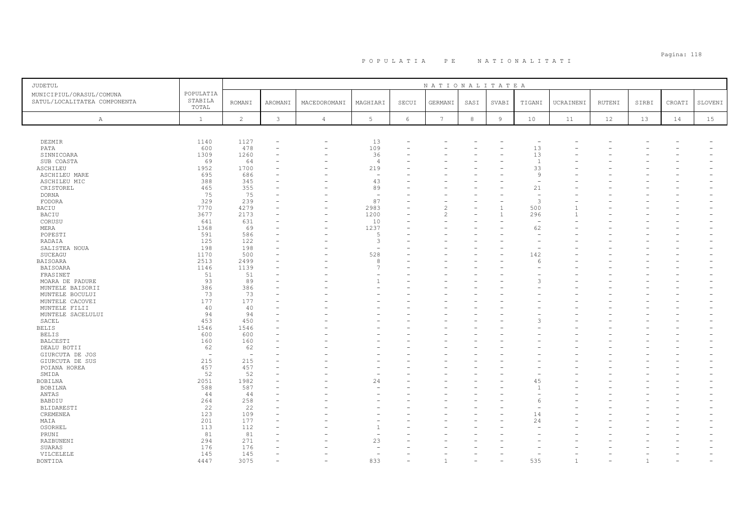# POPULATIA PE NATIONALITATI

| JUDETUL<br>MUNICIPIUL/ORASUL/COMUNA<br>SATUL/LOCALITATEA COMPONENTA | POPULATIA STABILA TOTAL | NATIONALITATEA | | | | | | | | | | | | | |
|---|---|---|---|---|---|---|---|---|---|---|---|---|---|---|---|
| | | ROMANI | AROMANI | MACEDOROMANI | MAGHIARI | SECUI | GERMANI | SASI | SVABI | TIGANI | UCRAINENI | RUTENI | SIRBI | CROATI | SLOVENI |
| A | 1 | 2 | 3 | 4 | 5 | 6 | 7 | 8 | 9 | 10 | 11 | 12 | 13 | 14 | 15 |
| DEZMIR | 1140 | 1127 | - | - | 13 | - | - | - | - | - | - | - | - | - | - |
| PATA | 600 | 478 | - | - | 109 | - | - | - | - | 13 | - | - | - | - | - |
| SINNICOARA | 1309 | 1260 | - | - | 36 | - | - | - | - | 13 | - | - | - | - | - |
| SUB COASTA | 69 | 64 | - | - | 4 | - | - | - | - | 1 | - | - | - | - | - |
| ASCHILEU | 1952 | 1700 | - | - | 219 | - | - | - | - | 33 | - | - | - | - | - |
| ASCHILEU MARE | 695 | 686 | - | - | - | - | - | - | - | 9 | - | - | - | - | - |
| ASCHILEU MIC | 388 | 345 | - | - | 43 | - | - | - | - | - | - | - | - | - | - |
| CRISTOREL | 465 | 355 | - | - | 89 | - | - | - | - | 21 | - | - | - | - | - |
| DORNA | 75 | 75 | - | - | - | - | - | - | - | - | - | - | - | - | - |
| FODORA | 329 | 239 | - | - | 87 | - | - | - | - | 3 | - | - | - | - | - |
| BACIU | 7770 | 4279 | - | - | 2983 | - | 2 | - | 1 | 500 | 1 | - | - | - | - |
| BACIU | 3677 | 2173 | - | - | 1200 | - | 2 | - | 1 | 296 | 1 | - | - | - | - |
| CORUSU | 641 | 631 | - | - | 10 | - | - | - | - | - | - | - | - | - | - |
| MERA | 1368 | 69 | - | - | 1237 | - | - | - | - | 62 | - | - | - | - | - |
| POPESTI | 591 | 586 | - | - | 5 | - | - | - | - | - | - | - | - | - | - |
| RADAIA | 125 | 122 | - | - | 3 | - | - | - | - | - | - | - | - | - | - |
| SALISTEA NOUA | 198 | 198 | - | - | - | - | - | - | - | - | - | - | - | - | - |
| SUCEAGU | 1170 | 500 | - | - | 528 | - | - | - | - | 142 | - | - | - | - | - |
| BAISOARA | 2513 | 2499 | - | - | 8 | - | - | - | - | 6 | - | - | - | - | - |
| BAISOARA | 1146 | 1139 | - | - | 7 | - | - | - | - | - | - | - | - | - | - |
| FRASINET | 51 | 51 | - | - | - | - | - | - | - | - | - | - | - | - | - |
| MOARA DE PADURE | 93 | 89 | - | - | 1 | - | - | - | - | 3 | - | - | - | - | - |
| MUNTELE BAISORII | 386 | 386 | - | - | - | - | - | - | - | - | - | - | - | - | - |
| MUNTELE BOCULUI | 73 | 73 | - | - | - | - | - | - | - | - | - | - | - | - | - |
| MUNTELE CACOVEI | 177 | 177 | - | - | - | - | - | - | - | - | - | - | - | - | - |
| MUNTELE FILII | 40 | 40 | - | - | - | - | - | - | - | - | - | - | - | - | - |
| MUNTELE SACELULUI | 94 | 94 | - | - | - | - | - | - | - | - | - | - | - | - | - |
| SACEL | 453 | 450 | - | - | - | - | - | - | - | 3 | - | - | - | - | - |
| BELIS | 1546 | 1546 | - | - | - | - | - | - | - | - | - | - | - | - | - |
| BELIS | 600 | 600 | - | - | - | - | - | - | - | - | - | - | - | - | - |
| BALCESTI | 160 | 160 | - | - | - | - | - | - | - | - | - | - | - | - | - |
| DEALU BOTII | 62 | 62 | - | - | - | - | - | - | - | - | - | - | - | - | - |
| GIURCUTA DE JOS | - | - | - | - | - | - | - | - | - | - | - | - | - | - | - |
| GIURCUTA DE SUS | 215 | 215 | - | - | - | - | - | - | - | - | - | - | - | - | - |
| POIANA HOREA | 457 | 457 | - | - | - | - | - | - | - | - | - | - | - | - | - |
| SMIDA | 52 | 52 | - | - | - | - | - | - | - | - | - | - | - | - | - |
| BOBILNA | 2051 | 1982 | - | - | 24 | - | - | - | - | 45 | - | - | - | - | - |
| BOBILNA | 588 | 587 | - | - | - | - | - | - | - | 1 | - | - | - | - | - |
| ANTAS | 44 | 44 | - | - | - | - | - | - | - | - | - | - | - | - | - |
| BABDIU | 264 | 258 | - | - | - | - | - | - | - | 6 | - | - | - | - | - |
| BLIDARESTI | 22 | 22 | - | - | - | - | - | - | - | - | - | - | - | - | - |
| CREMENEA | 123 | 109 | - | - | - | - | - | - | - | 14 | - | - | - | - | - |
| MAIA | 201 | 177 | - | - | - | - | - | - | - | 24 | - | - | - | - | - |
| OSORHEL | 113 | 112 | - | - | 1 | - | - | - | - | - | - | - | - | - | - |
| PRUNI | 81 | 81 | - | - | - | - | - | - | - | - | - | - | - | - | - |
| RAZBUNENI | 294 | 271 | - | - | 23 | - | - | - | - | - | - | - | - | - | - |
| SUARAS | 176 | 176 | - | - | - | - | - | - | - | - | - | - | - | - | - |
| VILCELELE | 145 | 145 | - | - | - | - | - | - | - | - | - | - | - | - | - |
| BONTIDA | 4447 | 3075 | - | - | 833 | - | 1 | - | - | 535 | 1 | - | 1 | - | - |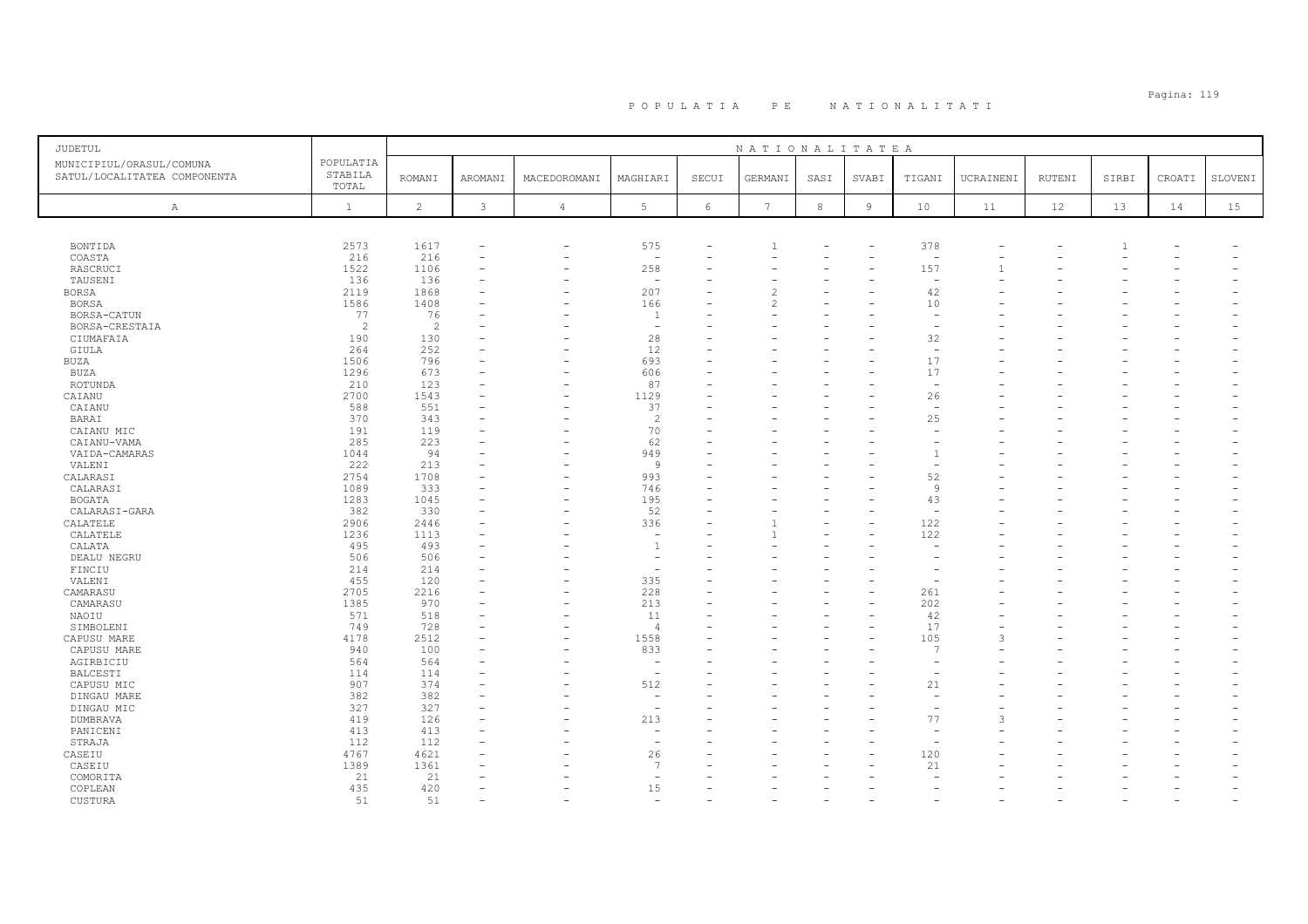# POPULATIA PE NATIONALITATI

| JUDETUL<br>MUNICIPIUL/ORASUL/COMUNA<br>SATUL/LOCALITATEA COMPONENTA | POPULATIA STABILA TOTAL | NATIONALITATEA | | | | | | | | | | | | | | |
|---|---|---|---|---|---|---|---|---|---|---|---|---|---|---|---|---|
| | | ROMANI | AROMANI | MACEDOROMANI | MAGHIARI | SECUI | GERMANI | SASI | SVABI | TIGANI | UCRAINENI | RUTENI | SIRBI | CROATI | SLOVENI |
| A | 1 | 2 | 3 | 4 | 5 | 6 | 7 | 8 | 9 | 10 | 11 | 12 | 13 | 14 | 15 |
| BONTIDA | 2573 | 1617 | - | - | 575 | - | 1 | - | - | 378 | - | - | 1 | - | - |
| COASTA | 216 | 216 | - | - | - | - | - | - | - | - | - | - | - | - | - |
| RASCRUCI | 1522 | 1106 | - | - | 258 | - | - | - | - | 157 | 1 | - | - | - | - |
| TAUSENI | 136 | 136 | - | - | - | - | - | - | - | - | - | - | - | - | - |
| BORSA | 2119 | 1868 | - | - | 207 | - | 2 | - | - | 42 | - | - | - | - | - |
| BORSA | 1586 | 1408 | - | - | 166 | - | 2 | - | - | 10 | - | - | - | - | - |
| BORSA-CATUN | 77 | 76 | - | - | 1 | - | - | - | - | - | - | - | - | - | - |
| BORSA-CRESTAIA | 2 | 2 | - | - | - | - | - | - | - | - | - | - | - | - | - |
| CIUMAFAIA | 190 | 130 | - | - | 28 | - | - | - | - | 32 | - | - | - | - | - |
| GIULA | 264 | 252 | - | - | 12 | - | - | - | - | - | - | - | - | - | - |
| BUZA | 1506 | 796 | - | - | 693 | - | - | - | - | 17 | - | - | - | - | - |
| BUZA | 1296 | 673 | - | - | 606 | - | - | - | - | 17 | - | - | - | - | - |
| ROTUNDA | 210 | 123 | - | - | 87 | - | - | - | - | - | - | - | - | - | - |
| CAIANU | 2700 | 1543 | - | - | 1129 | - | - | - | - | 26 | - | - | - | - | - |
| CAIANU | 588 | 551 | - | - | 37 | - | - | - | - | - | - | - | - | - | - |
| BARAI | 370 | 343 | - | - | 2 | - | - | - | - | 25 | - | - | - | - | - |
| CAIANU MIC | 191 | 119 | - | - | 70 | - | - | - | - | - | - | - | - | - | - |
| CAIANU-VAMA | 285 | 223 | - | - | 62 | - | - | - | - | - | - | - | - | - | - |
| VAIDA-CAMARAS | 1044 | 94 | - | - | 949 | - | - | - | - | 1 | - | - | - | - | - |
| VALENI | 222 | 213 | - | - | 9 | - | - | - | - | - | - | - | - | - | - |
| CALARASI | 2754 | 1708 | - | - | 993 | - | - | - | - | 52 | - | - | - | - | - |
| CALARASI | 1089 | 333 | - | - | 746 | - | - | - | - | 9 | - | - | - | - | - |
| BOGATA | 1283 | 1045 | - | - | 195 | - | - | - | - | 43 | - | - | - | - | - |
| CALARASI-GARA | 382 | 330 | - | - | 52 | - | - | - | - | - | - | - | - | - | - |
| CALATELE | 2906 | 2446 | - | - | 336 | - | 1 | - | - | 122 | - | - | - | - | - |
| CALATELE | 1236 | 1113 | - | - | - | - | 1 | - | - | 122 | - | - | - | - | - |
| CALATA | 495 | 493 | - | - | 1 | - | - | - | - | - | - | - | - | - | - |
| DEALU NEGRU | 506 | 506 | - | - | - | - | - | - | - | - | - | - | - | - | - |
| FINCIU | 214 | 214 | - | - | - | - | - | - | - | - | - | - | - | - | - |
| VALENI | 455 | 120 | - | - | 335 | - | - | - | - | - | - | - | - | - | - |
| CAMARASU | 2705 | 2216 | - | - | 228 | - | - | - | - | 261 | - | - | - | - | - |
| CAMARASU | 1385 | 970 | - | - | 213 | - | - | - | - | 202 | - | - | - | - | - |
| NAOIU | 571 | 518 | - | - | 11 | - | - | - | - | 42 | - | - | - | - | - |
| SIMBOLENI | 749 | 728 | - | - | 4 | - | - | - | - | 17 | - | - | - | - | - |
| CAPUSU MARE | 4178 | 2512 | - | - | 1558 | - | - | - | - | 105 | 3 | - | - | - | - |
| CAPUSU MARE | 940 | 100 | - | - | 833 | - | - | - | - | 7 | - | - | - | - | - |
| AGIRBICIU | 564 | 564 | - | - | - | - | - | - | - | - | - | - | - | - | - |
| BALCESTI | 114 | 114 | - | - | - | - | - | - | - | - | - | - | - | - | - |
| CAPUSU MIC | 907 | 374 | - | - | 512 | - | - | - | - | 21 | - | - | - | - | - |
| DINGAU MARE | 382 | 382 | - | - | - | - | - | - | - | - | - | - | - | - | - |
| DINGAU MIC | 327 | 327 | - | - | - | - | - | - | - | - | - | - | - | - | - |
| DUMBRAVA | 419 | 126 | - | - | 213 | - | - | - | - | 77 | 3 | - | - | - | - |
| PANICENI | 413 | 413 | - | - | - | - | - | - | - | - | - | - | - | - | - |
| STRAJA | 112 | 112 | - | - | - | - | - | - | - | - | - | - | - | - | - |
| CASEIU | 4767 | 4621 | - | - | 26 | - | - | - | - | 120 | - | - | - | - | - |
| CASEIU | 1389 | 1361 | - | - | 7 | - | - | - | - | 21 | - | - | - | - | - |
| COMORITA | 21 | 21 | - | - | - | - | - | - | - | - | - | - | - | - | - |
| COPLEAN | 435 | 420 | - | - | 15 | - | - | - | - | - | - | - | - | - | - |
| CUSTURA | 51 | 51 | - | - | - | - | - | - | - | - | - | - | - | - | - |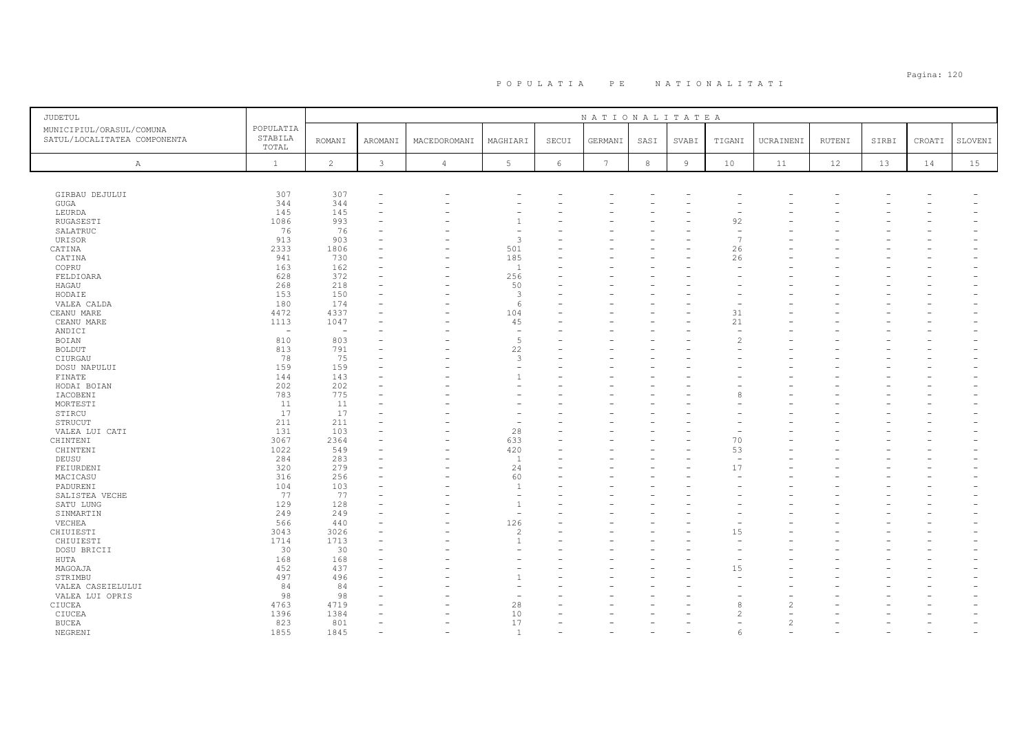# POPULATIA PE NATIONALITATI

| JUDETUL MUNICIPIUL/ORASUL/COMUNA SATUL/LOCALITATEA COMPONENTA | POPULATIA STABILA TOTAL | NATIONALITATEA | | | | | | | | | | | | | | |
|---|---|---|---|---|---|---|---|---|---|---|---|---|---|---|---|---|
| | | ROMANI | AROMANI | MACEDOROMANI | MAGHIARI | SECUI | GERMANI | SASI | SVABI | TIGANI | UCRAINENI | RUTENI | SIRBI | CROATI | SLOVENI |
| A | 1 | 2 | 3 | 4 | 5 | 6 | 7 | 8 | 9 | 10 | 11 | 12 | 13 | 14 | 15 |
| GIRBAU DEJULUI | 307 | 307 | - | - | - | - | - | - | - | - | - | - | - | - | - |
| GUGA | 344 | 344 | - | - | - | - | - | - | - | - | - | - | - | - | - |
| LEURDA | 145 | 145 | - | - | - | - | - | - | - | - | - | - | - | - | - |
| RUGASESTI | 1086 | 993 | - | - | 1 | - | - | - | - | 92 | - | - | - | - | - |
| SALATRUC | 76 | 76 | - | - | - | - | - | - | - | - | - | - | - | - | - |
| URISOR | 913 | 903 | - | - | 3 | - | - | - | - | 7 | - | - | - | - | - |
| CATINA | 2333 | 1806 | - | - | 501 | - | - | - | - | 26 | - | - | - | - | - |
| CATINA | 941 | 730 | - | - | 185 | - | - | - | - | 26 | - | - | - | - | - |
| COPRU | 163 | 162 | - | - | 1 | - | - | - | - | - | - | - | - | - | - |
| FELDIOARA | 628 | 372 | - | - | 256 | - | - | - | - | - | - | - | - | - | - |
| HAGAU | 268 | 218 | - | - | 50 | - | - | - | - | - | - | - | - | - | - |
| HODAIE | 153 | 150 | - | - | 3 | - | - | - | - | - | - | - | - | - | - |
| VALEA CALDA | 180 | 174 | - | - | 6 | - | - | - | - | - | - | - | - | - | - |
| CEANU MARE | 4472 | 4337 | - | - | 104 | - | - | - | - | 31 | - | - | - | - | - |
| CEANU MARE | 1113 | 1047 | - | - | 45 | - | - | - | - | 21 | - | - | - | - | - |
| ANDICI | - | - | - | - | - | - | - | - | - | - | - | - | - | - | - |
| BOIAN | 810 | 803 | - | - | 5 | - | - | - | - | 2 | - | - | - | - | - |
| BOLDUT | 813 | 791 | - | - | 22 | - | - | - | - | - | - | - | - | - | - |
| CIURGAU | 78 | 75 | - | - | 3 | - | - | - | - | - | - | - | - | - | - |
| DOSU NAPULUI | 159 | 159 | - | - | - | - | - | - | - | - | - | - | - | - | - |
| FINATE | 144 | 143 | - | - | 1 | - | - | - | - | - | - | - | - | - | - |
| HODAI BOIAN | 202 | 202 | - | - | - | - | - | - | - | - | - | - | - | - | - |
| IACOBENI | 783 | 775 | - | - | - | - | - | - | - | 8 | - | - | - | - | - |
| MORTESTI | 11 | 11 | - | - | - | - | - | - | - | - | - | - | - | - | - |
| STIRCU | 17 | 17 | - | - | - | - | - | - | - | - | - | - | - | - | - |
| STRUCUT | 211 | 211 | - | - | - | - | - | - | - | - | - | - | - | - | - |
| VALEA LUI CATI | 131 | 103 | - | - | 28 | - | - | - | - | - | - | - | - | - | - |
| CHINTENI | 3067 | 2364 | - | - | 633 | - | - | - | - | 70 | - | - | - | - | - |
| CHINTENI | 1022 | 549 | - | - | 420 | - | - | - | - | 53 | - | - | - | - | - |
| DEUSU | 284 | 283 | - | - | 1 | - | - | - | - | - | - | - | - | - | - |
| FEIURDENI | 320 | 279 | - | - | 24 | - | - | - | - | 17 | - | - | - | - | - |
| MACICASU | 316 | 256 | - | - | 60 | - | - | - | - | - | - | - | - | - | - |
| PADURENI | 104 | 103 | - | - | 1 | - | - | - | - | - | - | - | - | - | - |
| SALISTEA VECHE | 77 | 77 | - | - | - | - | - | - | - | - | - | - | - | - | - |
| SATU LUNG | 129 | 128 | - | - | 1 | - | - | - | - | - | - | - | - | - | - |
| SINMARTIN | 249 | 249 | - | - | - | - | - | - | - | - | - | - | - | - | - |
| VECHEA | 566 | 440 | - | - | 126 | - | - | - | - | - | - | - | - | - | - |
| CHIUIESTI | 3043 | 3026 | - | - | 2 | - | - | - | - | 15 | - | - | - | - | - |
| CHIUIESTI | 1714 | 1713 | - | - | 1 | - | - | - | - | - | - | - | - | - | - |
| DOSU BRICII | 30 | 30 | - | - | - | - | - | - | - | - | - | - | - | - | - |
| HUTA | 168 | 168 | - | - | - | - | - | - | - | - | - | - | - | - | - |
| MAGOAJA | 452 | 437 | - | - | - | - | - | - | - | 15 | - | - | - | - | - |
| STRIMBU | 497 | 496 | - | - | 1 | - | - | - | - | - | - | - | - | - | - |
| VALEA CASEIELULUI | 84 | 84 | - | - | - | - | - | - | - | - | - | - | - | - | - |
| VALEA LUI OPRIS | 98 | 98 | - | - | - | - | - | - | - | - | - | - | - | - | - |
| CIUCEA | 4763 | 4719 | - | - | 28 | - | - | - | - | 8 | 2 | - | - | - | - |
| CIUCEA | 1396 | 1384 | - | - | 10 | - | - | - | - | 2 | - | - | - | - | - |
| BUCEA | 823 | 801 | - | - | 17 | - | - | - | - | - | 2 | - | - | - | - |
| NEGRENI | 1855 | 1845 | - | - | 1 | - | - | - | - | 6 | - | - | - | - | - |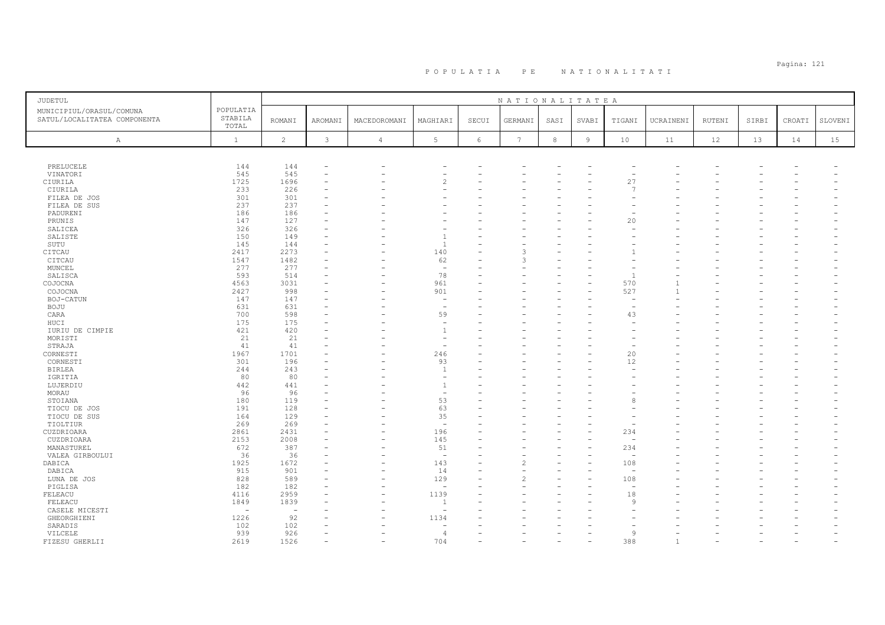# POPULATIA PE NATIONALITATI

| JUDETUL<br>MUNICIPIUL/ORASUL/COMUNA<br>SATUL/LOCALITATEA COMPONENTA | POPULATIA STABILA TOTAL | NATIONALITATEA<br>ROMANI | AROMANI | MACEDOROMANI | MAGHIARI | SECUI | GERMANI | SASI | SVABI | TIGANI | UCRAINENI | RUTENI | SIRBI | CROATI | SLOVENI |
|---|---|---|---|---|---|---|---|---|---|---|---|---|---|---|---|
| A | 1 | 2 | 3 | 4 | 5 | 6 | 7 | 8 | 9 | 10 | 11 | 12 | 13 | 14 | 15 |
| PRELUCELE | 144 | 144 | - | - | - | - | - | - | - | - | - | - | - | - | - |
| VINATORI | 545 | 545 | - | - | - | - | - | - | - | - | - | - | - | - | - |
| CIURILA | 1725 | 1696 | - | - | 2 | - | - | - | - | 27 | - | - | - | - | - |
| CIURILA | 233 | 226 | - | - | - | - | - | - | - | 7 | - | - | - | - | - |
| FILEA DE JOS | 301 | 301 | - | - | - | - | - | - | - | - | - | - | - | - | - |
| FILEA DE SUS | 237 | 237 | - | - | - | - | - | - | - | - | - | - | - | - | - |
| PADURENI | 186 | 186 | - | - | - | - | - | - | - | - | - | - | - | - | - |
| PRUNIS | 147 | 127 | - | - | - | - | - | - | - | 20 | - | - | - | - | - |
| SALICEA | 326 | 326 | - | - | - | - | - | - | - | - | - | - | - | - | - |
| SALISTE | 150 | 149 | - | - | 1 | - | - | - | - | - | - | - | - | - | - |
| SUTU | 145 | 144 | - | - | 1 | - | - | - | - | - | - | - | - | - | - |
| CITCAU | 2417 | 2273 | - | - | 140 | - | 3 | - | - | 1 | - | - | - | - | - |
| CITCAU | 1547 | 1482 | - | - | 62 | - | 3 | - | - | - | - | - | - | - | - |
| MUNCEL | 277 | 277 | - | - | - | - | - | - | - | - | - | - | - | - | - |
| SALISCA | 593 | 514 | - | - | 78 | - | - | - | - | 1 | - | - | - | - | - |
| COJOCNA | 4563 | 3031 | - | - | 961 | - | - | - | - | 570 | 1 | - | - | - | - |
| COJOCNA | 2427 | 998 | - | - | 901 | - | - | - | - | 527 | 1 | - | - | - | - |
| BOJ-CATUN | 147 | 147 | - | - | - | - | - | - | - | - | - | - | - | - | - |
| BOJU | 631 | 631 | - | - | - | - | - | - | - | - | - | - | - | - | - |
| CARA | 700 | 598 | - | - | 59 | - | - | - | - | 43 | - | - | - | - | - |
| HUCI | 175 | 175 | - | - | - | - | - | - | - | - | - | - | - | - | - |
| IURIU DE CIMPIE | 421 | 420 | - | - | 1 | - | - | - | - | - | - | - | - | - | - |
| MORISTI | 21 | 21 | - | - | - | - | - | - | - | - | - | - | - | - | - |
| STRAJA | 41 | 41 | - | - | - | - | - | - | - | - | - | - | - | - | - |
| CORNESTI | 1967 | 1701 | - | - | 246 | - | - | - | - | 20 | - | - | - | - | - |
| CORNESTI | 301 | 196 | - | - | 93 | - | - | - | - | 12 | - | - | - | - | - |
| BIRLEA | 244 | 243 | - | - | 1 | - | - | - | - | - | - | - | - | - | - |
| IGRITIA | 80 | 80 | - | - | - | - | - | - | - | - | - | - | - | - | - |
| LUJERDIU | 442 | 441 | - | - | 1 | - | - | - | - | - | - | - | - | - | - |
| MORAU | 96 | 96 | - | - | - | - | - | - | - | - | - | - | - | - | - |
| STOIANA | 180 | 119 | - | - | 53 | - | - | - | - | 8 | - | - | - | - | - |
| TIOCU DE JOS | 191 | 128 | - | - | 63 | - | - | - | - | - | - | - | - | - | - |
| TIOCU DE SUS | 164 | 129 | - | - | 35 | - | - | - | - | - | - | - | - | - | - |
| TIOLTIUR | 269 | 269 | - | - | - | - | - | - | - | - | - | - | - | - | - |
| CUZDRIOARA | 2861 | 2431 | - | - | 196 | - | - | - | - | 234 | - | - | - | - | - |
| CUZDRIOARA | 2153 | 2008 | - | - | 145 | - | - | - | - | - | - | - | - | - | - |
| MANASTUREL | 672 | 387 | - | - | 51 | - | - | - | - | 234 | - | - | - | - | - |
| VALEA GIRBOULUI | 36 | 36 | - | - | - | - | - | - | - | - | - | - | - | - | - |
| DABICA | 1925 | 1672 | - | - | 143 | - | 2 | - | - | 108 | - | - | - | - | - |
| DABICA | 915 | 901 | - | - | 14 | - | - | - | - | - | - | - | - | - | - |
| LUNA DE JOS | 828 | 589 | - | - | 129 | - | 2 | - | - | 108 | - | - | - | - | - |
| PIGLISA | 182 | 182 | - | - | - | - | - | - | - | - | - | - | - | - | - |
| FELEACU | 4116 | 2959 | - | - | 1139 | - | - | - | - | 18 | - | - | - | - | - |
| FELEACU | 1849 | 1839 | - | - | 1 | - | - | - | - | 9 | - | - | - | - | - |
| CASELE MICESTI | - | - | - | - | - | - | - | - | - | - | - | - | - | - | - |
| GHEORGHIENI | 1226 | 92 | - | - | 1134 | - | - | - | - | - | - | - | - | - | - |
| SARADIS | 102 | 102 | - | - | - | - | - | - | - | - | - | - | - | - | - |
| VILCELE | 939 | 926 | - | - | 4 | - | - | - | - | 9 | - | - | - | - | - |
| FIZESU GHERLII | 2619 | 1526 | - | - | 704 | - | - | - | - | 388 | 1 | - | - | - | - |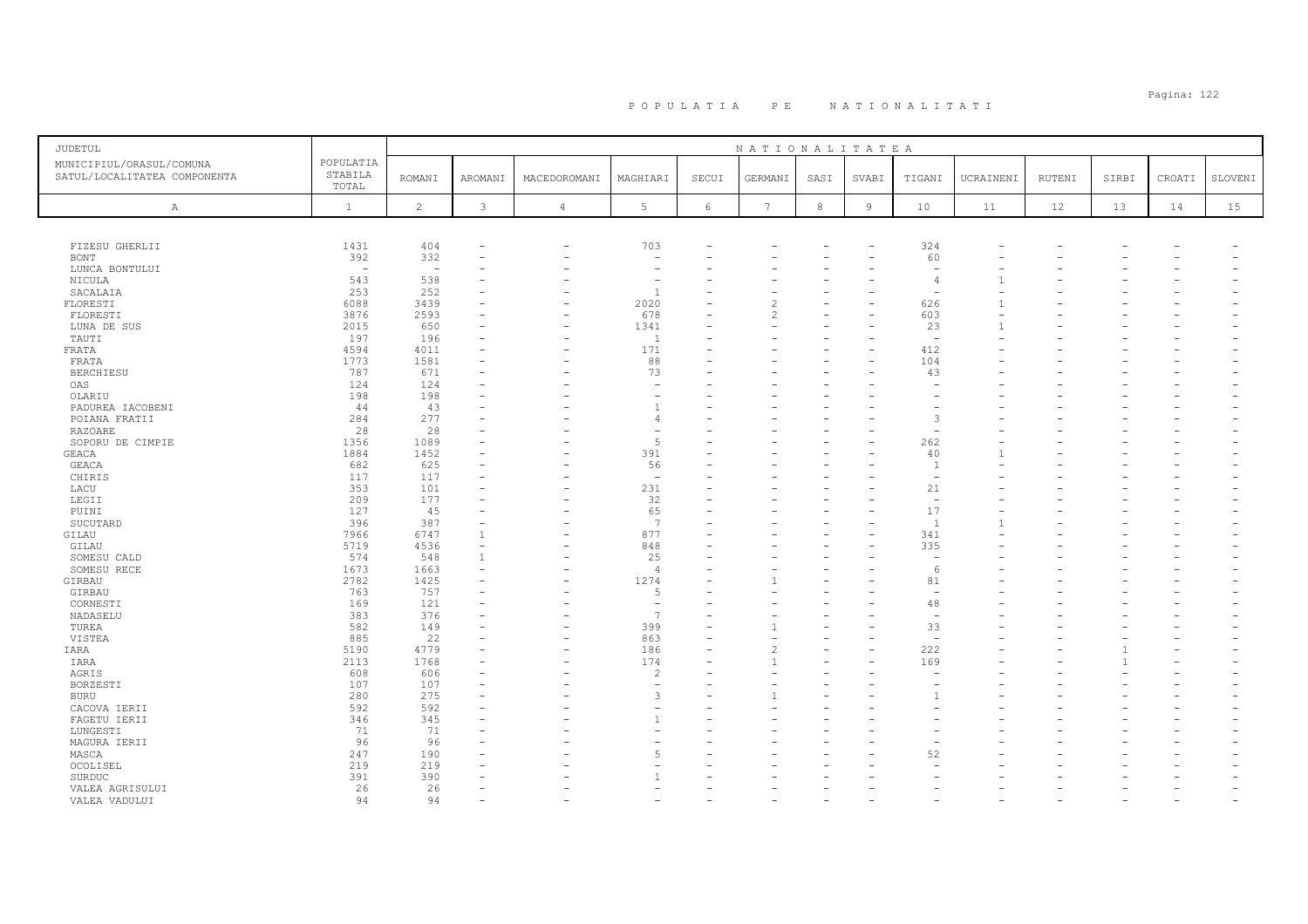# POPULATIA PE NATIONALITATI

| JUDETUL<br>MUNICIPIUL/ORASUL/COMUNA<br>SATUL/LOCALITATEA COMPONENTA | POPULATIA STABILA TOTAL | NATIONALITATEA | | | | | | | | | | | | | | |
|---|---|---|---|---|---|---|---|---|---|---|---|---|---|---|---|---|
| | | ROMANI | AROMANI | MACEDOROMANI | MAGHIARI | SECUI | GERMANI | SASI | SVABI | TIGANI | UCRAINENI | RUTENI | SIRBI | CROATI | SLOVENI |
| A | 1 | 2 | 3 | 4 | 5 | 6 | 7 | 8 | 9 | 10 | 11 | 12 | 13 | 14 | 15 |
| FIZESU GHERLII | 1431 | 404 | - | - | 703 | - | - | - | - | 324 | - | - | - | - | - |
| BONT | 392 | 332 | - | - | - | - | - | - | - | 60 | - | - | - | - | - |
| LUNCA BONTULUI | - | - | - | - | - | - | - | - | - | - | - | - | - | - | - |
| NICULA | 543 | 538 | - | - | - | - | - | - | - | 4 | 1 | - | - | - | - |
| SACALAIA | 253 | 252 | - | - | 1 | - | - | - | - | - | - | - | - | - | - |
| FLORESTI | 6088 | 3439 | - | - | 2020 | - | 2 | - | - | 626 | 1 | - | - | - | - |
| FLORESTI | 3876 | 2593 | - | - | 678 | - | 2 | - | - | 603 | - | - | - | - | - |
| LUNA DE SUS | 2015 | 650 | - | - | 1341 | - | - | - | - | 23 | 1 | - | - | - | - |
| TAUTI | 197 | 196 | - | - | 1 | - | - | - | - | - | - | - | - | - | - |
| FRATA | 4594 | 4011 | - | - | 171 | - | - | - | - | 412 | - | - | - | - | - |
| FRATA | 1773 | 1581 | - | - | 88 | - | - | - | - | 104 | - | - | - | - | - |
| BERCHIESU | 787 | 671 | - | - | 73 | - | - | - | - | 43 | - | - | - | - | - |
| OAS | 124 | 124 | - | - | - | - | - | - | - | - | - | - | - | - | - |
| OLARIU | 198 | 198 | - | - | - | - | - | - | - | - | - | - | - | - | - |
| PADUREA IACOBENI | 44 | 43 | - | - | 1 | - | - | - | - | - | - | - | - | - | - |
| POIANA FRATII | 284 | 277 | - | - | 4 | - | - | - | - | 3 | - | - | - | - | - |
| RAZOARE | 28 | 28 | - | - | - | - | - | - | - | - | - | - | - | - | - |
| SOPORU DE CIMPIE | 1356 | 1089 | - | - | 5 | - | - | - | - | 262 | - | - | - | - | - |
| GEACA | 1884 | 1452 | - | - | 391 | - | - | - | - | 40 | 1 | - | - | - | - |
| GEACA | 682 | 625 | - | - | 56 | - | - | - | - | 1 | - | - | - | - | - |
| CHIRIS | 117 | 117 | - | - | - | - | - | - | - | - | - | - | - | - | - |
| LACU | 353 | 101 | - | - | 231 | - | - | - | - | 21 | - | - | - | - | - |
| LEGII | 209 | 177 | - | - | 32 | - | - | - | - | - | - | - | - | - | - |
| PUINI | 127 | 45 | - | - | 65 | - | - | - | - | 17 | - | - | - | - | - |
| SUCUTARD | 396 | 387 | - | - | 7 | - | - | - | - | 1 | 1 | - | - | - | - |
| GILAU | 7966 | 6747 | 1 | - | 877 | - | - | - | - | 341 | - | - | - | - | - |
| GILAU | 5719 | 4536 | - | - | 848 | - | - | - | - | 335 | - | - | - | - | - |
| SOMESU CALD | 574 | 548 | 1 | - | 25 | - | - | - | - | - | - | - | - | - | - |
| SOMESU RECE | 1673 | 1663 | - | - | 4 | - | - | - | - | 6 | - | - | - | - | - |
| GIRBAU | 2782 | 1425 | - | - | 1274 | - | 1 | - | - | 81 | - | - | - | - | - |
| GIRBAU | 763 | 757 | - | - | 5 | - | - | - | - | - | - | - | - | - | - |
| CORNESTI | 169 | 121 | - | - | - | - | - | - | - | 48 | - | - | - | - | - |
| NADASELU | 383 | 376 | - | - | 7 | - | - | - | - | - | - | - | - | - | - |
| TUREA | 582 | 149 | - | - | 399 | - | 1 | - | - | 33 | - | - | - | - | - |
| VISTEA | 885 | 22 | - | - | 863 | - | - | - | - | - | - | - | - | - | - |
| IARA | 5190 | 4779 | - | - | 186 | - | 2 | - | - | 222 | - | - | 1 | - | - |
| IARA | 2113 | 1768 | - | - | 174 | - | 1 | - | - | 169 | - | - | 1 | - | - |
| AGRIS | 608 | 606 | - | - | 2 | - | - | - | - | - | - | - | - | - | - |
| BORZESTI | 107 | 107 | - | - | - | - | - | - | - | - | - | - | - | - | - |
| BURU | 280 | 275 | - | - | 3 | - | 1 | - | - | 1 | - | - | - | - | - |
| CACOVA IERII | 592 | 592 | - | - | - | - | - | - | - | - | - | - | - | - | - |
| FAGETU IERII | 346 | 345 | - | - | 1 | - | - | - | - | - | - | - | - | - | - |
| LUNGESTI | 71 | 71 | - | - | - | - | - | - | - | - | - | - | - | - | - |
| MAGURA IERII | 96 | 96 | - | - | - | - | - | - | - | - | - | - | - | - | - |
| MASCA | 247 | 190 | - | - | 5 | - | - | - | - | 52 | - | - | - | - | - |
| OCOLISEL | 219 | 219 | - | - | - | - | - | - | - | - | - | - | - | - | - |
| SURDUC | 391 | 390 | - | - | 1 | - | - | - | - | - | - | - | - | - | - |
| VALEA AGRISULUI | 26 | 26 | - | - | - | - | - | - | - | - | - | - | - | - | - |
| VALEA VADULUI | 94 | 94 | - | - | - | - | - | - | - | - | - | - | - | - | - |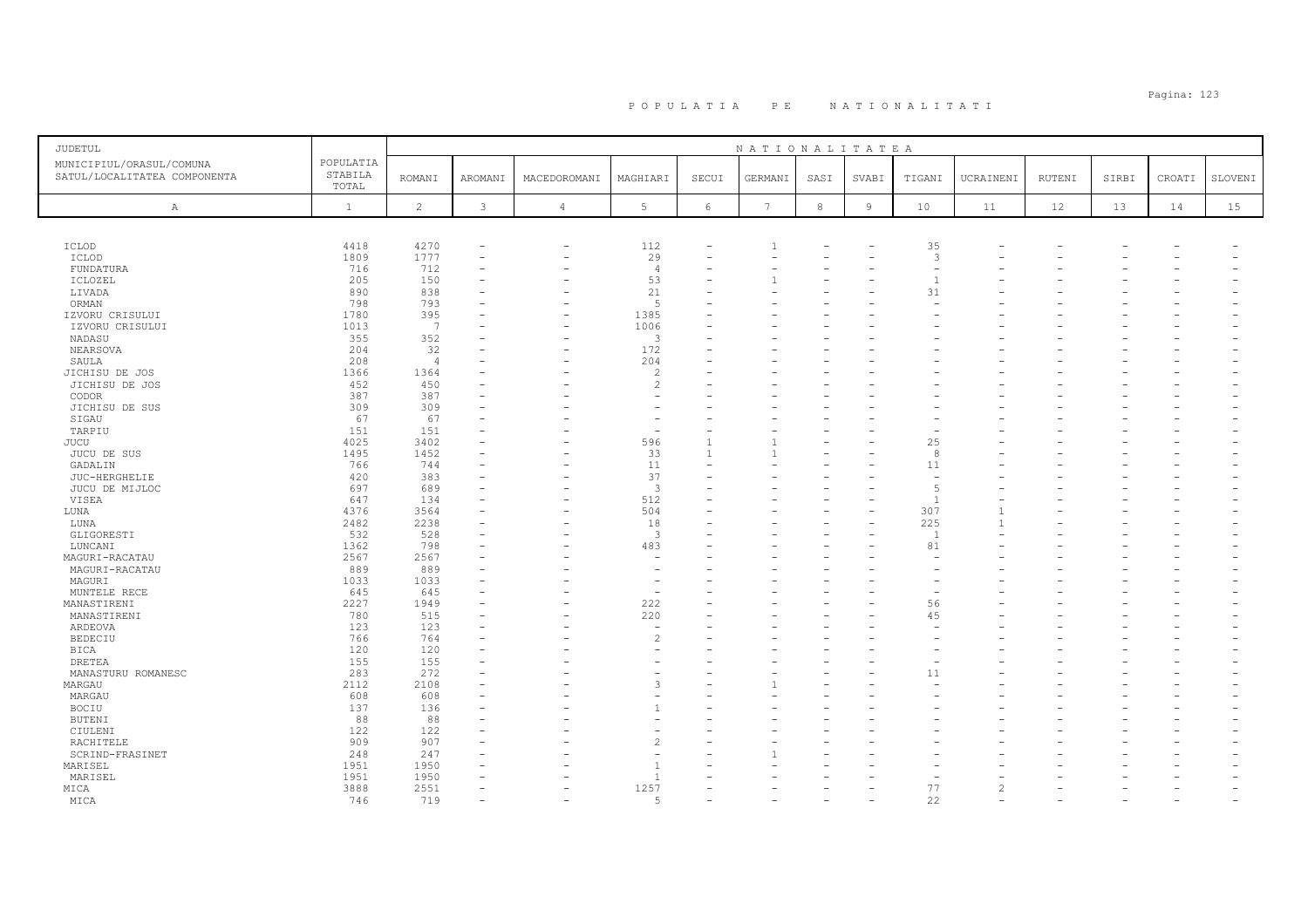# P O P U L A T I A   P E   N A T I O N A L I T A T I

| JUDETUL<br>MUNICIPIUL/ORASUL/COMUNA<br>SATUL/LOCALITATEA COMPONENTA | POPULATIA STABILA TOTAL | NATIONALITATEA | | | | | | | | | | | | | | |
|---|---|---|---|---|---|---|---|---|---|---|---|---|---|---|---|---|
| | | ROMANI | AROMANI | MACEDOROMANI | MAGHIARI | SECUI | GERMANI | SASI | SVABI | TIGANI | UCRAINENI | RUTENI | SIRBI | CROATI | SLOVENI |
| A | 1 | 2 | 3 | 4 | 5 | 6 | 7 | 8 | 9 | 10 | 11 | 12 | 13 | 14 | 15 |
| ICLOD | 4418 | 4270 | - | - | 112 | - | 1 | - | - | 35 | - | - | - | - | - |
| ICLOD | 1809 | 1777 | - | - | 29 | - | - | - | - | 3 | - | - | - | - | - |
| FUNDATURA | 716 | 712 | - | - | 4 | - | - | - | - | - | - | - | - | - | - |
| ICLOZEL | 205 | 150 | - | - | 53 | - | 1 | - | - | 1 | - | - | - | - | - |
| LIVADA | 890 | 838 | - | - | 21 | - | - | - | - | 31 | - | - | - | - | - |
| ORMAN | 798 | 793 | - | - | 5 | - | - | - | - | - | - | - | - | - | - |
| IZVORU CRISULUI | 1780 | 395 | - | - | 1385 | - | - | - | - | - | - | - | - | - | - |
| IZVORU CRISULUI | 1013 | 7 | - | - | 1006 | - | - | - | - | - | - | - | - | - | - |
| NADASU | 355 | 352 | - | - | 3 | - | - | - | - | - | - | - | - | - | - |
| NEARSOVA | 204 | 32 | - | - | 172 | - | - | - | - | - | - | - | - | - | - |
| SAULA | 208 | 4 | - | - | 204 | - | - | - | - | - | - | - | - | - | - |
| JICHISU DE JOS | 1366 | 1364 | - | - | 2 | - | - | - | - | - | - | - | - | - | - |
| JICHISU DE JOS | 452 | 450 | - | - | 2 | - | - | - | - | - | - | - | - | - | - |
| CODOR | 387 | 387 | - | - | - | - | - | - | - | - | - | - | - | - | - |
| JICHISU DE SUS | 309 | 309 | - | - | - | - | - | - | - | - | - | - | - | - | - |
| SIGAU | 67 | 67 | - | - | - | - | - | - | - | - | - | - | - | - | - |
| TARPIU | 151 | 151 | - | - | - | - | - | - | - | - | - | - | - | - | - |
| JUCU | 4025 | 3402 | - | - | 596 | 1 | 1 | - | - | 25 | - | - | - | - | - |
| JUCU DE SUS | 1495 | 1452 | - | - | 33 | 1 | 1 | - | - | 8 | - | - | - | - | - |
| GADALIN | 766 | 744 | - | - | 11 | - | - | - | - | 11 | - | - | - | - | - |
| JUC-HERGHELIE | 420 | 383 | - | - | 37 | - | - | - | - | - | - | - | - | - | - |
| JUCU DE MIJLOC | 697 | 689 | - | - | 3 | - | - | - | - | 5 | - | - | - | - | - |
| VISEA | 647 | 134 | - | - | 512 | - | - | - | - | 1 | - | - | - | - | - |
| LUNA | 4376 | 3564 | - | - | 504 | - | - | - | - | 307 | 1 | - | - | - | - |
| LUNA | 2482 | 2238 | - | - | 18 | - | - | - | - | 225 | 1 | - | - | - | - |
| GLIGORESTI | 532 | 528 | - | - | 3 | - | - | - | - | 1 | - | - | - | - | - |
| LUNCANI | 1362 | 798 | - | - | 483 | - | - | - | - | 81 | - | - | - | - | - |
| MAGURI-RACATAU | 2567 | 2567 | - | - | - | - | - | - | - | - | - | - | - | - | - |
| MAGURI-RACATAU | 889 | 889 | - | - | - | - | - | - | - | - | - | - | - | - | - |
| MAGURI | 1033 | 1033 | - | - | - | - | - | - | - | - | - | - | - | - | - |
| MUNTELE RECE | 645 | 645 | - | - | - | - | - | - | - | - | - | - | - | - | - |
| MANASTIRENI | 2227 | 1949 | - | - | 222 | - | - | - | - | 56 | - | - | - | - | - |
| MANASTIRENI | 780 | 515 | - | - | 220 | - | - | - | - | 45 | - | - | - | - | - |
| ARDEOVA | 123 | 123 | - | - | - | - | - | - | - | - | - | - | - | - | - |
| BEDECIU | 766 | 764 | - | - | 2 | - | - | - | - | - | - | - | - | - | - |
| BICA | 120 | 120 | - | - | - | - | - | - | - | - | - | - | - | - | - |
| DRETEA | 155 | 155 | - | - | - | - | - | - | - | - | - | - | - | - | - |
| MANASTURU ROMANESC | 283 | 272 | - | - | - | - | - | - | - | 11 | - | - | - | - | - |
| MARGAU | 2112 | 2108 | - | - | 3 | - | 1 | - | - | - | - | - | - | - | - |
| MARGAU | 608 | 608 | - | - | - | - | - | - | - | - | - | - | - | - | - |
| BOCIU | 137 | 136 | - | - | 1 | - | - | - | - | - | - | - | - | - | - |
| BUTENI | 88 | 88 | - | - | - | - | - | - | - | - | - | - | - | - | - |
| CIULENI | 122 | 122 | - | - | - | - | - | - | - | - | - | - | - | - | - |
| RACHITELE | 909 | 907 | - | - | 2 | - | - | - | - | - | - | - | - | - | - |
| SCRIND-FRASINET | 248 | 247 | - | - | - | - | 1 | - | - | - | - | - | - | - | - |
| MARISEL | 1951 | 1950 | - | - | 1 | - | - | - | - | - | - | - | - | - | - |
| MARISEL | 1951 | 1950 | - | - | 1 | - | - | - | - | - | - | - | - | - | - |
| MICA | 3888 | 2551 | - | - | 1257 | - | - | - | - | 77 | 2 | - | - | - | - |
| MICA | 746 | 719 | - | - | 5 | - | - | - | - | 22 | - | - | - | - | - |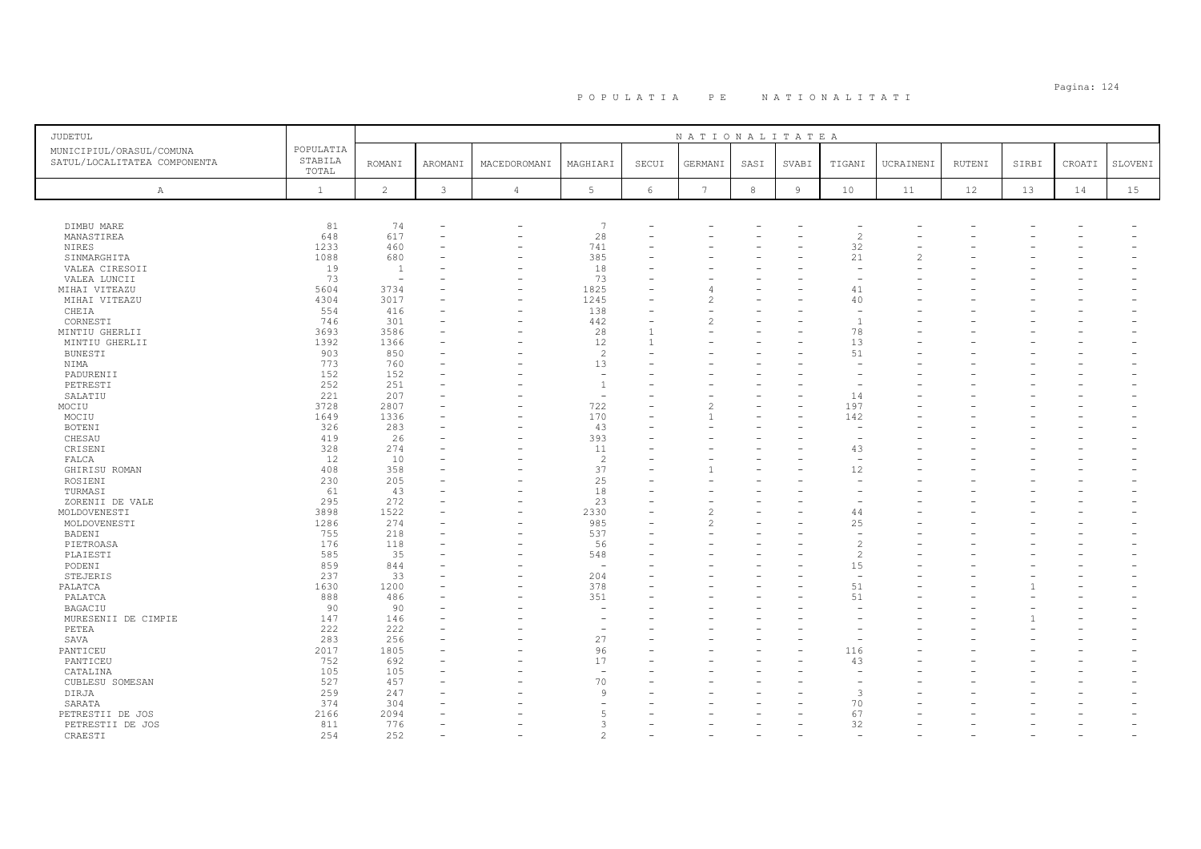# P O P U L A T I A   P E   N A T I O N A L I T A T I

| JUDETUL<br>MUNICIPIUL/ORASUL/COMUNA<br>SATUL/LOCALITATEA COMPONENTA | POPULATIA STABILA TOTAL | NATIONALITATEA | | | | | | | | | | | | | |
|---|---|---|---|---|---|---|---|---|---|---|---|---|---|---|---|
| | | ROMANI | AROMANI | MACEDOROMANI | MAGHIARI | SECUI | GERMANI | SASI | SVABI | TIGANI | UCRAINENI | RUTENI | SIRBI | CROATI | SLOVENI |
| A | 1 | 2 | 3 | 4 | 5 | 6 | 7 | 8 | 9 | 10 | 11 | 12 | 13 | 14 | 15 |
| DIMBU MARE | 81 | 74 | - | - | 7 | - | - | - | - | - | - | - | - | - | - |
| MANASTIREA | 648 | 617 | - | - | 28 | - | - | - | - | 2 | - | - | - | - | - |
| NIRES | 1233 | 460 | - | - | 741 | - | - | - | - | 32 | - | - | - | - | - |
| SINMARGHITA | 1088 | 680 | - | - | 385 | - | - | - | - | 21 | 2 | - | - | - | - |
| VALEA CIRESOII | 19 | 1 | - | - | 18 | - | - | - | - | - | - | - | - | - | - |
| VALEA LUNCII | 73 | - | - | - | 73 | - | - | - | - | - | - | - | - | - | - |
| MIHAI VITEAZU | 5604 | 3734 | - | - | 1825 | - | 4 | - | - | 41 | - | - | - | - | - |
| MIHAI VITEAZU | 4304 | 3017 | - | - | 1245 | - | 2 | - | - | 40 | - | - | - | - | - |
| CHEIA | 554 | 416 | - | - | 138 | - | - | - | - | - | - | - | - | - | - |
| CORNESTI | 746 | 301 | - | - | 442 | - | 2 | - | - | 1 | - | - | - | - | - |
| MINTIU GHERLII | 3693 | 3586 | - | - | 28 | 1 | - | - | - | 78 | - | - | - | - | - |
| MINTIU GHERLII | 1392 | 1366 | - | - | 12 | 1 | - | - | - | 13 | - | - | - | - | - |
| BUNESTI | 903 | 850 | - | - | 2 | - | - | - | - | 51 | - | - | - | - | - |
| NIMA | 773 | 760 | - | - | 13 | - | - | - | - | - | - | - | - | - | - |
| PADURENII | 152 | 152 | - | - | - | - | - | - | - | - | - | - | - | - | - |
| PETRESTI | 252 | 251 | - | - | 1 | - | - | - | - | - | - | - | - | - | - |
| SALATIU | 221 | 207 | - | - | - | - | - | - | - | 14 | - | - | - | - | - |
| MOCIU | 3728 | 2807 | - | - | 722 | - | 2 | - | - | 197 | - | - | - | - | - |
| MOCIU | 1649 | 1336 | - | - | 170 | - | 1 | - | - | 142 | - | - | - | - | - |
| BOTENI | 326 | 283 | - | - | 43 | - | - | - | - | - | - | - | - | - | - |
| CHESAU | 419 | 26 | - | - | 393 | - | - | - | - | - | - | - | - | - | - |
| CRISENI | 328 | 274 | - | - | 11 | - | - | - | - | 43 | - | - | - | - | - |
| FALCA | 12 | 10 | - | - | 2 | - | - | - | - | - | - | - | - | - | - |
| GHIRISU ROMAN | 408 | 358 | - | - | 37 | - | 1 | - | - | 12 | - | - | - | - | - |
| ROSIENI | 230 | 205 | - | - | 25 | - | - | - | - | - | - | - | - | - | - |
| TURMASI | 61 | 43 | - | - | 18 | - | - | - | - | - | - | - | - | - | - |
| ZORENII DE VALE | 295 | 272 | - | - | 23 | - | - | - | - | - | - | - | - | - | - |
| MOLDOVENESTI | 3898 | 1522 | - | - | 2330 | - | 2 | - | - | 44 | - | - | - | - | - |
| MOLDOVENESTI | 1286 | 274 | - | - | 985 | - | 2 | - | - | 25 | - | - | - | - | - |
| BADENI | 755 | 218 | - | - | 537 | - | - | - | - | - | - | - | - | - | - |
| PIETROASA | 176 | 118 | - | - | 56 | - | - | - | - | 2 | - | - | - | - | - |
| PLAIESTI | 585 | 35 | - | - | 548 | - | - | - | - | 2 | - | - | - | - | - |
| PODENI | 859 | 844 | - | - | - | - | - | - | - | 15 | - | - | - | - | - |
| STEJERIS | 237 | 33 | - | - | 204 | - | - | - | - | - | - | - | - | - | - |
| PALATCA | 1630 | 1200 | - | - | 378 | - | - | - | - | 51 | - | - | 1 | - | - |
| PALATCA | 888 | 486 | - | - | 351 | - | - | - | - | 51 | - | - | - | - | - |
| BAGACIU | 90 | 90 | - | - | - | - | - | - | - | - | - | - | - | - | - |
| MURESENII DE CIMPIE | 147 | 146 | - | - | - | - | - | - | - | - | - | - | 1 | - | - |
| PETEA | 222 | 222 | - | - | - | - | - | - | - | - | - | - | - | - | - |
| SAVA | 283 | 256 | - | - | 27 | - | - | - | - | - | - | - | - | - | - |
| PANTICEU | 2017 | 1805 | - | - | 96 | - | - | - | - | 116 | - | - | - | - | - |
| PANTICEU | 752 | 692 | - | - | 17 | - | - | - | - | 43 | - | - | - | - | - |
| CATALINA | 105 | 105 | - | - | - | - | - | - | - | - | - | - | - | - | - |
| CUBLESU SOMESAN | 527 | 457 | - | - | 70 | - | - | - | - | - | - | - | - | - | - |
| DIRJA | 259 | 247 | - | - | 9 | - | - | - | - | 3 | - | - | - | - | - |
| SARATA | 374 | 304 | - | - | - | - | - | - | - | 70 | - | - | - | - | - |
| PETRESTII DE JOS | 2166 | 2094 | - | - | 5 | - | - | - | - | 67 | - | - | - | - | - |
| PETRESTII DE JOS | 811 | 776 | - | - | 3 | - | - | - | - | 32 | - | - | - | - | - |
| CRAESTI | 254 | 252 | - | - | 2 | - | - | - | - | - | - | - | - | - | - |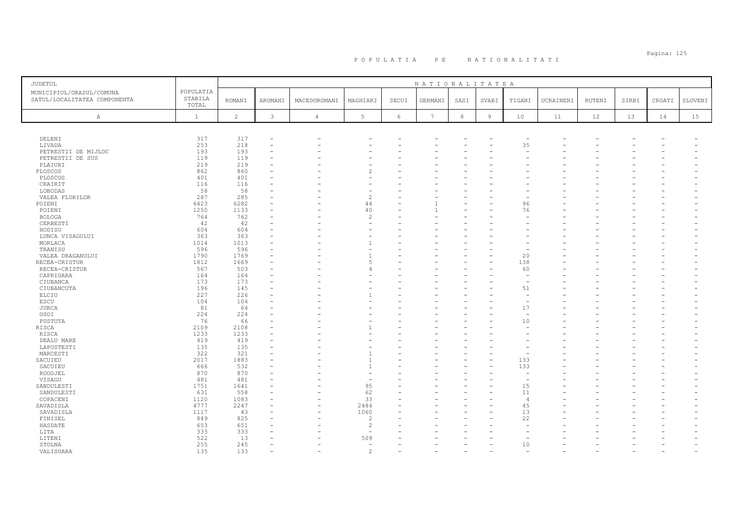# P O P U L A T I A   P E   N A T I O N A L I T A T I

| JUDETUL<br>MUNICIPIUL/ORASUL/COMUNA<br>SATUL/LOCALITATEA COMPONENTA | POPULATIA STABILA TOTAL | NATIONALITATEA<br>ROMANI | AROMANI | MACEDOROMANI | MAGHIARI | SECUI | GERMANI | SASI | SVABI | TIGANI | UCRAINENI | RUTENI | SIRBI | CROATI | SLOVENI |
|---|---|---|---|---|---|---|---|---|---|---|---|---|---|---|---|
| A | 1 | 2 | 3 | 4 | 5 | 6 | 7 | 8 | 9 | 10 | 11 | 12 | 13 | 14 | 15 |
| DELENI | 317 | 317 | - | - | - | - | - | - | - | - | - | - | - | - | - |
| LIVADA | 253 | 218 | - | - | - | - | - | - | - | 35 | - | - | - | - | - |
| PETRESTII DE MIJLOC | 193 | 193 | - | - | - | - | - | - | - | - | - | - | - | - | - |
| PETRESTII DE SUS | 119 | 119 | - | - | - | - | - | - | - | - | - | - | - | - | - |
| PLAIURI | 219 | 219 | - | - | - | - | - | - | - | - | - | - | - | - | - |
| PLOSCOS | 862 | 860 | - | - | 2 | - | - | - | - | - | - | - | - | - | - |
| PLOSCOS | 401 | 401 | - | - | - | - | - | - | - | - | - | - | - | - | - |
| CRAIRIT | 116 | 116 | - | - | - | - | - | - | - | - | - | - | - | - | - |
| LOBODAS | 58 | 58 | - | - | - | - | - | - | - | - | - | - | - | - | - |
| VALEA FLORILOR | 287 | 285 | - | - | 2 | - | - | - | - | - | - | - | - | - | - |
| POIENI | 6423 | 6282 | - | - | 44 | - | 1 | - | - | 96 | - | - | - | - | - |
| POIENI | 1250 | 1133 | - | - | 40 | - | 1 | - | - | 76 | - | - | - | - | - |
| BOLOGA | 764 | 762 | - | - | 2 | - | - | - | - | - | - | - | - | - | - |
| CERBESTI | 42 | 42 | - | - | - | - | - | - | - | - | - | - | - | - | - |
| HODISU | 604 | 604 | - | - | - | - | - | - | - | - | - | - | - | - | - |
| LUNCA VISAGULUI | 363 | 363 | - | - | - | - | - | - | - | - | - | - | - | - | - |
| MORLACA | 1014 | 1013 | - | - | 1 | - | - | - | - | - | - | - | - | - | - |
| TRANISU | 596 | 596 | - | - | - | - | - | - | - | - | - | - | - | - | - |
| VALEA DRAGANULUI | 1790 | 1769 | - | - | 1 | - | - | - | - | 20 | - | - | - | - | - |
| RECEA-CRISTUR | 1812 | 1669 | - | - | 5 | - | - | - | - | 138 | - | - | - | - | - |
| RECEA-CRISTUR | 567 | 503 | - | - | 4 | - | - | - | - | 60 | - | - | - | - | - |
| CAPRIOARA | 164 | 164 | - | - | - | - | - | - | - | - | - | - | - | - | - |
| CIUBANCA | 173 | 173 | - | - | - | - | - | - | - | - | - | - | - | - | - |
| CIUBANCUTA | 196 | 145 | - | - | - | - | - | - | - | 51 | - | - | - | - | - |
| ELCIU | 227 | 226 | - | - | 1 | - | - | - | - | - | - | - | - | - | - |
| ESCU | 104 | 104 | - | - | - | - | - | - | - | - | - | - | - | - | - |
| JURCA | 81 | 64 | - | - | - | - | - | - | - | 17 | - | - | - | - | - |
| OSOI | 224 | 224 | - | - | - | - | - | - | - | - | - | - | - | - | - |
| PUSTUTA | 76 | 66 | - | - | - | - | - | - | - | 10 | - | - | - | - | - |
| RISCA | 2109 | 2108 | - | - | 1 | - | - | - | - | - | - | - | - | - | - |
| RISCA | 1233 | 1233 | - | - | - | - | - | - | - | - | - | - | - | - | - |
| DEALU MARE | 419 | 419 | - | - | - | - | - | - | - | - | - | - | - | - | - |
| LAPUSTESTI | 135 | 135 | - | - | - | - | - | - | - | - | - | - | - | - | - |
| MARCESTI | 322 | 321 | - | - | 1 | - | - | - | - | - | - | - | - | - | - |
| SACUIEU | 2017 | 1883 | - | - | 1 | - | - | - | - | 133 | - | - | - | - | - |
| SACUIEU | 666 | 532 | - | - | 1 | - | - | - | - | 133 | - | - | - | - | - |
| ROGOJEL | 870 | 870 | - | - | - | - | - | - | - | - | - | - | - | - | - |
| VISAGU | 481 | 481 | - | - | - | - | - | - | - | - | - | - | - | - | - |
| SANDULESTI | 1751 | 1641 | - | - | 95 | - | - | - | - | 15 | - | - | - | - | - |
| SANDULESTI | 631 | 558 | - | - | 62 | - | - | - | - | 11 | - | - | - | - | - |
| COPACENI | 1120 | 1083 | - | - | 33 | - | - | - | - | 4 | - | - | - | - | - |
| SAVADISLA | 4777 | 2247 | - | - | 2484 | - | - | - | - | 45 | - | - | - | - | - |
| SAVADISLA | 1117 | 43 | - | - | 1060 | - | - | - | - | 13 | - | - | - | - | - |
| FINISEL | 849 | 825 | - | - | 2 | - | - | - | - | 22 | - | - | - | - | - |
| HASDATE | 653 | 651 | - | - | 2 | - | - | - | - | - | - | - | - | - | - |
| LITA | 333 | 333 | - | - | - | - | - | - | - | - | - | - | - | - | - |
| LITENI | 522 | 13 | - | - | 509 | - | - | - | - | - | - | - | - | - | - |
| STOLNA | 255 | 245 | - | - | - | - | - | - | - | 10 | - | - | - | - | - |
| VALISOARA | 135 | 133 | - | - | 2 | - | - | - | - | - | - | - | - | - | - |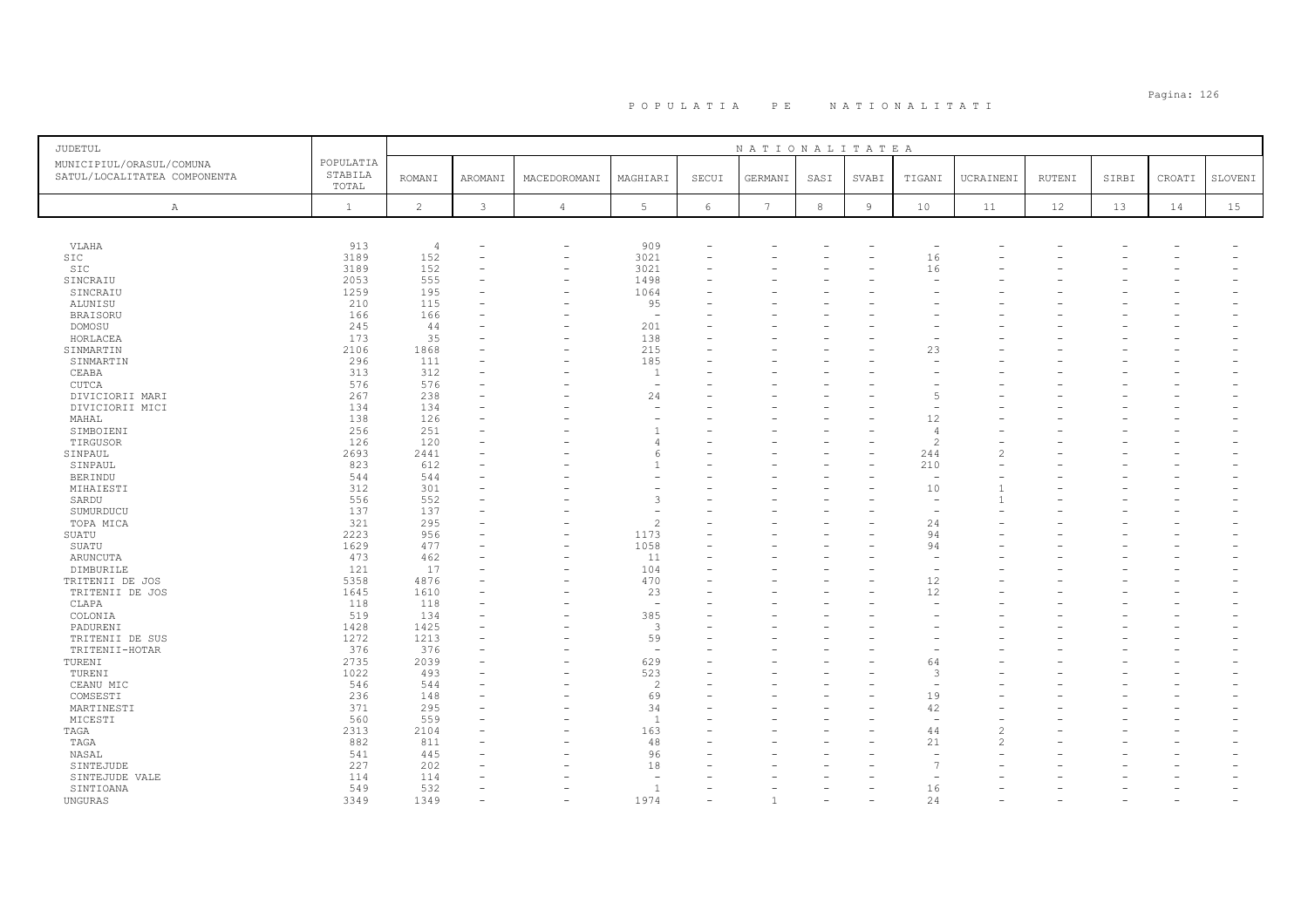# POPULATIA PE NATIONALITATI

| JUDETUL<br>MUNICIPIUL/ORASUL/COMUNA<br>SATUL/LOCALITATEA COMPONENTA | POPULATIA STABILA TOTAL | NATIONALITATEA<br>ROMANI | AROMANI | MACEDOROMANI | MAGHIARI | SECUI | GERMANI | SASI | SVABI | TIGANI | UCRAINENI | RUTENI | SIRBI | CROATI | SLOVENI |
|---|---|---|---|---|---|---|---|---|---|---|---|---|---|---|---|
| A | 1 | 2 | 3 | 4 | 5 | 6 | 7 | 8 | 9 | 10 | 11 | 12 | 13 | 14 | 15 |
| VLAHA | 913 | 4 | - | - | 909 | - | - | - | - | - | - | - | - | - | - |
| SIC | 3189 | 152 | - | - | 3021 | - | - | - | - | 16 | - | - | - | - | - |
| SIC | 3189 | 152 | - | - | 3021 | - | - | - | - | 16 | - | - | - | - | - |
| SINCRAIU | 2053 | 555 | - | - | 1498 | - | - | - | - | - | - | - | - | - | - |
| SINCRAIU | 1259 | 195 | - | - | 1064 | - | - | - | - | - | - | - | - | - | - |
| ALUNISU | 210 | 115 | - | - | 95 | - | - | - | - | - | - | - | - | - | - |
| BRAISORU | 166 | 166 | - | - | - | - | - | - | - | - | - | - | - | - | - |
| DOMOSU | 245 | 44 | - | - | 201 | - | - | - | - | - | - | - | - | - | - |
| HORLACEA | 173 | 35 | - | - | 138 | - | - | - | - | - | - | - | - | - | - |
| SINMARTIN | 2106 | 1868 | - | - | 215 | - | - | - | - | 23 | - | - | - | - | - |
| SINMARTIN | 296 | 111 | - | - | 185 | - | - | - | - | - | - | - | - | - | - |
| CEABA | 313 | 312 | - | - | 1 | - | - | - | - | - | - | - | - | - | - |
| CUTCA | 576 | 576 | - | - | - | - | - | - | - | - | - | - | - | - | - |
| DIVICIORII MARI | 267 | 238 | - | - | 24 | - | - | - | - | 5 | - | - | - | - | - |
| DIVICIORII MICI | 134 | 134 | - | - | - | - | - | - | - | - | - | - | - | - | - |
| MAHAL | 138 | 126 | - | - | - | - | - | - | - | 12 | - | - | - | - | - |
| SIMBOIENI | 256 | 251 | - | - | 1 | - | - | - | - | 4 | - | - | - | - | - |
| TIRGUSOR | 126 | 120 | - | - | 4 | - | - | - | - | 2 | - | - | - | - | - |
| SINPAUL | 2693 | 2441 | - | - | 6 | - | - | - | - | 244 | 2 | - | - | - | - |
| SINPAUL | 823 | 612 | - | - | 1 | - | - | - | - | 210 | - | - | - | - | - |
| BERINDU | 544 | 544 | - | - | - | - | - | - | - | - | - | - | - | - | - |
| MIHAIESTI | 312 | 301 | - | - | - | - | - | - | - | 10 | 1 | - | - | - | - |
| SARDU | 556 | 552 | - | - | 3 | - | - | - | - | - | 1 | - | - | - | - |
| SUMURDUCU | 137 | 137 | - | - | - | - | - | - | - | - | - | - | - | - | - |
| TOPA MICA | 321 | 295 | - | - | 2 | - | - | - | - | 24 | - | - | - | - | - |
| SUATU | 2223 | 956 | - | - | 1173 | - | - | - | - | 94 | - | - | - | - | - |
| SUATU | 1629 | 477 | - | - | 1058 | - | - | - | - | 94 | - | - | - | - | - |
| ARUNCUTA | 473 | 462 | - | - | 11 | - | - | - | - | - | - | - | - | - | - |
| DIMBURILE | 121 | 17 | - | - | 104 | - | - | - | - | - | - | - | - | - | - |
| TRITENII DE JOS | 5358 | 4876 | - | - | 470 | - | - | - | - | 12 | - | - | - | - | - |
| TRITENII DE JOS | 1645 | 1610 | - | - | 23 | - | - | - | - | 12 | - | - | - | - | - |
| CLAPA | 118 | 118 | - | - | - | - | - | - | - | - | - | - | - | - | - |
| COLONIA | 519 | 134 | - | - | 385 | - | - | - | - | - | - | - | - | - | - |
| PADURENI | 1428 | 1425 | - | - | 3 | - | - | - | - | - | - | - | - | - | - |
| TRITENII DE SUS | 1272 | 1213 | - | - | 59 | - | - | - | - | - | - | - | - | - | - |
| TRITENII-HOTAR | 376 | 376 | - | - | - | - | - | - | - | - | - | - | - | - | - |
| TURENI | 2735 | 2039 | - | - | 629 | - | - | - | - | 64 | - | - | - | - | - |
| TURENI | 1022 | 493 | - | - | 523 | - | - | - | - | 3 | - | - | - | - | - |
| CEANU MIC | 546 | 544 | - | - | 2 | - | - | - | - | - | - | - | - | - | - |
| COMSESTI | 236 | 148 | - | - | 69 | - | - | - | - | 19 | - | - | - | - | - |
| MARTINESTI | 371 | 295 | - | - | 34 | - | - | - | - | 42 | - | - | - | - | - |
| MICESTI | 560 | 559 | - | - | 1 | - | - | - | - | - | - | - | - | - | - |
| TAGA | 2313 | 2104 | - | - | 163 | - | - | - | - | 44 | 2 | - | - | - | - |
| TAGA | 882 | 811 | - | - | 48 | - | - | - | - | 21 | 2 | - | - | - | - |
| NASAL | 541 | 445 | - | - | 96 | - | - | - | - | - | - | - | - | - | - |
| SINTEJUDE | 227 | 202 | - | - | 18 | - | - | - | - | 7 | - | - | - | - | - |
| SINTEJUDE VALE | 114 | 114 | - | - | - | - | - | - | - | - | - | - | - | - | - |
| SINTIOANA | 549 | 532 | - | - | 1 | - | - | - | - | 16 | - | - | - | - | - |
| UNGURAS | 3349 | 1349 | - | - | 1974 | - | 1 | - | - | 24 | - | - | - | - | - |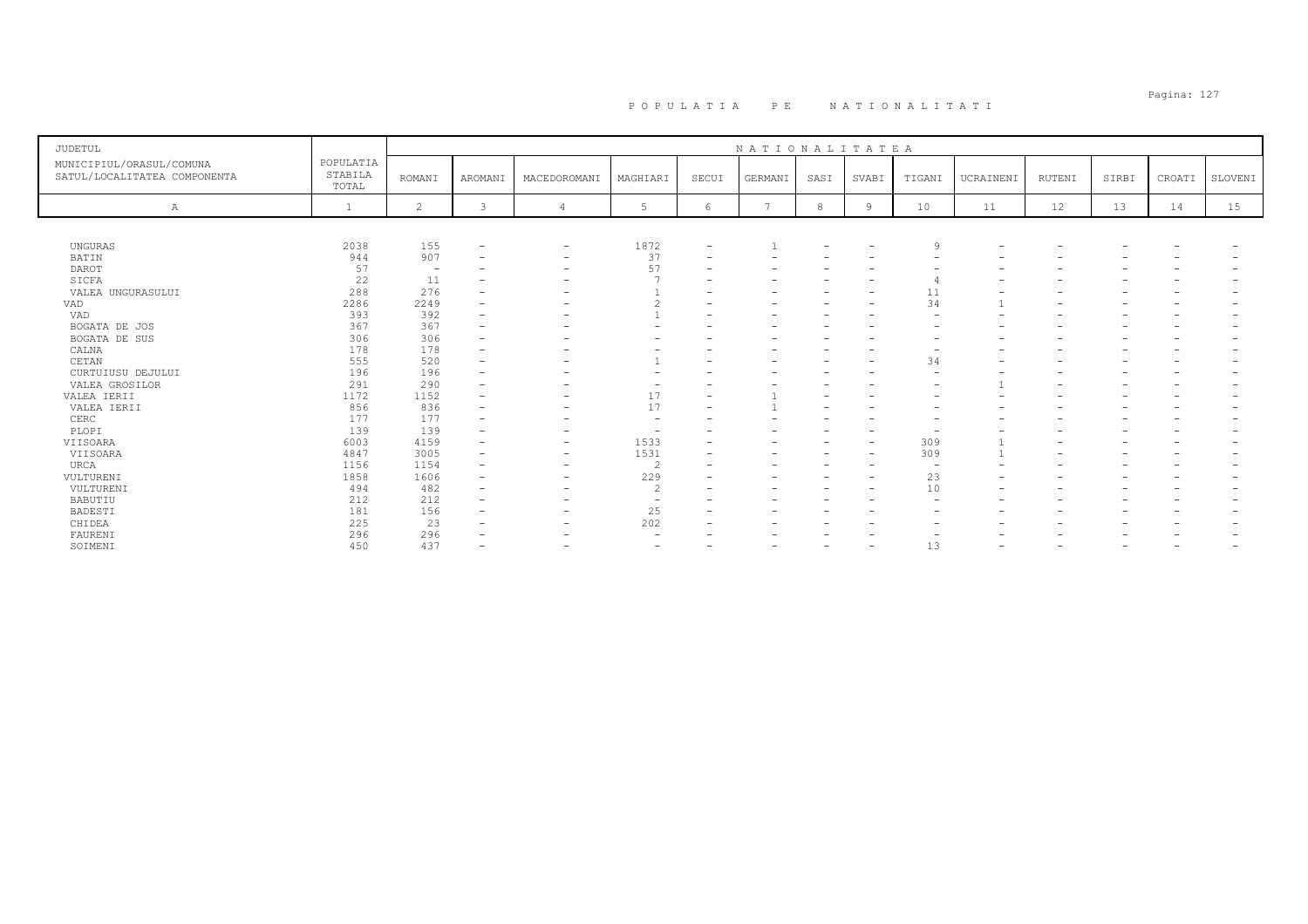# POPULATIA PE NATIONALITATI

| JUDETUL<br>MUNICIPIUL/ORASUL/COMUNA<br>SATUL/LOCALITATEA COMPONENTA | POPULATIA STABILA TOTAL | NATIONALITATEA | | | | | | | | | | | | | |
|---|---|---|---|---|---|---|---|---|---|---|---|---|---|---|---|
| | | ROMANI | AROMANI | MACEDOROMANI | MAGHIARI | SECUI | GERMANI | SASI | SVABI | TIGANI | UCRAINENI | RUTENI | SIRBI | CROATI | SLOVENI |
| A | 1 | 2 | 3 | 4 | 5 | 6 | 7 | 8 | 9 | 10 | 11 | 12 | 13 | 14 | 15 |
| UNGURAS | 2038 | 155 | - | - | 1872 | - | 1 | - | - | 9 | - | - | - | - | - |
| BATIN | 944 | 907 | - | - | 37 | - | - | - | - | - | - | - | - | - | - |
| DAROT | 57 | - | - | - | 57 | - | - | - | - | - | - | - | - | - | - |
| SICFA | 22 | 11 | - | - | 7 | - | - | - | - | 4 | - | - | - | - | - |
| VALEA UNGURASULUI | 288 | 276 | - | - | 1 | - | - | - | - | 11 | - | - | - | - | - |
| VAD | 2286 | 2249 | - | - | 2 | - | - | - | - | 34 | 1 | - | - | - | - |
| VAD | 393 | 392 | - | - | 1 | - | - | - | - | - | - | - | - | - | - |
| BOGATA DE JOS | 367 | 367 | - | - | - | - | - | - | - | - | - | - | - | - | - |
| BOGATA DE SUS | 306 | 306 | - | - | - | - | - | - | - | - | - | - | - | - | - |
| CALNA | 178 | 178 | - | - | - | - | - | - | - | - | - | - | - | - | - |
| CETAN | 555 | 520 | - | - | 1 | - | - | - | - | 34 | - | - | - | - | - |
| CURTUIUSU DEJULUI | 196 | 196 | - | - | - | - | - | - | - | - | - | - | - | - | - |
| VALEA GROSILOR | 291 | 290 | - | - | - | - | - | - | - | - | 1 | - | - | - | - |
| VALEA IERII | 1172 | 1152 | - | - | 17 | - | 1 | - | - | - | - | - | - | - | - |
| VALEA IERII | 856 | 836 | - | - | 17 | - | 1 | - | - | - | - | - | - | - | - |
| CERC | 177 | 177 | - | - | - | - | - | - | - | - | - | - | - | - | - |
| PLOPI | 139 | 139 | - | - | - | - | - | - | - | - | - | - | - | - | - |
| VIISOARA | 6003 | 4159 | - | - | 1533 | - | - | - | - | 309 | 1 | - | - | - | - |
| VIISOARA | 4847 | 3005 | - | - | 1531 | - | - | - | - | 309 | 1 | - | - | - | - |
| URCA | 1156 | 1154 | - | - | 2 | - | - | - | - | - | - | - | - | - | - |
| VULTURENI | 1858 | 1606 | - | - | 229 | - | - | - | - | 23 | - | - | - | - | - |
| VULTURENI | 494 | 482 | - | - | 2 | - | - | - | - | 10 | - | - | - | - | - |
| BABUTIU | 212 | 212 | - | - | - | - | - | - | - | - | - | - | - | - | - |
| BADESTI | 181 | 156 | - | - | 25 | - | - | - | - | - | - | - | - | - | - |
| CHIDEA | 225 | 23 | - | - | 202 | - | - | - | - | - | - | - | - | - | - |
| FAURENI | 296 | 296 | - | - | - | - | - | - | - | - | - | - | - | - | - |
| SOIMENI | 450 | 437 | - | - | - | - | - | - | - | 13 | - | - | - | - | - |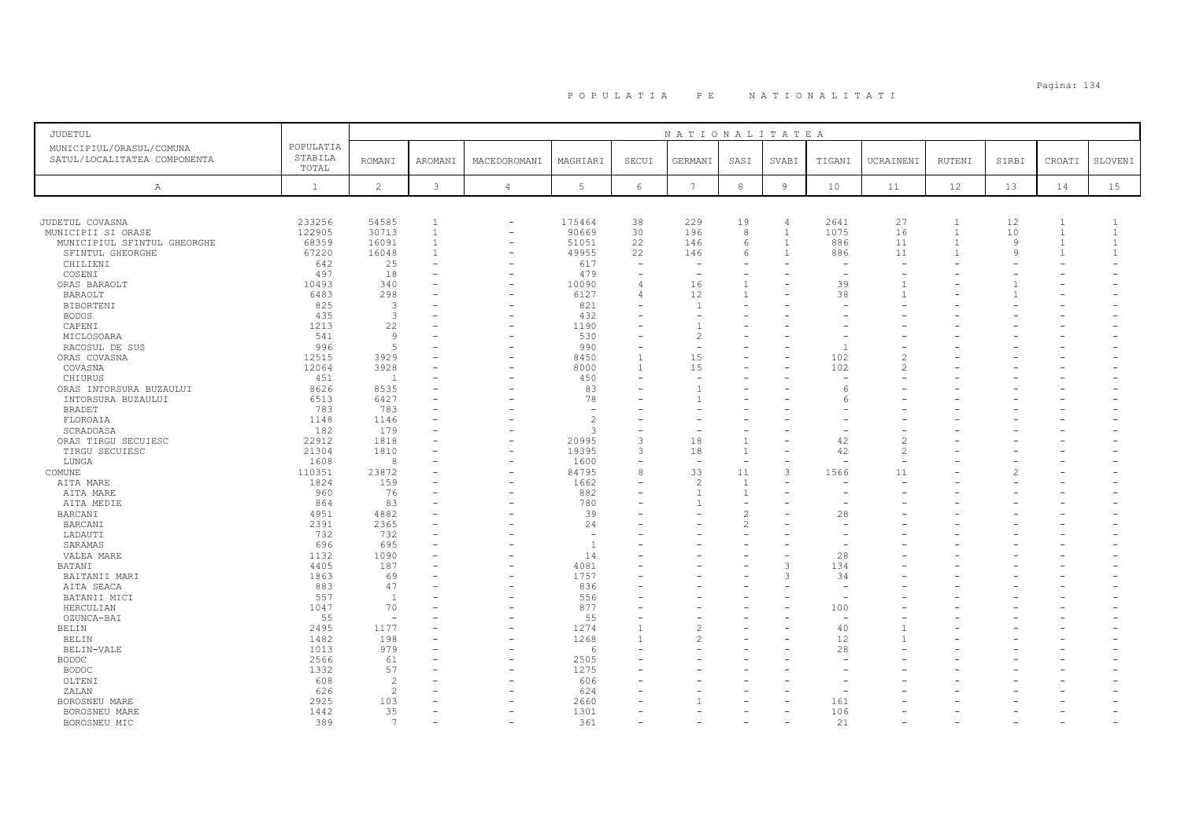# P O P U L A T I A   P E   N A T I O N A L I T A T I

| JUDETUL<br>MUNICIPIUL/ORASUL/COMUNA<br>SATUL/LOCALITATEA COMPONENTA | POPULATIA STABILA TOTAL | NATIONALITATEA | | | | | | | | | | | | | |
|---|---|---|---|---|---|---|---|---|---|---|---|---|---|---|---|
| | | ROMANI | AROMANI | MACEDOROMANI | MAGHIARI | SECUI | GERMANI | SASI | SVABI | TIGANI | UCRAINENI | RUTENI | SIRBI | CROATI | SLOVENI |
| A | 1 | 2 | 3 | 4 | 5 | 6 | 7 | 8 | 9 | 10 | 11 | 12 | 13 | 14 | 15 |
| JUDETUL COVASNA | 233256 | 54585 | 1 | - | 175464 | 38 | 229 | 19 | 4 | 2641 | 27 | 1 | 12 | 1 | 1 |
| MUNICIPII SI ORASE | 122905 | 30713 | 1 | - | 90669 | 30 | 196 | 8 | 1 | 1075 | 16 | 1 | 10 | 1 | 1 |
| MUNICIPIUL SFINTUL GHEORGHE | 68359 | 16091 | 1 | - | 51051 | 22 | 146 | 6 | 1 | 886 | 11 | 1 | 9 | 1 | 1 |
| SFINTUL GHEORGHE | 67220 | 16048 | 1 | - | 49955 | 22 | 146 | 6 | 1 | 886 | 11 | 1 | 9 | 1 | 1 |
| CHILIENI | 642 | 25 | - | - | 617 | - | - | - | - | - | - | - | - | - | - |
| COSENI | 497 | 18 | - | - | 479 | - | - | - | - | - | - | - | - | - | - |
| ORAS BARAOLT | 10493 | 340 | - | - | 10090 | 4 | 16 | 1 | - | 39 | 1 | - | 1 | - | - |
| BARAOLT | 6483 | 298 | - | - | 6127 | 4 | 12 | 1 | - | 38 | 1 | - | 1 | - | - |
| BIBORTENI | 825 | 3 | - | - | 821 | - | 1 | - | - | - | - | - | - | - | - |
| BODOS | 435 | 3 | - | - | 432 | - | - | - | - | - | - | - | - | - | - |
| CAPENI | 1213 | 22 | - | - | 1190 | - | 1 | - | - | - | - | - | - | - | - |
| MICLOSOARA | 541 | 9 | - | - | 530 | - | 2 | - | - | - | - | - | - | - | - |
| RACOSUL DE SUS | 996 | 5 | - | - | 990 | - | - | - | - | 1 | - | - | - | - | - |
| ORAS COVASNA | 12515 | 3929 | - | - | 8450 | 1 | 15 | - | - | 102 | 2 | - | - | - | - |
| COVASNA | 12064 | 3928 | - | - | 8000 | 1 | 15 | - | - | 102 | 2 | - | - | - | - |
| CHIURUS | 451 | 1 | - | - | 450 | - | - | - | - | - | - | - | - | - | - |
| ORAS INTORSURA BUZAULUI | 8626 | 8535 | - | - | 83 | - | 1 | - | - | 6 | - | - | - | - | - |
| INTORSURA BUZAULUI | 6513 | 6427 | - | - | 78 | - | 1 | - | - | 6 | - | - | - | - | - |
| BRADET | 783 | 783 | - | - | - | - | - | - | - | - | - | - | - | - | - |
| FLOROAIA | 1148 | 1146 | - | - | 2 | - | - | - | - | - | - | - | - | - | - |
| SCRADOASA | 182 | 179 | - | - | 3 | - | - | - | - | - | - | - | - | - | - |
| ORAS TIRGU SECUIESC | 22912 | 1818 | - | - | 20995 | 3 | 18 | 1 | - | 42 | 2 | - | - | - | - |
| TIRGU SECUIESC | 21304 | 1810 | - | - | 19395 | 3 | 18 | 1 | - | 42 | 2 | - | - | - | - |
| LUNGA | 1608 | 8 | - | - | 1600 | - | - | - | - | - | - | - | - | - | - |
| COMUNE | 110351 | 23872 | - | - | 84795 | 8 | 33 | 11 | 3 | 1566 | 11 | - | 2 | - | - |
| AITA MARE | 1824 | 159 | - | - | 1662 | - | 2 | 1 | - | - | - | - | - | - | - |
| AITA MARE | 960 | 76 | - | - | 882 | - | 1 | 1 | - | - | - | - | - | - | - |
| AITA MEDIE | 864 | 83 | - | - | 780 | - | 1 | - | - | - | - | - | - | - | - |
| BARCANI | 4951 | 4882 | - | - | 39 | - | - | 2 | - | 28 | - | - | - | - | - |
| BARCANI | 2391 | 2365 | - | - | 24 | - | - | 2 | - | - | - | - | - | - | - |
| LADAUTI | 732 | 732 | - | - | - | - | - | - | - | - | - | - | - | - | - |
| SARAMAS | 696 | 695 | - | - | 1 | - | - | - | - | - | - | - | - | - | - |
| VALEA MARE | 1132 | 1090 | - | - | 14 | - | - | - | - | 28 | - | - | - | - | - |
| BATANI | 4405 | 187 | - | - | 4081 | - | - | - | 3 | 134 | - | - | - | - | - |
| BAITANII MARI | 1863 | 69 | - | - | 1757 | - | - | - | 3 | 34 | - | - | - | - | - |
| AITA SEACA | 883 | 47 | - | - | 836 | - | - | - | - | - | - | - | - | - | - |
| BATANII MICI | 557 | 1 | - | - | 556 | - | - | - | - | - | - | - | - | - | - |
| HERCULIAN | 1047 | 70 | - | - | 877 | - | - | - | - | 100 | - | - | - | - | - |
| OZUNCA-BAI | 55 | - | - | - | 55 | - | - | - | - | - | - | - | - | - | - |
| BELIN | 2495 | 1177 | - | - | 1274 | 1 | 2 | - | - | 40 | 1 | - | - | - | - |
| BELIN | 1482 | 198 | - | - | 1268 | 1 | 2 | - | - | 12 | 1 | - | - | - | - |
| BELIN-VALE | 1013 | 979 | - | - | 6 | - | - | - | - | 28 | - | - | - | - | - |
| BODOC | 2566 | 61 | - | - | 2505 | - | - | - | - | - | - | - | - | - | - |
| BODOC | 1332 | 57 | - | - | 1275 | - | - | - | - | - | - | - | - | - | - |
| OLTENI | 608 | 2 | - | - | 606 | - | - | - | - | - | - | - | - | - | - |
| ZALAN | 626 | 2 | - | - | 624 | - | - | - | - | - | - | - | - | - | - |
| BOROSNEU MARE | 2925 | 103 | - | - | 2660 | - | 1 | - | - | 161 | - | - | - | - | - |
| BOROSNEU MARE | 1442 | 35 | - | - | 1301 | - | - | - | - | 106 | - | - | - | - | - |
| BOROSNEU MIC | 389 | 7 | - | - | 361 | - | - | - | - | 21 | - | - | - | - | - |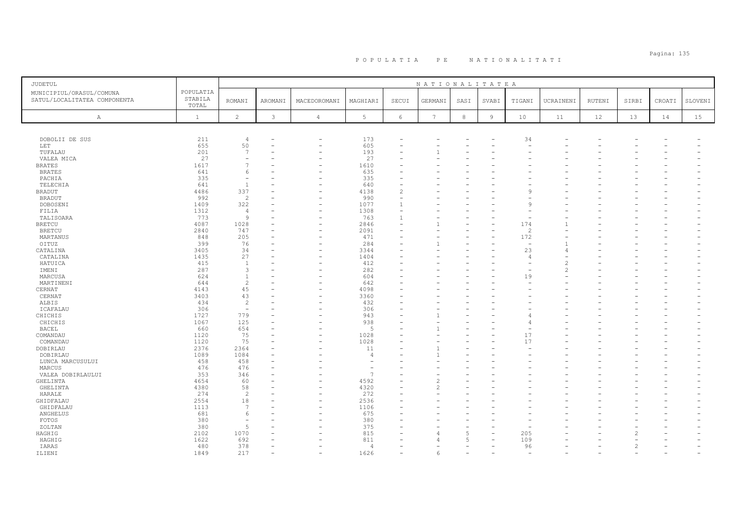# POPULATIA PE NATIONALITATI

| JUDETUL<br>MUNICIPIUL/ORASUL/COMUNA<br>SATUL/LOCALITATEA COMPONENTA | POPULATIA STABILA TOTAL | NATIONALITATEA | | | | | | | | | | | | | |
|---|---|---|---|---|---|---|---|---|---|---|---|---|---|---|---|
| | | ROMANI | AROMANI | MACEDOROMANI | MAGHIARI | SECUI | GERMANI | SASI | SVABI | TIGANI | UCRAINENI | RUTENI | SIRBI | CROATI | SLOVENI |
| A | 1 | 2 | 3 | 4 | 5 | 6 | 7 | 8 | 9 | 10 | 11 | 12 | 13 | 14 | 15 |
| DOBOLII DE SUS | 211 | 4 | - | - | 173 | - | - | - | - | 34 | - | - | - | - | - |
| LET | 655 | 50 | - | - | 605 | - | - | - | - | - | - | - | - | - | - |
| TUFALAU | 201 | 7 | - | - | 193 | - | 1 | - | - | - | - | - | - | - | - |
| VALEA MICA | 27 | - | - | - | 27 | - | - | - | - | - | - | - | - | - | - |
| BRATES | 1617 | 7 | - | - | 1610 | - | - | - | - | - | - | - | - | - | - |
| BRATES | 641 | 6 | - | - | 635 | - | - | - | - | - | - | - | - | - | - |
| PACHIA | 335 | - | - | - | 335 | - | - | - | - | - | - | - | - | - | - |
| TELECHIA | 641 | 1 | - | - | 640 | - | - | - | - | - | - | - | - | - | - |
| BRADUT | 4486 | 337 | - | - | 4138 | 2 | - | - | - | 9 | - | - | - | - | - |
| BRADUT | 992 | 2 | - | - | 990 | - | - | - | - | - | - | - | - | - | - |
| DOBOSENI | 1409 | 322 | - | - | 1077 | 1 | - | - | - | 9 | - | - | - | - | - |
| FILIA | 1312 | 4 | - | - | 1308 | - | - | - | - | - | - | - | - | - | - |
| TALISOARA | 773 | 9 | - | - | 763 | 1 | - | - | - | - | - | - | - | - | - |
| BRETCU | 4087 | 1028 | - | - | 2846 | - | 1 | - | - | 174 | 1 | - | - | - | - |
| BRETCU | 2840 | 747 | - | - | 2091 | - | - | - | - | 2 | - | - | - | - | - |
| MARTANUS | 848 | 205 | - | - | 471 | - | - | - | - | 172 | - | - | - | - | - |
| OITUZ | 399 | 76 | - | - | 284 | - | 1 | - | - | - | 1 | - | - | - | - |
| CATALINA | 3405 | 34 | - | - | 3344 | - | - | - | - | 23 | 4 | - | - | - | - |
| CATALINA | 1435 | 27 | - | - | 1404 | - | - | - | - | 4 | - | - | - | - | - |
| HATUICA | 415 | 1 | - | - | 412 | - | - | - | - | - | 2 | - | - | - | - |
| IMENI | 287 | 3 | - | - | 282 | - | - | - | - | - | 2 | - | - | - | - |
| MARCUSA | 624 | 1 | - | - | 604 | - | - | - | - | 19 | - | - | - | - | - |
| MARTINENI | 644 | 2 | - | - | 642 | - | - | - | - | - | - | - | - | - | - |
| CERNAT | 4143 | 45 | - | - | 4098 | - | - | - | - | - | - | - | - | - | - |
| CERNAT | 3403 | 43 | - | - | 3360 | - | - | - | - | - | - | - | - | - | - |
| ALBIS | 434 | 2 | - | - | 432 | - | - | - | - | - | - | - | - | - | - |
| ICAFALAU | 306 | - | - | - | 306 | - | - | - | - | - | - | - | - | - | - |
| CHICHIS | 1727 | 779 | - | - | 943 | - | 1 | - | - | 4 | - | - | - | - | - |
| CHICHIS | 1067 | 125 | - | - | 938 | - | - | - | - | 4 | - | - | - | - | - |
| BACEL | 660 | 654 | - | - | 5 | - | 1 | - | - | - | - | - | - | - | - |
| COMANDAU | 1120 | 75 | - | - | 1028 | - | - | - | - | 17 | - | - | - | - | - |
| COMANDAU | 1120 | 75 | - | - | 1028 | - | - | - | - | 17 | - | - | - | - | - |
| DOBIRLAU | 2376 | 2364 | - | - | 11 | - | 1 | - | - | - | - | - | - | - | - |
| DOBIRLAU | 1089 | 1084 | - | - | 4 | - | 1 | - | - | - | - | - | - | - | - |
| LUNCA MARCUSULUI | 458 | 458 | - | - | - | - | - | - | - | - | - | - | - | - | - |
| MARCUS | 476 | 476 | - | - | - | - | - | - | - | - | - | - | - | - | - |
| VALEA DOBIRLAULUI | 353 | 346 | - | - | 7 | - | - | - | - | - | - | - | - | - | - |
| GHELINTA | 4654 | 60 | - | - | 4592 | - | 2 | - | - | - | - | - | - | - | - |
| GHELINTA | 4380 | 58 | - | - | 4320 | - | 2 | - | - | - | - | - | - | - | - |
| HARALE | 274 | 2 | - | - | 272 | - | - | - | - | - | - | - | - | - | - |
| GHIDFALAU | 2554 | 18 | - | - | 2536 | - | - | - | - | - | - | - | - | - | - |
| GHIDFALAU | 1113 | 7 | - | - | 1106 | - | - | - | - | - | - | - | - | - | - |
| ANGHELUS | 681 | 6 | - | - | 675 | - | - | - | - | - | - | - | - | - | - |
| FOTOS | 380 | - | - | - | 380 | - | - | - | - | - | - | - | - | - | - |
| ZOLTAN | 380 | 5 | - | - | 375 | - | - | - | - | - | - | - | - | - | - |
| HAGHIG | 2102 | 1070 | - | - | 815 | - | 4 | 5 | - | 205 | - | - | 2 | - | - |
| HAGHIG | 1622 | 692 | - | - | 811 | - | 4 | 5 | - | 109 | - | - | - | - | - |
| IARAS | 480 | 378 | - | - | 4 | - | - | - | - | 96 | - | - | 2 | - | - |
| ILIENI | 1849 | 217 | - | - | 1626 | - | 6 | - | - | - | - | - | - | - | - |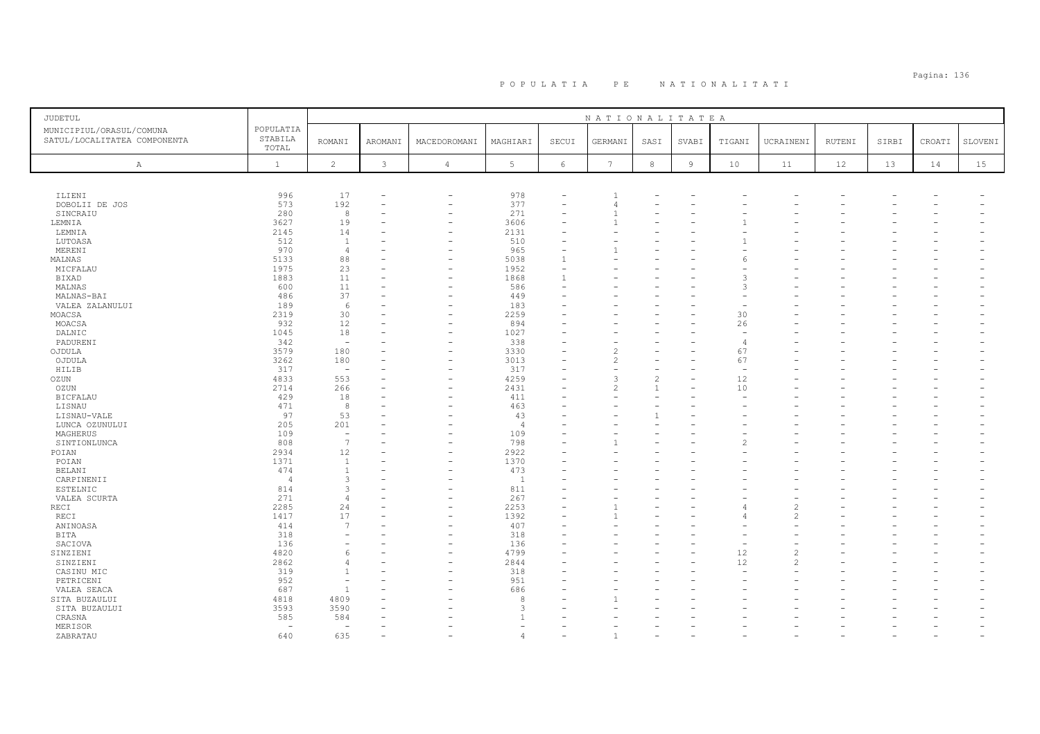# POPULATIA PE NATIONALITATI

| JUDETUL<br>MUNICIPIUL/ORASUL/COMUNA<br>SATUL/LOCALITATEA COMPONENTA | POPULATIA STABILA TOTAL | NATIONALITATEA | | | | | | | | | | | | | | |
|---|---|---|---|---|---|---|---|---|---|---|---|---|---|---|---|---|
| | | ROMANI | AROMANI | MACEDOROMANI | MAGHIARI | SECUI | GERMANI | SASI | SVABI | TIGANI | UCRAINENI | RUTENI | SIRBI | CROATI | SLOVENI |
| A | 1 | 2 | 3 | 4 | 5 | 6 | 7 | 8 | 9 | 10 | 11 | 12 | 13 | 14 | 15 |
| ILIENI | 996 | 17 | - | - | 978 | - | 1 | - | - | - | - | - | - | - | - |
| DOBOLII DE JOS | 573 | 192 | - | - | 377 | - | 4 | - | - | - | - | - | - | - | - |
| SINCRAIU | 280 | 8 | - | - | 271 | - | 1 | - | - | - | - | - | - | - | - |
| LEMNIA | 3627 | 19 | - | - | 3606 | - | 1 | - | - | 1 | - | - | - | - | - |
| LEMNIA | 2145 | 14 | - | - | 2131 | - | - | - | - | - | - | - | - | - | - |
| LUTOASA | 512 | 1 | - | - | 510 | - | - | - | - | 1 | - | - | - | - | - |
| MERENI | 970 | 4 | - | - | 965 | - | 1 | - | - | - | - | - | - | - | - |
| MALNAS | 5133 | 88 | - | - | 5038 | 1 | - | - | - | 6 | - | - | - | - | - |
| MICFALAU | 1975 | 23 | - | - | 1952 | - | - | - | - | - | - | - | - | - | - |
| BIXAD | 1883 | 11 | - | - | 1868 | 1 | - | - | - | 3 | - | - | - | - | - |
| MALNAS | 600 | 11 | - | - | 586 | - | - | - | - | 3 | - | - | - | - | - |
| MALNAS-BAI | 486 | 37 | - | - | 449 | - | - | - | - | - | - | - | - | - | - |
| VALEA ZALANULUI | 189 | 6 | - | - | 183 | - | - | - | - | - | - | - | - | - | - |
| MOACSA | 2319 | 30 | - | - | 2259 | - | - | - | - | 30 | - | - | - | - | - |
| MOACSA | 932 | 12 | - | - | 894 | - | - | - | - | 26 | - | - | - | - | - |
| DALNIC | 1045 | 18 | - | - | 1027 | - | - | - | - | - | - | - | - | - | - |
| PADURENI | 342 | - | - | - | 338 | - | - | - | - | 4 | - | - | - | - | - |
| OJDULA | 3579 | 180 | - | - | 3330 | - | 2 | - | - | 67 | - | - | - | - | - |
| OJDULA | 3262 | 180 | - | - | 3013 | - | 2 | - | - | 67 | - | - | - | - | - |
| HILIB | 317 | - | - | - | 317 | - | - | - | - | - | - | - | - | - | - |
| OZUN | 4833 | 553 | - | - | 4259 | - | 3 | 2 | - | 12 | - | - | - | - | - |
| OZUN | 2714 | 266 | - | - | 2431 | - | 2 | 1 | - | 10 | - | - | - | - | - |
| BICFALAU | 429 | 18 | - | - | 411 | - | - | - | - | - | - | - | - | - | - |
| LISNAU | 471 | 8 | - | - | 463 | - | - | - | - | - | - | - | - | - | - |
| LISNAU-VALE | 97 | 53 | - | - | 43 | - | - | 1 | - | - | - | - | - | - | - |
| LUNCA OZUNULUI | 205 | 201 | - | - | 4 | - | - | - | - | - | - | - | - | - | - |
| MAGHERUS | 109 | - | - | - | 109 | - | - | - | - | - | - | - | - | - | - |
| SINTIONLUNCA | 808 | 7 | - | - | 798 | - | 1 | - | - | 2 | - | - | - | - | - |
| POIAN | 2934 | 12 | - | - | 2922 | - | - | - | - | - | - | - | - | - | - |
| POIAN | 1371 | 1 | - | - | 1370 | - | - | - | - | - | - | - | - | - | - |
| BELANI | 474 | 1 | - | - | 473 | - | - | - | - | - | - | - | - | - | - |
| CARPINENII | 4 | 3 | - | - | 1 | - | - | - | - | - | - | - | - | - | - |
| ESTELNIC | 814 | 3 | - | - | 811 | - | - | - | - | - | - | - | - | - | - |
| VALEA SCURTA | 271 | 4 | - | - | 267 | - | - | - | - | - | - | - | - | - | - |
| RECI | 2285 | 24 | - | - | 2253 | - | 1 | - | - | 4 | 2 | - | - | - | - |
| RECI | 1417 | 17 | - | - | 1392 | - | 1 | - | - | 4 | 2 | - | - | - | - |
| ANINOASA | 414 | 7 | - | - | 407 | - | - | - | - | - | - | - | - | - | - |
| BITA | 318 | - | - | - | 318 | - | - | - | - | - | - | - | - | - | - |
| SACIOVA | 136 | - | - | - | 136 | - | - | - | - | - | - | - | - | - | - |
| SINZIENI | 4820 | 6 | - | - | 4799 | - | - | - | - | 12 | 2 | - | - | - | - |
| SINZIENI | 2862 | 4 | - | - | 2844 | - | - | - | - | 12 | 2 | - | - | - | - |
| CASINU MIC | 319 | 1 | - | - | 318 | - | - | - | - | - | - | - | - | - | - |
| PETRICENI | 952 | - | - | - | 951 | - | - | - | - | - | - | - | - | - | - |
| VALEA SEACA | 687 | 1 | - | - | 686 | - | - | - | - | - | - | - | - | - | - |
| SITA BUZAULUI | 4818 | 4809 | - | - | 8 | - | 1 | - | - | - | - | - | - | - | - |
| SITA BUZAULUI | 3593 | 3590 | - | - | 3 | - | - | - | - | - | - | - | - | - | - |
| CRASNA | 585 | 584 | - | - | 1 | - | - | - | - | - | - | - | - | - | - |
| MERISOR | - | - | - | - | - | - | - | - | - | - | - | - | - | - | - |
| ZABRATAU | 640 | 635 | - | - | 4 | - | 1 | - | - | - | - | - | - | - | - |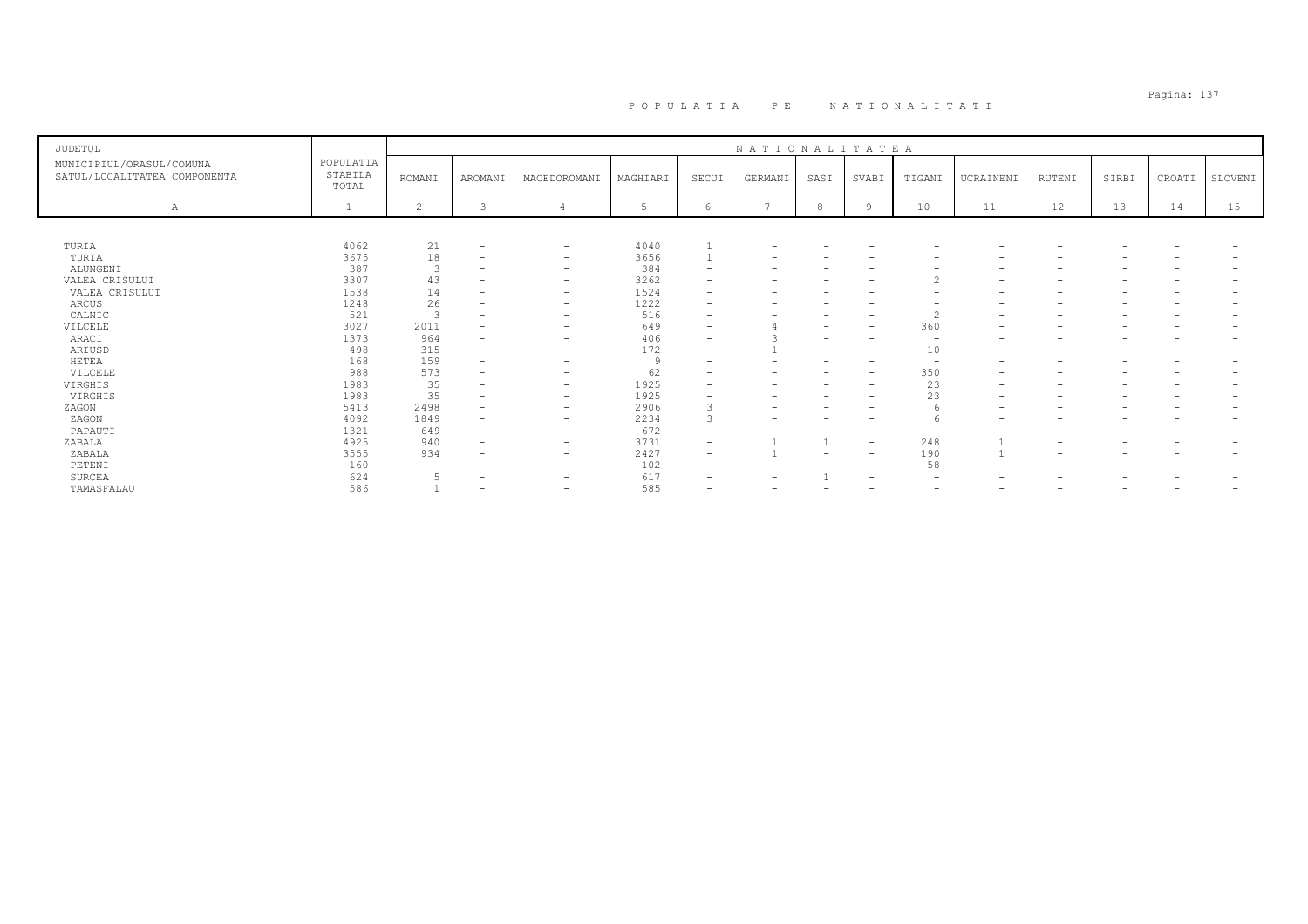# P O P U L A T I A   P E   N A T I O N A L I T A T I

| JUDETUL MUNICIPIUL/ORASUL/COMUNA SATUL/LOCALITATEA COMPONENTA | POPULATIA STABILA TOTAL | NATIONALITATEA | | | | | | | | | | | | | |
|---|---|---|---|---|---|---|---|---|---|---|---|---|---|---|---|
| | | ROMANI | AROMANI | MACEDOROMANI | MAGHIARI | SECUI | GERMANI | SASI | SVABI | TIGANI | UCRAINENI | RUTENI | SIRBI | CROATI | SLOVENI |
| A | 1 | 2 | 3 | 4 | 5 | 6 | 7 | 8 | 9 | 10 | 11 | 12 | 13 | 14 | 15 |
| TURIA | 4062 | 21 | - | - | 4040 | 1 | - | - | - | - | - | - | - | - | - |
| TURIA | 3675 | 18 | - | - | 3656 | 1 | - | - | - | - | - | - | - | - | - |
| ALUNGENI | 387 | 3 | - | - | 384 | - | - | - | - | - | - | - | - | - | - |
| VALEA CRISULUI | 3307 | 43 | - | - | 3262 | - | - | - | - | 2 | - | - | - | - | - |
| VALEA CRISULUI | 1538 | 14 | - | - | 1524 | - | - | - | - | - | - | - | - | - | - |
| ARCUS | 1248 | 26 | - | - | 1222 | - | - | - | - | - | - | - | - | - | - |
| CALNIC | 521 | 3 | - | - | 516 | - | - | - | - | 2 | - | - | - | - | - |
| VILCELE | 3027 | 2011 | - | - | 649 | - | 4 | - | - | 360 | - | - | - | - | - |
| ARACI | 1373 | 964 | - | - | 406 | - | 3 | - | - | - | - | - | - | - | - |
| ARIUSD | 498 | 315 | - | - | 172 | - | 1 | - | - | 10 | - | - | - | - | - |
| HETEA | 168 | 159 | - | - | 9 | - | - | - | - | - | - | - | - | - | - |
| VILCELE | 988 | 573 | - | - | 62 | - | - | - | - | 350 | - | - | - | - | - |
| VIRGHIS | 1983 | 35 | - | - | 1925 | - | - | - | - | 23 | - | - | - | - | - |
| VIRGHIS | 1983 | 35 | - | - | 1925 | - | - | - | - | 23 | - | - | - | - | - |
| ZAGON | 5413 | 2498 | - | - | 2906 | 3 | - | - | - | 6 | - | - | - | - | - |
| ZAGON | 4092 | 1849 | - | - | 2234 | 3 | - | - | - | 6 | - | - | - | - | - |
| PAPAUTI | 1321 | 649 | - | - | 672 | - | - | - | - | - | - | - | - | - | - |
| ZABALA | 4925 | 940 | - | - | 3731 | - | 1 | 1 | - | 248 | 1 | - | - | - | - |
| ZABALA | 3555 | 934 | - | - | 2427 | - | 1 | - | - | 190 | 1 | - | - | - | - |
| PETENI | 160 | - | - | - | 102 | - | - | - | - | 58 | - | - | - | - | - |
| SURCEA | 624 | 5 | - | - | 617 | - | - | 1 | - | - | - | - | - | - | - |
| TAMASFALAU | 586 | 1 | - | - | 585 | - | - | - | - | - | - | - | - | - | - |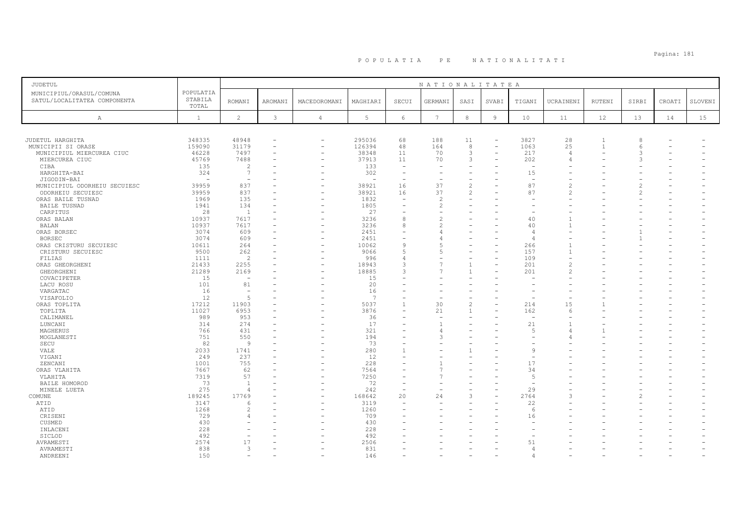# POPULATIA PE NATIONALITATI

| JUDETUL<br>MUNICIPIUL/ORASUL/COMUNA<br>SATUL/LOCALITATEA COMPONENTA | POPULATIA STABILA TOTAL | NATIONALITATEA<br>ROMANI | AROMANI | MACEDOROMANI | MAGHIARI | SECUI | GERMANI | SASI | SVABI | TIGANI | UCRAINENI | RUTENI | SIRBI | CROATI | SLOVENI |
|---|---|---|---|---|---|---|---|---|---|---|---|---|---|---|---|
| A | 1 | 2 | 3 | 4 | 5 | 6 | 7 | 8 | 9 | 10 | 11 | 12 | 13 | 14 | 15 |
| JUDETUL HARGHITA | 348335 | 48948 | - | - | 295036 | 68 | 188 | 11 | - | 3827 | 28 | 1 | 8 | - | - |
| MUNICIPII SI ORASE | 159090 | 31179 | - | - | 126394 | 48 | 164 | 8 | - | 1063 | 25 | 1 | 6 | - | - |
| MUNICIPIUL MIERCUREA CIUC | 46228 | 7497 | - | - | 38348 | 11 | 70 | 3 | - | 217 | 4 | - | 3 | - | - |
| MIERCUREA CIUC | 45769 | 7488 | - | - | 37913 | 11 | 70 | 3 | - | 202 | 4 | - | 3 | - | - |
| CIBA | 135 | 2 | - | - | 133 | - | - | - | - | - | - | - | - | - | - |
| HARGHITA-BAI | 324 | 7 | - | - | 302 | - | - | - | - | 15 | - | - | - | - | - |
| JIGODIN-BAI | - | - | - | - | - | - | - | - | - | - | - | - | - | - | - |
| MUNICIPIUL ODORHEIU SECUIESC | 39959 | 837 | - | - | 38921 | 16 | 37 | 2 | - | 87 | 2 | - | 2 | - | - |
| ODORHEIU SECUIESC | 39959 | 837 | - | - | 38921 | 16 | 37 | 2 | - | 87 | 2 | - | 2 | - | - |
| ORAS BAILE TUSNAD | 1969 | 135 | - | - | 1832 | - | 2 | - | - | - | - | - | - | - | - |
| BAILE TUSNAD | 1941 | 134 | - | - | 1805 | - | 2 | - | - | - | - | - | - | - | - |
| CARPITUS | 28 | 1 | - | - | 27 | - | - | - | - | - | - | - | - | - | - |
| ORAS BALAN | 10937 | 7617 | - | - | 3236 | 8 | 2 | - | - | 40 | 1 | - | - | - | - |
| BALAN | 10937 | 7617 | - | - | 3236 | 8 | 2 | - | - | 40 | 1 | - | - | - | - |
| ORAS BORSEC | 3074 | 609 | - | - | 2451 | - | 4 | - | - | 4 | - | - | 1 | - | - |
| BORSEC | 3074 | 609 | - | - | 2451 | - | 4 | - | - | 4 | - | - | 1 | - | - |
| ORAS CRISTURU SECUIESC | 10611 | 264 | - | - | 10062 | 9 | 5 | - | - | 266 | 1 | - | - | - | - |
| CRISTURU SECUIESC | 9500 | 262 | - | - | 9066 | 5 | 5 | - | - | 157 | 1 | - | - | - | - |
| FILIAS | 1111 | 2 | - | - | 996 | 4 | - | - | - | 109 | - | - | - | - | - |
| ORAS GHEORGHENI | 21433 | 2255 | - | - | 18943 | 3 | 7 | 1 | - | 201 | 2 | - | - | - | - |
| GHEORGHENI | 21289 | 2169 | - | - | 18885 | 3 | 7 | 1 | - | 201 | 2 | - | - | - | - |
| COVACIPETER | 15 | - | - | - | 15 | - | - | - | - | - | - | - | - | - | - |
| LACU ROSU | 101 | 81 | - | - | 20 | - | - | - | - | - | - | - | - | - | - |
| VARGATAC | 16 | - | - | - | 16 | - | - | - | - | - | - | - | - | - | - |
| VISAFOLIO | 12 | 5 | - | - | 7 | - | - | - | - | - | - | - | - | - | - |
| ORAS TOPLITA | 17212 | 11903 | - | - | 5037 | 1 | 30 | 2 | - | 214 | 15 | 1 | - | - | - |
| TOPLITA | 11027 | 6953 | - | - | 3876 | - | 21 | 1 | - | 162 | 6 | - | - | - | - |
| CALIMANEL | 989 | 953 | - | - | 36 | - | - | - | - | - | - | - | - | - | - |
| LUNCANI | 314 | 274 | - | - | 17 | - | 1 | - | - | 21 | 1 | - | - | - | - |
| MAGHERUS | 766 | 431 | - | - | 321 | - | 4 | - | - | 5 | 4 | 1 | - | - | - |
| MOGLANESTI | 751 | 550 | - | - | 194 | - | 3 | - | - | - | 4 | - | - | - | - |
| SECU | 82 | 9 | - | - | 73 | - | - | - | - | - | - | - | - | - | - |
| VALE | 2033 | 1741 | - | - | 280 | 1 | - | 1 | - | 9 | - | - | - | - | - |
| VIGANI | 249 | 237 | - | - | 12 | - | - | - | - | - | - | - | - | - | - |
| ZENCANI | 1001 | 755 | - | - | 228 | - | 1 | - | - | 17 | - | - | - | - | - |
| ORAS VLAHITA | 7667 | 62 | - | - | 7564 | - | 7 | - | - | 34 | - | - | - | - | - |
| VLAHITA | 7319 | 57 | - | - | 7250 | - | 7 | - | - | 5 | - | - | - | - | - |
| BAILE HOMOROD | 73 | 1 | - | - | 72 | - | - | - | - | - | - | - | - | - | - |
| MINELE LUETA | 275 | 4 | - | - | 242 | - | - | - | - | 29 | - | - | - | - | - |
| COMUNE | 189245 | 17769 | - | - | 168642 | 20 | 24 | 3 | - | 2764 | 3 | - | 2 | - | - |
| ATID | 3147 | 6 | - | - | 3119 | - | - | - | - | 22 | - | - | - | - | - |
| ATID | 1268 | 2 | - | - | 1260 | - | - | - | - | 6 | - | - | - | - | - |
| CRISENI | 729 | 4 | - | - | 709 | - | - | - | - | 16 | - | - | - | - | - |
| CUSMED | 430 | - | - | - | 430 | - | - | - | - | - | - | - | - | - | - |
| INLACENI | 228 | - | - | - | 228 | - | - | - | - | - | - | - | - | - | - |
| SICLOD | 492 | - | - | - | 492 | - | - | - | - | - | - | - | - | - | - |
| AVRAMESTI | 2574 | 17 | - | - | 2506 | - | - | - | - | 51 | - | - | - | - | - |
| AVRAMESTI | 838 | 3 | - | - | 831 | - | - | - | - | 4 | - | - | - | - | - |
| ANDREENI | 150 | - | - | - | 146 | - | - | - | - | 4 | - | - | - | - | - |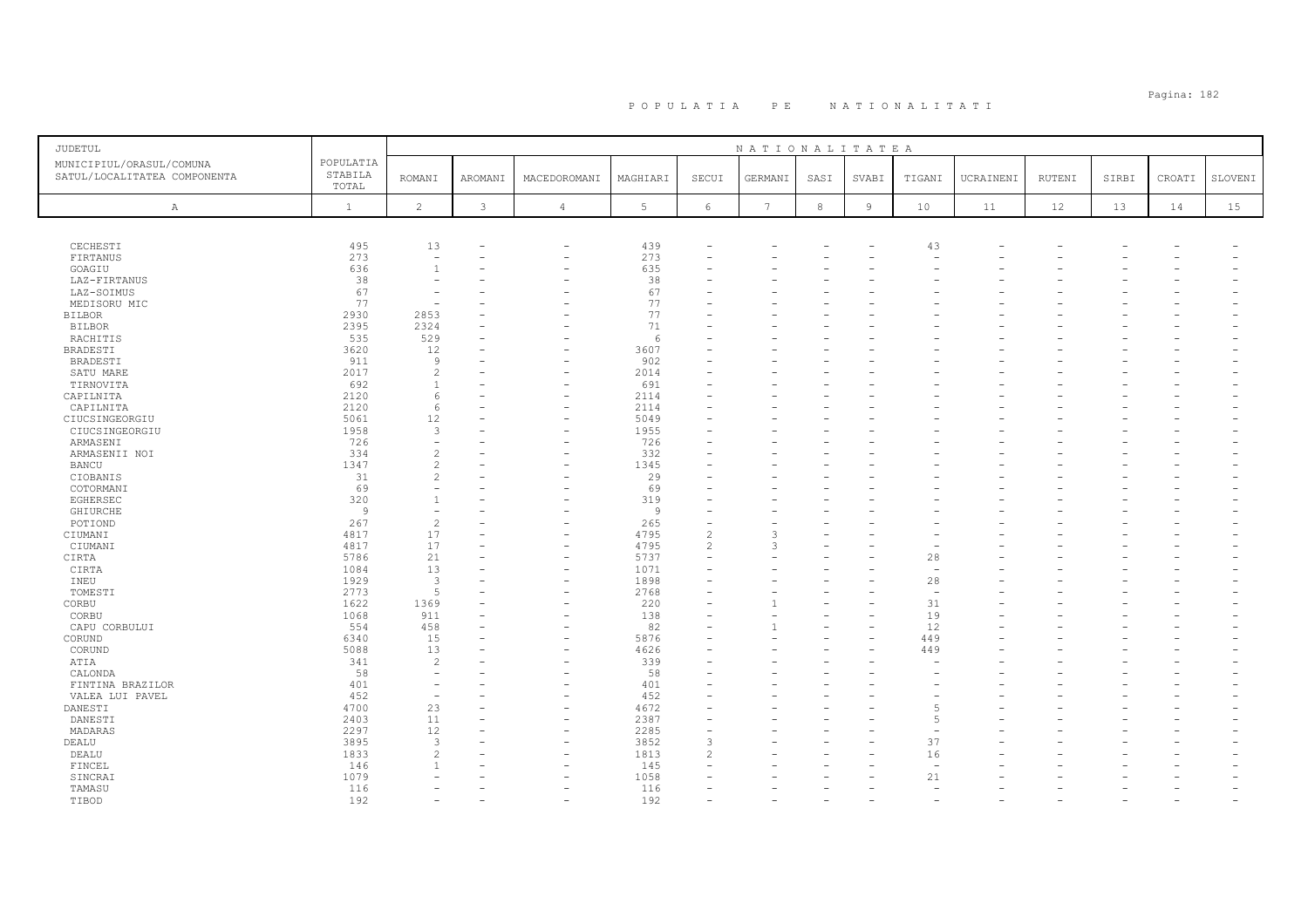# POPULATIA PE NATIONALITATI

| JUDETUL MUNICIPIUL/ORASUL/COMUNA SATUL/LOCALITATEA COMPONENTA | POPULATIA STABILA TOTAL | NATIONALITATEA ROMANI | AROMANI | MACEDOROMANI | MAGHIARI | SECUI | GERMANI | SASI | SVABI | TIGANI | UCRAINENI | RUTENI | SIRBI | CROATI | SLOVENI |
|---|---|---|---|---|---|---|---|---|---|---|---|---|---|---|---|
| A | 1 | 2 | 3 | 4 | 5 | 6 | 7 | 8 | 9 | 10 | 11 | 12 | 13 | 14 | 15 |
| CECHESTI | 495 | 13 | - | - | 439 | - | - | - | - | 43 | - | - | - | - | - |
| FIRTANUS | 273 | - | - | - | 273 | - | - | - | - | - | - | - | - | - | - |
| GOAGIU | 636 | 1 | - | - | 635 | - | - | - | - | - | - | - | - | - | - |
| LAZ-FIRTANUS | 38 | - | - | - | 38 | - | - | - | - | - | - | - | - | - | - |
| LAZ-SOIMUS | 67 | - | - | - | 67 | - | - | - | - | - | - | - | - | - | - |
| MEDISORU MIC | 77 | - | - | - | 77 | - | - | - | - | - | - | - | - | - | - |
| BILBOR | 2930 | 2853 | - | - | 77 | - | - | - | - | - | - | - | - | - | - |
| BILBOR | 2395 | 2324 | - | - | 71 | - | - | - | - | - | - | - | - | - | - |
| RACHITIS | 535 | 529 | - | - | 6 | - | - | - | - | - | - | - | - | - | - |
| BRADESTI | 3620 | 12 | - | - | 3607 | - | - | - | - | - | - | - | - | - | - |
| BRADESTI | 911 | 9 | - | - | 902 | - | - | - | - | - | - | - | - | - | - |
| SATU MARE | 2017 | 2 | - | - | 2014 | - | - | - | - | - | - | - | - | - | - |
| TIRNOVITA | 692 | 1 | - | - | 691 | - | - | - | - | - | - | - | - | - | - |
| CAPILNITA | 2120 | 6 | - | - | 2114 | - | - | - | - | - | - | - | - | - | - |
| CAPILNITA | 2120 | 6 | - | - | 2114 | - | - | - | - | - | - | - | - | - | - |
| CIUCSINGEORGIU | 5061 | 12 | - | - | 5049 | - | - | - | - | - | - | - | - | - | - |
| CIUCSINGEORGIU | 1958 | 3 | - | - | 1955 | - | - | - | - | - | - | - | - | - | - |
| ARMASENI | 726 | - | - | - | 726 | - | - | - | - | - | - | - | - | - | - |
| ARMASENII NOI | 334 | 2 | - | - | 332 | - | - | - | - | - | - | - | - | - | - |
| BANCU | 1347 | 2 | - | - | 1345 | - | - | - | - | - | - | - | - | - | - |
| CIOBANIS | 31 | 2 | - | - | 29 | - | - | - | - | - | - | - | - | - | - |
| COTORMANI | 69 | - | - | - | 69 | - | - | - | - | - | - | - | - | - | - |
| EGHERSEC | 320 | 1 | - | - | 319 | - | - | - | - | - | - | - | - | - | - |
| GHIURCHE | 9 | - | - | - | 9 | - | - | - | - | - | - | - | - | - | - |
| POTIOND | 267 | 2 | - | - | 265 | - | - | - | - | - | - | - | - | - | - |
| CIUMANI | 4817 | 17 | - | - | 4795 | 2 | 3 | - | - | - | - | - | - | - | - |
| CIUMANI | 4817 | 17 | - | - | 4795 | 2 | 3 | - | - | - | - | - | - | - | - |
| CIRTA | 5786 | 21 | - | - | 5737 | - | - | - | - | 28 | - | - | - | - | - |
| CIRTA | 1084 | 13 | - | - | 1071 | - | - | - | - | - | - | - | - | - | - |
| INEU | 1929 | 3 | - | - | 1898 | - | - | - | - | 28 | - | - | - | - | - |
| TOMESTI | 2773 | 5 | - | - | 2768 | - | - | - | - | - | - | - | - | - | - |
| CORBU | 1622 | 1369 | - | - | 220 | - | 1 | - | - | 31 | - | - | - | - | - |
| CORBU | 1068 | 911 | - | - | 138 | - | - | - | - | 19 | - | - | - | - | - |
| CAPU CORBULUI | 554 | 458 | - | - | 82 | - | 1 | - | - | 12 | - | - | - | - | - |
| CORUND | 6340 | 15 | - | - | 5876 | - | - | - | - | 449 | - | - | - | - | - |
| CORUND | 5088 | 13 | - | - | 4626 | - | - | - | - | 449 | - | - | - | - | - |
| ATIA | 341 | 2 | - | - | 339 | - | - | - | - | - | - | - | - | - | - |
| CALONDA | 58 | - | - | - | 58 | - | - | - | - | - | - | - | - | - | - |
| FINTINA BRAZILOR | 401 | - | - | - | 401 | - | - | - | - | - | - | - | - | - | - |
| VALEA LUI PAVEL | 452 | - | - | - | 452 | - | - | - | - | - | - | - | - | - | - |
| DANESTI | 4700 | 23 | - | - | 4672 | - | - | - | - | 5 | - | - | - | - | - |
| DANESTI | 2403 | 11 | - | - | 2387 | - | - | - | - | 5 | - | - | - | - | - |
| MADARAS | 2297 | 12 | - | - | 2285 | - | - | - | - | - | - | - | - | - | - |
| DEALU | 3895 | 3 | - | - | 3852 | 3 | - | - | - | 37 | - | - | - | - | - |
| DEALU | 1833 | 2 | - | - | 1813 | 2 | - | - | - | 16 | - | - | - | - | - |
| FINCEL | 146 | 1 | - | - | 145 | - | - | - | - | - | - | - | - | - | - |
| SINCRAI | 1079 | - | - | - | 1058 | - | - | - | - | 21 | - | - | - | - | - |
| TAMASU | 116 | - | - | - | 116 | - | - | - | - | - | - | - | - | - | - |
| TIBOD | 192 | - | - | - | 192 | - | - | - | - | - | - | - | - | - | - |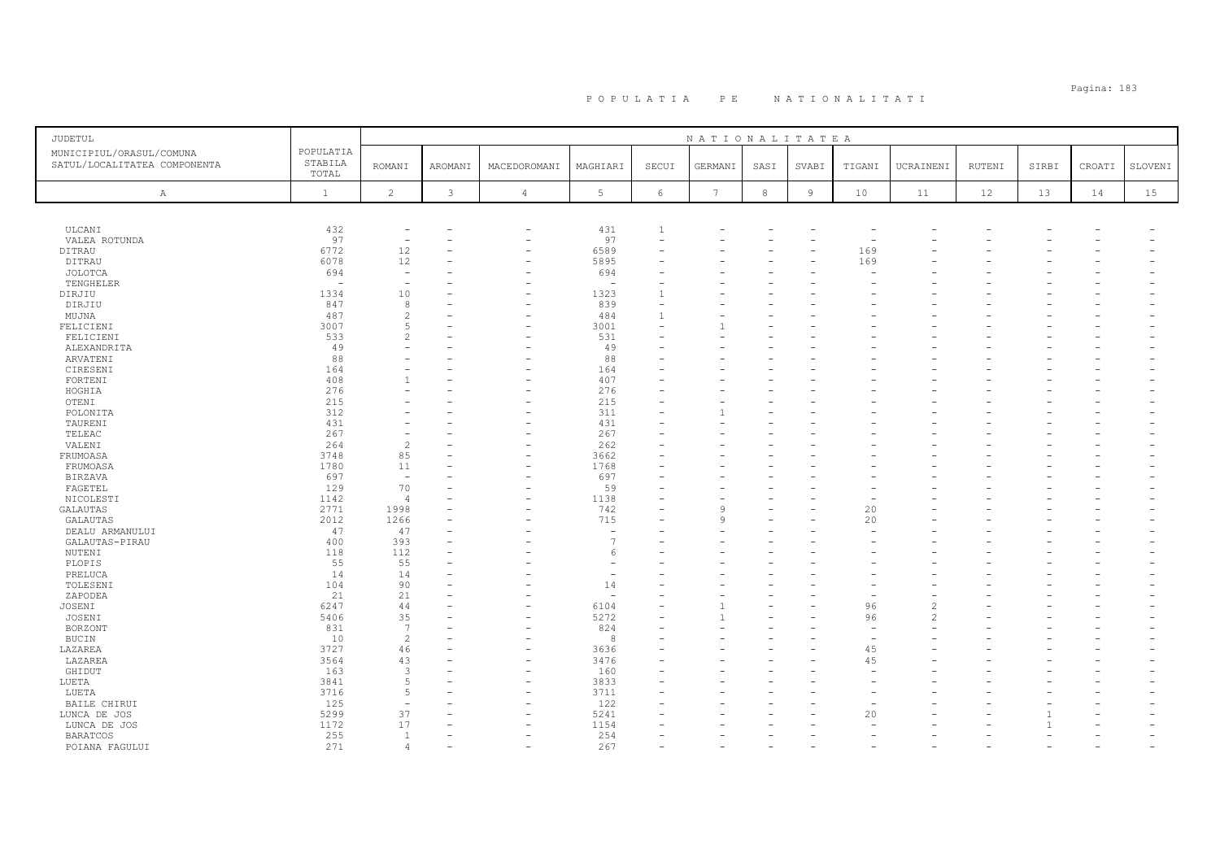# P O P U L A T I A   P E   N A T I O N A L I T A T I

| JUDETUL<br>MUNICIPIUL/ORASUL/COMUNA<br>SATUL/LOCALITATEA COMPONENTA | POPULATIA STABILA TOTAL | NATIONALITATEA | | | | | | | | | | | | | | |
|---|---|---|---|---|---|---|---|---|---|---|---|---|---|---|---|---|
| | | ROMANI | AROMANI | MACEDOROMANI | MAGHIARI | SECUI | GERMANI | SASI | SVABI | TIGANI | UCRAINENI | RUTENI | SIRBI | CROATI | SLOVENI |
| A | 1 | 2 | 3 | 4 | 5 | 6 | 7 | 8 | 9 | 10 | 11 | 12 | 13 | 14 | 15 |
| ULCANI | 432 | - | - | - | 431 | 1 | - | - | - | - | - | - | - | - | - |
| VALEA ROTUNDA | 97 | - | - | - | 97 | - | - | - | - | - | - | - | - | - | - |
| DITRAU | 6772 | 12 | - | - | 6589 | - | - | - | - | 169 | - | - | - | - | - |
| DITRAU | 6078 | 12 | - | - | 5895 | - | - | - | - | 169 | - | - | - | - | - |
| JOLOTCA | 694 | - | - | - | 694 | - | - | - | - | - | - | - | - | - | - |
| TENGHELER | - | - | - | - | - | - | - | - | - | - | - | - | - | - | - |
| DIRJIU | 1334 | 10 | - | - | 1323 | 1 | - | - | - | - | - | - | - | - | - |
| DIRJIU | 847 | 8 | - | - | 839 | - | - | - | - | - | - | - | - | - | - |
| MUJNA | 487 | 2 | - | - | 484 | 1 | - | - | - | - | - | - | - | - | - |
| FELICIENI | 3007 | 5 | - | - | 3001 | - | 1 | - | - | - | - | - | - | - | - |
| FELICIENI | 533 | 2 | - | - | 531 | - | - | - | - | - | - | - | - | - | - |
| ALEXANDRITA | 49 | - | - | - | 49 | - | - | - | - | - | - | - | - | - | - |
| ARVATENI | 88 | - | - | - | 88 | - | - | - | - | - | - | - | - | - | - |
| CIRESENI | 164 | - | - | - | 164 | - | - | - | - | - | - | - | - | - | - |
| FORTENI | 408 | 1 | - | - | 407 | - | - | - | - | - | - | - | - | - | - |
| HOGHIA | 276 | - | - | - | 276 | - | - | - | - | - | - | - | - | - | - |
| OTENI | 215 | - | - | - | 215 | - | - | - | - | - | - | - | - | - | - |
| POLONITA | 312 | - | - | - | 311 | - | 1 | - | - | - | - | - | - | - | - |
| TAURENI | 431 | - | - | - | 431 | - | - | - | - | - | - | - | - | - | - |
| TELEAC | 267 | - | - | - | 267 | - | - | - | - | - | - | - | - | - | - |
| VALENI | 264 | 2 | - | - | 262 | - | - | - | - | - | - | - | - | - | - |
| FRUMOASA | 3748 | 85 | - | - | 3662 | - | - | - | - | - | - | - | - | - | - |
| FRUMOASA | 1780 | 11 | - | - | 1768 | - | - | - | - | - | - | - | - | - | - |
| BIRZAVA | 697 | - | - | - | 697 | - | - | - | - | - | - | - | - | - | - |
| FAGETEL | 129 | 70 | - | - | 59 | - | - | - | - | - | - | - | - | - | - |
| NICOLESTI | 1142 | 4 | - | - | 1138 | - | - | - | - | - | - | - | - | - | - |
| GALAUTAS | 2771 | 1998 | - | - | 742 | - | 9 | - | - | 20 | - | - | - | - | - |
| GALAUTAS | 2012 | 1266 | - | - | 715 | - | 9 | - | - | 20 | - | - | - | - | - |
| DEALU ARMANULUI | 47 | 47 | - | - | - | - | - | - | - | - | - | - | - | - | - |
| GALAUTAS-PIRAU | 400 | 393 | - | - | 7 | - | - | - | - | - | - | - | - | - | - |
| NUTENI | 118 | 112 | - | - | 6 | - | - | - | - | - | - | - | - | - | - |
| PLOPIS | 55 | 55 | - | - | - | - | - | - | - | - | - | - | - | - | - |
| PRELUCA | 14 | 14 | - | - | - | - | - | - | - | - | - | - | - | - | - |
| TOLESENI | 104 | 90 | - | - | 14 | - | - | - | - | - | - | - | - | - | - |
| ZAPODEA | 21 | 21 | - | - | - | - | - | - | - | - | - | - | - | - | - |
| JOSENI | 6247 | 44 | - | - | 6104 | - | 1 | - | - | 96 | 2 | - | - | - | - |
| JOSENI | 5406 | 35 | - | - | 5272 | - | 1 | - | - | 96 | 2 | - | - | - | - |
| BORZONT | 831 | 7 | - | - | 824 | - | - | - | - | - | - | - | - | - | - |
| BUCIN | 10 | 2 | - | - | 8 | - | - | - | - | - | - | - | - | - | - |
| LAZAREA | 3727 | 46 | - | - | 3636 | - | - | - | - | 45 | - | - | - | - | - |
| LAZAREA | 3564 | 43 | - | - | 3476 | - | - | - | - | 45 | - | - | - | - | - |
| GHIDUT | 163 | 3 | - | - | 160 | - | - | - | - | - | - | - | - | - | - |
| LUETA | 3841 | 5 | - | - | 3833 | - | - | - | - | - | - | - | - | - | - |
| LUETA | 3716 | 5 | - | - | 3711 | - | - | - | - | - | - | - | - | - | - |
| BAILE CHIRUI | 125 | - | - | - | 122 | - | - | - | - | - | - | - | - | - | - |
| LUNCA DE JOS | 5299 | 37 | - | - | 5241 | - | - | - | - | 20 | - | - | 1 | - | - |
| LUNCA DE JOS | 1172 | 17 | - | - | 1154 | - | - | - | - | - | - | - | 1 | - | - |
| BARATCOS | 255 | 1 | - | - | 254 | - | - | - | - | - | - | - | - | - | - |
| POIANA FAGULUI | 271 | 4 | - | - | 267 | - | - | - | - | - | - | - | - | - | - |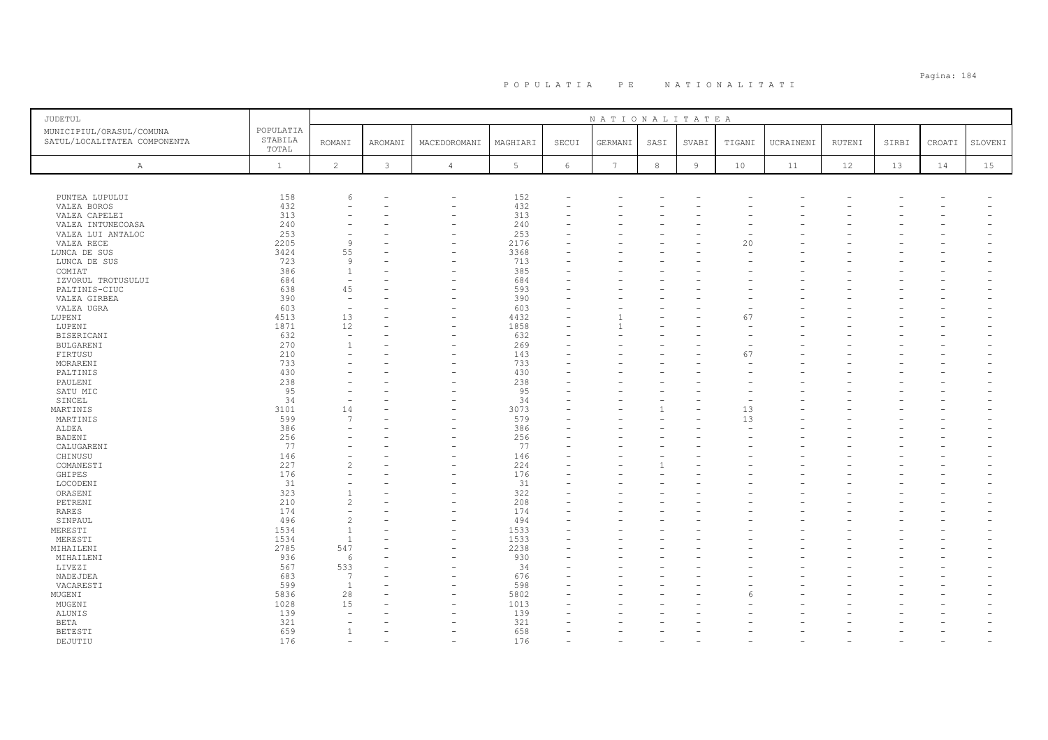# P O P U L A T I A   P E   N A T I O N A L I T A T I

| JUDETUL<br>MUNICIPIUL/ORASUL/COMUNA<br>SATUL/LOCALITATEA COMPONENTA | POPULATIA STABILA TOTAL | NATIONALITATEA | | | | | | | | | | | | | |
|---|---|---|---|---|---|---|---|---|---|---|---|---|---|---|---|
| | | ROMANI | AROMANI | MACEDOROMANI | MAGHIARI | SECUI | GERMANI | SASI | SVABI | TIGANI | UCRAINENI | RUTENI | SIRBI | CROATI | SLOVENI |
| A | 1 | 2 | 3 | 4 | 5 | 6 | 7 | 8 | 9 | 10 | 11 | 12 | 13 | 14 | 15 |
| PUNTEA LUPULUI | 158 | 6 | - | - | 152 | - | - | - | - | - | - | - | - | - | - |
| VALEA BOROS | 432 | - | - | - | 432 | - | - | - | - | - | - | - | - | - | - |
| VALEA CAPELEI | 313 | - | - | - | 313 | - | - | - | - | - | - | - | - | - | - |
| VALEA INTUNECOASA | 240 | - | - | - | 240 | - | - | - | - | - | - | - | - | - | - |
| VALEA LUI ANTALOC | 253 | - | - | - | 253 | - | - | - | - | - | - | - | - | - | - |
| VALEA RECE | 2205 | 9 | - | - | 2176 | - | - | - | - | 20 | - | - | - | - | - |
| LUNCA DE SUS | 3424 | 55 | - | - | 3368 | - | - | - | - | - | - | - | - | - | - |
| LUNCA DE SUS | 723 | 9 | - | - | 713 | - | - | - | - | - | - | - | - | - | - |
| COMIAT | 386 | 1 | - | - | 385 | - | - | - | - | - | - | - | - | - | - |
| IZVORUL TROTUSULUI | 684 | - | - | - | 684 | - | - | - | - | - | - | - | - | - | - |
| PALTINIS-CIUC | 638 | 45 | - | - | 593 | - | - | - | - | - | - | - | - | - | - |
| VALEA GIRBEA | 390 | - | - | - | 390 | - | - | - | - | - | - | - | - | - | - |
| VALEA UGRA | 603 | - | - | - | 603 | - | - | - | - | - | - | - | - | - | - |
| LUPENI | 4513 | 13 | - | - | 4432 | - | 1 | - | - | 67 | - | - | - | - | - |
| LUPENI | 1871 | 12 | - | - | 1858 | - | 1 | - | - | - | - | - | - | - | - |
| BISERICANI | 632 | - | - | - | 632 | - | - | - | - | - | - | - | - | - | - |
| BULGARENI | 270 | 1 | - | - | 269 | - | - | - | - | - | - | - | - | - | - |
| FIRTUSU | 210 | - | - | - | 143 | - | - | - | - | 67 | - | - | - | - | - |
| MORARENI | 733 | - | - | - | 733 | - | - | - | - | - | - | - | - | - | - |
| PALTINIS | 430 | - | - | - | 430 | - | - | - | - | - | - | - | - | - | - |
| PAULENI | 238 | - | - | - | 238 | - | - | - | - | - | - | - | - | - | - |
| SATU MIC | 95 | - | - | - | 95 | - | - | - | - | - | - | - | - | - | - |
| SINCEL | 34 | - | - | - | 34 | - | - | - | - | - | - | - | - | - | - |
| MARTINIS | 3101 | 14 | - | - | 3073 | - | - | 1 | - | 13 | - | - | - | - | - |
| MARTINIS | 599 | 7 | - | - | 579 | - | - | - | - | 13 | - | - | - | - | - |
| ALDEA | 386 | - | - | - | 386 | - | - | - | - | - | - | - | - | - | - |
| BADENI | 256 | - | - | - | 256 | - | - | - | - | - | - | - | - | - | - |
| CALUGARENI | 77 | - | - | - | 77 | - | - | - | - | - | - | - | - | - | - |
| CHINUSU | 146 | - | - | - | 146 | - | - | - | - | - | - | - | - | - | - |
| COMANESTI | 227 | 2 | - | - | 224 | - | - | 1 | - | - | - | - | - | - | - |
| GHIPES | 176 | - | - | - | 176 | - | - | - | - | - | - | - | - | - | - |
| LOCODENI | 31 | - | - | - | 31 | - | - | - | - | - | - | - | - | - | - |
| ORASENI | 323 | 1 | - | - | 322 | - | - | - | - | - | - | - | - | - | - |
| PETRENI | 210 | 2 | - | - | 208 | - | - | - | - | - | - | - | - | - | - |
| RARES | 174 | - | - | - | 174 | - | - | - | - | - | - | - | - | - | - |
| SINPAUL | 496 | 2 | - | - | 494 | - | - | - | - | - | - | - | - | - | - |
| MERESTI | 1534 | 1 | - | - | 1533 | - | - | - | - | - | - | - | - | - | - |
| MERESTI | 1534 | 1 | - | - | 1533 | - | - | - | - | - | - | - | - | - | - |
| MIHAILENI | 2785 | 547 | - | - | 2238 | - | - | - | - | - | - | - | - | - | - |
| MIHAILENI | 936 | 6 | - | - | 930 | - | - | - | - | - | - | - | - | - | - |
| LIVEZI | 567 | 533 | - | - | 34 | - | - | - | - | - | - | - | - | - | - |
| NADEJDEA | 683 | 7 | - | - | 676 | - | - | - | - | - | - | - | - | - | - |
| VACARESTI | 599 | 1 | - | - | 598 | - | - | - | - | - | - | - | - | - | - |
| MUGENI | 5836 | 28 | - | - | 5802 | - | - | - | - | 6 | - | - | - | - | - |
| MUGENI | 1028 | 15 | - | - | 1013 | - | - | - | - | - | - | - | - | - | - |
| ALUNIS | 139 | - | - | - | 139 | - | - | - | - | - | - | - | - | - | - |
| BETA | 321 | - | - | - | 321 | - | - | - | - | - | - | - | - | - | - |
| BETESTI | 659 | 1 | - | - | 658 | - | - | - | - | - | - | - | - | - | - |
| DEJUTIU | 176 | - | - | - | 176 | - | - | - | - | - | - | - | - | - | - |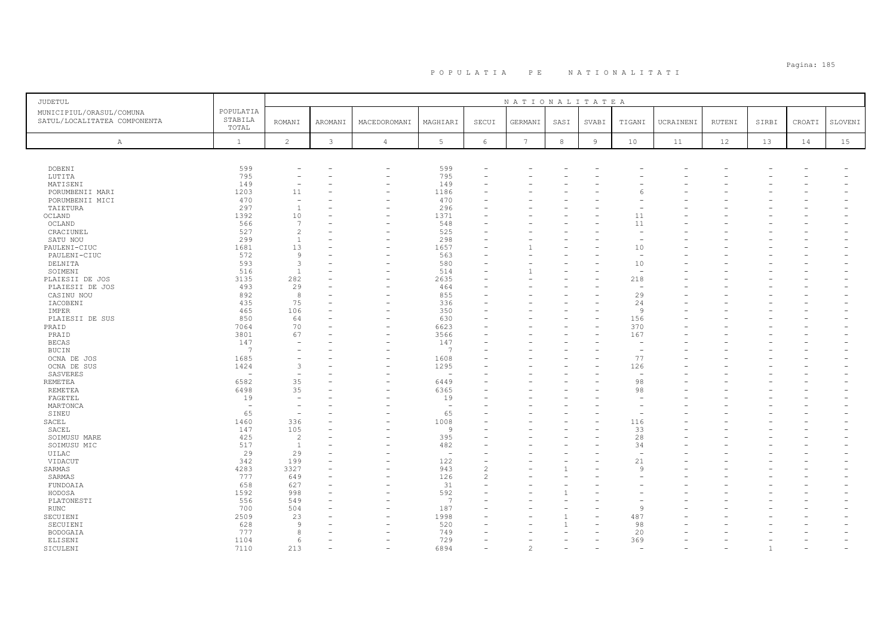# P O P U L A T I A   P E   N A T I O N A L I T A T I

| JUDETUL<br>MUNICIPIUL/ORASUL/COMUNA<br>SATUL/LOCALITATEA COMPONENTA | POPULATIA STABILA TOTAL | NATIONALITATEA<br>ROMANI | AROMANI | MACEDOROMANI | MAGHIARI | SECUI | GERMANI | SASI | SVABI | TIGANI | UCRAINENI | RUTENI | SIRBI | CROATI | SLOVENI |
|---|---|---|---|---|---|---|---|---|---|---|---|---|---|---|---|
| A | 1 | 2 | 3 | 4 | 5 | 6 | 7 | 8 | 9 | 10 | 11 | 12 | 13 | 14 | 15 |
| DOBENI | 599 | - | - | - | 599 | - | - | - | - | - | - | - | - | - | - |
| LUTITA | 795 | - | - | - | 795 | - | - | - | - | - | - | - | - | - | - |
| MATISENI | 149 | - | - | - | 149 | - | - | - | - | - | - | - | - | - | - |
| PORUMBENII MARI | 1203 | 11 | - | - | 1186 | - | - | - | - | 6 | - | - | - | - | - |
| PORUMBENII MICI | 470 | - | - | - | 470 | - | - | - | - | - | - | - | - | - | - |
| TAIETURA | 297 | 1 | - | - | 296 | - | - | - | - | - | - | - | - | - | - |
| OCLAND | 1392 | 10 | - | - | 1371 | - | - | - | - | 11 | - | - | - | - | - |
| OCLAND | 566 | 7 | - | - | 548 | - | - | - | - | 11 | - | - | - | - | - |
| CRACIUNEL | 527 | 2 | - | - | 525 | - | - | - | - | - | - | - | - | - | - |
| SATU NOU | 299 | 1 | - | - | 298 | - | - | - | - | - | - | - | - | - | - |
| PAULENI-CIUC | 1681 | 13 | - | - | 1657 | - | 1 | - | - | 10 | - | - | - | - | - |
| PAULENI-CIUC | 572 | 9 | - | - | 563 | - | - | - | - | - | - | - | - | - | - |
| DELNITA | 593 | 3 | - | - | 580 | - | - | - | - | 10 | - | - | - | - | - |
| SOIMENI | 516 | 1 | - | - | 514 | - | 1 | - | - | - | - | - | - | - | - |
| PLAIESII DE JOS | 3135 | 282 | - | - | 2635 | - | - | - | - | 218 | - | - | - | - | - |
| PLAIESII DE JOS | 493 | 29 | - | - | 464 | - | - | - | - | - | - | - | - | - | - |
| CASINU NOU | 892 | 8 | - | - | 855 | - | - | - | - | 29 | - | - | - | - | - |
| IACOBENI | 435 | 75 | - | - | 336 | - | - | - | - | 24 | - | - | - | - | - |
| IMPER | 465 | 106 | - | - | 350 | - | - | - | - | 9 | - | - | - | - | - |
| PLAIESII DE SUS | 850 | 64 | - | - | 630 | - | - | - | - | 156 | - | - | - | - | - |
| PRAID | 7064 | 70 | - | - | 6623 | - | - | - | - | 370 | - | - | - | - | - |
| PRAID | 3801 | 67 | - | - | 3566 | - | - | - | - | 167 | - | - | - | - | - |
| BECAS | 147 | - | - | - | 147 | - | - | - | - | - | - | - | - | - | - |
| BUCIN | 7 | - | - | - | 7 | - | - | - | - | - | - | - | - | - | - |
| OCNA DE JOS | 1685 | - | - | - | 1608 | - | - | - | - | 77 | - | - | - | - | - |
| OCNA DE SUS | 1424 | 3 | - | - | 1295 | - | - | - | - | 126 | - | - | - | - | - |
| SASVERES | - | - | - | - | - | - | - | - | - | - | - | - | - | - | - |
| REMETEA | 6582 | 35 | - | - | 6449 | - | - | - | - | 98 | - | - | - | - | - |
| REMETEA | 6498 | 35 | - | - | 6365 | - | - | - | - | 98 | - | - | - | - | - |
| FAGETEL | 19 | - | - | - | 19 | - | - | - | - | - | - | - | - | - | - |
| MARTONCA | - | - | - | - | - | - | - | - | - | - | - | - | - | - | - |
| SINEU | 65 | - | - | - | 65 | - | - | - | - | - | - | - | - | - | - |
| SACEL | 1460 | 336 | - | - | 1008 | - | - | - | - | 116 | - | - | - | - | - |
| SACEL | 147 | 105 | - | - | 9 | - | - | - | - | 33 | - | - | - | - | - |
| SOIMUSU MARE | 425 | 2 | - | - | 395 | - | - | - | - | 28 | - | - | - | - | - |
| SOIMUSU MIC | 517 | 1 | - | - | 482 | - | - | - | - | 34 | - | - | - | - | - |
| UILAC | 29 | 29 | - | - | - | - | - | - | - | - | - | - | - | - | - |
| VIDACUT | 342 | 199 | - | - | 122 | - | - | - | - | 21 | - | - | - | - | - |
| SARMAS | 4283 | 3327 | - | - | 943 | 2 | - | 1 | - | 9 | - | - | - | - | - |
| SARMAS | 777 | 649 | - | - | 126 | 2 | - | - | - | - | - | - | - | - | - |
| FUNDOAIA | 658 | 627 | - | - | 31 | - | - | - | - | - | - | - | - | - | - |
| HODOSA | 1592 | 998 | - | - | 592 | - | - | 1 | - | - | - | - | - | - | - |
| PLATONESTI | 556 | 549 | - | - | 7 | - | - | - | - | - | - | - | - | - | - |
| RUNC | 700 | 504 | - | - | 187 | - | - | - | - | 9 | - | - | - | - | - |
| SECUIENI | 2509 | 23 | - | - | 1998 | - | - | 1 | - | 487 | - | - | - | - | - |
| SECUIENI | 628 | 9 | - | - | 520 | - | - | 1 | - | 98 | - | - | - | - | - |
| BODOGAIA | 777 | 8 | - | - | 749 | - | - | - | - | 20 | - | - | - | - | - |
| ELISENI | 1104 | 6 | - | - | 729 | - | - | - | - | 369 | - | - | - | - | - |
| SICULENI | 7110 | 213 | - | - | 6894 | - | 2 | - | - | - | - | - | 1 | - | - |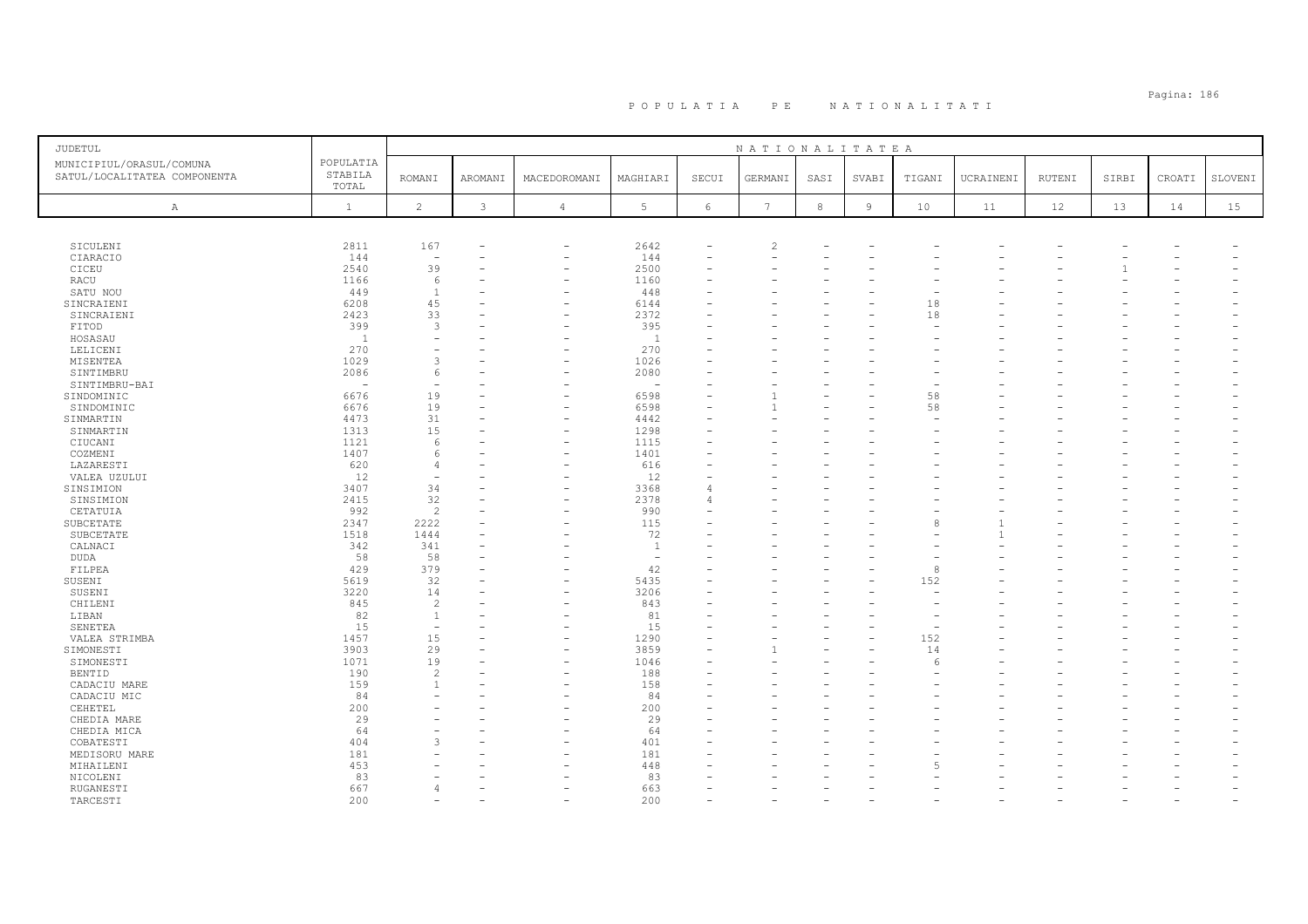# POPULATIA PE NATIONALITATI

| JUDETUL<br>MUNICIPIUL/ORASUL/COMUNA<br>SATUL/LOCALITATEA COMPONENTA | POPULATIA STABILA TOTAL | NATIONALITATEA | | | | | | | | | | | | | |
|---|---|---|---|---|---|---|---|---|---|---|---|---|---|---|---|
| | | ROMANI | AROMANI | MACEDOROMANI | MAGHIARI | SECUI | GERMANI | SASI | SVABI | TIGANI | UCRAINENI | RUTENI | SIRBI | CROATI | SLOVENI |
| A | 1 | 2 | 3 | 4 | 5 | 6 | 7 | 8 | 9 | 10 | 11 | 12 | 13 | 14 | 15 |
| SICULENI | 2811 | 167 | - | - | 2642 | - | 2 | - | - | - | - | - | - | - | - |
| CIARACIO | 144 | - | - | - | 144 | - | - | - | - | - | - | - | - | - | - |
| CICEU | 2540 | 39 | - | - | 2500 | - | - | - | - | - | - | - | 1 | - | - |
| RACU | 1166 | 6 | - | - | 1160 | - | - | - | - | - | - | - | - | - | - |
| SATU NOU | 449 | 1 | - | - | 448 | - | - | - | - | - | - | - | - | - | - |
| SINCRAIENI | 6208 | 45 | - | - | 6144 | - | - | - | - | 18 | - | - | - | - | - |
| SINCRAIENI | 2423 | 33 | - | - | 2372 | - | - | - | - | 18 | - | - | - | - | - |
| FITOD | 399 | 3 | - | - | 395 | - | - | - | - | - | - | - | - | - | - |
| HOSASAU | 1 | - | - | - | 1 | - | - | - | - | - | - | - | - | - | - |
| LELICENI | 270 | - | - | - | 270 | - | - | - | - | - | - | - | - | - | - |
| MISENTEA | 1029 | 3 | - | - | 1026 | - | - | - | - | - | - | - | - | - | - |
| SINTIMBRU | 2086 | 6 | - | - | 2080 | - | - | - | - | - | - | - | - | - | - |
| SINTIMBRU-BAI | - | - | - | - | - | - | - | - | - | - | - | - | - | - | - |
| SINDOMINIC | 6676 | 19 | - | - | 6598 | - | 1 | - | - | 58 | - | - | - | - | - |
| SINDOMINIC | 6676 | 19 | - | - | 6598 | - | 1 | - | - | 58 | - | - | - | - | - |
| SINMARTIN | 4473 | 31 | - | - | 4442 | - | - | - | - | - | - | - | - | - | - |
| SINMARTIN | 1313 | 15 | - | - | 1298 | - | - | - | - | - | - | - | - | - | - |
| CIUCANI | 1121 | 6 | - | - | 1115 | - | - | - | - | - | - | - | - | - | - |
| COZMENI | 1407 | 6 | - | - | 1401 | - | - | - | - | - | - | - | - | - | - |
| LAZARESTI | 620 | 4 | - | - | 616 | - | - | - | - | - | - | - | - | - | - |
| VALEA UZULUI | 12 | - | - | - | 12 | - | - | - | - | - | - | - | - | - | - |
| SINSIMION | 3407 | 34 | - | - | 3368 | 4 | - | - | - | - | - | - | - | - | - |
| SINSIMION | 2415 | 32 | - | - | 2378 | 4 | - | - | - | - | - | - | - | - | - |
| CETATUIA | 992 | 2 | - | - | 990 | - | - | - | - | - | - | - | - | - | - |
| SUBCETATE | 2347 | 2222 | - | - | 115 | - | - | - | - | 8 | 1 | - | - | - | - |
| SUBCETATE | 1518 | 1444 | - | - | 72 | - | - | - | - | - | 1 | - | - | - | - |
| CALNACI | 342 | 341 | - | - | 1 | - | - | - | - | - | - | - | - | - | - |
| DUDA | 58 | 58 | - | - | - | - | - | - | - | - | - | - | - | - | - |
| FILPEA | 429 | 379 | - | - | 42 | - | - | - | - | 8 | - | - | - | - | - |
| SUSENI | 5619 | 32 | - | - | 5435 | - | - | - | - | 152 | - | - | - | - | - |
| SUSENI | 3220 | 14 | - | - | 3206 | - | - | - | - | - | - | - | - | - | - |
| CHILENI | 845 | 2 | - | - | 843 | - | - | - | - | - | - | - | - | - | - |
| LIBAN | 82 | 1 | - | - | 81 | - | - | - | - | - | - | - | - | - | - |
| SENETEA | 15 | - | - | - | 15 | - | - | - | - | - | - | - | - | - | - |
| VALEA STRIMBA | 1457 | 15 | - | - | 1290 | - | - | - | - | 152 | - | - | - | - | - |
| SIMONESTI | 3903 | 29 | - | - | 3859 | - | 1 | - | - | 14 | - | - | - | - | - |
| SIMONESTI | 1071 | 19 | - | - | 1046 | - | - | - | - | 6 | - | - | - | - | - |
| BENTID | 190 | 2 | - | - | 188 | - | - | - | - | - | - | - | - | - | - |
| CADACIU MARE | 159 | 1 | - | - | 158 | - | - | - | - | - | - | - | - | - | - |
| CADACIU MIC | 84 | - | - | - | 84 | - | - | - | - | - | - | - | - | - | - |
| CEHETEL | 200 | - | - | - | 200 | - | - | - | - | - | - | - | - | - | - |
| CHEDIA MARE | 29 | - | - | - | 29 | - | - | - | - | - | - | - | - | - | - |
| CHEDIA MICA | 64 | - | - | - | 64 | - | - | - | - | - | - | - | - | - | - |
| COBATESTI | 404 | 3 | - | - | 401 | - | - | - | - | - | - | - | - | - | - |
| MEDISORU MARE | 181 | - | - | - | 181 | - | - | - | - | - | - | - | - | - | - |
| MIHAILENI | 453 | - | - | - | 448 | - | - | - | - | 5 | - | - | - | - | - |
| NICOLENI | 83 | - | - | - | 83 | - | - | - | - | - | - | - | - | - | - |
| RUGANESTI | 667 | 4 | - | - | 663 | - | - | - | - | - | - | - | - | - | - |
| TARCESTI | 200 | - | - | - | 200 | - | - | - | - | - | - | - | - | - | - |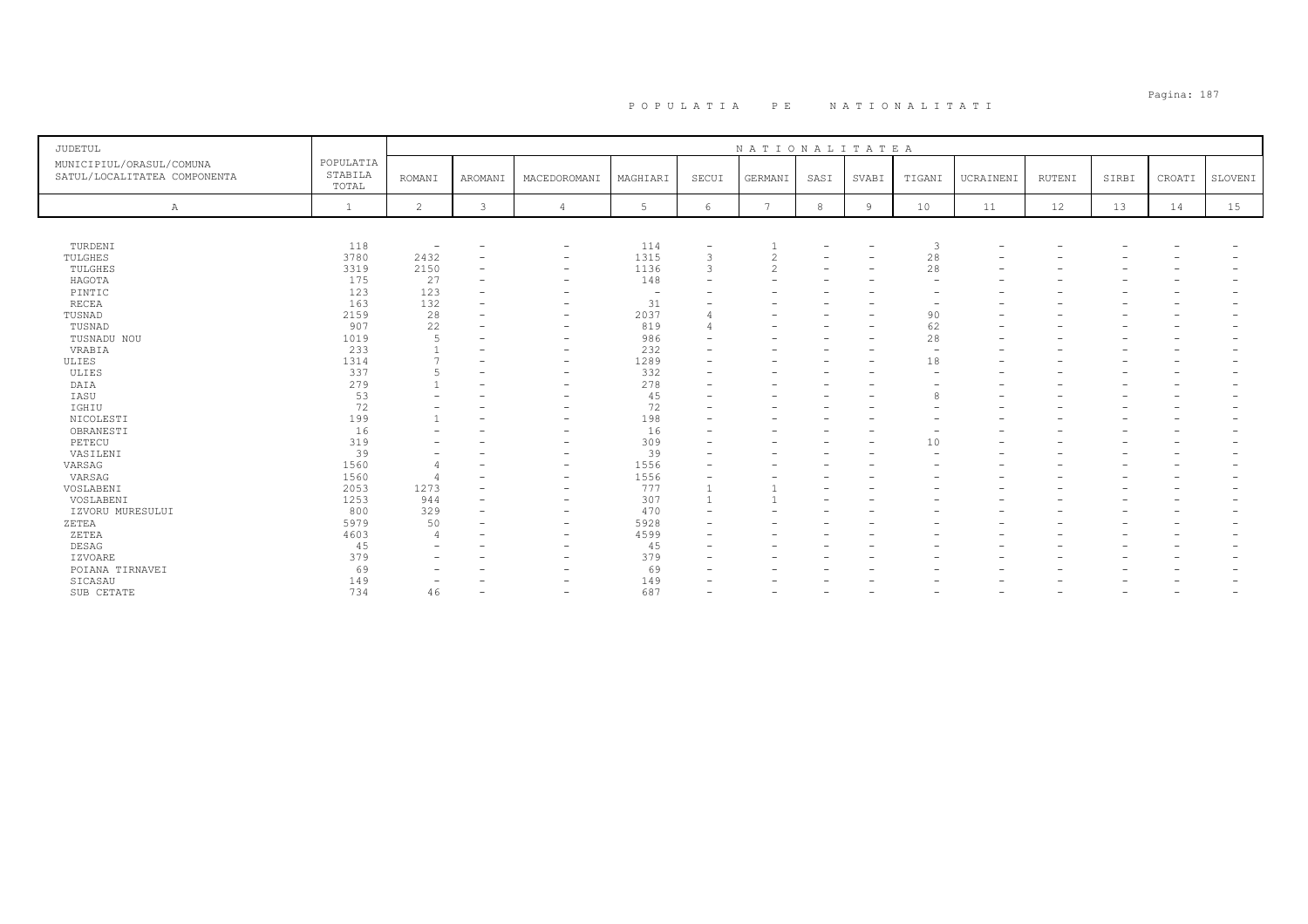# P O P U L A T I A   P E   N A T I O N A L I T A T I

| JUDETUL<br>MUNICIPIUL/ORASUL/COMUNA<br>SATUL/LOCALITATEA COMPONENTA | POPULATIA STABILA TOTAL | N A T I O N A L I T A T E A | | | | | | | | | | | | | |
|---|---|---|---|---|---|---|---|---|---|---|---|---|---|---|---|
| | | ROMANI | AROMANI | MACEDOROMANI | MAGHIARI | SECUI | GERMANI | SASI | SVABI | TIGANI | UCRAINENI | RUTENI | SIRBI | CROATI | SLOVENI |
| A | 1 | 2 | 3 | 4 | 5 | 6 | 7 | 8 | 9 | 10 | 11 | 12 | 13 | 14 | 15 |
| TURDENI | 118 | - | - | - | 114 | - | 1 | - | - | 3 | - | - | - | - | - |
| TULGHES | 3780 | 2432 | - | - | 1315 | 3 | 2 | - | - | 28 | - | - | - | - | - |
| TULGHES | 3319 | 2150 | - | - | 1136 | 3 | 2 | - | - | 28 | - | - | - | - | - |
| HAGOTA | 175 | 27 | - | - | 148 | - | - | - | - | - | - | - | - | - | - |
| PINTIC | 123 | 123 | - | - | - | - | - | - | - | - | - | - | - | - | - |
| RECEA | 163 | 132 | - | - | 31 | - | - | - | - | - | - | - | - | - | - |
| TUSNAD | 2159 | 28 | - | - | 2037 | 4 | - | - | - | 90 | - | - | - | - | - |
| TUSNAD | 907 | 22 | - | - | 819 | 4 | - | - | - | 62 | - | - | - | - | - |
| TUSNADU NOU | 1019 | 5 | - | - | 986 | - | - | - | - | 28 | - | - | - | - | - |
| VRABIA | 233 | 1 | - | - | 232 | - | - | - | - | - | - | - | - | - | - |
| ULIES | 1314 | 7 | - | - | 1289 | - | - | - | - | 18 | - | - | - | - | - |
| ULIES | 337 | 5 | - | - | 332 | - | - | - | - | - | - | - | - | - | - |
| DAIA | 279 | 1 | - | - | 278 | - | - | - | - | - | - | - | - | - | - |
| IASU | 53 | - | - | - | 45 | - | - | - | - | 8 | - | - | - | - | - |
| IGHIU | 72 | - | - | - | 72 | - | - | - | - | - | - | - | - | - | - |
| NICOLESTI | 199 | 1 | - | - | 198 | - | - | - | - | - | - | - | - | - | - |
| OBRANESTI | 16 | - | - | - | 16 | - | - | - | - | - | - | - | - | - | - |
| PETECU | 319 | - | - | - | 309 | - | - | - | - | 10 | - | - | - | - | - |
| VASILENI | 39 | - | - | - | 39 | - | - | - | - | - | - | - | - | - | - |
| VARSAG | 1560 | 4 | - | - | 1556 | - | - | - | - | - | - | - | - | - | - |
| VARSAG | 1560 | 4 | - | - | 1556 | - | - | - | - | - | - | - | - | - | - |
| VOSLABENI | 2053 | 1273 | - | - | 777 | 1 | 1 | - | - | - | - | - | - | - | - |
| VOSLABENI | 1253 | 944 | - | - | 307 | 1 | 1 | - | - | - | - | - | - | - | - |
| IZVORU MURESULUI | 800 | 329 | - | - | 470 | - | - | - | - | - | - | - | - | - | - |
| ZETEA | 5979 | 50 | - | - | 5928 | - | - | - | - | - | - | - | - | - | - |
| ZETEA | 4603 | 4 | - | - | 4599 | - | - | - | - | - | - | - | - | - | - |
| DESAG | 45 | - | - | - | 45 | - | - | - | - | - | - | - | - | - | - |
| IZVOARE | 379 | - | - | - | 379 | - | - | - | - | - | - | - | - | - | - |
| POIANA TIRNAVEI | 69 | - | - | - | 69 | - | - | - | - | - | - | - | - | - | - |
| SICASAU | 149 | - | - | - | 149 | - | - | - | - | - | - | - | - | - | - |
| SUB CETATE | 734 | 46 | - | - | 687 | - | - | - | - | - | - | - | - | - | - |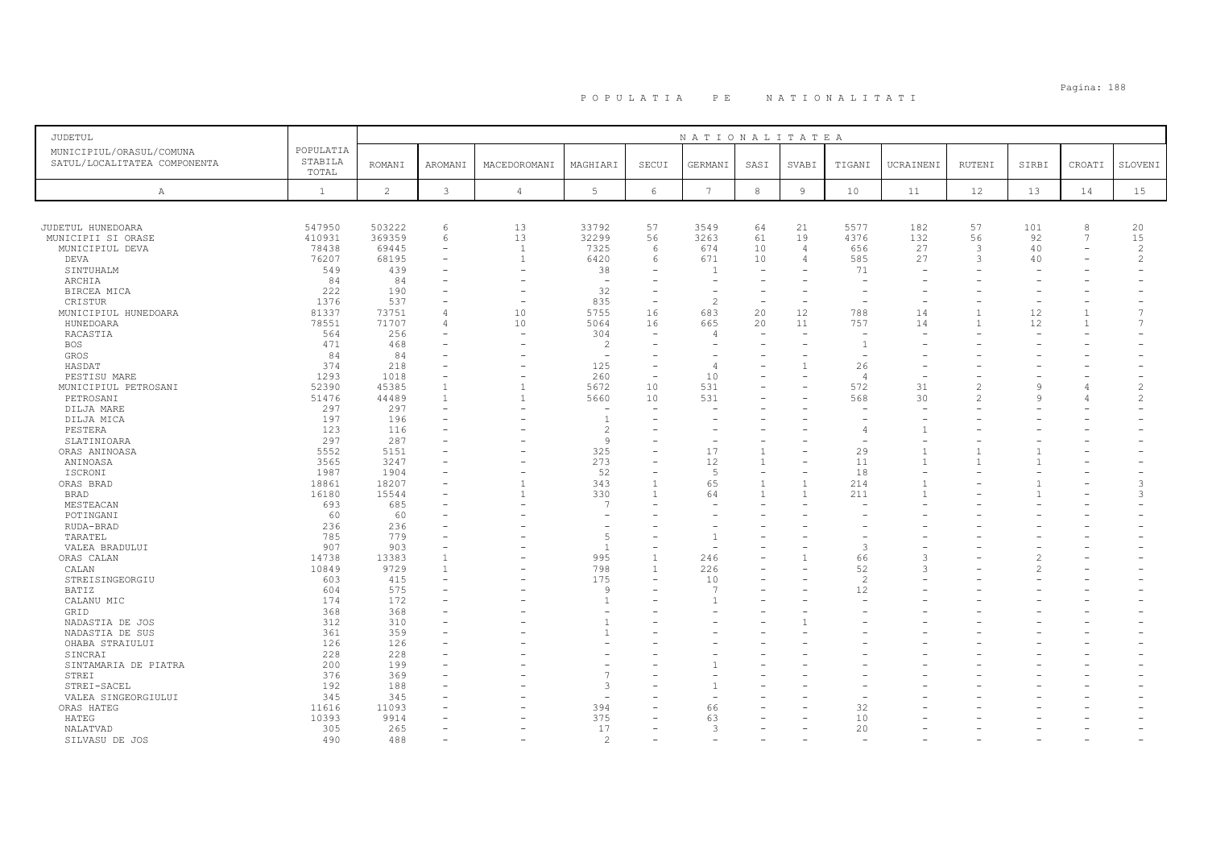# P O P U L A T I A   P E   N A T I O N A L I T A T I

| JUDETUL<br>MUNICIPIUL/ORASUL/COMUNA<br>SATUL/LOCALITATEA COMPONENTA | POPULATIA STABILA TOTAL | NATIONALITATEA | | | | | | | | | | | | | |
|---|---|---|---|---|---|---|---|---|---|---|---|---|---|---|---|
| | | ROMANI | AROMANI | MACEDOROMANI | MAGHIARI | SECUI | GERMANI | SASI | SVABI | TIGANI | UCRAINENI | RUTENI | SIRBI | CROATI | SLOVENI |
| A | 1 | 2 | 3 | 4 | 5 | 6 | 7 | 8 | 9 | 10 | 11 | 12 | 13 | 14 | 15 |
| JUDETUL HUNEDOARA | 547950 | 503222 | 6 | 13 | 33792 | 57 | 3549 | 64 | 21 | 5577 | 182 | 57 | 101 | 8 | 20 |
| MUNICIPII SI ORASE | 410931 | 369359 | 6 | 13 | 32299 | 56 | 3263 | 61 | 19 | 4376 | 132 | 56 | 92 | 7 | 15 |
| MUNICIPIUL DEVA | 78438 | 69445 | - | 1 | 7325 | 6 | 674 | 10 | 4 | 656 | 27 | 3 | 40 | - | 2 |
| DEVA | 76207 | 68195 | - | 1 | 6420 | 6 | 671 | 10 | 4 | 585 | 27 | 3 | 40 | - | 2 |
| SINTUHALM | 549 | 439 | - | - | 38 | - | 1 | - | - | 71 | - | - | - | - | - |
| ARCHIA | 84 | 84 | - | - | - | - | - | - | - | - | - | - | - | - | - |
| BIRCEA MICA | 222 | 190 | - | - | 32 | - | - | - | - | - | - | - | - | - | - |
| CRISTUR | 1376 | 537 | - | - | 835 | - | 2 | - | - | - | - | - | - | - | - |
| MUNICIPIUL HUNEDOARA | 81337 | 73751 | 4 | 10 | 5755 | 16 | 683 | 20 | 12 | 788 | 14 | 1 | 12 | 1 | 7 |
| HUNEDOARA | 78551 | 71707 | 4 | 10 | 5064 | 16 | 665 | 20 | 11 | 757 | 14 | 1 | 12 | 1 | 7 |
| RACASTIA | 564 | 256 | - | - | 304 | - | 4 | - | - | - | - | - | - | - | - |
| BOS | 471 | 468 | - | - | 2 | - | - | - | - | 1 | - | - | - | - | - |
| GROS | 84 | 84 | - | - | - | - | - | - | - | - | - | - | - | - | - |
| HASDAT | 374 | 218 | - | - | 125 | - | 4 | - | 1 | 26 | - | - | - | - | - |
| PESTISU MARE | 1293 | 1018 | - | - | 260 | - | 10 | - | - | 4 | - | - | - | - | - |
| MUNICIPIUL PETROSANI | 52390 | 45385 | 1 | 1 | 5672 | 10 | 531 | - | - | 572 | 31 | 2 | 9 | 4 | 2 |
| PETROSANI | 51476 | 44489 | 1 | 1 | 5660 | 10 | 531 | - | - | 568 | 30 | 2 | 9 | 4 | 2 |
| DILJA MARE | 297 | 297 | - | - | - | - | - | - | - | - | - | - | - | - | - |
| DILJA MICA | 197 | 196 | - | - | 1 | - | - | - | - | - | - | - | - | - | - |
| PESTERA | 123 | 116 | - | - | 2 | - | - | - | - | 4 | 1 | - | - | - | - |
| SLATINIOARA | 297 | 287 | - | - | 9 | - | - | - | - | - | - | - | - | - | - |
| ORAS ANINOASA | 5552 | 5151 | - | - | 325 | - | 17 | 1 | - | 29 | 1 | 1 | 1 | - | - |
| ANINOASA | 3565 | 3247 | - | - | 273 | - | 12 | 1 | - | 11 | 1 | 1 | 1 | - | - |
| ISCRONI | 1987 | 1904 | - | - | 52 | - | 5 | - | - | 18 | - | - | - | - | - |
| ORAS BRAD | 18861 | 18207 | - | 1 | 343 | 1 | 65 | 1 | 1 | 214 | 1 | - | 1 | - | 3 |
| BRAD | 16180 | 15544 | - | 1 | 330 | 1 | 64 | 1 | 1 | 211 | 1 | - | 1 | - | 3 |
| MESTEACAN | 693 | 685 | - | - | 7 | - | - | - | - | - | - | - | - | - | - |
| POTINGANI | 60 | 60 | - | - | - | - | - | - | - | - | - | - | - | - | - |
| RUDA-BRAD | 236 | 236 | - | - | - | - | - | - | - | - | - | - | - | - | - |
| TARATEL | 785 | 779 | - | - | 5 | - | 1 | - | - | - | - | - | - | - | - |
| VALEA BRADULUI | 907 | 903 | - | - | 1 | - | - | - | - | 3 | - | - | - | - | - |
| ORAS CALAN | 14738 | 13383 | 1 | - | 995 | 1 | 246 | - | 1 | 66 | 3 | - | 2 | - | - |
| CALAN | 10849 | 9729 | 1 | - | 798 | 1 | 226 | - | - | 52 | 3 | - | 2 | - | - |
| STREISINGEORGIU | 603 | 415 | - | - | 175 | - | 10 | - | - | 2 | - | - | - | - | - |
| BATIZ | 604 | 575 | - | - | 9 | - | 7 | - | - | 12 | - | - | - | - | - |
| CALANU MIC | 174 | 172 | - | - | 1 | - | 1 | - | - | - | - | - | - | - | - |
| GRID | 368 | 368 | - | - | - | - | - | - | - | - | - | - | - | - | - |
| NADASTIA DE JOS | 312 | 310 | - | - | 1 | - | - | - | 1 | - | - | - | - | - | - |
| NADASTIA DE SUS | 361 | 359 | - | - | 1 | - | - | - | - | - | - | - | - | - | - |
| OHABA STRAIULUI | 126 | 126 | - | - | - | - | - | - | - | - | - | - | - | - | - |
| SINCRAI | 228 | 228 | - | - | - | - | - | - | - | - | - | - | - | - | - |
| SINTAMARIA DE PIATRA | 200 | 199 | - | - | - | - | 1 | - | - | - | - | - | - | - | - |
| STREI | 376 | 369 | - | - | 7 | - | - | - | - | - | - | - | - | - | - |
| STREI-SACEL | 192 | 188 | - | - | 3 | - | 1 | - | - | - | - | - | - | - | - |
| VALEA SINGEORGIULUI | 345 | 345 | - | - | - | - | - | - | - | - | - | - | - | - | - |
| ORAS HATEG | 11616 | 11093 | - | - | 394 | - | 66 | - | - | 32 | - | - | - | - | - |
| HATEG | 10393 | 9914 | - | - | 375 | - | 63 | - | - | 10 | - | - | - | - | - |
| NALATVAD | 305 | 265 | - | - | 17 | - | 3 | - | - | 20 | - | - | - | - | - |
| SILVASU DE JOS | 490 | 488 | - | - | 2 | - | - | - | - | - | - | - | - | - | - |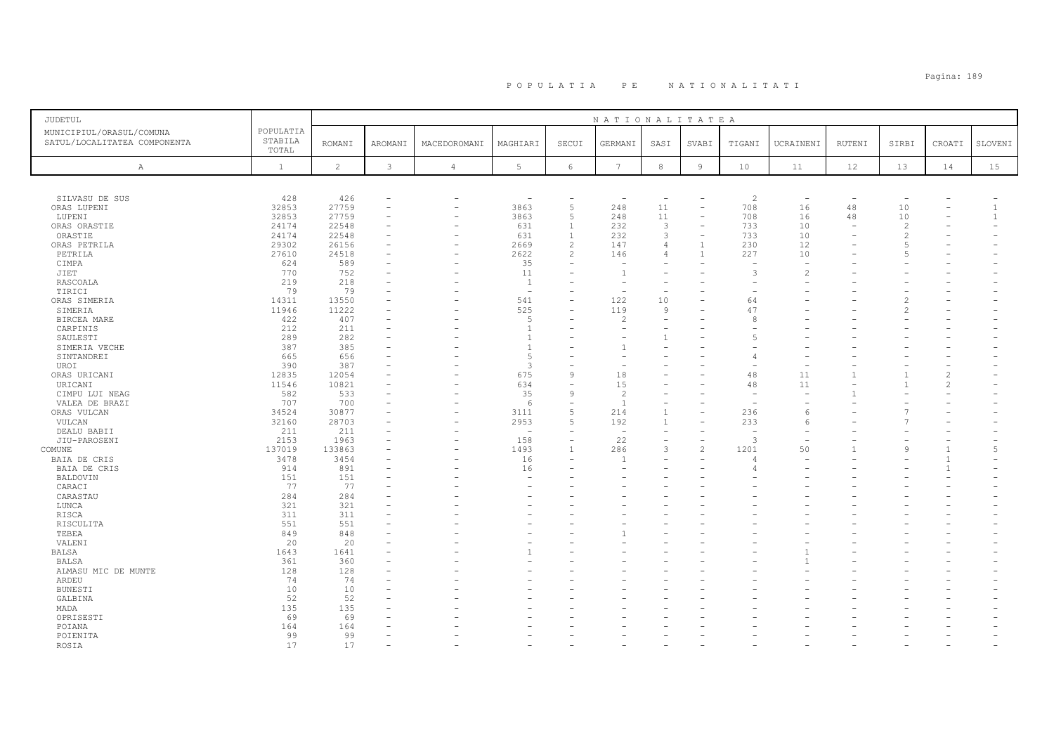# POPULATIA PE NATIONALITATI

| JUDETUL MUNICIPIUL/ORASUL/COMUNA SATUL/LOCALITATEA COMPONENTA | POPULATIA STABILA TOTAL | NATIONALITATEA | | | | | | | | | | | | | |
|---|---|---|---|---|---|---|---|---|---|---|---|---|---|---|---|
| | | ROMANI | AROMANI | MACEDOROMANI | MAGHIARI | SECUI | GERMANI | SASI | SVABI | TIGANI | UCRAINENI | RUTENI | SIRBI | CROATI | SLOVENI |
| A | 1 | 2 | 3 | 4 | 5 | 6 | 7 | 8 | 9 | 10 | 11 | 12 | 13 | 14 | 15 |
| SILVASU DE SUS | 428 | 426 | - | - | - | - | - | - | - | 2 | - | - | - | - | - |
| ORAS LUPENI | 32853 | 27759 | - | - | 3863 | 5 | 248 | 11 | - | 708 | 16 | 48 | 10 | - | 1 |
| LUPENI | 32853 | 27759 | - | - | 3863 | 5 | 248 | 11 | - | 708 | 16 | 48 | 10 | - | 1 |
| ORAS ORASTIE | 24174 | 22548 | - | - | 631 | 1 | 232 | 3 | - | 733 | 10 | - | 2 | - | - |
| ORASTIE | 24174 | 22548 | - | - | 631 | 1 | 232 | 3 | - | 733 | 10 | - | 2 | - | - |
| ORAS PETRILA | 29302 | 26156 | - | - | 2669 | 2 | 147 | 4 | 1 | 230 | 12 | - | 5 | - | - |
| PETRILA | 27610 | 24518 | - | - | 2622 | 2 | 146 | 4 | 1 | 227 | 10 | - | 5 | - | - |
| CIMPA | 624 | 589 | - | - | 35 | - | - | - | - | - | - | - | - | - | - |
| JIET | 770 | 752 | - | - | 11 | - | 1 | - | - | 3 | 2 | - | - | - | - |
| RASCOALA | 219 | 218 | - | - | 1 | - | - | - | - | - | - | - | - | - | - |
| TIRICI | 79 | 79 | - | - | - | - | - | - | - | - | - | - | - | - | - |
| ORAS SIMERIA | 14311 | 13550 | - | - | 541 | - | 122 | 10 | - | 64 | - | - | 2 | - | - |
| SIMERIA | 11946 | 11222 | - | - | 525 | - | 119 | 9 | - | 47 | - | - | 2 | - | - |
| BIRCEA MARE | 422 | 407 | - | - | 5 | - | 2 | - | - | 8 | - | - | - | - | - |
| CARPINIS | 212 | 211 | - | - | 1 | - | - | - | - | - | - | - | - | - | - |
| SAULESTI | 289 | 282 | - | - | 1 | - | - | 1 | - | 5 | - | - | - | - | - |
| SIMERIA VECHE | 387 | 385 | - | - | 1 | - | 1 | - | - | - | - | - | - | - | - |
| SINTANDREI | 665 | 656 | - | - | 5 | - | - | - | - | 4 | - | - | - | - | - |
| UROI | 390 | 387 | - | - | 3 | - | - | - | - | - | - | - | - | - | - |
| ORAS URICANI | 12835 | 12054 | - | - | 675 | 9 | 18 | - | - | 48 | 11 | 1 | 1 | 2 | - |
| URICANI | 11546 | 10821 | - | - | 634 | - | 15 | - | - | 48 | 11 | - | 1 | 2 | - |
| CIMPU LUI NEAG | 582 | 533 | - | - | 35 | 9 | 2 | - | - | - | - | 1 | - | - | - |
| VALEA DE BRAZI | 707 | 700 | - | - | 6 | - | 1 | - | - | - | - | - | - | - | - |
| ORAS VULCAN | 34524 | 30877 | - | - | 3111 | 5 | 214 | 1 | - | 236 | 6 | - | 7 | - | - |
| VULCAN | 32160 | 28703 | - | - | 2953 | 5 | 192 | 1 | - | 233 | 6 | - | 7 | - | - |
| DEALU BABII | 211 | 211 | - | - | - | - | - | - | - | - | - | - | - | - | - |
| JIU-PAROSENI | 2153 | 1963 | - | - | 158 | - | 22 | - | - | 3 | - | - | - | - | - |
| COMUNE | 137019 | 133863 | - | - | 1493 | 1 | 286 | 3 | 2 | 1201 | 50 | 1 | 9 | 1 | 5 |
| BAIA DE CRIS | 3478 | 3454 | - | - | 16 | - | 1 | - | - | 4 | - | - | - | 1 | - |
| BAIA DE CRIS | 914 | 891 | - | - | 16 | - | - | - | - | 4 | - | - | - | 1 | - |
| BALDOVIN | 151 | 151 | - | - | - | - | - | - | - | - | - | - | - | - | - |
| CARACI | 77 | 77 | - | - | - | - | - | - | - | - | - | - | - | - | - |
| CARASTAU | 284 | 284 | - | - | - | - | - | - | - | - | - | - | - | - | - |
| LUNCA | 321 | 321 | - | - | - | - | - | - | - | - | - | - | - | - | - |
| RISCA | 311 | 311 | - | - | - | - | - | - | - | - | - | - | - | - | - |
| RISCULITA | 551 | 551 | - | - | - | - | - | - | - | - | - | - | - | - | - |
| TEBEA | 849 | 848 | - | - | - | - | 1 | - | - | - | - | - | - | - | - |
| VALENI | 20 | 20 | - | - | - | - | - | - | - | - | - | - | - | - | - |
| BALSA | 1643 | 1641 | - | - | 1 | - | - | - | - | - | 1 | - | - | - | - |
| BALSA | 361 | 360 | - | - | - | - | - | - | - | - | 1 | - | - | - | - |
| ALMASU MIC DE MUNTE | 128 | 128 | - | - | - | - | - | - | - | - | - | - | - | - | - |
| ARDEU | 74 | 74 | - | - | - | - | - | - | - | - | - | - | - | - | - |
| BUNESTI | 10 | 10 | - | - | - | - | - | - | - | - | - | - | - | - | - |
| GALBINA | 52 | 52 | - | - | - | - | - | - | - | - | - | - | - | - | - |
| MADA | 135 | 135 | - | - | - | - | - | - | - | - | - | - | - | - | - |
| OPRISESTI | 69 | 69 | - | - | - | - | - | - | - | - | - | - | - | - | - |
| POIANA | 164 | 164 | - | - | - | - | - | - | - | - | - | - | - | - | - |
| POIENITA | 99 | 99 | - | - | - | - | - | - | - | - | - | - | - | - | - |
| ROSIA | 17 | 17 | - | - | - | - | - | - | - | - | - | - | - | - | - |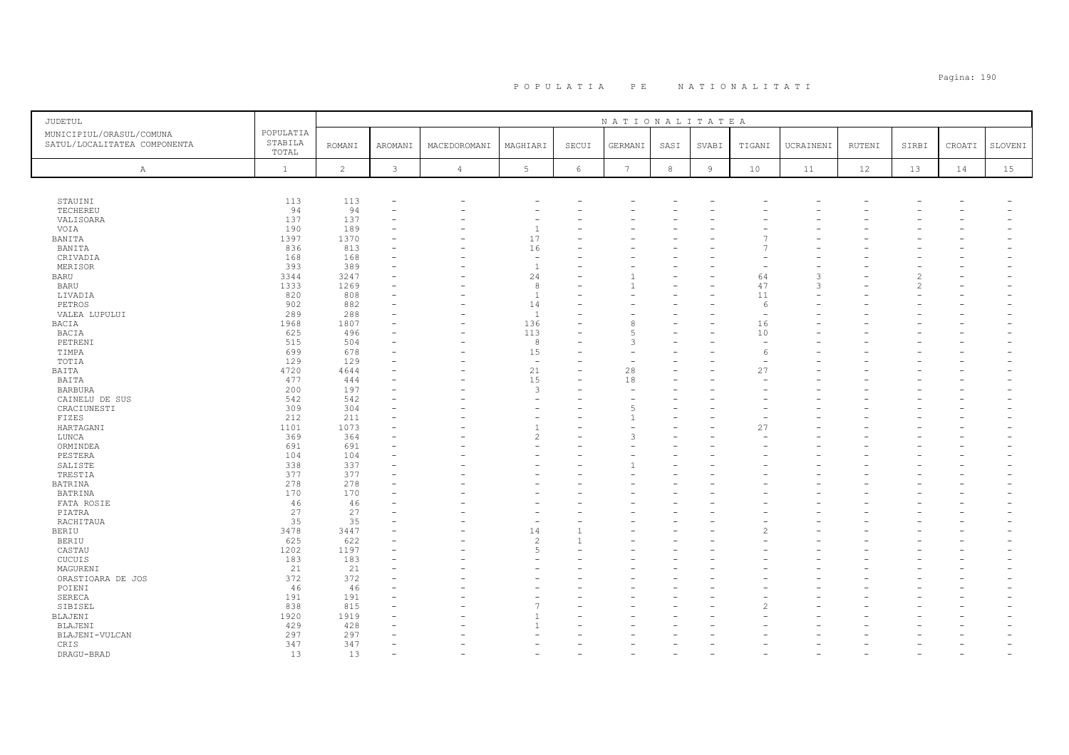# P O P U L A T I A   P E   N A T I O N A L I T A T I

| JUDETUL MUNICIPIUL/ORASUL/COMUNA SATUL/LOCALITATEA COMPONENTA | POPULATIA STABILA TOTAL | NATIONALITATEA | | | | | | | | | | | | | | |
|---|---|---|---|---|---|---|---|---|---|---|---|---|---|---|---|---|
| | | ROMANI | AROMANI | MACEDOROMANI | MAGHIARI | SECUI | GERMANI | SASI | SVABI | TIGANI | UCRAINENI | RUTENI | SIRBI | CROATI | SLOVENI |
| A | 1 | 2 | 3 | 4 | 5 | 6 | 7 | 8 | 9 | 10 | 11 | 12 | 13 | 14 | 15 |
| STAUINI | 113 | 113 | - | - | - | - | - | - | - | - | - | - | - | - | - |
| TECHEREU | 94 | 94 | - | - | - | - | - | - | - | - | - | - | - | - | - |
| VALISOARA | 137 | 137 | - | - | - | - | - | - | - | - | - | - | - | - | - |
| VOIA | 190 | 189 | - | - | 1 | - | - | - | - | - | - | - | - | - | - |
| BANITA | 1397 | 1370 | - | - | 17 | - | - | - | - | 7 | - | - | - | - | - |
| BANITA | 836 | 813 | - | - | 16 | - | - | - | - | 7 | - | - | - | - | - |
| CRIVADIA | 168 | 168 | - | - | - | - | - | - | - | - | - | - | - | - | - |
| MERISOR | 393 | 389 | - | - | 1 | - | - | - | - | - | - | - | - | - | - |
| BARU | 3344 | 3247 | - | - | 24 | - | 1 | - | - | 64 | 3 | - | 2 | - | - |
| BARU | 1333 | 1269 | - | - | 8 | - | 1 | - | - | 47 | 3 | - | 2 | - | - |
| LIVADIA | 820 | 808 | - | - | 1 | - | - | - | - | 11 | - | - | - | - | - |
| PETROS | 902 | 882 | - | - | 14 | - | - | - | - | 6 | - | - | - | - | - |
| VALEA LUPULUI | 289 | 288 | - | - | 1 | - | - | - | - | - | - | - | - | - | - |
| BACIA | 1968 | 1807 | - | - | 136 | - | 8 | - | - | 16 | - | - | - | - | - |
| BACIA | 625 | 496 | - | - | 113 | - | 5 | - | - | 10 | - | - | - | - | - |
| PETRENI | 515 | 504 | - | - | 8 | - | 3 | - | - | - | - | - | - | - | - |
| TIMPA | 699 | 678 | - | - | 15 | - | - | - | - | 6 | - | - | - | - | - |
| TOTIA | 129 | 129 | - | - | - | - | - | - | - | - | - | - | - | - | - |
| BAITA | 4720 | 4644 | - | - | 21 | - | 28 | - | - | 27 | - | - | - | - | - |
| BAITA | 477 | 444 | - | - | 15 | - | 18 | - | - | - | - | - | - | - | - |
| BARBURA | 200 | 197 | - | - | 3 | - | - | - | - | - | - | - | - | - | - |
| CAINELU DE SUS | 542 | 542 | - | - | - | - | - | - | - | - | - | - | - | - | - |
| CRACIUNESTI | 309 | 304 | - | - | - | - | 5 | - | - | - | - | - | - | - | - |
| FIZES | 212 | 211 | - | - | - | - | 1 | - | - | - | - | - | - | - | - |
| HARTAGANI | 1101 | 1073 | - | - | 1 | - | - | - | - | 27 | - | - | - | - | - |
| LUNCA | 369 | 364 | - | - | 2 | - | 3 | - | - | - | - | - | - | - | - |
| ORMINDEA | 691 | 691 | - | - | - | - | - | - | - | - | - | - | - | - | - |
| PESTERA | 104 | 104 | - | - | - | - | - | - | - | - | - | - | - | - | - |
| SALISTE | 338 | 337 | - | - | - | - | 1 | - | - | - | - | - | - | - | - |
| TRESTIA | 377 | 377 | - | - | - | - | - | - | - | - | - | - | - | - | - |
| BATRINA | 278 | 278 | - | - | - | - | - | - | - | - | - | - | - | - | - |
| BATRINA | 170 | 170 | - | - | - | - | - | - | - | - | - | - | - | - | - |
| FATA ROSIE | 46 | 46 | - | - | - | - | - | - | - | - | - | - | - | - | - |
| PIATRA | 27 | 27 | - | - | - | - | - | - | - | - | - | - | - | - | - |
| RACHITAUA | 35 | 35 | - | - | - | - | - | - | - | - | - | - | - | - | - |
| BERIU | 3478 | 3447 | - | - | 14 | 1 | - | - | - | 2 | - | - | - | - | - |
| BERIU | 625 | 622 | - | - | 2 | 1 | - | - | - | - | - | - | - | - | - |
| CASTAU | 1202 | 1197 | - | - | 5 | - | - | - | - | - | - | - | - | - | - |
| CUCUIS | 183 | 183 | - | - | - | - | - | - | - | - | - | - | - | - | - |
| MAGURENI | 21 | 21 | - | - | - | - | - | - | - | - | - | - | - | - | - |
| ORASTIOARA DE JOS | 372 | 372 | - | - | - | - | - | - | - | - | - | - | - | - | - |
| POIENI | 46 | 46 | - | - | - | - | - | - | - | - | - | - | - | - | - |
| SERECA | 191 | 191 | - | - | - | - | - | - | - | - | - | - | - | - | - |
| SIBISEL | 838 | 815 | - | - | 7 | - | - | - | - | 2 | - | - | - | - | - |
| BLAJENI | 1920 | 1919 | - | - | 1 | - | - | - | - | - | - | - | - | - | - |
| BLAJENI | 429 | 428 | - | - | 1 | - | - | - | - | - | - | - | - | - | - |
| BLAJENI-VULCAN | 297 | 297 | - | - | - | - | - | - | - | - | - | - | - | - | - |
| CRIS | 347 | 347 | - | - | - | - | - | - | - | - | - | - | - | - | - |
| DRAGU-BRAD | 13 | 13 | - | - | - | - | - | - | - | - | - | - | - | - | - |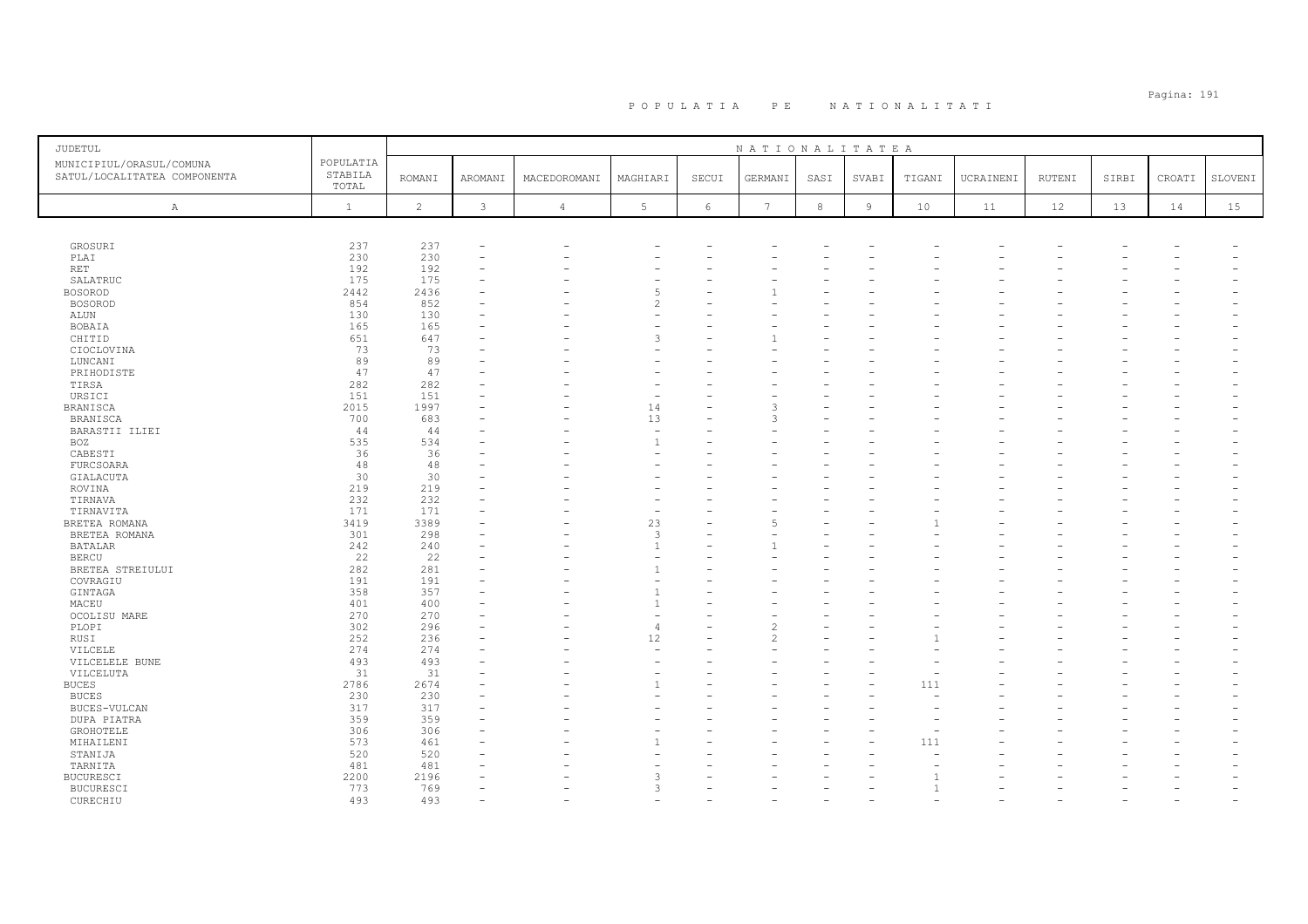# POPULATIA PE NATIONALITATI

| JUDETUL<br>MUNICIPIUL/ORASUL/COMUNA<br>SATUL/LOCALITATEA COMPONENTA | POPULATIA STABILA TOTAL | NATIONALITATEA<br>ROMANI | AROMANI | MACEDOROMANI | MAGHIARI | SECUI | GERMANI | SASI | SVABI | TIGANI | UCRAINENI | RUTENI | SIRBI | CROATI | SLOVENI |
|---|---|---|---|---|---|---|---|---|---|---|---|---|---|---|---|
| A | 1 | 2 | 3 | 4 | 5 | 6 | 7 | 8 | 9 | 10 | 11 | 12 | 13 | 14 | 15 |
| GROSURI | 237 | 237 | - | - | - | - | - | - | - | - | - | - | - | - | - |
| PLAI | 230 | 230 | - | - | - | - | - | - | - | - | - | - | - | - | - |
| RET | 192 | 192 | - | - | - | - | - | - | - | - | - | - | - | - | - |
| SALATRUC | 175 | 175 | - | - | - | - | - | - | - | - | - | - | - | - | - |
| BOSOROD | 2442 | 2436 | - | - | 5 | - | 1 | - | - | - | - | - | - | - | - |
| BOSOROD | 854 | 852 | - | - | 2 | - | - | - | - | - | - | - | - | - | - |
| ALUN | 130 | 130 | - | - | - | - | - | - | - | - | - | - | - | - | - |
| BOBAIA | 165 | 165 | - | - | - | - | - | - | - | - | - | - | - | - | - |
| CHITID | 651 | 647 | - | - | 3 | - | 1 | - | - | - | - | - | - | - | - |
| CIOCLOVINA | 73 | 73 | - | - | - | - | - | - | - | - | - | - | - | - | - |
| LUNCANI | 89 | 89 | - | - | - | - | - | - | - | - | - | - | - | - | - |
| PRIHODISTE | 47 | 47 | - | - | - | - | - | - | - | - | - | - | - | - | - |
| TIRSA | 282 | 282 | - | - | - | - | - | - | - | - | - | - | - | - | - |
| URSICI | 151 | 151 | - | - | - | - | - | - | - | - | - | - | - | - | - |
| BRANISCA | 2015 | 1997 | - | - | 14 | - | 3 | - | - | - | - | - | - | - | - |
| BRANISCA | 700 | 683 | - | - | 13 | - | 3 | - | - | - | - | - | - | - | - |
| BARASTII ILIEI | 44 | 44 | - | - | - | - | - | - | - | - | - | - | - | - | - |
| BOZ | 535 | 534 | - | - | 1 | - | - | - | - | - | - | - | - | - | - |
| CABESTI | 36 | 36 | - | - | - | - | - | - | - | - | - | - | - | - | - |
| FURCSOARA | 48 | 48 | - | - | - | - | - | - | - | - | - | - | - | - | - |
| GIALACUTA | 30 | 30 | - | - | - | - | - | - | - | - | - | - | - | - | - |
| ROVINA | 219 | 219 | - | - | - | - | - | - | - | - | - | - | - | - | - |
| TIRNAVA | 232 | 232 | - | - | - | - | - | - | - | - | - | - | - | - | - |
| TIRNAVITA | 171 | 171 | - | - | - | - | - | - | - | - | - | - | - | - | - |
| BRETEA ROMANA | 3419 | 3389 | - | - | 23 | - | 5 | - | - | 1 | - | - | - | - | - |
| BRETEA ROMANA | 301 | 298 | - | - | 3 | - | - | - | - | - | - | - | - | - | - |
| BATALAR | 242 | 240 | - | - | 1 | - | 1 | - | - | - | - | - | - | - | - |
| BERCU | 22 | 22 | - | - | - | - | - | - | - | - | - | - | - | - | - |
| BRETEA STREIULUI | 282 | 281 | - | - | 1 | - | - | - | - | - | - | - | - | - | - |
| COVRAGIU | 191 | 191 | - | - | - | - | - | - | - | - | - | - | - | - | - |
| GINTAGA | 358 | 357 | - | - | 1 | - | - | - | - | - | - | - | - | - | - |
| MACEU | 401 | 400 | - | - | 1 | - | - | - | - | - | - | - | - | - | - |
| OCOLISU MARE | 270 | 270 | - | - | - | - | - | - | - | - | - | - | - | - | - |
| PLOPI | 302 | 296 | - | - | 4 | - | 2 | - | - | - | - | - | - | - | - |
| RUSI | 252 | 236 | - | - | 12 | - | 2 | - | - | 1 | - | - | - | - | - |
| VILCELE | 274 | 274 | - | - | - | - | - | - | - | - | - | - | - | - | - |
| VILCELELE BUNE | 493 | 493 | - | - | - | - | - | - | - | - | - | - | - | - | - |
| VILCELUTA | 31 | 31 | - | - | - | - | - | - | - | - | - | - | - | - | - |
| BUCES | 2786 | 2674 | - | - | 1 | - | - | - | - | 111 | - | - | - | - | - |
| BUCES | 230 | 230 | - | - | - | - | - | - | - | - | - | - | - | - | - |
| BUCES-VULCAN | 317 | 317 | - | - | - | - | - | - | - | - | - | - | - | - | - |
| DUPA PIATRA | 359 | 359 | - | - | - | - | - | - | - | - | - | - | - | - | - |
| GROHOTELE | 306 | 306 | - | - | - | - | - | - | - | - | - | - | - | - | - |
| MIHAILENI | 573 | 461 | - | - | 1 | - | - | - | - | 111 | - | - | - | - | - |
| STANIJA | 520 | 520 | - | - | - | - | - | - | - | - | - | - | - | - | - |
| TARNITA | 481 | 481 | - | - | - | - | - | - | - | - | - | - | - | - | - |
| BUCURESCI | 2200 | 2196 | - | - | 3 | - | - | - | - | 1 | - | - | - | - | - |
| BUCURESCI | 773 | 769 | - | - | 3 | - | - | - | - | 1 | - | - | - | - | - |
| CURECHIU | 493 | 493 | - | - | - | - | - | - | - | - | - | - | - | - | - |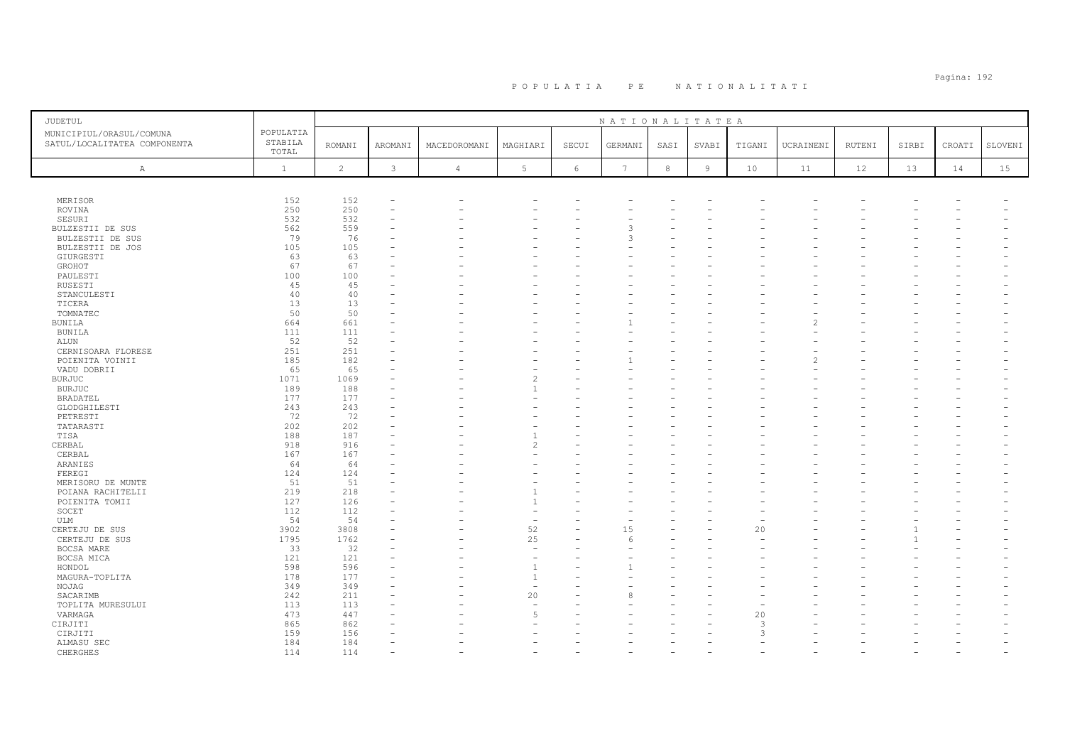# P O P U L A T I A   P E   N A T I O N A L I T A T I

| JUDETUL<br>MUNICIPIUL/ORASUL/COMUNA<br>SATUL/LOCALITATEA COMPONENTA | POPULATIA STABILA TOTAL | NATIONALITATEA | | | | | | | | | | | | | | |
|---|---|---|---|---|---|---|---|---|---|---|---|---|---|---|---|---|
| | | ROMANI | AROMANI | MACEDOROMANI | MAGHIARI | SECUI | GERMANI | SASI | SVABI | TIGANI | UCRAINENI | RUTENI | SIRBI | CROATI | SLOVENI |
| A | 1 | 2 | 3 | 4 | 5 | 6 | 7 | 8 | 9 | 10 | 11 | 12 | 13 | 14 | 15 |
| MERISOR | 152 | 152 | - | - | - | - | - | - | - | - | - | - | - | - | - |
| ROVINA | 250 | 250 | - | - | - | - | - | - | - | - | - | - | - | - | - |
| SESURI | 532 | 532 | - | - | - | - | - | - | - | - | - | - | - | - | - |
| BULZESTII DE SUS | 562 | 559 | - | - | - | - | 3 | - | - | - | - | - | - | - | - |
| BULZESTII DE SUS | 79 | 76 | - | - | - | - | 3 | - | - | - | - | - | - | - | - |
| BULZESTII DE JOS | 105 | 105 | - | - | - | - | - | - | - | - | - | - | - | - | - |
| GIURGESTI | 63 | 63 | - | - | - | - | - | - | - | - | - | - | - | - | - |
| GROHOT | 67 | 67 | - | - | - | - | - | - | - | - | - | - | - | - | - |
| PAULESTI | 100 | 100 | - | - | - | - | - | - | - | - | - | - | - | - | - |
| RUSESTI | 45 | 45 | - | - | - | - | - | - | - | - | - | - | - | - | - |
| STANCULESTI | 40 | 40 | - | - | - | - | - | - | - | - | - | - | - | - | - |
| TICERA | 13 | 13 | - | - | - | - | - | - | - | - | - | - | - | - | - |
| TOMNATEC | 50 | 50 | - | - | - | - | - | - | - | - | - | - | - | - | - |
| BUNILA | 664 | 661 | - | - | - | - | 1 | - | - | - | 2 | - | - | - | - |
| BUNILA | 111 | 111 | - | - | - | - | - | - | - | - | - | - | - | - | - |
| ALUN | 52 | 52 | - | - | - | - | - | - | - | - | - | - | - | - | - |
| CERNISOARA FLORESE | 251 | 251 | - | - | - | - | - | - | - | - | - | - | - | - | - |
| POIENITA VOINII | 185 | 182 | - | - | - | - | 1 | - | - | - | 2 | - | - | - | - |
| VADU DOBRII | 65 | 65 | - | - | - | - | - | - | - | - | - | - | - | - | - |
| BURJUC | 1071 | 1069 | - | - | 2 | - | - | - | - | - | - | - | - | - | - |
| BURJUC | 189 | 188 | - | - | 1 | - | - | - | - | - | - | - | - | - | - |
| BRADATEL | 177 | 177 | - | - | - | - | - | - | - | - | - | - | - | - | - |
| GLODGHILESTI | 243 | 243 | - | - | - | - | - | - | - | - | - | - | - | - | - |
| PETRESTI | 72 | 72 | - | - | - | - | - | - | - | - | - | - | - | - | - |
| TATARASTI | 202 | 202 | - | - | - | - | - | - | - | - | - | - | - | - | - |
| TISA | 188 | 187 | - | - | 1 | - | - | - | - | - | - | - | - | - | - |
| CERBAL | 918 | 916 | - | - | 2 | - | - | - | - | - | - | - | - | - | - |
| CERBAL | 167 | 167 | - | - | - | - | - | - | - | - | - | - | - | - | - |
| ARANIES | 64 | 64 | - | - | - | - | - | - | - | - | - | - | - | - | - |
| FEREGI | 124 | 124 | - | - | - | - | - | - | - | - | - | - | - | - | - |
| MERISORU DE MUNTE | 51 | 51 | - | - | - | - | - | - | - | - | - | - | - | - | - |
| POIANA RACHITELII | 219 | 218 | - | - | 1 | - | - | - | - | - | - | - | - | - | - |
| POIENITA TOMII | 127 | 126 | - | - | 1 | - | - | - | - | - | - | - | - | - | - |
| SOCET | 112 | 112 | - | - | - | - | - | - | - | - | - | - | - | - | - |
| ULM | 54 | 54 | - | - | - | - | - | - | - | - | - | - | - | - | - |
| CERTEJU DE SUS | 3902 | 3808 | - | - | 52 | - | 15 | - | - | 20 | - | - | 1 | - | - |
| CERTEJU DE SUS | 1795 | 1762 | - | - | 25 | - | 6 | - | - | - | - | - | 1 | - | - |
| BOCSA MARE | 33 | 32 | - | - | - | - | - | - | - | - | - | - | - | - | - |
| BOCSA MICA | 121 | 121 | - | - | - | - | - | - | - | - | - | - | - | - | - |
| HONDOL | 598 | 596 | - | - | 1 | - | 1 | - | - | - | - | - | - | - | - |
| MAGURA-TOPLITA | 178 | 177 | - | - | 1 | - | - | - | - | - | - | - | - | - | - |
| NOJAG | 349 | 349 | - | - | - | - | - | - | - | - | - | - | - | - | - |
| SACARIMB | 242 | 211 | - | - | 20 | - | 8 | - | - | - | - | - | - | - | - |
| TOPLITA MURESULUI | 113 | 113 | - | - | - | - | - | - | - | - | - | - | - | - | - |
| VARMAGA | 473 | 447 | - | - | 5 | - | - | - | - | 20 | - | - | - | - | - |
| CIRJITI | 865 | 862 | - | - | - | - | - | - | - | 3 | - | - | - | - | - |
| CIRJITI | 159 | 156 | - | - | - | - | - | - | - | 3 | - | - | - | - | - |
| ALMASU SEC | 184 | 184 | - | - | - | - | - | - | - | - | - | - | - | - | - |
| CHERGHES | 114 | 114 | - | - | - | - | - | - | - | - | - | - | - | - | - |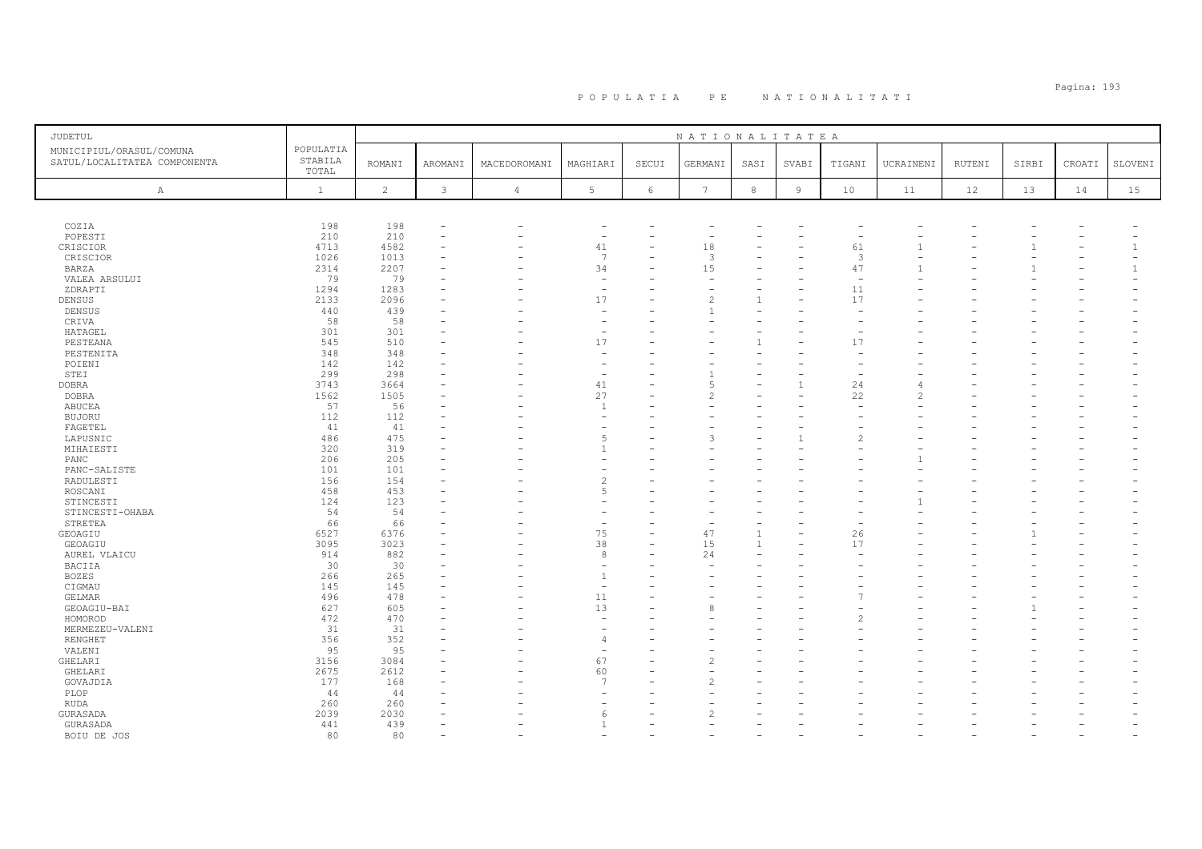# P O P U L A T I A   P E   N A T I O N A L I T A T I

| JUDETUL<br>MUNICIPIUL/ORASUL/COMUNA<br>SATUL/LOCALITATEA COMPONENTA | POPULATIA STABILA TOTAL | NATIONALITATEA | | | | | | | | | | | | | |
|---|---|---|---|---|---|---|---|---|---|---|---|---|---|---|---|
| | | ROMANI | AROMANI | MACEDOROMANI | MAGHIARI | SECUI | GERMANI | SASI | SVABI | TIGANI | UCRAINENI | RUTENI | SIRBI | CROATI | SLOVENI |
| A | 1 | 2 | 3 | 4 | 5 | 6 | 7 | 8 | 9 | 10 | 11 | 12 | 13 | 14 | 15 |
| COZIA | 198 | 198 | - | - | - | - | - | - | - | - | - | - | - | - | - |
| POPESTI | 210 | 210 | - | - | - | - | - | - | - | - | - | - | - | - | - |
| CRISCIOR | 4713 | 4582 | - | - | 41 | - | 18 | - | - | 61 | 1 | - | 1 | - | 1 |
| CRISCIOR | 1026 | 1013 | - | - | 7 | - | 3 | - | - | 3 | - | - | - | - | - |
| BARZA | 2314 | 2207 | - | - | 34 | - | 15 | - | - | 47 | 1 | - | 1 | - | 1 |
| VALEA ARSULUI | 79 | 79 | - | - | - | - | - | - | - | - | - | - | - | - | - |
| ZDRAPTI | 1294 | 1283 | - | - | - | - | - | - | - | 11 | - | - | - | - | - |
| DENSUS | 2133 | 2096 | - | - | 17 | - | 2 | 1 | - | 17 | - | - | - | - | - |
| DENSUS | 440 | 439 | - | - | - | - | 1 | - | - | - | - | - | - | - | - |
| CRIVA | 58 | 58 | - | - | - | - | - | - | - | - | - | - | - | - | - |
| HATAGEL | 301 | 301 | - | - | - | - | - | - | - | - | - | - | - | - | - |
| PESTEANA | 545 | 510 | - | - | 17 | - | - | 1 | - | 17 | - | - | - | - | - |
| PESTENITA | 348 | 348 | - | - | - | - | - | - | - | - | - | - | - | - | - |
| POIENI | 142 | 142 | - | - | - | - | - | - | - | - | - | - | - | - | - |
| STEI | 299 | 298 | - | - | - | - | 1 | - | - | - | - | - | - | - | - |
| DOBRA | 3743 | 3664 | - | - | 41 | - | 5 | - | 1 | 24 | 4 | - | - | - | - |
| DOBRA | 1562 | 1505 | - | - | 27 | - | 2 | - | - | 22 | 2 | - | - | - | - |
| ABUCEA | 57 | 56 | - | - | 1 | - | - | - | - | - | - | - | - | - | - |
| BUJORU | 112 | 112 | - | - | - | - | - | - | - | - | - | - | - | - | - |
| FAGETEL | 41 | 41 | - | - | - | - | - | - | - | - | - | - | - | - | - |
| LAPUSNIC | 486 | 475 | - | - | 5 | - | 3 | - | 1 | 2 | - | - | - | - | - |
| MIHAIESTI | 320 | 319 | - | - | 1 | - | - | - | - | - | - | - | - | - | - |
| PANC | 206 | 205 | - | - | - | - | - | - | - | - | 1 | - | - | - | - |
| PANC-SALISTE | 101 | 101 | - | - | - | - | - | - | - | - | - | - | - | - | - |
| RADULESTI | 156 | 154 | - | - | 2 | - | - | - | - | - | - | - | - | - | - |
| ROSCANI | 458 | 453 | - | - | 5 | - | - | - | - | - | - | - | - | - | - |
| STINCESTI | 124 | 123 | - | - | - | - | - | - | - | - | 1 | - | - | - | - |
| STINCESTI-OHABA | 54 | 54 | - | - | - | - | - | - | - | - | - | - | - | - | - |
| STRETEA | 66 | 66 | - | - | - | - | - | - | - | - | - | - | - | - | - |
| GEOAGIU | 6527 | 6376 | - | - | 75 | - | 47 | 1 | - | 26 | - | - | 1 | - | - |
| GEOAGIU | 3095 | 3023 | - | - | 38 | - | 15 | 1 | - | 17 | - | - | - | - | - |
| AUREL VLAICU | 914 | 882 | - | - | 8 | - | 24 | - | - | - | - | - | - | - | - |
| BACIIA | 30 | 30 | - | - | - | - | - | - | - | - | - | - | - | - | - |
| BOZES | 266 | 265 | - | - | 1 | - | - | - | - | - | - | - | - | - | - |
| CIGMAU | 145 | 145 | - | - | - | - | - | - | - | - | - | - | - | - | - |
| GELMAR | 496 | 478 | - | - | 11 | - | - | - | - | 7 | - | - | - | - | - |
| GEOAGIU-BAI | 627 | 605 | - | - | 13 | - | 8 | - | - | - | - | - | 1 | - | - |
| HOMOROD | 472 | 470 | - | - | - | - | - | - | - | 2 | - | - | - | - | - |
| MERMEZEU-VALENI | 31 | 31 | - | - | - | - | - | - | - | - | - | - | - | - | - |
| RENGHET | 356 | 352 | - | - | 4 | - | - | - | - | - | - | - | - | - | - |
| VALENI | 95 | 95 | - | - | - | - | - | - | - | - | - | - | - | - | - |
| GHELARI | 3156 | 3084 | - | - | 67 | - | 2 | - | - | - | - | - | - | - | - |
| GHELARI | 2675 | 2612 | - | - | 60 | - | - | - | - | - | - | - | - | - | - |
| GOVAJDIA | 177 | 168 | - | - | 7 | - | 2 | - | - | - | - | - | - | - | - |
| PLOP | 44 | 44 | - | - | - | - | - | - | - | - | - | - | - | - | - |
| RUDA | 260 | 260 | - | - | - | - | - | - | - | - | - | - | - | - | - |
| GURASADA | 2039 | 2030 | - | - | 6 | - | 2 | - | - | - | - | - | - | - | - |
| GURASADA | 441 | 439 | - | - | 1 | - | - | - | - | - | - | - | - | - | - |
| BOIU DE JOS | 80 | 80 | - | - | - | - | - | - | - | - | - | - | - | - | - |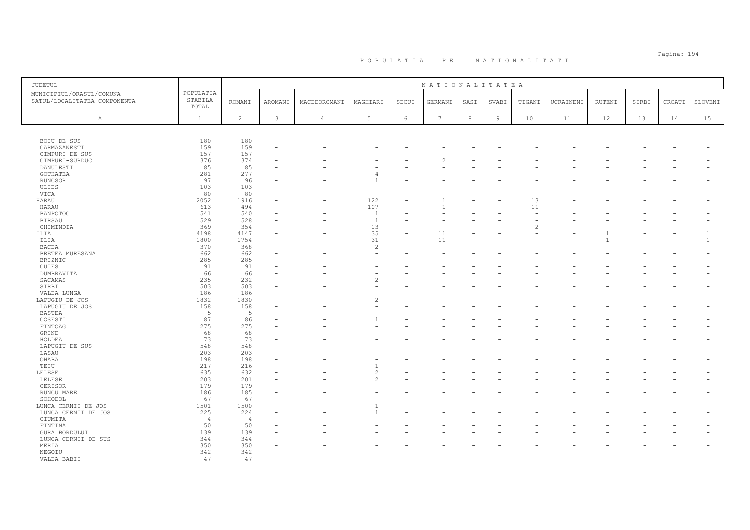# P O P U L A T I A   P E   N A T I O N A L I T A T I

| JUDETUL<br>MUNICIPIUL/ORASUL/COMUNA<br>SATUL/LOCALITATEA COMPONENTA | POPULATIA STABILA TOTAL | NATIONALITATEA | | | | | | | | | | | | | |
|---|---|---|---|---|---|---|---|---|---|---|---|---|---|---|---|
| | | ROMANI | AROMANI | MACEDOROMANI | MAGHIARI | SECUI | GERMANI | SASI | SVABI | TIGANI | UCRAINENI | RUTENI | SIRBI | CROATI | SLOVENI |
| A | 1 | 2 | 3 | 4 | 5 | 6 | 7 | 8 | 9 | 10 | 11 | 12 | 13 | 14 | 15 |
| BOIU DE SUS | 180 | 180 | - | - | - | - | - | - | - | - | - | - | - | - | - |
| CARMAZANESTI | 159 | 159 | - | - | - | - | - | - | - | - | - | - | - | - | - |
| CIMPURI DE SUS | 157 | 157 | - | - | - | - | - | - | - | - | - | - | - | - | - |
| CIMPURI-SURDUC | 376 | 374 | - | - | - | - | 2 | - | - | - | - | - | - | - | - |
| DANULESTI | 85 | 85 | - | - | - | - | - | - | - | - | - | - | - | - | - |
| GOTHATEA | 281 | 277 | - | - | 4 | - | - | - | - | - | - | - | - | - | - |
| RUNCSOR | 97 | 96 | - | - | 1 | - | - | - | - | - | - | - | - | - | - |
| ULIES | 103 | 103 | - | - | - | - | - | - | - | - | - | - | - | - | - |
| VICA | 80 | 80 | - | - | - | - | - | - | - | - | - | - | - | - | - |
| HARAU | 2052 | 1916 | - | - | 122 | - | 1 | - | - | 13 | - | - | - | - | - |
| HARAU | 613 | 494 | - | - | 107 | - | 1 | - | - | 11 | - | - | - | - | - |
| BANPOTOC | 541 | 540 | - | - | 1 | - | - | - | - | - | - | - | - | - | - |
| BIRSAU | 529 | 528 | - | - | 1 | - | - | - | - | - | - | - | - | - | - |
| CHIMINDIA | 369 | 354 | - | - | 13 | - | - | - | - | 2 | - | - | - | - | - |
| ILIA | 4198 | 4147 | - | - | 35 | - | 11 | - | - | - | - | 1 | - | - | 1 |
| ILIA | 1800 | 1754 | - | - | 31 | - | 11 | - | - | - | - | 1 | - | - | 1 |
| BACEA | 370 | 368 | - | - | 2 | - | - | - | - | - | - | - | - | - | - |
| BRETEA MURESANA | 662 | 662 | - | - | - | - | - | - | - | - | - | - | - | - | - |
| BRIZNIC | 285 | 285 | - | - | - | - | - | - | - | - | - | - | - | - | - |
| CUIES | 91 | 91 | - | - | - | - | - | - | - | - | - | - | - | - | - |
| DUMBRAVITA | 66 | 66 | - | - | - | - | - | - | - | - | - | - | - | - | - |
| SACAMAS | 235 | 232 | - | - | 2 | - | - | - | - | - | - | - | - | - | - |
| SIRBI | 503 | 503 | - | - | - | - | - | - | - | - | - | - | - | - | - |
| VALEA LUNGA | 186 | 186 | - | - | - | - | - | - | - | - | - | - | - | - | - |
| LAPUGIU DE JOS | 1832 | 1830 | - | - | 2 | - | - | - | - | - | - | - | - | - | - |
| LAPUGIU DE JOS | 158 | 158 | - | - | - | - | - | - | - | - | - | - | - | - | - |
| BASTEA | 5 | 5 | - | - | - | - | - | - | - | - | - | - | - | - | - |
| COSESTI | 87 | 86 | - | - | 1 | - | - | - | - | - | - | - | - | - | - |
| FINTOAG | 275 | 275 | - | - | - | - | - | - | - | - | - | - | - | - | - |
| GRIND | 68 | 68 | - | - | - | - | - | - | - | - | - | - | - | - | - |
| HOLDEA | 73 | 73 | - | - | - | - | - | - | - | - | - | - | - | - | - |
| LAPUGIU DE SUS | 548 | 548 | - | - | - | - | - | - | - | - | - | - | - | - | - |
| LASAU | 203 | 203 | - | - | - | - | - | - | - | - | - | - | - | - | - |
| OHABA | 198 | 198 | - | - | - | - | - | - | - | - | - | - | - | - | - |
| TEIU | 217 | 216 | - | - | 1 | - | - | - | - | - | - | - | - | - | - |
| LELESE | 635 | 632 | - | - | 2 | - | - | - | - | - | - | - | - | - | - |
| LELESE | 203 | 201 | - | - | 2 | - | - | - | - | - | - | - | - | - | - |
| CERISOR | 179 | 179 | - | - | - | - | - | - | - | - | - | - | - | - | - |
| RUNCU MARE | 186 | 185 | - | - | - | - | - | - | - | - | - | - | - | - | - |
| SOHODOL | 67 | 67 | - | - | - | - | - | - | - | - | - | - | - | - | - |
| LUNCA CERNII DE JOS | 1501 | 1500 | - | - | 1 | - | - | - | - | - | - | - | - | - | - |
| LUNCA CERNII DE JOS | 225 | 224 | - | - | 1 | - | - | - | - | - | - | - | - | - | - |
| CIUMITA | 4 | 4 | - | - | - | - | - | - | - | - | - | - | - | - | - |
| FINTINA | 50 | 50 | - | - | - | - | - | - | - | - | - | - | - | - | - |
| GURA BORDULUI | 139 | 139 | - | - | - | - | - | - | - | - | - | - | - | - | - |
| LUNCA CERNII DE SUS | 344 | 344 | - | - | - | - | - | - | - | - | - | - | - | - | - |
| MERIA | 350 | 350 | - | - | - | - | - | - | - | - | - | - | - | - | - |
| NEGOIU | 342 | 342 | - | - | - | - | - | - | - | - | - | - | - | - | - |
| VALEA BABII | 47 | 47 | - | - | - | - | - | - | - | - | - | - | - | - | - |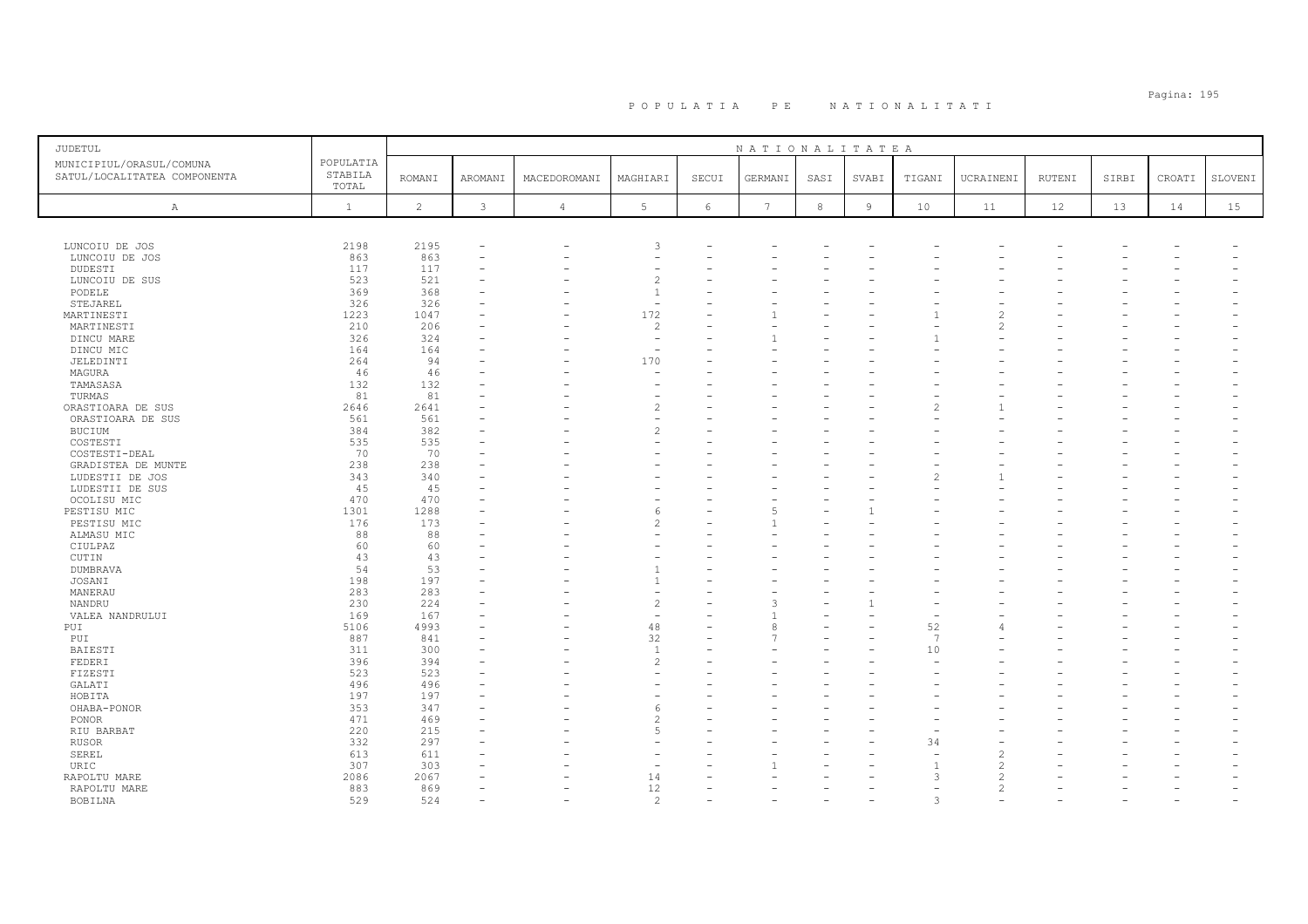# P O P U L A T I A   P E   N A T I O N A L I T A T I

| JUDETUL<br>MUNICIPIUL/ORASUL/COMUNA<br>SATUL/LOCALITATEA COMPONENTA | POPULATIA STABILA TOTAL | NATIONALITATEA<br>ROMANI | AROMANI | MACEDOROMANI | MAGHIARI | SECUI | GERMANI | SASI | SVABI | TIGANI | UCRAINENI | RUTENI | SIRBI | CROATI | SLOVENI |
|---|---|---|---|---|---|---|---|---|---|---|---|---|---|---|---|
| A | 1 | 2 | 3 | 4 | 5 | 6 | 7 | 8 | 9 | 10 | 11 | 12 | 13 | 14 | 15 |
| LUNCOIU DE JOS | 2198 | 2195 | - | - | 3 | - | - | - | - | - | - | - | - | - | - |
| LUNCOIU DE JOS | 863 | 863 | - | - | - | - | - | - | - | - | - | - | - | - | - |
| DUDESTI | 117 | 117 | - | - | - | - | - | - | - | - | - | - | - | - | - |
| LUNCOIU DE SUS | 523 | 521 | - | - | 2 | - | - | - | - | - | - | - | - | - | - |
| PODELE | 369 | 368 | - | - | 1 | - | - | - | - | - | - | - | - | - | - |
| STEJAREL | 326 | 326 | - | - | - | - | - | - | - | - | - | - | - | - | - |
| MARTINESTI | 1223 | 1047 | - | - | 172 | - | 1 | - | - | 1 | 2 | - | - | - | - |
| MARTINESTI | 210 | 206 | - | - | 2 | - | - | - | - | - | 2 | - | - | - | - |
| DINCU MARE | 326 | 324 | - | - | - | - | 1 | - | - | 1 | - | - | - | - | - |
| DINCU MIC | 164 | 164 | - | - | - | - | - | - | - | - | - | - | - | - | - |
| JELEDINTI | 264 | 94 | - | - | 170 | - | - | - | - | - | - | - | - | - | - |
| MAGURA | 46 | 46 | - | - | - | - | - | - | - | - | - | - | - | - | - |
| TAMASASA | 132 | 132 | - | - | - | - | - | - | - | - | - | - | - | - | - |
| TURMAS | 81 | 81 | - | - | - | - | - | - | - | - | - | - | - | - | - |
| ORASTIOARA DE SUS | 2646 | 2641 | - | - | 2 | - | - | - | - | 2 | 1 | - | - | - | - |
| ORASTIOARA DE SUS | 561 | 561 | - | - | - | - | - | - | - | - | - | - | - | - | - |
| BUCIUM | 384 | 382 | - | - | 2 | - | - | - | - | - | - | - | - | - | - |
| COSTESTI | 535 | 535 | - | - | - | - | - | - | - | - | - | - | - | - | - |
| COSTESTI-DEAL | 70 | 70 | - | - | - | - | - | - | - | - | - | - | - | - | - |
| GRADISTEA DE MUNTE | 238 | 238 | - | - | - | - | - | - | - | - | - | - | - | - | - |
| LUDESTII DE JOS | 343 | 340 | - | - | - | - | - | - | - | 2 | 1 | - | - | - | - |
| LUDESTII DE SUS | 45 | 45 | - | - | - | - | - | - | - | - | - | - | - | - | - |
| OCOLISU MIC | 470 | 470 | - | - | - | - | - | - | - | - | - | - | - | - | - |
| PESTISU MIC | 1301 | 1288 | - | - | 6 | - | 5 | - | 1 | - | - | - | - | - | - |
| PESTISU MIC | 176 | 173 | - | - | 2 | - | 1 | - | - | - | - | - | - | - | - |
| ALMASU MIC | 88 | 88 | - | - | - | - | - | - | - | - | - | - | - | - | - |
| CIULPAZ | 60 | 60 | - | - | - | - | - | - | - | - | - | - | - | - | - |
| CUTIN | 43 | 43 | - | - | - | - | - | - | - | - | - | - | - | - | - |
| DUMBRAVA | 54 | 53 | - | - | 1 | - | - | - | - | - | - | - | - | - | - |
| JOSANI | 198 | 197 | - | - | 1 | - | - | - | - | - | - | - | - | - | - |
| MANERAU | 283 | 283 | - | - | - | - | - | - | - | - | - | - | - | - | - |
| NANDRU | 230 | 224 | - | - | 2 | - | 3 | - | 1 | - | - | - | - | - | - |
| VALEA NANDRULUI | 169 | 167 | - | - | - | - | 1 | - | - | - | - | - | - | - | - |
| PUI | 5106 | 4993 | - | - | 48 | - | 8 | - | - | 52 | 4 | - | - | - | - |
| PUI | 887 | 841 | - | - | 32 | - | 7 | - | - | 7 | - | - | - | - | - |
| BAIESTI | 311 | 300 | - | - | 1 | - | - | - | - | 10 | - | - | - | - | - |
| FEDERI | 396 | 394 | - | - | 2 | - | - | - | - | - | - | - | - | - | - |
| FIZESTI | 523 | 523 | - | - | - | - | - | - | - | - | - | - | - | - | - |
| GALATI | 496 | 496 | - | - | - | - | - | - | - | - | - | - | - | - | - |
| HOBITA | 197 | 197 | - | - | - | - | - | - | - | - | - | - | - | - | - |
| OHABA-PONOR | 353 | 347 | - | - | 6 | - | - | - | - | - | - | - | - | - | - |
| PONOR | 471 | 469 | - | - | 2 | - | - | - | - | - | - | - | - | - | - |
| RIU BARBAT | 220 | 215 | - | - | 5 | - | - | - | - | - | - | - | - | - | - |
| RUSOR | 332 | 297 | - | - | - | - | - | - | - | 34 | - | - | - | - | - |
| SEREL | 613 | 611 | - | - | - | - | - | - | - | - | 2 | - | - | - | - |
| URIC | 307 | 303 | - | - | - | - | 1 | - | - | 1 | 2 | - | - | - | - |
| RAPOLTU MARE | 2086 | 2067 | - | - | 14 | - | - | - | - | 3 | 2 | - | - | - | - |
| RAPOLTU MARE | 883 | 869 | - | - | 12 | - | - | - | - | - | 2 | - | - | - | - |
| BOBILNA | 529 | 524 | - | - | 2 | - | - | - | - | 3 | - | - | - | - | - |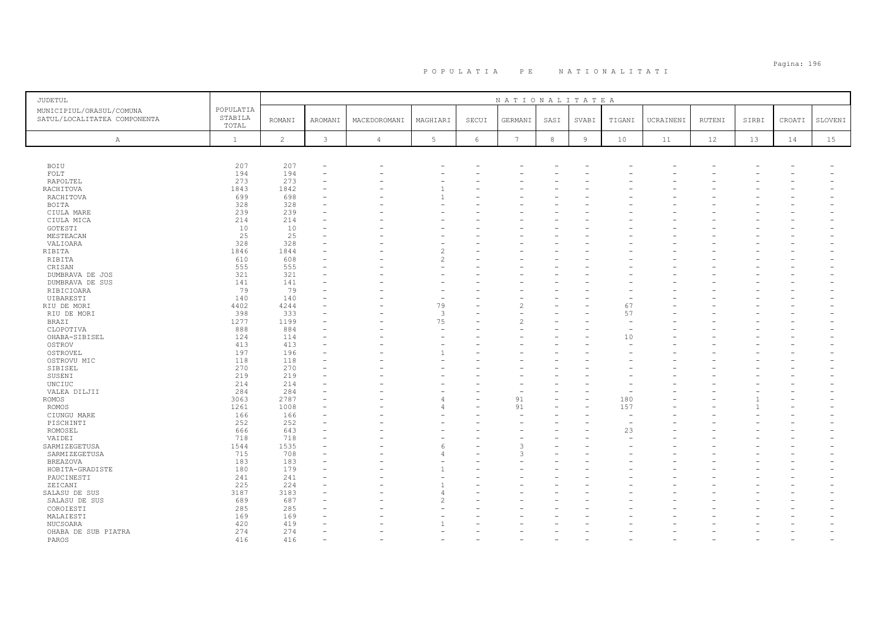# P O P U L A T I A   P E   N A T I O N A L I T A T I

| JUDETUL<br>MUNICIPIUL/ORASUL/COMUNA<br>SATUL/LOCALITATEA COMPONENTA | POPULATIA STABILA TOTAL | NATIONALITATEA<br>ROMANI | AROMANI | MACEDOROMANI | MAGHIARI | SECUI | GERMANI | SASI | SVABI | TIGANI | UCRAINENI | RUTENI | SIRBI | CROATI | SLOVENI |
|---|---|---|---|---|---|---|---|---|---|---|---|---|---|---|---|
| A | 1 | 2 | 3 | 4 | 5 | 6 | 7 | 8 | 9 | 10 | 11 | 12 | 13 | 14 | 15 |
| BOIU | 207 | 207 | - | - | - | - | - | - | - | - | - | - | - | - | - |
| FOLT | 194 | 194 | - | - | - | - | - | - | - | - | - | - | - | - | - |
| RAPOLTEL | 273 | 273 | - | - | - | - | - | - | - | - | - | - | - | - | - |
| RACHITOVA | 1843 | 1842 | - | - | 1 | - | - | - | - | - | - | - | - | - | - |
| RACHITOVA | 699 | 698 | - | - | 1 | - | - | - | - | - | - | - | - | - | - |
| BOITA | 328 | 328 | - | - | - | - | - | - | - | - | - | - | - | - | - |
| CIULA MARE | 239 | 239 | - | - | - | - | - | - | - | - | - | - | - | - | - |
| CIULA MICA | 214 | 214 | - | - | - | - | - | - | - | - | - | - | - | - | - |
| GOTESTI | 10 | 10 | - | - | - | - | - | - | - | - | - | - | - | - | - |
| MESTEACAN | 25 | 25 | - | - | - | - | - | - | - | - | - | - | - | - | - |
| VALIOARA | 328 | 328 | - | - | - | - | - | - | - | - | - | - | - | - | - |
| RIBITA | 1846 | 1844 | - | - | 2 | - | - | - | - | - | - | - | - | - | - |
| RIBITA | 610 | 608 | - | - | 2 | - | - | - | - | - | - | - | - | - | - |
| CRISAN | 555 | 555 | - | - | - | - | - | - | - | - | - | - | - | - | - |
| DUMBRAVA DE JOS | 321 | 321 | - | - | - | - | - | - | - | - | - | - | - | - | - |
| DUMBRAVA DE SUS | 141 | 141 | - | - | - | - | - | - | - | - | - | - | - | - | - |
| RIBICIOARA | 79 | 79 | - | - | - | - | - | - | - | - | - | - | - | - | - |
| UIBARESTI | 140 | 140 | - | - | - | - | - | - | - | - | - | - | - | - | - |
| RIU DE MORI | 4402 | 4244 | - | - | 79 | - | 2 | - | - | 67 | - | - | - | - | - |
| RIU DE MORI | 398 | 333 | - | - | 3 | - | - | - | - | 57 | - | - | - | - | - |
| BRAZI | 1277 | 1199 | - | - | 75 | - | 2 | - | - | - | - | - | - | - | - |
| CLOPOTIVA | 888 | 884 | - | - | - | - | - | - | - | - | - | - | - | - | - |
| OHABA-SIBISEL | 124 | 114 | - | - | - | - | - | - | - | 10 | - | - | - | - | - |
| OSTROV | 413 | 413 | - | - | - | - | - | - | - | - | - | - | - | - | - |
| OSTROVEL | 197 | 196 | - | - | 1 | - | - | - | - | - | - | - | - | - | - |
| OSTROVU MIC | 118 | 118 | - | - | - | - | - | - | - | - | - | - | - | - | - |
| SIBISEL | 270 | 270 | - | - | - | - | - | - | - | - | - | - | - | - | - |
| SUSENI | 219 | 219 | - | - | - | - | - | - | - | - | - | - | - | - | - |
| UNCIUC | 214 | 214 | - | - | - | - | - | - | - | - | - | - | - | - | - |
| VALEA DILJII | 284 | 284 | - | - | - | - | - | - | - | - | - | - | - | - | - |
| ROMOS | 3063 | 2787 | - | - | 4 | - | 91 | - | - | 180 | - | - | 1 | - | - |
| ROMOS | 1261 | 1008 | - | - | 4 | - | 91 | - | - | 157 | - | - | 1 | - | - |
| CIUNGU MARE | 166 | 166 | - | - | - | - | - | - | - | - | - | - | - | - | - |
| PISCHINTI | 252 | 252 | - | - | - | - | - | - | - | - | - | - | - | - | - |
| ROMOSEL | 666 | 643 | - | - | - | - | - | - | - | 23 | - | - | - | - | - |
| VAIDEI | 718 | 718 | - | - | - | - | - | - | - | - | - | - | - | - | - |
| SARMIZEGETUSA | 1544 | 1535 | - | - | 6 | - | 3 | - | - | - | - | - | - | - | - |
| SARMIZEGETUSA | 715 | 708 | - | - | 4 | - | 3 | - | - | - | - | - | - | - | - |
| BREAZOVA | 183 | 183 | - | - | - | - | - | - | - | - | - | - | - | - | - |
| HOBITA-GRADISTE | 180 | 179 | - | - | 1 | - | - | - | - | - | - | - | - | - | - |
| PAUCINESTI | 241 | 241 | - | - | - | - | - | - | - | - | - | - | - | - | - |
| ZEICANI | 225 | 224 | - | - | 1 | - | - | - | - | - | - | - | - | - | - |
| SALASU DE SUS | 3187 | 3183 | - | - | 4 | - | - | - | - | - | - | - | - | - | - |
| SALASU DE SUS | 689 | 687 | - | - | 2 | - | - | - | - | - | - | - | - | - | - |
| COROIESTI | 285 | 285 | - | - | - | - | - | - | - | - | - | - | - | - | - |
| MALAIESTI | 169 | 169 | - | - | - | - | - | - | - | - | - | - | - | - | - |
| NUCSOARA | 420 | 419 | - | - | 1 | - | - | - | - | - | - | - | - | - | - |
| OHABA DE SUB PIATRA | 274 | 274 | - | - | - | - | - | - | - | - | - | - | - | - | - |
| PAROS | 416 | 416 | - | - | - | - | - | - | - | - | - | - | - | - | - |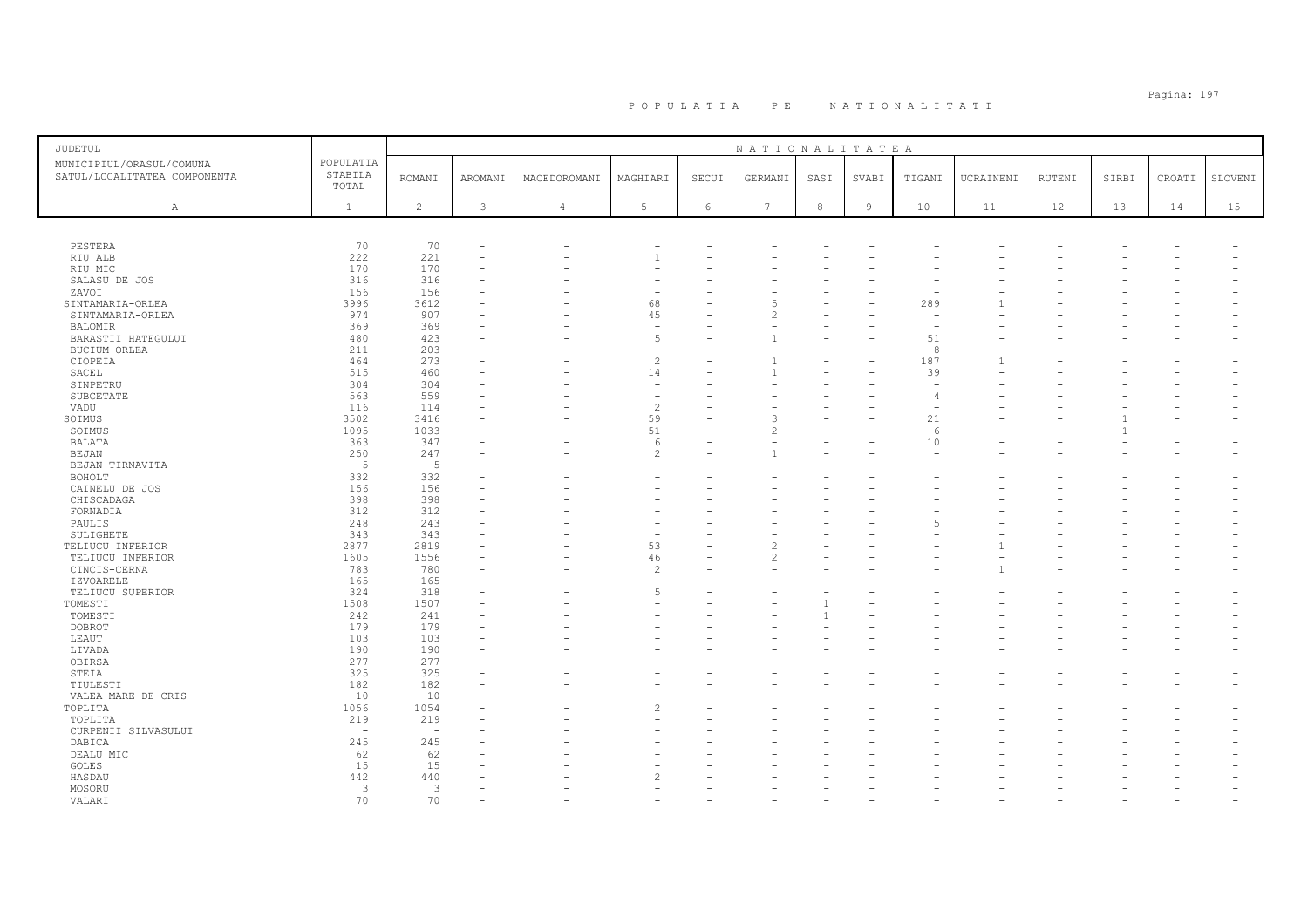# P O P U L A T I A   P E   N A T I O N A L I T A T I

| JUDETUL MUNICIPIUL/ORASUL/COMUNA SATUL/LOCALITATEA COMPONENTA | POPULATIA STABILA TOTAL | NATIONALITATEA | | | | | | | | | | | | | | |
|---|---|---|---|---|---|---|---|---|---|---|---|---|---|---|---|---|
| | | ROMANI | AROMANI | MACEDOROMANI | MAGHIARI | SECUI | GERMANI | SASI | SVABI | TIGANI | UCRAINENI | RUTENI | SIRBI | CROATI | SLOVENI |
| A | 1 | 2 | 3 | 4 | 5 | 6 | 7 | 8 | 9 | 10 | 11 | 12 | 13 | 14 | 15 |
| PESTERA | 70 | 70 | - | - | - | - | - | - | - | - | - | - | - | - | - |
| RIU ALB | 222 | 221 | - | - | 1 | - | - | - | - | - | - | - | - | - | - |
| RIU MIC | 170 | 170 | - | - | - | - | - | - | - | - | - | - | - | - | - |
| SALASU DE JOS | 316 | 316 | - | - | - | - | - | - | - | - | - | - | - | - | - |
| ZAVOI | 156 | 156 | - | - | - | - | - | - | - | - | - | - | - | - | - |
| SINTAMARIA-ORLEA | 3996 | 3612 | - | - | 68 | - | 5 | - | - | 289 | 1 | - | - | - | - |
| SINTAMARIA-ORLEA | 974 | 907 | - | - | 45 | - | 2 | - | - | - | - | - | - | - | - |
| BALOMIR | 369 | 369 | - | - | - | - | - | - | - | - | - | - | - | - | - |
| BARASTII HATEGULUI | 480 | 423 | - | - | 5 | - | 1 | - | - | 51 | - | - | - | - | - |
| BUCIUM-ORLEA | 211 | 203 | - | - | - | - | - | - | - | 8 | - | - | - | - | - |
| CIOPEIA | 464 | 273 | - | - | 2 | - | 1 | - | - | 187 | 1 | - | - | - | - |
| SACEL | 515 | 460 | - | - | 14 | - | 1 | - | - | 39 | - | - | - | - | - |
| SINPETRU | 304 | 304 | - | - | - | - | - | - | - | - | - | - | - | - | - |
| SUBCETATE | 563 | 559 | - | - | - | - | - | - | - | 4 | - | - | - | - | - |
| VADU | 116 | 114 | - | - | 2 | - | - | - | - | - | - | - | - | - | - |
| SOIMUS | 3502 | 3416 | - | - | 59 | - | 3 | - | - | 21 | - | - | 1 | - | - |
| SOIMUS | 1095 | 1033 | - | - | 51 | - | 2 | - | - | 6 | - | - | 1 | - | - |
| BALATA | 363 | 347 | - | - | 6 | - | - | - | - | 10 | - | - | - | - | - |
| BEJAN | 250 | 247 | - | - | 2 | - | 1 | - | - | - | - | - | - | - | - |
| BEJAN-TIRNAVITA | 5 | 5 | - | - | - | - | - | - | - | - | - | - | - | - | - |
| BOHOLT | 332 | 332 | - | - | - | - | - | - | - | - | - | - | - | - | - |
| CAINELU DE JOS | 156 | 156 | - | - | - | - | - | - | - | - | - | - | - | - | - |
| CHISCADAGA | 398 | 398 | - | - | - | - | - | - | - | - | - | - | - | - | - |
| FORNADIA | 312 | 312 | - | - | - | - | - | - | - | - | - | - | - | - | - |
| PAULIS | 248 | 243 | - | - | - | - | - | - | - | 5 | - | - | - | - | - |
| SULIGHETE | 343 | 343 | - | - | - | - | - | - | - | - | - | - | - | - | - |
| TELIUCU INFERIOR | 2877 | 2819 | - | - | 53 | - | 2 | - | - | - | 1 | - | - | - | - |
| TELIUCU INFERIOR | 1605 | 1556 | - | - | 46 | - | 2 | - | - | - | - | - | - | - | - |
| CINCIS-CERNA | 783 | 780 | - | - | 2 | - | - | - | - | - | 1 | - | - | - | - |
| IZVOARELE | 165 | 165 | - | - | - | - | - | - | - | - | - | - | - | - | - |
| TELIUCU SUPERIOR | 324 | 318 | - | - | 5 | - | - | - | - | - | - | - | - | - | - |
| TOMESTI | 1508 | 1507 | - | - | - | - | - | 1 | - | - | - | - | - | - | - |
| TOMESTI | 242 | 241 | - | - | - | - | - | 1 | - | - | - | - | - | - | - |
| DOBROT | 179 | 179 | - | - | - | - | - | - | - | - | - | - | - | - | - |
| LEAUT | 103 | 103 | - | - | - | - | - | - | - | - | - | - | - | - | - |
| LIVADA | 190 | 190 | - | - | - | - | - | - | - | - | - | - | - | - | - |
| OBIRSA | 277 | 277 | - | - | - | - | - | - | - | - | - | - | - | - | - |
| STEIA | 325 | 325 | - | - | - | - | - | - | - | - | - | - | - | - | - |
| TIULESTI | 182 | 182 | - | - | - | - | - | - | - | - | - | - | - | - | - |
| VALEA MARE DE CRIS | 10 | 10 | - | - | - | - | - | - | - | - | - | - | - | - | - |
| TOPLITA | 1056 | 1054 | - | - | 2 | - | - | - | - | - | - | - | - | - | - |
| TOPLITA | 219 | 219 | - | - | - | - | - | - | - | - | - | - | - | - | - |
| CURPENII SILVASULUI | - | - | - | - | - | - | - | - | - | - | - | - | - | - | - |
| DABICA | 245 | 245 | - | - | - | - | - | - | - | - | - | - | - | - | - |
| DEALU MIC | 62 | 62 | - | - | - | - | - | - | - | - | - | - | - | - | - |
| GOLES | 15 | 15 | - | - | - | - | - | - | - | - | - | - | - | - | - |
| HASDAU | 442 | 440 | - | - | 2 | - | - | - | - | - | - | - | - | - | - |
| MOSORU | 3 | 3 | - | - | - | - | - | - | - | - | - | - | - | - | - |
| VALARI | 70 | 70 | - | - | - | - | - | - | - | - | - | - | - | - | - |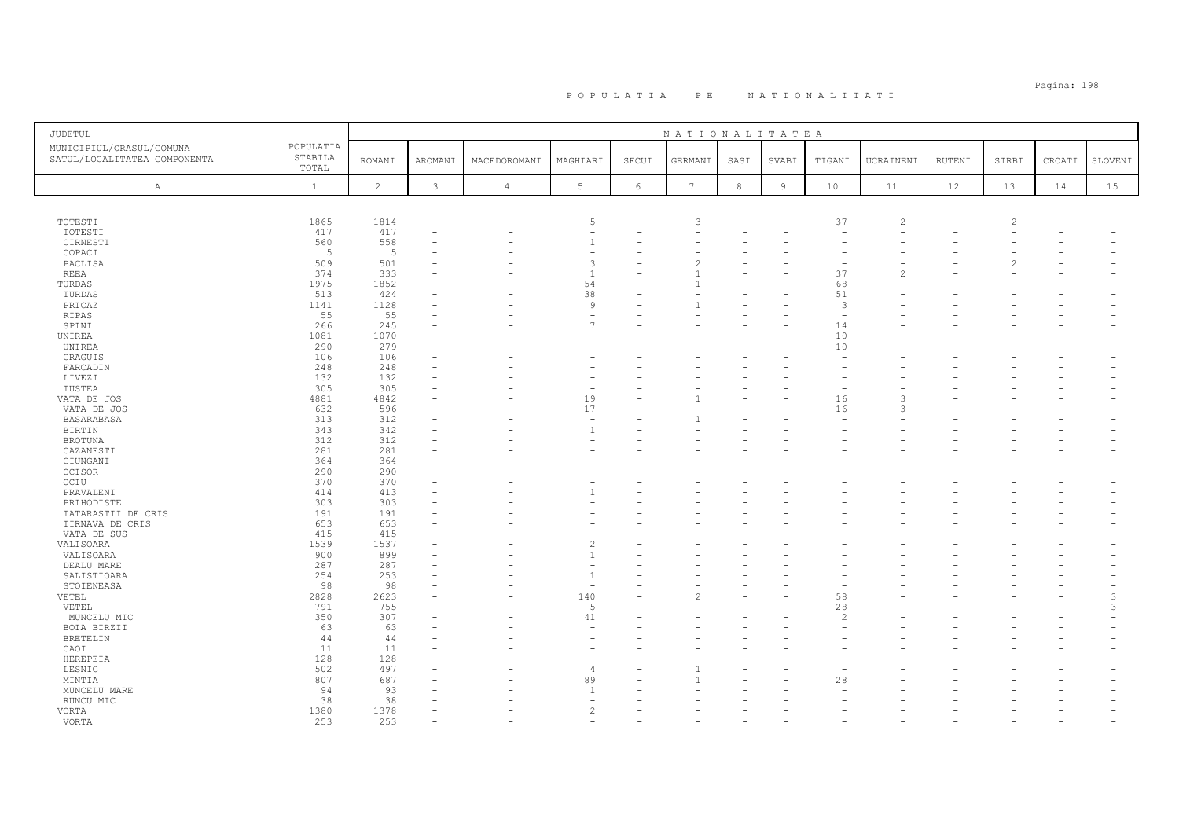# P O P U L A T I A   P E   N A T I O N A L I T A T I

| JUDETUL MUNICIPIUL/ORASUL/COMUNA SATUL/LOCALITATEA COMPONENTA | POPULATIA STABILA TOTAL | NATIONALITATEA ROMANI | AROMANI | MACEDOROMANI | MAGHIARI | SECUI | GERMANI | SASI | SVABI | TIGANI | UCRAINENI | RUTENI | SIRBI | CROATI | SLOVENI |
|---|---|---|---|---|---|---|---|---|---|---|---|---|---|---|---|
| A | 1 | 2 | 3 | 4 | 5 | 6 | 7 | 8 | 9 | 10 | 11 | 12 | 13 | 14 | 15 |
| TOTESTI | 1865 | 1814 | - | - | 5 | - | 3 | - | - | 37 | 2 | - | 2 | - | - |
| TOTESTI | 417 | 417 | - | - | - | - | - | - | - | - | - | - | - | - | - |
| CIRNESTI | 560 | 558 | - | - | 1 | - | - | - | - | - | - | - | - | - | - |
| COPACI | 5 | 5 | - | - | - | - | - | - | - | - | - | - | - | - | - |
| PACLISA | 509 | 501 | - | - | 3 | - | 2 | - | - | - | - | - | 2 | - | - |
| REEA | 374 | 333 | - | - | 1 | - | 1 | - | - | 37 | 2 | - | - | - | - |
| TURDAS | 1975 | 1852 | - | - | 54 | - | 1 | - | - | 68 | - | - | - | - | - |
| TURDAS | 513 | 424 | - | - | 38 | - | - | - | - | 51 | - | - | - | - | - |
| PRICAZ | 1141 | 1128 | - | - | 9 | - | 1 | - | - | 3 | - | - | - | - | - |
| RIPAS | 55 | 55 | - | - | - | - | - | - | - | - | - | - | - | - | - |
| SPINI | 266 | 245 | - | - | 7 | - | - | - | - | 14 | - | - | - | - | - |
| UNIREA | 1081 | 1070 | - | - | - | - | - | - | - | 10 | - | - | - | - | - |
| UNIREA | 290 | 279 | - | - | - | - | - | - | - | 10 | - | - | - | - | - |
| CRAGUIS | 106 | 106 | - | - | - | - | - | - | - | - | - | - | - | - | - |
| FARCADIN | 248 | 248 | - | - | - | - | - | - | - | - | - | - | - | - | - |
| LIVEZI | 132 | 132 | - | - | - | - | - | - | - | - | - | - | - | - | - |
| TUSTEA | 305 | 305 | - | - | - | - | - | - | - | - | - | - | - | - | - |
| VATA DE JOS | 4881 | 4842 | - | - | 19 | - | 1 | - | - | 16 | 3 | - | - | - | - |
| VATA DE JOS | 632 | 596 | - | - | 17 | - | - | - | - | 16 | 3 | - | - | - | - |
| BASARABASA | 313 | 312 | - | - | - | - | 1 | - | - | - | - | - | - | - | - |
| BIRTIN | 343 | 342 | - | - | 1 | - | - | - | - | - | - | - | - | - | - |
| BROTUNA | 312 | 312 | - | - | - | - | - | - | - | - | - | - | - | - | - |
| CAZANESTI | 281 | 281 | - | - | - | - | - | - | - | - | - | - | - | - | - |
| CIUNGANI | 364 | 364 | - | - | - | - | - | - | - | - | - | - | - | - | - |
| OCISOR | 290 | 290 | - | - | - | - | - | - | - | - | - | - | - | - | - |
| OCIU | 370 | 370 | - | - | - | - | - | - | - | - | - | - | - | - | - |
| PRAVALENI | 414 | 413 | - | - | 1 | - | - | - | - | - | - | - | - | - | - |
| PRIHODISTE | 303 | 303 | - | - | - | - | - | - | - | - | - | - | - | - | - |
| TATARASTII DE CRIS | 191 | 191 | - | - | - | - | - | - | - | - | - | - | - | - | - |
| TIRNAVA DE CRIS | 653 | 653 | - | - | - | - | - | - | - | - | - | - | - | - | - |
| VATA DE SUS | 415 | 415 | - | - | - | - | - | - | - | - | - | - | - | - | - |
| VALISOARA | 1539 | 1537 | - | - | 2 | - | - | - | - | - | - | - | - | - | - |
| VALISOARA | 900 | 899 | - | - | 1 | - | - | - | - | - | - | - | - | - | - |
| DEALU MARE | 287 | 287 | - | - | - | - | - | - | - | - | - | - | - | - | - |
| SALISTIOARA | 254 | 253 | - | - | 1 | - | - | - | - | - | - | - | - | - | - |
| STOIENEASA | 98 | 98 | - | - | - | - | - | - | - | - | - | - | - | - | - |
| VETEL | 2828 | 2623 | - | - | 140 | - | 2 | - | - | 58 | - | - | - | - | 3 |
| VETEL | 791 | 755 | - | - | 5 | - | - | - | - | 28 | - | - | - | - | 3 |
| MUNCELU MIC | 350 | 307 | - | - | 41 | - | - | - | - | 2 | - | - | - | - | - |
| BOIA BIRZII | 63 | 63 | - | - | - | - | - | - | - | - | - | - | - | - | - |
| BRETELIN | 44 | 44 | - | - | - | - | - | - | - | - | - | - | - | - | - |
| CAOI | 11 | 11 | - | - | - | - | - | - | - | - | - | - | - | - | - |
| HEREPEIA | 128 | 128 | - | - | - | - | - | - | - | - | - | - | - | - | - |
| LESNIC | 502 | 497 | - | - | 4 | - | 1 | - | - | - | - | - | - | - | - |
| MINTIA | 807 | 687 | - | - | 89 | - | 1 | - | - | 28 | - | - | - | - | - |
| MUNCELU MARE | 94 | 93 | - | - | 1 | - | - | - | - | - | - | - | - | - | - |
| RUNCU MIC | 38 | 38 | - | - | - | - | - | - | - | - | - | - | - | - | - |
| VORTA | 1380 | 1378 | - | - | 2 | - | - | - | - | - | - | - | - | - | - |
| VORTA | 253 | 253 | - | - | - | - | - | - | - | - | - | - | - | - | - |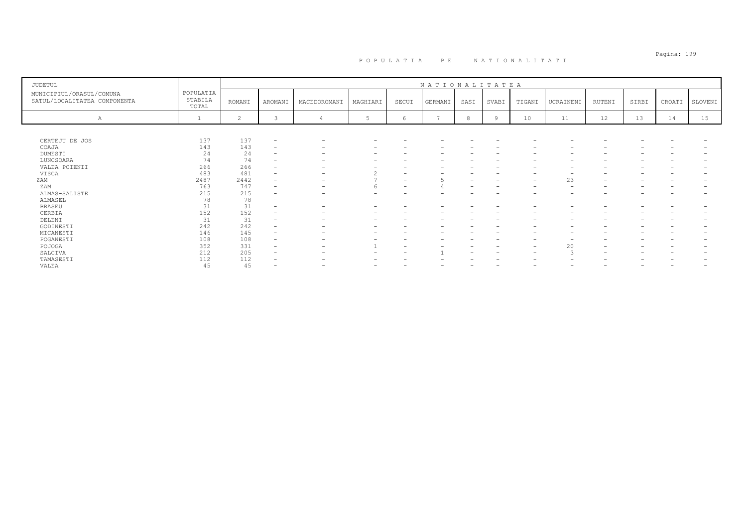## P O P U L A T I A   P E   N A T I O N A L I T A T I

| JUDETUL<br>MUNICIPIUL/ORASUL/COMUNA<br>SATUL/LOCALITATEA COMPONENTA | POPULATIA STABILA TOTAL | NATIONALITATEA | | | | | | | | | | | | | |
|---|---|---|---|---|---|---|---|---|---|---|---|---|---|---|---|
| | | ROMANI | AROMANI | MACEDOROMANI | MAGHIARI | SECUI | GERMANI | SASI | SVABI | TIGANI | UCRAINENI | RUTENI | SIRBI | CROATI | SLOVENI |
| A | 1 | 2 | 3 | 4 | 5 | 6 | 7 | 8 | 9 | 10 | 11 | 12 | 13 | 14 | 15 |
| CERTEJU DE JOS | 137 | 137 | - | - | - | - | - | - | - | - | - | - | - | - | - |
| COAJA | 143 | 143 | - | - | - | - | - | - | - | - | - | - | - | - | - |
| DUMESTI | 24 | 24 | - | - | - | - | - | - | - | - | - | - | - | - | - |
| LUNCSOARA | 74 | 74 | - | - | - | - | - | - | - | - | - | - | - | - | - |
| VALEA POIENII | 266 | 266 | - | - | - | - | - | - | - | - | - | - | - | - | - |
| VISCA | 483 | 481 | - | - | 2 | - | - | - | - | - | - | - | - | - | - |
| ZAM | 2487 | 2442 | - | - | 7 | - | 5 | - | - | - | 23 | - | - | - | - |
| ZAM | 763 | 747 | - | - | 6 | - | 4 | - | - | - | - | - | - | - | - |
| ALMAS-SALISTE | 215 | 215 | - | - | - | - | - | - | - | - | - | - | - | - | - |
| ALMASEL | 78 | 78 | - | - | - | - | - | - | - | - | - | - | - | - | - |
| BRASEU | 31 | 31 | - | - | - | - | - | - | - | - | - | - | - | - | - |
| CERBIA | 152 | 152 | - | - | - | - | - | - | - | - | - | - | - | - | - |
| DELENI | 31 | 31 | - | - | - | - | - | - | - | - | - | - | - | - | - |
| GODINESTI | 242 | 242 | - | - | - | - | - | - | - | - | - | - | - | - | - |
| MICANESTI | 146 | 145 | - | - | - | - | - | - | - | - | - | - | - | - | - |
| POGANESTI | 108 | 108 | - | - | - | - | - | - | - | - | - | - | - | - | - |
| POJOGA | 352 | 331 | - | - | 1 | - | - | - | - | - | 20 | - | - | - | - |
| SALCIVA | 212 | 205 | - | - | - | - | 1 | - | - | - | 3 | - | - | - | - |
| TAMASESTI | 112 | 112 | - | - | - | - | - | - | - | - | - | - | - | - | - |
| VALEA | 45 | 45 | - | - | - | - | - | - | - | - | - | - | - | - | - |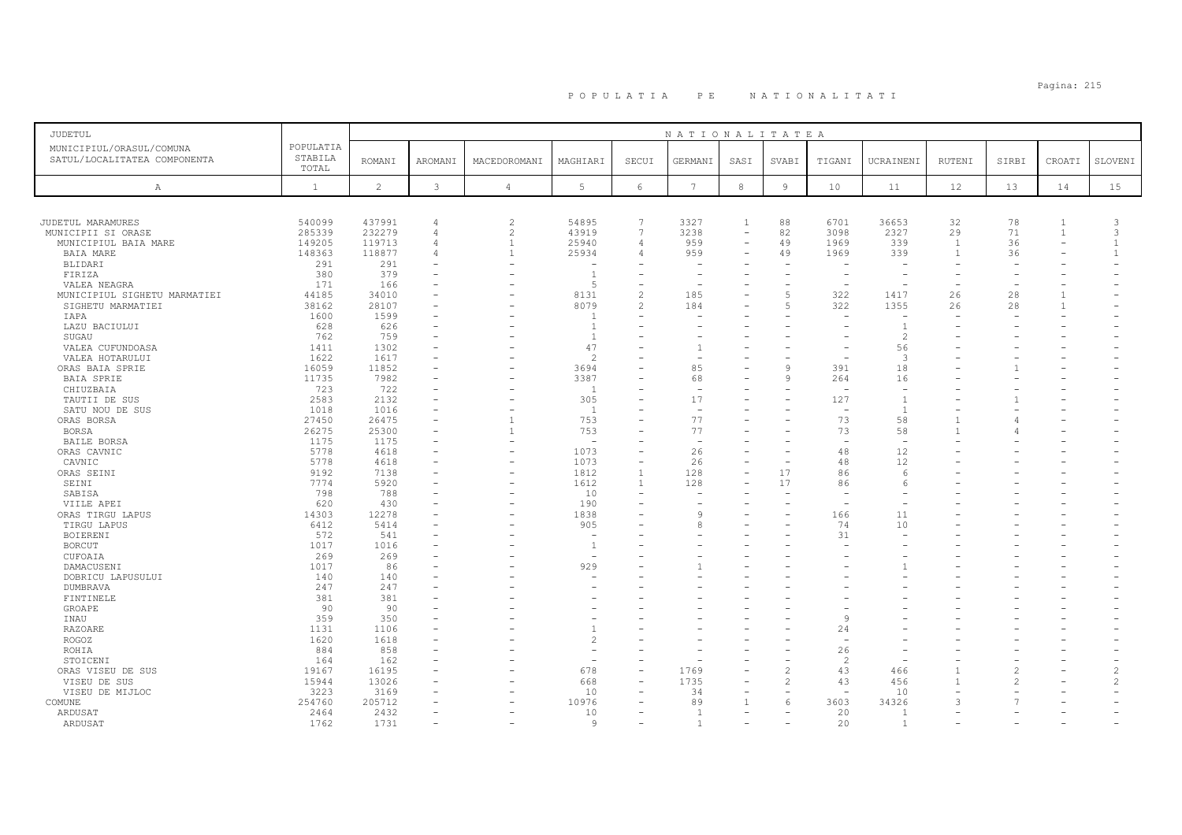# P O P U L A T I A   P E   N A T I O N A L I T A T I

| JUDETUL<br>MUNICIPIUL/ORASUL/COMUNA<br>SATUL/LOCALITATEA COMPONENTA | POPULATIA STABILA TOTAL | NATIONALITATEA | | | | | | | | | | | | | |
|---|---|---|---|---|---|---|---|---|---|---|---|---|---|---|---|
| | | ROMANI | AROMANI | MACEDOROMANI | MAGHIARI | SECUI | GERMANI | SASI | SVABI | TIGANI | UCRAINENI | RUTENI | SIRBI | CROATI | SLOVENI |
| A | 1 | 2 | 3 | 4 | 5 | 6 | 7 | 8 | 9 | 10 | 11 | 12 | 13 | 14 | 15 |
| JUDETUL MARAMURES | 540099 | 437991 | 4 | 2 | 54895 | 7 | 3327 | 1 | 88 | 6701 | 36653 | 32 | 78 | 1 | 3 |
| MUNICIPII SI ORASE | 285339 | 232279 | 4 | 2 | 43919 | 7 | 3238 | - | 82 | 3098 | 2327 | 29 | 71 | 1 | 3 |
| MUNICIPIUL BAIA MARE | 149205 | 119713 | 4 | 1 | 25940 | 4 | 959 | - | 49 | 1969 | 339 | 1 | 36 | - | 1 |
| BAIA MARE | 148363 | 118877 | 4 | 1 | 25934 | 4 | 959 | - | 49 | 1969 | 339 | 1 | 36 | - | 1 |
| BLIDARI | 291 | 291 | - | - | - | - | - | - | - | - | - | - | - | - | - |
| FIRIZA | 380 | 379 | - | - | 1 | - | - | - | - | - | - | - | - | - | - |
| VALEA NEAGRA | 171 | 166 | - | - | 5 | - | - | - | - | - | - | - | - | - | - |
| MUNICIPIUL SIGHETU MARMATIEI | 44185 | 34010 | - | - | 8131 | 2 | 185 | - | 5 | 322 | 1417 | 26 | 28 | 1 | - |
| SIGHETU MARMATIEI | 38162 | 28107 | - | - | 8079 | 2 | 184 | - | 5 | 322 | 1355 | 26 | 28 | 1 | - |
| IAPA | 1600 | 1599 | - | - | 1 | - | - | - | - | - | - | - | - | - | - |
| LAZU BACIULUI | 628 | 626 | - | - | 1 | - | - | - | - | - | 1 | - | - | - | - |
| SUGAU | 762 | 759 | - | - | 1 | - | - | - | - | - | 2 | - | - | - | - |
| VALEA CUFUNDOASA | 1411 | 1302 | - | - | 47 | - | 1 | - | - | - | 56 | - | - | - | - |
| VALEA HOTARULUI | 1622 | 1617 | - | - | 2 | - | - | - | - | - | 3 | - | - | - | - |
| ORAS BAIA SPRIE | 16059 | 11852 | - | - | 3694 | - | 85 | - | 9 | 391 | 18 | - | 1 | - | - |
| BAIA SPRIE | 11735 | 7982 | - | - | 3387 | - | 68 | - | 9 | 264 | 16 | - | - | - | - |
| CHIUZBAIA | 723 | 722 | - | - | 1 | - | - | - | - | - | - | - | - | - | - |
| TAUTII DE SUS | 2583 | 2132 | - | - | 305 | - | 17 | - | - | 127 | 1 | - | 1 | - | - |
| SATU NOU DE SUS | 1018 | 1016 | - | - | 1 | - | - | - | - | - | 1 | - | - | - | - |
| ORAS BORSA | 27450 | 26475 | - | 1 | 753 | - | 77 | - | - | 73 | 58 | 1 | 4 | - | - |
| BORSA | 26275 | 25300 | - | 1 | 753 | - | 77 | - | - | 73 | 58 | 1 | 4 | - | - |
| BAILE BORSA | 1175 | 1175 | - | - | - | - | - | - | - | - | - | - | - | - | - |
| ORAS CAVNIC | 5778 | 4618 | - | - | 1073 | - | 26 | - | - | 48 | 12 | - | - | - | - |
| CAVNIC | 5778 | 4618 | - | - | 1073 | - | 26 | - | - | 48 | 12 | - | - | - | - |
| ORAS SEINI | 9192 | 7138 | - | - | 1812 | 1 | 128 | - | 17 | 86 | 6 | - | - | - | - |
| SEINI | 7774 | 5920 | - | - | 1612 | 1 | 128 | - | 17 | 86 | 6 | - | - | - | - |
| SABISA | 798 | 788 | - | - | 10 | - | - | - | - | - | - | - | - | - | - |
| VIILE APEI | 620 | 430 | - | - | 190 | - | - | - | - | - | - | - | - | - | - |
| ORAS TIRGU LAPUS | 14303 | 12278 | - | - | 1838 | - | 9 | - | - | 166 | 11 | - | - | - | - |
| TIRGU LAPUS | 6412 | 5414 | - | - | 905 | - | 8 | - | - | 74 | 10 | - | - | - | - |
| BOIERENI | 572 | 541 | - | - | - | - | - | - | - | 31 | - | - | - | - | - |
| BORCUT | 1017 | 1016 | - | - | 1 | - | - | - | - | - | - | - | - | - | - |
| CUFOAIA | 269 | 269 | - | - | - | - | - | - | - | - | - | - | - | - | - |
| DAMACUSENI | 1017 | 86 | - | - | 929 | - | 1 | - | - | - | 1 | - | - | - | - |
| DOBRICU LAPUSULUI | 140 | 140 | - | - | - | - | - | - | - | - | - | - | - | - | - |
| DUMBRAVA | 247 | 247 | - | - | - | - | - | - | - | - | - | - | - | - | - |
| FINTINELE | 381 | 381 | - | - | - | - | - | - | - | - | - | - | - | - | - |
| GROAPE | 90 | 90 | - | - | - | - | - | - | - | - | - | - | - | - | - |
| INAU | 359 | 350 | - | - | - | - | - | - | - | 9 | - | - | - | - | - |
| RAZOARE | 1131 | 1106 | - | - | 1 | - | - | - | - | 24 | - | - | - | - | - |
| ROGOZ | 1620 | 1618 | - | - | 2 | - | - | - | - | - | - | - | - | - | - |
| ROHIA | 884 | 858 | - | - | - | - | - | - | - | 26 | - | - | - | - | - |
| STOICENI | 164 | 162 | - | - | - | - | - | - | - | 2 | - | - | - | - | - |
| ORAS VISEU DE SUS | 19167 | 16195 | - | - | 678 | - | 1769 | - | 2 | 43 | 466 | 1 | 2 | - | 2 |
| VISEU DE SUS | 15944 | 13026 | - | - | 668 | - | 1735 | - | 2 | 43 | 456 | 1 | 2 | - | 2 |
| VISEU DE MIJLOC | 3223 | 3169 | - | - | 10 | - | 34 | - | - | - | 10 | - | - | - | - |
| COMUNE | 254760 | 205712 | - | - | 10976 | - | 89 | 1 | 6 | 3603 | 34326 | 3 | 7 | - | - |
| ARDUSAT | 2464 | 2432 | - | - | 10 | - | 1 | - | - | 20 | 1 | - | - | - | - |
| ARDUSAT | 1762 | 1731 | - | - | 9 | - | 1 | - | - | 20 | 1 | - | - | - | - |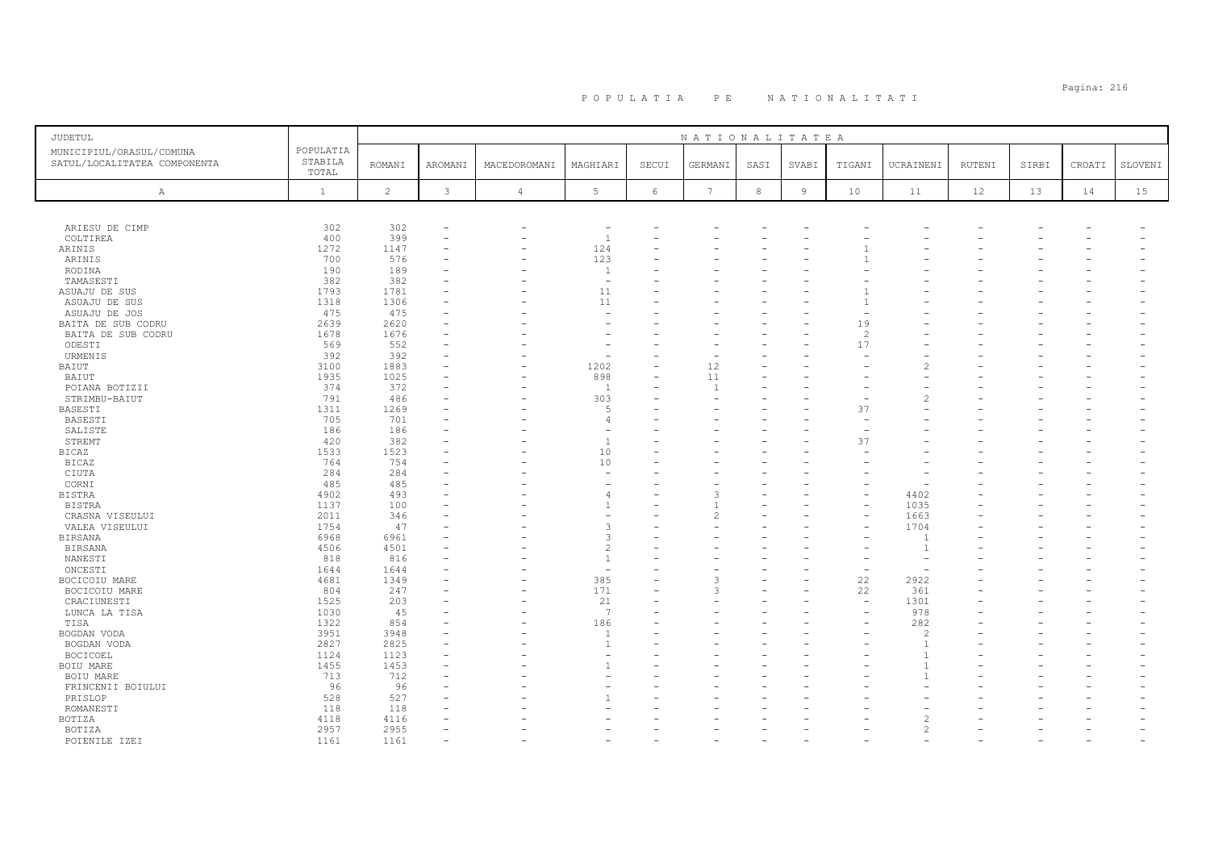# P O P U L A T I A   P E   N A T I O N A L I T A T I

| JUDETUL<br>MUNICIPIUL/ORASUL/COMUNA<br>SATUL/LOCALITATEA COMPONENTA | POPULATIA STABILA TOTAL | NATIONALITATEA | | | | | | | | | | | | | | |
|---|---|---|---|---|---|---|---|---|---|---|---|---|---|---|---|---|
| | | ROMANI | AROMANI | MACEDOROMANI | MAGHIARI | SECUI | GERMANI | SASI | SVABI | TIGANI | UCRAINENI | RUTENI | SIRBI | CROATI | SLOVENI |
| A | 1 | 2 | 3 | 4 | 5 | 6 | 7 | 8 | 9 | 10 | 11 | 12 | 13 | 14 | 15 |
| ARIESU DE CIMP | 302 | 302 | - | - | - | - | - | - | - | - | - | - | - | - | - |
| COLTIREA | 400 | 399 | - | - | 1 | - | - | - | - | - | - | - | - | - | - |
| ARINIS | 1272 | 1147 | - | - | 124 | - | - | - | - | 1 | - | - | - | - | - |
| ARINIS | 700 | 576 | - | - | 123 | - | - | - | - | 1 | - | - | - | - | - |
| RODINA | 190 | 189 | - | - | 1 | - | - | - | - | - | - | - | - | - | - |
| TAMASESTI | 382 | 382 | - | - | - | - | - | - | - | - | - | - | - | - | - |
| ASUAJU DE SUS | 1793 | 1781 | - | - | 11 | - | - | - | - | 1 | - | - | - | - | - |
| ASUAJU DE SUS | 1318 | 1306 | - | - | 11 | - | - | - | - | 1 | - | - | - | - | - |
| ASUAJU DE JOS | 475 | 475 | - | - | - | - | - | - | - | - | - | - | - | - | - |
| BAITA DE SUB CODRU | 2639 | 2620 | - | - | - | - | - | - | - | 19 | - | - | - | - | - |
| BAITA DE SUB CODRU | 1678 | 1676 | - | - | - | - | - | - | - | 2 | - | - | - | - | - |
| ODESTI | 569 | 552 | - | - | - | - | - | - | - | 17 | - | - | - | - | - |
| URMENIS | 392 | 392 | - | - | - | - | - | - | - | - | - | - | - | - | - |
| BAIUT | 3100 | 1883 | - | - | 1202 | - | 12 | - | - | - | 2 | - | - | - | - |
| BAIUT | 1935 | 1025 | - | - | 898 | - | 11 | - | - | - | - | - | - | - | - |
| POIANA BOTIZII | 374 | 372 | - | - | 1 | - | 1 | - | - | - | - | - | - | - | - |
| STRIMBU-BAIUT | 791 | 486 | - | - | 303 | - | - | - | - | - | 2 | - | - | - | - |
| BASESTI | 1311 | 1269 | - | - | 5 | - | - | - | - | 37 | - | - | - | - | - |
| BASESTI | 705 | 701 | - | - | 4 | - | - | - | - | - | - | - | - | - | - |
| SALISTE | 186 | 186 | - | - | - | - | - | - | - | - | - | - | - | - | - |
| STREMT | 420 | 382 | - | - | 1 | - | - | - | - | 37 | - | - | - | - | - |
| BICAZ | 1533 | 1523 | - | - | 10 | - | - | - | - | - | - | - | - | - | - |
| BICAZ | 764 | 754 | - | - | 10 | - | - | - | - | - | - | - | - | - | - |
| CIUTA | 284 | 284 | - | - | - | - | - | - | - | - | - | - | - | - | - |
| CORNI | 485 | 485 | - | - | - | - | - | - | - | - | - | - | - | - | - |
| BISTRA | 4902 | 493 | - | - | 4 | - | 3 | - | - | - | 4402 | - | - | - | - |
| BISTRA | 1137 | 100 | - | - | 1 | - | 1 | - | - | - | 1035 | - | - | - | - |
| CRASNA VISEULUI | 2011 | 346 | - | - | - | - | 2 | - | - | - | 1663 | - | - | - | - |
| VALEA VISEULUI | 1754 | 47 | - | - | 3 | - | - | - | - | - | 1704 | - | - | - | - |
| BIRSANA | 6968 | 6961 | - | - | 3 | - | - | - | - | - | 1 | - | - | - | - |
| BIRSANA | 4506 | 4501 | - | - | 2 | - | - | - | - | - | 1 | - | - | - | - |
| NANESTI | 818 | 816 | - | - | 1 | - | - | - | - | - | - | - | - | - | - |
| ONCESTI | 1644 | 1644 | - | - | - | - | - | - | - | - | - | - | - | - | - |
| BOCICOIU MARE | 4681 | 1349 | - | - | 385 | - | 3 | - | - | 22 | 2922 | - | - | - | - |
| BOCICOIU MARE | 804 | 247 | - | - | 171 | - | 3 | - | - | 22 | 361 | - | - | - | - |
| CRACIUNESTI | 1525 | 203 | - | - | 21 | - | - | - | - | - | 1301 | - | - | - | - |
| LUNCA LA TISA | 1030 | 45 | - | - | 7 | - | - | - | - | - | 978 | - | - | - | - |
| TISA | 1322 | 854 | - | - | 186 | - | - | - | - | - | 282 | - | - | - | - |
| BOGDAN VODA | 3951 | 3948 | - | - | 1 | - | - | - | - | - | 2 | - | - | - | - |
| BOGDAN VODA | 2827 | 2825 | - | - | 1 | - | - | - | - | - | 1 | - | - | - | - |
| BOCICOEL | 1124 | 1123 | - | - | - | - | - | - | - | - | 1 | - | - | - | - |
| BOIU MARE | 1455 | 1453 | - | - | 1 | - | - | - | - | - | 1 | - | - | - | - |
| BOIU MARE | 713 | 712 | - | - | - | - | - | - | - | - | 1 | - | - | - | - |
| FRINCENII BOIULUI | 96 | 96 | - | - | - | - | - | - | - | - | - | - | - | - | - |
| PRISLOP | 528 | 527 | - | - | 1 | - | - | - | - | - | - | - | - | - | - |
| ROMANESTI | 118 | 118 | - | - | - | - | - | - | - | - | - | - | - | - | - |
| BOTIZA | 4118 | 4116 | - | - | - | - | - | - | - | - | 2 | - | - | - | - |
| BOTIZA | 2957 | 2955 | - | - | - | - | - | - | - | - | 2 | - | - | - | - |
| POIENILE IZEI | 1161 | 1161 | - | - | - | - | - | - | - | - | - | - | - | - | - |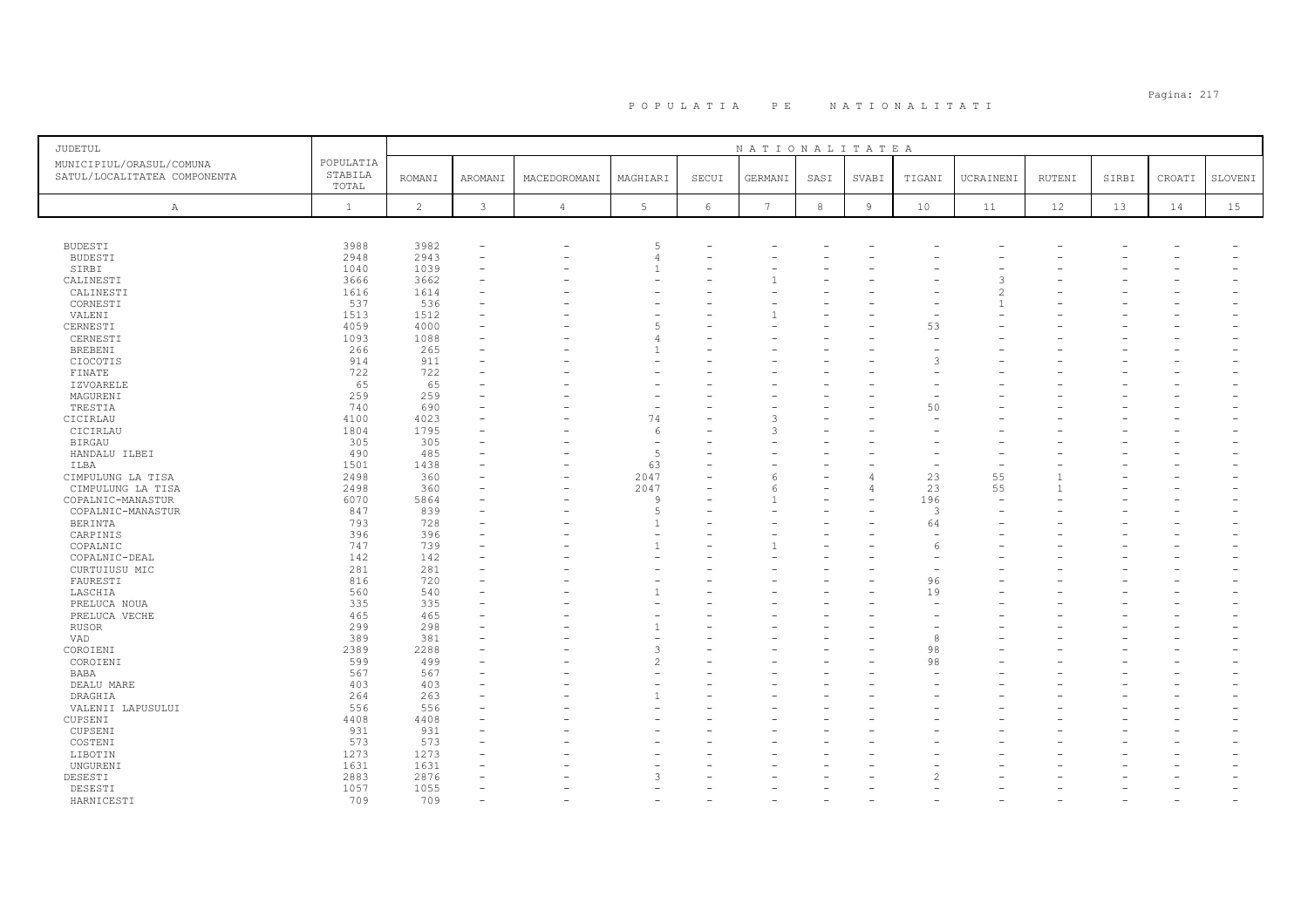# POPULATIA PE NATIONALITATI

| JUDETUL<br>MUNICIPIUL/ORASUL/COMUNA<br>SATUL/LOCALITATEA COMPONENTA | POPULATIA STABILA TOTAL | NATIONALITATEA | | | | | | | | | | | | | | |
|---|---|---|---|---|---|---|---|---|---|---|---|---|---|---|---|---|
| | | ROMANI | AROMANI | MACEDOROMANI | MAGHIARI | SECUI | GERMANI | SASI | SVABI | TIGANI | UCRAINENI | RUTENI | SIRBI | CROATI | SLOVENI |
| A | 1 | 2 | 3 | 4 | 5 | 6 | 7 | 8 | 9 | 10 | 11 | 12 | 13 | 14 | 15 |
| BUDESTI | 3988 | 3982 | - | - | 5 | - | - | - | - | - | - | - | - | - | - |
| BUDESTI | 2948 | 2943 | - | - | 4 | - | - | - | - | - | - | - | - | - | - |
| SIRBI | 1040 | 1039 | - | - | 1 | - | - | - | - | - | - | - | - | - | - |
| CALINESTI | 3666 | 3662 | - | - | - | - | 1 | - | - | - | 3 | - | - | - | - |
| CALINESTI | 1616 | 1614 | - | - | - | - | - | - | - | - | 2 | - | - | - | - |
| CORNESTI | 537 | 536 | - | - | - | - | - | - | - | - | 1 | - | - | - | - |
| VALENI | 1513 | 1512 | - | - | - | - | 1 | - | - | - | - | - | - | - | - |
| CERNESTI | 4059 | 4000 | - | - | 5 | - | - | - | - | 53 | - | - | - | - | - |
| CERNESTI | 1093 | 1088 | - | - | 4 | - | - | - | - | - | - | - | - | - | - |
| BREBENI | 266 | 265 | - | - | 1 | - | - | - | - | - | - | - | - | - | - |
| CIOCOTIS | 914 | 911 | - | - | - | - | - | - | - | 3 | - | - | - | - | - |
| FINATE | 722 | 722 | - | - | - | - | - | - | - | - | - | - | - | - | - |
| IZVOARELE | 65 | 65 | - | - | - | - | - | - | - | - | - | - | - | - | - |
| MAGURENI | 259 | 259 | - | - | - | - | - | - | - | - | - | - | - | - | - |
| TRESTIA | 740 | 690 | - | - | - | - | - | - | - | 50 | - | - | - | - | - |
| CICIRLAU | 4100 | 4023 | - | - | 74 | - | 3 | - | - | - | - | - | - | - | - |
| CICIRLAU | 1804 | 1795 | - | - | 6 | - | 3 | - | - | - | - | - | - | - | - |
| BIRGAU | 305 | 305 | - | - | - | - | - | - | - | - | - | - | - | - | - |
| HANDALU ILBEI | 490 | 485 | - | - | 5 | - | - | - | - | - | - | - | - | - | - |
| ILBA | 1501 | 1438 | - | - | 63 | - | - | - | - | - | - | - | - | - | - |
| CIMPULUNG LA TISA | 2498 | 360 | - | - | 2047 | - | 6 | - | 4 | 23 | 55 | 1 | - | - | - |
| CIMPULUNG LA TISA | 2498 | 360 | - | - | 2047 | - | 6 | - | 4 | 23 | 55 | 1 | - | - | - |
| COPALNIC-MANASTUR | 6070 | 5864 | - | - | 9 | - | 1 | - | - | 196 | - | - | - | - | - |
| COPALNIC-MANASTUR | 847 | 839 | - | - | 5 | - | - | - | - | 3 | - | - | - | - | - |
| BERINTA | 793 | 728 | - | - | 1 | - | - | - | - | 64 | - | - | - | - | - |
| CARPINIS | 396 | 396 | - | - | - | - | - | - | - | - | - | - | - | - | - |
| COPALNIC | 747 | 739 | - | - | 1 | - | 1 | - | - | 6 | - | - | - | - | - |
| COPALNIC-DEAL | 142 | 142 | - | - | - | - | - | - | - | - | - | - | - | - | - |
| CURTUIUSU MIC | 281 | 281 | - | - | - | - | - | - | - | - | - | - | - | - | - |
| FAURESTI | 816 | 720 | - | - | - | - | - | - | - | 96 | - | - | - | - | - |
| LASCHIA | 560 | 540 | - | - | 1 | - | - | - | - | 19 | - | - | - | - | - |
| PRELUCA NOUA | 335 | 335 | - | - | - | - | - | - | - | - | - | - | - | - | - |
| PRELUCA VECHE | 465 | 465 | - | - | - | - | - | - | - | - | - | - | - | - | - |
| RUSOR | 299 | 298 | - | - | 1 | - | - | - | - | - | - | - | - | - | - |
| VAD | 389 | 381 | - | - | - | - | - | - | - | 8 | - | - | - | - | - |
| COROIENI | 2389 | 2288 | - | - | 3 | - | - | - | - | 98 | - | - | - | - | - |
| COROIENI | 599 | 499 | - | - | 2 | - | - | - | - | 98 | - | - | - | - | - |
| BABA | 567 | 567 | - | - | - | - | - | - | - | - | - | - | - | - | - |
| DEALU MARE | 403 | 403 | - | - | - | - | - | - | - | - | - | - | - | - | - |
| DRAGHIA | 264 | 263 | - | - | 1 | - | - | - | - | - | - | - | - | - | - |
| VALENII LAPUSULUI | 556 | 556 | - | - | - | - | - | - | - | - | - | - | - | - | - |
| CUPSENI | 4408 | 4408 | - | - | - | - | - | - | - | - | - | - | - | - | - |
| CUPSENI | 931 | 931 | - | - | - | - | - | - | - | - | - | - | - | - | - |
| COSTENI | 573 | 573 | - | - | - | - | - | - | - | - | - | - | - | - | - |
| LIBOTIN | 1273 | 1273 | - | - | - | - | - | - | - | - | - | - | - | - | - |
| UNGURENI | 1631 | 1631 | - | - | - | - | - | - | - | - | - | - | - | - | - |
| DESESTI | 2883 | 2876 | - | - | 3 | - | - | - | - | 2 | - | - | - | - | - |
| DESESTI | 1057 | 1055 | - | - | - | - | - | - | - | - | - | - | - | - | - |
| HARNICESTI | 709 | 709 | - | - | - | - | - | - | - | - | - | - | - | - | - |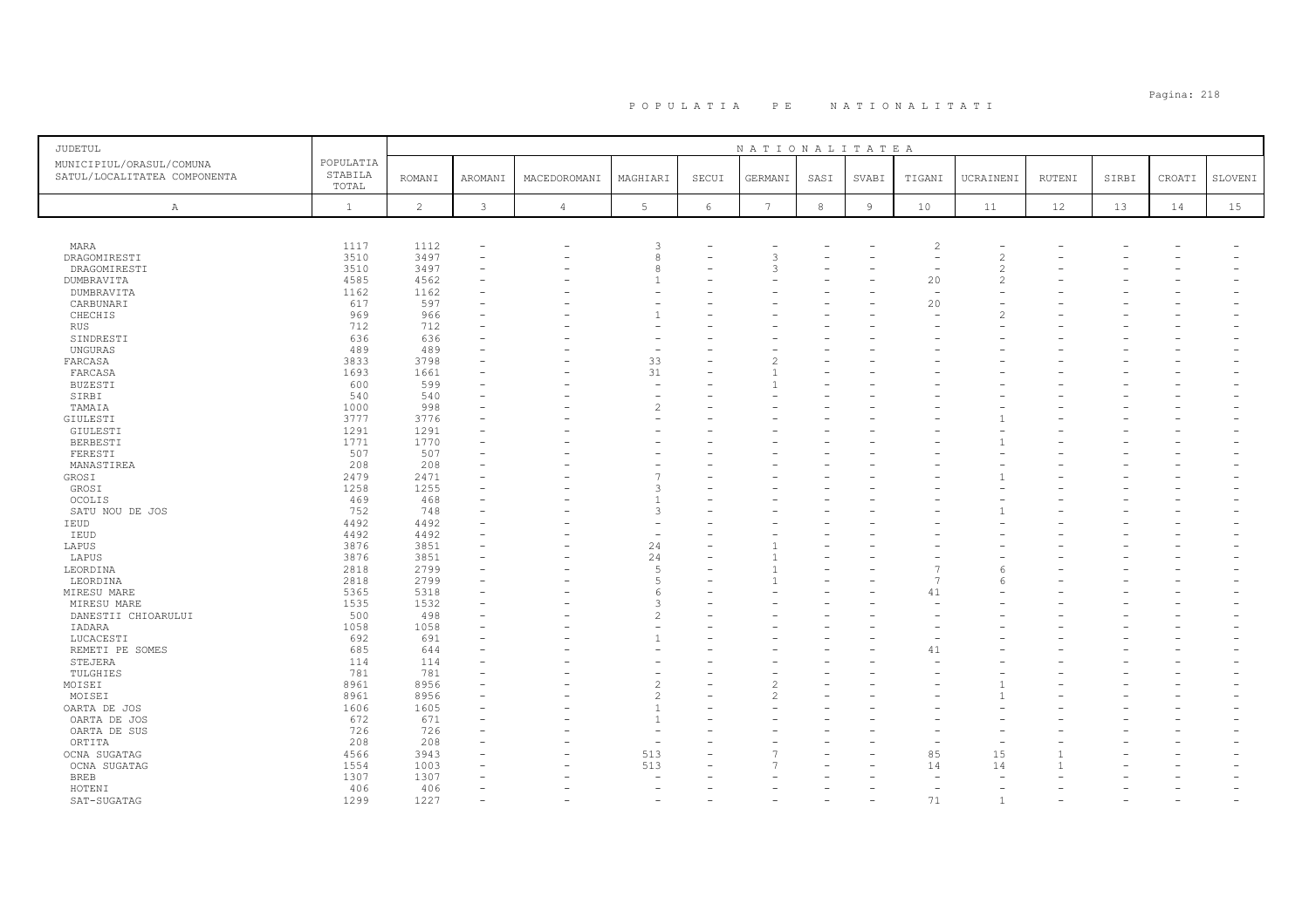# P O P U L A T I A   P E   N A T I O N A L I T A T I

| JUDETUL<br>MUNICIPIUL/ORASUL/COMUNA<br>SATUL/LOCALITATEA COMPONENTA | POPULATIA STABILA TOTAL | NATIONALITATEA | | | | | | | | | | | | | | |
|---|---|---|---|---|---|---|---|---|---|---|---|---|---|---|---|---|
| | | ROMANI | AROMANI | MACEDOROMANI | MAGHIARI | SECUI | GERMANI | SASI | SVABI | TIGANI | UCRAINENI | RUTENI | SIRBI | CROATI | SLOVENI |
| A | 1 | 2 | 3 | 4 | 5 | 6 | 7 | 8 | 9 | 10 | 11 | 12 | 13 | 14 | 15 |
| MARA | 1117 | 1112 | - | - | 3 | - | - | - | - | 2 | - | - | - | - | - |
| DRAGOMIRESTI | 3510 | 3497 | - | - | 8 | - | 3 | - | - | - | 2 | - | - | - | - |
| DRAGOMIRESTI | 3510 | 3497 | - | - | 8 | - | 3 | - | - | - | 2 | - | - | - | - |
| DUMBRAVITA | 4585 | 4562 | - | - | 1 | - | - | - | - | 20 | 2 | - | - | - | - |
| DUMBRAVITA | 1162 | 1162 | - | - | - | - | - | - | - | - | - | - | - | - | - |
| CARBUNARI | 617 | 597 | - | - | - | - | - | - | - | 20 | - | - | - | - | - |
| CHECHIS | 969 | 966 | - | - | 1 | - | - | - | - | - | 2 | - | - | - | - |
| RUS | 712 | 712 | - | - | - | - | - | - | - | - | - | - | - | - | - |
| SINDRESTI | 636 | 636 | - | - | - | - | - | - | - | - | - | - | - | - | - |
| UNGURAS | 489 | 489 | - | - | - | - | - | - | - | - | - | - | - | - | - |
| FARCASA | 3833 | 3798 | - | - | 33 | - | 2 | - | - | - | - | - | - | - | - |
| FARCASA | 1693 | 1661 | - | - | 31 | - | 1 | - | - | - | - | - | - | - | - |
| BUZESTI | 600 | 599 | - | - | - | - | 1 | - | - | - | - | - | - | - | - |
| SIRBI | 540 | 540 | - | - | - | - | - | - | - | - | - | - | - | - | - |
| TAMAIA | 1000 | 998 | - | - | 2 | - | - | - | - | - | - | - | - | - | - |
| GIULESTI | 3777 | 3776 | - | - | - | - | - | - | - | - | 1 | - | - | - | - |
| GIULESTI | 1291 | 1291 | - | - | - | - | - | - | - | - | - | - | - | - | - |
| BERBESTI | 1771 | 1770 | - | - | - | - | - | - | - | - | 1 | - | - | - | - |
| FERESTI | 507 | 507 | - | - | - | - | - | - | - | - | - | - | - | - | - |
| MANASTIREA | 208 | 208 | - | - | - | - | - | - | - | - | - | - | - | - | - |
| GROSI | 2479 | 2471 | - | - | 7 | - | - | - | - | - | 1 | - | - | - | - |
| GROSI | 1258 | 1255 | - | - | 3 | - | - | - | - | - | - | - | - | - | - |
| OCOLIS | 469 | 468 | - | - | 1 | - | - | - | - | - | - | - | - | - | - |
| SATU NOU DE JOS | 752 | 748 | - | - | 3 | - | - | - | - | - | 1 | - | - | - | - |
| IEUD | 4492 | 4492 | - | - | - | - | - | - | - | - | - | - | - | - | - |
| IEUD | 4492 | 4492 | - | - | - | - | - | - | - | - | - | - | - | - | - |
| LAPUS | 3876 | 3851 | - | - | 24 | - | 1 | - | - | - | - | - | - | - | - |
| LAPUS | 3876 | 3851 | - | - | 24 | - | 1 | - | - | - | - | - | - | - | - |
| LEORDINA | 2818 | 2799 | - | - | 5 | - | 1 | - | - | 7 | 6 | - | - | - | - |
| LEORDINA | 2818 | 2799 | - | - | 5 | - | 1 | - | - | 7 | 6 | - | - | - | - |
| MIRESU MARE | 5365 | 5318 | - | - | 6 | - | - | - | - | 41 | - | - | - | - | - |
| MIRESU MARE | 1535 | 1532 | - | - | 3 | - | - | - | - | - | - | - | - | - | - |
| DANESTII CHIOARULUI | 500 | 498 | - | - | 2 | - | - | - | - | - | - | - | - | - | - |
| IADARA | 1058 | 1058 | - | - | - | - | - | - | - | - | - | - | - | - | - |
| LUCACESTI | 692 | 691 | - | - | 1 | - | - | - | - | - | - | - | - | - | - |
| REMETI PE SOMES | 685 | 644 | - | - | - | - | - | - | - | 41 | - | - | - | - | - |
| STEJERA | 114 | 114 | - | - | - | - | - | - | - | - | - | - | - | - | - |
| TULGHIES | 781 | 781 | - | - | - | - | - | - | - | - | - | - | - | - | - |
| MOISEI | 8961 | 8956 | - | - | 2 | - | 2 | - | - | - | 1 | - | - | - | - |
| MOISEI | 8961 | 8956 | - | - | 2 | - | 2 | - | - | - | 1 | - | - | - | - |
| OARTA DE JOS | 1606 | 1605 | - | - | 1 | - | - | - | - | - | - | - | - | - | - |
| OARTA DE JOS | 672 | 671 | - | - | 1 | - | - | - | - | - | - | - | - | - | - |
| OARTA DE SUS | 726 | 726 | - | - | - | - | - | - | - | - | - | - | - | - | - |
| ORTITA | 208 | 208 | - | - | - | - | - | - | - | - | - | - | - | - | - |
| OCNA SUGATAG | 4566 | 3943 | - | - | 513 | - | 7 | - | - | 85 | 15 | 1 | - | - | - |
| OCNA SUGATAG | 1554 | 1003 | - | - | 513 | - | 7 | - | - | 14 | 14 | 1 | - | - | - |
| BREB | 1307 | 1307 | - | - | - | - | - | - | - | - | - | - | - | - | - |
| HOTENI | 406 | 406 | - | - | - | - | - | - | - | - | - | - | - | - | - |
| SAT-SUGATAG | 1299 | 1227 | - | - | - | - | - | - | - | 71 | 1 | - | - | - | - |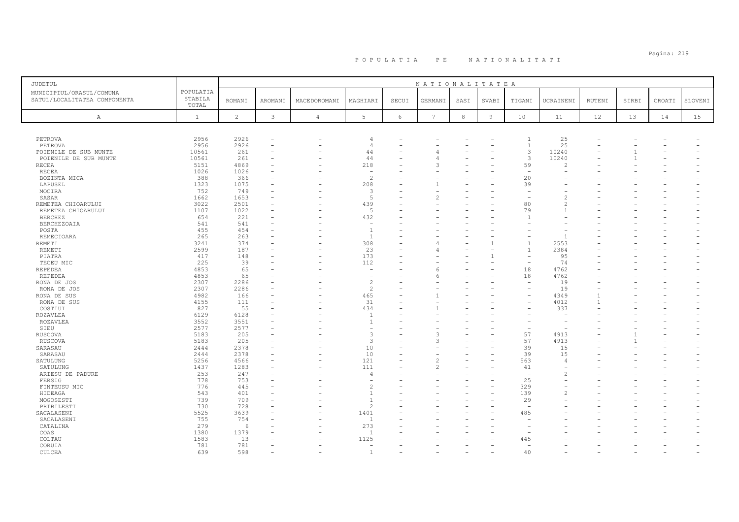# POPULATIA PE NATIONALITATI

| JUDETUL<br>MUNICIPIUL/ORASUL/COMUNA<br>SATUL/LOCALITATEA COMPONENTA | POPULATIA STABILA TOTAL | NATIONALITATEA | | | | | | | | | | | | | | |
|---|---|---|---|---|---|---|---|---|---|---|---|---|---|---|---|---|
| | | ROMANI | AROMANI | MACEDOROMANI | MAGHIARI | SECUI | GERMANI | SASI | SVABI | TIGANI | UCRAINENI | RUTENI | SIRBI | CROATI | SLOVENI |
| A | 1 | 2 | 3 | 4 | 5 | 6 | 7 | 8 | 9 | 10 | 11 | 12 | 13 | 14 | 15 |
| PETROVA | 2956 | 2926 | - | - | 4 | - | - | - | - | 1 | 25 | - | - | - | - |
| PETROVA | 2956 | 2926 | - | - | 4 | - | - | - | - | 1 | 25 | - | - | - | - |
| POIENILE DE SUB MUNTE | 10561 | 261 | - | - | 44 | - | 4 | - | - | 3 | 10240 | - | 1 | - | - |
| POIENILE DE SUB MUNTE | 10561 | 261 | - | - | 44 | - | 4 | - | - | 3 | 10240 | - | 1 | - | - |
| RECEA | 5151 | 4869 | - | - | 218 | - | 3 | - | - | 59 | 2 | - | - | - | - |
| RECEA | 1026 | 1026 | - | - | - | - | - | - | - | - | - | - | - | - | - |
| BOZINTA MICA | 388 | 366 | - | - | 2 | - | - | - | - | 20 | - | - | - | - | - |
| LAPUSEL | 1323 | 1075 | - | - | 208 | - | 1 | - | - | 39 | - | - | - | - | - |
| MOCIRA | 752 | 749 | - | - | 3 | - | - | - | - | - | - | - | - | - | - |
| SASAR | 1662 | 1653 | - | - | 5 | - | 2 | - | - | - | 2 | - | - | - | - |
| REMETEA CHIOARULUI | 3022 | 2501 | - | - | 439 | - | - | - | - | 80 | 2 | - | - | - | - |
| REMETEA CHIOARULUI | 1107 | 1022 | - | - | 5 | - | - | - | - | 79 | 1 | - | - | - | - |
| BERCHEZ | 654 | 221 | - | - | 432 | - | - | - | - | 1 | - | - | - | - | - |
| BERCHEZOAIA | 541 | 541 | - | - | - | - | - | - | - | - | - | - | - | - | - |
| POSTA | 455 | 454 | - | - | 1 | - | - | - | - | - | - | - | - | - | - |
| REMECIOARA | 265 | 263 | - | - | 1 | - | - | - | - | - | 1 | - | - | - | - |
| REMETI | 3241 | 374 | - | - | 308 | - | 4 | - | 1 | 1 | 2553 | - | - | - | - |
| REMETI | 2599 | 187 | - | - | 23 | - | 4 | - | - | 1 | 2384 | - | - | - | - |
| PIATRA | 417 | 148 | - | - | 173 | - | - | - | 1 | - | 95 | - | - | - | - |
| TECEU MIC | 225 | 39 | - | - | 112 | - | - | - | - | - | 74 | - | - | - | - |
| REPEDEA | 4853 | 65 | - | - | - | - | 6 | - | - | 18 | 4762 | - | - | - | - |
| REPEDEA | 4853 | 65 | - | - | - | - | 6 | - | - | 18 | 4762 | - | - | - | - |
| RONA DE JOS | 2307 | 2286 | - | - | 2 | - | - | - | - | - | 19 | - | - | - | - |
| RONA DE JOS | 2307 | 2286 | - | - | 2 | - | - | - | - | - | 19 | - | - | - | - |
| RONA DE SUS | 4982 | 166 | - | - | 465 | - | 1 | - | - | - | 4349 | 1 | - | - | - |
| RONA DE SUS | 4155 | 111 | - | - | 31 | - | - | - | - | - | 4012 | 1 | - | - | - |
| COSTIUI | 827 | 55 | - | - | 434 | - | 1 | - | - | - | 337 | - | - | - | - |
| ROZAVLEA | 6129 | 6128 | - | - | 1 | - | - | - | - | - | - | - | - | - | - |
| ROZAVLEA | 3552 | 3551 | - | - | 1 | - | - | - | - | - | - | - | - | - | - |
| SIEU | 2577 | 2577 | - | - | - | - | - | - | - | - | - | - | - | - | - |
| RUSCOVA | 5183 | 205 | - | - | 3 | - | 3 | - | - | 57 | 4913 | - | 1 | - | - |
| RUSCOVA | 5183 | 205 | - | - | 3 | - | 3 | - | - | 57 | 4913 | - | 1 | - | - |
| SARASAU | 2444 | 2378 | - | - | 10 | - | - | - | - | 39 | 15 | - | - | - | - |
| SARASAU | 2444 | 2378 | - | - | 10 | - | - | - | - | 39 | 15 | - | - | - | - |
| SATULUNG | 5256 | 4566 | - | - | 121 | - | 2 | - | - | 563 | 4 | - | - | - | - |
| SATULUNG | 1437 | 1283 | - | - | 111 | - | 2 | - | - | 41 | - | - | - | - | - |
| ARIESU DE PADURE | 253 | 247 | - | - | 4 | - | - | - | - | - | 2 | - | - | - | - |
| FERSIG | 778 | 753 | - | - | - | - | - | - | - | 25 | - | - | - | - | - |
| FINTEUSU MIC | 776 | 445 | - | - | 2 | - | - | - | - | 329 | - | - | - | - | - |
| HIDEAGA | 543 | 401 | - | - | 1 | - | - | - | - | 139 | 2 | - | - | - | - |
| MOGOSESTI | 739 | 709 | - | - | 1 | - | - | - | - | 29 | - | - | - | - | - |
| PRIBILESTI | 730 | 728 | - | - | 2 | - | - | - | - | - | - | - | - | - | - |
| SACALASENI | 5525 | 3639 | - | - | 1401 | - | - | - | - | 485 | - | - | - | - | - |
| SACALASENI | 755 | 754 | - | - | 1 | - | - | - | - | - | - | - | - | - | - |
| CATALINA | 279 | 6 | - | - | 273 | - | - | - | - | - | - | - | - | - | - |
| COAS | 1380 | 1379 | - | - | 1 | - | - | - | - | - | - | - | - | - | - |
| COLTAU | 1583 | 13 | - | - | 1125 | - | - | - | - | 445 | - | - | - | - | - |
| CORUIA | 781 | 781 | - | - | - | - | - | - | - | - | - | - | - | - | - |
| CULCEA | 639 | 598 | - | - | 1 | - | - | - | - | 40 | - | - | - | - | - |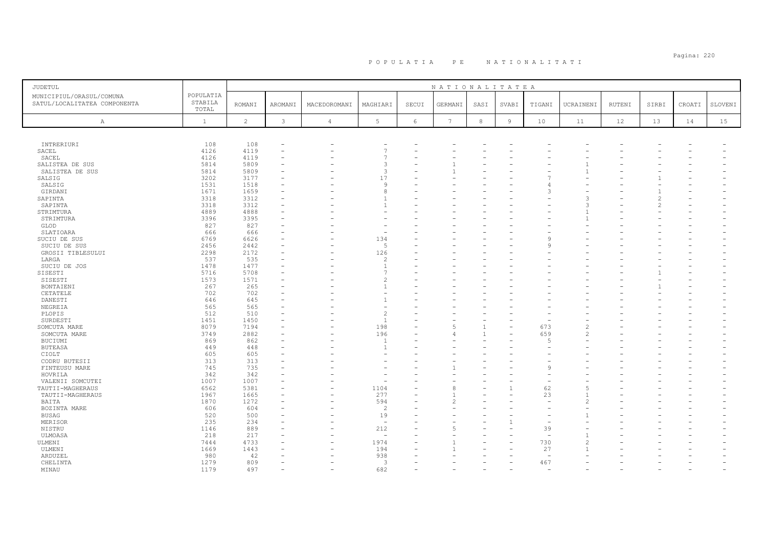# P O P U L A T I A   P E   N A T I O N A L I T A T I

| JUDETUL<br>MUNICIPIUL/ORASUL/COMUNA<br>SATUL/LOCALITATEA COMPONENTA | POPULATIA STABILA TOTAL | NATIONALITATEA | | | | | | | | | | | | | |
|---|---|---|---|---|---|---|---|---|---|---|---|---|---|---|---|
| | | ROMANI | AROMANI | MACEDOROMANI | MAGHIARI | SECUI | GERMANI | SASI | SVABI | TIGANI | UCRAINENI | RUTENI | SIRBI | CROATI | SLOVENI |
| A | 1 | 2 | 3 | 4 | 5 | 6 | 7 | 8 | 9 | 10 | 11 | 12 | 13 | 14 | 15 |
| INTRERIURI | 108 | 108 | - | - | - | - | - | - | - | - | - | - | - | - | - |
| SACEL | 4126 | 4119 | - | - | 7 | - | - | - | - | - | - | - | - | - | - |
| SACEL | 4126 | 4119 | - | - | 7 | - | - | - | - | - | - | - | - | - | - |
| SALISTEA DE SUS | 5814 | 5809 | - | - | 3 | - | 1 | - | - | - | 1 | - | - | - | - |
| SALISTEA DE SUS | 5814 | 5809 | - | - | 3 | - | 1 | - | - | - | 1 | - | - | - | - |
| SALSIG | 3202 | 3177 | - | - | 17 | - | - | - | - | 7 | - | - | 1 | - | - |
| SALSIG | 1531 | 1518 | - | - | 9 | - | - | - | - | 4 | - | - | - | - | - |
| GIRDANI | 1671 | 1659 | - | - | 8 | - | - | - | - | 3 | - | - | 1 | - | - |
| SAPINTA | 3318 | 3312 | - | - | 1 | - | - | - | - | - | 3 | - | 2 | - | - |
| SAPINTA | 3318 | 3312 | - | - | 1 | - | - | - | - | - | 3 | - | 2 | - | - |
| STRIMTURA | 4889 | 4888 | - | - | - | - | - | - | - | - | 1 | - | - | - | - |
| STRIMTURA | 3396 | 3395 | - | - | - | - | - | - | - | - | 1 | - | - | - | - |
| GLOD | 827 | 827 | - | - | - | - | - | - | - | - | - | - | - | - | - |
| SLATIOARA | 666 | 666 | - | - | - | - | - | - | - | - | - | - | - | - | - |
| SUCIU DE SUS | 6769 | 6626 | - | - | 134 | - | - | - | - | 9 | - | - | - | - | - |
| SUCIU DE SUS | 2456 | 2442 | - | - | 5 | - | - | - | - | 9 | - | - | - | - | - |
| GROSII TIBLESULUI | 2298 | 2172 | - | - | 126 | - | - | - | - | - | - | - | - | - | - |
| LARGA | 537 | 535 | - | - | 2 | - | - | - | - | - | - | - | - | - | - |
| SUCIU DE JOS | 1478 | 1477 | - | - | 1 | - | - | - | - | - | - | - | - | - | - |
| SISESTI | 5716 | 5708 | - | - | 7 | - | - | - | - | - | - | - | 1 | - | - |
| SISESTI | 1573 | 1571 | - | - | 2 | - | - | - | - | - | - | - | - | - | - |
| BONTAIENI | 267 | 265 | - | - | 1 | - | - | - | - | - | - | - | 1 | - | - |
| CETATELE | 702 | 702 | - | - | - | - | - | - | - | - | - | - | - | - | - |
| DANESTI | 646 | 645 | - | - | 1 | - | - | - | - | - | - | - | - | - | - |
| NEGREIA | 565 | 565 | - | - | - | - | - | - | - | - | - | - | - | - | - |
| PLOPIS | 512 | 510 | - | - | 2 | - | - | - | - | - | - | - | - | - | - |
| SURDESTI | 1451 | 1450 | - | - | 1 | - | - | - | - | - | - | - | - | - | - |
| SOMCUTA MARE | 8079 | 7194 | - | - | 198 | - | 5 | 1 | - | 673 | 2 | - | - | - | - |
| SOMCUTA MARE | 3749 | 2882 | - | - | 196 | - | 4 | 1 | - | 659 | 2 | - | - | - | - |
| BUCIUMI | 869 | 862 | - | - | 1 | - | - | - | - | 5 | - | - | - | - | - |
| BUTEASA | 449 | 448 | - | - | 1 | - | - | - | - | - | - | - | - | - | - |
| CIOLT | 605 | 605 | - | - | - | - | - | - | - | - | - | - | - | - | - |
| CODRU BUTESII | 313 | 313 | - | - | - | - | - | - | - | - | - | - | - | - | - |
| FINTEUSU MARE | 745 | 735 | - | - | - | - | 1 | - | - | 9 | - | - | - | - | - |
| HOVRILA | 342 | 342 | - | - | - | - | - | - | - | - | - | - | - | - | - |
| VALENII SOMCUTEI | 1007 | 1007 | - | - | - | - | - | - | - | - | - | - | - | - | - |
| TAUTII-MAGHERAUS | 6562 | 5381 | - | - | 1104 | - | 8 | - | 1 | 62 | 5 | - | - | - | - |
| TAUTII-MAGHERAUS | 1967 | 1665 | - | - | 277 | - | 1 | - | - | 23 | 1 | - | - | - | - |
| BAITA | 1870 | 1272 | - | - | 594 | - | 2 | - | - | - | 2 | - | - | - | - |
| BOZINTA MARE | 606 | 604 | - | - | 2 | - | - | - | - | - | - | - | - | - | - |
| BUSAG | 520 | 500 | - | - | 19 | - | - | - | - | - | 1 | - | - | - | - |
| MERISOR | 235 | 234 | - | - | - | - | - | - | 1 | - | - | - | - | - | - |
| NISTRU | 1146 | 889 | - | - | 212 | - | 5 | - | - | 39 | - | - | - | - | - |
| ULMOASA | 218 | 217 | - | - | - | - | - | - | - | - | 1 | - | - | - | - |
| ULMENI | 7444 | 4733 | - | - | 1974 | - | 1 | - | - | 730 | 2 | - | - | - | - |
| ULMENI | 1669 | 1443 | - | - | 194 | - | 1 | - | - | 27 | 1 | - | - | - | - |
| ARDUZEL | 980 | 42 | - | - | 938 | - | - | - | - | - | - | - | - | - | - |
| CHELINTA | 1279 | 809 | - | - | 3 | - | - | - | - | 467 | - | - | - | - | - |
| MINAU | 1179 | 497 | - | - | 682 | - | - | - | - | - | - | - | - | - | - |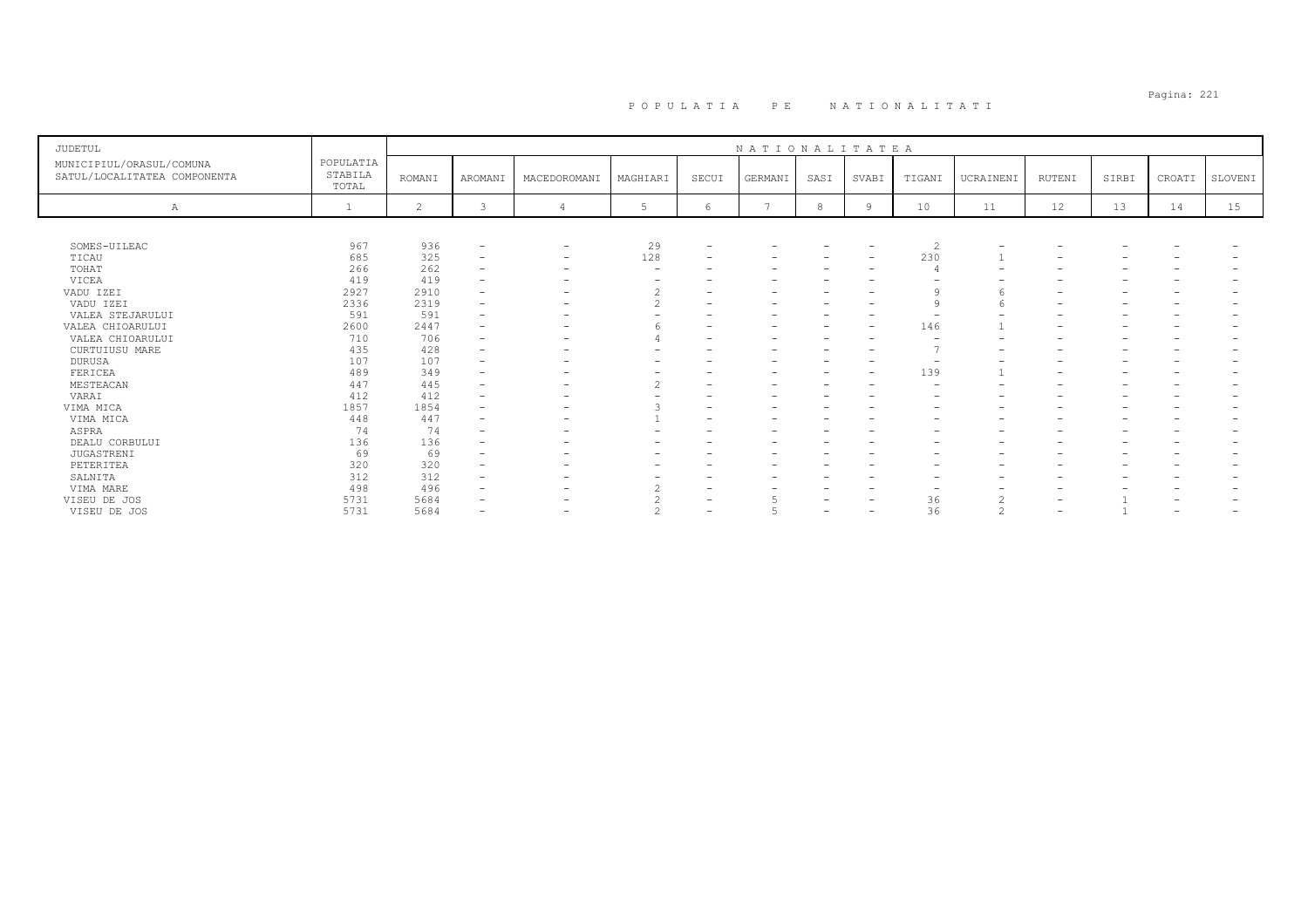# P O P U L A T I A   P E   N A T I O N A L I T A T I

| JUDETUL<br>MUNICIPIUL/ORASUL/COMUNA<br>SATUL/LOCALITATEA COMPONENTA | POPULATIA STABILA TOTAL | NATIONALITATEA | | | | | | | | | | | | | |
|---|---|---|---|---|---|---|---|---|---|---|---|---|---|---|---|
| | | ROMANI | AROMANI | MACEDOROMANI | MAGHIARI | SECUI | GERMANI | SASI | SVABI | TIGANI | UCRAINENI | RUTENI | SIRBI | CROATI | SLOVENI |
| A | 1 | 2 | 3 | 4 | 5 | 6 | 7 | 8 | 9 | 10 | 11 | 12 | 13 | 14 | 15 |
| SOMES-UILEAC | 967 | 936 | - | - | 29 | - | - | - | - | 2 | - | - | - | - | - |
| TICAU | 685 | 325 | - | - | 128 | - | - | - | - | 230 | 1 | - | - | - | - |
| TOHAT | 266 | 262 | - | - | - | - | - | - | - | 4 | - | - | - | - | - |
| VICEA | 419 | 419 | - | - | - | - | - | - | - | - | - | - | - | - | - |
| VADU IZEI | 2927 | 2910 | - | - | 2 | - | - | - | - | 9 | 6 | - | - | - | - |
| VADU IZEI | 2336 | 2319 | - | - | 2 | - | - | - | - | 9 | 6 | - | - | - | - |
| VALEA STEJARULUI | 591 | 591 | - | - | - | - | - | - | - | - | - | - | - | - | - |
| VALEA CHIOARULUI | 2600 | 2447 | - | - | 6 | - | - | - | - | 146 | 1 | - | - | - | - |
| VALEA CHIOARULUI | 710 | 706 | - | - | 4 | - | - | - | - | - | - | - | - | - | - |
| CURTUIUSU MARE | 435 | 428 | - | - | - | - | - | - | - | 7 | - | - | - | - | - |
| DURUSA | 107 | 107 | - | - | - | - | - | - | - | - | - | - | - | - | - |
| FERICEA | 489 | 349 | - | - | - | - | - | - | - | 139 | 1 | - | - | - | - |
| MESTEACAN | 447 | 445 | - | - | 2 | - | - | - | - | - | - | - | - | - | - |
| VARAI | 412 | 412 | - | - | - | - | - | - | - | - | - | - | - | - | - |
| VIMA MICA | 1857 | 1854 | - | - | 3 | - | - | - | - | - | - | - | - | - | - |
| VIMA MICA | 448 | 447 | - | - | 1 | - | - | - | - | - | - | - | - | - | - |
| ASPRA | 74 | 74 | - | - | - | - | - | - | - | - | - | - | - | - | - |
| DEALU CORBULUI | 136 | 136 | - | - | - | - | - | - | - | - | - | - | - | - | - |
| JUGASTRENI | 69 | 69 | - | - | - | - | - | - | - | - | - | - | - | - | - |
| PETERITEA | 320 | 320 | - | - | - | - | - | - | - | - | - | - | - | - | - |
| SALNITA | 312 | 312 | - | - | - | - | - | - | - | - | - | - | - | - | - |
| VIMA MARE | 498 | 496 | - | - | 2 | - | - | - | - | - | - | - | - | - | - |
| VISEU DE JOS | 5731 | 5684 | - | - | 2 | - | 5 | - | - | 36 | 2 | - | 1 | - | - |
| VISEU DE JOS | 5731 | 5684 | - | - | 2 | - | 5 | - | - | 36 | 2 | - | 1 | - | - |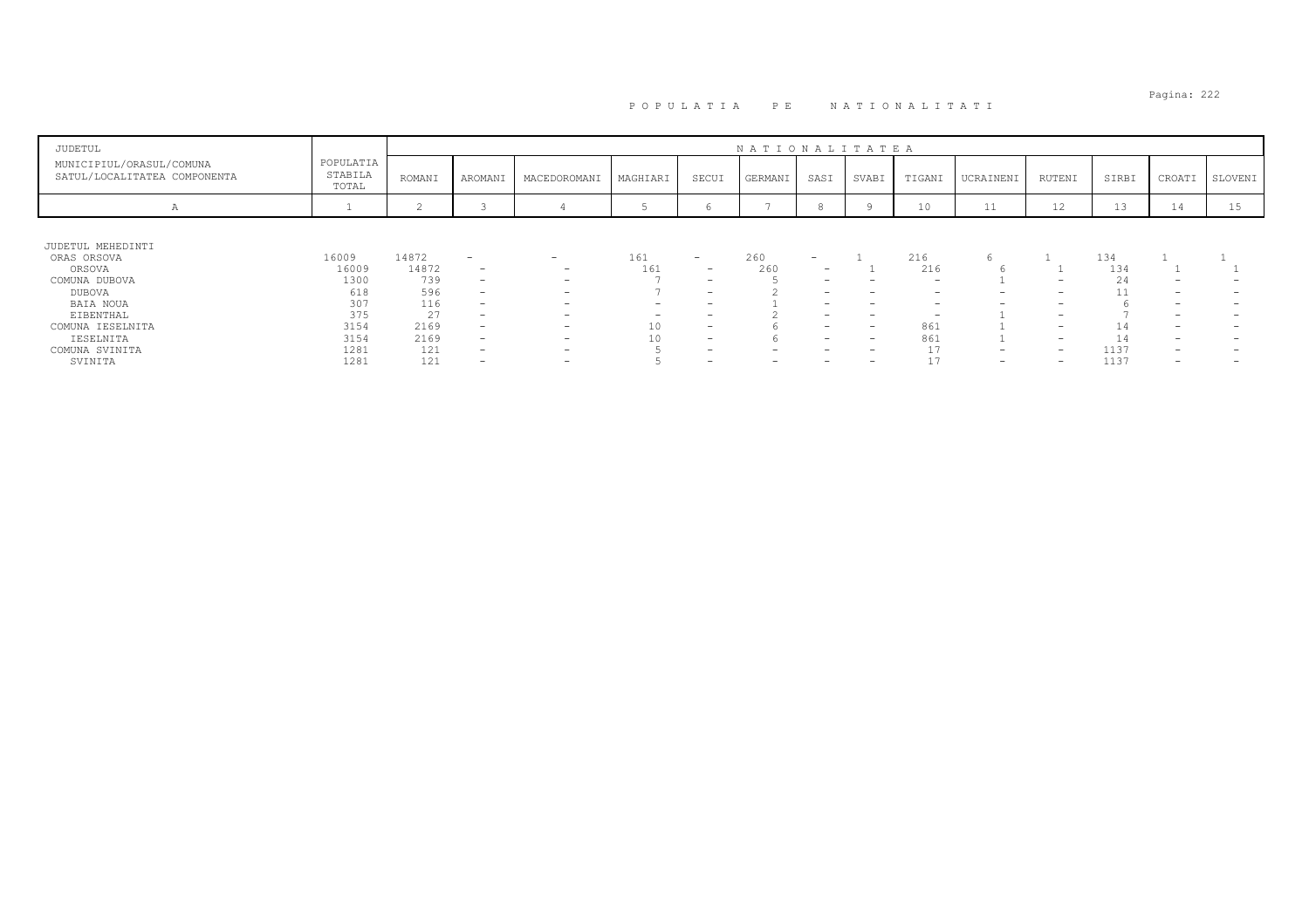# P O P U L A T I A   P E   N A T I O N A L I T A T I

| JUDETUL<br>MUNICIPIUL/ORASUL/COMUNA<br>SATUL/LOCALITATEA COMPONENTA | POPULATIA STABILA TOTAL | NATIONALITATEA | | | | | | | | | | | | | |
|---|---|---|---|---|---|---|---|---|---|---|---|---|---|---|---|
| | | ROMANI | AROMANI | MACEDOROMANI | MAGHIARI | SECUI | GERMANI | SASI | SVABI | TIGANI | UCRAINENI | RUTENI | SIRBI | CROATI | SLOVENI |
| A | 1 | 2 | 3 | 4 | 5 | 6 | 7 | 8 | 9 | 10 | 11 | 12 | 13 | 14 | 15 |
| JUDETUL MEHEDINTI | | | | | | | | | | | | | | | |
| ORAS ORSOVA | 16009 | 14872 | - | - | 161 | - | 260 | - | 1 | 216 | 6 | 1 | 134 | 1 | 1 |
| ORSOVA | 16009 | 14872 | - | - | 161 | - | 260 | - | 1 | 216 | 6 | 1 | 134 | 1 | 1 |
| COMUNA DUBOVA | 1300 | 739 | - | - | 7 | - | 5 | - | - | - | 1 | - | 24 | - | - |
| DUBOVA | 618 | 596 | - | - | 7 | - | 2 | - | - | - | - | - | 11 | - | - |
| BAIA NOUA | 307 | 116 | - | - | - | - | 1 | - | - | - | - | - | 6 | - | - |
| EIBENTHAL | 375 | 27 | - | - | - | - | 2 | - | - | - | 1 | - | 7 | - | - |
| COMUNA IESELNITA | 3154 | 2169 | - | - | 10 | - | 6 | - | - | 861 | 1 | - | 14 | - | - |
| IESELNITA | 3154 | 2169 | - | - | 10 | - | 6 | - | - | 861 | 1 | - | 14 | - | - |
| COMUNA SVINITA | 1281 | 121 | - | - | 5 | - | - | - | - | 17 | - | - | 1137 | - | - |
| SVINITA | 1281 | 121 | - | - | 5 | - | - | - | - | 17 | - | - | 1137 | - | - |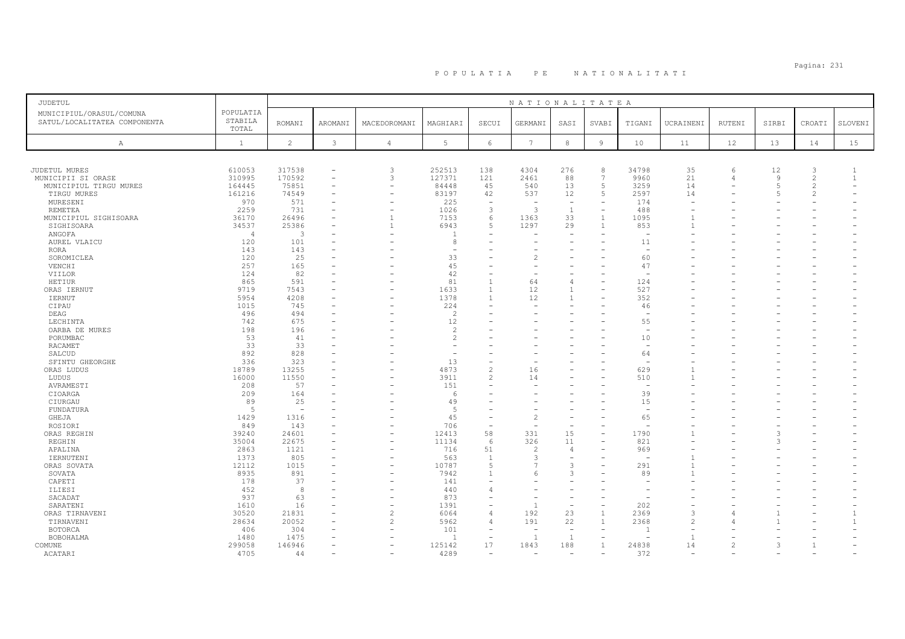# POPULATIA PE NATIONALITATI

| JUDETUL<br>MUNICIPIUL/ORASUL/COMUNA<br>SATUL/LOCALITATEA COMPONENTA | POPULATIA STABILA TOTAL | NATIONALITATEA | | | | | | | | | | | | | | |
|---|---|---|---|---|---|---|---|---|---|---|---|---|---|---|---|---|
| | | ROMANI | AROMANI | MACEDOROMANI | MAGHIARI | SECUI | GERMANI | SASI | SVABI | TIGANI | UCRAINENI | RUTENI | SIRBI | CROATI | SLOVENI |
| A | 1 | 2 | 3 | 4 | 5 | 6 | 7 | 8 | 9 | 10 | 11 | 12 | 13 | 14 | 15 |
| JUDETUL MURES | 610053 | 317538 | - | 3 | 252513 | 138 | 4304 | 276 | 8 | 34798 | 35 | 6 | 12 | 3 | 1 |
| MUNICIPII SI ORASE | 310995 | 170592 | - | 3 | 127371 | 121 | 2461 | 88 | 7 | 9960 | 21 | 4 | 9 | 2 | 1 |
| MUNICIPIUL TIRGU MURES | 164445 | 75851 | - | - | 84448 | 45 | 540 | 13 | 5 | 3259 | 14 | - | 5 | 2 | - |
| TIRGU MURES | 161216 | 74549 | - | - | 83197 | 42 | 537 | 12 | 5 | 2597 | 14 | - | 5 | 2 | - |
| MURESENI | 970 | 571 | - | - | 225 | - | - | - | - | 174 | - | - | - | - | - |
| REMETEA | 2259 | 731 | - | - | 1026 | 3 | 3 | 1 | - | 488 | - | - | - | - | - |
| MUNICIPIUL SIGHISOARA | 36170 | 26496 | - | 1 | 7153 | 6 | 1363 | 33 | 1 | 1095 | 1 | - | - | - | - |
| SIGHISOARA | 34537 | 25386 | - | 1 | 6943 | 5 | 1297 | 29 | 1 | 853 | 1 | - | - | - | - |
| ANGOFA | 4 | 3 | - | - | 1 | - | - | - | - | - | - | - | - | - | - |
| AUREL VLAICU | 120 | 101 | - | - | 8 | - | - | - | - | 11 | - | - | - | - | - |
| RORA | 143 | 143 | - | - | - | - | - | - | - | - | - | - | - | - | - |
| SOROMICLEA | 120 | 25 | - | - | 33 | - | 2 | - | - | 60 | - | - | - | - | - |
| VENCHI | 257 | 165 | - | - | 45 | - | - | - | - | 47 | - | - | - | - | - |
| VIILOR | 124 | 82 | - | - | 42 | - | - | - | - | - | - | - | - | - | - |
| HETIUR | 865 | 591 | - | - | 81 | 1 | 64 | 4 | - | 124 | - | - | - | - | - |
| ORAS IERNUT | 9719 | 7543 | - | - | 1633 | 1 | 12 | 1 | - | 527 | - | - | - | - | - |
| IERNUT | 5954 | 4208 | - | - | 1378 | 1 | 12 | 1 | - | 352 | - | - | - | - | - |
| CIPAU | 1015 | 745 | - | - | 224 | - | - | - | - | 46 | - | - | - | - | - |
| DEAG | 496 | 494 | - | - | 2 | - | - | - | - | - | - | - | - | - | - |
| LECHINTA | 742 | 675 | - | - | 12 | - | - | - | - | 55 | - | - | - | - | - |
| OARBA DE MURES | 198 | 196 | - | - | 2 | - | - | - | - | - | - | - | - | - | - |
| PORUMBAC | 53 | 41 | - | - | 2 | - | - | - | - | 10 | - | - | - | - | - |
| RACAMET | 33 | 33 | - | - | - | - | - | - | - | - | - | - | - | - | - |
| SALCUD | 892 | 828 | - | - | - | - | - | - | - | 64 | - | - | - | - | - |
| SFINTU GHEORGHE | 336 | 323 | - | - | 13 | - | - | - | - | - | - | - | - | - | - |
| ORAS LUDUS | 18789 | 13255 | - | - | 4873 | 2 | 16 | - | - | 629 | 1 | - | - | - | - |
| LUDUS | 16000 | 11550 | - | - | 3911 | 2 | 14 | - | - | 510 | 1 | - | - | - | - |
| AVRAMESTI | 208 | 57 | - | - | 151 | - | - | - | - | - | - | - | - | - | - |
| CIOARGA | 209 | 164 | - | - | 6 | - | - | - | - | 39 | - | - | - | - | - |
| CIURGAU | 89 | 25 | - | - | 49 | - | - | - | - | 15 | - | - | - | - | - |
| FUNDATURA | 5 | - | - | - | 5 | - | - | - | - | - | - | - | - | - | - |
| GHEJA | 1429 | 1316 | - | - | 45 | - | 2 | - | - | 65 | - | - | - | - | - |
| ROSIORI | 849 | 143 | - | - | 706 | - | - | - | - | - | - | - | - | - | - |
| ORAS REGHIN | 39240 | 24601 | - | - | 12413 | 58 | 331 | 15 | - | 1790 | 1 | - | 3 | - | - |
| REGHIN | 35004 | 22675 | - | - | 11134 | 6 | 326 | 11 | - | 821 | - | - | 3 | - | - |
| APALINA | 2863 | 1121 | - | - | 716 | 51 | 2 | 4 | - | 969 | - | - | - | - | - |
| IERNUTENI | 1373 | 805 | - | - | 563 | 1 | 3 | - | - | - | 1 | - | - | - | - |
| ORAS SOVATA | 12112 | 1015 | - | - | 10787 | 5 | 7 | 3 | - | 291 | 1 | - | - | - | - |
| SOVATA | 8935 | 891 | - | - | 7942 | 1 | 6 | 3 | - | 89 | 1 | - | - | - | - |
| CAPETI | 178 | 37 | - | - | 141 | - | - | - | - | - | - | - | - | - | - |
| ILIESI | 452 | 8 | - | - | 440 | 4 | - | - | - | - | - | - | - | - | - |
| SACADAT | 937 | 63 | - | - | 873 | - | - | - | - | - | - | - | - | - | - |
| SARATENI | 1610 | 16 | - | - | 1391 | - | 1 | - | - | 202 | - | - | - | - | - |
| ORAS TIRNAVENI | 30520 | 21831 | - | 2 | 6064 | 4 | 192 | 23 | 1 | 2369 | 3 | 4 | 1 | - | 1 |
| TIRNAVENI | 28634 | 20052 | - | 2 | 5962 | 4 | 191 | 22 | 1 | 2368 | 2 | 4 | 1 | - | 1 |
| BOTORCA | 406 | 304 | - | - | 101 | - | - | - | - | 1 | - | - | - | - | - |
| BOBOHALMA | 1480 | 1475 | - | - | 1 | - | 1 | 1 | - | - | 1 | - | - | - | - |
| COMUNE | 299058 | 146946 | - | - | 125142 | 17 | 1843 | 188 | 1 | 24838 | 14 | 2 | 3 | 1 | - |
| ACATARI | 4705 | 44 | - | - | 4289 | - | - | - | - | 372 | - | - | - | - | - |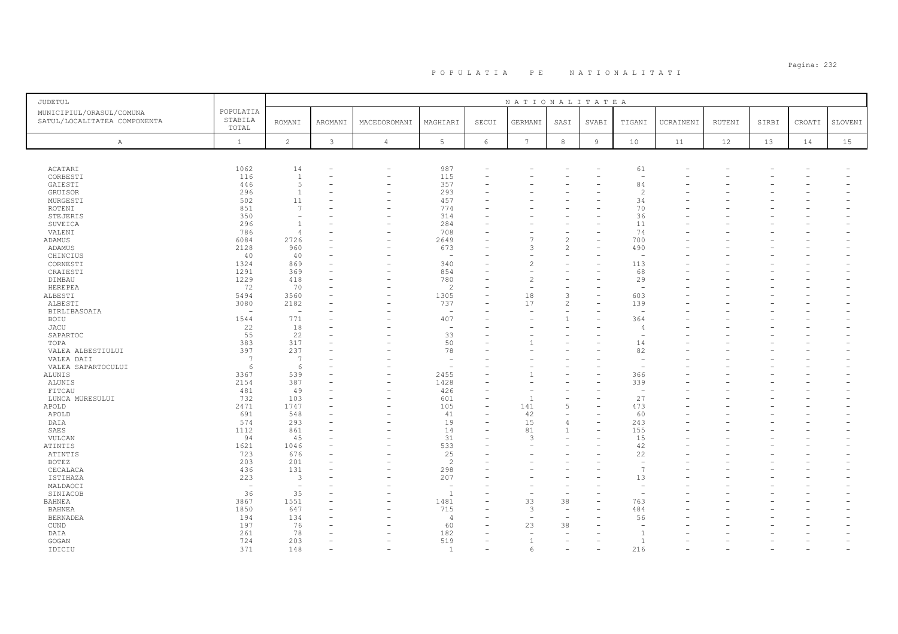# POPULATIA PE NATIONALITATI

| JUDETUL<br>MUNICIPIUL/ORASUL/COMUNA<br>SATUL/LOCALITATEA COMPONENTA | POPULATIA STABILA TOTAL | ROMANI | AROMANI | MACEDOROMANI | MAGHIARI | SECUI | GERMANI | SASI | SVABI | TIGANI | UCRAINENI | RUTENI | SIRBI | CROATI | SLOVENI |
|---|---|---|---|---|---|---|---|---|---|---|---|---|---|---|---|
| A | 1 | 2 | 3 | 4 | 5 | 6 | 7 | 8 | 9 | 10 | 11 | 12 | 13 | 14 | 15 |
| ACATARI | 1062 | 14 | - | - | 987 | - | - | - | - | 61 | - | - | - | - | - |
| CORBESTI | 116 | 1 | - | - | 115 | - | - | - | - | - | - | - | - | - | - |
| GAIESTI | 446 | 5 | - | - | 357 | - | - | - | - | 84 | - | - | - | - | - |
| GRUISOR | 296 | 1 | - | - | 293 | - | - | - | - | 2 | - | - | - | - | - |
| MURGESTI | 502 | 11 | - | - | 457 | - | - | - | - | 34 | - | - | - | - | - |
| ROTENI | 851 | 7 | - | - | 774 | - | - | - | - | 70 | - | - | - | - | - |
| STEJERIS | 350 | - | - | - | 314 | - | - | - | - | 36 | - | - | - | - | - |
| SUVEICA | 296 | 1 | - | - | 284 | - | - | - | - | 11 | - | - | - | - | - |
| VALENI | 786 | 4 | - | - | 708 | - | - | - | - | 74 | - | - | - | - | - |
| ADAMUS | 6084 | 2726 | - | - | 2649 | - | 7 | 2 | - | 700 | - | - | - | - | - |
| ADAMUS | 2128 | 960 | - | - | 673 | - | 3 | 2 | - | 490 | - | - | - | - | - |
| CHINCIUS | 40 | 40 | - | - | - | - | - | - | - | - | - | - | - | - | - |
| CORNESTI | 1324 | 869 | - | - | 340 | - | 2 | - | - | 113 | - | - | - | - | - |
| CRAIESTI | 1291 | 369 | - | - | 854 | - | - | - | - | 68 | - | - | - | - | - |
| DIMBAU | 1229 | 418 | - | - | 780 | - | 2 | - | - | 29 | - | - | - | - | - |
| HEREPEA | 72 | 70 | - | - | 2 | - | - | - | - | - | - | - | - | - | - |
| ALBESTI | 5494 | 3560 | - | - | 1305 | - | 18 | 3 | - | 603 | - | - | - | - | - |
| ALBESTI | 3080 | 2182 | - | - | 737 | - | 17 | 2 | - | 139 | - | - | - | - | - |
| BIRLIBASOAIA | - | - | - | - | - | - | - | - | - | - | - | - | - | - | - |
| BOIU | 1544 | 771 | - | - | 407 | - | - | 1 | - | 364 | - | - | - | - | - |
| JACU | 22 | 18 | - | - | - | - | - | - | - | 4 | - | - | - | - | - |
| SAPARTOC | 55 | 22 | - | - | 33 | - | - | - | - | - | - | - | - | - | - |
| TOPA | 383 | 317 | - | - | 50 | - | 1 | - | - | 14 | - | - | - | - | - |
| VALEA ALBESTIULUI | 397 | 237 | - | - | 78 | - | - | - | - | 82 | - | - | - | - | - |
| VALEA DAII | 7 | 7 | - | - | - | - | - | - | - | - | - | - | - | - | - |
| VALEA SAPARTOCULUI | 6 | 6 | - | - | - | - | - | - | - | - | - | - | - | - | - |
| ALUNIS | 3367 | 539 | - | - | 2455 | - | 1 | - | - | 366 | - | - | - | - | - |
| ALUNIS | 2154 | 387 | - | - | 1428 | - | - | - | - | 339 | - | - | - | - | - |
| FITCAU | 481 | 49 | - | - | 426 | - | - | - | - | - | - | - | - | - | - |
| LUNCA MURESULUI | 732 | 103 | - | - | 601 | - | 1 | - | - | 27 | - | - | - | - | - |
| APOLD | 2471 | 1747 | - | - | 105 | - | 141 | 5 | - | 473 | - | - | - | - | - |
| APOLD | 691 | 548 | - | - | 41 | - | 42 | - | - | 60 | - | - | - | - | - |
| DAIA | 574 | 293 | - | - | 19 | - | 15 | 4 | - | 243 | - | - | - | - | - |
| SAES | 1112 | 861 | - | - | 14 | - | 81 | 1 | - | 155 | - | - | - | - | - |
| VULCAN | 94 | 45 | - | - | 31 | - | 3 | - | - | 15 | - | - | - | - | - |
| ATINTIS | 1621 | 1046 | - | - | 533 | - | - | - | - | 42 | - | - | - | - | - |
| ATINTIS | 723 | 676 | - | - | 25 | - | - | - | - | 22 | - | - | - | - | - |
| BOTEZ | 203 | 201 | - | - | 2 | - | - | - | - | - | - | - | - | - | - |
| CECALACA | 436 | 131 | - | - | 298 | - | - | - | - | 7 | - | - | - | - | - |
| ISTIHAZA | 223 | 3 | - | - | 207 | - | - | - | - | 13 | - | - | - | - | - |
| MALDAOCI | - | - | - | - | - | - | - | - | - | - | - | - | - | - | - |
| SINIACOB | 36 | 35 | - | - | 1 | - | - | - | - | - | - | - | - | - | - |
| BAHNEA | 3867 | 1551 | - | - | 1481 | - | 33 | 38 | - | 763 | - | - | - | - | - |
| BAHNEA | 1850 | 647 | - | - | 715 | - | 3 | - | - | 484 | - | - | - | - | - |
| BERNADEA | 194 | 134 | - | - | 4 | - | - | - | - | 56 | - | - | - | - | - |
| CUND | 197 | 76 | - | - | 60 | - | 23 | 38 | - | - | - | - | - | - | - |
| DAIA | 261 | 78 | - | - | 182 | - | - | - | - | 1 | - | - | - | - | - |
| GOGAN | 724 | 203 | - | - | 519 | - | 1 | - | - | 1 | - | - | - | - | - |
| IDICIU | 371 | 148 | - | - | 1 | - | 6 | - | - | 216 | - | - | - | - | - |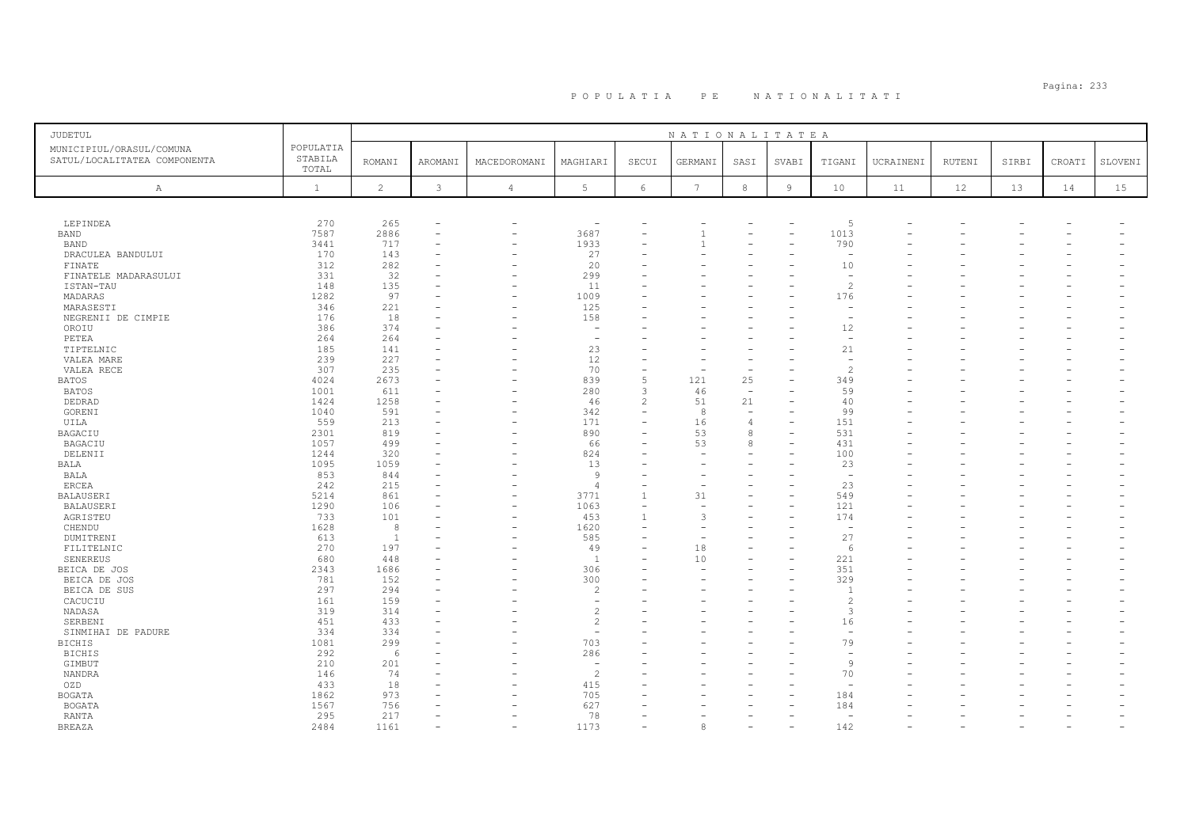# P O P U L A T I A   P E   N A T I O N A L I T A T I

| JUDETUL<br>MUNICIPIUL/ORASUL/COMUNA<br>SATUL/LOCALITATEA COMPONENTA | POPULATIA STABILA TOTAL | NATIONALITATEA | | | | | | | | | | | | | |
|---|---|---|---|---|---|---|---|---|---|---|---|---|---|---|---|
| | | ROMANI | AROMANI | MACEDOROMANI | MAGHIARI | SECUI | GERMANI | SASI | SVABI | TIGANI | UCRAINENI | RUTENI | SIRBI | CROATI | SLOVENI |
| A | 1 | 2 | 3 | 4 | 5 | 6 | 7 | 8 | 9 | 10 | 11 | 12 | 13 | 14 | 15 |
| LEPINDEA | 270 | 265 | - | - | - | - | - | - | - | 5 | - | - | - | - | - |
| BAND | 7587 | 2886 | - | - | 3687 | - | 1 | - | - | 1013 | - | - | - | - | - |
| BAND | 3441 | 717 | - | - | 1933 | - | 1 | - | - | 790 | - | - | - | - | - |
| DRACULEA BANDULUI | 170 | 143 | - | - | 27 | - | - | - | - | - | - | - | - | - | - |
| FINATE | 312 | 282 | - | - | 20 | - | - | - | - | 10 | - | - | - | - | - |
| FINATELE MADARASULUI | 331 | 32 | - | - | 299 | - | - | - | - | - | - | - | - | - | - |
| ISTAN-TAU | 148 | 135 | - | - | 11 | - | - | - | - | 2 | - | - | - | - | - |
| MADARAS | 1282 | 97 | - | - | 1009 | - | - | - | - | 176 | - | - | - | - | - |
| MARASESTI | 346 | 221 | - | - | 125 | - | - | - | - | - | - | - | - | - | - |
| NEGRENII DE CIMPIE | 176 | 18 | - | - | 158 | - | - | - | - | - | - | - | - | - | - |
| OROIU | 386 | 374 | - | - | - | - | - | - | - | 12 | - | - | - | - | - |
| PETEA | 264 | 264 | - | - | - | - | - | - | - | - | - | - | - | - | - |
| TIPTELNIC | 185 | 141 | - | - | 23 | - | - | - | - | 21 | - | - | - | - | - |
| VALEA MARE | 239 | 227 | - | - | 12 | - | - | - | - | - | - | - | - | - | - |
| VALEA RECE | 307 | 235 | - | - | 70 | - | - | - | - | 2 | - | - | - | - | - |
| BATOS | 4024 | 2673 | - | - | 839 | 5 | 121 | 25 | - | 349 | - | - | - | - | - |
| BATOS | 1001 | 611 | - | - | 280 | 3 | 46 | - | - | 59 | - | - | - | - | - |
| DEDRAD | 1424 | 1258 | - | - | 46 | 2 | 51 | 21 | - | 40 | - | - | - | - | - |
| GORENI | 1040 | 591 | - | - | 342 | - | 8 | - | - | 99 | - | - | - | - | - |
| UILA | 559 | 213 | - | - | 171 | - | 16 | 4 | - | 151 | - | - | - | - | - |
| BAGACIU | 2301 | 819 | - | - | 890 | - | 53 | 8 | - | 531 | - | - | - | - | - |
| BAGACIU | 1057 | 499 | - | - | 66 | - | 53 | 8 | - | 431 | - | - | - | - | - |
| DELENII | 1244 | 320 | - | - | 824 | - | - | - | - | 100 | - | - | - | - | - |
| BALA | 1095 | 1059 | - | - | 13 | - | - | - | - | 23 | - | - | - | - | - |
| BALA | 853 | 844 | - | - | 9 | - | - | - | - | - | - | - | - | - | - |
| ERCEA | 242 | 215 | - | - | 4 | - | - | - | - | 23 | - | - | - | - | - |
| BALAUSERI | 5214 | 861 | - | - | 3771 | 1 | 31 | - | - | 549 | - | - | - | - | - |
| BALAUSERI | 1290 | 106 | - | - | 1063 | - | - | - | - | 121 | - | - | - | - | - |
| AGRISTEU | 733 | 101 | - | - | 453 | 1 | 3 | - | - | 174 | - | - | - | - | - |
| CHENDU | 1628 | 8 | - | - | 1620 | - | - | - | - | - | - | - | - | - | - |
| DUMITRENI | 613 | 1 | - | - | 585 | - | - | - | - | 27 | - | - | - | - | - |
| FILITELNIC | 270 | 197 | - | - | 49 | - | 18 | - | - | 6 | - | - | - | - | - |
| SENEREUS | 680 | 448 | - | - | 1 | - | 10 | - | - | 221 | - | - | - | - | - |
| BEICA DE JOS | 2343 | 1686 | - | - | 306 | - | - | - | - | 351 | - | - | - | - | - |
| BEICA DE JOS | 781 | 152 | - | - | 300 | - | - | - | - | 329 | - | - | - | - | - |
| BEICA DE SUS | 297 | 294 | - | - | 2 | - | - | - | - | 1 | - | - | - | - | - |
| CACUCIU | 161 | 159 | - | - | - | - | - | - | - | 2 | - | - | - | - | - |
| NADASA | 319 | 314 | - | - | 2 | - | - | - | - | 3 | - | - | - | - | - |
| SERBENI | 451 | 433 | - | - | 2 | - | - | - | - | 16 | - | - | - | - | - |
| SINMIHAI DE PADURE | 334 | 334 | - | - | - | - | - | - | - | - | - | - | - | - | - |
| BICHIS | 1081 | 299 | - | - | 703 | - | - | - | - | 79 | - | - | - | - | - |
| BICHIS | 292 | 6 | - | - | 286 | - | - | - | - | - | - | - | - | - | - |
| GIMBUT | 210 | 201 | - | - | - | - | - | - | - | 9 | - | - | - | - | - |
| NANDRA | 146 | 74 | - | - | 2 | - | - | - | - | 70 | - | - | - | - | - |
| OZD | 433 | 18 | - | - | 415 | - | - | - | - | - | - | - | - | - | - |
| BOGATA | 1862 | 973 | - | - | 705 | - | - | - | - | 184 | - | - | - | - | - |
| BOGATA | 1567 | 756 | - | - | 627 | - | - | - | - | 184 | - | - | - | - | - |
| RANTA | 295 | 217 | - | - | 78 | - | - | - | - | - | - | - | - | - | - |
| BREAZA | 2484 | 1161 | - | - | 1173 | - | 8 | - | - | 142 | - | - | - | - | - |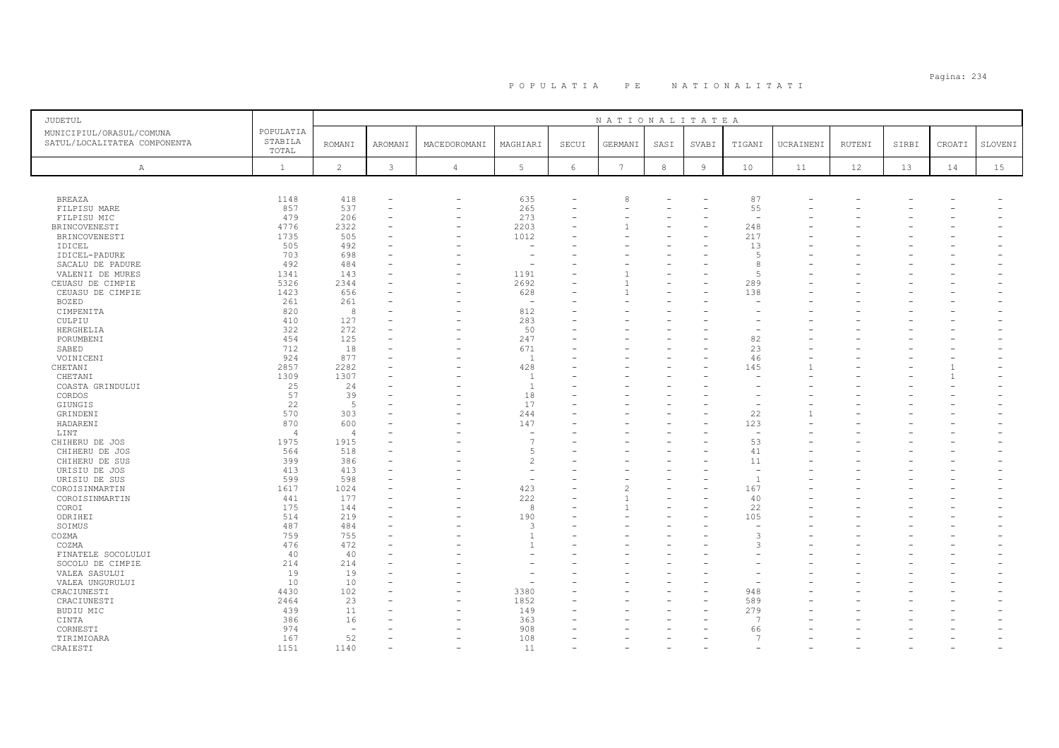# POPULATIA PE NATIONALITATI

| JUDETUL MUNICIPIUL/ORASUL/COMUNA SATUL/LOCALITATEA COMPONENTA | POPULATIA STABILA TOTAL | NATIONALITATEA | | | | | | | | | | | | | | |
|---|---|---|---|---|---|---|---|---|---|---|---|---|---|---|---|---|
| | | ROMANI | AROMANI | MACEDOROMANI | MAGHIARI | SECUI | GERMANI | SASI | SVABI | TIGANI | UCRAINENI | RUTENI | SIRBI | CROATI | SLOVENI |
| A | 1 | 2 | 3 | 4 | 5 | 6 | 7 | 8 | 9 | 10 | 11 | 12 | 13 | 14 | 15 |
| BREAZA | 1148 | 418 | - | - | 635 | - | 8 | - | - | 87 | - | - | - | - | - |
| FILPISU MARE | 857 | 537 | - | - | 265 | - | - | - | - | 55 | - | - | - | - | - |
| FILPISU MIC | 479 | 206 | - | - | 273 | - | - | - | - | - | - | - | - | - | - |
| BRINCOVENESTI | 4776 | 2322 | - | - | 2203 | - | 1 | - | - | 248 | - | - | - | - | - |
| BRINCOVENESTI | 1735 | 505 | - | - | 1012 | - | - | - | - | 217 | - | - | - | - | - |
| IDICEL | 505 | 492 | - | - | - | - | - | - | - | 13 | - | - | - | - | - |
| IDICEL-PADURE | 703 | 698 | - | - | - | - | - | - | - | 5 | - | - | - | - | - |
| SACALU DE PADURE | 492 | 484 | - | - | - | - | - | - | - | 8 | - | - | - | - | - |
| VALENII DE MURES | 1341 | 143 | - | - | 1191 | - | 1 | - | - | 5 | - | - | - | - | - |
| CEUASU DE CIMPIE | 5326 | 2344 | - | - | 2692 | - | 1 | - | - | 289 | - | - | - | - | - |
| CEUASU DE CIMPIE | 1423 | 656 | - | - | 628 | - | 1 | - | - | 138 | - | - | - | - | - |
| BOZED | 261 | 261 | - | - | - | - | - | - | - | - | - | - | - | - | - |
| CIMPENITA | 820 | 8 | - | - | 812 | - | - | - | - | - | - | - | - | - | - |
| CULPIU | 410 | 127 | - | - | 283 | - | - | - | - | - | - | - | - | - | - |
| HERGHELIA | 322 | 272 | - | - | 50 | - | - | - | - | - | - | - | - | - | - |
| PORUMBENI | 454 | 125 | - | - | 247 | - | - | - | - | 82 | - | - | - | - | - |
| SABED | 712 | 18 | - | - | 671 | - | - | - | - | 23 | - | - | - | - | - |
| VOINICENI | 924 | 877 | - | - | 1 | - | - | - | - | 46 | - | - | - | - | - |
| CHETANI | 2857 | 2282 | - | - | 428 | - | - | - | - | 145 | 1 | - | - | 1 | - |
| CHETANI | 1309 | 1307 | - | - | 1 | - | - | - | - | - | - | - | - | 1 | - |
| COASTA GRINDULUI | 25 | 24 | - | - | 1 | - | - | - | - | - | - | - | - | - | - |
| CORDOS | 57 | 39 | - | - | 18 | - | - | - | - | - | - | - | - | - | - |
| GIUNGIS | 22 | 5 | - | - | 17 | - | - | - | - | - | - | - | - | - | - |
| GRINDENI | 570 | 303 | - | - | 244 | - | - | - | - | 22 | 1 | - | - | - | - |
| HADARENI | 870 | 600 | - | - | 147 | - | - | - | - | 123 | - | - | - | - | - |
| LINT | 4 | 4 | - | - | - | - | - | - | - | - | - | - | - | - | - |
| CHIHERU DE JOS | 1975 | 1915 | - | - | 7 | - | - | - | - | 53 | - | - | - | - | - |
| CHIHERU DE JOS | 564 | 518 | - | - | 5 | - | - | - | - | 41 | - | - | - | - | - |
| CHIHERU DE SUS | 399 | 386 | - | - | 2 | - | - | - | - | 11 | - | - | - | - | - |
| URISIU DE JOS | 413 | 413 | - | - | - | - | - | - | - | - | - | - | - | - | - |
| URISIU DE SUS | 599 | 598 | - | - | - | - | - | - | - | 1 | - | - | - | - | - |
| COROISINMARTIN | 1617 | 1024 | - | - | 423 | - | 2 | - | - | 167 | - | - | - | - | - |
| COROISINMARTIN | 441 | 177 | - | - | 222 | - | 1 | - | - | 40 | - | - | - | - | - |
| COROI | 175 | 144 | - | - | 8 | - | 1 | - | - | 22 | - | - | - | - | - |
| ODRIHEI | 514 | 219 | - | - | 190 | - | - | - | - | 105 | - | - | - | - | - |
| SOIMUS | 487 | 484 | - | - | 3 | - | - | - | - | - | - | - | - | - | - |
| COZMA | 759 | 755 | - | - | 1 | - | - | - | - | 3 | - | - | - | - | - |
| COZMA | 476 | 472 | - | - | 1 | - | - | - | - | 3 | - | - | - | - | - |
| FINATELE SOCOLULUI | 40 | 40 | - | - | - | - | - | - | - | - | - | - | - | - | - |
| SOCOLU DE CIMPIE | 214 | 214 | - | - | - | - | - | - | - | - | - | - | - | - | - |
| VALEA SASULUI | 19 | 19 | - | - | - | - | - | - | - | - | - | - | - | - | - |
| VALEA UNGURULUI | 10 | 10 | - | - | - | - | - | - | - | - | - | - | - | - | - |
| CRACIUNESTI | 4430 | 102 | - | - | 3380 | - | - | - | - | 948 | - | - | - | - | - |
| CRACIUNESTI | 2464 | 23 | - | - | 1852 | - | - | - | - | 589 | - | - | - | - | - |
| BUDIU MIC | 439 | 11 | - | - | 149 | - | - | - | - | 279 | - | - | - | - | - |
| CINTA | 386 | 16 | - | - | 363 | - | - | - | - | 7 | - | - | - | - | - |
| CORNESTI | 974 | - | - | - | 908 | - | - | - | - | 66 | - | - | - | - | - |
| TIRIMIOARA | 167 | 52 | - | - | 108 | - | - | - | - | 7 | - | - | - | - | - |
| CRAIESTI | 1151 | 1140 | - | - | 11 | - | - | - | - | - | - | - | - | - | - |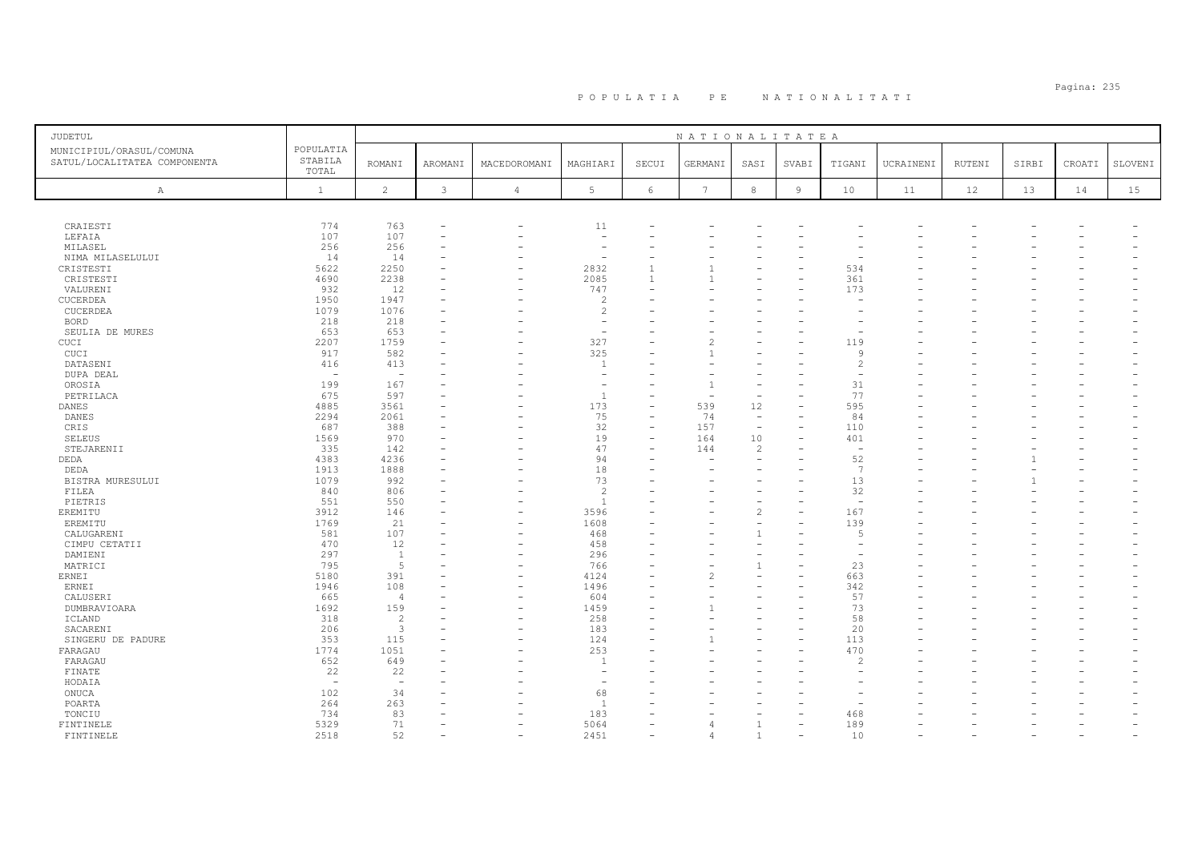# P O P U L A T I A   P E   N A T I O N A L I T A T I

| JUDETUL<br>MUNICIPIUL/ORASUL/COMUNA<br>SATUL/LOCALITATEA COMPONENTA | POPULATIA STABILA TOTAL | NATIONALITATEA<br>ROMANI | AROMANI | MACEDOROMANI | MAGHIARI | SECUI | GERMANI | SASI | SVABI | TIGANI | UCRAINENI | RUTENI | SIRBI | CROATI | SLOVENI |
|---|---|---|---|---|---|---|---|---|---|---|---|---|---|---|---|
| A | 1 | 2 | 3 | 4 | 5 | 6 | 7 | 8 | 9 | 10 | 11 | 12 | 13 | 14 | 15 |
| CRAIESTI | 774 | 763 | - | - | 11 | - | - | - | - | - | - | - | - | - | - |
| LEFAIA | 107 | 107 | - | - | - | - | - | - | - | - | - | - | - | - | - |
| MILASEL | 256 | 256 | - | - | - | - | - | - | - | - | - | - | - | - | - |
| NIMA MILASELULUI | 14 | 14 | - | - | - | - | - | - | - | - | - | - | - | - | - |
| CRISTESTI | 5622 | 2250 | - | - | 2832 | 1 | 1 | - | - | 534 | - | - | - | - | - |
| CRISTESTI | 4690 | 2238 | - | - | 2085 | 1 | 1 | - | - | 361 | - | - | - | - | - |
| VALURENI | 932 | 12 | - | - | 747 | - | - | - | - | 173 | - | - | - | - | - |
| CUCERDEA | 1950 | 1947 | - | - | 2 | - | - | - | - | - | - | - | - | - | - |
| CUCERDEA | 1079 | 1076 | - | - | 2 | - | - | - | - | - | - | - | - | - | - |
| BORD | 218 | 218 | - | - | - | - | - | - | - | - | - | - | - | - | - |
| SEULIA DE MURES | 653 | 653 | - | - | - | - | - | - | - | - | - | - | - | - | - |
| CUCI | 2207 | 1759 | - | - | 327 | - | 2 | - | - | 119 | - | - | - | - | - |
| CUCI | 917 | 582 | - | - | 325 | - | 1 | - | - | 9 | - | - | - | - | - |
| DATASENI | 416 | 413 | - | - | 1 | - | - | - | - | 2 | - | - | - | - | - |
| DUPA DEAL | - | - | - | - | - | - | - | - | - | - | - | - | - | - | - |
| OROSIA | 199 | 167 | - | - | - | - | 1 | - | - | 31 | - | - | - | - | - |
| PETRILACA | 675 | 597 | - | - | 1 | - | - | - | - | 77 | - | - | - | - | - |
| DANES | 4885 | 3561 | - | - | 173 | - | 539 | 12 | - | 595 | - | - | - | - | - |
| DANES | 2294 | 2061 | - | - | 75 | - | 74 | - | - | 84 | - | - | - | - | - |
| CRIS | 687 | 388 | - | - | 32 | - | 157 | - | - | 110 | - | - | - | - | - |
| SELEUS | 1569 | 970 | - | - | 19 | - | 164 | 10 | - | 401 | - | - | - | - | - |
| STEJARENII | 335 | 142 | - | - | 47 | - | 144 | 2 | - | - | - | - | - | - | - |
| DEDA | 4383 | 4236 | - | - | 94 | - | - | - | - | 52 | - | - | 1 | - | - |
| DEDA | 1913 | 1888 | - | - | 18 | - | - | - | - | 7 | - | - | - | - | - |
| BISTRA MURESULUI | 1079 | 992 | - | - | 73 | - | - | - | - | 13 | - | - | 1 | - | - |
| FILEA | 840 | 806 | - | - | 2 | - | - | - | - | 32 | - | - | - | - | - |
| PIETRIS | 551 | 550 | - | - | 1 | - | - | - | - | - | - | - | - | - | - |
| EREMITU | 3912 | 146 | - | - | 3596 | - | - | 2 | - | 167 | - | - | - | - | - |
| EREMITU | 1769 | 21 | - | - | 1608 | - | - | - | - | 139 | - | - | - | - | - |
| CALUGARENI | 581 | 107 | - | - | 468 | - | - | 1 | - | 5 | - | - | - | - | - |
| CIMPU CETATII | 470 | 12 | - | - | 458 | - | - | - | - | - | - | - | - | - | - |
| DAMIENI | 297 | 1 | - | - | 296 | - | - | - | - | - | - | - | - | - | - |
| MATRICI | 795 | 5 | - | - | 766 | - | - | 1 | - | 23 | - | - | - | - | - |
| ERNEI | 5180 | 391 | - | - | 4124 | - | 2 | - | - | 663 | - | - | - | - | - |
| ERNEI | 1946 | 108 | - | - | 1496 | - | - | - | - | 342 | - | - | - | - | - |
| CALUSERI | 665 | 4 | - | - | 604 | - | - | - | - | 57 | - | - | - | - | - |
| DUMBRAVIOARA | 1692 | 159 | - | - | 1459 | - | 1 | - | - | 73 | - | - | - | - | - |
| ICLAND | 318 | 2 | - | - | 258 | - | - | - | - | 58 | - | - | - | - | - |
| SACARENI | 206 | 3 | - | - | 183 | - | - | - | - | 20 | - | - | - | - | - |
| SINGERU DE PADURE | 353 | 115 | - | - | 124 | - | 1 | - | - | 113 | - | - | - | - | - |
| FARAGAU | 1774 | 1051 | - | - | 253 | - | - | - | - | 470 | - | - | - | - | - |
| FARAGAU | 652 | 649 | - | - | 1 | - | - | - | - | 2 | - | - | - | - | - |
| FINATE | 22 | 22 | - | - | - | - | - | - | - | - | - | - | - | - | - |
| HODAIA | - | - | - | - | - | - | - | - | - | - | - | - | - | - | - |
| ONUCA | 102 | 34 | - | - | 68 | - | - | - | - | - | - | - | - | - | - |
| POARTA | 264 | 263 | - | - | 1 | - | - | - | - | - | - | - | - | - | - |
| TONCIU | 734 | 83 | - | - | 183 | - | - | - | - | 468 | - | - | - | - | - |
| FINTINELE | 5329 | 71 | - | - | 5064 | - | 4 | 1 | - | 189 | - | - | - | - | - |
| FINTINELE | 2518 | 52 | - | - | 2451 | - | 4 | 1 | - | 10 | - | - | - | - | - |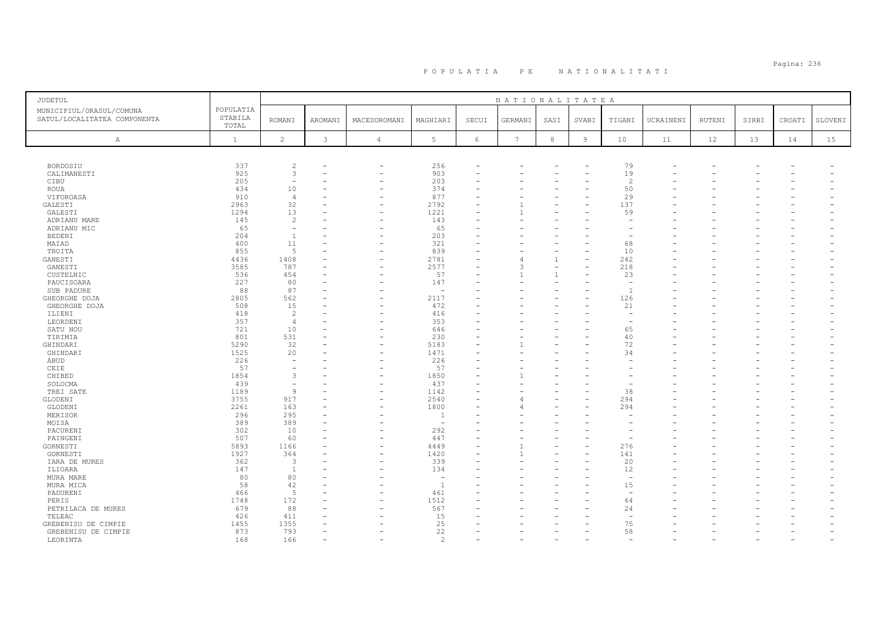# POPULATIA PE NATIONALITATI

| JUDETUL<br>MUNICIPIUL/ORASUL/COMUNA<br>SATUL/LOCALITATEA COMPONENTA | POPULATIA STABILA TOTAL | NATIONALITATEA<br>ROMANI | AROMANI | MACEDOROMANI | MAGHIARI | SECUI | GERMANI | SASI | SVABI | TIGANI | UCRAINENI | RUTENI | SIRBI | CROATI | SLOVENI |
|---|---|---|---|---|---|---|---|---|---|---|---|---|---|---|---|
| A | 1 | 2 | 3 | 4 | 5 | 6 | 7 | 8 | 9 | 10 | 11 | 12 | 13 | 14 | 15 |
| BORDOSIU | 337 | 2 | - | - | 256 | - | - | - | - | 79 | - | - | - | - | - |
| CALIMANESTI | 925 | 3 | - | - | 903 | - | - | - | - | 19 | - | - | - | - | - |
| CIBU | 205 | - | - | - | 203 | - | - | - | - | 2 | - | - | - | - | - |
| ROUA | 434 | 10 | - | - | 374 | - | - | - | - | 50 | - | - | - | - | - |
| VIFOROASA | 910 | 4 | - | - | 877 | - | - | - | - | 29 | - | - | - | - | - |
| GALESTI | 2963 | 32 | - | - | 2792 | - | 1 | - | - | 137 | - | - | - | - | - |
| GALESTI | 1294 | 13 | - | - | 1221 | - | 1 | - | - | 59 | - | - | - | - | - |
| ADRIANU MARE | 145 | 2 | - | - | 143 | - | - | - | - | - | - | - | - | - | - |
| ADRIANU MIC | 65 | - | - | - | 65 | - | - | - | - | - | - | - | - | - | - |
| BEDENI | 204 | 1 | - | - | 203 | - | - | - | - | - | - | - | - | - | - |
| MAIAD | 400 | 11 | - | - | 321 | - | - | - | - | 68 | - | - | - | - | - |
| TROITA | 855 | 5 | - | - | 839 | - | - | - | - | 10 | - | - | - | - | - |
| GANESTI | 4436 | 1408 | - | - | 2781 | - | 4 | 1 | - | 242 | - | - | - | - | - |
| GANESTI | 3585 | 787 | - | - | 2577 | - | 3 | - | - | 218 | - | - | - | - | - |
| CUSTELNIC | 536 | 454 | - | - | 57 | - | 1 | 1 | - | 23 | - | - | - | - | - |
| PAUCISOARA | 227 | 80 | - | - | 147 | - | - | - | - | - | - | - | - | - | - |
| SUB PADURE | 88 | 87 | - | - | - | - | - | - | - | 1 | - | - | - | - | - |
| GHEORGHE DOJA | 2805 | 562 | - | - | 2117 | - | - | - | - | 126 | - | - | - | - | - |
| GHEORGHE DOJA | 508 | 15 | - | - | 472 | - | - | - | - | 21 | - | - | - | - | - |
| ILIENI | 418 | 2 | - | - | 416 | - | - | - | - | - | - | - | - | - | - |
| LEORDENI | 357 | 4 | - | - | 353 | - | - | - | - | - | - | - | - | - | - |
| SATU NOU | 721 | 10 | - | - | 646 | - | - | - | - | 65 | - | - | - | - | - |
| TIRIMIA | 801 | 531 | - | - | 230 | - | - | - | - | 40 | - | - | - | - | - |
| GHINDARI | 5290 | 32 | - | - | 5183 | - | 1 | - | - | 72 | - | - | - | - | - |
| GHINDARI | 1525 | 20 | - | - | 1471 | - | - | - | - | 34 | - | - | - | - | - |
| ABUD | 226 | - | - | - | 226 | - | - | - | - | - | - | - | - | - | - |
| CEIE | 57 | - | - | - | 57 | - | - | - | - | - | - | - | - | - | - |
| CHIBED | 1854 | 3 | - | - | 1850 | - | 1 | - | - | - | - | - | - | - | - |
| SOLOCMA | 439 | - | - | - | 437 | - | - | - | - | - | - | - | - | - | - |
| TREI SATE | 1189 | 9 | - | - | 1142 | - | - | - | - | 38 | - | - | - | - | - |
| GLODENI | 3755 | 917 | - | - | 2540 | - | 4 | - | - | 294 | - | - | - | - | - |
| GLODENI | 2261 | 163 | - | - | 1800 | - | 4 | - | - | 294 | - | - | - | - | - |
| MERISOR | 296 | 295 | - | - | 1 | - | - | - | - | - | - | - | - | - | - |
| MOISA | 389 | 389 | - | - | - | - | - | - | - | - | - | - | - | - | - |
| PACURENI | 302 | 10 | - | - | 292 | - | - | - | - | - | - | - | - | - | - |
| PAINGENI | 507 | 60 | - | - | 447 | - | - | - | - | - | - | - | - | - | - |
| GORNESTI | 5893 | 1166 | - | - | 4449 | - | 1 | - | - | 276 | - | - | - | - | - |
| GORNESTI | 1927 | 364 | - | - | 1420 | - | 1 | - | - | 141 | - | - | - | - | - |
| IARA DE MURES | 362 | 3 | - | - | 339 | - | - | - | - | 20 | - | - | - | - | - |
| ILIOARA | 147 | 1 | - | - | 134 | - | - | - | - | 12 | - | - | - | - | - |
| MURA MARE | 80 | 80 | - | - | - | - | - | - | - | - | - | - | - | - | - |
| MURA MICA | 58 | 42 | - | - | 1 | - | - | - | - | 15 | - | - | - | - | - |
| PADURENI | 466 | 5 | - | - | 461 | - | - | - | - | - | - | - | - | - | - |
| PERIS | 1748 | 172 | - | - | 1512 | - | - | - | - | 64 | - | - | - | - | - |
| PETRILACA DE MURES | 679 | 88 | - | - | 567 | - | - | - | - | 24 | - | - | - | - | - |
| TELEAC | 426 | 411 | - | - | 15 | - | - | - | - | - | - | - | - | - | - |
| GREBENISU DE CIMPIE | 1455 | 1355 | - | - | 25 | - | - | - | - | 75 | - | - | - | - | - |
| GREBENISU DE CIMPIE | 873 | 793 | - | - | 22 | - | - | - | - | 58 | - | - | - | - | - |
| LEORINTA | 168 | 166 | - | - | 2 | - | - | - | - | - | - | - | - | - | - |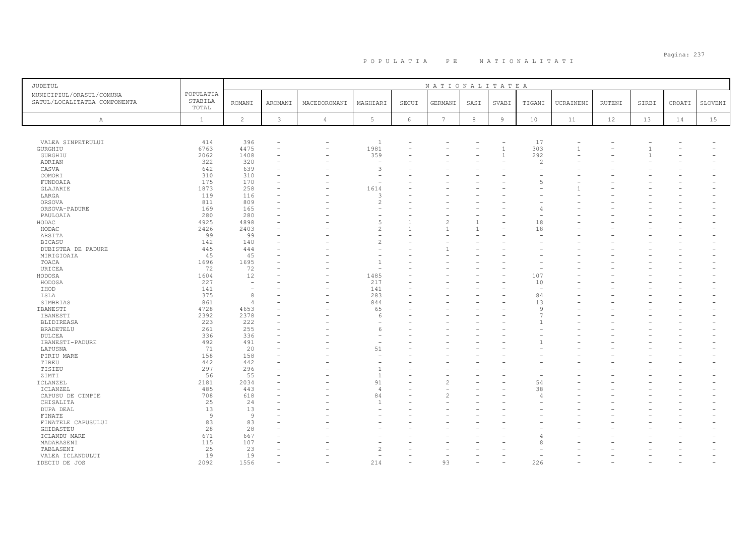# P O P U L A T I A   P E   N A T I O N A L I T A T I

| JUDETUL MUNICIPIUL/ORASUL/COMUNA SATUL/LOCALITATEA COMPONENTA | POPULATIA STABILA TOTAL | NATIONALITATEA | | | | | | | | | | | | | | |
|---|---|---|---|---|---|---|---|---|---|---|---|---|---|---|---|---|
| | | ROMANI | AROMANI | MACEDOROMANI | MAGHIARI | SECUI | GERMANI | SASI | SVABI | TIGANI | UCRAINENI | RUTENI | SIRBI | CROATI | SLOVENI |
| A | 1 | 2 | 3 | 4 | 5 | 6 | 7 | 8 | 9 | 10 | 11 | 12 | 13 | 14 | 15 |
| VALEA SINPETRULUI | 414 | 396 | - | - | 1 | - | - | - | - | 17 | - | - | - | - | - |
| GURGHIU | 6763 | 4475 | - | - | 1981 | - | - | - | 1 | 303 | 1 | - | 1 | - | - |
| GURGHIU | 2062 | 1408 | - | - | 359 | - | - | - | 1 | 292 | - | - | 1 | - | - |
| ADRIAN | 322 | 320 | - | - | - | - | - | - | - | 2 | - | - | - | - | - |
| CASVA | 642 | 639 | - | - | 3 | - | - | - | - | - | - | - | - | - | - |
| COMORI | 310 | 310 | - | - | - | - | - | - | - | - | - | - | - | - | - |
| FUNDOAIA | 175 | 170 | - | - | - | - | - | - | - | 5 | - | - | - | - | - |
| GLAJARIE | 1873 | 258 | - | - | 1614 | - | - | - | - | - | 1 | - | - | - | - |
| LARGA | 119 | 116 | - | - | 3 | - | - | - | - | - | - | - | - | - | - |
| ORSOVA | 811 | 809 | - | - | 2 | - | - | - | - | - | - | - | - | - | - |
| ORSOVA-PADURE | 169 | 165 | - | - | - | - | - | - | - | 4 | - | - | - | - | - |
| PAULOAIA | 280 | 280 | - | - | - | - | - | - | - | - | - | - | - | - | - |
| HODAC | 4925 | 4898 | - | - | 5 | 1 | 2 | 1 | - | 18 | - | - | - | - | - |
| HODAC | 2426 | 2403 | - | - | 2 | 1 | 1 | 1 | - | 18 | - | - | - | - | - |
| ARSITA | 99 | 99 | - | - | - | - | - | - | - | - | - | - | - | - | - |
| BICASU | 142 | 140 | - | - | 2 | - | - | - | - | - | - | - | - | - | - |
| DUBISTEA DE PADURE | 445 | 444 | - | - | - | - | 1 | - | - | - | - | - | - | - | - |
| MIRIGIOAIA | 45 | 45 | - | - | - | - | - | - | - | - | - | - | - | - | - |
| TOACA | 1696 | 1695 | - | - | 1 | - | - | - | - | - | - | - | - | - | - |
| URICEA | 72 | 72 | - | - | - | - | - | - | - | - | - | - | - | - | - |
| HODOSA | 1604 | 12 | - | - | 1485 | - | - | - | - | 107 | - | - | - | - | - |
| HODOSA | 227 | - | - | - | 217 | - | - | - | - | 10 | - | - | - | - | - |
| IHOD | 141 | - | - | - | 141 | - | - | - | - | - | - | - | - | - | - |
| ISLA | 375 | 8 | - | - | 283 | - | - | - | - | 84 | - | - | - | - | - |
| SIMBRIAS | 861 | 4 | - | - | 844 | - | - | - | - | 13 | - | - | - | - | - |
| IBANESTI | 4728 | 4653 | - | - | 65 | - | - | - | - | 9 | - | - | - | - | - |
| IBANESTI | 2392 | 2378 | - | - | 6 | - | - | - | - | 7 | - | - | - | - | - |
| BLIDIREASA | 223 | 222 | - | - | - | - | - | - | - | 1 | - | - | - | - | - |
| BRADETELU | 261 | 255 | - | - | 6 | - | - | - | - | - | - | - | - | - | - |
| DULCEA | 336 | 336 | - | - | - | - | - | - | - | - | - | - | - | - | - |
| IBANESTI-PADURE | 492 | 491 | - | - | - | - | - | - | - | 1 | - | - | - | - | - |
| LAPUSNA | 71 | 20 | - | - | 51 | - | - | - | - | - | - | - | - | - | - |
| PIRIU MARE | 158 | 158 | - | - | - | - | - | - | - | - | - | - | - | - | - |
| TIREU | 442 | 442 | - | - | - | - | - | - | - | - | - | - | - | - | - |
| TISIEU | 297 | 296 | - | - | 1 | - | - | - | - | - | - | - | - | - | - |
| ZIMTI | 56 | 55 | - | - | 1 | - | - | - | - | - | - | - | - | - | - |
| ICLANZEL | 2181 | 2034 | - | - | 91 | - | 2 | - | - | 54 | - | - | - | - | - |
| ICLANZEL | 485 | 443 | - | - | 4 | - | - | - | - | 38 | - | - | - | - | - |
| CAPUSU DE CIMPIE | 708 | 618 | - | - | 84 | - | 2 | - | - | 4 | - | - | - | - | - |
| CHISALITA | 25 | 24 | - | - | 1 | - | - | - | - | - | - | - | - | - | - |
| DUPA DEAL | 13 | 13 | - | - | - | - | - | - | - | - | - | - | - | - | - |
| FINATE | 9 | 9 | - | - | - | - | - | - | - | - | - | - | - | - | - |
| FINATELE CAPUSULUI | 83 | 83 | - | - | - | - | - | - | - | - | - | - | - | - | - |
| GHIDASTEU | 28 | 28 | - | - | - | - | - | - | - | - | - | - | - | - | - |
| ICLANDU MARE | 671 | 667 | - | - | - | - | - | - | - | 4 | - | - | - | - | - |
| MADARASENI | 115 | 107 | - | - | - | - | - | - | - | 8 | - | - | - | - | - |
| TABLASENI | 25 | 23 | - | - | 2 | - | - | - | - | - | - | - | - | - | - |
| VALEA ICLANDULUI | 19 | 19 | - | - | - | - | - | - | - | - | - | - | - | - | - |
| IDECIU DE JOS | 2092 | 1556 | - | - | 214 | - | 93 | - | - | 226 | - | - | - | - | - |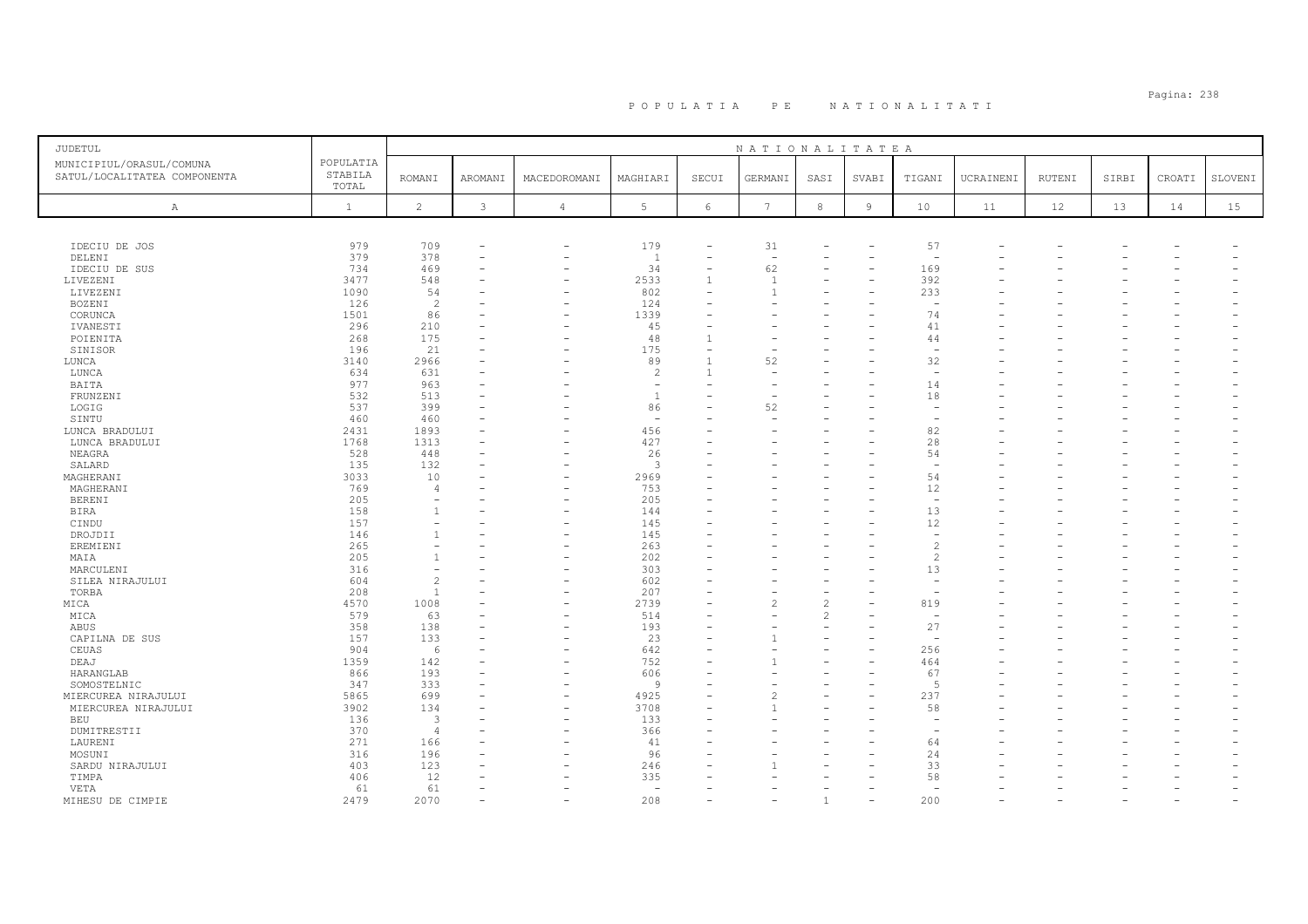# P O P U L A T I A   P E   N A T I O N A L I T A T I

| JUDETUL<br>MUNICIPIUL/ORASUL/COMUNA<br>SATUL/LOCALITATEA COMPONENTA | POPULATIA STABILA TOTAL | NATIONALITATEA | | | | | | | | | | | | | |
|---|---|---|---|---|---|---|---|---|---|---|---|---|---|---|---|
| | | ROMANI | AROMANI | MACEDOROMANI | MAGHIARI | SECUI | GERMANI | SASI | SVABI | TIGANI | UCRAINENI | RUTENI | SIRBI | CROATI | SLOVENI |
| A | 1 | 2 | 3 | 4 | 5 | 6 | 7 | 8 | 9 | 10 | 11 | 12 | 13 | 14 | 15 |
| IDECIU DE JOS | 979 | 709 | - | - | 179 | - | 31 | - | - | 57 | - | - | - | - | - |
| DELENI | 379 | 378 | - | - | 1 | - | - | - | - | - | - | - | - | - | - |
| IDECIU DE SUS | 734 | 469 | - | - | 34 | - | 62 | - | - | 169 | - | - | - | - | - |
| LIVEZENI | 3477 | 548 | - | - | 2533 | 1 | 1 | - | - | 392 | - | - | - | - | - |
| LIVEZENI | 1090 | 54 | - | - | 802 | - | 1 | - | - | 233 | - | - | - | - | - |
| BOZENI | 126 | 2 | - | - | 124 | - | - | - | - | - | - | - | - | - | - |
| CORUNCA | 1501 | 86 | - | - | 1339 | - | - | - | - | 74 | - | - | - | - | - |
| IVANESTI | 296 | 210 | - | - | 45 | - | - | - | - | 41 | - | - | - | - | - |
| POIENITA | 268 | 175 | - | - | 48 | 1 | - | - | - | 44 | - | - | - | - | - |
| SINISOR | 196 | 21 | - | - | 175 | - | - | - | - | - | - | - | - | - | - |
| LUNCA | 3140 | 2966 | - | - | 89 | 1 | 52 | - | - | 32 | - | - | - | - | - |
| LUNCA | 634 | 631 | - | - | 2 | 1 | - | - | - | - | - | - | - | - | - |
| BAITA | 977 | 963 | - | - | - | - | - | - | - | 14 | - | - | - | - | - |
| FRUNZENI | 532 | 513 | - | - | 1 | - | - | - | - | 18 | - | - | - | - | - |
| LOGIG | 537 | 399 | - | - | 86 | - | 52 | - | - | - | - | - | - | - | - |
| SINTU | 460 | 460 | - | - | - | - | - | - | - | - | - | - | - | - | - |
| LUNCA BRADULUI | 2431 | 1893 | - | - | 456 | - | - | - | - | 82 | - | - | - | - | - |
| LUNCA BRADULUI | 1768 | 1313 | - | - | 427 | - | - | - | - | 28 | - | - | - | - | - |
| NEAGRA | 528 | 448 | - | - | 26 | - | - | - | - | 54 | - | - | - | - | - |
| SALARD | 135 | 132 | - | - | 3 | - | - | - | - | - | - | - | - | - | - |
| MAGHERANI | 3033 | 10 | - | - | 2969 | - | - | - | - | 54 | - | - | - | - | - |
| MAGHERANI | 769 | 4 | - | - | 753 | - | - | - | - | 12 | - | - | - | - | - |
| BERENI | 205 | - | - | - | 205 | - | - | - | - | - | - | - | - | - | - |
| BIRA | 158 | 1 | - | - | 144 | - | - | - | - | 13 | - | - | - | - | - |
| CINDU | 157 | - | - | - | 145 | - | - | - | - | 12 | - | - | - | - | - |
| DROJDII | 146 | 1 | - | - | 145 | - | - | - | - | - | - | - | - | - | - |
| EREMIENI | 265 | - | - | - | 263 | - | - | - | - | 2 | - | - | - | - | - |
| MAIA | 205 | 1 | - | - | 202 | - | - | - | - | 2 | - | - | - | - | - |
| MARCULENI | 316 | - | - | - | 303 | - | - | - | - | 13 | - | - | - | - | - |
| SILEA NIRAJULUI | 604 | 2 | - | - | 602 | - | - | - | - | - | - | - | - | - | - |
| TORBA | 208 | 1 | - | - | 207 | - | - | - | - | - | - | - | - | - | - |
| MICA | 4570 | 1008 | - | - | 2739 | - | 2 | 2 | - | 819 | - | - | - | - | - |
| MICA | 579 | 63 | - | - | 514 | - | - | 2 | - | - | - | - | - | - | - |
| ABUS | 358 | 138 | - | - | 193 | - | - | - | - | 27 | - | - | - | - | - |
| CAPILNA DE SUS | 157 | 133 | - | - | 23 | - | 1 | - | - | - | - | - | - | - | - |
| CEUAS | 904 | 6 | - | - | 642 | - | - | - | - | 256 | - | - | - | - | - |
| DEAJ | 1359 | 142 | - | - | 752 | - | 1 | - | - | 464 | - | - | - | - | - |
| HARANGLAB | 866 | 193 | - | - | 606 | - | - | - | - | 67 | - | - | - | - | - |
| SOMOSTELNIC | 347 | 333 | - | - | 9 | - | - | - | - | 5 | - | - | - | - | - |
| MIERCUREA NIRAJULUI | 5865 | 699 | - | - | 4925 | - | 2 | - | - | 237 | - | - | - | - | - |
| MIERCUREA NIRAJULUI | 3902 | 134 | - | - | 3708 | - | 1 | - | - | 58 | - | - | - | - | - |
| BEU | 136 | 3 | - | - | 133 | - | - | - | - | - | - | - | - | - | - |
| DUMITRESTII | 370 | 4 | - | - | 366 | - | - | - | - | - | - | - | - | - | - |
| LAURENI | 271 | 166 | - | - | 41 | - | - | - | - | 64 | - | - | - | - | - |
| MOSUNI | 316 | 196 | - | - | 96 | - | - | - | - | 24 | - | - | - | - | - |
| SARDU NIRAJULUI | 403 | 123 | - | - | 246 | - | 1 | - | - | 33 | - | - | - | - | - |
| TIMPA | 406 | 12 | - | - | 335 | - | - | - | - | 58 | - | - | - | - | - |
| VETA | 61 | 61 | - | - | - | - | - | - | - | - | - | - | - | - | - |
| MIHESU DE CIMPIE | 2479 | 2070 | - | - | 208 | - | - | 1 | - | 200 | - | - | - | - | - |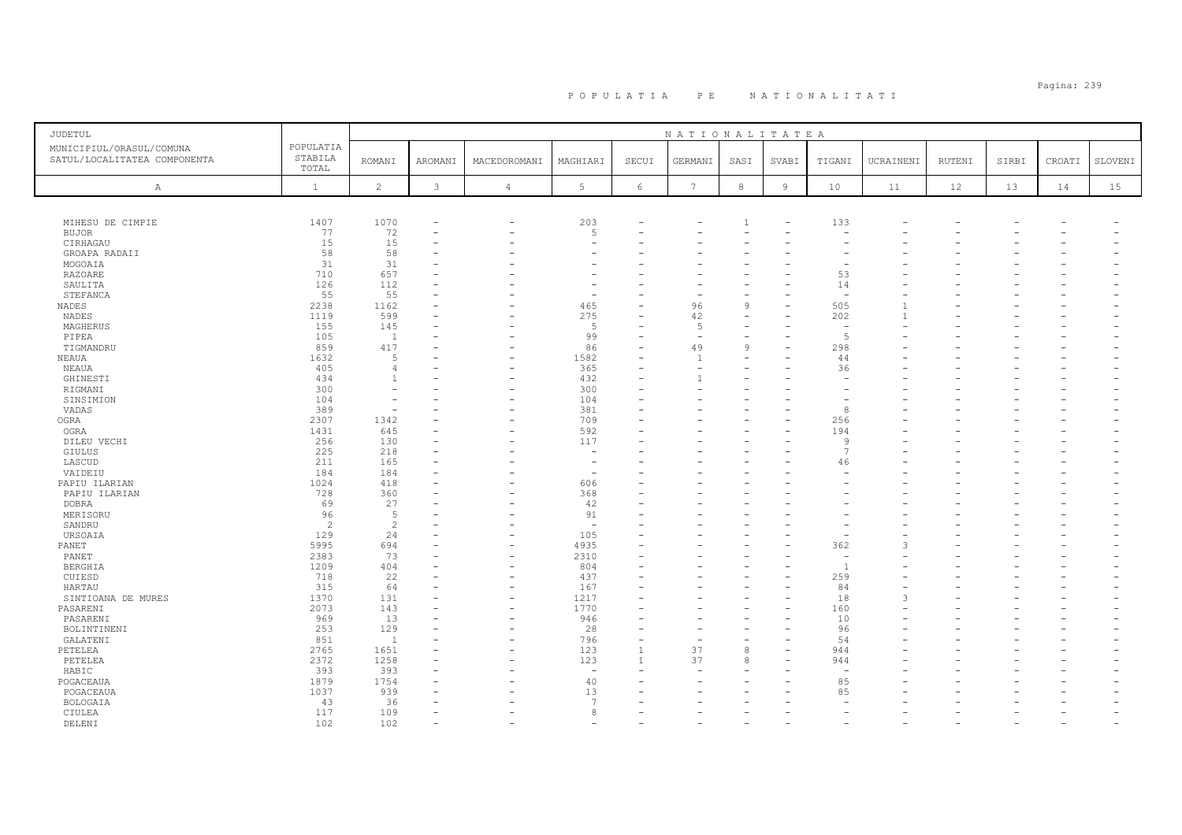# P O P U L A T I A   P E   N A T I O N A L I T A T I

| JUDETUL<br>MUNICIPIUL/ORASUL/COMUNA<br>SATUL/LOCALITATEA COMPONENTA | POPULATIA STABILA TOTAL | NATIONALITATEA<br>ROMANI | AROMANI | MACEDOROMANI | MAGHIARI | SECUI | GERMANI | SASI | SVABI | TIGANI | UCRAINENI | RUTENI | SIRBI | CROATI | SLOVENI |
|---|---|---|---|---|---|---|---|---|---|---|---|---|---|---|---|
| A | 1 | 2 | 3 | 4 | 5 | 6 | 7 | 8 | 9 | 10 | 11 | 12 | 13 | 14 | 15 |
| MIHESU DE CIMPIE | 1407 | 1070 | - | - | 203 | - | - | 1 | - | 133 | - | - | - | - | - |
| BUJOR | 77 | 72 | - | - | 5 | - | - | - | - | - | - | - | - | - | - |
| CIRHAGAU | 15 | 15 | - | - | - | - | - | - | - | - | - | - | - | - | - |
| GROAPA RADAII | 58 | 58 | - | - | - | - | - | - | - | - | - | - | - | - | - |
| MOGOAIA | 31 | 31 | - | - | - | - | - | - | - | - | - | - | - | - | - |
| RAZOARE | 710 | 657 | - | - | - | - | - | - | - | 53 | - | - | - | - | - |
| SAULITA | 126 | 112 | - | - | - | - | - | - | - | 14 | - | - | - | - | - |
| STEFANCA | 55 | 55 | - | - | - | - | - | - | - | - | - | - | - | - | - |
| NADES | 2238 | 1162 | - | - | 465 | - | 96 | 9 | - | 505 | 1 | - | - | - | - |
| NADES | 1119 | 599 | - | - | 275 | - | 42 | - | - | 202 | 1 | - | - | - | - |
| MAGHERUS | 155 | 145 | - | - | 5 | - | 5 | - | - | - | - | - | - | - | - |
| PIPEA | 105 | 1 | - | - | 99 | - | - | - | - | 5 | - | - | - | - | - |
| TIGMANDRU | 859 | 417 | - | - | 86 | - | 49 | 9 | - | 298 | - | - | - | - | - |
| NEAUA | 1632 | 5 | - | - | 1582 | - | 1 | - | - | 44 | - | - | - | - | - |
| NEAUA | 405 | 4 | - | - | 365 | - | - | - | - | 36 | - | - | - | - | - |
| GHINESTI | 434 | 1 | - | - | 432 | - | 1 | - | - | - | - | - | - | - | - |
| RIGMANI | 300 | - | - | - | 300 | - | - | - | - | - | - | - | - | - | - |
| SINSIMION | 104 | - | - | - | 104 | - | - | - | - | - | - | - | - | - | - |
| VADAS | 389 | - | - | - | 381 | - | - | - | - | 8 | - | - | - | - | - |
| OGRA | 2307 | 1342 | - | - | 709 | - | - | - | - | 256 | - | - | - | - | - |
| OGRA | 1431 | 645 | - | - | 592 | - | - | - | - | 194 | - | - | - | - | - |
| DILEU VECHI | 256 | 130 | - | - | 117 | - | - | - | - | 9 | - | - | - | - | - |
| GIULUS | 225 | 218 | - | - | - | - | - | - | - | 7 | - | - | - | - | - |
| LASCUD | 211 | 165 | - | - | - | - | - | - | - | 46 | - | - | - | - | - |
| VAIDEIU | 184 | 184 | - | - | - | - | - | - | - | - | - | - | - | - | - |
| PAPIU ILARIAN | 1024 | 418 | - | - | 606 | - | - | - | - | - | - | - | - | - | - |
| PAPIU ILARIAN | 728 | 360 | - | - | 368 | - | - | - | - | - | - | - | - | - | - |
| DOBRA | 69 | 27 | - | - | 42 | - | - | - | - | - | - | - | - | - | - |
| MERISORU | 96 | 5 | - | - | 91 | - | - | - | - | - | - | - | - | - | - |
| SANDRU | 2 | 2 | - | - | - | - | - | - | - | - | - | - | - | - | - |
| URSOAIA | 129 | 24 | - | - | 105 | - | - | - | - | - | - | - | - | - | - |
| PANET | 5995 | 694 | - | - | 4935 | - | - | - | - | 362 | 3 | - | - | - | - |
| PANET | 2383 | 73 | - | - | 2310 | - | - | - | - | - | - | - | - | - | - |
| BERGHIA | 1209 | 404 | - | - | 804 | - | - | - | - | 1 | - | - | - | - | - |
| CUIESD | 718 | 22 | - | - | 437 | - | - | - | - | 259 | - | - | - | - | - |
| HARTAU | 315 | 64 | - | - | 167 | - | - | - | - | 84 | - | - | - | - | - |
| SINTIOANA DE MURES | 1370 | 131 | - | - | 1217 | - | - | - | - | 18 | 3 | - | - | - | - |
| PASARENI | 2073 | 143 | - | - | 1770 | - | - | - | - | 160 | - | - | - | - | - |
| PASARENI | 969 | 13 | - | - | 946 | - | - | - | - | 10 | - | - | - | - | - |
| BOLINTINENI | 253 | 129 | - | - | 28 | - | - | - | - | 96 | - | - | - | - | - |
| GALATENI | 851 | 1 | - | - | 796 | - | - | - | - | 54 | - | - | - | - | - |
| PETELEA | 2765 | 1651 | - | - | 123 | 1 | 37 | 8 | - | 944 | - | - | - | - | - |
| PETELEA | 2372 | 1258 | - | - | 123 | 1 | 37 | 8 | - | 944 | - | - | - | - | - |
| HABIC | 393 | 393 | - | - | - | - | - | - | - | - | - | - | - | - | - |
| POGACEAUA | 1879 | 1754 | - | - | 40 | - | - | - | - | 85 | - | - | - | - | - |
| POGACEAUA | 1037 | 939 | - | - | 13 | - | - | - | - | 85 | - | - | - | - | - |
| BOLOGAIA | 43 | 36 | - | - | 7 | - | - | - | - | - | - | - | - | - | - |
| CIULEA | 117 | 109 | - | - | 8 | - | - | - | - | - | - | - | - | - | - |
| DELENI | 102 | 102 | - | - | - | - | - | - | - | - | - | - | - | - | - |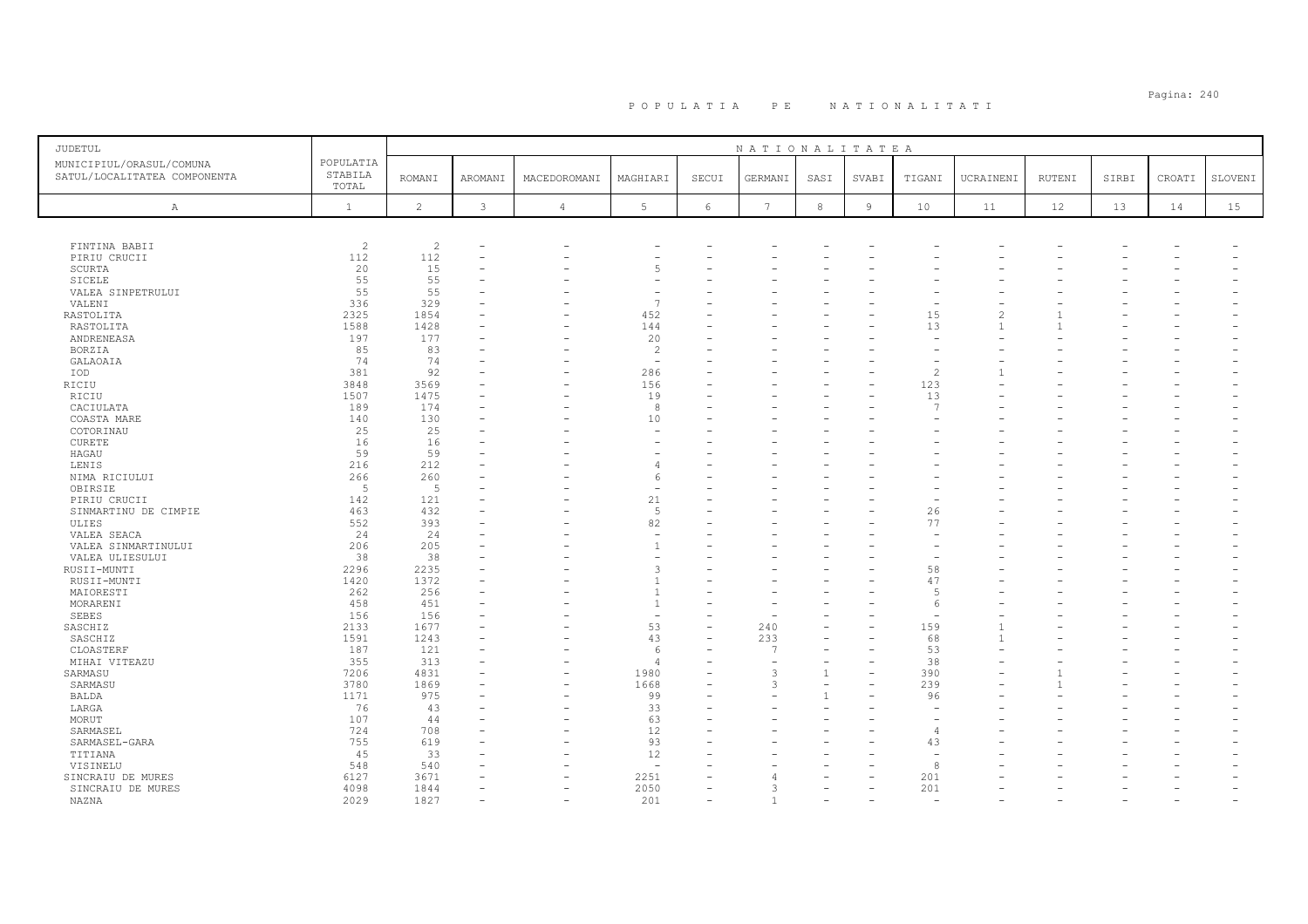# POPULATIA PE NATIONALITATI

| JUDETUL MUNICIPIUL/ORASUL/COMUNA SATUL/LOCALITATEA COMPONENTA | POPULATIA STABILA TOTAL | NATIONALITATEA | | | | | | | | | | | | | | |
|---|---|---|---|---|---|---|---|---|---|---|---|---|---|---|---|---|
| | | ROMANI | AROMANI | MACEDOROMANI | MAGHIARI | SECUI | GERMANI | SASI | SVABI | TIGANI | UCRAINENI | RUTENI | SIRBI | CROATI | SLOVENI |
| A | 1 | 2 | 3 | 4 | 5 | 6 | 7 | 8 | 9 | 10 | 11 | 12 | 13 | 14 | 15 |
| FINTINA BABII | 2 | 2 | - | - | - | - | - | - | - | - | - | - | - | - | - |
| PIRIU CRUCII | 112 | 112 | - | - | - | - | - | - | - | - | - | - | - | - | - |
| SCURTA | 20 | 15 | - | - | 5 | - | - | - | - | - | - | - | - | - | - |
| SICELE | 55 | 55 | - | - | - | - | - | - | - | - | - | - | - | - | - |
| VALEA SINPETRULUI | 55 | 55 | - | - | - | - | - | - | - | - | - | - | - | - | - |
| VALENI | 336 | 329 | - | - | 7 | - | - | - | - | - | - | - | - | - | - |
| RASTOLITA | 2325 | 1854 | - | - | 452 | - | - | - | - | 15 | 2 | 1 | - | - | - |
| RASTOLITA | 1588 | 1428 | - | - | 144 | - | - | - | - | 13 | 1 | 1 | - | - | - |
| ANDRENEASA | 197 | 177 | - | - | 20 | - | - | - | - | - | - | - | - | - | - |
| BORZIA | 85 | 83 | - | - | 2 | - | - | - | - | - | - | - | - | - | - |
| GALAOAIA | 74 | 74 | - | - | - | - | - | - | - | - | - | - | - | - | - |
| IOD | 381 | 92 | - | - | 286 | - | - | - | - | 2 | 1 | - | - | - | - |
| RICIU | 3848 | 3569 | - | - | 156 | - | - | - | - | 123 | - | - | - | - | - |
| RICIU | 1507 | 1475 | - | - | 19 | - | - | - | - | 13 | - | - | - | - | - |
| CACIULATA | 189 | 174 | - | - | 8 | - | - | - | - | 7 | - | - | - | - | - |
| COASTA MARE | 140 | 130 | - | - | 10 | - | - | - | - | - | - | - | - | - | - |
| COTORINAU | 25 | 25 | - | - | - | - | - | - | - | - | - | - | - | - | - |
| CURETE | 16 | 16 | - | - | - | - | - | - | - | - | - | - | - | - | - |
| HAGAU | 59 | 59 | - | - | - | - | - | - | - | - | - | - | - | - | - |
| LENIS | 216 | 212 | - | - | 4 | - | - | - | - | - | - | - | - | - | - |
| NIMA RICIULUI | 266 | 260 | - | - | 6 | - | - | - | - | - | - | - | - | - | - |
| OBIRSIE | 5 | 5 | - | - | - | - | - | - | - | - | - | - | - | - | - |
| PIRIU CRUCII | 142 | 121 | - | - | 21 | - | - | - | - | - | - | - | - | - | - |
| SINMARTINU DE CIMPIE | 463 | 432 | - | - | 5 | - | - | - | - | 26 | - | - | - | - | - |
| ULIES | 552 | 393 | - | - | 82 | - | - | - | - | 77 | - | - | - | - | - |
| VALEA SEACA | 24 | 24 | - | - | - | - | - | - | - | - | - | - | - | - | - |
| VALEA SINMARTINULUI | 206 | 205 | - | - | 1 | - | - | - | - | - | - | - | - | - | - |
| VALEA ULIESULUI | 38 | 38 | - | - | - | - | - | - | - | - | - | - | - | - | - |
| RUSII-MUNTI | 2296 | 2235 | - | - | 3 | - | - | - | - | 58 | - | - | - | - | - |
| RUSII-MUNTI | 1420 | 1372 | - | - | 1 | - | - | - | - | 47 | - | - | - | - | - |
| MAIORESTI | 262 | 256 | - | - | 1 | - | - | - | - | 5 | - | - | - | - | - |
| MORARENI | 458 | 451 | - | - | 1 | - | - | - | - | 6 | - | - | - | - | - |
| SEBES | 156 | 156 | - | - | - | - | - | - | - | - | - | - | - | - | - |
| SASCHIZ | 2133 | 1677 | - | - | 53 | - | 240 | - | - | 159 | 1 | - | - | - | - |
| SASCHIZ | 1591 | 1243 | - | - | 43 | - | 233 | - | - | 68 | 1 | - | - | - | - |
| CLOASTERF | 187 | 121 | - | - | 6 | - | 7 | - | - | 53 | - | - | - | - | - |
| MIHAI VITEAZU | 355 | 313 | - | - | 4 | - | - | - | - | 38 | - | - | - | - | - |
| SARMASU | 7206 | 4831 | - | - | 1980 | - | 3 | 1 | - | 390 | - | 1 | - | - | - |
| SARMASU | 3780 | 1869 | - | - | 1668 | - | 3 | - | - | 239 | - | 1 | - | - | - |
| BALDA | 1171 | 975 | - | - | 99 | - | - | 1 | - | 96 | - | - | - | - | - |
| LARGA | 76 | 43 | - | - | 33 | - | - | - | - | - | - | - | - | - | - |
| MORUT | 107 | 44 | - | - | 63 | - | - | - | - | - | - | - | - | - | - |
| SARMASEL | 724 | 708 | - | - | 12 | - | - | - | - | 4 | - | - | - | - | - |
| SARMASEL-GARA | 755 | 619 | - | - | 93 | - | - | - | - | 43 | - | - | - | - | - |
| TITIANA | 45 | 33 | - | - | 12 | - | - | - | - | - | - | - | - | - | - |
| VISINELU | 548 | 540 | - | - | - | - | - | - | - | 8 | - | - | - | - | - |
| SINCRAIU DE MURES | 6127 | 3671 | - | - | 2251 | - | 4 | - | - | 201 | - | - | - | - | - |
| SINCRAIU DE MURES | 4098 | 1844 | - | - | 2050 | - | 3 | - | - | 201 | - | - | - | - | - |
| NAZNA | 2029 | 1827 | - | - | 201 | - | 1 | - | - | - | - | - | - | - | - |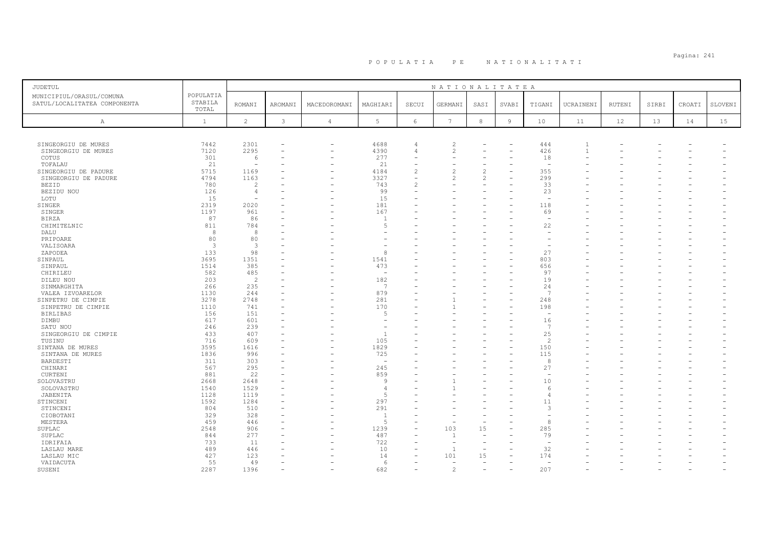# POPULATIA PE NATIONALITATI

| JUDETUL<br>MUNICIPIUL/ORASUL/COMUNA<br>SATUL/LOCALITATEA COMPONENTA | POPULATIA STABILA TOTAL | NATIONALITATEA | | | | | | | | | | | | | | |
|---|---|---|---|---|---|---|---|---|---|---|---|---|---|---|---|---|
| | | ROMANI | AROMANI | MACEDOROMANI | MAGHIARI | SECUI | GERMANI | SASI | SVABI | TIGANI | UCRAINENI | RUTENI | SIRBI | CROATI | SLOVENI |
| A | 1 | 2 | 3 | 4 | 5 | 6 | 7 | 8 | 9 | 10 | 11 | 12 | 13 | 14 | 15 |
| SINGEORGIU DE MURES | 7442 | 2301 | - | - | 4688 | 4 | 2 | - | - | 444 | 1 | - | - | - | - |
| SINGEORGIU DE MURES | 7120 | 2295 | - | - | 4390 | 4 | 2 | - | - | 426 | 1 | - | - | - | - |
| COTUS | 301 | 6 | - | - | 277 | - | - | - | - | 18 | - | - | - | - | - |
| TOFALAU | 21 | - | - | - | 21 | - | - | - | - | - | - | - | - | - | - |
| SINGEORGIU DE PADURE | 5715 | 1169 | - | - | 4184 | 2 | 2 | 2 | - | 355 | - | - | - | - | - |
| SINGEORGIU DE PADURE | 4794 | 1163 | - | - | 3327 | - | 2 | 2 | - | 299 | - | - | - | - | - |
| BEZID | 780 | 2 | - | - | 743 | 2 | - | - | - | 33 | - | - | - | - | - |
| BEZIDU NOU | 126 | 4 | - | - | 99 | - | - | - | - | 23 | - | - | - | - | - |
| LOTU | 15 | - | - | - | 15 | - | - | - | - | - | - | - | - | - | - |
| SINGER | 2319 | 2020 | - | - | 181 | - | - | - | - | 118 | - | - | - | - | - |
| SINGER | 1197 | 961 | - | - | 167 | - | - | - | - | 69 | - | - | - | - | - |
| BIRZA | 87 | 86 | - | - | 1 | - | - | - | - | - | - | - | - | - | - |
| CHIMITELNIC | 811 | 784 | - | - | 5 | - | - | - | - | 22 | - | - | - | - | - |
| DALU | 8 | 8 | - | - | - | - | - | - | - | - | - | - | - | - | - |
| PRIPOARE | 80 | 80 | - | - | - | - | - | - | - | - | - | - | - | - | - |
| VALISOARA | 3 | 3 | - | - | - | - | - | - | - | - | - | - | - | - | - |
| ZAPODEA | 133 | 98 | - | - | 8 | - | - | - | - | 27 | - | - | - | - | - |
| SINPAUL | 3695 | 1351 | - | - | 1541 | - | - | - | - | 803 | - | - | - | - | - |
| SINPAUL | 1514 | 385 | - | - | 473 | - | - | - | - | 656 | - | - | - | - | - |
| CHIRILEU | 582 | 485 | - | - | - | - | - | - | - | 97 | - | - | - | - | - |
| DILEU NOU | 203 | 2 | - | - | 182 | - | - | - | - | 19 | - | - | - | - | - |
| SINMARGHITA | 266 | 235 | - | - | 7 | - | - | - | - | 24 | - | - | - | - | - |
| VALEA IZVOARELOR | 1130 | 244 | - | - | 879 | - | - | - | - | 7 | - | - | - | - | - |
| SINPETRU DE CIMPIE | 3278 | 2748 | - | - | 281 | - | 1 | - | - | 248 | - | - | - | - | - |
| SINPETRU DE CIMPIE | 1110 | 741 | - | - | 170 | - | 1 | - | - | 198 | - | - | - | - | - |
| BIRLIBAS | 156 | 151 | - | - | 5 | - | - | - | - | - | - | - | - | - | - |
| DIMBU | 617 | 601 | - | - | - | - | - | - | - | 16 | - | - | - | - | - |
| SATU NOU | 246 | 239 | - | - | - | - | - | - | - | 7 | - | - | - | - | - |
| SINGEORGIU DE CIMPIE | 433 | 407 | - | - | 1 | - | - | - | - | 25 | - | - | - | - | - |
| TUSINU | 716 | 609 | - | - | 105 | - | - | - | - | 2 | - | - | - | - | - |
| SINTANA DE MURES | 3595 | 1616 | - | - | 1829 | - | - | - | - | 150 | - | - | - | - | - |
| SINTANA DE MURES | 1836 | 996 | - | - | 725 | - | - | - | - | 115 | - | - | - | - | - |
| BARDESTI | 311 | 303 | - | - | - | - | - | - | - | 8 | - | - | - | - | - |
| CHINARI | 567 | 295 | - | - | 245 | - | - | - | - | 27 | - | - | - | - | - |
| CURTENI | 881 | 22 | - | - | 859 | - | - | - | - | - | - | - | - | - | - |
| SOLOVASTRU | 2668 | 2648 | - | - | 9 | - | 1 | - | - | 10 | - | - | - | - | - |
| SOLOVASTRU | 1540 | 1529 | - | - | 4 | - | 1 | - | - | 6 | - | - | - | - | - |
| JABENITA | 1128 | 1119 | - | - | 5 | - | - | - | - | 4 | - | - | - | - | - |
| STINCENI | 1592 | 1284 | - | - | 297 | - | - | - | - | 11 | - | - | - | - | - |
| STINCENI | 804 | 510 | - | - | 291 | - | - | - | - | 3 | - | - | - | - | - |
| CIOBOTANI | 329 | 328 | - | - | 1 | - | - | - | - | - | - | - | - | - | - |
| MESTERA | 459 | 446 | - | - | 5 | - | - | - | - | 8 | - | - | - | - | - |
| SUPLAC | 2548 | 906 | - | - | 1239 | - | 103 | 15 | - | 285 | - | - | - | - | - |
| SUPLAC | 844 | 277 | - | - | 487 | - | 1 | - | - | 79 | - | - | - | - | - |
| IDRIFAIA | 733 | 11 | - | - | 722 | - | - | - | - | - | - | - | - | - | - |
| LASLAU MARE | 489 | 446 | - | - | 10 | - | 1 | - | - | 32 | - | - | - | - | - |
| LASLAU MIC | 427 | 123 | - | - | 14 | - | 101 | 15 | - | 174 | - | - | - | - | - |
| VAIDACUTA | 55 | 49 | - | - | 6 | - | - | - | - | - | - | - | - | - | - |
| SUSENI | 2287 | 1396 | - | - | 682 | - | 2 | - | - | 207 | - | - | - | - | - |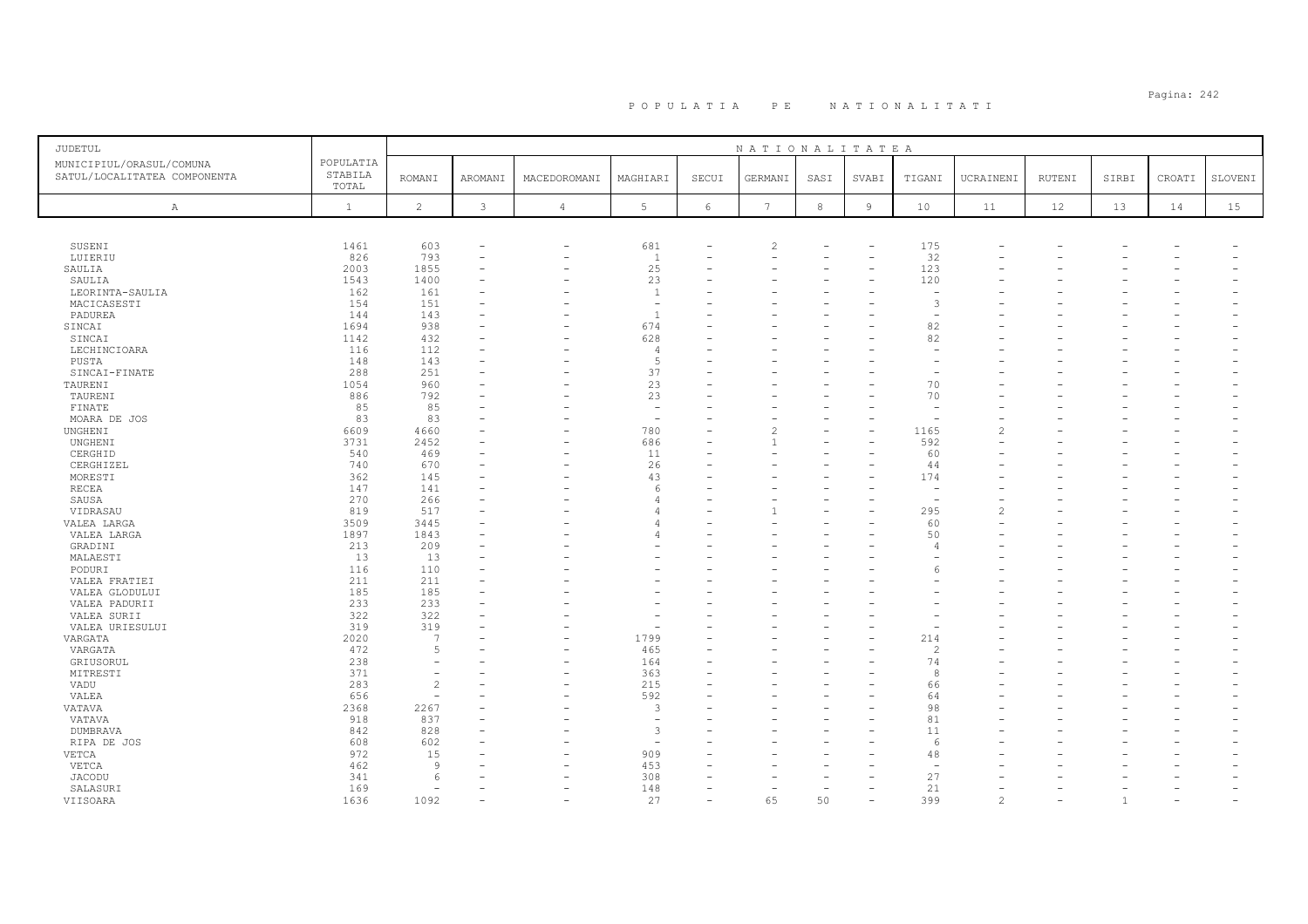# POPULATIA PE NATIONALITATI

| JUDETUL MUNICIPIUL/ORASUL/COMUNA SATUL/LOCALITATEA COMPONENTA | POPULATIA STABILA TOTAL | NATIONALITATEA | | | | | | | | | | | | | | |
|---|---|---|---|---|---|---|---|---|---|---|---|---|---|---|---|---|
| | | ROMANI | AROMANI | MACEDOROMANI | MAGHIARI | SECUI | GERMANI | SASI | SVABI | TIGANI | UCRAINENI | RUTENI | SIRBI | CROATI | SLOVENI |
| A | 1 | 2 | 3 | 4 | 5 | 6 | 7 | 8 | 9 | 10 | 11 | 12 | 13 | 14 | 15 |
| SUSENI | 1461 | 603 | - | - | 681 | - | 2 | - | - | 175 | - | - | - | - | - |
| LUIERIU | 826 | 793 | - | - | 1 | - | - | - | - | 32 | - | - | - | - | - |
| SAULIA | 2003 | 1855 | - | - | 25 | - | - | - | - | 123 | - | - | - | - | - |
| SAULIA | 1543 | 1400 | - | - | 23 | - | - | - | - | 120 | - | - | - | - | - |
| LEORINTA-SAULIA | 162 | 161 | - | - | 1 | - | - | - | - | - | - | - | - | - | - |
| MACICASESTI | 154 | 151 | - | - | - | - | - | - | - | 3 | - | - | - | - | - |
| PADUREA | 144 | 143 | - | - | 1 | - | - | - | - | - | - | - | - | - | - |
| SINCAI | 1694 | 938 | - | - | 674 | - | - | - | - | 82 | - | - | - | - | - |
| SINCAI | 1142 | 432 | - | - | 628 | - | - | - | - | 82 | - | - | - | - | - |
| LECHINCIOARA | 116 | 112 | - | - | 4 | - | - | - | - | - | - | - | - | - | - |
| PUSTA | 148 | 143 | - | - | 5 | - | - | - | - | - | - | - | - | - | - |
| SINCAI-FINATE | 288 | 251 | - | - | 37 | - | - | - | - | - | - | - | - | - | - |
| TAURENI | 1054 | 960 | - | - | 23 | - | - | - | - | 70 | - | - | - | - | - |
| TAURENI | 886 | 792 | - | - | 23 | - | - | - | - | 70 | - | - | - | - | - |
| FINATE | 85 | 85 | - | - | - | - | - | - | - | - | - | - | - | - | - |
| MOARA DE JOS | 83 | 83 | - | - | - | - | - | - | - | - | - | - | - | - | - |
| UNGHENI | 6609 | 4660 | - | - | 780 | - | 2 | - | - | 1165 | 2 | - | - | - | - |
| UNGHENI | 3731 | 2452 | - | - | 686 | - | 1 | - | - | 592 | - | - | - | - | - |
| CERGHID | 540 | 469 | - | - | 11 | - | - | - | - | 60 | - | - | - | - | - |
| CERGHIZEL | 740 | 670 | - | - | 26 | - | - | - | - | 44 | - | - | - | - | - |
| MORESTI | 362 | 145 | - | - | 43 | - | - | - | - | 174 | - | - | - | - | - |
| RECEA | 147 | 141 | - | - | 6 | - | - | - | - | - | - | - | - | - | - |
| SAUSA | 270 | 266 | - | - | 4 | - | - | - | - | - | - | - | - | - | - |
| VIDRASAU | 819 | 517 | - | - | 4 | - | 1 | - | - | 295 | 2 | - | - | - | - |
| VALEA LARGA | 3509 | 3445 | - | - | 4 | - | - | - | - | 60 | - | - | - | - | - |
| VALEA LARGA | 1897 | 1843 | - | - | 4 | - | - | - | - | 50 | - | - | - | - | - |
| GRADINI | 213 | 209 | - | - | - | - | - | - | - | 4 | - | - | - | - | - |
| MALAESTI | 13 | 13 | - | - | - | - | - | - | - | - | - | - | - | - | - |
| PODURI | 116 | 110 | - | - | - | - | - | - | - | 6 | - | - | - | - | - |
| VALEA FRATIEI | 211 | 211 | - | - | - | - | - | - | - | - | - | - | - | - | - |
| VALEA GLODULUI | 185 | 185 | - | - | - | - | - | - | - | - | - | - | - | - | - |
| VALEA PADURII | 233 | 233 | - | - | - | - | - | - | - | - | - | - | - | - | - |
| VALEA SURII | 322 | 322 | - | - | - | - | - | - | - | - | - | - | - | - | - |
| VALEA URIESULUI | 319 | 319 | - | - | - | - | - | - | - | - | - | - | - | - | - |
| VARGATA | 2020 | 7 | - | - | 1799 | - | - | - | - | 214 | - | - | - | - | - |
| VARGATA | 472 | 5 | - | - | 465 | - | - | - | - | 2 | - | - | - | - | - |
| GRIUSORUL | 238 | - | - | - | 164 | - | - | - | - | 74 | - | - | - | - | - |
| MITRESTI | 371 | - | - | - | 363 | - | - | - | - | 8 | - | - | - | - | - |
| VADU | 283 | 2 | - | - | 215 | - | - | - | - | 66 | - | - | - | - | - |
| VALEA | 656 | - | - | - | 592 | - | - | - | - | 64 | - | - | - | - | - |
| VATAVA | 2368 | 2267 | - | - | 3 | - | - | - | - | 98 | - | - | - | - | - |
| VATAVA | 918 | 837 | - | - | - | - | - | - | - | 81 | - | - | - | - | - |
| DUMBRAVA | 842 | 828 | - | - | 3 | - | - | - | - | 11 | - | - | - | - | - |
| RIPA DE JOS | 608 | 602 | - | - | - | - | - | - | - | 6 | - | - | - | - | - |
| VETCA | 972 | 15 | - | - | 909 | - | - | - | - | 48 | - | - | - | - | - |
| VETCA | 462 | 9 | - | - | 453 | - | - | - | - | - | - | - | - | - | - |
| JACODU | 341 | 6 | - | - | 308 | - | - | - | - | 27 | - | - | - | - | - |
| SALASURI | 169 | - | - | - | 148 | - | - | - | - | 21 | - | - | - | - | - |
| VIISOARA | 1636 | 1092 | - | - | 27 | - | 65 | 50 | - | 399 | 2 | - | 1 | - | - |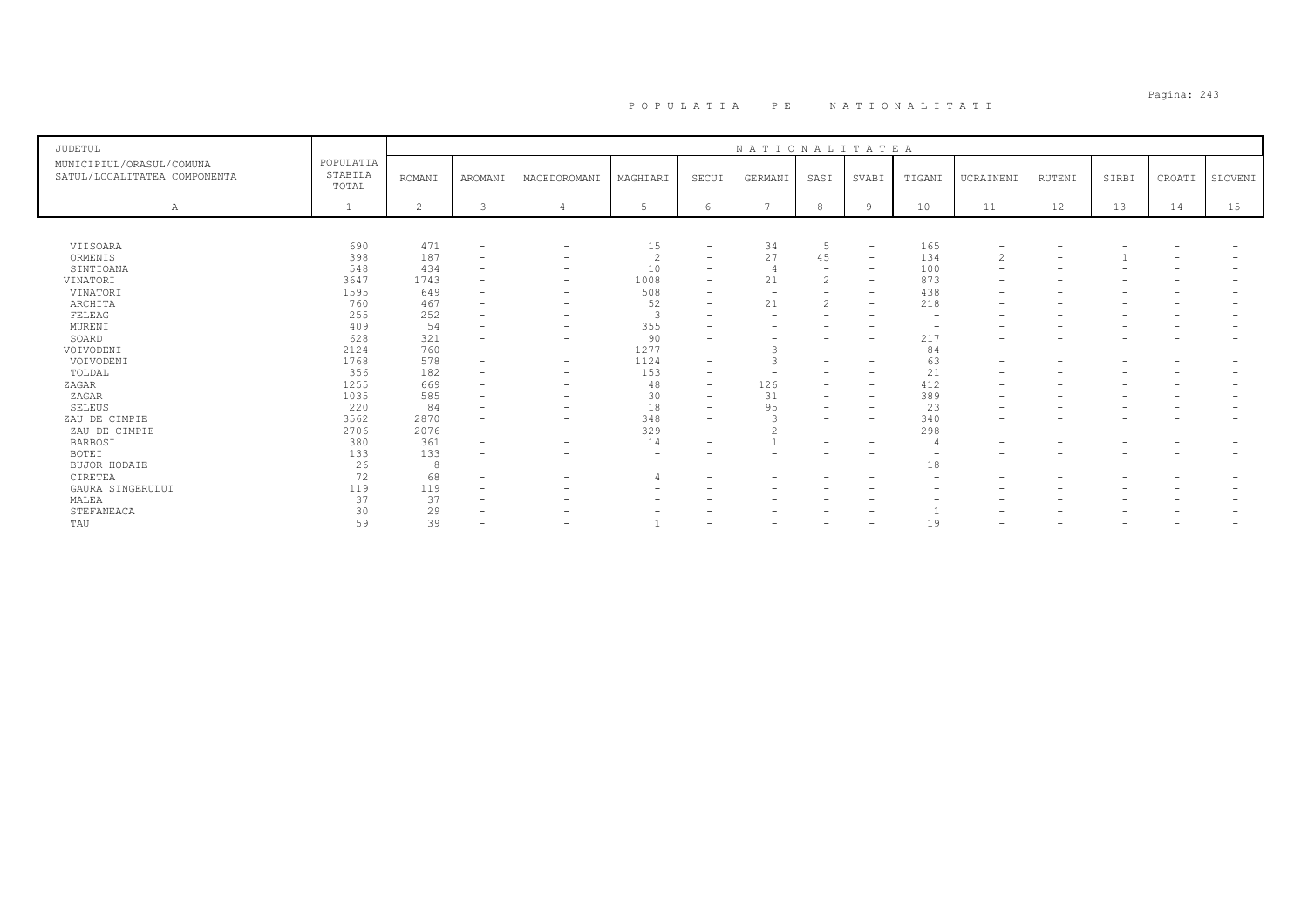# POPULATIA PE NATIONALITATI

| JUDETUL<br>MUNICIPIUL/ORASUL/COMUNA<br>SATUL/LOCALITATEA COMPONENTA | POPULATIA STABILA TOTAL | NATIONALITATEA | | | | | | | | | | | | | |
|---|---|---|---|---|---|---|---|---|---|---|---|---|---|---|---|
| | | ROMANI | AROMANI | MACEDOROMANI | MAGHIARI | SECUI | GERMANI | SASI | SVABI | TIGANI | UCRAINENI | RUTENI | SIRBI | CROATI | SLOVENI |
| A | 1 | 2 | 3 | 4 | 5 | 6 | 7 | 8 | 9 | 10 | 11 | 12 | 13 | 14 | 15 |
| VIISOARA | 690 | 471 | - | - | 15 | - | 34 | 5 | - | 165 | - | - | - | - | - |
| ORMENIS | 398 | 187 | - | - | 2 | - | 27 | 45 | - | 134 | 2 | - | 1 | - | - |
| SINTIOANA | 548 | 434 | - | - | 10 | - | 4 | - | - | 100 | - | - | - | - | - |
| VINATORI | 3647 | 1743 | - | - | 1008 | - | 21 | 2 | - | 873 | - | - | - | - | - |
| VINATORI | 1595 | 649 | - | - | 508 | - | - | - | - | 438 | - | - | - | - | - |
| ARCHITA | 760 | 467 | - | - | 52 | - | 21 | 2 | - | 218 | - | - | - | - | - |
| FELEAG | 255 | 252 | - | - | 3 | - | - | - | - | - | - | - | - | - | - |
| MURENI | 409 | 54 | - | - | 355 | - | - | - | - | - | - | - | - | - | - |
| SOARD | 628 | 321 | - | - | 90 | - | - | - | - | 217 | - | - | - | - | - |
| VOIVODENI | 2124 | 760 | - | - | 1277 | - | 3 | - | - | 84 | - | - | - | - | - |
| VOIVODENI | 1768 | 578 | - | - | 1124 | - | 3 | - | - | 63 | - | - | - | - | - |
| TOLDAL | 356 | 182 | - | - | 153 | - | - | - | - | 21 | - | - | - | - | - |
| ZAGAR | 1255 | 669 | - | - | 48 | - | 126 | - | - | 412 | - | - | - | - | - |
| ZAGAR | 1035 | 585 | - | - | 30 | - | 31 | - | - | 389 | - | - | - | - | - |
| SELEUS | 220 | 84 | - | - | 18 | - | 95 | - | - | 23 | - | - | - | - | - |
| ZAU DE CIMPIE | 3562 | 2870 | - | - | 348 | - | 3 | - | - | 340 | - | - | - | - | - |
| ZAU DE CIMPIE | 2706 | 2076 | - | - | 329 | - | 2 | - | - | 298 | - | - | - | - | - |
| BARBOSI | 380 | 361 | - | - | 14 | - | 1 | - | - | 4 | - | - | - | - | - |
| BOTEI | 133 | 133 | - | - | - | - | - | - | - | - | - | - | - | - | - |
| BUJOR-HODAIE | 26 | 8 | - | - | - | - | - | - | - | 18 | - | - | - | - | - |
| CIRETEA | 72 | 68 | - | - | 4 | - | - | - | - | - | - | - | - | - | - |
| GAURA SINGERULUI | 119 | 119 | - | - | - | - | - | - | - | - | - | - | - | - | - |
| MALEA | 37 | 37 | - | - | - | - | - | - | - | - | - | - | - | - | - |
| STEFANEACA | 30 | 29 | - | - | - | - | - | - | - | 1 | - | - | - | - | - |
| TAU | 59 | 39 | - | - | 1 | - | - | - | - | 19 | - | - | - | - | - |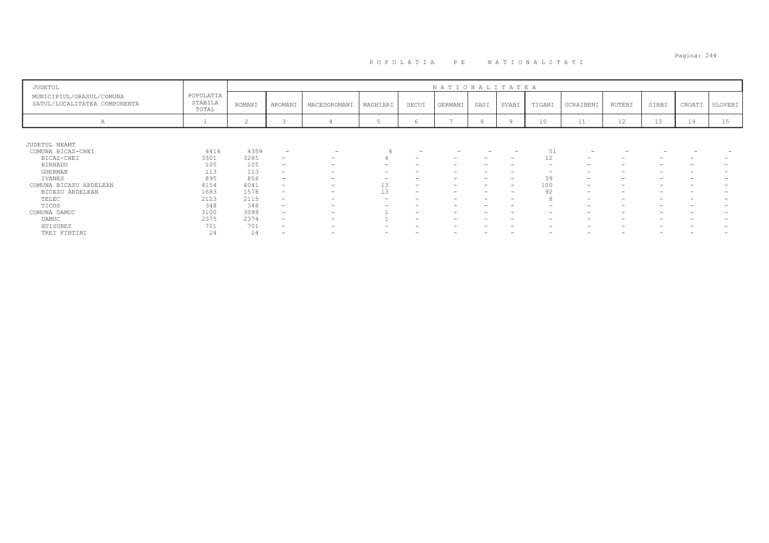# POPULATIA PE NATIONALITATI

| JUDETUL<br>MUNICIPIUL/ORASUL/COMUNA<br>SATUL/LOCALITATEA COMPONENTA | POPULATIA STABILA TOTAL | NATIONALITATEA<br>ROMANI | AROMANI | MACEDOROMANI | MAGHIARI | SECUI | GERMANI | SASI | SVABI | TIGANI | UCRAINENI | RUTENI | SIRBI | CROATI | SLOVENI |
|---|---|---|---|---|---|---|---|---|---|---|---|---|---|---|---|
| A | 1 | 2 | 3 | 4 | 5 | 6 | 7 | 8 | 9 | 10 | 11 | 12 | 13 | 14 | 15 |
| JUDETUL NEAMT | | | | | | | | | | | | | | | |
| COMUNA BICAZ-CHEI | 4414 | 4359 | - | - | 4 | - | - | - | - | 51 | - | - | - | - | - |
| BICAZ-CHEI | 3301 | 3285 | - | - | 4 | - | - | - | - | 12 | - | - | - | - | - |
| BIRNADU | 105 | 105 | - | - | - | - | - | - | - | - | - | - | - | - | - |
| GHERMAN | 113 | 113 | - | - | - | - | - | - | - | - | - | - | - | - | - |
| IVANES | 895 | 856 | - | - | - | - | - | - | - | 39 | - | - | - | - | - |
| COMUNA BICAZU ARDELEAN | 4154 | 4041 | - | - | 13 | - | - | - | - | 100 | - | - | - | - | - |
| BICAZU ARDELEAN | 1683 | 1578 | - | - | 13 | - | - | - | - | 92 | - | - | - | - | - |
| TELEC | 2123 | 2115 | - | - | - | - | - | - | - | 8 | - | - | - | - | - |
| TICOS | 348 | 348 | - | - | - | - | - | - | - | - | - | - | - | - | - |
| COMUNA DAMUC | 3100 | 3099 | - | - | 1 | - | - | - | - | - | - | - | - | - | - |
| DAMUC | 2375 | 2374 | - | - | 1 | - | - | - | - | - | - | - | - | - | - |
| HUISUREZ | 701 | 701 | - | - | - | - | - | - | - | - | - | - | - | - | - |
| TREI FINTINI | 24 | 24 | - | - | - | - | - | - | - | - | - | - | - | - | - |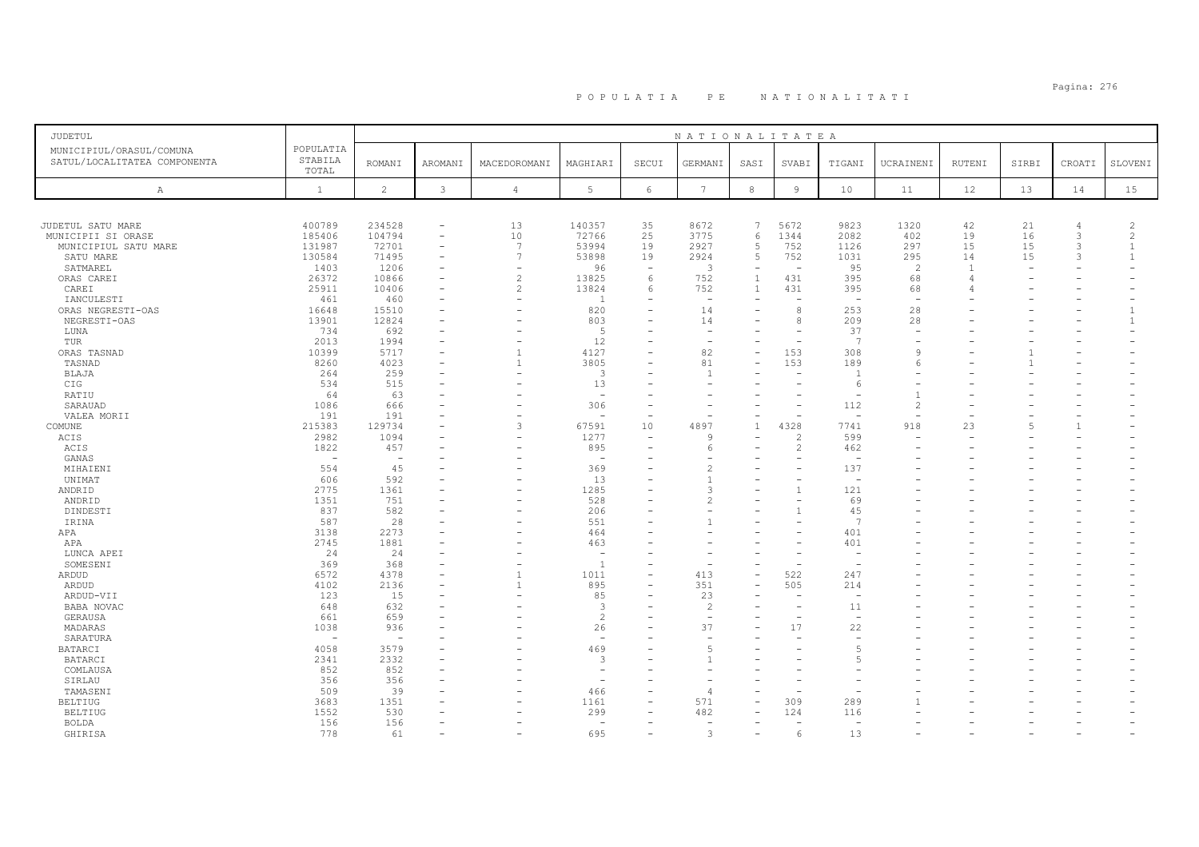# P O P U L A T I A   P E   N A T I O N A L I T A T I

| JUDETUL<br>MUNICIPIUL/ORASUL/COMUNA<br>SATUL/LOCALITATEA COMPONENTA | POPULATIA STABILA TOTAL | NATIONALITATEA | | | | | | | | | | | | | | |
|---|---|---|---|---|---|---|---|---|---|---|---|---|---|---|---|---|
| | | ROMANI | AROMANI | MACEDOROMANI | MAGHIARI | SECUI | GERMANI | SASI | SVABI | TIGANI | UCRAINENI | RUTENI | SIRBI | CROATI | SLOVENI |
| A | 1 | 2 | 3 | 4 | 5 | 6 | 7 | 8 | 9 | 10 | 11 | 12 | 13 | 14 | 15 |
| JUDETUL SATU MARE | 400789 | 234528 | - | 13 | 140357 | 35 | 8672 | 7 | 5672 | 9823 | 1320 | 42 | 21 | 4 | 2 |
| MUNICIPII SI ORASE | 185406 | 104794 | - | 10 | 72766 | 25 | 3775 | 6 | 1344 | 2082 | 402 | 19 | 16 | 3 | 2 |
| MUNICIPIUL SATU MARE | 131987 | 72701 | - | 7 | 53994 | 19 | 2927 | 5 | 752 | 1126 | 297 | 15 | 15 | 3 | 1 |
| SATU MARE | 130584 | 71495 | - | 7 | 53898 | 19 | 2924 | 5 | 752 | 1031 | 295 | 14 | 15 | 3 | 1 |
| SATMAREL | 1403 | 1206 | - | - | 96 | - | 3 | - | - | 95 | 2 | 1 | - | - | - |
| ORAS CAREI | 26372 | 10866 | - | 2 | 13825 | 6 | 752 | 1 | 431 | 395 | 68 | 4 | - | - | - |
| CAREI | 25911 | 10406 | - | 2 | 13824 | 6 | 752 | 1 | 431 | 395 | 68 | 4 | - | - | - |
| IANCULESTI | 461 | 460 | - | - | 1 | - | - | - | - | - | - | - | - | - | - |
| ORAS NEGRESTI-OAS | 16648 | 15510 | - | - | 820 | - | 14 | - | 8 | 253 | 28 | - | - | - | 1 |
| NEGRESTI-OAS | 13901 | 12824 | - | - | 803 | - | 14 | - | 8 | 209 | 28 | - | - | - | 1 |
| LUNA | 734 | 692 | - | - | 5 | - | - | - | - | 37 | - | - | - | - | - |
| TUR | 2013 | 1994 | - | - | 12 | - | - | - | - | 7 | - | - | - | - | - |
| ORAS TASNAD | 10399 | 5717 | - | 1 | 4127 | - | 82 | - | 153 | 308 | 9 | - | 1 | - | - |
| TASNAD | 8260 | 4023 | - | 1 | 3805 | - | 81 | - | 153 | 189 | 6 | - | 1 | - | - |
| BLAJA | 264 | 259 | - | - | 3 | - | 1 | - | - | 1 | - | - | - | - | - |
| CIG | 534 | 515 | - | - | 13 | - | - | - | - | 6 | - | - | - | - | - |
| RATIU | 64 | 63 | - | - | - | - | - | - | - | - | 1 | - | - | - | - |
| SARAUAD | 1086 | 666 | - | - | 306 | - | - | - | - | 112 | 2 | - | - | - | - |
| VALEA MORII | 191 | 191 | - | - | - | - | - | - | - | - | - | - | - | - | - |
| COMUNE | 215383 | 129734 | - | 3 | 67591 | 10 | 4897 | 1 | 4328 | 7741 | 918 | 23 | 5 | 1 | - |
| ACIS | 2982 | 1094 | - | - | 1277 | - | 9 | - | 2 | 599 | - | - | - | - | - |
| ACIS | 1822 | 457 | - | - | 895 | - | 6 | - | 2 | 462 | - | - | - | - | - |
| GANAS | - | - | - | - | - | - | - | - | - | - | - | - | - | - | - |
| MIHAIENI | 554 | 45 | - | - | 369 | - | 2 | - | - | 137 | - | - | - | - | - |
| UNIMAT | 606 | 592 | - | - | 13 | - | 1 | - | - | - | - | - | - | - | - |
| ANDRID | 2775 | 1361 | - | - | 1285 | - | 3 | - | 1 | 121 | - | - | - | - | - |
| ANDRID | 1351 | 751 | - | - | 528 | - | 2 | - | - | 69 | - | - | - | - | - |
| DINDESTI | 837 | 582 | - | - | 206 | - | - | - | 1 | 45 | - | - | - | - | - |
| IRINA | 587 | 28 | - | - | 551 | - | 1 | - | - | 7 | - | - | - | - | - |
| APA | 3138 | 2273 | - | - | 464 | - | - | - | - | 401 | - | - | - | - | - |
| APA | 2745 | 1881 | - | - | 463 | - | - | - | - | 401 | - | - | - | - | - |
| LUNCA APEI | 24 | 24 | - | - | - | - | - | - | - | - | - | - | - | - | - |
| SOMESENI | 369 | 368 | - | - | 1 | - | - | - | - | - | - | - | - | - | - |
| ARDUD | 6572 | 4378 | - | 1 | 1011 | - | 413 | - | 522 | 247 | - | - | - | - | - |
| ARDUD | 4102 | 2136 | - | 1 | 895 | - | 351 | - | 505 | 214 | - | - | - | - | - |
| ARDUD-VII | 123 | 15 | - | - | 85 | - | 23 | - | - | - | - | - | - | - | - |
| BABA NOVAC | 648 | 632 | - | - | 3 | - | 2 | - | - | 11 | - | - | - | - | - |
| GERAUSA | 661 | 659 | - | - | 2 | - | - | - | - | - | - | - | - | - | - |
| MADARAS | 1038 | 936 | - | - | 26 | - | 37 | - | 17 | 22 | - | - | - | - | - |
| SARATURA | - | - | - | - | - | - | - | - | - | - | - | - | - | - | - |
| BATARCI | 4058 | 3579 | - | - | 469 | - | 5 | - | - | 5 | - | - | - | - | - |
| BATARCI | 2341 | 2332 | - | - | 3 | - | 1 | - | - | 5 | - | - | - | - | - |
| COMLAUSA | 852 | 852 | - | - | - | - | - | - | - | - | - | - | - | - | - |
| SIRLAU | 356 | 356 | - | - | - | - | - | - | - | - | - | - | - | - | - |
| TAMASENI | 509 | 39 | - | - | 466 | - | 4 | - | - | - | - | - | - | - | - |
| BELTIUG | 3683 | 1351 | - | - | 1161 | - | 571 | - | 309 | 289 | 1 | - | - | - | - |
| BELTIUG | 1552 | 530 | - | - | 299 | - | 482 | - | 124 | 116 | - | - | - | - | - |
| BOLDA | 156 | 156 | - | - | - | - | - | - | - | - | - | - | - | - | - |
| GHIRISA | 778 | 61 | - | - | 695 | - | 3 | - | 6 | 13 | - | - | - | - | - |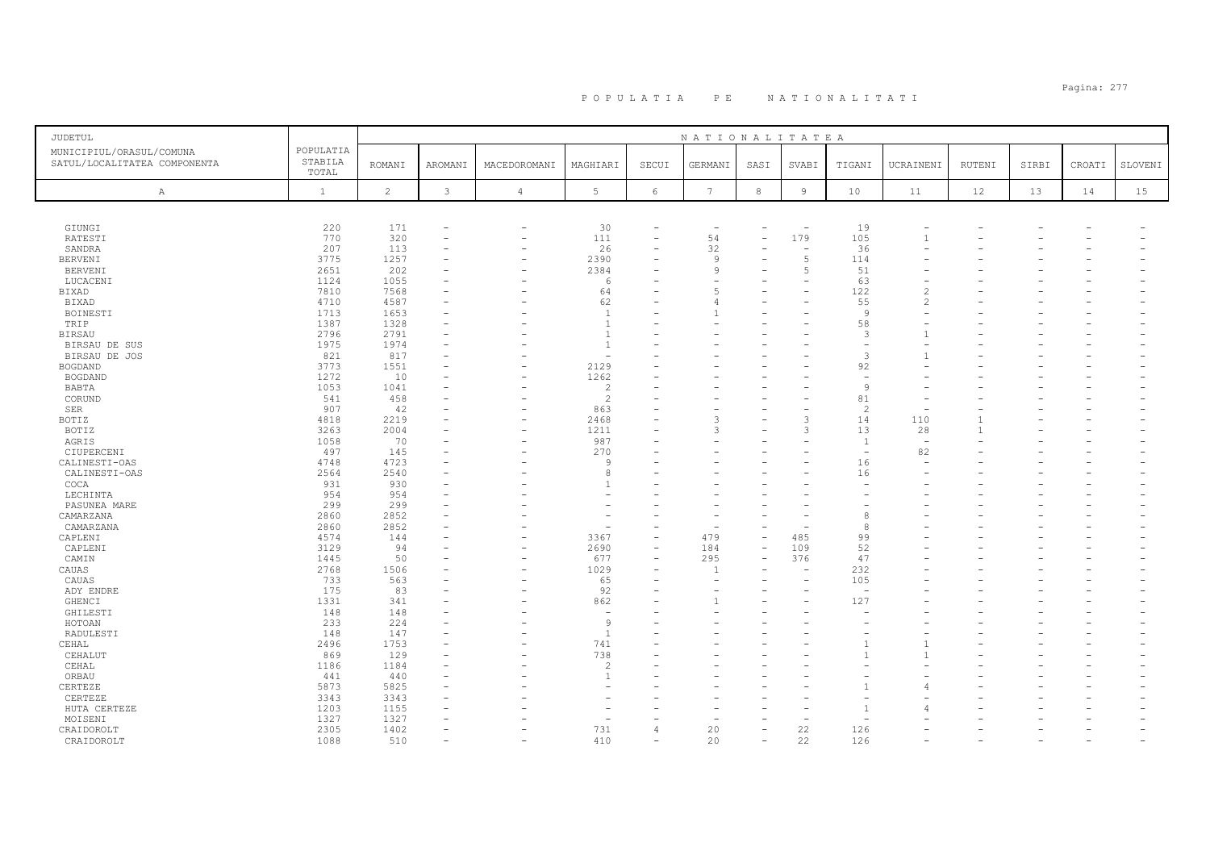# P O P U L A T I A   P E   N A T I O N A L I T A T I

| JUDETUL MUNICIPIUL/ORASUL/COMUNA SATUL/LOCALITATEA COMPONENTA | POPULATIA STABILA TOTAL | NATIONALITATEA | | | | | | | | | | | | | | |
|---|---|---|---|---|---|---|---|---|---|---|---|---|---|---|---|---|
| | | ROMANI | AROMANI | MACEDOROMANI | MAGHIARI | SECUI | GERMANI | SASI | SVABI | TIGANI | UCRAINENI | RUTENI | SIRBI | CROATI | SLOVENI |
| A | 1 | 2 | 3 | 4 | 5 | 6 | 7 | 8 | 9 | 10 | 11 | 12 | 13 | 14 | 15 |
| GIUNGI | 220 | 171 | - | - | 30 | - | - | - | - | 19 | - | - | - | - | - |
| RATESTI | 770 | 320 | - | - | 111 | - | 54 | - | 179 | 105 | 1 | - | - | - | - |
| SANDRA | 207 | 113 | - | - | 26 | - | 32 | - | - | 36 | - | - | - | - | - |
| BERVENI | 3775 | 1257 | - | - | 2390 | - | 9 | - | 5 | 114 | - | - | - | - | - |
| BERVENI | 2651 | 202 | - | - | 2384 | - | 9 | - | 5 | 51 | - | - | - | - | - |
| LUCACENI | 1124 | 1055 | - | - | 6 | - | - | - | - | 63 | - | - | - | - | - |
| BIXAD | 7810 | 7568 | - | - | 64 | - | 5 | - | - | 122 | 2 | - | - | - | - |
| BIXAD | 4710 | 4587 | - | - | 62 | - | 4 | - | - | 55 | 2 | - | - | - | - |
| BOINESTI | 1713 | 1653 | - | - | 1 | - | 1 | - | - | 9 | - | - | - | - | - |
| TRIP | 1387 | 1328 | - | - | 1 | - | - | - | - | 58 | - | - | - | - | - |
| BIRSAU | 2796 | 2791 | - | - | 1 | - | - | - | - | 3 | 1 | - | - | - | - |
| BIRSAU DE SUS | 1975 | 1974 | - | - | 1 | - | - | - | - | - | - | - | - | - | - |
| BIRSAU DE JOS | 821 | 817 | - | - | - | - | - | - | - | 3 | 1 | - | - | - | - |
| BOGDAND | 3773 | 1551 | - | - | 2129 | - | - | - | - | 92 | - | - | - | - | - |
| BOGDAND | 1272 | 10 | - | - | 1262 | - | - | - | - | - | - | - | - | - | - |
| BABTA | 1053 | 1041 | - | - | 2 | - | - | - | - | 9 | - | - | - | - | - |
| CORUND | 541 | 458 | - | - | 2 | - | - | - | - | 81 | - | - | - | - | - |
| SER | 907 | 42 | - | - | 863 | - | - | - | - | 2 | - | - | - | - | - |
| BOTIZ | 4818 | 2219 | - | - | 2468 | - | 3 | - | 3 | 14 | 110 | 1 | - | - | - |
| BOTIZ | 3263 | 2004 | - | - | 1211 | - | 3 | - | 3 | 13 | 28 | 1 | - | - | - |
| AGRIS | 1058 | 70 | - | - | 987 | - | - | - | - | 1 | - | - | - | - | - |
| CIUPERCENI | 497 | 145 | - | - | 270 | - | - | - | - | - | 82 | - | - | - | - |
| CALINESTI-OAS | 4748 | 4723 | - | - | 9 | - | - | - | - | 16 | - | - | - | - | - |
| CALINESTI-OAS | 2564 | 2540 | - | - | 8 | - | - | - | - | 16 | - | - | - | - | - |
| COCA | 931 | 930 | - | - | 1 | - | - | - | - | - | - | - | - | - | - |
| LECHINTA | 954 | 954 | - | - | - | - | - | - | - | - | - | - | - | - | - |
| PASUNEA MARE | 299 | 299 | - | - | - | - | - | - | - | - | - | - | - | - | - |
| CAMARZANA | 2860 | 2852 | - | - | - | - | - | - | - | 8 | - | - | - | - | - |
| CAMARZANA | 2860 | 2852 | - | - | - | - | - | - | - | 8 | - | - | - | - | - |
| CAPLENI | 4574 | 144 | - | - | 3367 | - | 479 | - | 485 | 99 | - | - | - | - | - |
| CAPLENI | 3129 | 94 | - | - | 2690 | - | 184 | - | 109 | 52 | - | - | - | - | - |
| CAMIN | 1445 | 50 | - | - | 677 | - | 295 | - | 376 | 47 | - | - | - | - | - |
| CAUAS | 2768 | 1506 | - | - | 1029 | - | 1 | - | - | 232 | - | - | - | - | - |
| CAUAS | 733 | 563 | - | - | 65 | - | - | - | - | 105 | - | - | - | - | - |
| ADY ENDRE | 175 | 83 | - | - | 92 | - | - | - | - | - | - | - | - | - | - |
| GHENCI | 1331 | 341 | - | - | 862 | - | 1 | - | - | 127 | - | - | - | - | - |
| GHILESTI | 148 | 148 | - | - | - | - | - | - | - | - | - | - | - | - | - |
| HOTOAN | 233 | 224 | - | - | 9 | - | - | - | - | - | - | - | - | - | - |
| RADULESTI | 148 | 147 | - | - | 1 | - | - | - | - | - | - | - | - | - | - |
| CEHAL | 2496 | 1753 | - | - | 741 | - | - | - | - | 1 | 1 | - | - | - | - |
| CEHALUT | 869 | 129 | - | - | 738 | - | - | - | - | 1 | 1 | - | - | - | - |
| CEHAL | 1186 | 1184 | - | - | 2 | - | - | - | - | - | - | - | - | - | - |
| ORBAU | 441 | 440 | - | - | 1 | - | - | - | - | - | - | - | - | - | - |
| CERTEZE | 5873 | 5825 | - | - | - | - | - | - | - | 1 | 4 | - | - | - | - |
| CERTEZE | 3343 | 3343 | - | - | - | - | - | - | - | - | - | - | - | - | - |
| HUTA CERTEZE | 1203 | 1155 | - | - | - | - | - | - | - | 1 | 4 | - | - | - | - |
| MOISENI | 1327 | 1327 | - | - | - | - | - | - | - | - | - | - | - | - | - |
| CRAIDOROLT | 2305 | 1402 | - | - | 731 | 4 | 20 | - | 22 | 126 | - | - | - | - | - |
| CRAIDOROLT | 1088 | 510 | - | - | 410 | - | 20 | - | 22 | 126 | - | - | - | - | - |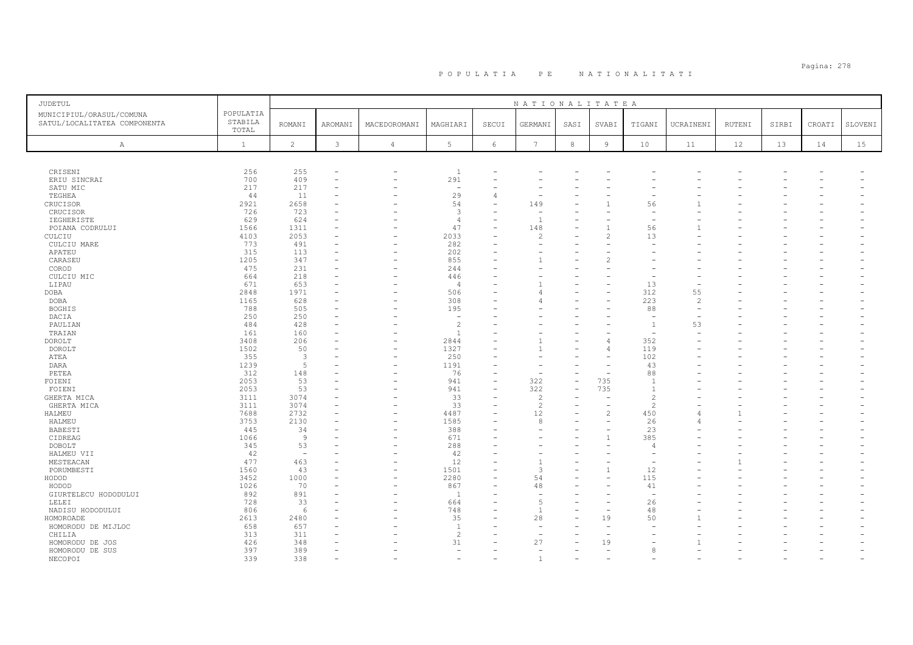# POPULATIA PE NATIONALITATI

| JUDETUL<br>MUNICIPIUL/ORASUL/COMUNA<br>SATUL/LOCALITATEA COMPONENTA | POPULATIA STABILA TOTAL | NATIONALITATEA | | | | | | | | | | | | | |
|---|---|---|---|---|---|---|---|---|---|---|---|---|---|---|---|
| | | ROMANI | AROMANI | MACEDOROMANI | MAGHIARI | SECUI | GERMANI | SASI | SVABI | TIGANI | UCRAINENI | RUTENI | SIRBI | CROATI | SLOVENI |
| A | 1 | 2 | 3 | 4 | 5 | 6 | 7 | 8 | 9 | 10 | 11 | 12 | 13 | 14 | 15 |
| CRISENI | 256 | 255 | - | - | 1 | - | - | - | - | - | - | - | - | - | - |
| ERIU SINCRAI | 700 | 409 | - | - | 291 | - | - | - | - | - | - | - | - | - | - |
| SATU MIC | 217 | 217 | - | - | - | - | - | - | - | - | - | - | - | - | - |
| TEGHEA | 44 | 11 | - | - | 29 | 4 | - | - | - | - | - | - | - | - | - |
| CRUCISOR | 2921 | 2658 | - | - | 54 | - | 149 | - | 1 | 56 | 1 | - | - | - | - |
| CRUCISOR | 726 | 723 | - | - | 3 | - | - | - | - | - | - | - | - | - | - |
| IEGHERISTE | 629 | 624 | - | - | 4 | - | 1 | - | - | - | - | - | - | - | - |
| POIANA CODRULUI | 1566 | 1311 | - | - | 47 | - | 148 | - | 1 | 56 | 1 | - | - | - | - |
| CULCIU | 4103 | 2053 | - | - | 2033 | - | 2 | - | 2 | 13 | - | - | - | - | - |
| CULCIU MARE | 773 | 491 | - | - | 282 | - | - | - | - | - | - | - | - | - | - |
| APATEU | 315 | 113 | - | - | 202 | - | - | - | - | - | - | - | - | - | - |
| CARASEU | 1205 | 347 | - | - | 855 | - | 1 | - | 2 | - | - | - | - | - | - |
| COROD | 475 | 231 | - | - | 244 | - | - | - | - | - | - | - | - | - | - |
| CULCIU MIC | 664 | 218 | - | - | 446 | - | - | - | - | - | - | - | - | - | - |
| LIPAU | 671 | 653 | - | - | 4 | - | 1 | - | - | 13 | - | - | - | - | - |
| DOBA | 2848 | 1971 | - | - | 506 | - | 4 | - | - | 312 | 55 | - | - | - | - |
| DOBA | 1165 | 628 | - | - | 308 | - | 4 | - | - | 223 | 2 | - | - | - | - |
| BOGHIS | 788 | 505 | - | - | 195 | - | - | - | - | 88 | - | - | - | - | - |
| DACIA | 250 | 250 | - | - | - | - | - | - | - | - | - | - | - | - | - |
| PAULIAN | 484 | 428 | - | - | 2 | - | - | - | - | 1 | 53 | - | - | - | - |
| TRAIAN | 161 | 160 | - | - | 1 | - | - | - | - | - | - | - | - | - | - |
| DOROLT | 3408 | 206 | - | - | 2844 | - | 1 | - | 4 | 352 | - | - | - | - | - |
| DOROLT | 1502 | 50 | - | - | 1327 | - | 1 | - | 4 | 119 | - | - | - | - | - |
| ATEA | 355 | 3 | - | - | 250 | - | - | - | - | 102 | - | - | - | - | - |
| DARA | 1239 | 5 | - | - | 1191 | - | - | - | - | 43 | - | - | - | - | - |
| PETEA | 312 | 148 | - | - | 76 | - | - | - | - | 88 | - | - | - | - | - |
| FOIENI | 2053 | 53 | - | - | 941 | - | 322 | - | 735 | 1 | - | - | - | - | - |
| FOIENI | 2053 | 53 | - | - | 941 | - | 322 | - | 735 | 1 | - | - | - | - | - |
| GHERTA MICA | 3111 | 3074 | - | - | 33 | - | 2 | - | - | 2 | - | - | - | - | - |
| GHERTA MICA | 3111 | 3074 | - | - | 33 | - | 2 | - | - | 2 | - | - | - | - | - |
| HALMEU | 7688 | 2732 | - | - | 4487 | - | 12 | - | 2 | 450 | 4 | 1 | - | - | - |
| HALMEU | 3753 | 2130 | - | - | 1585 | - | 8 | - | - | 26 | 4 | - | - | - | - |
| BABESTI | 445 | 34 | - | - | 388 | - | - | - | - | 23 | - | - | - | - | - |
| CIDREAG | 1066 | 9 | - | - | 671 | - | - | - | 1 | 385 | - | - | - | - | - |
| DOBOLT | 345 | 53 | - | - | 288 | - | - | - | - | 4 | - | - | - | - | - |
| HALMEU VII | 42 | - | - | - | 42 | - | - | - | - | - | - | - | - | - | - |
| MESTEACAN | 477 | 463 | - | - | 12 | - | 1 | - | - | - | - | 1 | - | - | - |
| PORUMBESTI | 1560 | 43 | - | - | 1501 | - | 3 | - | 1 | 12 | - | - | - | - | - |
| HODOD | 3452 | 1000 | - | - | 2280 | - | 54 | - | - | 115 | - | - | - | - | - |
| HODOD | 1026 | 70 | - | - | 867 | - | 48 | - | - | 41 | - | - | - | - | - |
| GIURTELECU HODODULUI | 892 | 891 | - | - | 1 | - | - | - | - | - | - | - | - | - | - |
| LELEI | 728 | 33 | - | - | 664 | - | 5 | - | - | 26 | - | - | - | - | - |
| NADISU HODODULUI | 806 | 6 | - | - | 748 | - | 1 | - | - | 48 | - | - | - | - | - |
| HOMOROADE | 2613 | 2480 | - | - | 35 | - | 28 | - | 19 | 50 | 1 | - | - | - | - |
| HOMORODU DE MIJLOC | 658 | 657 | - | - | 1 | - | - | - | - | - | - | - | - | - | - |
| CHILIA | 313 | 311 | - | - | 2 | - | - | - | - | - | - | - | - | - | - |
| HOMORODU DE JOS | 426 | 348 | - | - | 31 | - | 27 | - | 19 | - | 1 | - | - | - | - |
| HOMORODU DE SUS | 397 | 389 | - | - | - | - | - | - | - | 8 | - | - | - | - | - |
| NECOPOI | 339 | 338 | - | - | - | - | 1 | - | - | - | - | - | - | - | - |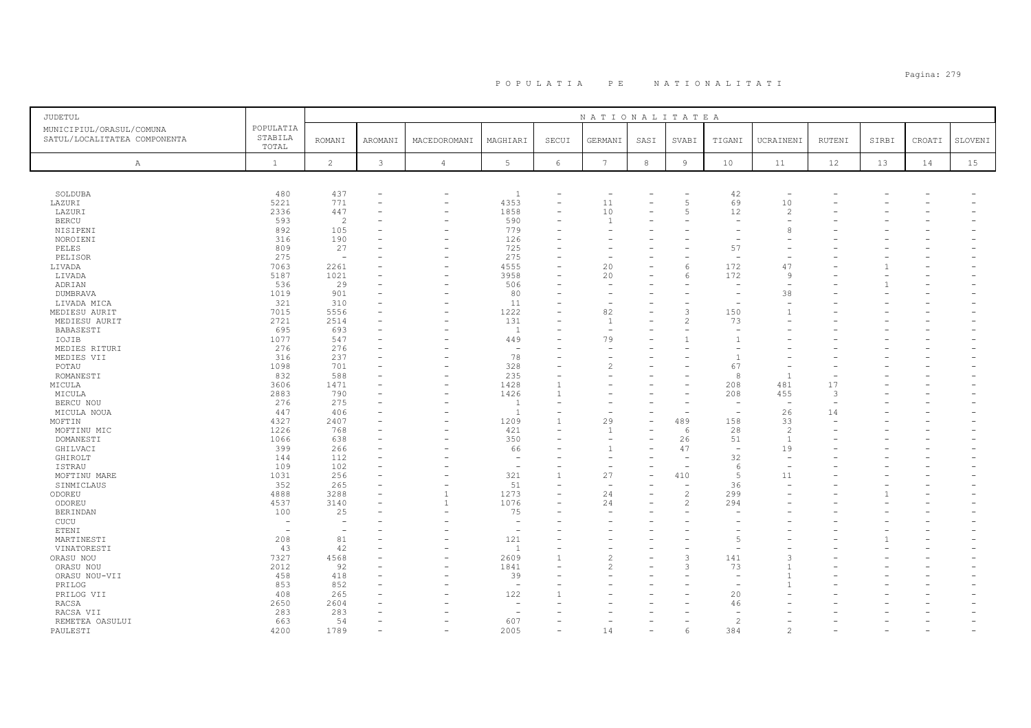# P O P U L A T I A   P E   N A T I O N A L I T A T I

| JUDETUL<br>MUNICIPIUL/ORASUL/COMUNA<br>SATUL/LOCALITATEA COMPONENTA | POPULATIA STABILA TOTAL | NATIONALITATEA | | | | | | | | | | | | | |
|---|---|---|---|---|---|---|---|---|---|---|---|---|---|---|---|
| | | ROMANI | AROMANI | MACEDOROMANI | MAGHIARI | SECUI | GERMANI | SASI | SVABI | TIGANI | UCRAINENI | RUTENI | SIRBI | CROATI | SLOVENI |
| A | 1 | 2 | 3 | 4 | 5 | 6 | 7 | 8 | 9 | 10 | 11 | 12 | 13 | 14 | 15 |
| SOLDUBA | 480 | 437 | - | - | 1 | - | - | - | - | 42 | - | - | - | - | - |
| LAZURI | 5221 | 771 | - | - | 4353 | - | 11 | - | 5 | 69 | 10 | - | - | - | - |
| LAZURI | 2336 | 447 | - | - | 1858 | - | 10 | - | 5 | 12 | 2 | - | - | - | - |
| BERCU | 593 | 2 | - | - | 590 | - | 1 | - | - | - | - | - | - | - | - |
| NISIPENI | 892 | 105 | - | - | 779 | - | - | - | - | - | 8 | - | - | - | - |
| NOROIENI | 316 | 190 | - | - | 126 | - | - | - | - | - | - | - | - | - | - |
| PELES | 809 | 27 | - | - | 725 | - | - | - | - | 57 | - | - | - | - | - |
| PELISOR | 275 | - | - | - | 275 | - | - | - | - | - | - | - | - | - | - |
| LIVADA | 7063 | 2261 | - | - | 4555 | - | 20 | - | 6 | 172 | 47 | - | 1 | - | - |
| LIVADA | 5187 | 1021 | - | - | 3958 | - | 20 | - | 6 | 172 | 9 | - | - | - | - |
| ADRIAN | 536 | 29 | - | - | 506 | - | - | - | - | - | - | - | 1 | - | - |
| DUMBRAVA | 1019 | 901 | - | - | 80 | - | - | - | - | - | 38 | - | - | - | - |
| LIVADA MICA | 321 | 310 | - | - | 11 | - | - | - | - | - | - | - | - | - | - |
| MEDIESU AURIT | 7015 | 5556 | - | - | 1222 | - | 82 | - | 3 | 150 | 1 | - | - | - | - |
| MEDIESU AURIT | 2721 | 2514 | - | - | 131 | - | 1 | - | 2 | 73 | - | - | - | - | - |
| BABASESTI | 695 | 693 | - | - | 1 | - | - | - | - | - | - | - | - | - | - |
| IOJIB | 1077 | 547 | - | - | 449 | - | 79 | - | 1 | 1 | - | - | - | - | - |
| MEDIES RITURI | 276 | 276 | - | - | - | - | - | - | - | - | - | - | - | - | - |
| MEDIES VII | 316 | 237 | - | - | 78 | - | - | - | - | 1 | - | - | - | - | - |
| POTAU | 1098 | 701 | - | - | 328 | - | 2 | - | - | 67 | - | - | - | - | - |
| ROMANESTI | 832 | 588 | - | - | 235 | - | - | - | - | 8 | 1 | - | - | - | - |
| MICULA | 3606 | 1471 | - | - | 1428 | 1 | - | - | - | 208 | 481 | 17 | - | - | - |
| MICULA | 2883 | 790 | - | - | 1426 | 1 | - | - | - | 208 | 455 | 3 | - | - | - |
| BERCU NOU | 276 | 275 | - | - | 1 | - | - | - | - | - | - | - | - | - | - |
| MICULA NOUA | 447 | 406 | - | - | 1 | - | - | - | - | - | 26 | 14 | - | - | - |
| MOFTIN | 4327 | 2407 | - | - | 1209 | 1 | 29 | - | 489 | 158 | 33 | - | - | - | - |
| MOFTINU MIC | 1226 | 768 | - | - | 421 | - | 1 | - | 6 | 28 | 2 | - | - | - | - |
| DOMANESTI | 1066 | 638 | - | - | 350 | - | - | - | 26 | 51 | 1 | - | - | - | - |
| GHILVACI | 399 | 266 | - | - | 66 | - | 1 | - | 47 | - | 19 | - | - | - | - |
| GHIROLT | 144 | 112 | - | - | - | - | - | - | - | 32 | - | - | - | - | - |
| ISTRAU | 109 | 102 | - | - | - | - | - | - | - | 6 | - | - | - | - | - |
| MOFTINU MARE | 1031 | 256 | - | - | 321 | 1 | 27 | - | 410 | 5 | 11 | - | - | - | - |
| SINMICLAUS | 352 | 265 | - | - | 51 | - | - | - | - | 36 | - | - | - | - | - |
| ODOREU | 4888 | 3288 | - | 1 | 1273 | - | 24 | - | 2 | 299 | - | - | 1 | - | - |
| ODOREU | 4537 | 3140 | - | 1 | 1076 | - | 24 | - | 2 | 294 | - | - | - | - | - |
| BERINDAN | 100 | 25 | - | - | 75 | - | - | - | - | - | - | - | - | - | - |
| CUCU | - | - | - | - | - | - | - | - | - | - | - | - | - | - | - |
| ETENI | - | - | - | - | - | - | - | - | - | - | - | - | - | - | - |
| MARTINESTI | 208 | 81 | - | - | 121 | - | - | - | - | 5 | - | - | 1 | - | - |
| VINATORESTI | 43 | 42 | - | - | 1 | - | - | - | - | - | - | - | - | - | - |
| ORASU NOU | 7327 | 4568 | - | - | 2609 | 1 | 2 | - | 3 | 141 | 3 | - | - | - | - |
| ORASU NOU | 2012 | 92 | - | - | 1841 | - | 2 | - | 3 | 73 | 1 | - | - | - | - |
| ORASU NOU-VII | 458 | 418 | - | - | 39 | - | - | - | - | - | 1 | - | - | - | - |
| PRILOG | 853 | 852 | - | - | - | - | - | - | - | - | 1 | - | - | - | - |
| PRILOG VII | 408 | 265 | - | - | 122 | 1 | - | - | - | 20 | - | - | - | - | - |
| RACSA | 2650 | 2604 | - | - | - | - | - | - | - | 46 | - | - | - | - | - |
| RACSA VII | 283 | 283 | - | - | - | - | - | - | - | - | - | - | - | - | - |
| REMETEA OASULUI | 663 | 54 | - | - | 607 | - | - | - | - | 2 | - | - | - | - | - |
| PAULESTI | 4200 | 1789 | - | - | 2005 | - | 14 | - | 6 | 384 | 2 | - | - | - | - |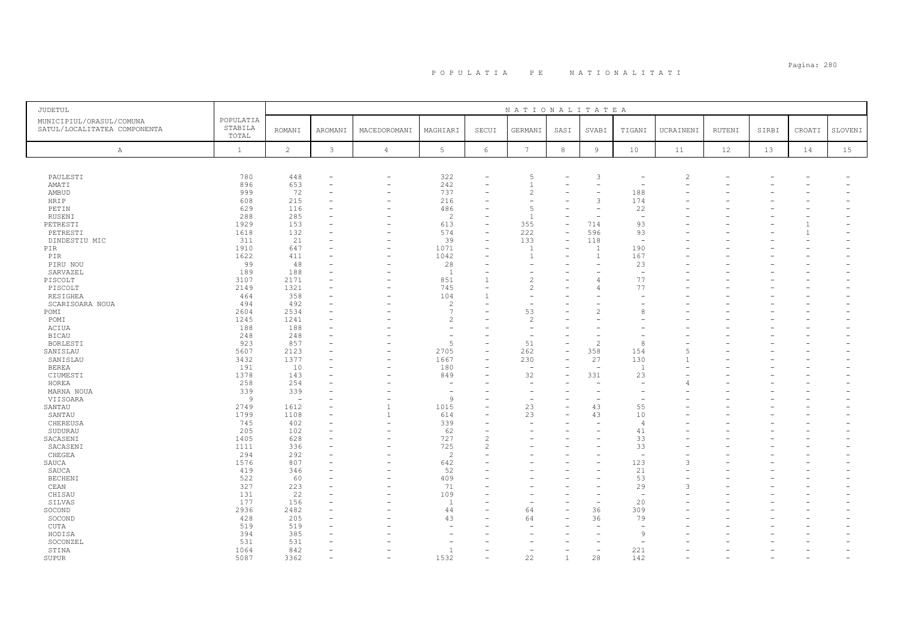# P O P U L A T I A   P E   N A T I O N A L I T A T I

| JUDETUL<br>MUNICIPIUL/ORASUL/COMUNA<br>SATUL/LOCALITATEA COMPONENTA | POPULATIA STABILA TOTAL | NATIONALITATEA | | | | | | | | | | | | | | |
|---|---|---|---|---|---|---|---|---|---|---|---|---|---|---|---|---|
| | | ROMANI | AROMANI | MACEDOROMANI | MAGHIARI | SECUI | GERMANI | SASI | SVABI | TIGANI | UCRAINENI | RUTENI | SIRBI | CROATI | SLOVENI |
| A | 1 | 2 | 3 | 4 | 5 | 6 | 7 | 8 | 9 | 10 | 11 | 12 | 13 | 14 | 15 |
| PAULESTI | 780 | 448 | - | - | 322 | - | 5 | - | 3 | - | 2 | - | - | - | - |
| AMATI | 896 | 653 | - | - | 242 | - | 1 | - | - | - | - | - | - | - | - |
| AMBUD | 999 | 72 | - | - | 737 | - | 2 | - | - | 188 | - | - | - | - | - |
| HRIP | 608 | 215 | - | - | 216 | - | - | - | 3 | 174 | - | - | - | - | - |
| PETIN | 629 | 116 | - | - | 486 | - | 5 | - | - | 22 | - | - | - | - | - |
| RUSENI | 288 | 285 | - | - | 2 | - | 1 | - | - | - | - | - | - | - | - |
| PETRESTI | 1929 | 153 | - | - | 613 | - | 355 | - | 714 | 93 | - | - | - | 1 | - |
| PETRESTI | 1618 | 132 | - | - | 574 | - | 222 | - | 596 | 93 | - | - | - | 1 | - |
| DINDESTIU MIC | 311 | 21 | - | - | 39 | - | 133 | - | 118 | - | - | - | - | - | - |
| PIR | 1910 | 647 | - | - | 1071 | - | 1 | - | 1 | 190 | - | - | - | - | - |
| PIR | 1622 | 411 | - | - | 1042 | - | 1 | - | 1 | 167 | - | - | - | - | - |
| PIRU NOU | 99 | 48 | - | - | 28 | - | - | - | - | 23 | - | - | - | - | - |
| SARVAZEL | 189 | 188 | - | - | 1 | - | - | - | - | - | - | - | - | - | - |
| PISCOLT | 3107 | 2171 | - | - | 851 | 1 | 2 | - | 4 | 77 | - | - | - | - | - |
| PISCOLT | 2149 | 1321 | - | - | 745 | - | 2 | - | 4 | 77 | - | - | - | - | - |
| RESIGHEA | 464 | 358 | - | - | 104 | 1 | - | - | - | - | - | - | - | - | - |
| SCARISOARA NOUA | 494 | 492 | - | - | 2 | - | - | - | - | - | - | - | - | - | - |
| POMI | 2604 | 2534 | - | - | 7 | - | 53 | - | 2 | 8 | - | - | - | - | - |
| POMI | 1245 | 1241 | - | - | 2 | - | 2 | - | - | - | - | - | - | - | - |
| ACIUA | 188 | 188 | - | - | - | - | - | - | - | - | - | - | - | - | - |
| BICAU | 248 | 248 | - | - | - | - | - | - | - | - | - | - | - | - | - |
| BORLESTI | 923 | 857 | - | - | 5 | - | 51 | - | 2 | 8 | - | - | - | - | - |
| SANISLAU | 5607 | 2123 | - | - | 2705 | - | 262 | - | 358 | 154 | 5 | - | - | - | - |
| SANISLAU | 3432 | 1377 | - | - | 1667 | - | 230 | - | 27 | 130 | 1 | - | - | - | - |
| BEREA | 191 | 10 | - | - | 180 | - | - | - | - | 1 | - | - | - | - | - |
| CIUMESTI | 1378 | 143 | - | - | 849 | - | 32 | - | 331 | 23 | - | - | - | - | - |
| HOREA | 258 | 254 | - | - | - | - | - | - | - | - | 4 | - | - | - | - |
| MARNA NOUA | 339 | 339 | - | - | - | - | - | - | - | - | - | - | - | - | - |
| VIISOARA | 9 | - | - | - | 9 | - | - | - | - | - | - | - | - | - | - |
| SANTAU | 2749 | 1612 | - | 1 | 1015 | - | 23 | - | 43 | 55 | - | - | - | - | - |
| SANTAU | 1799 | 1108 | - | 1 | 614 | - | 23 | - | 43 | 10 | - | - | - | - | - |
| CHEREUSA | 745 | 402 | - | - | 339 | - | - | - | - | 4 | - | - | - | - | - |
| SUDURAU | 205 | 102 | - | - | 62 | - | - | - | - | 41 | - | - | - | - | - |
| SACASENI | 1405 | 628 | - | - | 727 | 2 | - | - | - | 33 | - | - | - | - | - |
| SACASENI | 1111 | 336 | - | - | 725 | 2 | - | - | - | 33 | - | - | - | - | - |
| CHEGEA | 294 | 292 | - | - | 2 | - | - | - | - | - | - | - | - | - | - |
| SAUCA | 1576 | 807 | - | - | 642 | - | - | - | - | 123 | 3 | - | - | - | - |
| SAUCA | 419 | 346 | - | - | 52 | - | - | - | - | 21 | - | - | - | - | - |
| BECHENI | 522 | 60 | - | - | 409 | - | - | - | - | 53 | - | - | - | - | - |
| CEAN | 327 | 223 | - | - | 71 | - | - | - | - | 29 | 3 | - | - | - | - |
| CHISAU | 131 | 22 | - | - | 109 | - | - | - | - | - | - | - | - | - | - |
| SILVAS | 177 | 156 | - | - | 1 | - | - | - | - | 20 | - | - | - | - | - |
| SOCOND | 2936 | 2482 | - | - | 44 | - | 64 | - | 36 | 309 | - | - | - | - | - |
| SOCOND | 428 | 205 | - | - | 43 | - | 64 | - | 36 | 79 | - | - | - | - | - |
| CUTA | 519 | 519 | - | - | - | - | - | - | - | - | - | - | - | - | - |
| HODISA | 394 | 385 | - | - | - | - | - | - | - | 9 | - | - | - | - | - |
| SOCONZEL | 531 | 531 | - | - | - | - | - | - | - | - | - | - | - | - | - |
| STINA | 1064 | 842 | - | - | 1 | - | - | - | - | 221 | - | - | - | - | - |
| SUPUR | 5087 | 3362 | - | - | 1532 | - | 22 | 1 | 28 | 142 | - | - | - | - | - |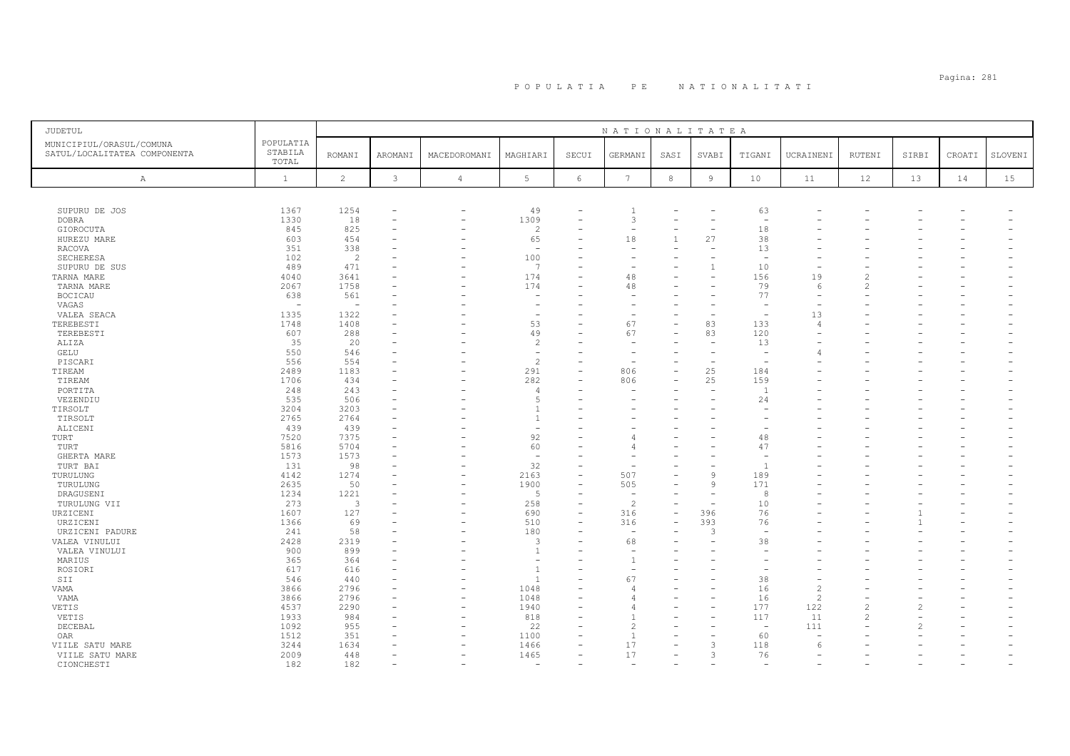# P O P U L A T I A   P E   N A T I O N A L I T A T I

| JUDETUL<br>MUNICIPIUL/ORASUL/COMUNA<br>SATUL/LOCALITATEA COMPONENTA | POPULATIA STABILA TOTAL | NATIONALITATEA | | | | | | | | | | | | | | |
|---|---|---|---|---|---|---|---|---|---|---|---|---|---|---|---|---|
| | | ROMANI | AROMANI | MACEDOROMANI | MAGHIARI | SECUI | GERMANI | SASI | SVABI | TIGANI | UCRAINENI | RUTENI | SIRBI | CROATI | SLOVENI |
| A | 1 | 2 | 3 | 4 | 5 | 6 | 7 | 8 | 9 | 10 | 11 | 12 | 13 | 14 | 15 |
| SUPURU DE JOS | 1367 | 1254 | - | - | 49 | - | 1 | - | - | 63 | - | - | - | - | - |
| DOBRA | 1330 | 18 | - | - | 1309 | - | 3 | - | - | - | - | - | - | - | - |
| GIOROCUTA | 845 | 825 | - | - | 2 | - | - | - | - | 18 | - | - | - | - | - |
| HUREZU MARE | 603 | 454 | - | - | 65 | - | 18 | 1 | 27 | 38 | - | - | - | - | - |
| RACOVA | 351 | 338 | - | - | - | - | - | - | - | 13 | - | - | - | - | - |
| SECHERESA | 102 | 2 | - | - | 100 | - | - | - | - | - | - | - | - | - | - |
| SUPURU DE SUS | 489 | 471 | - | - | 7 | - | - | - | 1 | 10 | - | - | - | - | - |
| TARNA MARE | 4040 | 3641 | - | - | 174 | - | 48 | - | - | 156 | 19 | 2 | - | - | - |
| TARNA MARE | 2067 | 1758 | - | - | 174 | - | 48 | - | - | 79 | 6 | 2 | - | - | - |
| BOCICAU | 638 | 561 | - | - | - | - | - | - | - | 77 | - | - | - | - | - |
| VAGAS | - | - | - | - | - | - | - | - | - | - | - | - | - | - | - |
| VALEA SEACA | 1335 | 1322 | - | - | - | - | - | - | - | - | 13 | - | - | - | - |
| TEREBESTI | 1748 | 1408 | - | - | 53 | - | 67 | - | 83 | 133 | 4 | - | - | - | - |
| TEREBESTI | 607 | 288 | - | - | 49 | - | 67 | - | 83 | 120 | - | - | - | - | - |
| ALIZA | 35 | 20 | - | - | 2 | - | - | - | - | 13 | - | - | - | - | - |
| GELU | 550 | 546 | - | - | - | - | - | - | - | - | 4 | - | - | - | - |
| PISCARI | 556 | 554 | - | - | 2 | - | - | - | - | - | - | - | - | - | - |
| TIREAM | 2489 | 1183 | - | - | 291 | - | 806 | - | 25 | 184 | - | - | - | - | - |
| TIREAM | 1706 | 434 | - | - | 282 | - | 806 | - | 25 | 159 | - | - | - | - | - |
| PORTITA | 248 | 243 | - | - | 4 | - | - | - | - | 1 | - | - | - | - | - |
| VEZENDIU | 535 | 506 | - | - | 5 | - | - | - | - | 24 | - | - | - | - | - |
| TIRSOLT | 3204 | 3203 | - | - | 1 | - | - | - | - | - | - | - | - | - | - |
| TIRSOLT | 2765 | 2764 | - | - | 1 | - | - | - | - | - | - | - | - | - | - |
| ALICENI | 439 | 439 | - | - | - | - | - | - | - | - | - | - | - | - | - |
| TURT | 7520 | 7375 | - | - | 92 | - | 4 | - | - | 48 | - | - | - | - | - |
| TURT | 5816 | 5704 | - | - | 60 | - | 4 | - | - | 47 | - | - | - | - | - |
| GHERTA MARE | 1573 | 1573 | - | - | - | - | - | - | - | - | - | - | - | - | - |
| TURT BAI | 131 | 98 | - | - | 32 | - | - | - | - | 1 | - | - | - | - | - |
| TURULUNG | 4142 | 1274 | - | - | 2163 | - | 507 | - | 9 | 189 | - | - | - | - | - |
| TURULUNG | 2635 | 50 | - | - | 1900 | - | 505 | - | 9 | 171 | - | - | - | - | - |
| DRAGUSENI | 1234 | 1221 | - | - | 5 | - | - | - | - | 8 | - | - | - | - | - |
| TURULUNG VII | 273 | 3 | - | - | 258 | - | 2 | - | - | 10 | - | - | - | - | - |
| URZICENI | 1607 | 127 | - | - | 690 | - | 316 | - | 396 | 76 | - | - | 1 | - | - |
| URZICENI | 1366 | 69 | - | - | 510 | - | 316 | - | 393 | 76 | - | - | 1 | - | - |
| URZICENI PADURE | 241 | 58 | - | - | 180 | - | - | - | 3 | - | - | - | - | - | - |
| VALEA VINULUI | 2428 | 2319 | - | - | 3 | - | 68 | - | - | 38 | - | - | - | - | - |
| VALEA VINULUI | 900 | 899 | - | - | 1 | - | - | - | - | - | - | - | - | - | - |
| MARIUS | 365 | 364 | - | - | - | - | 1 | - | - | - | - | - | - | - | - |
| ROSIORI | 617 | 616 | - | - | 1 | - | - | - | - | - | - | - | - | - | - |
| SII | 546 | 440 | - | - | 1 | - | 67 | - | - | 38 | - | - | - | - | - |
| VAMA | 3866 | 2796 | - | - | 1048 | - | 4 | - | - | 16 | 2 | - | - | - | - |
| VAMA | 3866 | 2796 | - | - | 1048 | - | 4 | - | - | 16 | 2 | - | - | - | - |
| VETIS | 4537 | 2290 | - | - | 1940 | - | 4 | - | - | 177 | 122 | 2 | 2 | - | - |
| VETIS | 1933 | 984 | - | - | 818 | - | 1 | - | - | 117 | 11 | 2 | - | - | - |
| DECEBAL | 1092 | 955 | - | - | 22 | - | 2 | - | - | - | 111 | - | 2 | - | - |
| OAR | 1512 | 351 | - | - | 1100 | - | 1 | - | - | 60 | - | - | - | - | - |
| VIILE SATU MARE | 3244 | 1634 | - | - | 1466 | - | 17 | - | 3 | 118 | 6 | - | - | - | - |
| VIILE SATU MARE | 2009 | 448 | - | - | 1465 | - | 17 | - | 3 | 76 | - | - | - | - | - |
| CIONCHESTI | 182 | 182 | - | - | - | - | - | - | - | - | - | - | - | - | - |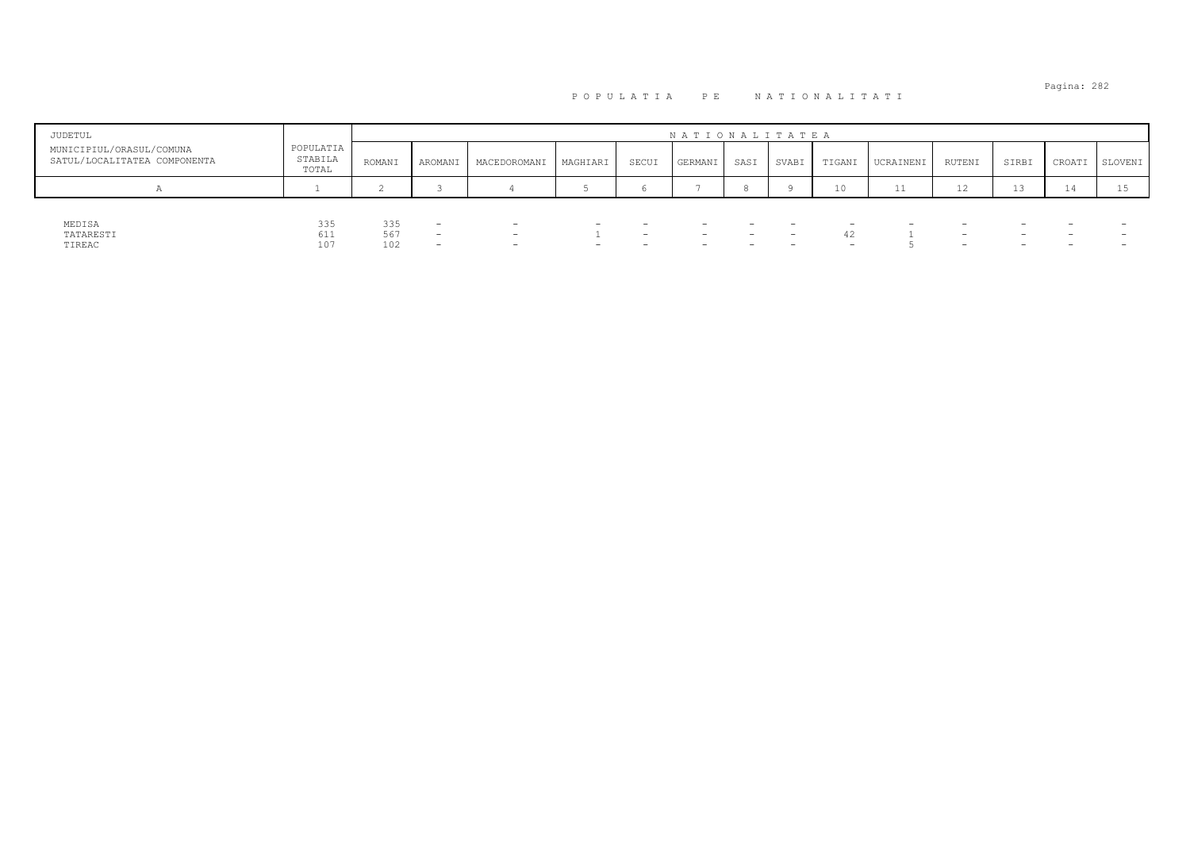POPULATIA PE NATIONALITATI

| JUDETUL<br>MUNICIPIUL/ORASUL/COMUNA<br>SATUL/LOCALITATEA COMPONENTA | POPULATIA STABILA TOTAL | NATIONALITATEA | | | | | | | | | | | | | |
|---|---|---|---|---|---|---|---|---|---|---|---|---|---|---|---|
| | | ROMANI | AROMANI | MACEDOROMANI | MAGHIARI | SECUI | GERMANI | SASI | SVABI | TIGANI | UCRAINENI | RUTENI | SIRBI | CROATI | SLOVENI |
| A | 1 | 2 | 3 | 4 | 5 | 6 | 7 | 8 | 9 | 10 | 11 | 12 | 13 | 14 | 15 |
| MEDISA | 335 | 335 | - | - | - | - | - | - | - | - | - | - | - | - | - |
| TATARESTI | 611 | 567 | - | - | 1 | - | - | - | - | 42 | 1 | - | - | - | - |
| TIREAC | 107 | 102 | - | - | - | - | - | - | - | - | 5 | - | - | - | - |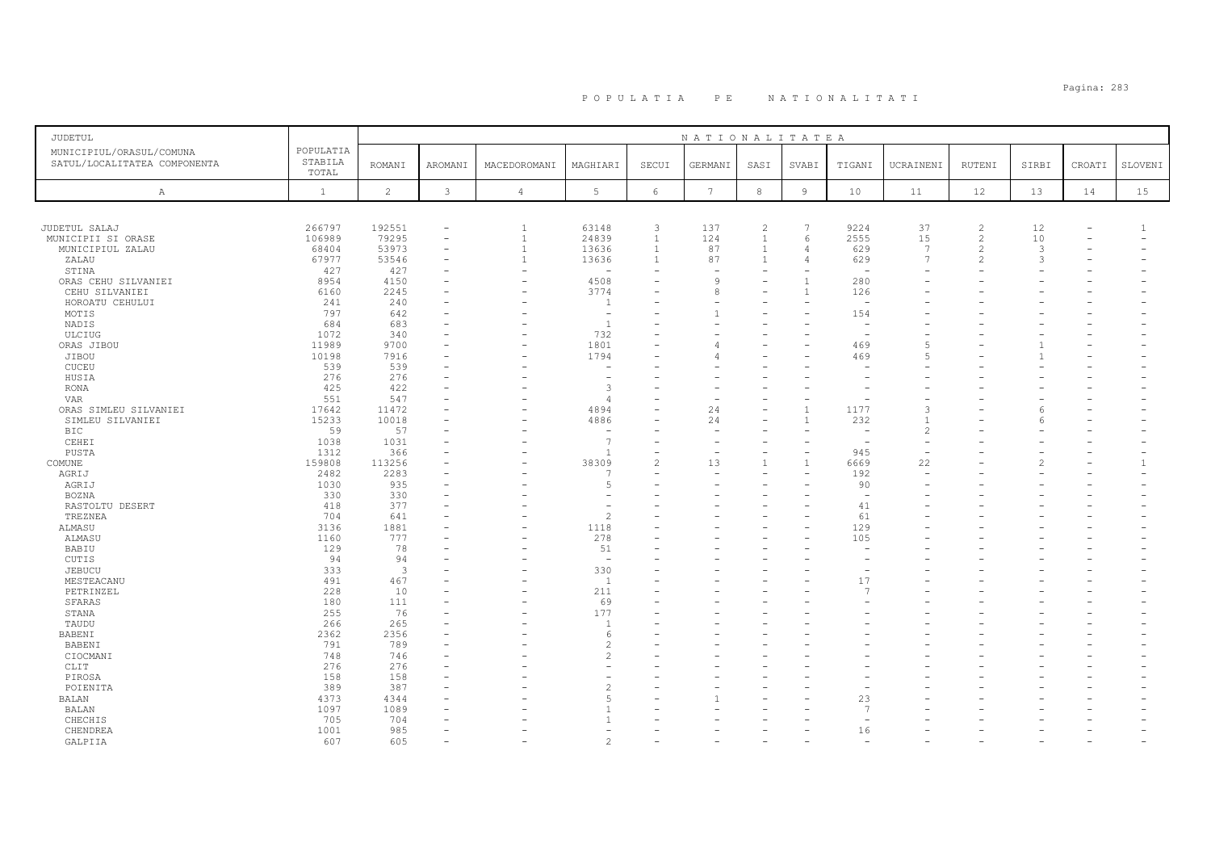# P O P U L A T I A   P E   N A T I O N A L I T A T I

| JUDETUL<br>MUNICIPIUL/ORASUL/COMUNA<br>SATUL/LOCALITATEA COMPONENTA | POPULATIA STABILA TOTAL | NATIONALITATEA | | | | | | | | | | | | | | |
|---|---|---|---|---|---|---|---|---|---|---|---|---|---|---|---|---|
| | | ROMANI | AROMANI | MACEDOROMANI | MAGHIARI | SECUI | GERMANI | SASI | SVABI | TIGANI | UCRAINENI | RUTENI | SIRBI | CROATI | SLOVENI |
| A | 1 | 2 | 3 | 4 | 5 | 6 | 7 | 8 | 9 | 10 | 11 | 12 | 13 | 14 | 15 |
| JUDETUL SALAJ | 266797 | 192551 | - | 1 | 63148 | 3 | 137 | 2 | 7 | 9224 | 37 | 2 | 12 | - | 1 |
| MUNICIPII SI ORASE | 106989 | 79295 | - | 1 | 24839 | 1 | 124 | 1 | 6 | 2555 | 15 | 2 | 10 | - | - |
| MUNICIPIUL ZALAU | 68404 | 53973 | - | 1 | 13636 | 1 | 87 | 1 | 4 | 629 | 7 | 2 | 3 | - | - |
| ZALAU | 67977 | 53546 | - | 1 | 13636 | 1 | 87 | 1 | 4 | 629 | 7 | 2 | 3 | - | - |
| STINA | 427 | 427 | - | - | - | - | - | - | - | - | - | - | - | - | - |
| ORAS CEHU SILVANIEI | 8954 | 4150 | - | - | 4508 | - | 9 | - | 1 | 280 | - | - | - | - | - |
| CEHU SILVANIEI | 6160 | 2245 | - | - | 3774 | - | 8 | - | 1 | 126 | - | - | - | - | - |
| HOROATU CEHULUI | 241 | 240 | - | - | 1 | - | - | - | - | - | - | - | - | - | - |
| MOTIS | 797 | 642 | - | - | - | - | 1 | - | - | 154 | - | - | - | - | - |
| NADIS | 684 | 683 | - | - | 1 | - | - | - | - | - | - | - | - | - | - |
| ULCIUG | 1072 | 340 | - | - | 732 | - | - | - | - | - | - | - | - | - | - |
| ORAS JIBOU | 11989 | 9700 | - | - | 1801 | - | 4 | - | - | 469 | 5 | - | 1 | - | - |
| JIBOU | 10198 | 7916 | - | - | 1794 | - | 4 | - | - | 469 | 5 | - | 1 | - | - |
| CUCEU | 539 | 539 | - | - | - | - | - | - | - | - | - | - | - | - | - |
| HUSIA | 276 | 276 | - | - | - | - | - | - | - | - | - | - | - | - | - |
| RONA | 425 | 422 | - | - | 3 | - | - | - | - | - | - | - | - | - | - |
| VAR | 551 | 547 | - | - | 4 | - | - | - | - | - | - | - | - | - | - |
| ORAS SIMLEU SILVANIEI | 17642 | 11472 | - | - | 4894 | - | 24 | - | 1 | 1177 | 3 | - | 6 | - | - |
| SIMLEU SILVANIEI | 15233 | 10018 | - | - | 4886 | - | 24 | - | 1 | 232 | 1 | - | 6 | - | - |
| BIC | 59 | 57 | - | - | - | - | - | - | - | - | 2 | - | - | - | - |
| CEHEI | 1038 | 1031 | - | - | 7 | - | - | - | - | - | - | - | - | - | - |
| PUSTA | 1312 | 366 | - | - | 1 | - | - | - | - | 945 | - | - | - | - | - |
| COMUNE | 159808 | 113256 | - | - | 38309 | 2 | 13 | 1 | 1 | 6669 | 22 | - | 2 | - | 1 |
| AGRIJ | 2482 | 2283 | - | - | 7 | - | - | - | - | 192 | - | - | - | - | - |
| AGRIJ | 1030 | 935 | - | - | 5 | - | - | - | - | 90 | - | - | - | - | - |
| BOZNA | 330 | 330 | - | - | - | - | - | - | - | - | - | - | - | - | - |
| RASTOLTU DESERT | 418 | 377 | - | - | - | - | - | - | - | 41 | - | - | - | - | - |
| TREZNEA | 704 | 641 | - | - | 2 | - | - | - | - | 61 | - | - | - | - | - |
| ALMASU | 3136 | 1881 | - | - | 1118 | - | - | - | - | 129 | - | - | - | - | - |
| ALMASU | 1160 | 777 | - | - | 278 | - | - | - | - | 105 | - | - | - | - | - |
| BABIU | 129 | 78 | - | - | 51 | - | - | - | - | - | - | - | - | - | - |
| CUTIS | 94 | 94 | - | - | - | - | - | - | - | - | - | - | - | - | - |
| JEBUCU | 333 | 3 | - | - | 330 | - | - | - | - | - | - | - | - | - | - |
| MESTEACANU | 491 | 467 | - | - | 1 | - | - | - | - | 17 | - | - | - | - | - |
| PETRINZEL | 228 | 10 | - | - | 211 | - | - | - | - | 7 | - | - | - | - | - |
| SFARAS | 180 | 111 | - | - | 69 | - | - | - | - | - | - | - | - | - | - |
| STANA | 255 | 76 | - | - | 177 | - | - | - | - | - | - | - | - | - | - |
| TAUDU | 266 | 265 | - | - | 1 | - | - | - | - | - | - | - | - | - | - |
| BABENI | 2362 | 2356 | - | - | 6 | - | - | - | - | - | - | - | - | - | - |
| BABENI | 791 | 789 | - | - | 2 | - | - | - | - | - | - | - | - | - | - |
| CIOCMANI | 748 | 746 | - | - | 2 | - | - | - | - | - | - | - | - | - | - |
| CLIT | 276 | 276 | - | - | - | - | - | - | - | - | - | - | - | - | - |
| PIROSA | 158 | 158 | - | - | - | - | - | - | - | - | - | - | - | - | - |
| POIENITA | 389 | 387 | - | - | 2 | - | - | - | - | - | - | - | - | - | - |
| BALAN | 4373 | 4344 | - | - | 5 | - | 1 | - | - | 23 | - | - | - | - | - |
| BALAN | 1097 | 1089 | - | - | 1 | - | - | - | - | 7 | - | - | - | - | - |
| CHECHIS | 705 | 704 | - | - | 1 | - | - | - | - | - | - | - | - | - | - |
| CHENDREA | 1001 | 985 | - | - | - | - | - | - | - | 16 | - | - | - | - | - |
| GALPIIA | 607 | 605 | - | - | 2 | - | - | - | - | - | - | - | - | - | - |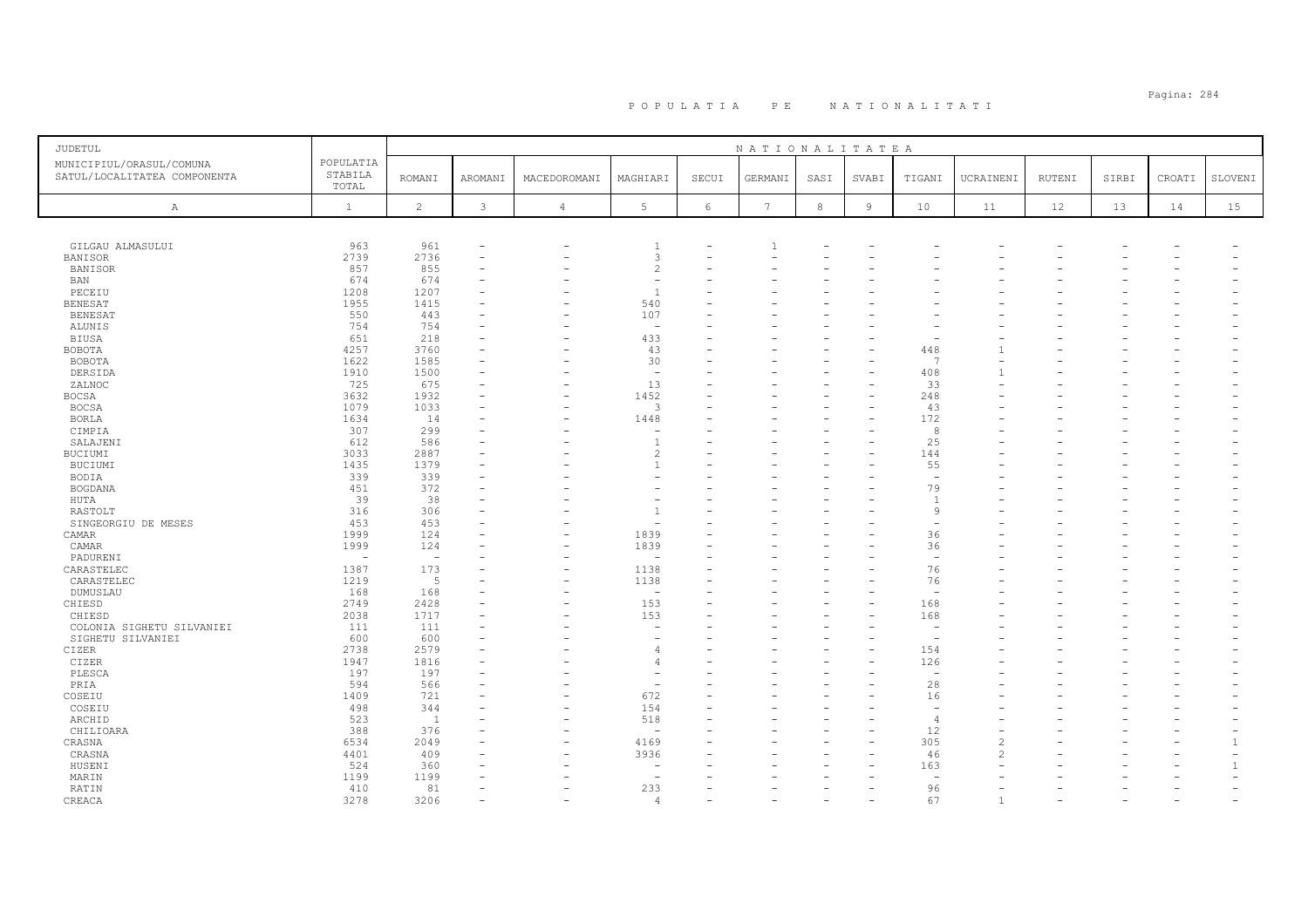# P O P U L A T I A   P E   N A T I O N A L I T A T I

| JUDETUL MUNICIPIUL/ORASUL/COMUNA SATUL/LOCALITATEA COMPONENTA | POPULATIA STABILA TOTAL | NATIONALITATEA | | | | | | | | | | | | | |
|---|---|---|---|---|---|---|---|---|---|---|---|---|---|---|---|
| | | ROMANI | AROMANI | MACEDOROMANI | MAGHIARI | SECUI | GERMANI | SASI | SVABI | TIGANI | UCRAINENI | RUTENI | SIRBI | CROATI | SLOVENI |
| A | 1 | 2 | 3 | 4 | 5 | 6 | 7 | 8 | 9 | 10 | 11 | 12 | 13 | 14 | 15 |
| GILGAU ALMASULUI | 963 | 961 | - | - | 1 | - | 1 | - | - | - | - | - | - | - | - |
| BANISOR | 2739 | 2736 | - | - | 3 | - | - | - | - | - | - | - | - | - | - |
| BANISOR | 857 | 855 | - | - | 2 | - | - | - | - | - | - | - | - | - | - |
| BAN | 674 | 674 | - | - | - | - | - | - | - | - | - | - | - | - | - |
| PECEIU | 1208 | 1207 | - | - | 1 | - | - | - | - | - | - | - | - | - | - |
| BENESAT | 1955 | 1415 | - | - | 540 | - | - | - | - | - | - | - | - | - | - |
| BENESAT | 550 | 443 | - | - | 107 | - | - | - | - | - | - | - | - | - | - |
| ALUNIS | 754 | 754 | - | - | - | - | - | - | - | - | - | - | - | - | - |
| BIUSA | 651 | 218 | - | - | 433 | - | - | - | - | - | - | - | - | - | - |
| BOBOTA | 4257 | 3760 | - | - | 43 | - | - | - | - | 448 | 1 | - | - | - | - |
| BOBOTA | 1622 | 1585 | - | - | 30 | - | - | - | - | 7 | - | - | - | - | - |
| DERSIDA | 1910 | 1500 | - | - | - | - | - | - | - | 408 | 1 | - | - | - | - |
| ZALNOC | 725 | 675 | - | - | 13 | - | - | - | - | 33 | - | - | - | - | - |
| BOCSA | 3632 | 1932 | - | - | 1452 | - | - | - | - | 248 | - | - | - | - | - |
| BOCSA | 1079 | 1033 | - | - | 3 | - | - | - | - | 43 | - | - | - | - | - |
| BORLA | 1634 | 14 | - | - | 1448 | - | - | - | - | 172 | - | - | - | - | - |
| CIMPIA | 307 | 299 | - | - | - | - | - | - | - | 8 | - | - | - | - | - |
| SALAJENI | 612 | 586 | - | - | 1 | - | - | - | - | 25 | - | - | - | - | - |
| BUCIUMI | 3033 | 2887 | - | - | 2 | - | - | - | - | 144 | - | - | - | - | - |
| BUCIUMI | 1435 | 1379 | - | - | 1 | - | - | - | - | 55 | - | - | - | - | - |
| BODIA | 339 | 339 | - | - | - | - | - | - | - | - | - | - | - | - | - |
| BOGDANA | 451 | 372 | - | - | - | - | - | - | - | 79 | - | - | - | - | - |
| HUTA | 39 | 38 | - | - | - | - | - | - | - | 1 | - | - | - | - | - |
| RASTOLT | 316 | 306 | - | - | 1 | - | - | - | - | 9 | - | - | - | - | - |
| SINGEORGIU DE MESES | 453 | 453 | - | - | - | - | - | - | - | - | - | - | - | - | - |
| CAMAR | 1999 | 124 | - | - | 1839 | - | - | - | - | 36 | - | - | - | - | - |
| CAMAR | 1999 | 124 | - | - | 1839 | - | - | - | - | 36 | - | - | - | - | - |
| PADURENI | - | - | - | - | - | - | - | - | - | - | - | - | - | - | - |
| CARASTELEC | 1387 | 173 | - | - | 1138 | - | - | - | - | 76 | - | - | - | - | - |
| CARASTELEC | 1219 | 5 | - | - | 1138 | - | - | - | - | 76 | - | - | - | - | - |
| DUMUSLAU | 168 | 168 | - | - | - | - | - | - | - | - | - | - | - | - | - |
| CHIESD | 2749 | 2428 | - | - | 153 | - | - | - | - | 168 | - | - | - | - | - |
| CHIESD | 2038 | 1717 | - | - | 153 | - | - | - | - | 168 | - | - | - | - | - |
| COLONIA SIGHETU SILVANIEI | 111 | 111 | - | - | - | - | - | - | - | - | - | - | - | - | - |
| SIGHETU SILVANIEI | 600 | 600 | - | - | - | - | - | - | - | - | - | - | - | - | - |
| CIZER | 2738 | 2579 | - | - | 4 | - | - | - | - | 154 | - | - | - | - | - |
| CIZER | 1947 | 1816 | - | - | 4 | - | - | - | - | 126 | - | - | - | - | - |
| PLESCA | 197 | 197 | - | - | - | - | - | - | - | - | - | - | - | - | - |
| PRIA | 594 | 566 | - | - | - | - | - | - | - | 28 | - | - | - | - | - |
| COSEIU | 1409 | 721 | - | - | 672 | - | - | - | - | 16 | - | - | - | - | - |
| COSEIU | 498 | 344 | - | - | 154 | - | - | - | - | - | - | - | - | - | - |
| ARCHID | 523 | 1 | - | - | 518 | - | - | - | - | 4 | - | - | - | - | - |
| CHILIOARA | 388 | 376 | - | - | - | - | - | - | - | 12 | - | - | - | - | - |
| CRASNA | 6534 | 2049 | - | - | 4169 | - | - | - | - | 305 | 2 | - | - | - | 1 |
| CRASNA | 4401 | 409 | - | - | 3936 | - | - | - | - | 46 | 2 | - | - | - | - |
| HUSENI | 524 | 360 | - | - | - | - | - | - | - | 163 | - | - | - | - | 1 |
| MARIN | 1199 | 1199 | - | - | - | - | - | - | - | - | - | - | - | - | - |
| RATIN | 410 | 81 | - | - | 233 | - | - | - | - | 96 | - | - | - | - | - |
| CREACA | 3278 | 3206 | - | - | 4 | - | - | - | - | 67 | 1 | - | - | - | - |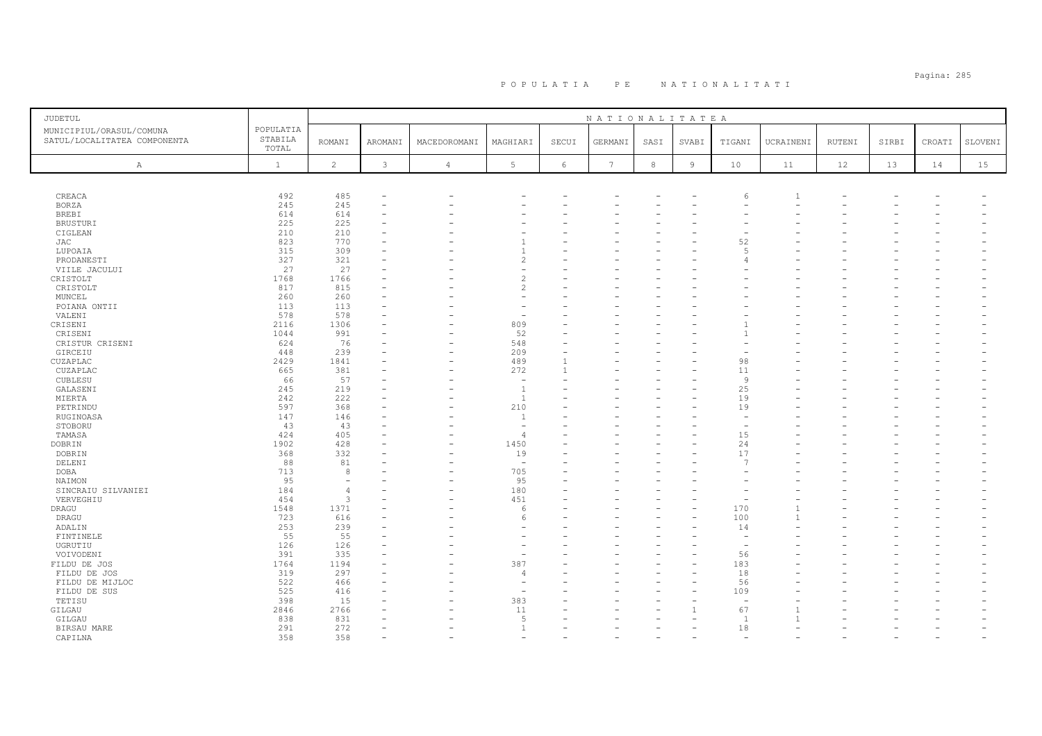# POPULATIA PE NATIONALITATI

| JUDETUL<br>MUNICIPIUL/ORASUL/COMUNA<br>SATUL/LOCALITATEA COMPONENTA | POPULATIA STABILA TOTAL | NATIONALITATEA | | | | | | | | | | | | | | |
|---|---|---|---|---|---|---|---|---|---|---|---|---|---|---|---|---|
| | | ROMANI | AROMANI | MACEDOROMANI | MAGHIARI | SECUI | GERMANI | SASI | SVABI | TIGANI | UCRAINENI | RUTENI | SIRBI | CROATI | SLOVENI |
| A | 1 | 2 | 3 | 4 | 5 | 6 | 7 | 8 | 9 | 10 | 11 | 12 | 13 | 14 | 15 |
| CREACA | 492 | 485 | - | - | - | - | - | - | - | 6 | 1 | - | - | - | - |
| BORZA | 245 | 245 | - | - | - | - | - | - | - | - | - | - | - | - | - |
| BREBI | 614 | 614 | - | - | - | - | - | - | - | - | - | - | - | - | - |
| BRUSTURI | 225 | 225 | - | - | - | - | - | - | - | - | - | - | - | - | - |
| CIGLEAN | 210 | 210 | - | - | - | - | - | - | - | - | - | - | - | - | - |
| JAC | 823 | 770 | - | - | 1 | - | - | - | - | 52 | - | - | - | - | - |
| LUPOAIA | 315 | 309 | - | - | 1 | - | - | - | - | 5 | - | - | - | - | - |
| PRODANESTI | 327 | 321 | - | - | 2 | - | - | - | - | 4 | - | - | - | - | - |
| VIILE JACULUI | 27 | 27 | - | - | - | - | - | - | - | - | - | - | - | - | - |
| CRISTOLT | 1768 | 1766 | - | - | 2 | - | - | - | - | - | - | - | - | - | - |
| CRISTOLT | 817 | 815 | - | - | 2 | - | - | - | - | - | - | - | - | - | - |
| MUNCEL | 260 | 260 | - | - | - | - | - | - | - | - | - | - | - | - | - |
| POIANA ONTII | 113 | 113 | - | - | - | - | - | - | - | - | - | - | - | - | - |
| VALENI | 578 | 578 | - | - | - | - | - | - | - | - | - | - | - | - | - |
| CRISENI | 2116 | 1306 | - | - | 809 | - | - | - | - | 1 | - | - | - | - | - |
| CRISENI | 1044 | 991 | - | - | 52 | - | - | - | - | 1 | - | - | - | - | - |
| CRISTUR CRISENI | 624 | 76 | - | - | 548 | - | - | - | - | - | - | - | - | - | - |
| GIRCEIU | 448 | 239 | - | - | 209 | - | - | - | - | - | - | - | - | - | - |
| CUZAPLAC | 2429 | 1841 | - | - | 489 | 1 | - | - | - | 98 | - | - | - | - | - |
| CUZAPLAC | 665 | 381 | - | - | 272 | 1 | - | - | - | 11 | - | - | - | - | - |
| CUBLESU | 66 | 57 | - | - | - | - | - | - | - | 9 | - | - | - | - | - |
| GALASENI | 245 | 219 | - | - | 1 | - | - | - | - | 25 | - | - | - | - | - |
| MIERTA | 242 | 222 | - | - | 1 | - | - | - | - | 19 | - | - | - | - | - |
| PETRINDU | 597 | 368 | - | - | 210 | - | - | - | - | 19 | - | - | - | - | - |
| RUGINOASA | 147 | 146 | - | - | 1 | - | - | - | - | - | - | - | - | - | - |
| STOBORU | 43 | 43 | - | - | - | - | - | - | - | - | - | - | - | - | - |
| TAMASA | 424 | 405 | - | - | 4 | - | - | - | - | 15 | - | - | - | - | - |
| DOBRIN | 1902 | 428 | - | - | 1450 | - | - | - | - | 24 | - | - | - | - | - |
| DOBRIN | 368 | 332 | - | - | 19 | - | - | - | - | 17 | - | - | - | - | - |
| DELENI | 88 | 81 | - | - | - | - | - | - | - | 7 | - | - | - | - | - |
| DOBA | 713 | 8 | - | - | 705 | - | - | - | - | - | - | - | - | - | - |
| NAIMON | 95 | - | - | - | 95 | - | - | - | - | - | - | - | - | - | - |
| SINCRAIU SILVANIEI | 184 | 4 | - | - | 180 | - | - | - | - | - | - | - | - | - | - |
| VERVEGHIU | 454 | 3 | - | - | 451 | - | - | - | - | - | - | - | - | - | - |
| DRAGU | 1548 | 1371 | - | - | 6 | - | - | - | - | 170 | 1 | - | - | - | - |
| DRAGU | 723 | 616 | - | - | 6 | - | - | - | - | 100 | 1 | - | - | - | - |
| ADALIN | 253 | 239 | - | - | - | - | - | - | - | 14 | - | - | - | - | - |
| FINTINELE | 55 | 55 | - | - | - | - | - | - | - | - | - | - | - | - | - |
| UGRUTIU | 126 | 126 | - | - | - | - | - | - | - | - | - | - | - | - | - |
| VOIVODENI | 391 | 335 | - | - | - | - | - | - | - | 56 | - | - | - | - | - |
| FILDU DE JOS | 1764 | 1194 | - | - | 387 | - | - | - | - | 183 | - | - | - | - | - |
| FILDU DE JOS | 319 | 297 | - | - | 4 | - | - | - | - | 18 | - | - | - | - | - |
| FILDU DE MIJLOC | 522 | 466 | - | - | - | - | - | - | - | 56 | - | - | - | - | - |
| FILDU DE SUS | 525 | 416 | - | - | - | - | - | - | - | 109 | - | - | - | - | - |
| TETISU | 398 | 15 | - | - | 383 | - | - | - | - | - | - | - | - | - | - |
| GILGAU | 2846 | 2766 | - | - | 11 | - | - | - | 1 | 67 | 1 | - | - | - | - |
| GILGAU | 838 | 831 | - | - | 5 | - | - | - | - | 1 | 1 | - | - | - | - |
| BIRSAU MARE | 291 | 272 | - | - | 1 | - | - | - | - | 18 | - | - | - | - | - |
| CAPILNA | 358 | 358 | - | - | - | - | - | - | - | - | - | - | - | - | - |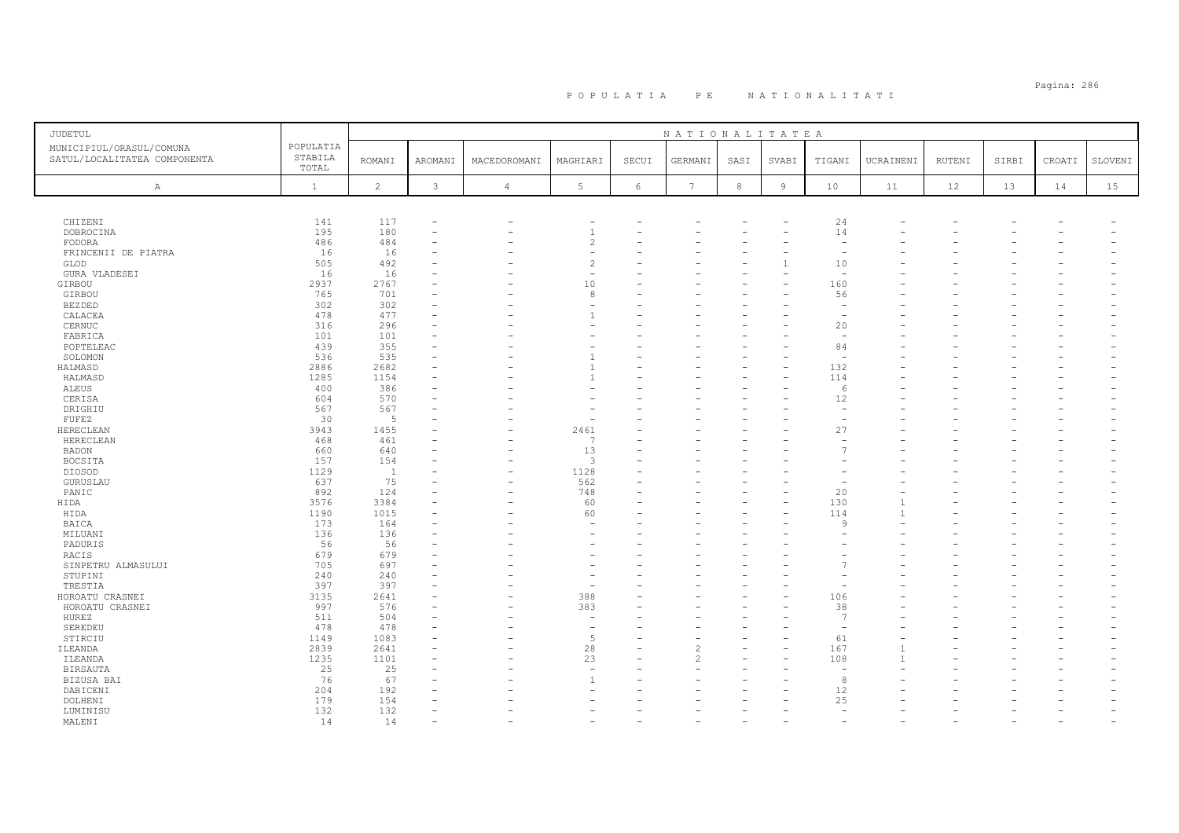# P O P U L A T I A   P E   N A T I O N A L I T A T I

| JUDETUL<br>MUNICIPIUL/ORASUL/COMUNA<br>SATUL/LOCALITATEA COMPONENTA | POPULATIA STABILA TOTAL | NATIONALITATEA | | | | | | | | | | | | | |
|---|---|---|---|---|---|---|---|---|---|---|---|---|---|---|---|
| | | ROMANI | AROMANI | MACEDOROMANI | MAGHIARI | SECUI | GERMANI | SASI | SVABI | TIGANI | UCRAINENI | RUTENI | SIRBI | CROATI | SLOVENI |
| A | 1 | 2 | 3 | 4 | 5 | 6 | 7 | 8 | 9 | 10 | 11 | 12 | 13 | 14 | 15 |
| CHIZENI | 141 | 117 | - | - | - | - | - | - | - | 24 | - | - | - | - | - |
| DOBROCINA | 195 | 180 | - | - | 1 | - | - | - | - | 14 | - | - | - | - | - |
| FODORA | 486 | 484 | - | - | 2 | - | - | - | - | - | - | - | - | - | - |
| FRINCENII DE PIATRA | 16 | 16 | - | - | - | - | - | - | - | - | - | - | - | - | - |
| GLOD | 505 | 492 | - | - | 2 | - | - | - | 1 | 10 | - | - | - | - | - |
| GURA VLADESEI | 16 | 16 | - | - | - | - | - | - | - | - | - | - | - | - | - |
| GIRBOU | 2937 | 2767 | - | - | 10 | - | - | - | - | 160 | - | - | - | - | - |
| GIRBOU | 765 | 701 | - | - | 8 | - | - | - | - | 56 | - | - | - | - | - |
| BEZDED | 302 | 302 | - | - | - | - | - | - | - | - | - | - | - | - | - |
| CALACEA | 478 | 477 | - | - | 1 | - | - | - | - | - | - | - | - | - | - |
| CERNUC | 316 | 296 | - | - | - | - | - | - | - | 20 | - | - | - | - | - |
| FABRICA | 101 | 101 | - | - | - | - | - | - | - | - | - | - | - | - | - |
| POPTELEAC | 439 | 355 | - | - | - | - | - | - | - | 84 | - | - | - | - | - |
| SOLOMON | 536 | 535 | - | - | 1 | - | - | - | - | - | - | - | - | - | - |
| HALMASD | 2886 | 2682 | - | - | 1 | - | - | - | - | 132 | - | - | - | - | - |
| HALMASD | 1285 | 1154 | - | - | 1 | - | - | - | - | 114 | - | - | - | - | - |
| ALEUS | 400 | 386 | - | - | - | - | - | - | - | 6 | - | - | - | - | - |
| CERISA | 604 | 570 | - | - | - | - | - | - | - | 12 | - | - | - | - | - |
| DRIGHIU | 567 | 567 | - | - | - | - | - | - | - | - | - | - | - | - | - |
| FUFEZ | 30 | 5 | - | - | - | - | - | - | - | - | - | - | - | - | - |
| HERECLEAN | 3943 | 1455 | - | - | 2461 | - | - | - | - | 27 | - | - | - | - | - |
| HERECLEAN | 468 | 461 | - | - | 7 | - | - | - | - | - | - | - | - | - | - |
| BADON | 660 | 640 | - | - | 13 | - | - | - | - | 7 | - | - | - | - | - |
| BOCSITA | 157 | 154 | - | - | 3 | - | - | - | - | - | - | - | - | - | - |
| DIOSOD | 1129 | 1 | - | - | 1128 | - | - | - | - | - | - | - | - | - | - |
| GURUSLAU | 637 | 75 | - | - | 562 | - | - | - | - | - | - | - | - | - | - |
| PANIC | 892 | 124 | - | - | 748 | - | - | - | - | 20 | - | - | - | - | - |
| HIDA | 3576 | 3384 | - | - | 60 | - | - | - | - | 130 | 1 | - | - | - | - |
| HIDA | 1190 | 1015 | - | - | 60 | - | - | - | - | 114 | 1 | - | - | - | - |
| BAICA | 173 | 164 | - | - | - | - | - | - | - | 9 | - | - | - | - | - |
| MILUANI | 136 | 136 | - | - | - | - | - | - | - | - | - | - | - | - | - |
| PADURIS | 56 | 56 | - | - | - | - | - | - | - | - | - | - | - | - | - |
| RACIS | 679 | 679 | - | - | - | - | - | - | - | - | - | - | - | - | - |
| SINPETRU ALMASULUI | 705 | 697 | - | - | - | - | - | - | - | 7 | - | - | - | - | - |
| STUPINI | 240 | 240 | - | - | - | - | - | - | - | - | - | - | - | - | - |
| TRESTIA | 397 | 397 | - | - | - | - | - | - | - | - | - | - | - | - | - |
| HOROATU CRASNEI | 3135 | 2641 | - | - | 388 | - | - | - | - | 106 | - | - | - | - | - |
| HOROATU CRASNEI | 997 | 576 | - | - | 383 | - | - | - | - | 38 | - | - | - | - | - |
| HUREZ | 511 | 504 | - | - | - | - | - | - | - | 7 | - | - | - | - | - |
| SEREDEU | 478 | 478 | - | - | - | - | - | - | - | - | - | - | - | - | - |
| STIRCIU | 1149 | 1083 | - | - | 5 | - | - | - | - | 61 | - | - | - | - | - |
| ILEANDA | 2839 | 2641 | - | - | 28 | - | 2 | - | - | 167 | 1 | - | - | - | - |
| ILEANDA | 1235 | 1101 | - | - | 23 | - | 2 | - | - | 108 | 1 | - | - | - | - |
| BIRSAUTA | 25 | 25 | - | - | - | - | - | - | - | - | - | - | - | - | - |
| BIZUSA BAI | 76 | 67 | - | - | 1 | - | - | - | - | 8 | - | - | - | - | - |
| DABICENI | 204 | 192 | - | - | - | - | - | - | - | 12 | - | - | - | - | - |
| DOLHENI | 179 | 154 | - | - | - | - | - | - | - | 25 | - | - | - | - | - |
| LUMINISU | 132 | 132 | - | - | - | - | - | - | - | - | - | - | - | - | - |
| MALENI | 14 | 14 | - | - | - | - | - | - | - | - | - | - | - | - | - |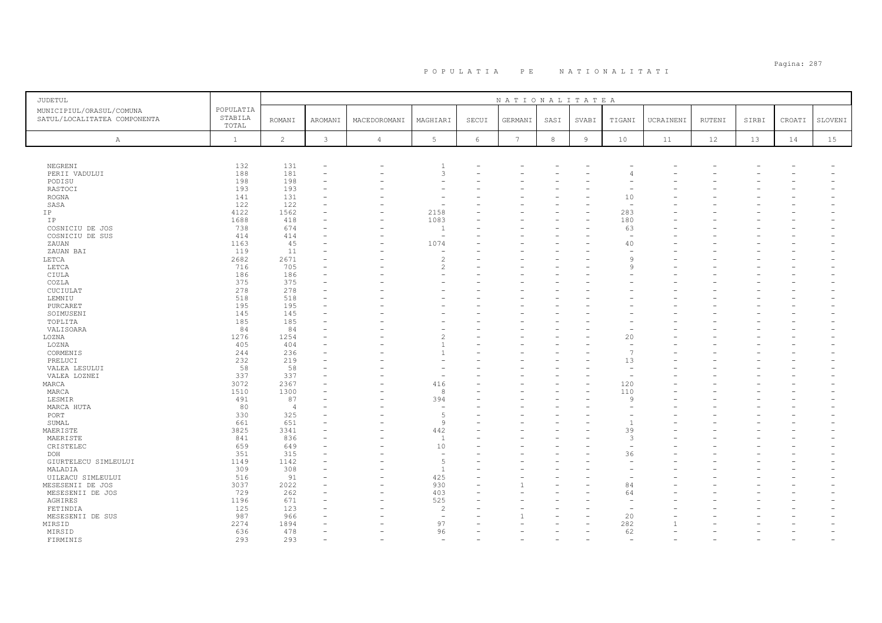# P O P U L A T I A   P E   N A T I O N A L I T A T I

| JUDETUL<br>MUNICIPIUL/ORASUL/COMUNA<br>SATUL/LOCALITATEA COMPONENTA | POPULATIA STABILA TOTAL | NATIONALITATEA | | | | | | | | | | | | | |
|---|---|---|---|---|---|---|---|---|---|---|---|---|---|---|---|
| | | ROMANI | AROMANI | MACEDOROMANI | MAGHIARI | SECUI | GERMANI | SASI | SVABI | TIGANI | UCRAINENI | RUTENI | SIRBI | CROATI | SLOVENI |
| A | 1 | 2 | 3 | 4 | 5 | 6 | 7 | 8 | 9 | 10 | 11 | 12 | 13 | 14 | 15 |
| NEGRENI | 132 | 131 | - | - | 1 | - | - | - | - | - | - | - | - | - | - |
| PERII VADULUI | 188 | 181 | - | - | 3 | - | - | - | - | 4 | - | - | - | - | - |
| PODISU | 198 | 198 | - | - | - | - | - | - | - | - | - | - | - | - | - |
| RASTOCI | 193 | 193 | - | - | - | - | - | - | - | - | - | - | - | - | - |
| ROGNA | 141 | 131 | - | - | - | - | - | - | - | 10 | - | - | - | - | - |
| SASA | 122 | 122 | - | - | - | - | - | - | - | - | - | - | - | - | - |
| IP | 4122 | 1562 | - | - | 2158 | - | - | - | - | 283 | - | - | - | - | - |
| IP | 1688 | 418 | - | - | 1083 | - | - | - | - | 180 | - | - | - | - | - |
| COSNICIU DE JOS | 738 | 674 | - | - | 1 | - | - | - | - | 63 | - | - | - | - | - |
| COSNICIU DE SUS | 414 | 414 | - | - | - | - | - | - | - | - | - | - | - | - | - |
| ZAUAN | 1163 | 45 | - | - | 1074 | - | - | - | - | 40 | - | - | - | - | - |
| ZAUAN BAI | 119 | 11 | - | - | - | - | - | - | - | - | - | - | - | - | - |
| LETCA | 2682 | 2671 | - | - | 2 | - | - | - | - | 9 | - | - | - | - | - |
| LETCA | 716 | 705 | - | - | 2 | - | - | - | - | 9 | - | - | - | - | - |
| CIULA | 186 | 186 | - | - | - | - | - | - | - | - | - | - | - | - | - |
| COZLA | 375 | 375 | - | - | - | - | - | - | - | - | - | - | - | - | - |
| CUCIULAT | 278 | 278 | - | - | - | - | - | - | - | - | - | - | - | - | - |
| LEMNIU | 518 | 518 | - | - | - | - | - | - | - | - | - | - | - | - | - |
| PURCARET | 195 | 195 | - | - | - | - | - | - | - | - | - | - | - | - | - |
| SOIMUSENI | 145 | 145 | - | - | - | - | - | - | - | - | - | - | - | - | - |
| TOPLITA | 185 | 185 | - | - | - | - | - | - | - | - | - | - | - | - | - |
| VALISOARA | 84 | 84 | - | - | - | - | - | - | - | - | - | - | - | - | - |
| LOZNA | 1276 | 1254 | - | - | 2 | - | - | - | - | 20 | - | - | - | - | - |
| LOZNA | 405 | 404 | - | - | 1 | - | - | - | - | - | - | - | - | - | - |
| CORMENIS | 244 | 236 | - | - | 1 | - | - | - | - | 7 | - | - | - | - | - |
| PRELUCI | 232 | 219 | - | - | - | - | - | - | - | 13 | - | - | - | - | - |
| VALEA LESULUI | 58 | 58 | - | - | - | - | - | - | - | - | - | - | - | - | - |
| VALEA LOZNEI | 337 | 337 | - | - | - | - | - | - | - | - | - | - | - | - | - |
| MARCA | 3072 | 2367 | - | - | 416 | - | - | - | - | 120 | - | - | - | - | - |
| MARCA | 1510 | 1300 | - | - | 8 | - | - | - | - | 110 | - | - | - | - | - |
| LESMIR | 491 | 87 | - | - | 394 | - | - | - | - | 9 | - | - | - | - | - |
| MARCA HUTA | 80 | 4 | - | - | - | - | - | - | - | - | - | - | - | - | - |
| PORT | 330 | 325 | - | - | 5 | - | - | - | - | - | - | - | - | - | - |
| SUMAL | 661 | 651 | - | - | 9 | - | - | - | - | 1 | - | - | - | - | - |
| MAERISTE | 3825 | 3341 | - | - | 442 | - | - | - | - | 39 | - | - | - | - | - |
| MAERISTE | 841 | 836 | - | - | 1 | - | - | - | - | 3 | - | - | - | - | - |
| CRISTELEC | 659 | 649 | - | - | 10 | - | - | - | - | - | - | - | - | - | - |
| DOH | 351 | 315 | - | - | - | - | - | - | - | 36 | - | - | - | - | - |
| GIURTELECU SIMLEULUI | 1149 | 1142 | - | - | 5 | - | - | - | - | - | - | - | - | - | - |
| MALADIA | 309 | 308 | - | - | 1 | - | - | - | - | - | - | - | - | - | - |
| UILEACU SIMLEULUI | 516 | 91 | - | - | 425 | - | - | - | - | - | - | - | - | - | - |
| MESESENII DE JOS | 3037 | 2022 | - | - | 930 | - | 1 | - | - | 84 | - | - | - | - | - |
| MESESENII DE JOS | 729 | 262 | - | - | 403 | - | - | - | - | 64 | - | - | - | - | - |
| AGHIRES | 1196 | 671 | - | - | 525 | - | - | - | - | - | - | - | - | - | - |
| FETINDIA | 125 | 123 | - | - | 2 | - | - | - | - | - | - | - | - | - | - |
| MESESENII DE SUS | 987 | 966 | - | - | - | - | 1 | - | - | 20 | - | - | - | - | - |
| MIRSID | 2274 | 1894 | - | - | 97 | - | - | - | - | 282 | 1 | - | - | - | - |
| MIRSID | 636 | 478 | - | - | 96 | - | - | - | - | 62 | - | - | - | - | - |
| FIRMINIS | 293 | 293 | - | - | - | - | - | - | - | - | - | - | - | - | - |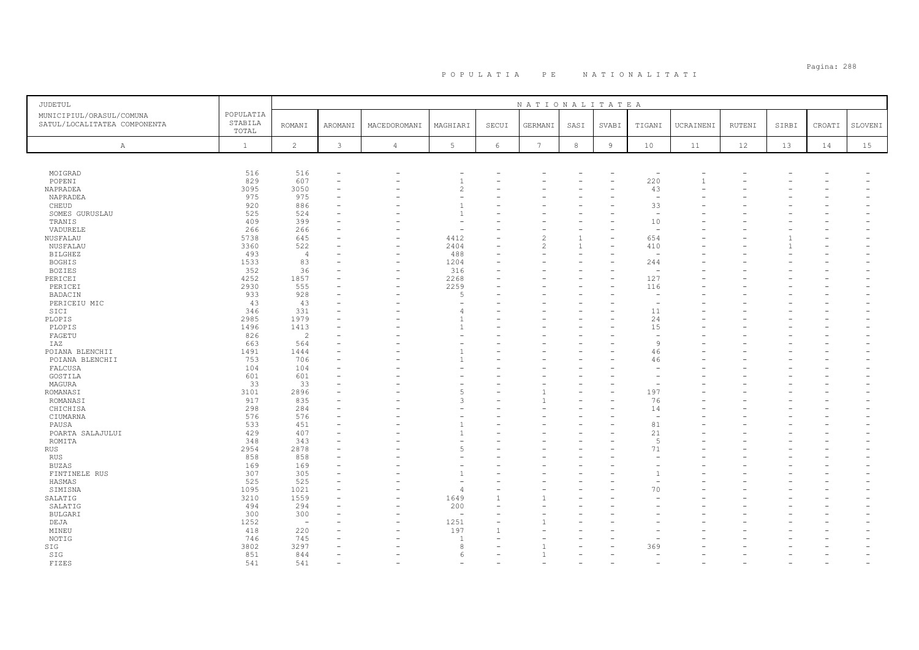# P O P U L A T I A   P E   N A T I O N A L I T A T I

| JUDETUL<br>MUNICIPIUL/ORASUL/COMUNA<br>SATUL/LOCALITATEA COMPONENTA | POPULATIA STABILA TOTAL | NATIONALITATEA | | | | | | | | | | | | | |
|---|---|---|---|---|---|---|---|---|---|---|---|---|---|---|---|
| | | ROMANI | AROMANI | MACEDOROMANI | MAGHIARI | SECUI | GERMANI | SASI | SVABI | TIGANI | UCRAINENI | RUTENI | SIRBI | CROATI | SLOVENI |
| A | 1 | 2 | 3 | 4 | 5 | 6 | 7 | 8 | 9 | 10 | 11 | 12 | 13 | 14 | 15 |
| MOIGRAD | 516 | 516 | - | - | - | - | - | - | - | - | - | - | - | - | - |
| POPENI | 829 | 607 | - | - | 1 | - | - | - | - | 220 | 1 | - | - | - | - |
| NAPRADEA | 3095 | 3050 | - | - | 2 | - | - | - | - | 43 | - | - | - | - | - |
| NAPRADEA | 975 | 975 | - | - | - | - | - | - | - | - | - | - | - | - | - |
| CHEUD | 920 | 886 | - | - | 1 | - | - | - | - | 33 | - | - | - | - | - |
| SOMES GURUSLAU | 525 | 524 | - | - | 1 | - | - | - | - | - | - | - | - | - | - |
| TRANIS | 409 | 399 | - | - | - | - | - | - | - | 10 | - | - | - | - | - |
| VADURELE | 266 | 266 | - | - | - | - | - | - | - | - | - | - | - | - | - |
| NUSFALAU | 5738 | 645 | - | - | 4412 | - | 2 | 1 | - | 654 | - | - | 1 | - | - |
| NUSFALAU | 3360 | 522 | - | - | 2404 | - | 2 | 1 | - | 410 | - | - | 1 | - | - |
| BILGHEZ | 493 | 4 | - | - | 488 | - | - | - | - | - | - | - | - | - | - |
| BOGHIS | 1533 | 83 | - | - | 1204 | - | - | - | - | 244 | - | - | - | - | - |
| BOZIES | 352 | 36 | - | - | 316 | - | - | - | - | - | - | - | - | - | - |
| PERICEI | 4252 | 1857 | - | - | 2268 | - | - | - | - | 127 | - | - | - | - | - |
| PERICEI | 2930 | 555 | - | - | 2259 | - | - | - | - | 116 | - | - | - | - | - |
| BADACIN | 933 | 928 | - | - | 5 | - | - | - | - | - | - | - | - | - | - |
| PERICEIU MIC | 43 | 43 | - | - | - | - | - | - | - | - | - | - | - | - | - |
| SICI | 346 | 331 | - | - | 4 | - | - | - | - | 11 | - | - | - | - | - |
| PLOPIS | 2985 | 1979 | - | - | 1 | - | - | - | - | 24 | - | - | - | - | - |
| PLOPIS | 1496 | 1413 | - | - | 1 | - | - | - | - | 15 | - | - | - | - | - |
| FAGETU | 826 | 2 | - | - | - | - | - | - | - | - | - | - | - | - | - |
| IAZ | 663 | 564 | - | - | - | - | - | - | - | 9 | - | - | - | - | - |
| POIANA BLENCHII | 1491 | 1444 | - | - | 1 | - | - | - | - | 46 | - | - | - | - | - |
| POIANA BLENCHII | 753 | 706 | - | - | 1 | - | - | - | - | 46 | - | - | - | - | - |
| FALCUSA | 104 | 104 | - | - | - | - | - | - | - | - | - | - | - | - | - |
| GOSTILA | 601 | 601 | - | - | - | - | - | - | - | - | - | - | - | - | - |
| MAGURA | 33 | 33 | - | - | - | - | - | - | - | - | - | - | - | - | - |
| ROMANASI | 3101 | 2896 | - | - | 5 | - | 1 | - | - | 197 | - | - | - | - | - |
| ROMANASI | 917 | 835 | - | - | 3 | - | 1 | - | - | 76 | - | - | - | - | - |
| CHICHISA | 298 | 284 | - | - | - | - | - | - | - | 14 | - | - | - | - | - |
| CIUMARNA | 576 | 576 | - | - | - | - | - | - | - | - | - | - | - | - | - |
| PAUSA | 533 | 451 | - | - | 1 | - | - | - | - | 81 | - | - | - | - | - |
| POARTA SALAJULUI | 429 | 407 | - | - | 1 | - | - | - | - | 21 | - | - | - | - | - |
| ROMITA | 348 | 343 | - | - | - | - | - | - | - | 5 | - | - | - | - | - |
| RUS | 2954 | 2878 | - | - | 5 | - | - | - | - | 71 | - | - | - | - | - |
| RUS | 858 | 858 | - | - | - | - | - | - | - | - | - | - | - | - | - |
| BUZAS | 169 | 169 | - | - | - | - | - | - | - | - | - | - | - | - | - |
| FINTINELE RUS | 307 | 305 | - | - | 1 | - | - | - | - | 1 | - | - | - | - | - |
| HASMAS | 525 | 525 | - | - | - | - | - | - | - | - | - | - | - | - | - |
| SIMISNA | 1095 | 1021 | - | - | 4 | - | - | - | - | 70 | - | - | - | - | - |
| SALATIG | 3210 | 1559 | - | - | 1649 | 1 | 1 | - | - | - | - | - | - | - | - |
| SALATIG | 494 | 294 | - | - | 200 | - | - | - | - | - | - | - | - | - | - |
| BULGARI | 300 | 300 | - | - | - | - | - | - | - | - | - | - | - | - | - |
| DEJA | 1252 | - | - | - | 1251 | - | 1 | - | - | - | - | - | - | - | - |
| MINEU | 418 | 220 | - | - | 197 | 1 | - | - | - | - | - | - | - | - | - |
| NOTIG | 746 | 745 | - | - | 1 | - | - | - | - | - | - | - | - | - | - |
| SIG | 3802 | 3297 | - | - | 8 | - | 1 | - | - | 369 | - | - | - | - | - |
| SIG | 851 | 844 | - | - | 6 | - | 1 | - | - | - | - | - | - | - | - |
| FIZES | 541 | 541 | - | - | - | - | - | - | - | - | - | - | - | - | - |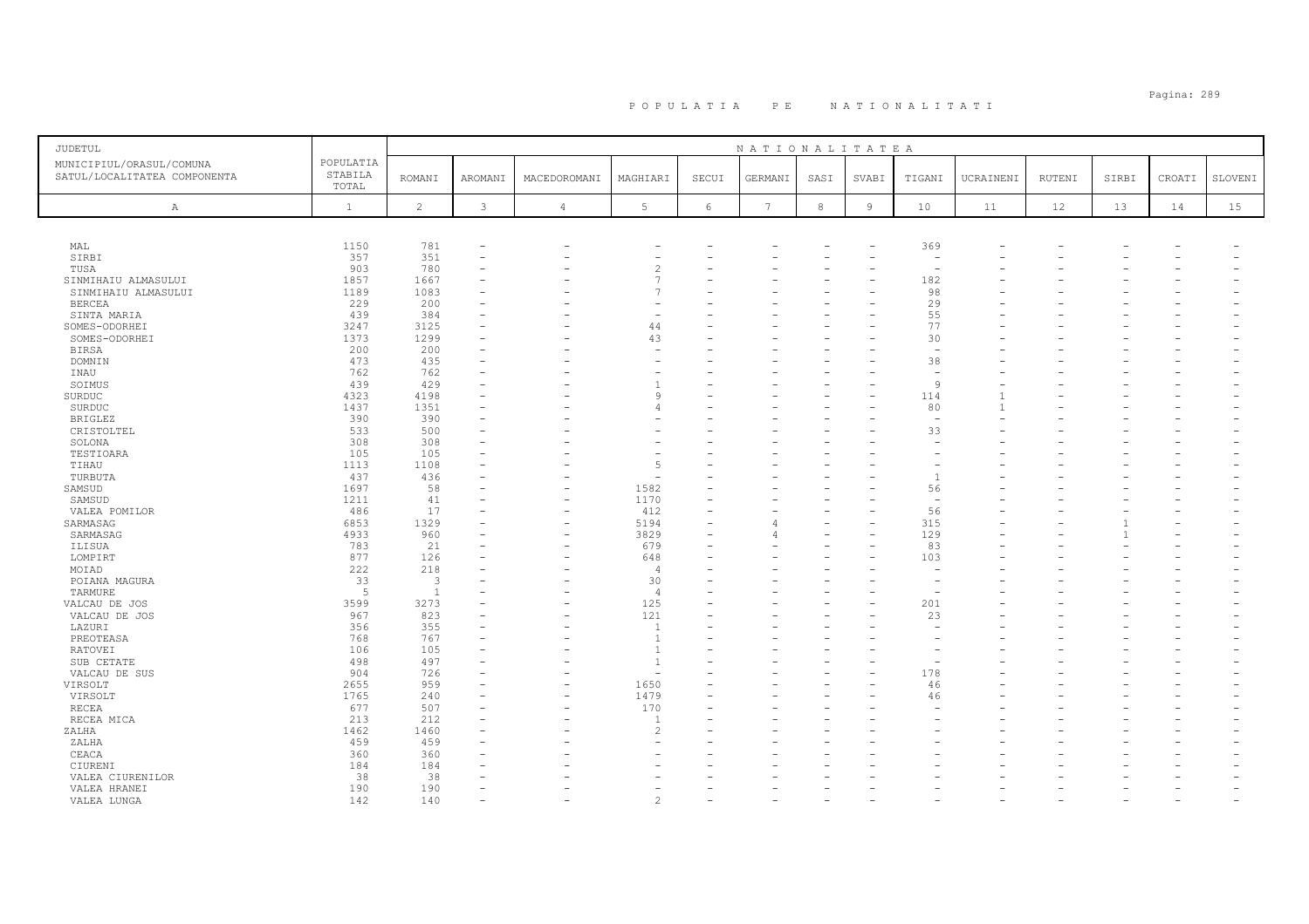# P O P U L A T I A   P E   N A T I O N A L I T A T I

| JUDETUL<br>MUNICIPIUL/ORASUL/COMUNA<br>SATUL/LOCALITATEA COMPONENTA | POPULATIA STABILA TOTAL | NATIONALITATEA | | | | | | | | | | | | | |
|---|---|---|---|---|---|---|---|---|---|---|---|---|---|---|---|
| | | ROMANI | AROMANI | MACEDOROMANI | MAGHIARI | SECUI | GERMANI | SASI | SVABI | TIGANI | UCRAINENI | RUTENI | SIRBI | CROATI | SLOVENI |
| A | 1 | 2 | 3 | 4 | 5 | 6 | 7 | 8 | 9 | 10 | 11 | 12 | 13 | 14 | 15 |
| MAL | 1150 | 781 | - | - | - | - | - | - | - | 369 | - | - | - | - | - |
| SIRBI | 357 | 351 | - | - | - | - | - | - | - | - | - | - | - | - | - |
| TUSA | 903 | 780 | - | - | 2 | - | - | - | - | - | - | - | - | - | - |
| SINMIHAIU ALMASULUI | 1857 | 1667 | - | - | 7 | - | - | - | - | 182 | - | - | - | - | - |
| SINMIHAIU ALMASULUI | 1189 | 1083 | - | - | 7 | - | - | - | - | 98 | - | - | - | - | - |
| BERCEA | 229 | 200 | - | - | - | - | - | - | - | 29 | - | - | - | - | - |
| SINTA MARIA | 439 | 384 | - | - | - | - | - | - | - | 55 | - | - | - | - | - |
| SOMES-ODORHEI | 3247 | 3125 | - | - | 44 | - | - | - | - | 77 | - | - | - | - | - |
| SOMES-ODORHEI | 1373 | 1299 | - | - | 43 | - | - | - | - | 30 | - | - | - | - | - |
| BIRSA | 200 | 200 | - | - | - | - | - | - | - | - | - | - | - | - | - |
| DOMNIN | 473 | 435 | - | - | - | - | - | - | - | 38 | - | - | - | - | - |
| INAU | 762 | 762 | - | - | - | - | - | - | - | - | - | - | - | - | - |
| SOIMUS | 439 | 429 | - | - | 1 | - | - | - | - | 9 | - | - | - | - | - |
| SURDUC | 4323 | 4198 | - | - | 9 | - | - | - | - | 114 | 1 | - | - | - | - |
| SURDUC | 1437 | 1351 | - | - | 4 | - | - | - | - | 80 | 1 | - | - | - | - |
| BRIGLEZ | 390 | 390 | - | - | - | - | - | - | - | - | - | - | - | - | - |
| CRISTOLTEL | 533 | 500 | - | - | - | - | - | - | - | 33 | - | - | - | - | - |
| SOLONA | 308 | 308 | - | - | - | - | - | - | - | - | - | - | - | - | - |
| TESTIOARA | 105 | 105 | - | - | - | - | - | - | - | - | - | - | - | - | - |
| TIHAU | 1113 | 1108 | - | - | 5 | - | - | - | - | - | - | - | - | - | - |
| TURBUTA | 437 | 436 | - | - | - | - | - | - | - | 1 | - | - | - | - | - |
| SAMSUD | 1697 | 58 | - | - | 1582 | - | - | - | - | 56 | - | - | - | - | - |
| SAMSUD | 1211 | 41 | - | - | 1170 | - | - | - | - | - | - | - | - | - | - |
| VALEA POMILOR | 486 | 17 | - | - | 412 | - | - | - | - | 56 | - | - | - | - | - |
| SARMASAG | 6853 | 1329 | - | - | 5194 | - | 4 | - | - | 315 | - | - | 1 | - | - |
| SARMASAG | 4933 | 960 | - | - | 3829 | - | 4 | - | - | 129 | - | - | 1 | - | - |
| ILISUA | 783 | 21 | - | - | 679 | - | - | - | - | 83 | - | - | - | - | - |
| LOMPIRT | 877 | 126 | - | - | 648 | - | - | - | - | 103 | - | - | - | - | - |
| MOIAD | 222 | 218 | - | - | 4 | - | - | - | - | - | - | - | - | - | - |
| POIANA MAGURA | 33 | 3 | - | - | 30 | - | - | - | - | - | - | - | - | - | - |
| TARMURE | 5 | 1 | - | - | 4 | - | - | - | - | - | - | - | - | - | - |
| VALCAU DE JOS | 3599 | 3273 | - | - | 125 | - | - | - | - | 201 | - | - | - | - | - |
| VALCAU DE JOS | 967 | 823 | - | - | 121 | - | - | - | - | 23 | - | - | - | - | - |
| LAZURI | 356 | 355 | - | - | 1 | - | - | - | - | - | - | - | - | - | - |
| PREOTEASA | 768 | 767 | - | - | 1 | - | - | - | - | - | - | - | - | - | - |
| RATOVEI | 106 | 105 | - | - | 1 | - | - | - | - | - | - | - | - | - | - |
| SUB CETATE | 498 | 497 | - | - | 1 | - | - | - | - | - | - | - | - | - | - |
| VALCAU DE SUS | 904 | 726 | - | - | - | - | - | - | - | 178 | - | - | - | - | - |
| VIRSOLT | 2655 | 959 | - | - | 1650 | - | - | - | - | 46 | - | - | - | - | - |
| VIRSOLT | 1765 | 240 | - | - | 1479 | - | - | - | - | 46 | - | - | - | - | - |
| RECEA | 677 | 507 | - | - | 170 | - | - | - | - | - | - | - | - | - | - |
| RECEA MICA | 213 | 212 | - | - | 1 | - | - | - | - | - | - | - | - | - | - |
| ZALHA | 1462 | 1460 | - | - | 2 | - | - | - | - | - | - | - | - | - | - |
| ZALHA | 459 | 459 | - | - | - | - | - | - | - | - | - | - | - | - | - |
| CEACA | 360 | 360 | - | - | - | - | - | - | - | - | - | - | - | - | - |
| CIURENI | 184 | 184 | - | - | - | - | - | - | - | - | - | - | - | - | - |
| VALEA CIURENILOR | 38 | 38 | - | - | - | - | - | - | - | - | - | - | - | - | - |
| VALEA HRANEI | 190 | 190 | - | - | - | - | - | - | - | - | - | - | - | - | - |
| VALEA LUNGA | 142 | 140 | - | - | 2 | - | - | - | - | - | - | - | - | - | - |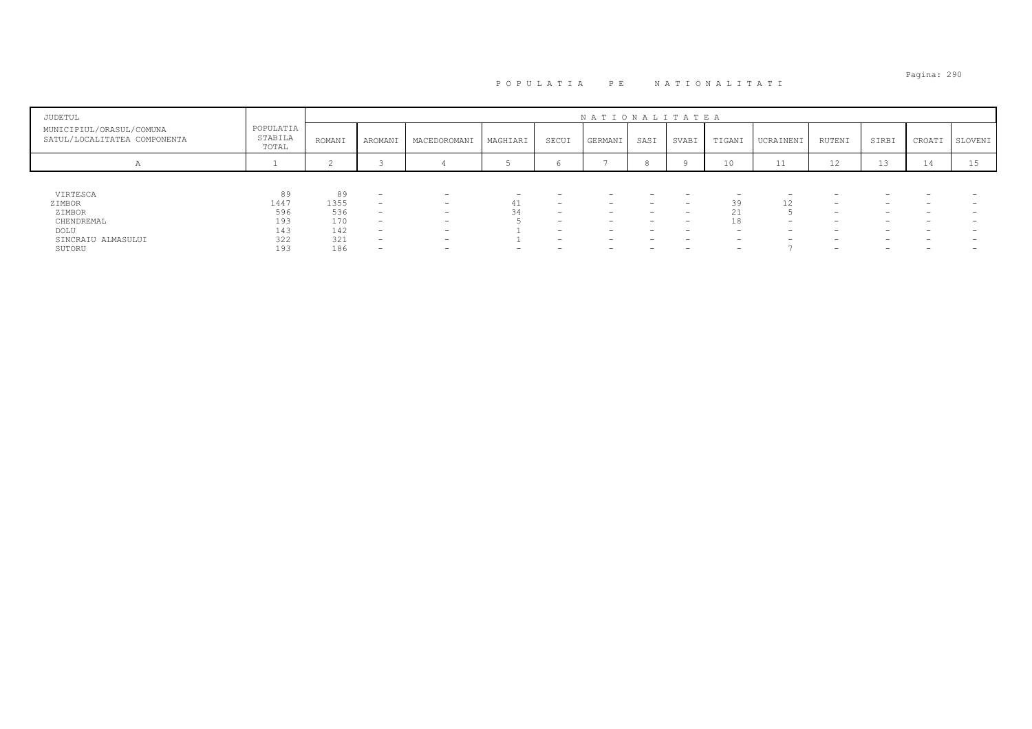# POPULATIA PE NATIONALITATI

| JUDETUL<br>MUNICIPIUL/ORASUL/COMUNA<br>SATUL/LOCALITATEA COMPONENTA | POPULATIA STABILA TOTAL | NATIONALITATEA | | | | | | | | | | | | | |
|---|---|---|---|---|---|---|---|---|---|---|---|---|---|---|---|
| | | ROMANI | AROMANI | MACEDOROMANI | MAGHIARI | SECUI | GERMANI | SASI | SVABI | TIGANI | UCRAINENI | RUTENI | SIRBI | CROATI | SLOVENI |
| A | 1 | 2 | 3 | 4 | 5 | 6 | 7 | 8 | 9 | 10 | 11 | 12 | 13 | 14 | 15 |
| VIRTESCA | 89 | 89 | - | - | - | - | - | - | - | - | - | - | - | - | - |
| ZIMBOR | 1447 | 1355 | - | - | 41 | - | - | - | - | 39 | 12 | - | - | - | - |
| ZIMBOR | 596 | 536 | - | - | 34 | - | - | - | - | 21 | 5 | - | - | - | - |
| CHENDREMAL | 193 | 170 | - | - | 5 | - | - | - | - | 18 | - | - | - | - | - |
| DOLU | 143 | 142 | - | - | 1 | - | - | - | - | - | - | - | - | - | - |
| SINCRAIU ALMASULUI | 322 | 321 | - | - | 1 | - | - | - | - | - | - | - | - | - | - |
| SUTORU | 193 | 186 | - | - | - | - | - | - | - | - | 7 | - | - | - | - |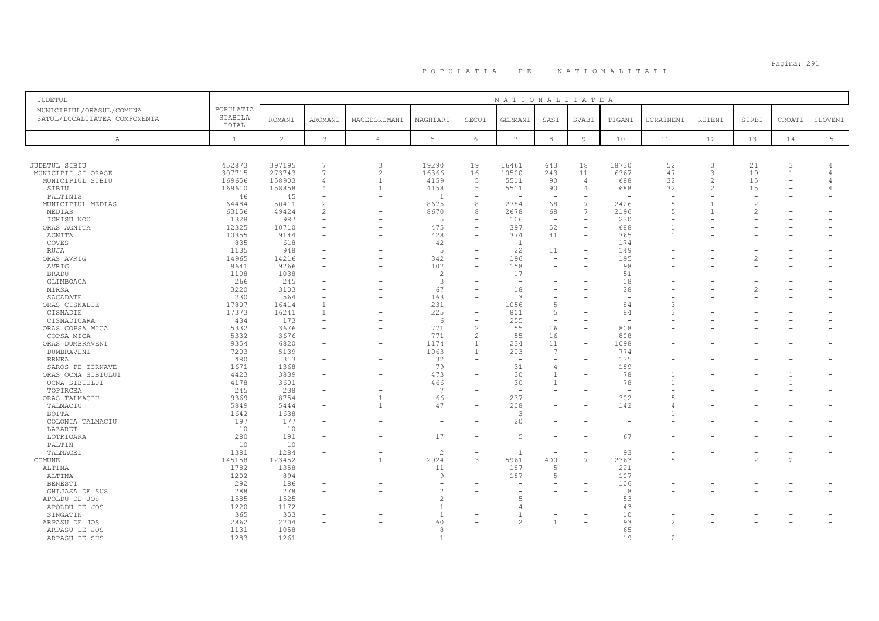# POPULATIA PE NATIONALITATI

| JUDETUL<br>MUNICIPIUL/ORASUL/COMUNA<br>SATUL/LOCALITATEA COMPONENTA | POPULATIA STABILA TOTAL | NATIONALITATEA<br>ROMANI | AROMANI | MACEDOROMANI | MAGHIARI | SECUI | GERMANI | SASI | SVABI | TIGANI | UCRAINENI | RUTENI | SIRBI | CROATI | SLOVENI |
|---|---|---|---|---|---|---|---|---|---|---|---|---|---|---|---|
| A | 1 | 2 | 3 | 4 | 5 | 6 | 7 | 8 | 9 | 10 | 11 | 12 | 13 | 14 | 15 |
| JUDETUL SIBIU | 452873 | 397195 | 7 | 3 | 19290 | 19 | 16461 | 643 | 18 | 18730 | 52 | 3 | 21 | 3 | 4 |
| MUNICIPII SI ORASE | 307715 | 273743 | 7 | 2 | 16366 | 16 | 10500 | 243 | 11 | 6367 | 47 | 3 | 19 | 1 | 4 |
| MUNICIPIUL SIBIU | 169656 | 158903 | 4 | 1 | 4159 | 5 | 5511 | 90 | 4 | 688 | 32 | 2 | 15 | - | 4 |
| SIBIU | 169610 | 158858 | 4 | 1 | 4158 | 5 | 5511 | 90 | 4 | 688 | 32 | 2 | 15 | - | 4 |
| PALTINIS | 46 | 45 | - | - | 1 | - | - | - | - | - | - | - | - | - | - |
| MUNICIPIUL MEDIAS | 64484 | 50411 | 2 | - | 8675 | 8 | 2784 | 68 | 7 | 2426 | 5 | 1 | 2 | - | - |
| MEDIAS | 63156 | 49424 | 2 | - | 8670 | 8 | 2678 | 68 | 7 | 2196 | 5 | 1 | 2 | - | - |
| IGHISU NOU | 1328 | 987 | - | - | 5 | - | 106 | - | - | 230 | - | - | - | - | - |
| ORAS AGNITA | 12325 | 10710 | - | - | 475 | - | 397 | 52 | - | 688 | 1 | - | - | - | - |
| AGNITA | 10355 | 9144 | - | - | 428 | - | 374 | 41 | - | 365 | 1 | - | - | - | - |
| COVES | 835 | 618 | - | - | 42 | - | 1 | - | - | 174 | - | - | - | - | - |
| RUJA | 1135 | 948 | - | - | 5 | - | 22 | 11 | - | 149 | - | - | - | - | - |
| ORAS AVRIG | 14965 | 14216 | - | - | 342 | - | 196 | - | - | 195 | - | - | 2 | - | - |
| AVRIG | 9641 | 9266 | - | - | 107 | - | 158 | - | - | 98 | - | - | - | - | - |
| BRADU | 1108 | 1038 | - | - | 2 | - | 17 | - | - | 51 | - | - | - | - | - |
| GLIMBOACA | 266 | 245 | - | - | 3 | - | - | - | - | 18 | - | - | - | - | - |
| MIRSA | 3220 | 3103 | - | - | 67 | - | 18 | - | - | 28 | - | - | 2 | - | - |
| SACADATE | 730 | 564 | - | - | 163 | - | 3 | - | - | - | - | - | - | - | - |
| ORAS CISNADIE | 17807 | 16414 | 1 | - | 231 | - | 1056 | 5 | - | 84 | 3 | - | - | - | - |
| CISNADIE | 17373 | 16241 | 1 | - | 225 | - | 801 | 5 | - | 84 | 3 | - | - | - | - |
| CISNADIOARA | 434 | 173 | - | - | 6 | - | 255 | - | - | - | - | - | - | - | - |
| ORAS COPSA MICA | 5332 | 3676 | - | - | 771 | 2 | 55 | 16 | - | 808 | - | - | - | - | - |
| COPSA MICA | 5332 | 3676 | - | - | 771 | 2 | 55 | 16 | - | 808 | - | - | - | - | - |
| ORAS DUMBRAVENI | 9354 | 6820 | - | - | 1174 | 1 | 234 | 11 | - | 1098 | - | - | - | - | - |
| DUMBRAVENI | 7203 | 5139 | - | - | 1063 | 1 | 203 | 7 | - | 774 | - | - | - | - | - |
| ERNEA | 480 | 313 | - | - | 32 | - | - | - | - | 135 | - | - | - | - | - |
| SAROS PE TIRNAVE | 1671 | 1368 | - | - | 79 | - | 31 | 4 | - | 189 | - | - | - | - | - |
| ORAS OCNA SIBIULUI | 4423 | 3839 | - | - | 473 | - | 30 | 1 | - | 78 | 1 | - | - | 1 | - |
| OCNA SIBIULUI | 4178 | 3601 | - | - | 466 | - | 30 | 1 | - | 78 | 1 | - | - | 1 | - |
| TOPIRCEA | 245 | 238 | - | - | 7 | - | - | - | - | - | - | - | - | - | - |
| ORAS TALMACIU | 9369 | 8754 | - | 1 | 66 | - | 237 | - | - | 302 | 5 | - | - | - | - |
| TALMACIU | 5849 | 5444 | - | 1 | 47 | - | 208 | - | - | 142 | 4 | - | - | - | - |
| BOITA | 1642 | 1638 | - | - | - | - | 3 | - | - | - | 1 | - | - | - | - |
| COLONIA TALMACIU | 197 | 177 | - | - | - | - | 20 | - | - | - | - | - | - | - | - |
| LAZARET | 10 | 10 | - | - | - | - | - | - | - | - | - | - | - | - | - |
| LOTRIOARA | 280 | 191 | - | - | 17 | - | 5 | - | - | 67 | - | - | - | - | - |
| PALTIN | 10 | 10 | - | - | - | - | - | - | - | - | - | - | - | - | - |
| TALMACEL | 1381 | 1284 | - | - | 2 | - | 1 | - | - | 93 | - | - | - | - | - |
| COMUNE | 145158 | 123452 | - | 1 | 2924 | 3 | 5961 | 400 | 7 | 12363 | 5 | - | 2 | 2 | - |
| ALTINA | 1782 | 1358 | - | - | 11 | - | 187 | 5 | - | 221 | - | - | - | - | - |
| ALTINA | 1202 | 894 | - | - | 9 | - | 187 | 5 | - | 107 | - | - | - | - | - |
| BENESTI | 292 | 186 | - | - | - | - | - | - | - | 106 | - | - | - | - | - |
| GHIJASA DE SUS | 288 | 278 | - | - | 2 | - | - | - | - | 8 | - | - | - | - | - |
| APOLDU DE JOS | 1585 | 1525 | - | - | 2 | - | 5 | - | - | 53 | - | - | - | - | - |
| APOLDU DE JOS | 1220 | 1172 | - | - | 1 | - | 4 | - | - | 43 | - | - | - | - | - |
| SINGATIN | 365 | 353 | - | - | 1 | - | 1 | - | - | 10 | - | - | - | - | - |
| ARPASU DE JOS | 2862 | 2704 | - | - | 60 | - | 2 | 1 | - | 93 | 2 | - | - | - | - |
| ARPASU DE JOS | 1131 | 1058 | - | - | 8 | - | - | - | - | 65 | - | - | - | - | - |
| ARPASU DE SUS | 1283 | 1261 | - | - | 1 | - | - | - | - | 19 | 2 | - | - | - | - |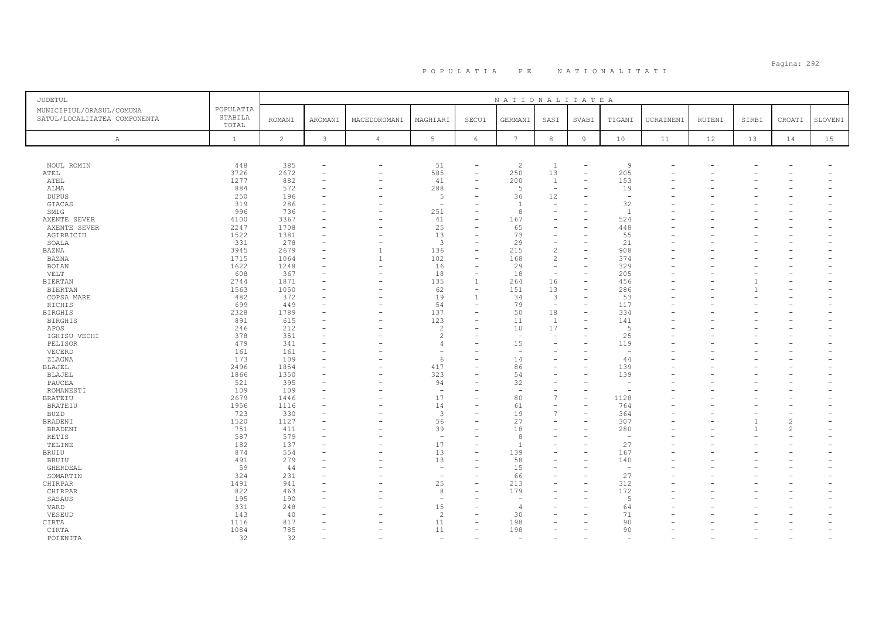# POPULATIA PE NATIONALITATI

| JUDETUL MUNICIPIUL/ORASUL/COMUNA SATUL/LOCALITATEA COMPONENTA | POPULATIA STABILA TOTAL | NATIONALITATEA | | | | | | | | | | | | | | |
|---|---|---|---|---|---|---|---|---|---|---|---|---|---|---|---|---|
| | | ROMANI | AROMANI | MACEDOROMANI | MAGHIARI | SECUI | GERMANI | SASI | SVABI | TIGANI | UCRAINENI | RUTENI | SIRBI | CROATI | SLOVENI |
| A | 1 | 2 | 3 | 4 | 5 | 6 | 7 | 8 | 9 | 10 | 11 | 12 | 13 | 14 | 15 |
| NOUL ROMIN | 448 | 385 | - | - | 51 | - | 2 | 1 | - | 9 | - | - | - | - | - |
| ATEL | 3726 | 2672 | - | - | 585 | - | 250 | 13 | - | 205 | - | - | - | - | - |
| ATEL | 1277 | 882 | - | - | 41 | - | 200 | 1 | - | 153 | - | - | - | - | - |
| ALMA | 884 | 572 | - | - | 288 | - | 5 | - | - | 19 | - | - | - | - | - |
| DUPUS | 250 | 196 | - | - | 5 | - | 36 | 12 | - | - | - | - | - | - | - |
| GIACAS | 319 | 286 | - | - | - | - | 1 | - | - | 32 | - | - | - | - | - |
| SMIG | 996 | 736 | - | - | 251 | - | 8 | - | - | 1 | - | - | - | - | - |
| AXENTE SEVER | 4100 | 3367 | - | - | 41 | - | 167 | - | - | 524 | - | - | - | - | - |
| AXENTE SEVER | 2247 | 1708 | - | - | 25 | - | 65 | - | - | 448 | - | - | - | - | - |
| AGIRBICIU | 1522 | 1381 | - | - | 13 | - | 73 | - | - | 55 | - | - | - | - | - |
| SOALA | 331 | 278 | - | - | 3 | - | 29 | - | - | 21 | - | - | - | - | - |
| BAZNA | 3945 | 2679 | - | 1 | 136 | - | 215 | 2 | - | 908 | - | - | - | - | - |
| BAZNA | 1715 | 1064 | - | 1 | 102 | - | 168 | 2 | - | 374 | - | - | - | - | - |
| BOIAN | 1622 | 1248 | - | - | 16 | - | 29 | - | - | 329 | - | - | - | - | - |
| VELT | 608 | 367 | - | - | 18 | - | 18 | - | - | 205 | - | - | - | - | - |
| BIERTAN | 2744 | 1871 | - | - | 135 | 1 | 264 | 16 | - | 456 | - | - | 1 | - | - |
| BIERTAN | 1563 | 1050 | - | - | 62 | - | 151 | 13 | - | 286 | - | - | 1 | - | - |
| COPSA MARE | 482 | 372 | - | - | 19 | 1 | 34 | 3 | - | 53 | - | - | - | - | - |
| RICHIS | 699 | 449 | - | - | 54 | - | 79 | - | - | 117 | - | - | - | - | - |
| BIRGHIS | 2328 | 1789 | - | - | 137 | - | 50 | 18 | - | 334 | - | - | - | - | - |
| BIRGHIS | 891 | 615 | - | - | 123 | - | 11 | 1 | - | 141 | - | - | - | - | - |
| APOS | 246 | 212 | - | - | 2 | - | 10 | 17 | - | 5 | - | - | - | - | - |
| IGHISU VECHI | 378 | 351 | - | - | 2 | - | - | - | - | 25 | - | - | - | - | - |
| PELISOR | 479 | 341 | - | - | 4 | - | 15 | - | - | 119 | - | - | - | - | - |
| VECERD | 161 | 161 | - | - | - | - | - | - | - | - | - | - | - | - | - |
| ZLAGNA | 173 | 109 | - | - | 6 | - | 14 | - | - | 44 | - | - | - | - | - |
| BLAJEL | 2496 | 1854 | - | - | 417 | - | 86 | - | - | 139 | - | - | - | - | - |
| BLAJEL | 1866 | 1350 | - | - | 323 | - | 54 | - | - | 139 | - | - | - | - | - |
| PAUCEA | 521 | 395 | - | - | 94 | - | 32 | - | - | - | - | - | - | - | - |
| ROMANESTI | 109 | 109 | - | - | - | - | - | - | - | - | - | - | - | - | - |
| BRATEIU | 2679 | 1446 | - | - | 17 | - | 80 | 7 | - | 1128 | - | - | - | - | - |
| BRATEIU | 1956 | 1116 | - | - | 14 | - | 61 | - | - | 764 | - | - | - | - | - |
| BUZD | 723 | 330 | - | - | 3 | - | 19 | 7 | - | 364 | - | - | - | - | - |
| BRADENI | 1520 | 1127 | - | - | 56 | - | 27 | - | - | 307 | - | - | 1 | 2 | - |
| BRADENI | 751 | 411 | - | - | 39 | - | 18 | - | - | 280 | - | - | 1 | 2 | - |
| RETIS | 587 | 579 | - | - | - | - | 8 | - | - | - | - | - | - | - | - |
| TELINE | 182 | 137 | - | - | 17 | - | 1 | - | - | 27 | - | - | - | - | - |
| BRUIU | 874 | 554 | - | - | 13 | - | 139 | - | - | 167 | - | - | - | - | - |
| BRUIU | 491 | 279 | - | - | 13 | - | 58 | - | - | 140 | - | - | - | - | - |
| GHERDEAL | 59 | 44 | - | - | - | - | 15 | - | - | - | - | - | - | - | - |
| SOMARTIN | 324 | 231 | - | - | - | - | 66 | - | - | 27 | - | - | - | - | - |
| CHIRPAR | 1491 | 941 | - | - | 25 | - | 213 | - | - | 312 | - | - | - | - | - |
| CHIRPAR | 822 | 463 | - | - | 8 | - | 179 | - | - | 172 | - | - | - | - | - |
| SASAUS | 195 | 190 | - | - | - | - | - | - | - | 5 | - | - | - | - | - |
| VARD | 331 | 248 | - | - | 15 | - | 4 | - | - | 64 | - | - | - | - | - |
| VESEUD | 143 | 40 | - | - | 2 | - | 30 | - | - | 71 | - | - | - | - | - |
| CIRTA | 1116 | 817 | - | - | 11 | - | 198 | - | - | 90 | - | - | - | - | - |
| CIRTA | 1084 | 785 | - | - | 11 | - | 198 | - | - | 90 | - | - | - | - | - |
| POIENITA | 32 | 32 | - | - | - | - | - | - | - | - | - | - | - | - | - |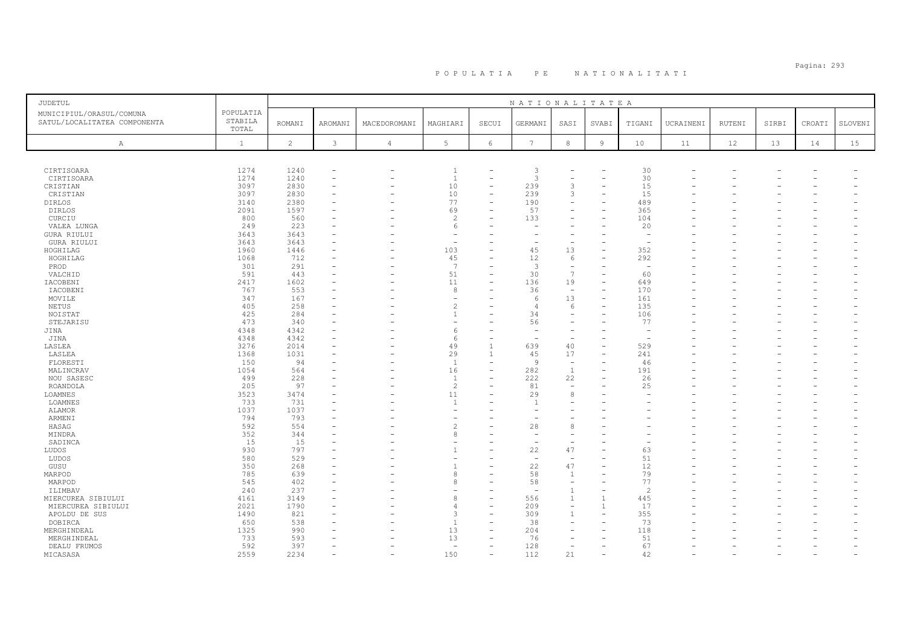# P O P U L A T I A   P E   N A T I O N A L I T A T I

| JUDETUL<br>MUNICIPIUL/ORASUL/COMUNA<br>SATUL/LOCALITATEA COMPONENTA | POPULATIA STABILA TOTAL | NATIONALITATEA | | | | | | | | | | | | | |
|---|---|---|---|---|---|---|---|---|---|---|---|---|---|---|---|
| | | ROMANI | AROMANI | MACEDOROMANI | MAGHIARI | SECUI | GERMANI | SASI | SVABI | TIGANI | UCRAINENI | RUTENI | SIRBI | CROATI | SLOVENI |
| A | 1 | 2 | 3 | 4 | 5 | 6 | 7 | 8 | 9 | 10 | 11 | 12 | 13 | 14 | 15 |
| CIRTISOARA | 1274 | 1240 | - | - | 1 | - | 3 | - | - | 30 | - | - | - | - | - |
| CIRTISOARA | 1274 | 1240 | - | - | 1 | - | 3 | - | - | 30 | - | - | - | - | - |
| CRISTIAN | 3097 | 2830 | - | - | 10 | - | 239 | 3 | - | 15 | - | - | - | - | - |
| CRISTIAN | 3097 | 2830 | - | - | 10 | - | 239 | 3 | - | 15 | - | - | - | - | - |
| DIRLOS | 3140 | 2380 | - | - | 77 | - | 190 | - | - | 489 | - | - | - | - | - |
| DIRLOS | 2091 | 1597 | - | - | 69 | - | 57 | - | - | 365 | - | - | - | - | - |
| CURCIU | 800 | 560 | - | - | 2 | - | 133 | - | - | 104 | - | - | - | - | - |
| VALEA LUNGA | 249 | 223 | - | - | 6 | - | - | - | - | 20 | - | - | - | - | - |
| GURA RIULUI | 3643 | 3643 | - | - | - | - | - | - | - | - | - | - | - | - | - |
| GURA RIULUI | 3643 | 3643 | - | - | - | - | - | - | - | - | - | - | - | - | - |
| HOGHILAG | 1960 | 1446 | - | - | 103 | - | 45 | 13 | - | 352 | - | - | - | - | - |
| HOGHILAG | 1068 | 712 | - | - | 45 | - | 12 | 6 | - | 292 | - | - | - | - | - |
| PROD | 301 | 291 | - | - | 7 | - | 3 | - | - | - | - | - | - | - | - |
| VALCHID | 591 | 443 | - | - | 51 | - | 30 | 7 | - | 60 | - | - | - | - | - |
| IACOBENI | 2417 | 1602 | - | - | 11 | - | 136 | 19 | - | 649 | - | - | - | - | - |
| IACOBENI | 767 | 553 | - | - | 8 | - | 36 | - | - | 170 | - | - | - | - | - |
| MOVILE | 347 | 167 | - | - | - | - | 6 | 13 | - | 161 | - | - | - | - | - |
| NETUS | 405 | 258 | - | - | 2 | - | 4 | 6 | - | 135 | - | - | - | - | - |
| NOISTAT | 425 | 284 | - | - | 1 | - | 34 | - | - | 106 | - | - | - | - | - |
| STEJARISU | 473 | 340 | - | - | - | - | 56 | - | - | 77 | - | - | - | - | - |
| JINA | 4348 | 4342 | - | - | 6 | - | - | - | - | - | - | - | - | - | - |
| JINA | 4348 | 4342 | - | - | 6 | - | - | - | - | - | - | - | - | - | - |
| LASLEA | 3276 | 2014 | - | - | 49 | 1 | 639 | 40 | - | 529 | - | - | - | - | - |
| LASLEA | 1368 | 1031 | - | - | 29 | 1 | 45 | 17 | - | 241 | - | - | - | - | - |
| FLORESTI | 150 | 94 | - | - | 1 | - | 9 | - | - | 46 | - | - | - | - | - |
| MALINCRAV | 1054 | 564 | - | - | 16 | - | 282 | 1 | - | 191 | - | - | - | - | - |
| NOU SASESC | 499 | 228 | - | - | 1 | - | 222 | 22 | - | 26 | - | - | - | - | - |
| ROANDOLA | 205 | 97 | - | - | 2 | - | 81 | - | - | 25 | - | - | - | - | - |
| LOAMNES | 3523 | 3474 | - | - | 11 | - | 29 | 8 | - | - | - | - | - | - | - |
| LOAMNES | 733 | 731 | - | - | 1 | - | 1 | - | - | - | - | - | - | - | - |
| ALAMOR | 1037 | 1037 | - | - | - | - | - | - | - | - | - | - | - | - | - |
| ARMENI | 794 | 793 | - | - | - | - | - | - | - | - | - | - | - | - | - |
| HASAG | 592 | 554 | - | - | 2 | - | 28 | 8 | - | - | - | - | - | - | - |
| MINDRA | 352 | 344 | - | - | 8 | - | - | - | - | - | - | - | - | - | - |
| SADINCA | 15 | 15 | - | - | - | - | - | - | - | - | - | - | - | - | - |
| LUDOS | 930 | 797 | - | - | 1 | - | 22 | 47 | - | 63 | - | - | - | - | - |
| LUDOS | 580 | 529 | - | - | - | - | - | - | - | 51 | - | - | - | - | - |
| GUSU | 350 | 268 | - | - | 1 | - | 22 | 47 | - | 12 | - | - | - | - | - |
| MARPOD | 785 | 639 | - | - | 8 | - | 58 | 1 | - | 79 | - | - | - | - | - |
| MARPOD | 545 | 402 | - | - | 8 | - | 58 | - | - | 77 | - | - | - | - | - |
| ILIMBAV | 240 | 237 | - | - | - | - | - | 1 | - | 2 | - | - | - | - | - |
| MIERCUREA SIBIULUI | 4161 | 3149 | - | - | 8 | - | 556 | 1 | 1 | 445 | - | - | - | - | - |
| MIERCUREA SIBIULUI | 2021 | 1790 | - | - | 4 | - | 209 | - | 1 | 17 | - | - | - | - | - |
| APOLDU DE SUS | 1490 | 821 | - | - | 3 | - | 309 | 1 | - | 355 | - | - | - | - | - |
| DOBIRCA | 650 | 538 | - | - | 1 | - | 38 | - | - | 73 | - | - | - | - | - |
| MERGHINDEAL | 1325 | 990 | - | - | 13 | - | 204 | - | - | 118 | - | - | - | - | - |
| MERGHINDEAL | 733 | 593 | - | - | 13 | - | 76 | - | - | 51 | - | - | - | - | - |
| DEALU FRUMOS | 592 | 397 | - | - | - | - | 128 | - | - | 67 | - | - | - | - | - |
| MICASASA | 2559 | 2234 | - | - | 150 | - | 112 | 21 | - | 42 | - | - | - | - | - |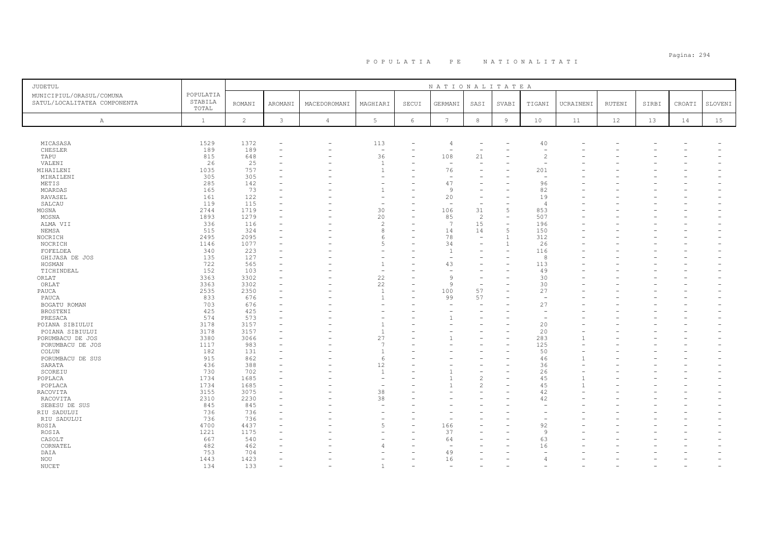# POPULATIA PE NATIONALITATI

| JUDETUL MUNICIPIUL/ORASUL/COMUNA SATUL/LOCALITATEA COMPONENTA | POPULATIA STABILA TOTAL | NATIONALITATEA | | | | | | | | | | | | | | |
|---|---|---|---|---|---|---|---|---|---|---|---|---|---|---|---|---|
| | | ROMANI | AROMANI | MACEDOROMANI | MAGHIARI | SECUI | GERMANI | SASI | SVABI | TIGANI | UCRAINENI | RUTENI | SIRBI | CROATI | SLOVENI |
| A | 1 | 2 | 3 | 4 | 5 | 6 | 7 | 8 | 9 | 10 | 11 | 12 | 13 | 14 | 15 |
| MICASASA | 1529 | 1372 | - | - | 113 | - | 4 | - | - | 40 | - | - | - | - | - |
| CHESLER | 189 | 189 | - | - | - | - | - | - | - | - | - | - | - | - | - |
| TAPU | 815 | 648 | - | - | 36 | - | 108 | 21 | - | 2 | - | - | - | - | - |
| VALENI | 26 | 25 | - | - | 1 | - | - | - | - | - | - | - | - | - | - |
| MIHAILENI | 1035 | 757 | - | - | 1 | - | 76 | - | - | 201 | - | - | - | - | - |
| MIHAILENI | 305 | 305 | - | - | - | - | - | - | - | - | - | - | - | - | - |
| METIS | 285 | 142 | - | - | - | - | 47 | - | - | 96 | - | - | - | - | - |
| MOARDAS | 165 | 73 | - | - | 1 | - | 9 | - | - | 82 | - | - | - | - | - |
| RAVASEL | 161 | 122 | - | - | - | - | 20 | - | - | 19 | - | - | - | - | - |
| SALCAU | 119 | 115 | - | - | - | - | - | - | - | 4 | - | - | - | - | - |
| MOSNA | 2744 | 1719 | - | - | 30 | - | 106 | 31 | 5 | 853 | - | - | - | - | - |
| MOSNA | 1893 | 1279 | - | - | 20 | - | 85 | 2 | - | 507 | - | - | - | - | - |
| ALMA VII | 336 | 116 | - | - | 2 | - | 7 | 15 | - | 196 | - | - | - | - | - |
| NEMSA | 515 | 324 | - | - | 8 | - | 14 | 14 | 5 | 150 | - | - | - | - | - |
| NOCRICH | 2495 | 2095 | - | - | 6 | - | 78 | - | 1 | 312 | - | - | - | - | - |
| NOCRICH | 1146 | 1077 | - | - | 5 | - | 34 | - | 1 | 26 | - | - | - | - | - |
| FOFELDEA | 340 | 223 | - | - | - | - | 1 | - | - | 116 | - | - | - | - | - |
| GHIJASA DE JOS | 135 | 127 | - | - | - | - | - | - | - | 8 | - | - | - | - | - |
| HOSMAN | 722 | 565 | - | - | 1 | - | 43 | - | - | 113 | - | - | - | - | - |
| TICHINDEAL | 152 | 103 | - | - | - | - | - | - | - | 49 | - | - | - | - | - |
| ORLAT | 3363 | 3302 | - | - | 22 | - | 9 | - | - | 30 | - | - | - | - | - |
| ORLAT | 3363 | 3302 | - | - | 22 | - | 9 | - | - | 30 | - | - | - | - | - |
| PAUCA | 2535 | 2350 | - | - | 1 | - | 100 | 57 | - | 27 | - | - | - | - | - |
| PAUCA | 833 | 676 | - | - | 1 | - | 99 | 57 | - | - | - | - | - | - | - |
| BOGATU ROMAN | 703 | 676 | - | - | - | - | - | - | - | 27 | - | - | - | - | - |
| BROSTENI | 425 | 425 | - | - | - | - | - | - | - | - | - | - | - | - | - |
| PRESACA | 574 | 573 | - | - | - | - | 1 | - | - | - | - | - | - | - | - |
| POIANA SIBIULUI | 3178 | 3157 | - | - | 1 | - | - | - | - | 20 | - | - | - | - | - |
| POIANA SIBIULUI | 3178 | 3157 | - | - | 1 | - | - | - | - | 20 | - | - | - | - | - |
| PORUMBACU DE JOS | 3380 | 3066 | - | - | 27 | - | 1 | - | - | 283 | 1 | - | - | - | - |
| PORUMBACU DE JOS | 1117 | 983 | - | - | 7 | - | - | - | - | 125 | - | - | - | - | - |
| COLUN | 182 | 131 | - | - | 1 | - | - | - | - | 50 | - | - | - | - | - |
| PORUMBACU DE SUS | 915 | 862 | - | - | 6 | - | - | - | - | 46 | 1 | - | - | - | - |
| SARATA | 436 | 388 | - | - | 12 | - | - | - | - | 36 | - | - | - | - | - |
| SCOREIU | 730 | 702 | - | - | 1 | - | 1 | - | - | 26 | - | - | - | - | - |
| POPLACA | 1734 | 1685 | - | - | - | - | 1 | 2 | - | 45 | 1 | - | - | - | - |
| POPLACA | 1734 | 1685 | - | - | - | - | 1 | 2 | - | 45 | 1 | - | - | - | - |
| RACOVITA | 3155 | 3075 | - | - | 38 | - | - | - | - | 42 | - | - | - | - | - |
| RACOVITA | 2310 | 2230 | - | - | 38 | - | - | - | - | 42 | - | - | - | - | - |
| SEBESU DE SUS | 845 | 845 | - | - | - | - | - | - | - | - | - | - | - | - | - |
| RIU SADULUI | 736 | 736 | - | - | - | - | - | - | - | - | - | - | - | - | - |
| RIU SADULUI | 736 | 736 | - | - | - | - | - | - | - | - | - | - | - | - | - |
| ROSIA | 4700 | 4437 | - | - | 5 | - | 166 | - | - | 92 | - | - | - | - | - |
| ROSIA | 1221 | 1175 | - | - | - | - | 37 | - | - | 9 | - | - | - | - | - |
| CASOLT | 667 | 540 | - | - | - | - | 64 | - | - | 63 | - | - | - | - | - |
| CORNATEL | 482 | 462 | - | - | 4 | - | - | - | - | 16 | - | - | - | - | - |
| DAIA | 753 | 704 | - | - | - | - | 49 | - | - | - | - | - | - | - | - |
| NOU | 1443 | 1423 | - | - | - | - | 16 | - | - | 4 | - | - | - | - | - |
| NUCET | 134 | 133 | - | - | 1 | - | - | - | - | - | - | - | - | - | - |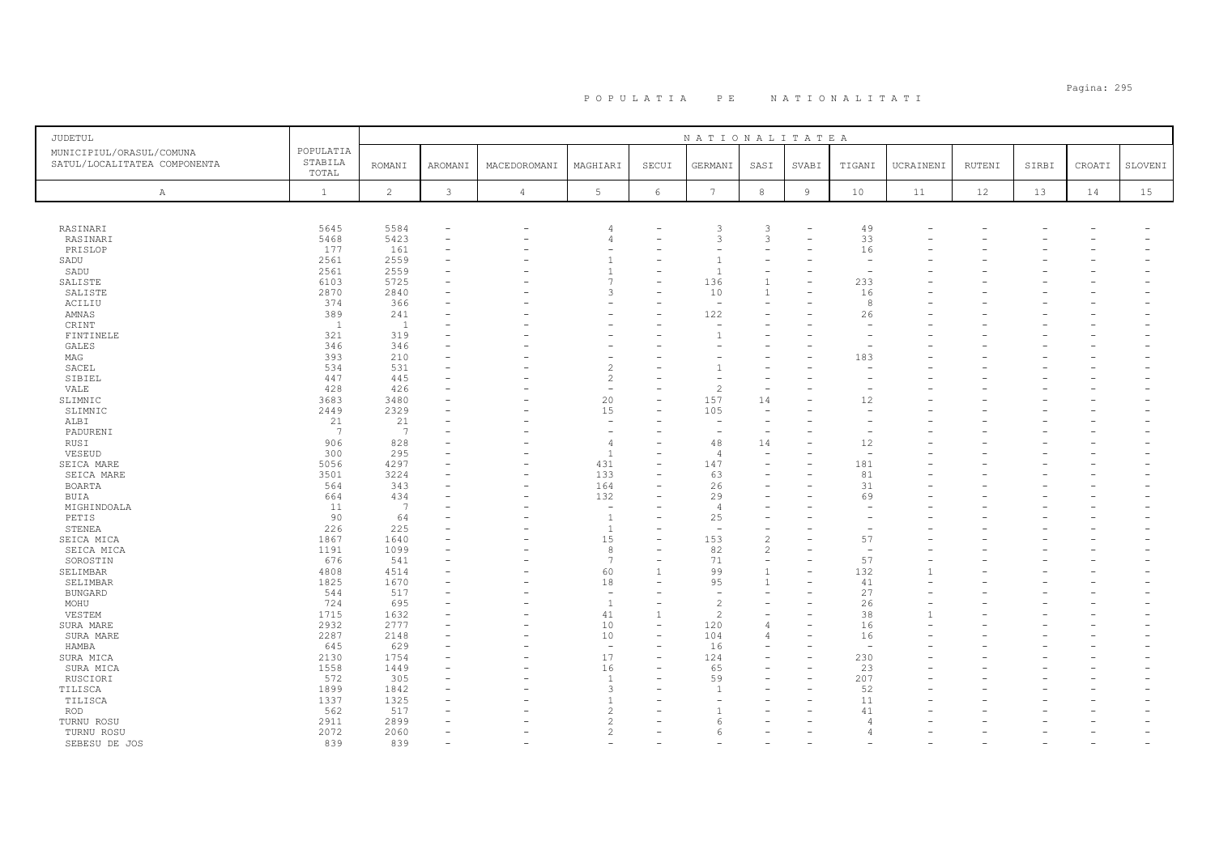# POPULATIA PE NATIONALITATI

| JUDETUL MUNICIPIUL/ORASUL/COMUNA SATUL/LOCALITATEA COMPONENTA | POPULATIA STABILA TOTAL | NATIONALITATEA | | | | | | | | | | | | | | |
|---|---|---|---|---|---|---|---|---|---|---|---|---|---|---|---|---|
| | | ROMANI | AROMANI | MACEDOROMANI | MAGHIARI | SECUI | GERMANI | SASI | SVABI | TIGANI | UCRAINENI | RUTENI | SIRBI | CROATI | SLOVENI |
| A | 1 | 2 | 3 | 4 | 5 | 6 | 7 | 8 | 9 | 10 | 11 | 12 | 13 | 14 | 15 |
| RASINARI | 5645 | 5584 | - | - | 4 | - | 3 | 3 | - | 49 | - | - | - | - | - |
| RASINARI | 5468 | 5423 | - | - | 4 | - | 3 | 3 | - | 33 | - | - | - | - | - |
| PRISLOP | 177 | 161 | - | - | - | - | - | - | - | 16 | - | - | - | - | - |
| SADU | 2561 | 2559 | - | - | 1 | - | 1 | - | - | - | - | - | - | - | - |
| SADU | 2561 | 2559 | - | - | 1 | - | 1 | - | - | - | - | - | - | - | - |
| SALISTE | 6103 | 5725 | - | - | 7 | - | 136 | 1 | - | 233 | - | - | - | - | - |
| SALISTE | 2870 | 2840 | - | - | 3 | - | 10 | 1 | - | 16 | - | - | - | - | - |
| ACILIU | 374 | 366 | - | - | - | - | - | - | - | 8 | - | - | - | - | - |
| AMNAS | 389 | 241 | - | - | - | - | 122 | - | - | 26 | - | - | - | - | - |
| CRINT | 1 | 1 | - | - | - | - | - | - | - | - | - | - | - | - | - |
| FINTINELE | 321 | 319 | - | - | - | - | 1 | - | - | - | - | - | - | - | - |
| GALES | 346 | 346 | - | - | - | - | - | - | - | - | - | - | - | - | - |
| MAG | 393 | 210 | - | - | - | - | - | - | - | 183 | - | - | - | - | - |
| SACEL | 534 | 531 | - | - | 2 | - | 1 | - | - | - | - | - | - | - | - |
| SIBIEL | 447 | 445 | - | - | 2 | - | - | - | - | - | - | - | - | - | - |
| VALE | 428 | 426 | - | - | - | - | 2 | - | - | - | - | - | - | - | - |
| SLIMNIC | 3683 | 3480 | - | - | 20 | - | 157 | 14 | - | 12 | - | - | - | - | - |
| SLIMNIC | 2449 | 2329 | - | - | 15 | - | 105 | - | - | - | - | - | - | - | - |
| ALBI | 21 | 21 | - | - | - | - | - | - | - | - | - | - | - | - | - |
| PADURENI | 7 | 7 | - | - | - | - | - | - | - | - | - | - | - | - | - |
| RUSI | 906 | 828 | - | - | 4 | - | 48 | 14 | - | 12 | - | - | - | - | - |
| VESEUD | 300 | 295 | - | - | 1 | - | 4 | - | - | - | - | - | - | - | - |
| SEICA MARE | 5056 | 4297 | - | - | 431 | - | 147 | - | - | 181 | - | - | - | - | - |
| SEICA MARE | 3501 | 3224 | - | - | 133 | - | 63 | - | - | 81 | - | - | - | - | - |
| BOARTA | 564 | 343 | - | - | 164 | - | 26 | - | - | 31 | - | - | - | - | - |
| BUIA | 664 | 434 | - | - | 132 | - | 29 | - | - | 69 | - | - | - | - | - |
| MIGHINDOALA | 11 | 7 | - | - | - | - | 4 | - | - | - | - | - | - | - | - |
| PETIS | 90 | 64 | - | - | 1 | - | 25 | - | - | - | - | - | - | - | - |
| STENEA | 226 | 225 | - | - | 1 | - | - | - | - | - | - | - | - | - | - |
| SEICA MICA | 1867 | 1640 | - | - | 15 | - | 153 | 2 | - | 57 | - | - | - | - | - |
| SEICA MICA | 1191 | 1099 | - | - | 8 | - | 82 | 2 | - | - | - | - | - | - | - |
| SOROSTIN | 676 | 541 | - | - | 7 | - | 71 | - | - | 57 | - | - | - | - | - |
| SELIMBAR | 4808 | 4514 | - | - | 60 | 1 | 99 | 1 | - | 132 | 1 | - | - | - | - |
| SELIMBAR | 1825 | 1670 | - | - | 18 | - | 95 | 1 | - | 41 | - | - | - | - | - |
| BUNGARD | 544 | 517 | - | - | - | - | - | - | - | 27 | - | - | - | - | - |
| MOHU | 724 | 695 | - | - | 1 | - | 2 | - | - | 26 | - | - | - | - | - |
| VESTEM | 1715 | 1632 | - | - | 41 | 1 | 2 | - | - | 38 | 1 | - | - | - | - |
| SURA MARE | 2932 | 2777 | - | - | 10 | - | 120 | 4 | - | 16 | - | - | - | - | - |
| SURA MARE | 2287 | 2148 | - | - | 10 | - | 104 | 4 | - | 16 | - | - | - | - | - |
| HAMBA | 645 | 629 | - | - | - | - | 16 | - | - | - | - | - | - | - | - |
| SURA MICA | 2130 | 1754 | - | - | 17 | - | 124 | - | - | 230 | - | - | - | - | - |
| SURA MICA | 1558 | 1449 | - | - | 16 | - | 65 | - | - | 23 | - | - | - | - | - |
| RUSCIORI | 572 | 305 | - | - | 1 | - | 59 | - | - | 207 | - | - | - | - | - |
| TILISCA | 1899 | 1842 | - | - | 3 | - | 1 | - | - | 52 | - | - | - | - | - |
| TILISCA | 1337 | 1325 | - | - | 1 | - | - | - | - | 11 | - | - | - | - | - |
| ROD | 562 | 517 | - | - | 2 | - | 1 | - | - | 41 | - | - | - | - | - |
| TURNU ROSU | 2911 | 2899 | - | - | 2 | - | 6 | - | - | 4 | - | - | - | - | - |
| TURNU ROSU | 2072 | 2060 | - | - | 2 | - | 6 | - | - | 4 | - | - | - | - | - |
| SEBESU DE JOS | 839 | 839 | - | - | - | - | - | - | - | - | - | - | - | - | - |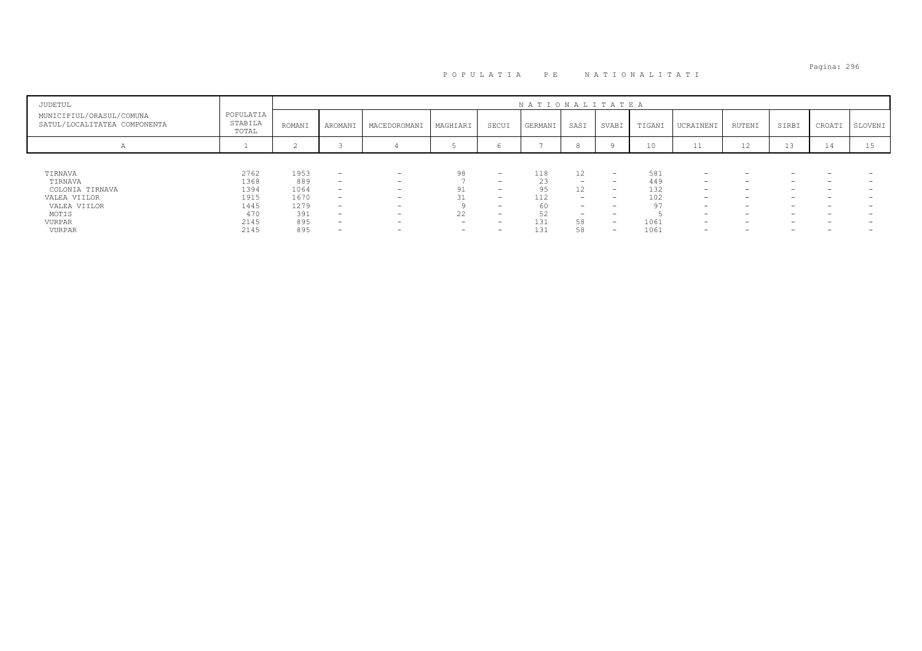# POPULATIA PE NATIONALITATI

| JUDETUL<br>MUNICIPIUL/ORASUL/COMUNA<br>SATUL/LOCALITATEA COMPONENTA | POPULATIA STABILA TOTAL | NATIONALITATEA | | | | | | | | | | | | | |
|---|---|---|---|---|---|---|---|---|---|---|---|---|---|---|---|
| | | ROMANI | AROMANI | MACEDOROMANI | MAGHIARI | SECUI | GERMANI | SASI | SVABI | TIGANI | UCRAINENI | RUTENI | SIRBI | CROATI | SLOVENI |
| A | 1 | 2 | 3 | 4 | 5 | 6 | 7 | 8 | 9 | 10 | 11 | 12 | 13 | 14 | 15 |
| TIRNAVA | 2762 | 1953 | - | - | 98 | - | 118 | 12 | - | 581 | - | - | - | - | - |
| TIRNAVA | 1368 | 889 | - | - | 7 | - | 23 | - | - | 449 | - | - | - | - | - |
| COLONIA TIRNAVA | 1394 | 1064 | - | - | 91 | - | 95 | 12 | - | 132 | - | - | - | - | - |
| VALEA VIILOR | 1915 | 1670 | - | - | 31 | - | 112 | - | - | 102 | - | - | - | - | - |
| VALEA VIILOR | 1445 | 1279 | - | - | 9 | - | 60 | - | - | 97 | - | - | - | - | - |
| MOTIS | 470 | 391 | - | - | 22 | - | 52 | - | - | 5 | - | - | - | - | - |
| VURPAR | 2145 | 895 | - | - | - | - | 131 | 58 | - | 1061 | - | - | - | - | - |
| VURPAR | 2145 | 895 | - | - | - | - | 131 | 58 | - | 1061 | - | - | - | - | - |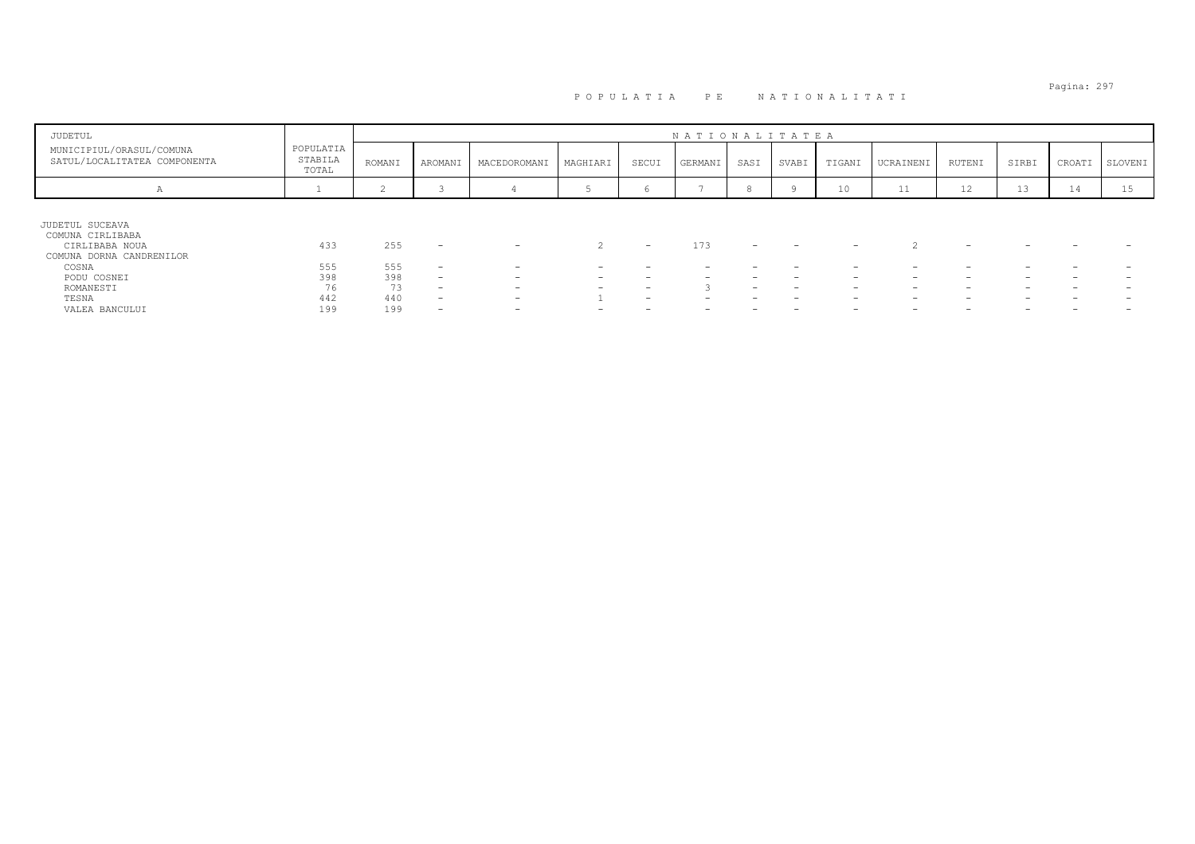POPULATIA PE NATIONALITATI

| JUDETUL<br>MUNICIPIUL/ORASUL/COMUNA<br>SATUL/LOCALITATEA COMPONENTA | POPULATIA STABILA TOTAL | NATIONALITATEA | | | | | | | | | | | | | |
|---|---|---|---|---|---|---|---|---|---|---|---|---|---|---|---|
| | | ROMANI | AROMANI | MACEDOROMANI | MAGHIARI | SECUI | GERMANI | SASI | SVABI | TIGANI | UCRAINENI | RUTENI | SIRBI | CROATI | SLOVENI |
| A | 1 | 2 | 3 | 4 | 5 | 6 | 7 | 8 | 9 | 10 | 11 | 12 | 13 | 14 | 15 |
| JUDETUL SUCEAVA | | | | | | | | | | | | | | | |
| COMUNA CIRLIBABA | | | | | | | | | | | | | | | |
| CIRLIBABA NOUA | 433 | 255 | - | - | 2 | - | 173 | - | - | - | 2 | - | - | - | - |
| COMUNA DORNA CANDRENILOR | | | | | | | | | | | | | | | |
| COSNA | 555 | 555 | - | - | - | - | - | - | - | - | - | - | - | - | - |
| PODU COSNEI | 398 | 398 | - | - | - | - | - | - | - | - | - | - | - | - | - |
| ROMANESTI | 76 | 73 | - | - | - | - | 3 | - | - | - | - | - | - | - | - |
| TESNA | 442 | 440 | - | - | 1 | - | - | - | - | - | - | - | - | - | - |
| VALEA BANCULUI | 199 | 199 | - | - | - | - | - | - | - | - | - | - | - | - | - |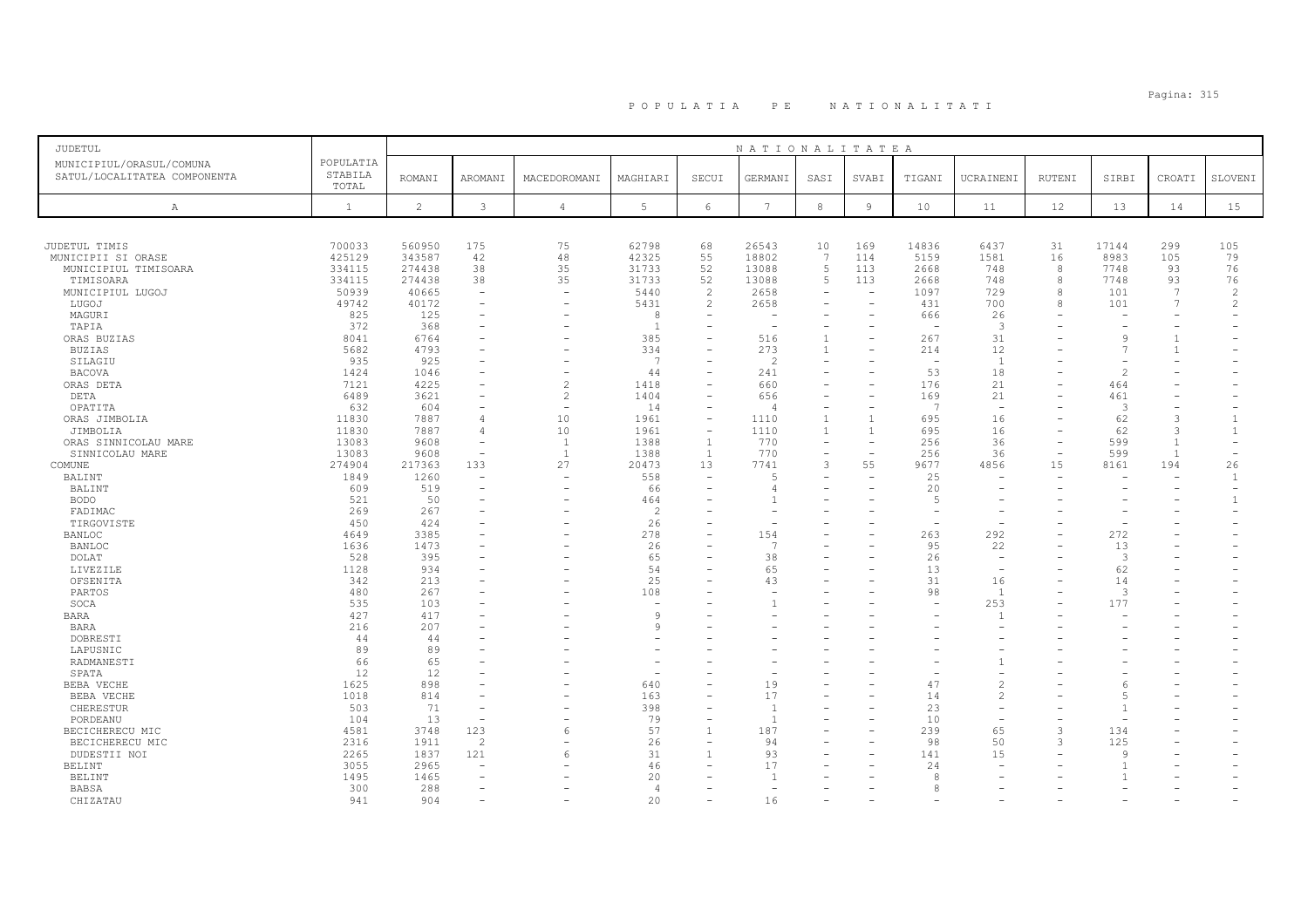# POPULATIA PE NATIONALITATI

| JUDETUL<br>MUNICIPIUL/ORASUL/COMUNA<br>SATUL/LOCALITATEA COMPONENTA | POPULATIA STABILA TOTAL | ROMANI | AROMANI | MACEDOROMANI | MAGHIARI | SECUI | GERMANI | SASI | SVABI | TIGANI | UCRAINENI | RUTENI | SIRBI | CROATI | SLOVENI |
|---|---|---|---|---|---|---|---|---|---|---|---|---|---|---|---|
| A | 1 | 2 | 3 | 4 | 5 | 6 | 7 | 8 | 9 | 10 | 11 | 12 | 13 | 14 | 15 |
| JUDETUL TIMIS | 700033 | 560950 | 175 | 75 | 62798 | 68 | 26543 | 10 | 169 | 14836 | 6437 | 31 | 17144 | 299 | 105 |
| MUNICIPII SI ORASE | 425129 | 343587 | 42 | 48 | 42325 | 55 | 18802 | 7 | 114 | 5159 | 1581 | 16 | 8983 | 105 | 79 |
| MUNICIPIUL TIMISOARA | 334115 | 274438 | 38 | 35 | 31733 | 52 | 13088 | 5 | 113 | 2668 | 748 | 8 | 7748 | 93 | 76 |
| TIMISOARA | 334115 | 274438 | 38 | 35 | 31733 | 52 | 13088 | 5 | 113 | 2668 | 748 | 8 | 7748 | 93 | 76 |
| MUNICIPIUL LUGOJ | 50939 | 40665 | - | - | 5440 | 2 | 2658 | - | - | 1097 | 729 | 8 | 101 | 7 | 2 |
| LUGOJ | 49742 | 40172 | - | - | 5431 | 2 | 2658 | - | - | 431 | 700 | 8 | 101 | 7 | 2 |
| MAGURI | 825 | 125 | - | - | 8 | - | - | - | - | 666 | 26 | - | - | - | - |
| TAPIA | 372 | 368 | - | - | 1 | - | - | - | - | - | 3 | - | - | - | - |
| ORAS BUZIAS | 8041 | 6764 | - | - | 385 | - | 516 | 1 | - | 267 | 31 | - | 9 | 1 | - |
| BUZIAS | 5682 | 4793 | - | - | 334 | - | 273 | 1 | - | 214 | 12 | - | 7 | 1 | - |
| SILAGIU | 935 | 925 | - | - | 7 | - | 2 | - | - | - | 1 | - | - | - | - |
| BACOVA | 1424 | 1046 | - | - | 44 | - | 241 | - | - | 53 | 18 | - | 2 | - | - |
| ORAS DETA | 7121 | 4225 | - | 2 | 1418 | - | 660 | - | - | 176 | 21 | - | 464 | - | - |
| DETA | 6489 | 3621 | - | 2 | 1404 | - | 656 | - | - | 169 | 21 | - | 461 | - | - |
| OPATITA | 632 | 604 | - | - | 14 | - | 4 | - | - | 7 | - | - | 3 | - | - |
| ORAS JIMBOLIA | 11830 | 7887 | 4 | 10 | 1961 | - | 1110 | 1 | 1 | 695 | 16 | - | 62 | 3 | 1 |
| JIMBOLIA | 11830 | 7887 | 4 | 10 | 1961 | - | 1110 | 1 | 1 | 695 | 16 | - | 62 | 3 | 1 |
| ORAS SINNICOLAU MARE | 13083 | 9608 | - | 1 | 1388 | 1 | 770 | - | - | 256 | 36 | - | 599 | 1 | - |
| SINNICOLAU MARE | 13083 | 9608 | - | 1 | 1388 | 1 | 770 | - | - | 256 | 36 | - | 599 | 1 | - |
| COMUNE | 274904 | 217363 | 133 | 27 | 20473 | 13 | 7741 | 3 | 55 | 9677 | 4856 | 15 | 8161 | 194 | 26 |
| BALINT | 1849 | 1260 | - | - | 558 | - | 5 | - | - | 25 | - | - | - | - | 1 |
| BALINT | 609 | 519 | - | - | 66 | - | 4 | - | - | 20 | - | - | - | - | - |
| BODO | 521 | 50 | - | - | 464 | - | 1 | - | - | 5 | - | - | - | - | 1 |
| FADIMAC | 269 | 267 | - | - | 2 | - | - | - | - | - | - | - | - | - | - |
| TIRGOVISTE | 450 | 424 | - | - | 26 | - | - | - | - | - | - | - | - | - | - |
| BANLOC | 4649 | 3385 | - | - | 278 | - | 154 | - | - | 263 | 292 | - | 272 | - | - |
| BANLOC | 1636 | 1473 | - | - | 26 | - | 7 | - | - | 95 | 22 | - | 13 | - | - |
| DOLAT | 528 | 395 | - | - | 65 | - | 38 | - | - | 26 | - | - | 3 | - | - |
| LIVEZILE | 1128 | 934 | - | - | 54 | - | 65 | - | - | 13 | - | - | 62 | - | - |
| OFSENITA | 342 | 213 | - | - | 25 | - | 43 | - | - | 31 | 16 | - | 14 | - | - |
| PARTOS | 480 | 267 | - | - | 108 | - | - | - | - | 98 | 1 | - | 3 | - | - |
| SOCA | 535 | 103 | - | - | - | - | 1 | - | - | - | 253 | - | 177 | - | - |
| BARA | 427 | 417 | - | - | 9 | - | - | - | - | - | 1 | - | - | - | - |
| BARA | 216 | 207 | - | - | 9 | - | - | - | - | - | - | - | - | - | - |
| DOBRESTI | 44 | 44 | - | - | - | - | - | - | - | - | - | - | - | - | - |
| LAPUSNIC | 89 | 89 | - | - | - | - | - | - | - | - | - | - | - | - | - |
| RADMANESTI | 66 | 65 | - | - | - | - | - | - | - | - | 1 | - | - | - | - |
| SPATA | 12 | 12 | - | - | - | - | - | - | - | - | - | - | - | - | - |
| BEBA VECHE | 1625 | 898 | - | - | 640 | - | 19 | - | - | 47 | 2 | - | 6 | - | - |
| BEBA VECHE | 1018 | 814 | - | - | 163 | - | 17 | - | - | 14 | 2 | - | 5 | - | - |
| CHERESTUR | 503 | 71 | - | - | 398 | - | 1 | - | - | 23 | - | - | 1 | - | - |
| PORDEANU | 104 | 13 | - | - | 79 | - | 1 | - | - | 10 | - | - | - | - | - |
| BECICHERECU MIC | 4581 | 3748 | 123 | 6 | 57 | 1 | 187 | - | - | 239 | 65 | 3 | 134 | - | - |
| BECICHERECU MIC | 2316 | 1911 | 2 | - | 26 | - | 94 | - | - | 98 | 50 | 3 | 125 | - | - |
| DUDESTII NOI | 2265 | 1837 | 121 | 6 | 31 | 1 | 93 | - | - | 141 | 15 | - | 9 | - | - |
| BELINT | 3055 | 2965 | - | - | 46 | - | 17 | - | - | 24 | - | - | 1 | - | - |
| BELINT | 1495 | 1465 | - | - | 20 | - | 1 | - | - | 8 | - | - | 1 | - | - |
| BABSA | 300 | 288 | - | - | 4 | - | - | - | - | 8 | - | - | - | - | - |
| CHIZATAU | 941 | 904 | - | - | 20 | - | 16 | - | - | - | - | - | - | - | - |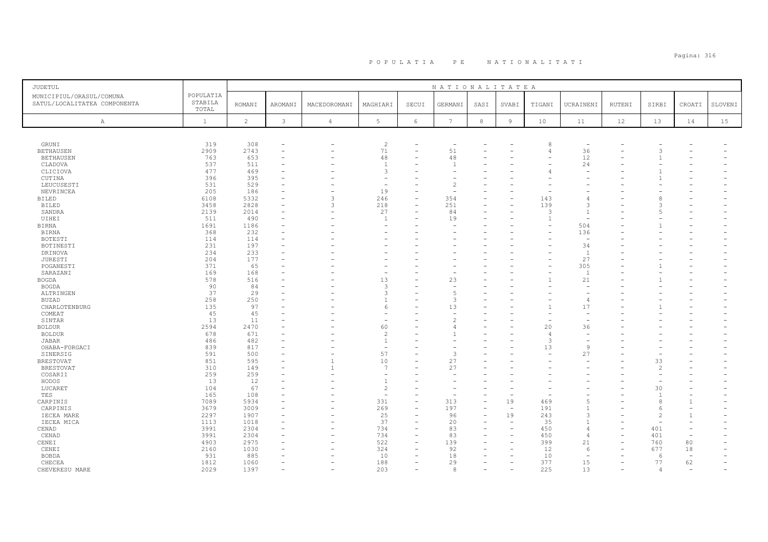# POPULATIA PE NATIONALITATI

| JUDETUL MUNICIPIUL/ORASUL/COMUNA SATUL/LOCALITATEA COMPONENTA | POPULATIA STABILA TOTAL | NATIONALITATEA | | | | | | | | | | | | | | |
|---|---|---|---|---|---|---|---|---|---|---|---|---|---|---|---|---|
| | | ROMANI | AROMANI | MACEDOROMANI | MAGHIARI | SECUI | GERMANI | SASI | SVABI | TIGANI | UCRAINENI | RUTENI | SIRBI | CROATI | SLOVENI |
| A | 1 | 2 | 3 | 4 | 5 | 6 | 7 | 8 | 9 | 10 | 11 | 12 | 13 | 14 | 15 |
| GRUNI | 319 | 308 | - | - | 2 | - | - | - | - | 8 | - | - | - | - | - |
| BETHAUSEN | 2909 | 2743 | - | - | 71 | - | 51 | - | - | 4 | 36 | - | 3 | - | - |
| BETHAUSEN | 763 | 653 | - | - | 48 | - | 48 | - | - | - | 12 | - | 1 | - | - |
| CLADOVA | 537 | 511 | - | - | 1 | - | 1 | - | - | - | 24 | - | - | - | - |
| CLICIOVA | 477 | 469 | - | - | 3 | - | - | - | - | 4 | - | - | 1 | - | - |
| CUTINA | 396 | 395 | - | - | - | - | - | - | - | - | - | - | 1 | - | - |
| LEUCUSESTI | 531 | 529 | - | - | - | - | 2 | - | - | - | - | - | - | - | - |
| NEVRINCEA | 205 | 186 | - | - | 19 | - | - | - | - | - | - | - | - | - | - |
| BILED | 6108 | 5332 | - | 3 | 246 | - | 354 | - | - | 143 | 4 | - | 8 | - | - |
| BILED | 3458 | 2828 | - | 3 | 218 | - | 251 | - | - | 139 | 3 | - | 3 | - | - |
| SANDRA | 2139 | 2014 | - | - | 27 | - | 84 | - | - | 3 | 1 | - | 5 | - | - |
| UIHEI | 511 | 490 | - | - | 1 | - | 19 | - | - | 1 | - | - | - | - | - |
| BIRNA | 1691 | 1186 | - | - | - | - | - | - | - | - | 504 | - | 1 | - | - |
| BIRNA | 368 | 232 | - | - | - | - | - | - | - | - | 136 | - | - | - | - |
| BOTESTI | 114 | 114 | - | - | - | - | - | - | - | - | - | - | - | - | - |
| BOTINESTI | 231 | 197 | - | - | - | - | - | - | - | - | 34 | - | - | - | - |
| DRINOVA | 234 | 233 | - | - | - | - | - | - | - | - | 1 | - | - | - | - |
| JURESTI | 204 | 177 | - | - | - | - | - | - | - | - | 27 | - | - | - | - |
| POGANESTI | 371 | 65 | - | - | - | - | - | - | - | - | 305 | - | 1 | - | - |
| SARAZANI | 169 | 168 | - | - | - | - | - | - | - | - | 1 | - | - | - | - |
| BOGDA | 578 | 516 | - | - | 13 | - | 23 | - | - | 1 | 21 | - | 1 | - | - |
| BOGDA | 90 | 84 | - | - | 3 | - | - | - | - | - | - | - | - | - | - |
| ALTRINGEN | 37 | 29 | - | - | 3 | - | 5 | - | - | - | - | - | - | - | - |
| BUZAD | 258 | 250 | - | - | 1 | - | 3 | - | - | - | 4 | - | - | - | - |
| CHARLOTENBURG | 135 | 97 | - | - | 6 | - | 13 | - | - | 1 | 17 | - | 1 | - | - |
| COMEAT | 45 | 45 | - | - | - | - | - | - | - | - | - | - | - | - | - |
| SINTAR | 13 | 11 | - | - | - | - | 2 | - | - | - | - | - | - | - | - |
| BOLDUR | 2594 | 2470 | - | - | 60 | - | 4 | - | - | 20 | 36 | - | - | - | - |
| BOLDUR | 678 | 671 | - | - | 2 | - | 1 | - | - | 4 | - | - | - | - | - |
| JABAR | 486 | 482 | - | - | 1 | - | - | - | - | 3 | - | - | - | - | - |
| OHABA-FORGACI | 839 | 817 | - | - | - | - | - | - | - | 13 | 9 | - | - | - | - |
| SINERSIG | 591 | 500 | - | - | 57 | - | 3 | - | - | - | 27 | - | - | - | - |
| BRESTOVAT | 851 | 595 | - | 1 | 10 | - | 27 | - | - | - | - | - | 33 | - | - |
| BRESTOVAT | 310 | 149 | - | 1 | 7 | - | 27 | - | - | - | - | - | 2 | - | - |
| COSARII | 259 | 259 | - | - | - | - | - | - | - | - | - | - | - | - | - |
| HODOS | 13 | 12 | - | - | 1 | - | - | - | - | - | - | - | - | - | - |
| LUCARET | 104 | 67 | - | - | 2 | - | - | - | - | - | - | - | 30 | - | - |
| TES | 165 | 108 | - | - | - | - | - | - | - | - | - | - | 1 | - | - |
| CARPINIS | 7089 | 5934 | - | - | 331 | - | 313 | - | 19 | 469 | 5 | - | 8 | 1 | - |
| CARPINIS | 3679 | 3009 | - | - | 269 | - | 197 | - | - | 191 | 1 | - | 6 | - | - |
| IECEA MARE | 2297 | 1907 | - | - | 25 | - | 96 | - | 19 | 243 | 3 | - | 2 | 1 | - |
| IECEA MICA | 1113 | 1018 | - | - | 37 | - | 20 | - | - | 35 | 1 | - | - | - | - |
| CENAD | 3991 | 2304 | - | - | 734 | - | 83 | - | - | 450 | 4 | - | 401 | - | - |
| CENAD | 3991 | 2304 | - | - | 734 | - | 83 | - | - | 450 | 4 | - | 401 | - | - |
| CENEI | 4903 | 2975 | - | - | 522 | - | 139 | - | - | 399 | 21 | - | 760 | 80 | - |
| CENEI | 2160 | 1030 | - | - | 324 | - | 92 | - | - | 12 | 6 | - | 677 | 18 | - |
| BOBDA | 931 | 885 | - | - | 10 | - | 18 | - | - | 10 | - | - | 6 | - | - |
| CHECEA | 1812 | 1060 | - | - | 188 | - | 29 | - | - | 377 | 15 | - | 77 | 62 | - |
| CHEVERESU MARE | 2029 | 1397 | - | - | 203 | - | 8 | - | - | 225 | 13 | - | 4 | - | - |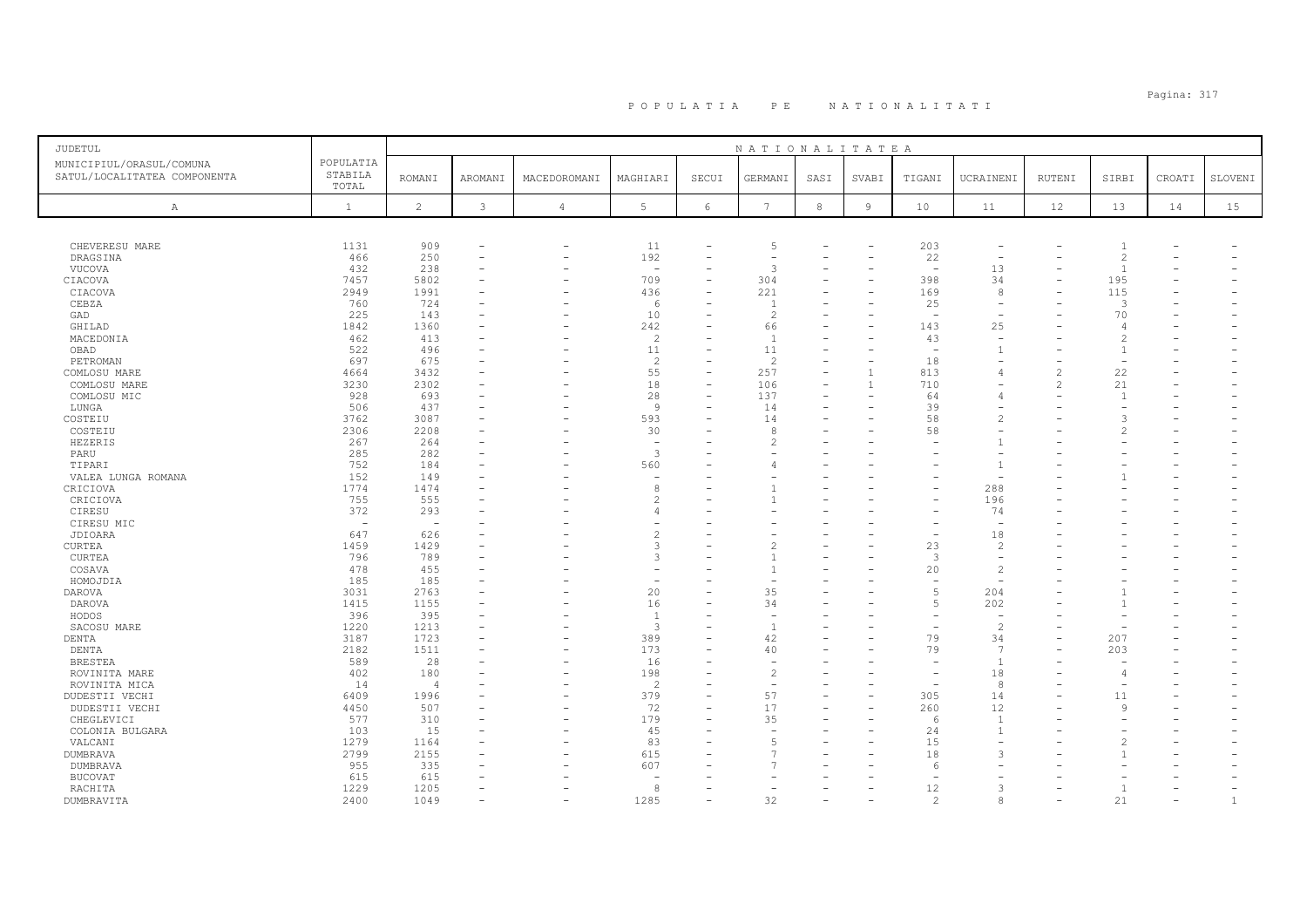# POPULATIA PE NATIONALITATI

| JUDETUL<br>MUNICIPIUL/ORASUL/COMUNA<br>SATUL/LOCALITATEA COMPONENTA | POPULATIA STABILA TOTAL | NATIONALITATEA | | | | | | | | | | | | | |
|---|---|---|---|---|---|---|---|---|---|---|---|---|---|---|---|
| | | ROMANI | AROMANI | MACEDOROMANI | MAGHIARI | SECUI | GERMANI | SASI | SVABI | TIGANI | UCRAINENI | RUTENI | SIRBI | CROATI | SLOVENI |
| A | 1 | 2 | 3 | 4 | 5 | 6 | 7 | 8 | 9 | 10 | 11 | 12 | 13 | 14 | 15 |
| CHEVERESU MARE | 1131 | 909 | - | - | 11 | - | 5 | - | - | 203 | - | - | 1 | - | - |
| DRAGSINA | 466 | 250 | - | - | 192 | - | - | - | - | 22 | - | - | 2 | - | - |
| VUCOVA | 432 | 238 | - | - | - | - | 3 | - | - | - | 13 | - | 1 | - | - |
| CIACOVA | 7457 | 5802 | - | - | 709 | - | 304 | - | - | 398 | 34 | - | 195 | - | - |
| CIACOVA | 2949 | 1991 | - | - | 436 | - | 221 | - | - | 169 | 8 | - | 115 | - | - |
| CEBZA | 760 | 724 | - | - | 6 | - | 1 | - | - | 25 | - | - | 3 | - | - |
| GAD | 225 | 143 | - | - | 10 | - | 2 | - | - | - | - | - | 70 | - | - |
| GHILAD | 1842 | 1360 | - | - | 242 | - | 66 | - | - | 143 | 25 | - | 4 | - | - |
| MACEDONIA | 462 | 413 | - | - | 2 | - | 1 | - | - | 43 | - | - | 2 | - | - |
| OBAD | 522 | 496 | - | - | 11 | - | 11 | - | - | - | 1 | - | 1 | - | - |
| PETROMAN | 697 | 675 | - | - | 2 | - | 2 | - | - | 18 | - | - | - | - | - |
| COMLOSU MARE | 4664 | 3432 | - | - | 55 | - | 257 | - | 1 | 813 | 4 | 2 | 22 | - | - |
| COMLOSU MARE | 3230 | 2302 | - | - | 18 | - | 106 | - | 1 | 710 | - | 2 | 21 | - | - |
| COMLOSU MIC | 928 | 693 | - | - | 28 | - | 137 | - | - | 64 | 4 | - | 1 | - | - |
| LUNGA | 506 | 437 | - | - | 9 | - | 14 | - | - | 39 | - | - | - | - | - |
| COSTEIU | 3762 | 3087 | - | - | 593 | - | 14 | - | - | 58 | 2 | - | 3 | - | - |
| COSTEIU | 2306 | 2208 | - | - | 30 | - | 8 | - | - | 58 | - | - | 2 | - | - |
| HEZERIS | 267 | 264 | - | - | - | - | 2 | - | - | - | 1 | - | - | - | - |
| PARU | 285 | 282 | - | - | 3 | - | - | - | - | - | - | - | - | - | - |
| TIPARI | 752 | 184 | - | - | 560 | - | 4 | - | - | - | 1 | - | - | - | - |
| VALEA LUNGA ROMANA | 152 | 149 | - | - | - | - | - | - | - | - | - | - | 1 | - | - |
| CRICIOVA | 1774 | 1474 | - | - | 8 | - | 1 | - | - | - | 288 | - | - | - | - |
| CRICIOVA | 755 | 555 | - | - | 2 | - | 1 | - | - | - | 196 | - | - | - | - |
| CIRESU | 372 | 293 | - | - | 4 | - | - | - | - | - | 74 | - | - | - | - |
| CIRESU MIC | - | - | - | - | - | - | - | - | - | - | - | - | - | - | - |
| JDIOARA | 647 | 626 | - | - | 2 | - | - | - | - | - | 18 | - | - | - | - |
| CURTEA | 1459 | 1429 | - | - | 3 | - | 2 | - | - | 23 | 2 | - | - | - | - |
| CURTEA | 796 | 789 | - | - | 3 | - | 1 | - | - | 3 | - | - | - | - | - |
| COSAVA | 478 | 455 | - | - | - | - | 1 | - | - | 20 | 2 | - | - | - | - |
| HOMOJDIA | 185 | 185 | - | - | - | - | - | - | - | - | - | - | - | - | - |
| DAROVA | 3031 | 2763 | - | - | 20 | - | 35 | - | - | 5 | 204 | - | 1 | - | - |
| DAROVA | 1415 | 1155 | - | - | 16 | - | 34 | - | - | 5 | 202 | - | 1 | - | - |
| HODOS | 396 | 395 | - | - | 1 | - | - | - | - | - | - | - | - | - | - |
| SACOSU MARE | 1220 | 1213 | - | - | 3 | - | 1 | - | - | - | 2 | - | - | - | - |
| DENTA | 3187 | 1723 | - | - | 389 | - | 42 | - | - | 79 | 34 | - | 207 | - | - |
| DENTA | 2182 | 1511 | - | - | 173 | - | 40 | - | - | 79 | 7 | - | 203 | - | - |
| BRESTEA | 589 | 28 | - | - | 16 | - | - | - | - | - | 1 | - | - | - | - |
| ROVINITA MARE | 402 | 180 | - | - | 198 | - | 2 | - | - | - | 18 | - | 4 | - | - |
| ROVINITA MICA | 14 | 4 | - | - | 2 | - | - | - | - | - | 8 | - | - | - | - |
| DUDESTII VECHI | 6409 | 1996 | - | - | 379 | - | 57 | - | - | 305 | 14 | - | 11 | - | - |
| DUDESTII VECHI | 4450 | 507 | - | - | 72 | - | 17 | - | - | 260 | 12 | - | 9 | - | - |
| CHEGLEVICI | 577 | 310 | - | - | 179 | - | 35 | - | - | 6 | 1 | - | - | - | - |
| COLONIA BULGARA | 103 | 15 | - | - | 45 | - | - | - | - | 24 | 1 | - | - | - | - |
| VALCANI | 1279 | 1164 | - | - | 83 | - | 5 | - | - | 15 | - | - | 2 | - | - |
| DUMBRAVA | 2799 | 2155 | - | - | 615 | - | 7 | - | - | 18 | 3 | - | 1 | - | - |
| DUMBRAVA | 955 | 335 | - | - | 607 | - | 7 | - | - | 6 | - | - | - | - | - |
| BUCOVAT | 615 | 615 | - | - | - | - | - | - | - | - | - | - | - | - | - |
| RACHITA | 1229 | 1205 | - | - | 8 | - | - | - | - | 12 | 3 | - | 1 | - | - |
| DUMBRAVITA | 2400 | 1049 | - | - | 1285 | - | 32 | - | - | 2 | 8 | - | 21 | - | 1 |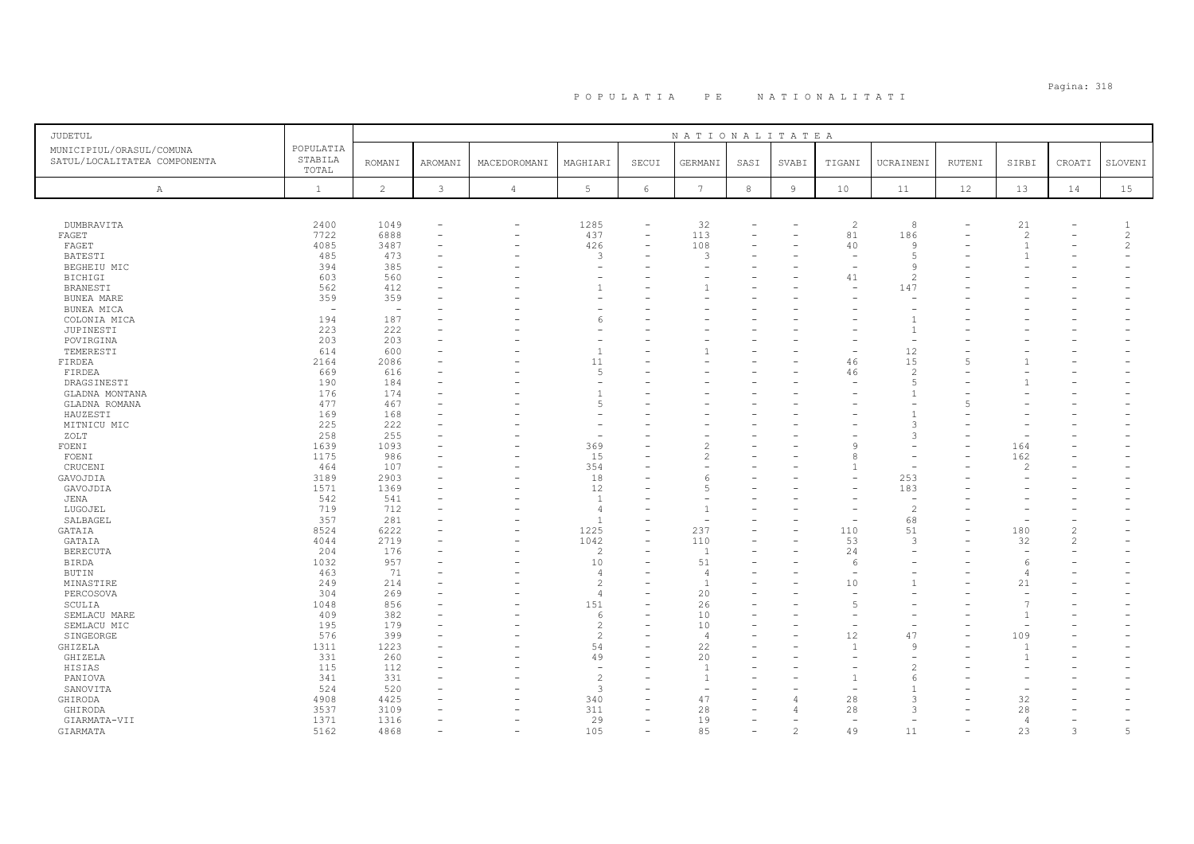# POPULATIA PE NATIONALITATI

| JUDETUL<br>MUNICIPIUL/ORASUL/COMUNA<br>SATUL/LOCALITATEA COMPONENTA | POPULATIA STABILA TOTAL | NATIONALITATEA | | | | | | | | | | | | | |
|---|---|---|---|---|---|---|---|---|---|---|---|---|---|---|---|
| | | ROMANI | AROMANI | MACEDOROMANI | MAGHIARI | SECUI | GERMANI | SASI | SVABI | TIGANI | UCRAINENI | RUTENI | SIRBI | CROATI | SLOVENI |
| A | 1 | 2 | 3 | 4 | 5 | 6 | 7 | 8 | 9 | 10 | 11 | 12 | 13 | 14 | 15 |
| DUMBRAVITA | 2400 | 1049 | - | - | 1285 | - | 32 | - | - | 2 | 8 | - | 21 | - | 1 |
| FAGET | 7722 | 6888 | - | - | 437 | - | 113 | - | - | 81 | 186 | - | 2 | - | 2 |
| FAGET | 4085 | 3487 | - | - | 426 | - | 108 | - | - | 40 | 9 | - | 1 | - | 2 |
| BATESTI | 485 | 473 | - | - | 3 | - | 3 | - | - | - | 5 | - | 1 | - | - |
| BEGHEIU MIC | 394 | 385 | - | - | - | - | - | - | - | - | 9 | - | - | - | - |
| BICHIGI | 603 | 560 | - | - | - | - | - | - | - | 41 | 2 | - | - | - | - |
| BRANESTI | 562 | 412 | - | - | 1 | - | 1 | - | - | - | 147 | - | - | - | - |
| BUNEA MARE | 359 | 359 | - | - | - | - | - | - | - | - | - | - | - | - | - |
| BUNEA MICA | - | - | - | - | - | - | - | - | - | - | - | - | - | - | - |
| COLONIA MICA | 194 | 187 | - | - | 6 | - | - | - | - | - | 1 | - | - | - | - |
| JUPINESTI | 223 | 222 | - | - | - | - | - | - | - | - | 1 | - | - | - | - |
| POVIRGINA | 203 | 203 | - | - | - | - | - | - | - | - | - | - | - | - | - |
| TEMERESTI | 614 | 600 | - | - | 1 | - | 1 | - | - | - | 12 | - | - | - | - |
| FIRDEA | 2164 | 2086 | - | - | 11 | - | - | - | - | 46 | 15 | 5 | 1 | - | - |
| FIRDEA | 669 | 616 | - | - | 5 | - | - | - | - | 46 | 2 | - | - | - | - |
| DRAGSINESTI | 190 | 184 | - | - | - | - | - | - | - | - | 5 | - | 1 | - | - |
| GLADNA MONTANA | 176 | 174 | - | - | 1 | - | - | - | - | - | 1 | - | - | - | - |
| GLADNA ROMANA | 477 | 467 | - | - | 5 | - | - | - | - | - | - | 5 | - | - | - |
| HAUZESTI | 169 | 168 | - | - | - | - | - | - | - | - | 1 | - | - | - | - |
| MITNICU MIC | 225 | 222 | - | - | - | - | - | - | - | - | 3 | - | - | - | - |
| ZOLT | 258 | 255 | - | - | - | - | - | - | - | - | 3 | - | - | - | - |
| FOENI | 1639 | 1093 | - | - | 369 | - | 2 | - | - | 9 | - | - | 164 | - | - |
| FOENI | 1175 | 986 | - | - | 15 | - | 2 | - | - | 8 | - | - | 162 | - | - |
| CRUCENI | 464 | 107 | - | - | 354 | - | - | - | - | 1 | - | - | 2 | - | - |
| GAVOJDIA | 3189 | 2903 | - | - | 18 | - | 6 | - | - | - | 253 | - | - | - | - |
| GAVOJDIA | 1571 | 1369 | - | - | 12 | - | 5 | - | - | - | 183 | - | - | - | - |
| JENA | 542 | 541 | - | - | 1 | - | - | - | - | - | - | - | - | - | - |
| LUGOJEL | 719 | 712 | - | - | 4 | - | 1 | - | - | - | 2 | - | - | - | - |
| SALBAGEL | 357 | 281 | - | - | 1 | - | - | - | - | - | 68 | - | - | - | - |
| GATAIA | 8524 | 6222 | - | - | 1225 | - | 237 | - | - | 110 | 51 | - | 180 | 2 | - |
| GATAIA | 4044 | 2719 | - | - | 1042 | - | 110 | - | - | 53 | 3 | - | 32 | 2 | - |
| BERECUTA | 204 | 176 | - | - | 2 | - | 1 | - | - | 24 | - | - | - | - | - |
| BIRDA | 1032 | 957 | - | - | 10 | - | 51 | - | - | 6 | - | - | 6 | - | - |
| BUTIN | 463 | 71 | - | - | 4 | - | 4 | - | - | - | - | - | 4 | - | - |
| MINASTIRE | 249 | 214 | - | - | 2 | - | 1 | - | - | 10 | 1 | - | 21 | - | - |
| PERCOSOVA | 304 | 269 | - | - | 4 | - | 20 | - | - | - | - | - | - | - | - |
| SCULIA | 1048 | 856 | - | - | 151 | - | 26 | - | - | 5 | - | - | 7 | - | - |
| SEMLACU MARE | 409 | 382 | - | - | 6 | - | 10 | - | - | - | - | - | 1 | - | - |
| SEMLACU MIC | 195 | 179 | - | - | 2 | - | 10 | - | - | - | - | - | - | - | - |
| SINGEORGE | 576 | 399 | - | - | 2 | - | 4 | - | - | 12 | 47 | - | 109 | - | - |
| GHIZELA | 1311 | 1223 | - | - | 54 | - | 22 | - | - | 1 | 9 | - | 1 | - | - |
| GHIZELA | 331 | 260 | - | - | 49 | - | 20 | - | - | - | - | - | 1 | - | - |
| HISIAS | 115 | 112 | - | - | - | - | 1 | - | - | - | 2 | - | - | - | - |
| PANIOVA | 341 | 331 | - | - | 2 | - | 1 | - | - | 1 | 6 | - | - | - | - |
| SANOVITA | 524 | 520 | - | - | 3 | - | - | - | - | - | 1 | - | - | - | - |
| GHIRODA | 4908 | 4425 | - | - | 340 | - | 47 | - | 4 | 28 | 3 | - | 32 | - | - |
| GHIRODA | 3537 | 3109 | - | - | 311 | - | 28 | - | 4 | 28 | 3 | - | 28 | - | - |
| GIARMATA-VII | 1371 | 1316 | - | - | 29 | - | 19 | - | - | - | - | - | 4 | - | - |
| GIARMATA | 5162 | 4868 | - | - | 105 | - | 85 | - | 2 | 49 | 11 | - | 23 | 3 | 5 |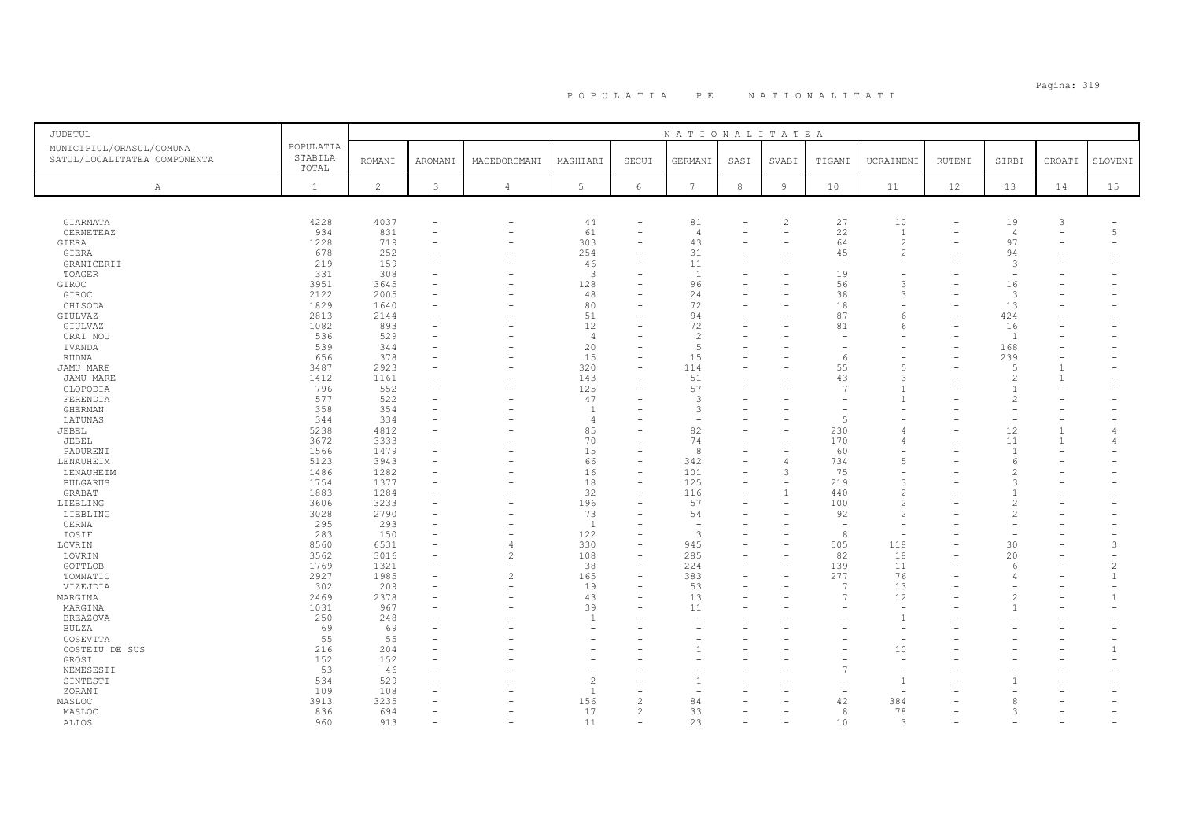# POPULATIA PE NATIONALITATI

| JUDETUL MUNICIPIUL/ORASUL/COMUNA SATUL/LOCALITATEA COMPONENTA | POPULATIA STABILA TOTAL | NATIONALITATEA ROMANI | AROMANI | MACEDOROMANI | MAGHIARI | SECUI | GERMANI | SASI | SVABI | TIGANI | UCRAINENI | RUTENI | SIRBI | CROATI | SLOVENI |
|---|---|---|---|---|---|---|---|---|---|---|---|---|---|---|---|
| A | 1 | 2 | 3 | 4 | 5 | 6 | 7 | 8 | 9 | 10 | 11 | 12 | 13 | 14 | 15 |
| GIARMATA | 4228 | 4037 | - | - | 44 | - | 81 | - | 2 | 27 | 10 | - | 19 | 3 | - |
| CERNETEAZ | 934 | 831 | - | - | 61 | - | 4 | - | - | 22 | 1 | - | 4 | - | 5 |
| GIERA | 1228 | 719 | - | - | 303 | - | 43 | - | - | 64 | 2 | - | 97 | - | - |
| GIERA | 678 | 252 | - | - | 254 | - | 31 | - | - | 45 | 2 | - | 94 | - | - |
| GRANICERII | 219 | 159 | - | - | 46 | - | 11 | - | - | - | - | - | 3 | - | - |
| TOAGER | 331 | 308 | - | - | 3 | - | 1 | - | - | 19 | - | - | - | - | - |
| GIROC | 3951 | 3645 | - | - | 128 | - | 96 | - | - | 56 | 3 | - | 16 | - | - |
| GIROC | 2122 | 2005 | - | - | 48 | - | 24 | - | - | 38 | 3 | - | 3 | - | - |
| CHISODA | 1829 | 1640 | - | - | 80 | - | 72 | - | - | 18 | - | - | 13 | - | - |
| GIULVAZ | 2813 | 2144 | - | - | 51 | - | 94 | - | - | 87 | 6 | - | 424 | - | - |
| GIULVAZ | 1082 | 893 | - | - | 12 | - | 72 | - | - | 81 | 6 | - | 16 | - | - |
| CRAI NOU | 536 | 529 | - | - | 4 | - | 2 | - | - | - | - | - | 1 | - | - |
| IVANDA | 539 | 344 | - | - | 20 | - | 5 | - | - | - | - | - | 168 | - | - |
| RUDNA | 656 | 378 | - | - | 15 | - | 15 | - | - | 6 | - | - | 239 | - | - |
| JAMU MARE | 3487 | 2923 | - | - | 320 | - | 114 | - | - | 55 | 5 | - | 5 | 1 | - |
| JAMU MARE | 1412 | 1161 | - | - | 143 | - | 51 | - | - | 43 | 3 | - | 2 | 1 | - |
| CLOPODIA | 796 | 552 | - | - | 125 | - | 57 | - | - | 7 | 1 | - | 1 | - | - |
| FERENDIA | 577 | 522 | - | - | 47 | - | 3 | - | - | - | 1 | - | 2 | - | - |
| GHERMAN | 358 | 354 | - | - | 1 | - | 3 | - | - | - | - | - | - | - | - |
| LATUNAS | 344 | 334 | - | - | 4 | - | - | - | - | 5 | - | - | - | - | - |
| JEBEL | 5238 | 4812 | - | - | 85 | - | 82 | - | - | 230 | 4 | - | 12 | 1 | 4 |
| JEBEL | 3672 | 3333 | - | - | 70 | - | 74 | - | - | 170 | 4 | - | 11 | 1 | 4 |
| PADURENI | 1566 | 1479 | - | - | 15 | - | 8 | - | - | 60 | - | - | 1 | - | - |
| LENAUHEIM | 5123 | 3943 | - | - | 66 | - | 342 | - | 4 | 734 | 5 | - | 6 | - | - |
| LENAUHEIM | 1486 | 1282 | - | - | 16 | - | 101 | - | 3 | 75 | - | - | 2 | - | - |
| BULGARUS | 1754 | 1377 | - | - | 18 | - | 125 | - | - | 219 | 3 | - | 3 | - | - |
| GRABAT | 1883 | 1284 | - | - | 32 | - | 116 | - | 1 | 440 | 2 | - | 1 | - | - |
| LIEBLING | 3606 | 3233 | - | - | 196 | - | 57 | - | - | 100 | 2 | - | 2 | - | - |
| LIEBLING | 3028 | 2790 | - | - | 73 | - | 54 | - | - | 92 | 2 | - | 2 | - | - |
| CERNA | 295 | 293 | - | - | 1 | - | - | - | - | - | - | - | - | - | - |
| IOSIF | 283 | 150 | - | - | 122 | - | 3 | - | - | 8 | - | - | - | - | - |
| LOVRIN | 8560 | 6531 | - | 4 | 330 | - | 945 | - | - | 505 | 118 | - | 30 | - | 3 |
| LOVRIN | 3562 | 3016 | - | 2 | 108 | - | 285 | - | - | 82 | 18 | - | 20 | - | - |
| GOTTLOB | 1769 | 1321 | - | - | 38 | - | 224 | - | - | 139 | 11 | - | 6 | - | 2 |
| TOMNATIC | 2927 | 1985 | - | 2 | 165 | - | 383 | - | - | 277 | 76 | - | 4 | - | 1 |
| VIZEJDIA | 302 | 209 | - | - | 19 | - | 53 | - | - | 7 | 13 | - | - | - | - |
| MARGINA | 2469 | 2378 | - | - | 43 | - | 13 | - | - | 7 | 12 | - | 2 | - | 1 |
| MARGINA | 1031 | 967 | - | - | 39 | - | 11 | - | - | - | - | - | 1 | - | - |
| BREAZOVA | 250 | 248 | - | - | 1 | - | - | - | - | - | 1 | - | - | - | - |
| BULZA | 69 | 69 | - | - | - | - | - | - | - | - | - | - | - | - | - |
| COSEVITA | 55 | 55 | - | - | - | - | - | - | - | - | - | - | - | - | - |
| COSTEIU DE SUS | 216 | 204 | - | - | - | - | 1 | - | - | - | 10 | - | - | - | 1 |
| GROSI | 152 | 152 | - | - | - | - | - | - | - | - | - | - | - | - | - |
| NEMESESTI | 53 | 46 | - | - | - | - | - | - | - | 7 | - | - | - | - | - |
| SINTESTI | 534 | 529 | - | - | 2 | - | 1 | - | - | - | 1 | - | 1 | - | - |
| ZORANI | 109 | 108 | - | - | 1 | - | - | - | - | - | - | - | - | - | - |
| MASLOC | 3913 | 3235 | - | - | 156 | 2 | 84 | - | - | 42 | 384 | - | 8 | - | - |
| MASLOC | 836 | 694 | - | - | 17 | 2 | 33 | - | - | 8 | 78 | - | 3 | - | - |
| ALIOS | 960 | 913 | - | - | 11 | - | 23 | - | - | 10 | 3 | - | - | - | - |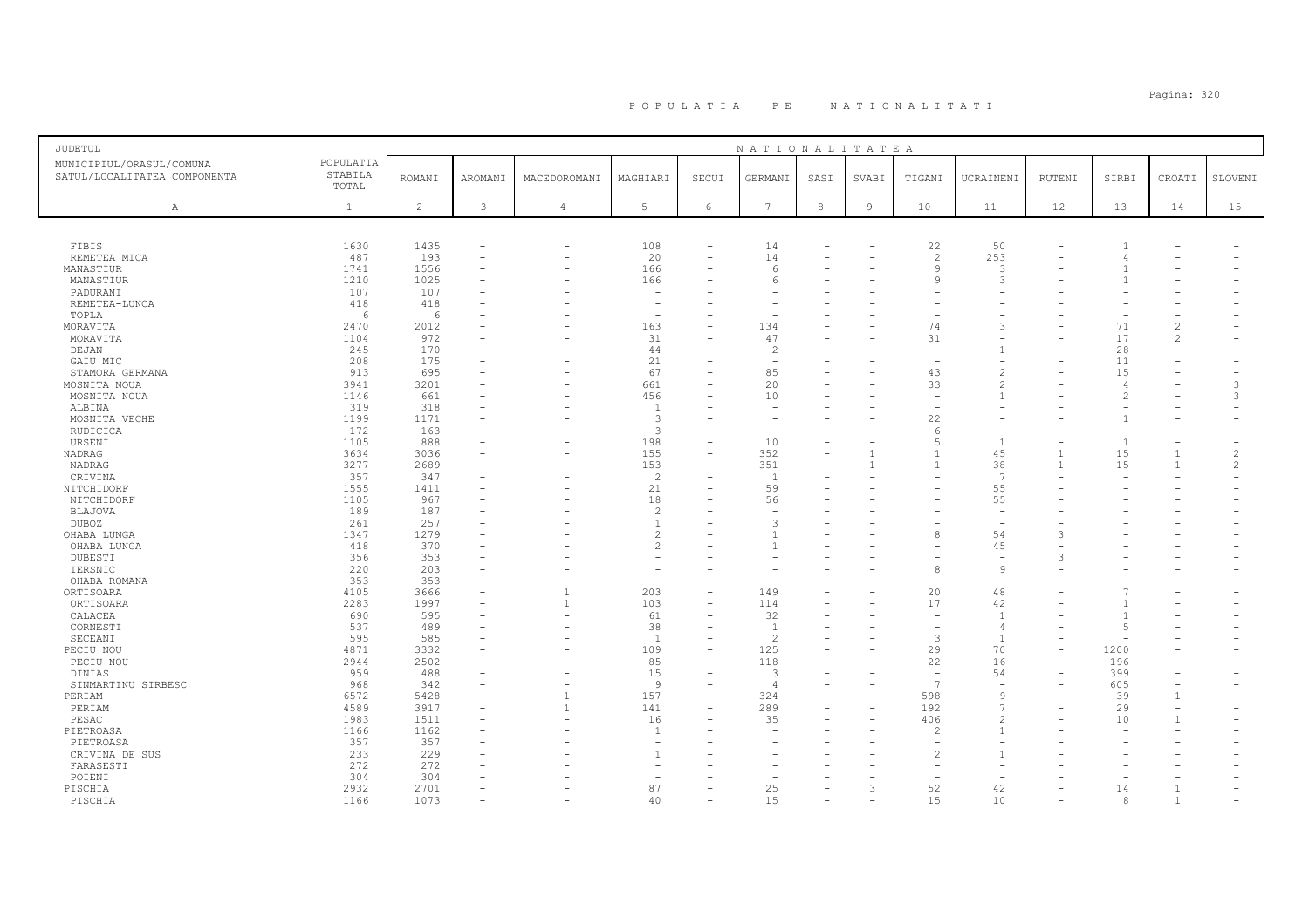# P O P U L A T I A   P E   N A T I O N A L I T A T I

| JUDETUL<br>MUNICIPIUL/ORASUL/COMUNA<br>SATUL/LOCALITATEA COMPONENTA | POPULATIA STABILA TOTAL | ROMANI | AROMANI | MACEDOROMANI | MAGHIARI | SECUI | GERMANI | SASI | SVABI | TIGANI | UCRAINENI | RUTENI | SIRBI | CROATI | SLOVENI |
|---|---|---|---|---|---|---|---|---|---|---|---|---|---|---|---|
| A | 1 | 2 | 3 | 4 | 5 | 6 | 7 | 8 | 9 | 10 | 11 | 12 | 13 | 14 | 15 |
| FIBIS | 1630 | 1435 | - | - | 108 | - | 14 | - | - | 22 | 50 | - | 1 | - | - |
| REMETEA MICA | 487 | 193 | - | - | 20 | - | 14 | - | - | 2 | 253 | - | 4 | - | - |
| MANASTIUR | 1741 | 1556 | - | - | 166 | - | 6 | - | - | 9 | 3 | - | 1 | - | - |
| MANASTIUR | 1210 | 1025 | - | - | 166 | - | 6 | - | - | 9 | 3 | - | 1 | - | - |
| PADURANI | 107 | 107 | - | - | - | - | - | - | - | - | - | - | - | - | - |
| REMETEA-LUNCA | 418 | 418 | - | - | - | - | - | - | - | - | - | - | - | - | - |
| TOPLA | 6 | 6 | - | - | - | - | - | - | - | - | - | - | - | - | - |
| MORAVITA | 2470 | 2012 | - | - | 163 | - | 134 | - | - | 74 | 3 | - | 71 | 2 | - |
| MORAVITA | 1104 | 972 | - | - | 31 | - | 47 | - | - | 31 | - | - | 17 | 2 | - |
| DEJAN | 245 | 170 | - | - | 44 | - | 2 | - | - | - | 1 | - | 28 | - | - |
| GAIU MIC | 208 | 175 | - | - | 21 | - | - | - | - | - | - | - | 11 | - | - |
| STAMORA GERMANA | 913 | 695 | - | - | 67 | - | 85 | - | - | 43 | 2 | - | 15 | - | - |
| MOSNITA NOUA | 3941 | 3201 | - | - | 661 | - | 20 | - | - | 33 | 2 | - | 4 | - | 3 |
| MOSNITA NOUA | 1146 | 661 | - | - | 456 | - | 10 | - | - | - | 1 | - | 2 | - | 3 |
| ALBINA | 319 | 318 | - | - | 1 | - | - | - | - | - | - | - | - | - | - |
| MOSNITA VECHE | 1199 | 1171 | - | - | 3 | - | - | - | - | 22 | - | - | 1 | - | - |
| RUDICICA | 172 | 163 | - | - | 3 | - | - | - | - | 6 | - | - | - | - | - |
| URSENI | 1105 | 888 | - | - | 198 | - | 10 | - | - | 5 | 1 | - | 1 | - | - |
| NADRAG | 3634 | 3036 | - | - | 155 | - | 352 | - | 1 | 1 | 45 | 1 | 15 | 1 | 2 |
| NADRAG | 3277 | 2689 | - | - | 153 | - | 351 | - | 1 | 1 | 38 | 1 | 15 | 1 | 2 |
| CRIVINA | 357 | 347 | - | - | 2 | - | 1 | - | - | - | 7 | - | - | - | - |
| NITCHIDORF | 1555 | 1411 | - | - | 21 | - | 59 | - | - | - | 55 | - | - | - | - |
| NITCHIDORF | 1105 | 967 | - | - | 18 | - | 56 | - | - | - | 55 | - | - | - | - |
| BLAJOVA | 189 | 187 | - | - | 2 | - | - | - | - | - | - | - | - | - | - |
| DUBOZ | 261 | 257 | - | - | 1 | - | 3 | - | - | - | - | - | - | - | - |
| OHABA LUNGA | 1347 | 1279 | - | - | 2 | - | 1 | - | - | 8 | 54 | 3 | - | - | - |
| OHABA LUNGA | 418 | 370 | - | - | 2 | - | 1 | - | - | - | 45 | - | - | - | - |
| DUBESTI | 356 | 353 | - | - | - | - | - | - | - | - | - | 3 | - | - | - |
| IERSNIC | 220 | 203 | - | - | - | - | - | - | - | 8 | 9 | - | - | - | - |
| OHABA ROMANA | 353 | 353 | - | - | - | - | - | - | - | - | - | - | - | - | - |
| ORTISOARA | 4105 | 3666 | - | 1 | 203 | - | 149 | - | - | 20 | 48 | - | 7 | - | - |
| ORTISOARA | 2283 | 1997 | - | 1 | 103 | - | 114 | - | - | 17 | 42 | - | 1 | - | - |
| CALACEA | 690 | 595 | - | - | 61 | - | 32 | - | - | - | 1 | - | 1 | - | - |
| CORNESTI | 537 | 489 | - | - | 38 | - | 1 | - | - | - | 4 | - | 5 | - | - |
| SECEANI | 595 | 585 | - | - | 1 | - | 2 | - | - | 3 | 1 | - | - | - | - |
| PECIU NOU | 4871 | 3332 | - | - | 109 | - | 125 | - | - | 29 | 70 | - | 1200 | - | - |
| PECIU NOU | 2944 | 2502 | - | - | 85 | - | 118 | - | - | 22 | 16 | - | 196 | - | - |
| DINIAS | 959 | 488 | - | - | 15 | - | 3 | - | - | - | 54 | - | 399 | - | - |
| SINMARTINU SIRBESC | 968 | 342 | - | - | 9 | - | 4 | - | - | 7 | - | - | 605 | - | - |
| PERIAM | 6572 | 5428 | - | 1 | 157 | - | 324 | - | - | 598 | 9 | - | 39 | 1 | - |
| PERIAM | 4589 | 3917 | - | 1 | 141 | - | 289 | - | - | 192 | 7 | - | 29 | - | - |
| PESAC | 1983 | 1511 | - | - | 16 | - | 35 | - | - | 406 | 2 | - | 10 | 1 | - |
| PIETROASA | 1166 | 1162 | - | - | 1 | - | - | - | - | 2 | 1 | - | - | - | - |
| PIETROASA | 357 | 357 | - | - | - | - | - | - | - | - | - | - | - | - | - |
| CRIVINA DE SUS | 233 | 229 | - | - | 1 | - | - | - | - | 2 | 1 | - | - | - | - |
| FARASESTI | 272 | 272 | - | - | - | - | - | - | - | - | - | - | - | - | - |
| POIENI | 304 | 304 | - | - | - | - | - | - | - | - | - | - | - | - | - |
| PISCHIA | 2932 | 2701 | - | - | 87 | - | 25 | - | 3 | 52 | 42 | - | 14 | 1 | - |
| PISCHIA | 1166 | 1073 | - | - | 40 | - | 15 | - | - | 15 | 10 | - | 8 | 1 | - |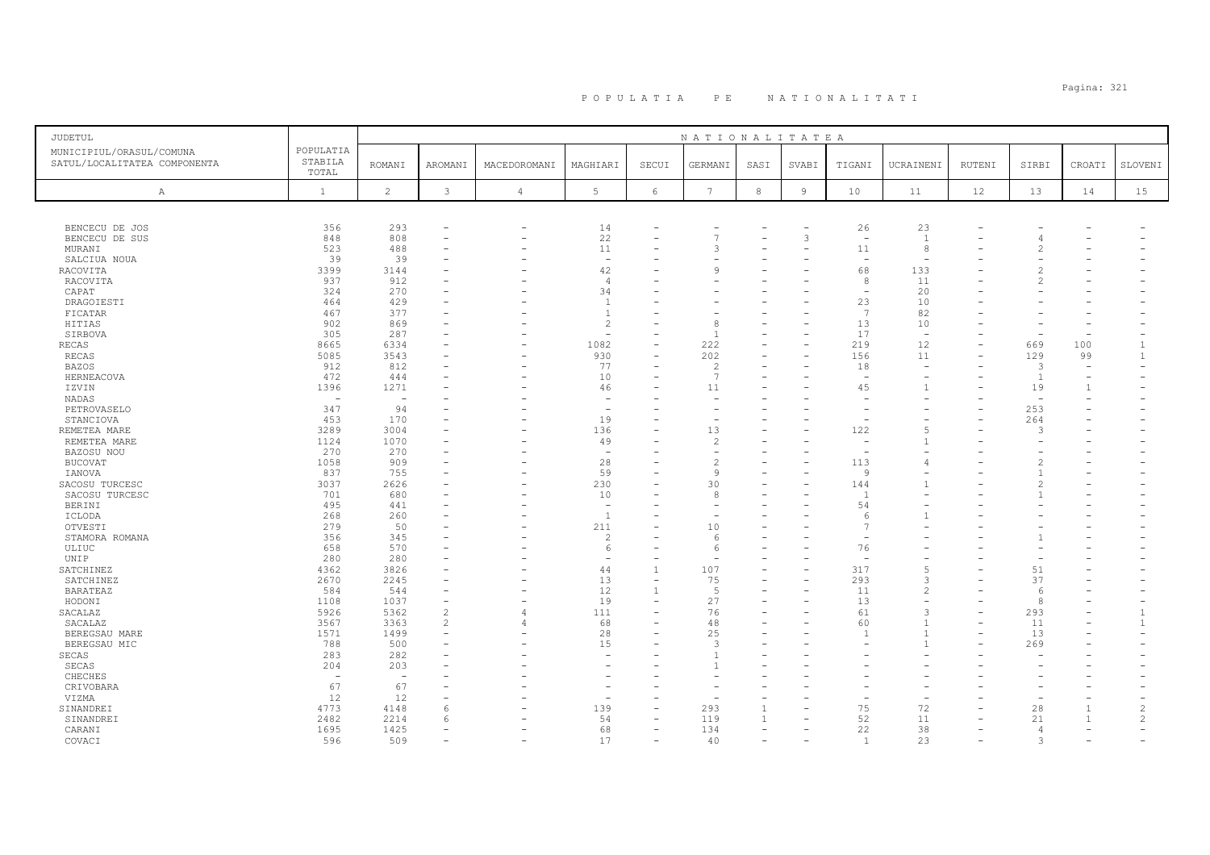# P O P U L A T I A   P E   N A T I O N A L I T A T I

| JUDETUL<br>MUNICIPIUL/ORASUL/COMUNA<br>SATUL/LOCALITATEA COMPONENTA | POPULATIA STABILA TOTAL | NATIONALITATEA<br>ROMANI | AROMANI | MACEDOROMANI | MAGHIARI | SECUI | GERMANI | SASI | SVABI | TIGANI | UCRAINENI | RUTENI | SIRBI | CROATI | SLOVENI |
|---|---|---|---|---|---|---|---|---|---|---|---|---|---|---|---|
| A | 1 | 2 | 3 | 4 | 5 | 6 | 7 | 8 | 9 | 10 | 11 | 12 | 13 | 14 | 15 |
| BENCECU DE JOS | 356 | 293 | - | - | 14 | - | - | - | - | 26 | 23 | - | - | - | - |
| BENCECU DE SUS | 848 | 808 | - | - | 22 | - | 7 | - | 3 | - | 1 | - | 4 | - | - |
| MURANI | 523 | 488 | - | - | 11 | - | 3 | - | - | 11 | 8 | - | 2 | - | - |
| SALCIUA NOUA | 39 | 39 | - | - | - | - | - | - | - | - | - | - | - | - | - |
| RACOVITA | 3399 | 3144 | - | - | 42 | - | 9 | - | - | 68 | 133 | - | 2 | - | - |
| RACOVITA | 937 | 912 | - | - | 4 | - | - | - | - | 8 | 11 | - | 2 | - | - |
| CAPAT | 324 | 270 | - | - | 34 | - | - | - | - | - | 20 | - | - | - | - |
| DRAGOIESTI | 464 | 429 | - | - | 1 | - | - | - | - | 23 | 10 | - | - | - | - |
| FICATAR | 467 | 377 | - | - | 1 | - | - | - | - | 7 | 82 | - | - | - | - |
| HITIAS | 902 | 869 | - | - | 2 | - | 8 | - | - | 13 | 10 | - | - | - | - |
| SIRBOVA | 305 | 287 | - | - | - | - | 1 | - | - | 17 | - | - | - | - | - |
| RECAS | 8665 | 6334 | - | - | 1082 | - | 222 | - | - | 219 | 12 | - | 669 | 100 | 1 |
| RECAS | 5085 | 3543 | - | - | 930 | - | 202 | - | - | 156 | 11 | - | 129 | 99 | 1 |
| BAZOS | 912 | 812 | - | - | 77 | - | 2 | - | - | 18 | - | - | 3 | - | - |
| HERNEACOVA | 472 | 444 | - | - | 10 | - | 7 | - | - | - | - | - | 1 | - | - |
| IZVIN | 1396 | 1271 | - | - | 46 | - | 11 | - | - | 45 | 1 | - | 19 | 1 | - |
| NADAS | - | - | - | - | - | - | - | - | - | - | - | - | - | - | - |
| PETROVASELO | 347 | 94 | - | - | - | - | - | - | - | - | - | - | 253 | - | - |
| STANCIOVA | 453 | 170 | - | - | 19 | - | - | - | - | - | - | - | 264 | - | - |
| REMETEA MARE | 3289 | 3004 | - | - | 136 | - | 13 | - | - | 122 | 5 | - | 3 | - | - |
| REMETEA MARE | 1124 | 1070 | - | - | 49 | - | 2 | - | - | - | 1 | - | - | - | - |
| BAZOSU NOU | 270 | 270 | - | - | - | - | - | - | - | - | - | - | - | - | - |
| BUCOVAT | 1058 | 909 | - | - | 28 | - | 2 | - | - | 113 | 4 | - | 2 | - | - |
| IANOVA | 837 | 755 | - | - | 59 | - | 9 | - | - | 9 | - | - | 1 | - | - |
| SACOSU TURCESC | 3037 | 2626 | - | - | 230 | - | 30 | - | - | 144 | 1 | - | 2 | - | - |
| SACOSU TURCESC | 701 | 680 | - | - | 10 | - | 8 | - | - | 1 | - | - | 1 | - | - |
| BERINI | 495 | 441 | - | - | - | - | - | - | - | 54 | - | - | - | - | - |
| ICLODA | 268 | 260 | - | - | 1 | - | - | - | - | 6 | 1 | - | - | - | - |
| OTVESTI | 279 | 50 | - | - | 211 | - | 10 | - | - | 7 | - | - | - | - | - |
| STAMORA ROMANA | 356 | 345 | - | - | 2 | - | 6 | - | - | - | - | - | 1 | - | - |
| ULIUC | 658 | 570 | - | - | 6 | - | 6 | - | - | 76 | - | - | - | - | - |
| UNIP | 280 | 280 | - | - | - | - | - | - | - | - | - | - | - | - | - |
| SATCHINEZ | 4362 | 3826 | - | - | 44 | 1 | 107 | - | - | 317 | 5 | - | 51 | - | - |
| SATCHINEZ | 2670 | 2245 | - | - | 13 | - | 75 | - | - | 293 | 3 | - | 37 | - | - |
| BARATEAZ | 584 | 544 | - | - | 12 | 1 | 5 | - | - | 11 | 2 | - | 6 | - | - |
| HODONI | 1108 | 1037 | - | - | 19 | - | 27 | - | - | 13 | - | - | 8 | - | - |
| SACALAZ | 5926 | 5362 | 2 | 4 | 111 | - | 76 | - | - | 61 | 3 | - | 293 | - | 1 |
| SACALAZ | 3567 | 3363 | 2 | 4 | 68 | - | 48 | - | - | 60 | 1 | - | 11 | - | 1 |
| BEREGSAU MARE | 1571 | 1499 | - | - | 28 | - | 25 | - | - | 1 | 1 | - | 13 | - | - |
| BEREGSAU MIC | 788 | 500 | - | - | 15 | - | 3 | - | - | - | 1 | - | 269 | - | - |
| SECAS | 283 | 282 | - | - | - | - | 1 | - | - | - | - | - | - | - | - |
| SECAS | 204 | 203 | - | - | - | - | 1 | - | - | - | - | - | - | - | - |
| CHECHES | - | - | - | - | - | - | - | - | - | - | - | - | - | - | - |
| CRIVOBARA | 67 | 67 | - | - | - | - | - | - | - | - | - | - | - | - | - |
| VIZMA | 12 | 12 | - | - | - | - | - | - | - | - | - | - | - | - | - |
| SINANDREI | 4773 | 4148 | 6 | - | 139 | - | 293 | 1 | - | 75 | 72 | - | 28 | 1 | 2 |
| SINANDREI | 2482 | 2214 | 6 | - | 54 | - | 119 | 1 | - | 52 | 11 | - | 21 | 1 | 2 |
| CARANI | 1695 | 1425 | - | - | 68 | - | 134 | - | - | 22 | 38 | - | 4 | - | - |
| COVACI | 596 | 509 | - | - | 17 | - | 40 | - | - | 1 | 23 | - | 3 | - | - |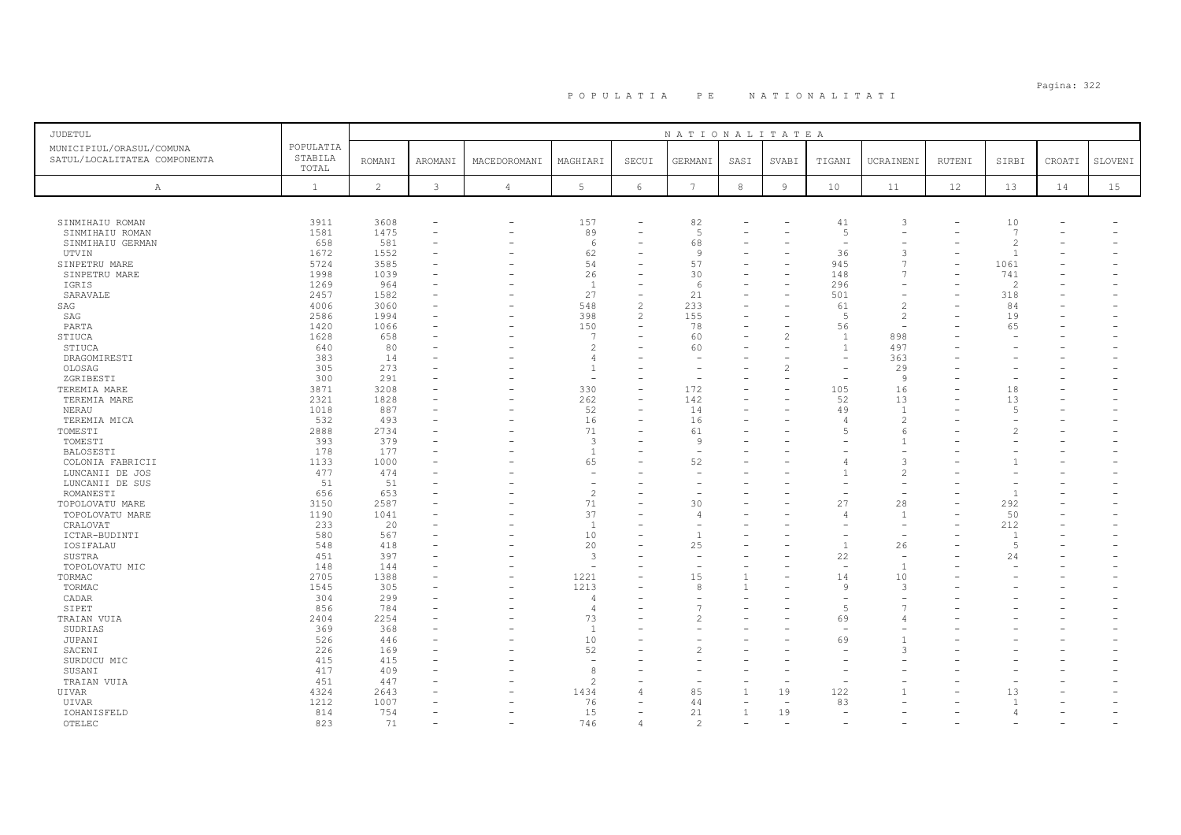# P O P U L A T I A   P E   N A T I O N A L I T A T I

| JUDETUL<br>MUNICIPIUL/ORASUL/COMUNA<br>SATUL/LOCALITATEA COMPONENTA | POPULATIA STABILA TOTAL | NATIONALITATEA | | | | | | | | | | | | | | |
|---|---|---|---|---|---|---|---|---|---|---|---|---|---|---|---|---|
| | | ROMANI | AROMANI | MACEDOROMANI | MAGHIARI | SECUI | GERMANI | SASI | SVABI | TIGANI | UCRAINENI | RUTENI | SIRBI | CROATI | SLOVENI |
| A | 1 | 2 | 3 | 4 | 5 | 6 | 7 | 8 | 9 | 10 | 11 | 12 | 13 | 14 | 15 |
| SINMIHAIU ROMAN | 3911 | 3608 | - | - | 157 | - | 82 | - | - | 41 | 3 | - | 10 | - | - |
| SINMIHAIU ROMAN | 1581 | 1475 | - | - | 89 | - | 5 | - | - | 5 | - | - | 7 | - | - |
| SINMIHAIU GERMAN | 658 | 581 | - | - | 6 | - | 68 | - | - | - | - | - | 2 | - | - |
| UTVIN | 1672 | 1552 | - | - | 62 | - | 9 | - | - | 36 | 3 | - | 1 | - | - |
| SINPETRU MARE | 5724 | 3585 | - | - | 54 | - | 57 | - | - | 945 | 7 | - | 1061 | - | - |
| SINPETRU MARE | 1998 | 1039 | - | - | 26 | - | 30 | - | - | 148 | 7 | - | 741 | - | - |
| IGRIS | 1269 | 964 | - | - | 1 | - | 6 | - | - | 296 | - | - | 2 | - | - |
| SARAVALE | 2457 | 1582 | - | - | 27 | - | 21 | - | - | 501 | - | - | 318 | - | - |
| SAG | 4006 | 3060 | - | - | 548 | 2 | 233 | - | - | 61 | 2 | - | 84 | - | - |
| SAG | 2586 | 1994 | - | - | 398 | 2 | 155 | - | - | 5 | 2 | - | 19 | - | - |
| PARTA | 1420 | 1066 | - | - | 150 | - | 78 | - | - | 56 | - | - | 65 | - | - |
| STIUCA | 1628 | 658 | - | - | 7 | - | 60 | - | 2 | 1 | 898 | - | - | - | - |
| STIUCA | 640 | 80 | - | - | 2 | - | 60 | - | - | 1 | 497 | - | - | - | - |
| DRAGOMIRESTI | 383 | 14 | - | - | 4 | - | - | - | - | - | 363 | - | - | - | - |
| OLOSAG | 305 | 273 | - | - | 1 | - | - | - | 2 | - | 29 | - | - | - | - |
| ZGRIBESTI | 300 | 291 | - | - | - | - | - | - | - | - | 9 | - | - | - | - |
| TEREMIA MARE | 3871 | 3208 | - | - | 330 | - | 172 | - | - | 105 | 16 | - | 18 | - | - |
| TEREMIA MARE | 2321 | 1828 | - | - | 262 | - | 142 | - | - | 52 | 13 | - | 13 | - | - |
| NERAU | 1018 | 887 | - | - | 52 | - | 14 | - | - | 49 | 1 | - | 5 | - | - |
| TEREMIA MICA | 532 | 493 | - | - | 16 | - | 16 | - | - | 4 | 2 | - | - | - | - |
| TOMESTI | 2888 | 2734 | - | - | 71 | - | 61 | - | - | 5 | 6 | - | 2 | - | - |
| TOMESTI | 393 | 379 | - | - | 3 | - | 9 | - | - | - | 1 | - | - | - | - |
| BALOSESTI | 178 | 177 | - | - | 1 | - | - | - | - | - | - | - | - | - | - |
| COLONIA FABRICII | 1133 | 1000 | - | - | 65 | - | 52 | - | - | 4 | 3 | - | 1 | - | - |
| LUNCANII DE JOS | 477 | 474 | - | - | - | - | - | - | - | 1 | 2 | - | - | - | - |
| LUNCANII DE SUS | 51 | 51 | - | - | - | - | - | - | - | - | - | - | - | - | - |
| ROMANESTI | 656 | 653 | - | - | 2 | - | - | - | - | - | - | - | 1 | - | - |
| TOPOLOVATU MARE | 3150 | 2587 | - | - | 71 | - | 30 | - | - | 27 | 28 | - | 292 | - | - |
| TOPOLOVATU MARE | 1190 | 1041 | - | - | 37 | - | 4 | - | - | 4 | 1 | - | 50 | - | - |
| CRALOVAT | 233 | 20 | - | - | 1 | - | - | - | - | - | - | - | 212 | - | - |
| ICTAR-BUDINTI | 580 | 567 | - | - | 10 | - | 1 | - | - | - | - | - | 1 | - | - |
| IOSIFALAU | 548 | 418 | - | - | 20 | - | 25 | - | - | 1 | 26 | - | 5 | - | - |
| SUSTRA | 451 | 397 | - | - | 3 | - | - | - | - | 22 | - | - | 24 | - | - |
| TOPOLOVATU MIC | 148 | 144 | - | - | - | - | - | - | - | - | 1 | - | - | - | - |
| TORMAC | 2705 | 1388 | - | - | 1221 | - | 15 | 1 | - | 14 | 10 | - | - | - | - |
| TORMAC | 1545 | 305 | - | - | 1213 | - | 8 | 1 | - | 9 | 3 | - | - | - | - |
| CADAR | 304 | 299 | - | - | 4 | - | - | - | - | - | - | - | - | - | - |
| SIPET | 856 | 784 | - | - | 4 | - | 7 | - | - | 5 | 7 | - | - | - | - |
| TRAIAN VUIA | 2404 | 2254 | - | - | 73 | - | 2 | - | - | 69 | 4 | - | - | - | - |
| SUDRIAS | 369 | 368 | - | - | 1 | - | - | - | - | - | - | - | - | - | - |
| JUPANI | 526 | 446 | - | - | 10 | - | - | - | - | 69 | 1 | - | - | - | - |
| SACENI | 226 | 169 | - | - | 52 | - | 2 | - | - | - | 3 | - | - | - | - |
| SURDUCU MIC | 415 | 415 | - | - | - | - | - | - | - | - | - | - | - | - | - |
| SUSANI | 417 | 409 | - | - | 8 | - | - | - | - | - | - | - | - | - | - |
| TRAIAN VUIA | 451 | 447 | - | - | 2 | - | - | - | - | - | - | - | - | - | - |
| UIVAR | 4324 | 2643 | - | - | 1434 | 4 | 85 | 1 | 19 | 122 | 1 | - | 13 | - | - |
| UIVAR | 1212 | 1007 | - | - | 76 | - | 44 | - | - | 83 | - | - | 1 | - | - |
| IOHANISFELD | 814 | 754 | - | - | 15 | - | 21 | 1 | 19 | - | - | - | 4 | - | - |
| OTELEC | 823 | 71 | - | - | 746 | 4 | 2 | - | - | - | - | - | - | - | - |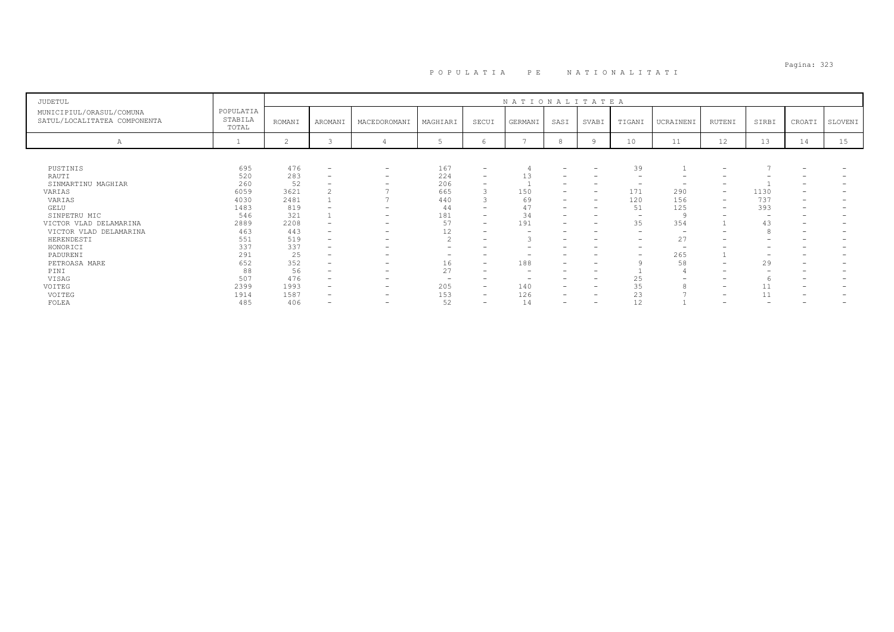# P O P U L A T I A   P E   N A T I O N A L I T A T I

| JUDETUL<br>MUNICIPIUL/ORASUL/COMUNA<br>SATUL/LOCALITATEA COMPONENTA | POPULATIA STABILA TOTAL | NATIONALITATEA<br>ROMANI | AROMANI | MACEDOROMANI | MAGHIARI | SECUI | GERMANI | SASI | SVABI | TIGANI | UCRAINENI | RUTENI | SIRBI | CROATI | SLOVENI |
|---|---|---|---|---|---|---|---|---|---|---|---|---|---|---|---|
| A | 1 | 2 | 3 | 4 | 5 | 6 | 7 | 8 | 9 | 10 | 11 | 12 | 13 | 14 | 15 |
| PUSTINIS | 695 | 476 | - | - | 167 | - | 4 | - | - | 39 | 1 | - | 7 | - | - |
| RAUTI | 520 | 283 | - | - | 224 | - | 13 | - | - | - | - | - | - | - | - |
| SINMARTINU MAGHIAR | 260 | 52 | - | - | 206 | - | 1 | - | - | - | - | - | 1 | - | - |
| VARIAS | 6059 | 3621 | 2 | 7 | 665 | 3 | 150 | - | - | 171 | 290 | - | 1130 | - | - |
| VARIAS | 4030 | 2481 | 1 | 7 | 440 | 3 | 69 | - | - | 120 | 156 | - | 737 | - | - |
| GELU | 1483 | 819 | - | - | 44 | - | 47 | - | - | 51 | 125 | - | 393 | - | - |
| SINPETRU MIC | 546 | 321 | 1 | - | 181 | - | 34 | - | - | - | 9 | - | - | - | - |
| VICTOR VLAD DELAMARINA | 2889 | 2208 | - | - | 57 | - | 191 | - | - | 35 | 354 | 1 | 43 | - | - |
| VICTOR VLAD DELAMARINA | 463 | 443 | - | - | 12 | - | - | - | - | - | - | - | 8 | - | - |
| HERENDESTI | 551 | 519 | - | - | 2 | - | 3 | - | - | - | 27 | - | - | - | - |
| HONORICI | 337 | 337 | - | - | - | - | - | - | - | - | - | - | - | - | - |
| PADURENI | 291 | 25 | - | - | - | - | - | - | - | - | 265 | 1 | - | - | - |
| PETROASA MARE | 652 | 352 | - | - | 16 | - | 188 | - | - | 9 | 58 | - | 29 | - | - |
| PINI | 88 | 56 | - | - | 27 | - | - | - | - | 1 | 4 | - | - | - | - |
| VISAG | 507 | 476 | - | - | - | - | - | - | - | 25 | - | - | 6 | - | - |
| VOITEG | 2399 | 1993 | - | - | 205 | - | 140 | - | - | 35 | 8 | - | 11 | - | - |
| VOITEG | 1914 | 1587 | - | - | 153 | - | 126 | - | - | 23 | 7 | - | 11 | - | - |
| FOLEA | 485 | 406 | - | - | 52 | - | 14 | - | - | 12 | 1 | - | - | - | - |